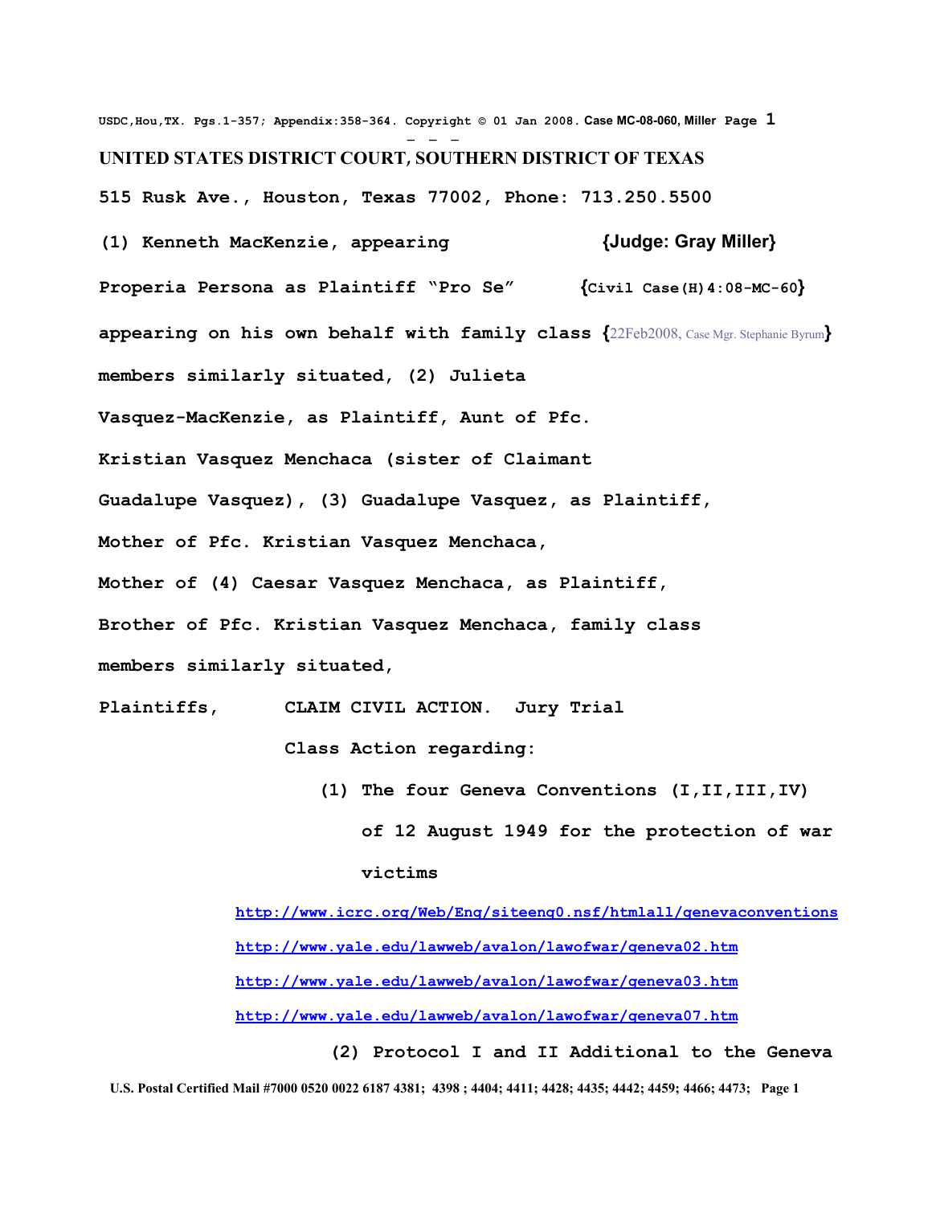## UNITED STATES DISTRICT COURT, SOUTHERN DISTRICT OF TEXAS

**515 Rusk Ave., Houston, Texas 77002, Phone: 713.250.5500**

**(1) Kenneth MacKenzie, appearing Properia Persona as Plaintiff "Pro Se" appearing on his own behalf with family class members similarly situated, (2) Julieta Vasquez-MacKenzie, as Plaintiff, Aunt of Pfc. Kristian Vasquez Menchaca (sister of Claimant Guadalupe Vasquez), (3) Guadalupe Vasquez, as Plaintiff, Mother of Pfc. Kristian Vasquez Menchaca, Mother of (4) Caesar Vasquez Menchaca, as Plaintiff, Brother of Pfc. Kristian Vasquez Menchaca, family class members similarly situated,**

**{Judge: Gray Miller}**

**{Civil Case(H)4:08-MC-60}**

**{22Feb2008, Case Mgr. Stephanie Byrum}**

**Plaintiffs,**

**CLAIM CIVIL ACTION. Jury Trial**

**Class Action regarding:**

**(1) The four Geneva Conventions (I,II,III,IV) of 12 August 1949 for the protection of war victims**

http://www.icrc.org/Web/Eng/siteeng0.nsf/htmlall/genevaconventions

http://www.yale.edu/lawweb/avalon/lawofwar/geneva02.htm

http://www.yale.edu/lawweb/avalon/lawofwar/geneva03.htm

http://www.yale.edu/lawweb/avalon/lawofwar/geneva07.htm

**(2) Protocol I and II Additional to the Geneva**

**U.S. Postal Certified Mail #7000 0520 0022 6187 4381; 4398 ; 4404; 4411; 4428; 4435; 4442; 4459; 4466; 4473;**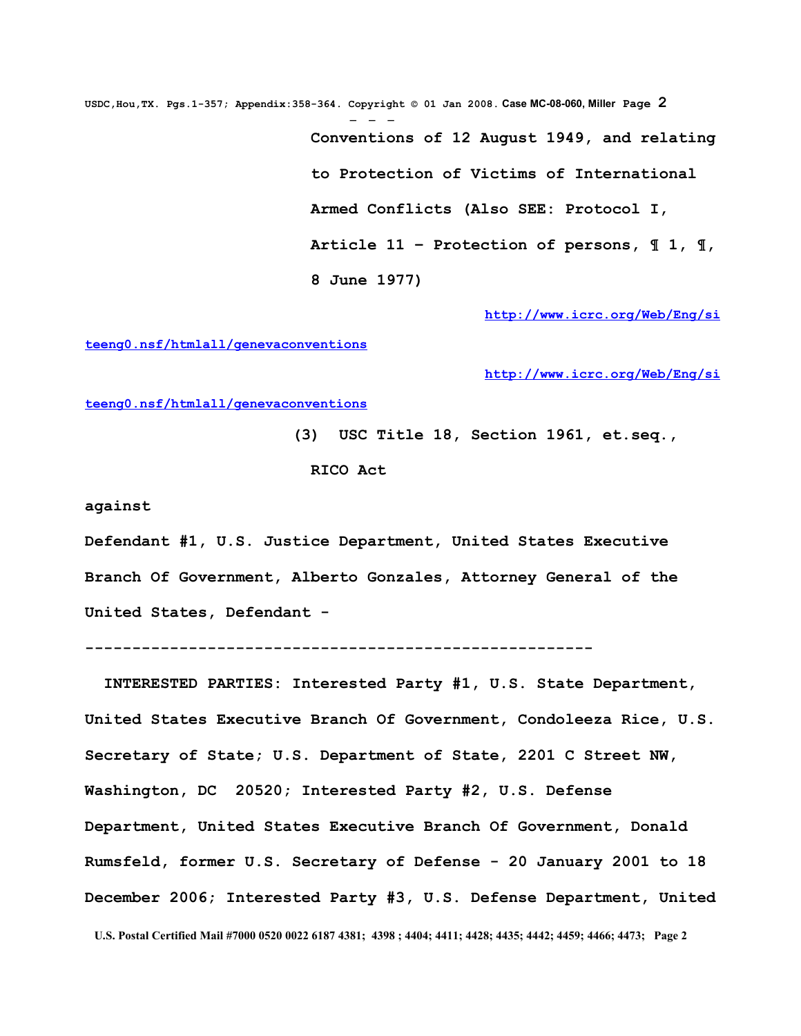Conventions of 12 August 1949, and relating to Protection of Victims of International Armed Conflicts (Also SEE: Protocol I, Article 11 – Protection of persons, ¶ 1, ¶, 8 June 1977)

http://www.icrc.org/Web/Eng/siteeng0.nsf/htmlall/genevaconventions

http://www.icrc.org/Web/Eng/siteeng0.nsf/htmlall/genevaconventions

(3) USC Title 18, Section 1961, et.seq., RICO Act

against

Defendant #1, U.S. Justice Department, United States Executive Branch Of Government, Alberto Gonzales, Attorney General of the United States, Defendant -

---

INTERESTED PARTIES: Interested Party #1, U.S. State Department, United States Executive Branch Of Government, Condoleeza Rice, U.S. Secretary of State; U.S. Department of State, 2201 C Street NW, Washington, DC 20520; Interested Party #2, U.S. Defense Department, United States Executive Branch Of Government, Donald Rumsfeld, former U.S. Secretary of Defense - 20 January 2001 to 18 December 2006; Interested Party #3, U.S. Defense Department, United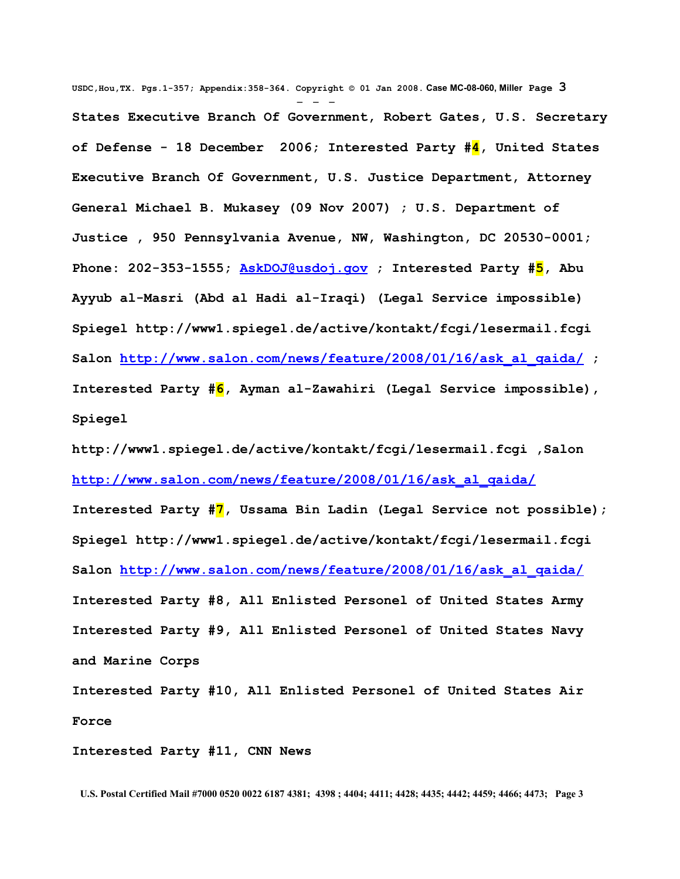States Executive Branch Of Government, Robert Gates, U.S. Secretary of Defense - 18 December 2006; Interested Party #4, United States Executive Branch Of Government, U.S. Justice Department, Attorney General Michael B. Mukasey (09 Nov 2007) ; U.S. Department of Justice , 950 Pennsylvania Avenue, NW, Washington, DC 20530-0001; Phone: 202-353-1555; AskDOJ@usdoj.gov ; Interested Party #5, Abu Ayyub al-Masri (Abd al Hadi al-Iraqi) (Legal Service impossible) Spiegel http://www1.spiegel.de/active/kontakt/fcgi/lesermail.fcgi Salon http://www.salon.com/news/feature/2008/01/16/ask_al_qaida/ ; Interested Party #6, Ayman al-Zawahiri (Legal Service impossible), Spiegel

http://www1.spiegel.de/active/kontakt/fcgi/lesermail.fcgi ,Salon http://www.salon.com/news/feature/2008/01/16/ask_al_qaida/

Interested Party #7, Ussama Bin Ladin (Legal Service not possible); Spiegel http://www1.spiegel.de/active/kontakt/fcgi/lesermail.fcgi Salon http://www.salon.com/news/feature/2008/01/16/ask_al_qaida/

Interested Party #8, All Enlisted Personel of United States Army

Interested Party #9, All Enlisted Personel of United States Navy and Marine Corps

Interested Party #10, All Enlisted Personel of United States Air Force

Interested Party #11, CNN News

U.S. Postal Certified Mail #7000 0520 0022 6187 4381; 4398 ; 4404; 4411; 4428; 4435; 4442; 4459; 4466; 4473;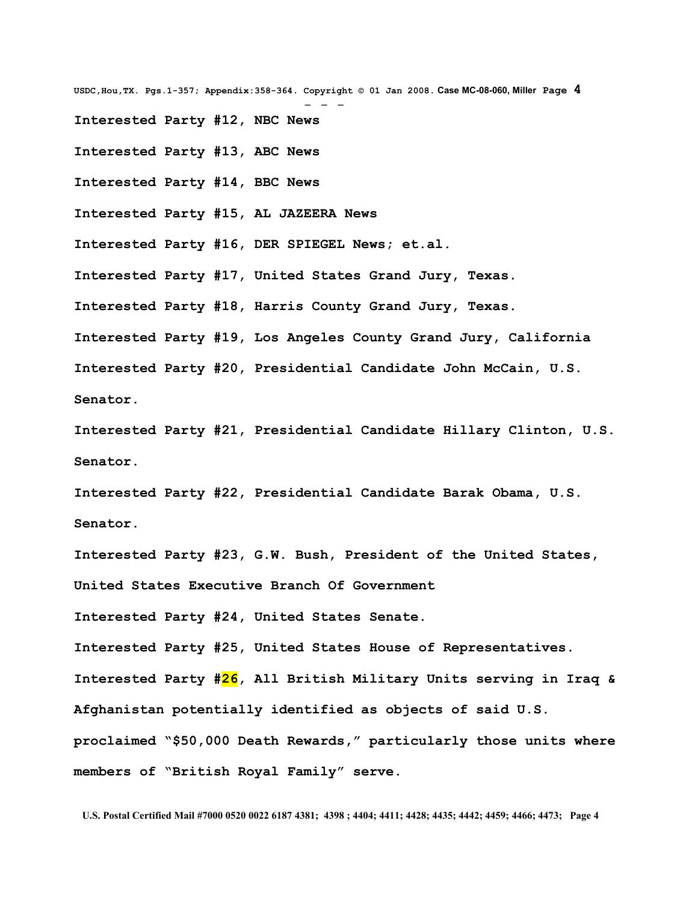Interested Party #12, NBC News

Interested Party #13, ABC News

Interested Party #14, BBC News

Interested Party #15, AL JAZEERA News

Interested Party #16, DER SPIEGEL News; et.al.

Interested Party #17, United States Grand Jury, Texas.

Interested Party #18, Harris County Grand Jury, Texas.

Interested Party #19, Los Angeles County Grand Jury, California

Interested Party #20, Presidential Candidate John McCain, U.S. Senator.

Interested Party #21, Presidential Candidate Hillary Clinton, U.S. Senator.

Interested Party #22, Presidential Candidate Barak Obama, U.S. Senator.

Interested Party #23, G.W. Bush, President of the United States, United States Executive Branch Of Government

Interested Party #24, United States Senate.

Interested Party #25, United States House of Representatives.

Interested Party #26, All British Military Units serving in Iraq & Afghanistan potentially identified as objects of said U.S. proclaimed "$50,000 Death Rewards," particularly those units where members of "British Royal Family" serve.

U.S. Postal Certified Mail #7000 0520 0022 6187 4381; 4398 ; 4404; 4411; 4428; 4435; 4442; 4459; 4466; 4473;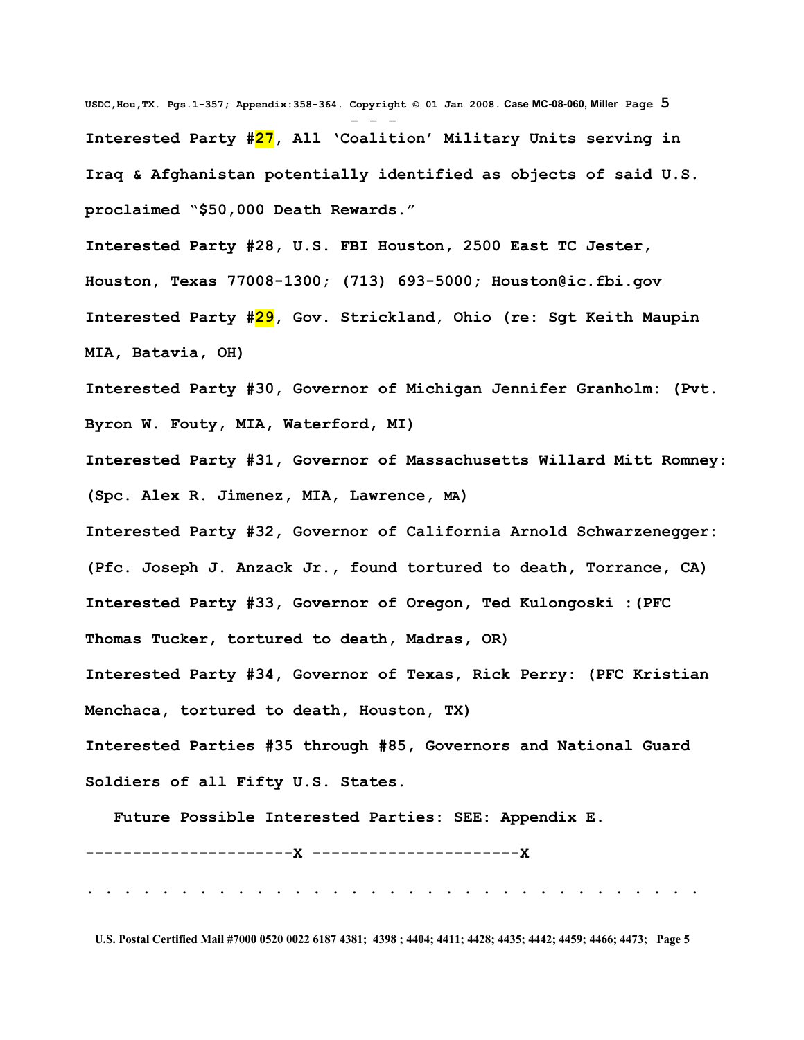Interested Party #27, All 'Coalition' Military Units serving in Iraq & Afghanistan potentially identified as objects of said U.S. proclaimed "$50,000 Death Rewards."

Interested Party #28, U.S. FBI Houston, 2500 East TC Jester, Houston, Texas 77008-1300; (713) 693-5000; Houston@ic.fbi.gov

Interested Party #29, Gov. Strickland, Ohio (re: Sgt Keith Maupin MIA, Batavia, OH)

Interested Party #30, Governor of Michigan Jennifer Granholm: (Pvt. Byron W. Fouty, MIA, Waterford, MI)

Interested Party #31, Governor of Massachusetts Willard Mitt Romney: (Spc. Alex R. Jimenez, MIA, Lawrence, MA)

Interested Party #32, Governor of California Arnold Schwarzenegger: (Pfc. Joseph J. Anzack Jr., found tortured to death, Torrance, CA)

Interested Party #33, Governor of Oregon, Ted Kulongoski :(PFC Thomas Tucker, tortured to death, Madras, OR)

Interested Party #34, Governor of Texas, Rick Perry: (PFC Kristian Menchaca, tortured to death, Houston, TX)

Interested Parties #35 through #85, Governors and National Guard Soldiers of all Fifty U.S. States.

Future Possible Interested Parties: SEE: Appendix E.

----------------------X ----------------------X

. . . . . . . . . . . . . . . . . . . . . . . . . . . . . . . . .

U.S. Postal Certified Mail #7000 0520 0022 6187 4381; 4398 ; 4404; 4411; 4428; 4435; 4442; 4459; 4466; 4473;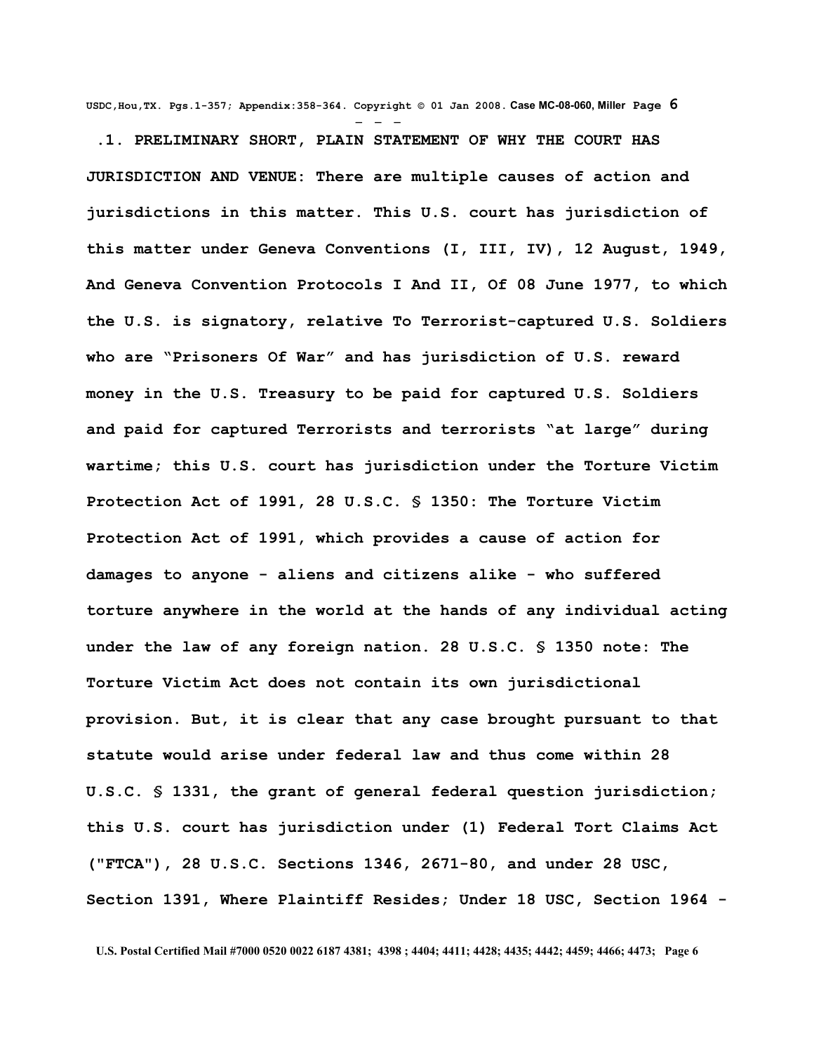**.1. PRELIMINARY SHORT, PLAIN STATEMENT OF WHY THE COURT HAS JURISDICTION AND VENUE: There are multiple causes of action and jurisdictions in this matter. This U.S. court has jurisdiction of this matter under Geneva Conventions (I, III, IV), 12 August, 1949, And Geneva Convention Protocols I And II, Of 08 June 1977, to which the U.S. is signatory, relative To Terrorist-captured U.S. Soldiers who are "Prisoners Of War" and has jurisdiction of U.S. reward money in the U.S. Treasury to be paid for captured U.S. Soldiers and paid for captured Terrorists and terrorists "at large" during wartime; this U.S. court has jurisdiction under the Torture Victim Protection Act of 1991, 28 U.S.C. § 1350: The Torture Victim Protection Act of 1991, which provides a cause of action for damages to anyone - aliens and citizens alike - who suffered torture anywhere in the world at the hands of any individual acting under the law of any foreign nation. 28 U.S.C. § 1350 note: The Torture Victim Act does not contain its own jurisdictional provision. But, it is clear that any case brought pursuant to that statute would arise under federal law and thus come within 28 U.S.C. § 1331, the grant of general federal question jurisdiction; this U.S. court has jurisdiction under (1) Federal Tort Claims Act ("FTCA"), 28 U.S.C. Sections 1346, 2671-80, and under 28 USC, Section 1391, Where Plaintiff Resides; Under 18 USC, Section 1964 -**

U.S. Postal Certified Mail #7000 0520 0022 6187 4381; 4398 ; 4404; 4411; 4428; 4435; 4442; 4459; 4466; 4473;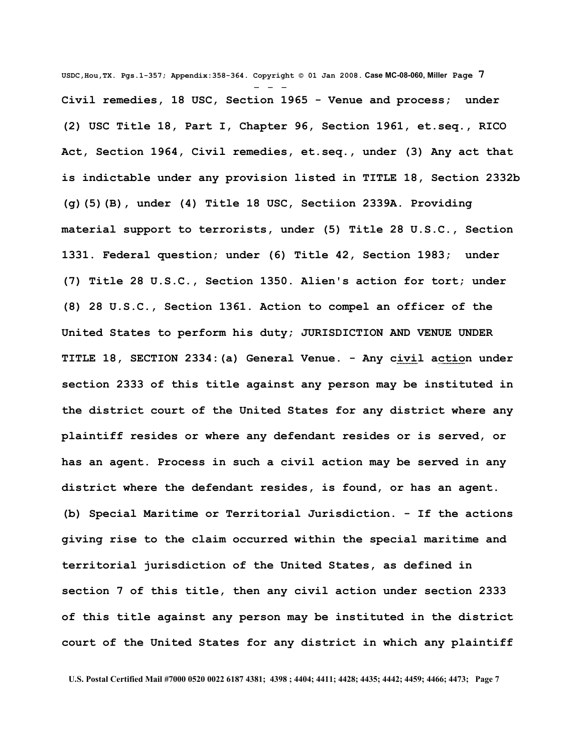**Civil remedies, 18 USC, Section 1965 - Venue and process; under (2) USC Title 18, Part I, Chapter 96, Section 1961, et.seq., RICO Act, Section 1964, Civil remedies, et.seq., under (3) Any act that is indictable under any provision listed in TITLE 18, Section 2332b (g)(5)(B), under (4) Title 18 USC, Sectiion 2339A. Providing material support to terrorists, under (5) Title 28 U.S.C., Section 1331. Federal question; under (6) Title 42, Section 1983; under (7) Title 28 U.S.C., Section 1350. Alien's action for tort; under (8) 28 U.S.C., Section 1361. Action to compel an officer of the United States to perform his duty; JURISDICTION AND VENUE UNDER TITLE 18, SECTION 2334:(a) General Venue. - Any civil action under section 2333 of this title against any person may be instituted in the district court of the United States for any district where any plaintiff resides or where any defendant resides or is served, or has an agent. Process in such a civil action may be served in any district where the defendant resides, is found, or has an agent. (b) Special Maritime or Territorial Jurisdiction. - If the actions giving rise to the claim occurred within the special maritime and territorial jurisdiction of the United States, as defined in section 7 of this title, then any civil action under section 2333 of this title against any person may be instituted in the district court of the United States for any district in which any plaintiff**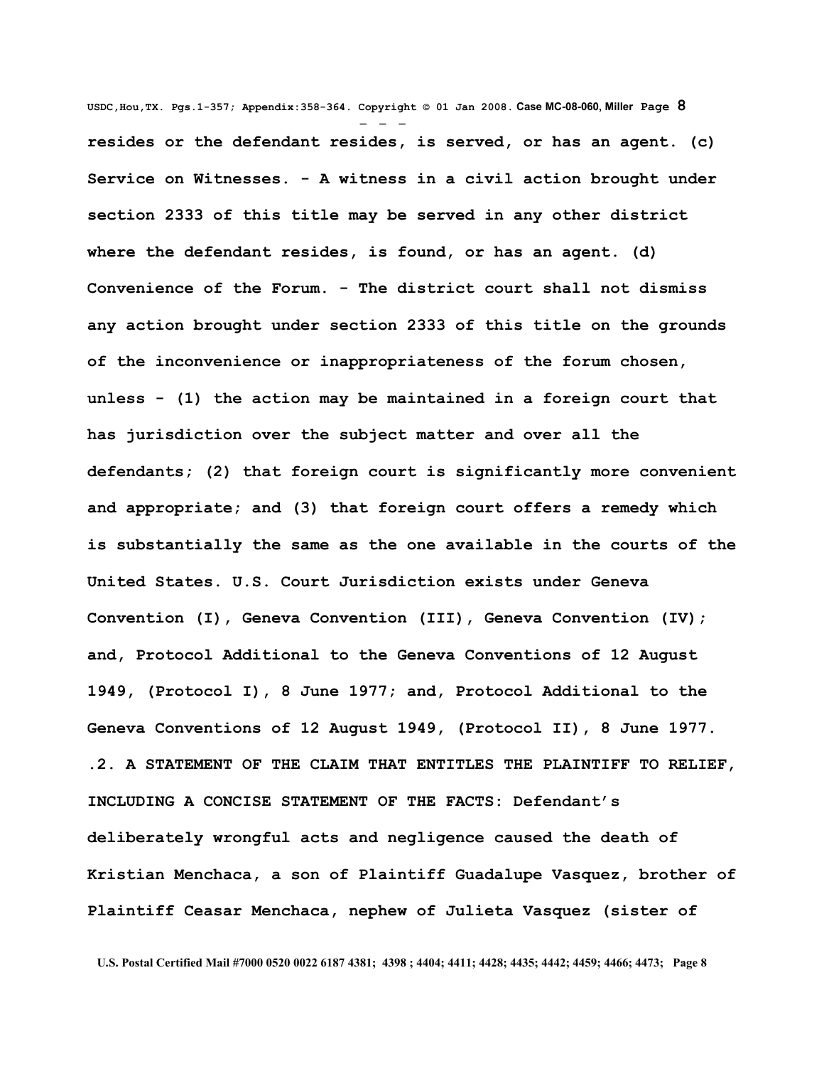**resides or the defendant resides, is served, or has an agent. (c) Service on Witnesses. - A witness in a civil action brought under section 2333 of this title may be served in any other district where the defendant resides, is found, or has an agent. (d) Convenience of the Forum. - The district court shall not dismiss any action brought under section 2333 of this title on the grounds of the inconvenience or inappropriateness of the forum chosen, unless - (1) the action may be maintained in a foreign court that has jurisdiction over the subject matter and over all the defendants; (2) that foreign court is significantly more convenient and appropriate; and (3) that foreign court offers a remedy which is substantially the same as the one available in the courts of the United States. U.S. Court Jurisdiction exists under Geneva Convention (I), Geneva Convention (III), Geneva Convention (IV); and, Protocol Additional to the Geneva Conventions of 12 August 1949, (Protocol I), 8 June 1977; and, Protocol Additional to the Geneva Conventions of 12 August 1949, (Protocol II), 8 June 1977.**

**.2. A STATEMENT OF THE CLAIM THAT ENTITLES THE PLAINTIFF TO RELIEF, INCLUDING A CONCISE STATEMENT OF THE FACTS: Defendant's deliberately wrongful acts and negligence caused the death of Kristian Menchaca, a son of Plaintiff Guadalupe Vasquez, brother of Plaintiff Ceasar Menchaca, nephew of Julieta Vasquez (sister of**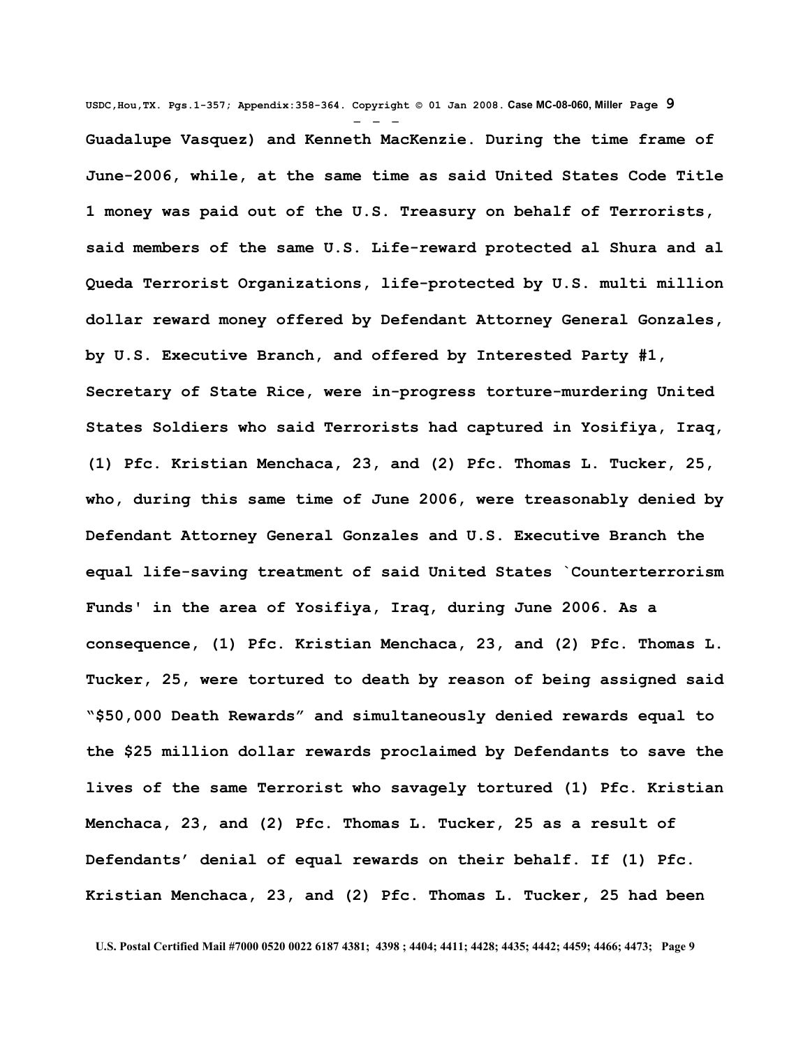Guadalupe Vasquez) and Kenneth MacKenzie. During the time frame of June-2006, while, at the same time as said United States Code Title 1 money was paid out of the U.S. Treasury on behalf of Terrorists, said members of the same U.S. Life-reward protected al Shura and al Queda Terrorist Organizations, life-protected by U.S. multi million dollar reward money offered by Defendant Attorney General Gonzales, by U.S. Executive Branch, and offered by Interested Party #1, Secretary of State Rice, were in-progress torture-murdering United States Soldiers who said Terrorists had captured in Yosifiya, Iraq, (1) Pfc. Kristian Menchaca, 23, and (2) Pfc. Thomas L. Tucker, 25, who, during this same time of June 2006, were treasonably denied by Defendant Attorney General Gonzales and U.S. Executive Branch the equal life-saving treatment of said United States `Counterterrorism Funds' in the area of Yosifiya, Iraq, during June 2006. As a consequence, (1) Pfc. Kristian Menchaca, 23, and (2) Pfc. Thomas L. Tucker, 25, were tortured to death by reason of being assigned said "$50,000 Death Rewards" and simultaneously denied rewards equal to the $25 million dollar rewards proclaimed by Defendants to save the lives of the same Terrorist who savagely tortured (1) Pfc. Kristian Menchaca, 23, and (2) Pfc. Thomas L. Tucker, 25 as a result of Defendants' denial of equal rewards on their behalf. If (1) Pfc. Kristian Menchaca, 23, and (2) Pfc. Thomas L. Tucker, 25 had been

U.S. Postal Certified Mail #7000 0520 0022 6187 4381; 4398 ; 4404; 4411; 4428; 4435; 4442; 4459; 4466; 4473;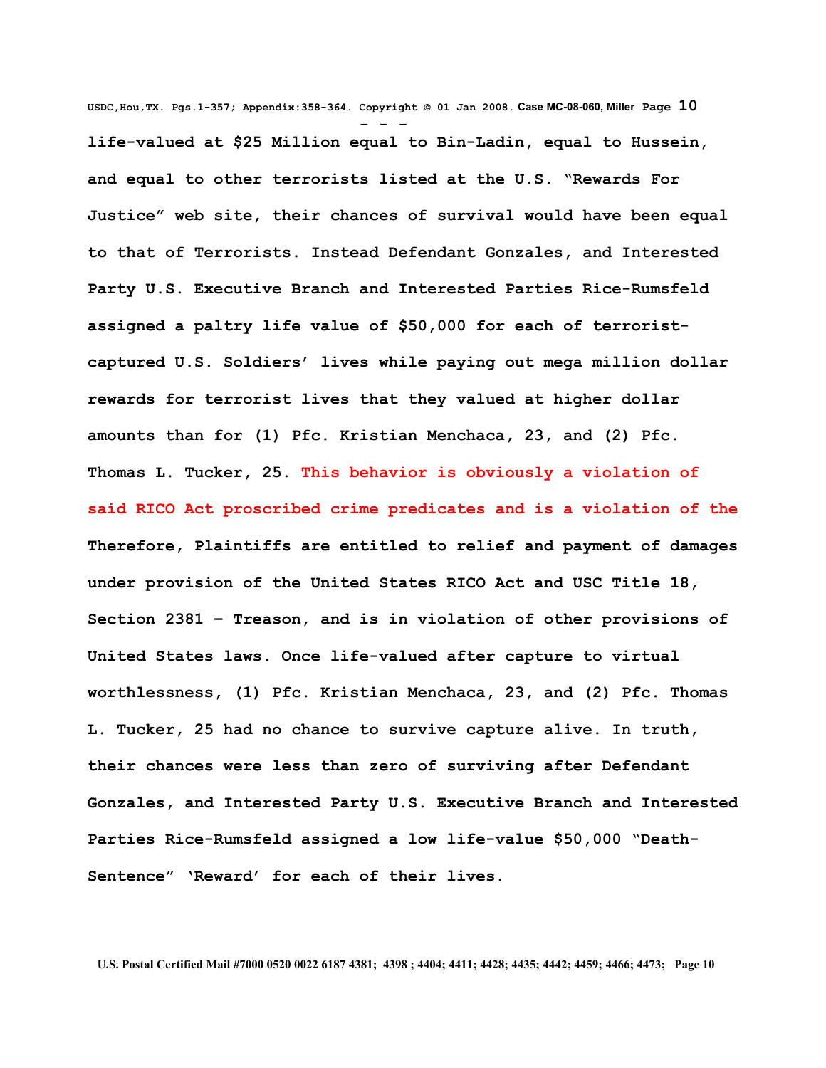**life-valued at $25 Million equal to Bin-Ladin, equal to Hussein, and equal to other terrorists listed at the U.S. "Rewards For Justice" web site, their chances of survival would have been equal to that of Terrorists. Instead Defendant Gonzales, and Interested Party U.S. Executive Branch and Interested Parties Rice-Rumsfeld assigned a paltry life value of $50,000 for each of terrorist-captured U.S. Soldiers' lives while paying out mega million dollar rewards for terrorist lives that they valued at higher dollar amounts than for (1) Pfc. Kristian Menchaca, 23, and (2) Pfc. Thomas L. Tucker, 25. This behavior is obviously a violation of said RICO Act proscribed crime predicates and is a violation of the Therefore, Plaintiffs are entitled to relief and payment of damages under provision of the United States RICO Act and USC Title 18, Section 2381 – Treason, and is in violation of other provisions of United States laws. Once life-valued after capture to virtual worthlessness, (1) Pfc. Kristian Menchaca, 23, and (2) Pfc. Thomas L. Tucker, 25 had no chance to survive capture alive. In truth, their chances were less than zero of surviving after Defendant Gonzales, and Interested Party U.S. Executive Branch and Interested Parties Rice-Rumsfeld assigned a low life-value $50,000 "Death-Sentence" 'Reward' for each of their lives.**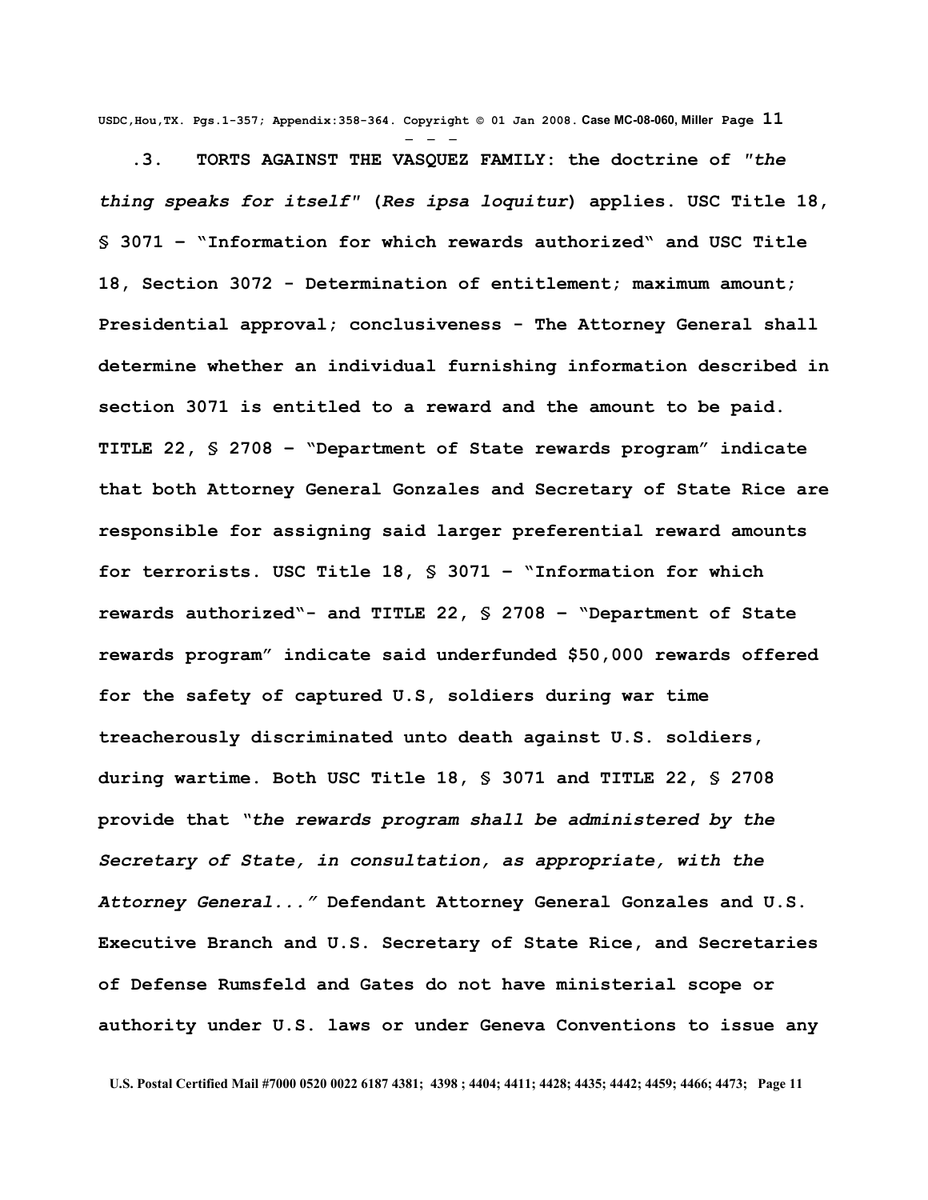**.3. TORTS AGAINST THE VASQUEZ FAMILY: the doctrine of *"the thing speaks for itself"* (*Res ipsa loquitur*) applies. USC Title 18, § 3071 – "Information for which rewards authorized" and USC Title 18, Section 3072 - Determination of entitlement; maximum amount; Presidential approval; conclusiveness - The Attorney General shall determine whether an individual furnishing information described in section 3071 is entitled to a reward and the amount to be paid. TITLE 22, § 2708 – "Department of State rewards program" indicate that both Attorney General Gonzales and Secretary of State Rice are responsible for assigning said larger preferential reward amounts for terrorists. USC Title 18, § 3071 – "Information for which rewards authorized"- and TITLE 22, § 2708 – "Department of State rewards program" indicate said underfunded $50,000 rewards offered for the safety of captured U.S, soldiers during war time treacherously discriminated unto death against U.S. soldiers, during wartime. Both USC Title 18, § 3071 and TITLE 22, § 2708 provide that *"the rewards program shall be administered by the Secretary of State, in consultation, as appropriate, with the Attorney General..."* Defendant Attorney General Gonzales and U.S. Executive Branch and U.S. Secretary of State Rice, and Secretaries of Defense Rumsfeld and Gates do not have ministerial scope or authority under U.S. laws or under Geneva Conventions to issue any**

U.S. Postal Certified Mail #7000 0520 0022 6187 4381; 4398 ; 4404; 4411; 4428; 4435; 4442; 4459; 4466; 4473;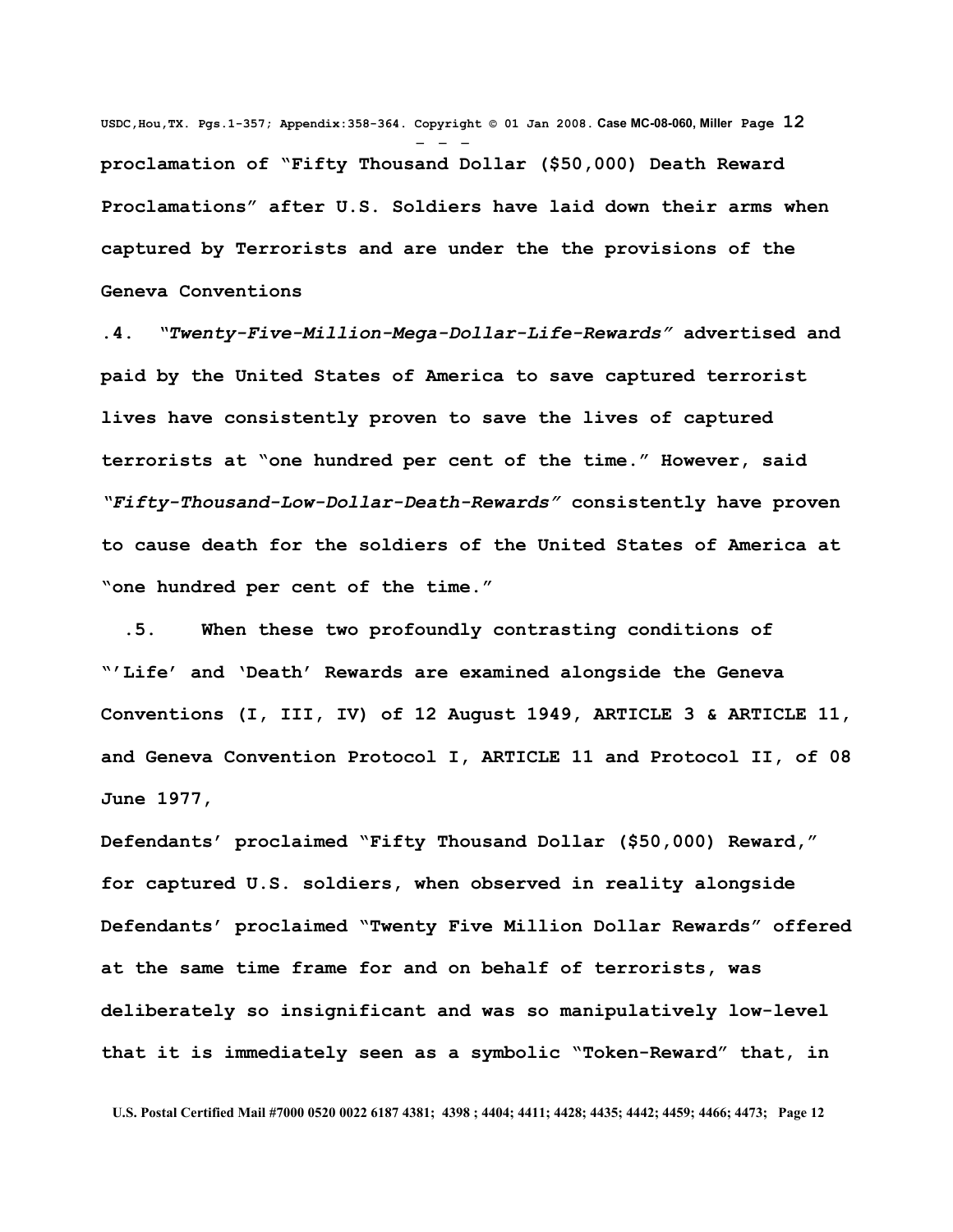**proclamation of "Fifty Thousand Dollar ($50,000) Death Reward Proclamations" after U.S. Soldiers have laid down their arms when captured by Terrorists and are under the the provisions of the Geneva Conventions**

**.4. "*Twenty-Five-Million-Mega-Dollar-Life-Rewards*" advertised and paid by the United States of America to save captured terrorist lives have consistently proven to save the lives of captured terrorists at "one hundred per cent of the time." However, said "*Fifty-Thousand-Low-Dollar-Death-Rewards*" consistently have proven to cause death for the soldiers of the United States of America at "one hundred per cent of the time."**

**.5. When these two profoundly contrasting conditions of "'Life' and 'Death' Rewards are examined alongside the Geneva Conventions (I, III, IV) of 12 August 1949, ARTICLE 3 & ARTICLE 11, and Geneva Convention Protocol I, ARTICLE 11 and Protocol II, of 08 June 1977,**

**Defendants' proclaimed "Fifty Thousand Dollar ($50,000) Reward," for captured U.S. soldiers, when observed in reality alongside Defendants' proclaimed "Twenty Five Million Dollar Rewards" offered at the same time frame for and on behalf of terrorists, was deliberately so insignificant and was so manipulatively low-level that it is immediately seen as a symbolic "Token-Reward" that, in**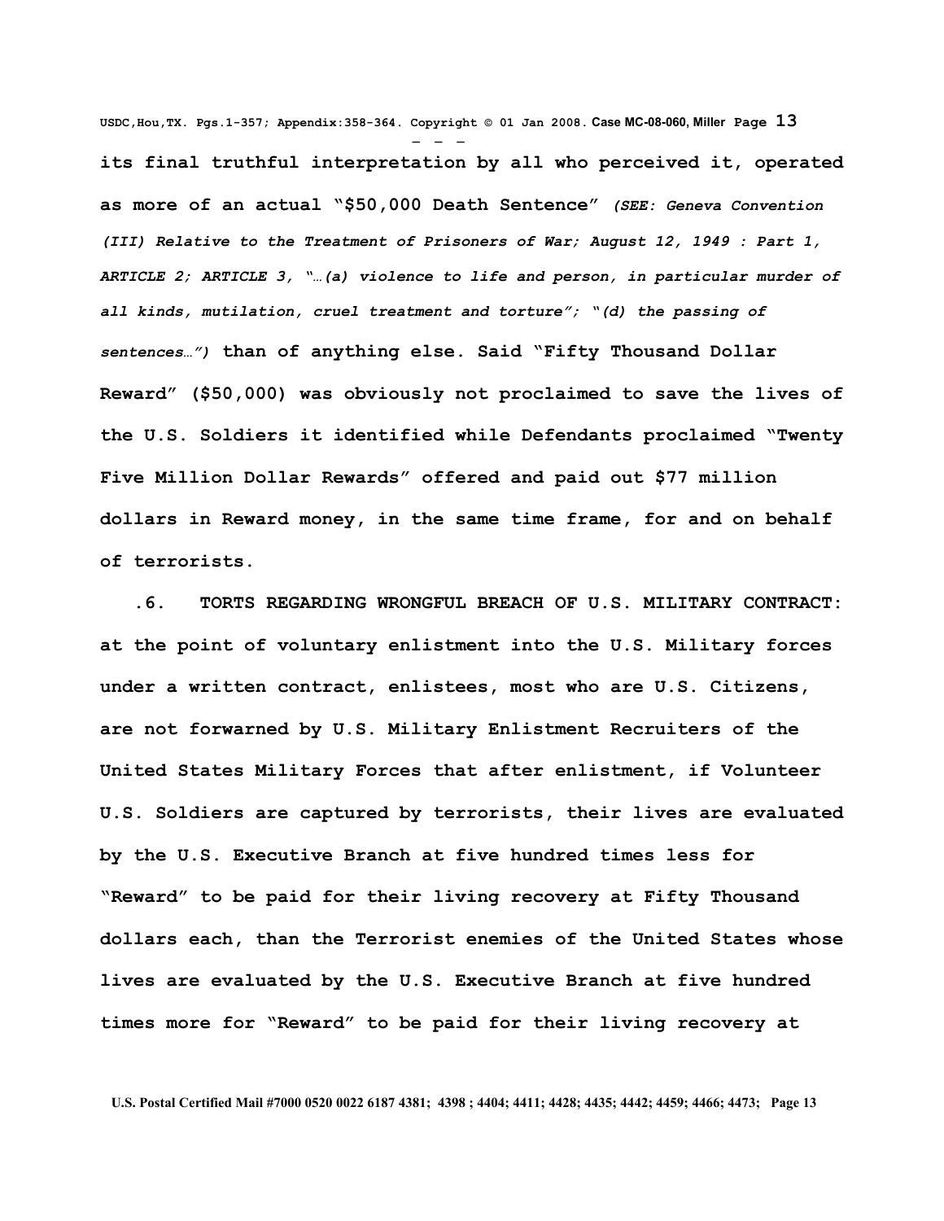**its final truthful interpretation by all who perceived it, operated as more of an actual "$50,000 Death Sentence"** ***(SEE: Geneva Convention (III) Relative to the Treatment of Prisoners of War; August 12, 1949 : Part 1, ARTICLE 2; ARTICLE 3, "…(a) violence to life and person, in particular murder of all kinds, mutilation, cruel treatment and torture"; "(d) the passing of sentences…")*** **than of anything else. Said "Fifty Thousand Dollar Reward" ($50,000) was obviously not proclaimed to save the lives of the U.S. Soldiers it identified while Defendants proclaimed "Twenty Five Million Dollar Rewards" offered and paid out $77 million dollars in Reward money, in the same time frame, for and on behalf of terrorists.**

**.6. TORTS REGARDING WRONGFUL BREACH OF U.S. MILITARY CONTRACT: at the point of voluntary enlistment into the U.S. Military forces under a written contract, enlistees, most who are U.S. Citizens, are not forwarned by U.S. Military Enlistment Recruiters of the United States Military Forces that after enlistment, if Volunteer U.S. Soldiers are captured by terrorists, their lives are evaluated by the U.S. Executive Branch at five hundred times less for "Reward" to be paid for their living recovery at Fifty Thousand dollars each, than the Terrorist enemies of the United States whose lives are evaluated by the U.S. Executive Branch at five hundred times more for "Reward" to be paid for their living recovery at**

**U.S. Postal Certified Mail #7000 0520 0022 6187 4381; 4398 ; 4404; 4411; 4428; 4435; 4442; 4459; 4466; 4473;**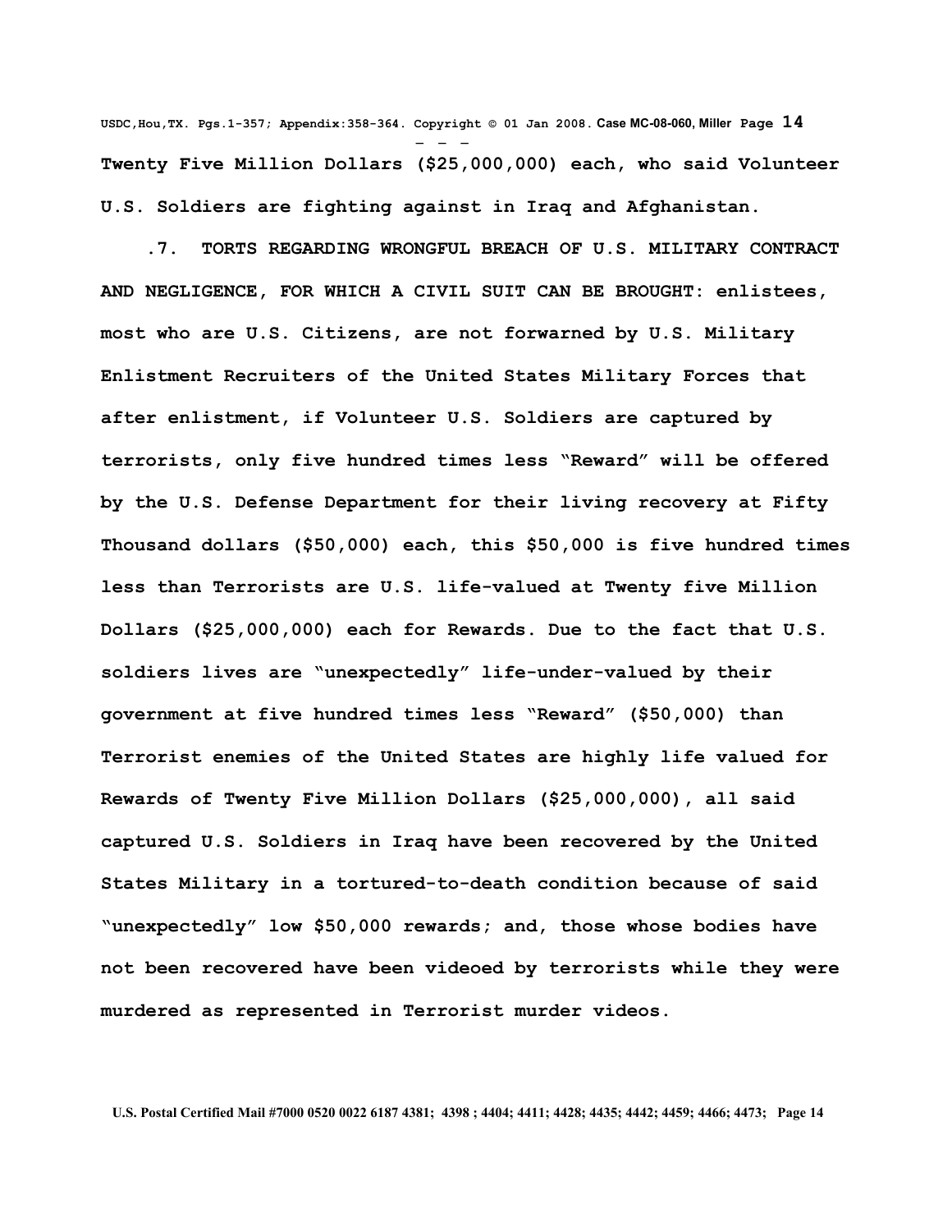**Twenty Five Million Dollars ($25,000,000) each, who said Volunteer U.S. Soldiers are fighting against in Iraq and Afghanistan.**

**.7. TORTS REGARDING WRONGFUL BREACH OF U.S. MILITARY CONTRACT AND NEGLIGENCE, FOR WHICH A CIVIL SUIT CAN BE BROUGHT: enlistees, most who are U.S. Citizens, are not forwarned by U.S. Military Enlistment Recruiters of the United States Military Forces that after enlistment, if Volunteer U.S. Soldiers are captured by terrorists, only five hundred times less "Reward" will be offered by the U.S. Defense Department for their living recovery at Fifty Thousand dollars ($50,000) each, this $50,000 is five hundred times less than Terrorists are U.S. life-valued at Twenty five Million Dollars ($25,000,000) each for Rewards. Due to the fact that U.S. soldiers lives are "unexpectedly" life-under-valued by their government at five hundred times less "Reward" ($50,000) than Terrorist enemies of the United States are highly life valued for Rewards of Twenty Five Million Dollars ($25,000,000), all said captured U.S. Soldiers in Iraq have been recovered by the United States Military in a tortured-to-death condition because of said "unexpectedly" low $50,000 rewards; and, those whose bodies have not been recovered have been videoed by terrorists while they were murdered as represented in Terrorist murder videos.**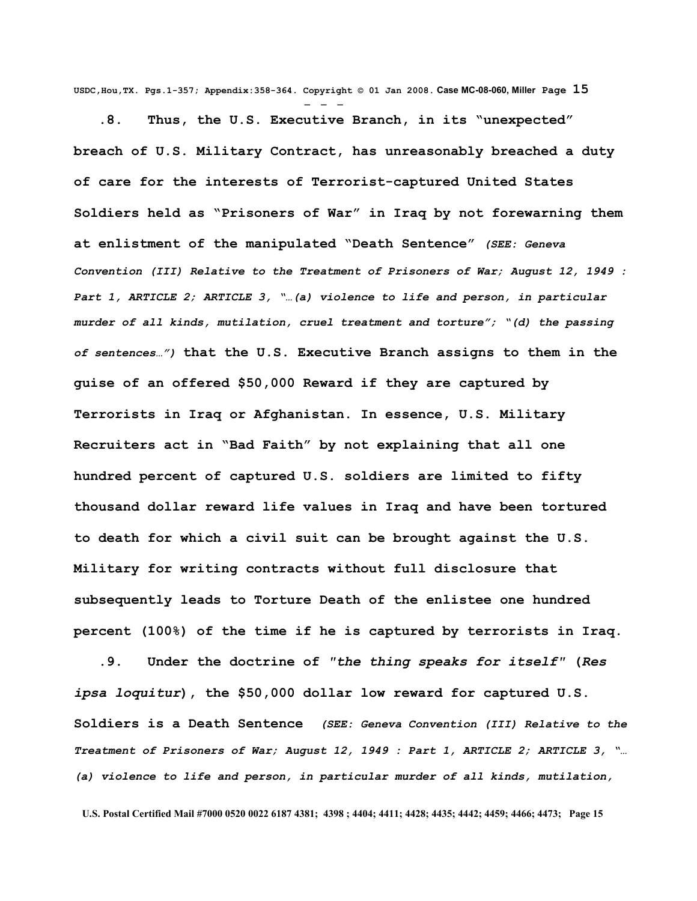**.8. Thus, the U.S. Executive Branch, in its "unexpected" breach of U.S. Military Contract, has unreasonably breached a duty of care for the interests of Terrorist-captured United States Soldiers held as "Prisoners of War" in Iraq by not forewarning them at enlistment of the manipulated "Death Sentence"** ***(SEE: Geneva Convention (III) Relative to the Treatment of Prisoners of War; August 12, 1949 : Part 1, ARTICLE 2; ARTICLE 3, "…(a) violence to life and person, in particular murder of all kinds, mutilation, cruel treatment and torture"; "(d) the passing of sentences…")*** **that the U.S. Executive Branch assigns to them in the guise of an offered $50,000 Reward if they are captured by Terrorists in Iraq or Afghanistan. In essence, U.S. Military Recruiters act in "Bad Faith" by not explaining that all one hundred percent of captured U.S. soldiers are limited to fifty thousand dollar reward life values in Iraq and have been tortured to death for which a civil suit can be brought against the U.S. Military for writing contracts without full disclosure that subsequently leads to Torture Death of the enlistee one hundred percent (100%) of the time if he is captured by terrorists in Iraq.**

**.9. Under the doctrine of *"the thing speaks for itself"* (*Res ipsa loquitur*), the $50,000 dollar low reward for captured U.S. Soldiers is a Death Sentence** ***(SEE: Geneva Convention (III) Relative to the Treatment of Prisoners of War; August 12, 1949 : Part 1, ARTICLE 2; ARTICLE 3, "…(a) violence to life and person, in particular murder of all kinds, mutilation,***

**U.S. Postal Certified Mail #7000 0520 0022 6187 4381; 4398 ; 4404; 4411; 4428; 4435; 4442; 4459; 4466; 4473;**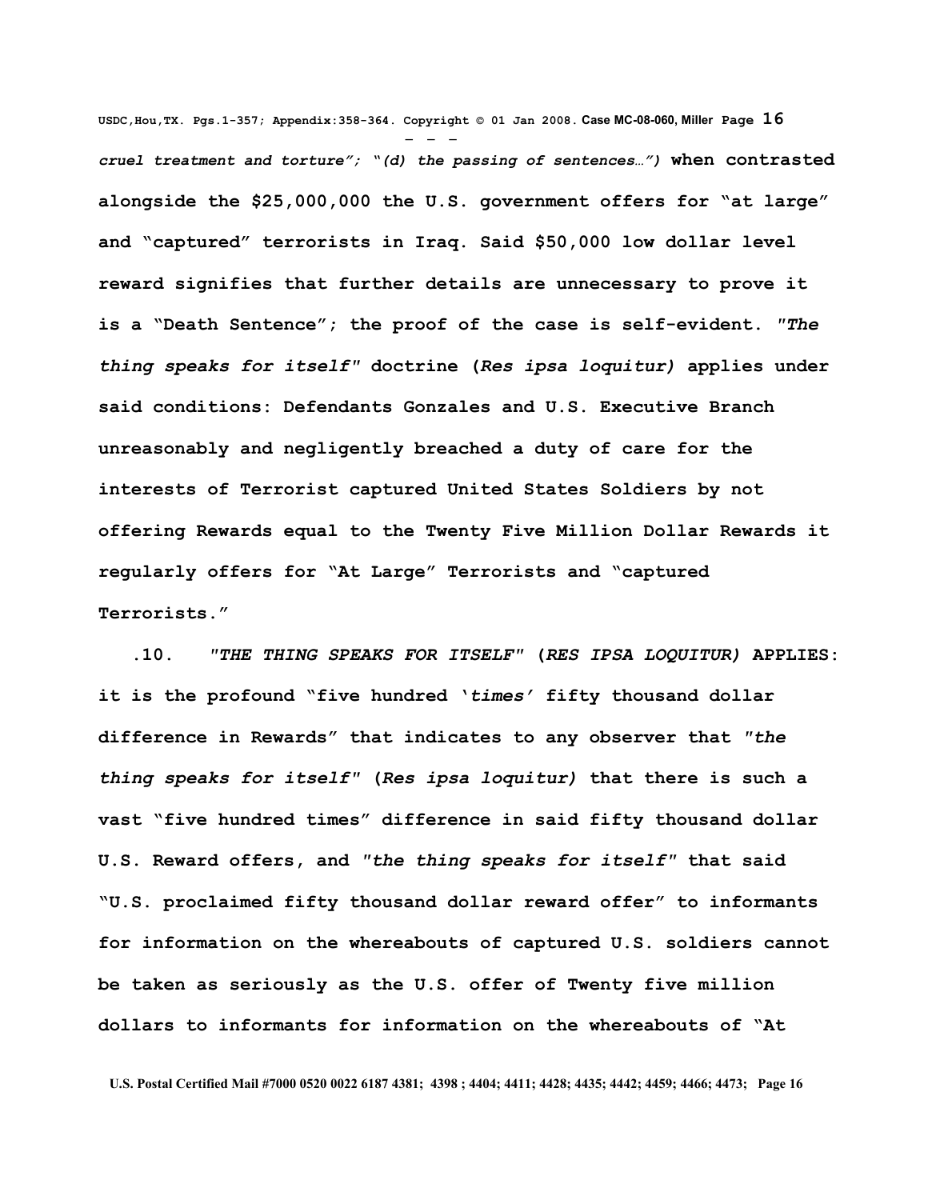***cruel treatment and torture"; "(d) the passing of sentences…")*** **when contrasted alongside the $25,000,000 the U.S. government offers for "at large" and "captured" terrorists in Iraq. Said $50,000 low dollar level reward signifies that further details are unnecessary to prove it is a "Death Sentence"; the proof of the case is self-evident. *"The thing speaks for itself"* doctrine (*Res ipsa loquitur)* applies under said conditions: Defendants Gonzales and U.S. Executive Branch unreasonably and negligently breached a duty of care for the interests of Terrorist captured United States Soldiers by not offering Rewards equal to the Twenty Five Million Dollar Rewards it regularly offers for "At Large" Terrorists and "captured Terrorists."**

**.10. *"THE THING SPEAKS FOR ITSELF"* (*RES IPSA LOQUITUR)* APPLIES: it is the profound "five hundred '*times'* fifty thousand dollar difference in Rewards" that indicates to any observer that *"the thing speaks for itself"* (*Res ipsa loquitur)* that there is such a vast "five hundred times" difference in said fifty thousand dollar U.S. Reward offers, and *"the thing speaks for itself"* that said "U.S. proclaimed fifty thousand dollar reward offer" to informants for information on the whereabouts of captured U.S. soldiers cannot be taken as seriously as the U.S. offer of Twenty five million dollars to informants for information on the whereabouts of "At**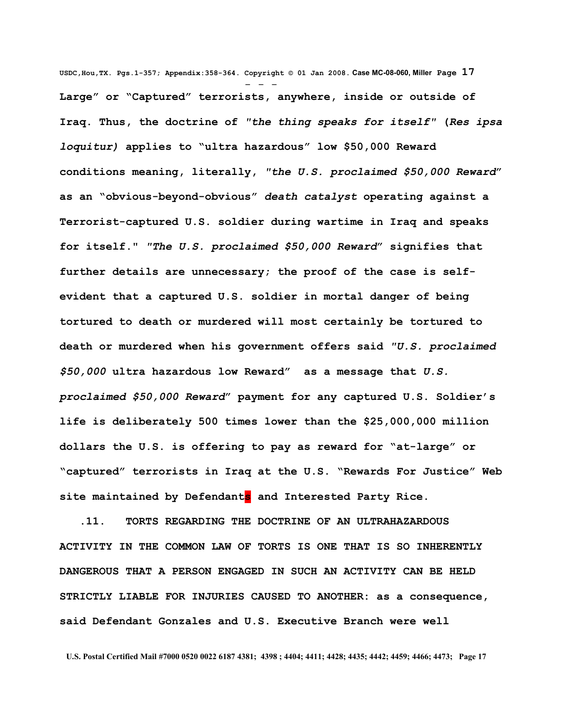**Large" or "Captured" terrorists, anywhere, inside or outside of Iraq. Thus, the doctrine of *"the thing speaks for itself"* (*Res ipsa loquitur)* applies to "ultra hazardous" low $50,000 Reward conditions meaning, literally, *"the U.S. proclaimed $50,000 Reward"* as an "obvious-beyond-obvious" *death catalyst* operating against a Terrorist-captured U.S. soldier during wartime in Iraq and speaks for itself." *"The U.S. proclaimed $50,000 Reward"* signifies that further details are unnecessary; the proof of the case is self-evident that a captured U.S. soldier in mortal danger of being tortured to death or murdered will most certainly be tortured to death or murdered when his government offers said *"U.S. proclaimed $50,000* ultra hazardous low Reward" as a message that *U.S. proclaimed $50,000 Reward"* payment for any captured U.S. Soldier's life is deliberately 500 times lower than the $25,000,000 million dollars the U.S. is offering to pay as reward for "at-large" or "captured" terrorists in Iraq at the U.S. "Rewards For Justice" Web site maintained by Defendants and Interested Party Rice.**

**.11. TORTS REGARDING THE DOCTRINE OF AN ULTRAHAZARDOUS ACTIVITY IN THE COMMON LAW OF TORTS IS ONE THAT IS SO INHERENTLY DANGEROUS THAT A PERSON ENGAGED IN SUCH AN ACTIVITY CAN BE HELD STRICTLY LIABLE FOR INJURIES CAUSED TO ANOTHER: as a consequence, said Defendant Gonzales and U.S. Executive Branch were well**

**U.S. Postal Certified Mail #7000 0520 0022 6187 4381; 4398 ; 4404; 4411; 4428; 4435; 4442; 4459; 4466; 4473;**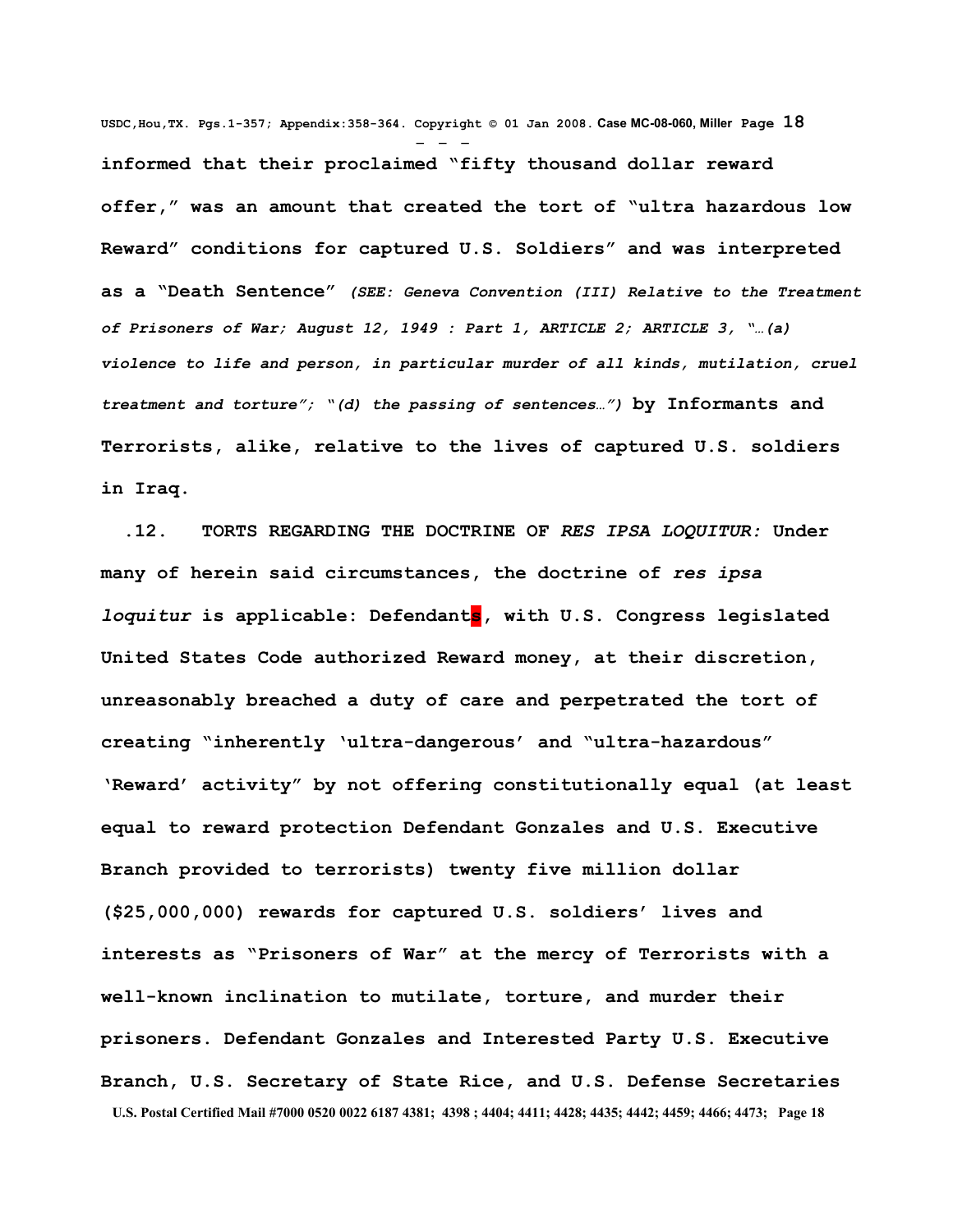**informed that their proclaimed "fifty thousand dollar reward offer," was an amount that created the tort of "ultra hazardous low Reward" conditions for captured U.S. Soldiers" and was interpreted as a "Death Sentence"** ***(SEE: Geneva Convention (III) Relative to the Treatment of Prisoners of War; August 12, 1949 : Part 1, ARTICLE 2; ARTICLE 3, "…(a) violence to life and person, in particular murder of all kinds, mutilation, cruel treatment and torture"; "(d) the passing of sentences…")*** **by Informants and Terrorists, alike, relative to the lives of captured U.S. soldiers in Iraq.**

**.12. TORTS REGARDING THE DOCTRINE OF *RES IPSA LOQUITUR:* Under many of herein said circumstances, the doctrine of *res ipsa loquitur* is applicable: Defendants, with U.S. Congress legislated United States Code authorized Reward money, at their discretion, unreasonably breached a duty of care and perpetrated the tort of creating "inherently 'ultra-dangerous' and "ultra-hazardous" 'Reward' activity" by not offering constitutionally equal (at least equal to reward protection Defendant Gonzales and U.S. Executive Branch provided to terrorists) twenty five million dollar ($25,000,000) rewards for captured U.S. soldiers' lives and interests as "Prisoners of War" at the mercy of Terrorists with a well-known inclination to mutilate, torture, and murder their prisoners. Defendant Gonzales and Interested Party U.S. Executive Branch, U.S. Secretary of State Rice, and U.S. Defense Secretaries**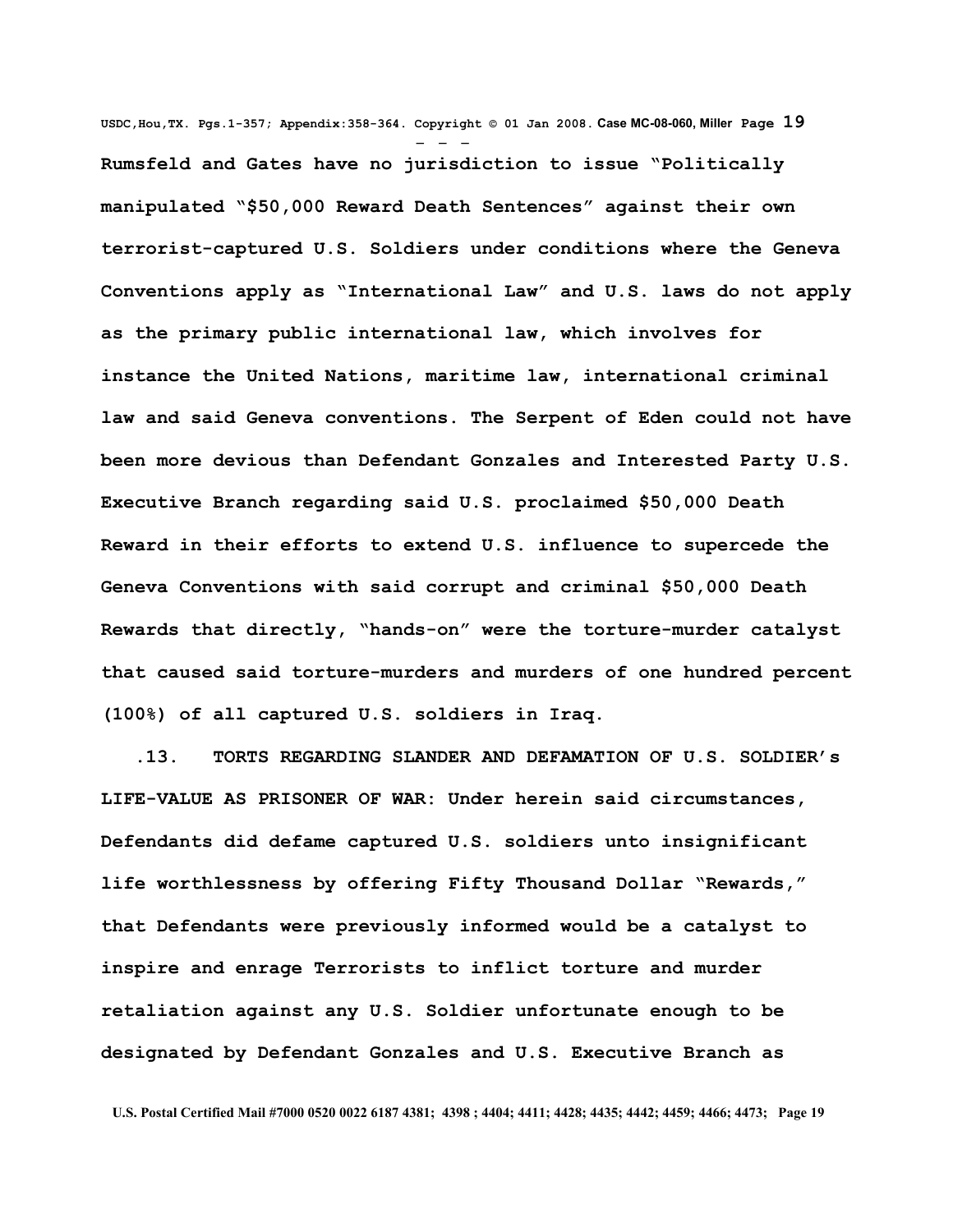**Rumsfeld and Gates have no jurisdiction to issue "Politically manipulated "$50,000 Reward Death Sentences" against their own terrorist-captured U.S. Soldiers under conditions where the Geneva Conventions apply as "International Law" and U.S. laws do not apply as the primary public international law, which involves for instance the United Nations, maritime law, international criminal law and said Geneva conventions. The Serpent of Eden could not have been more devious than Defendant Gonzales and Interested Party U.S. Executive Branch regarding said U.S. proclaimed $50,000 Death Reward in their efforts to extend U.S. influence to supercede the Geneva Conventions with said corrupt and criminal $50,000 Death Rewards that directly, "hands-on" were the torture-murder catalyst that caused said torture-murders and murders of one hundred percent (100%) of all captured U.S. soldiers in Iraq.**

**.13. TORTS REGARDING SLANDER AND DEFAMATION OF U.S. SOLDIER's LIFE-VALUE AS PRISONER OF WAR: Under herein said circumstances, Defendants did defame captured U.S. soldiers unto insignificant life worthlessness by offering Fifty Thousand Dollar "Rewards," that Defendants were previously informed would be a catalyst to inspire and enrage Terrorists to inflict torture and murder retaliation against any U.S. Soldier unfortunate enough to be designated by Defendant Gonzales and U.S. Executive Branch as**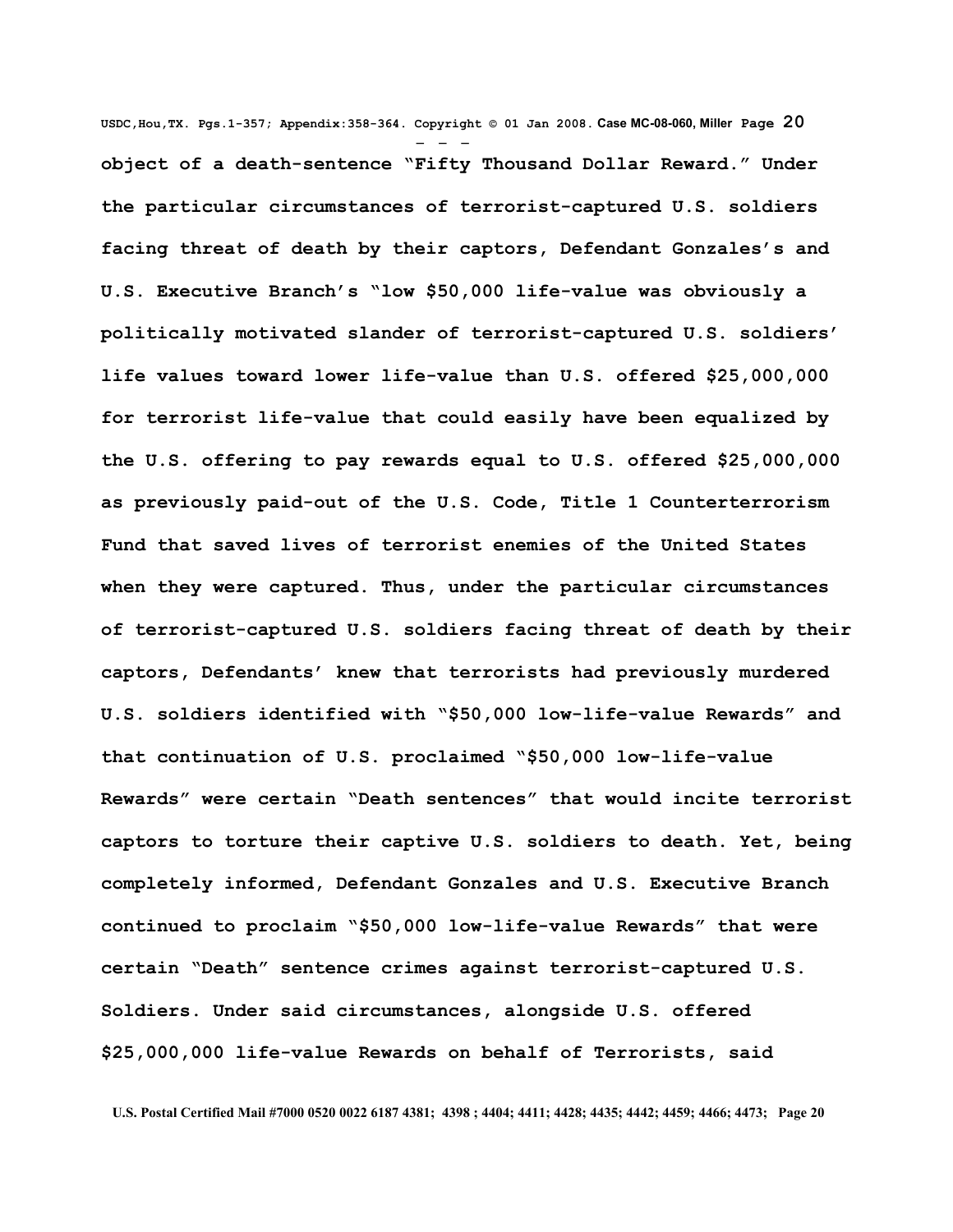object of a death-sentence "Fifty Thousand Dollar Reward." Under the particular circumstances of terrorist-captured U.S. soldiers facing threat of death by their captors, Defendant Gonzales's and U.S. Executive Branch's "low $50,000 life-value was obviously a politically motivated slander of terrorist-captured U.S. soldiers' life values toward lower life-value than U.S. offered $25,000,000 for terrorist life-value that could easily have been equalized by the U.S. offering to pay rewards equal to U.S. offered $25,000,000 as previously paid-out of the U.S. Code, Title 1 Counterterrorism Fund that saved lives of terrorist enemies of the United States when they were captured. Thus, under the particular circumstances of terrorist-captured U.S. soldiers facing threat of death by their captors, Defendants' knew that terrorists had previously murdered U.S. soldiers identified with "$50,000 low-life-value Rewards" and that continuation of U.S. proclaimed "$50,000 low-life-value Rewards" were certain "Death sentences" that would incite terrorist captors to torture their captive U.S. soldiers to death. Yet, being completely informed, Defendant Gonzales and U.S. Executive Branch continued to proclaim "$50,000 low-life-value Rewards" that were certain "Death" sentence crimes against terrorist-captured U.S. Soldiers. Under said circumstances, alongside U.S. offered $25,000,000 life-value Rewards on behalf of Terrorists, said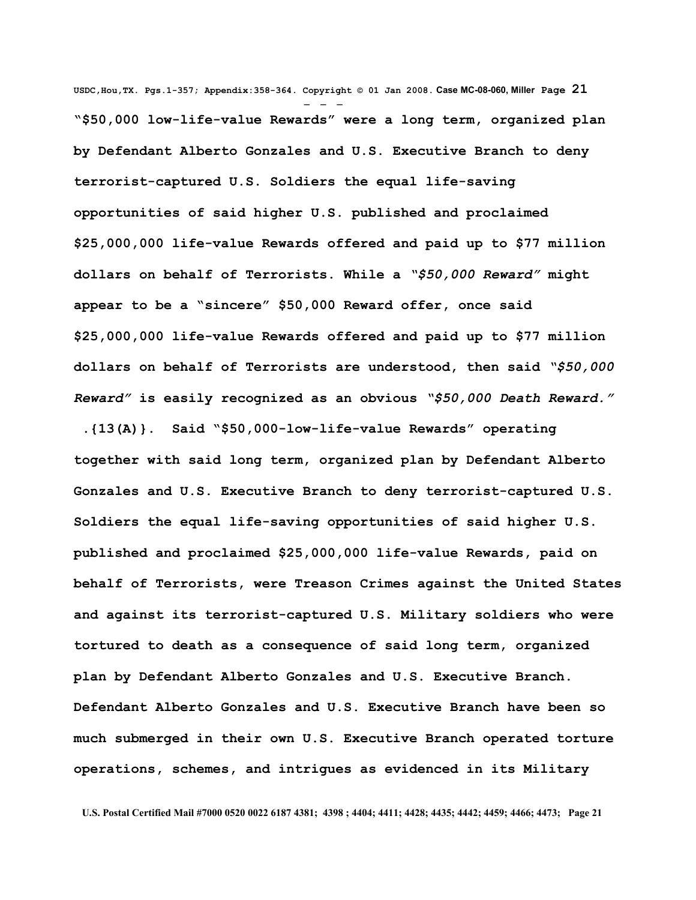**"$50,000 low-life-value Rewards" were a long term, organized plan by Defendant Alberto Gonzales and U.S. Executive Branch to deny terrorist-captured U.S. Soldiers the equal life-saving opportunities of said higher U.S. published and proclaimed $25,000,000 life-value Rewards offered and paid up to $77 million dollars on behalf of Terrorists. While a *"$50,000 Reward"* might appear to be a "sincere" $50,000 Reward offer, once said $25,000,000 life-value Rewards offered and paid up to $77 million dollars on behalf of Terrorists are understood, then said *"$50,000 Reward"* is easily recognized as an obvious *"$50,000 Death Reward."***

**.{13(A)}. Said "$50,000-low-life-value Rewards" operating together with said long term, organized plan by Defendant Alberto Gonzales and U.S. Executive Branch to deny terrorist-captured U.S. Soldiers the equal life-saving opportunities of said higher U.S. published and proclaimed $25,000,000 life-value Rewards, paid on behalf of Terrorists, were Treason Crimes against the United States and against its terrorist-captured U.S. Military soldiers who were tortured to death as a consequence of said long term, organized plan by Defendant Alberto Gonzales and U.S. Executive Branch. Defendant Alberto Gonzales and U.S. Executive Branch have been so much submerged in their own U.S. Executive Branch operated torture operations, schemes, and intrigues as evidenced in its Military**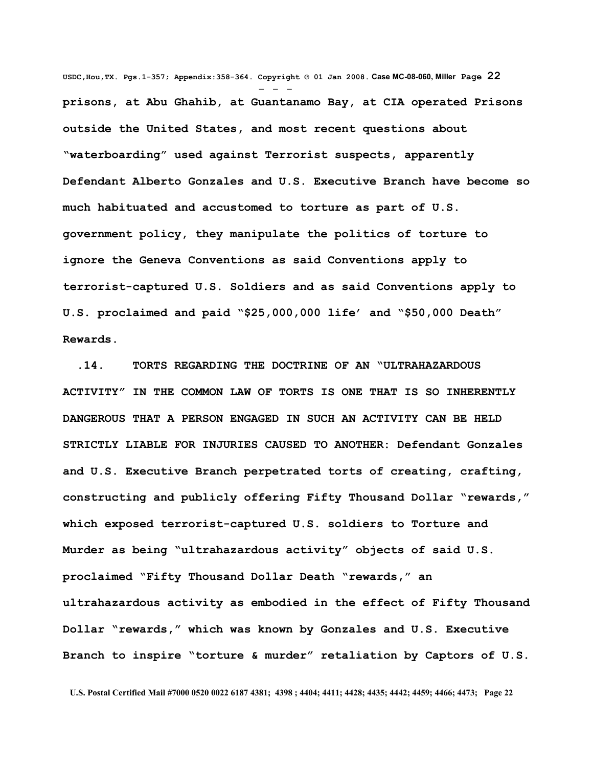**prisons, at Abu Ghahib, at Guantanamo Bay, at CIA operated Prisons outside the United States, and most recent questions about "waterboarding" used against Terrorist suspects, apparently Defendant Alberto Gonzales and U.S. Executive Branch have become so much habituated and accustomed to torture as part of U.S. government policy, they manipulate the politics of torture to ignore the Geneva Conventions as said Conventions apply to terrorist-captured U.S. Soldiers and as said Conventions apply to U.S. proclaimed and paid "$25,000,000 life' and "$50,000 Death" Rewards.**

**.14. TORTS REGARDING THE DOCTRINE OF AN "ULTRAHAZARDOUS ACTIVITY" IN THE COMMON LAW OF TORTS IS ONE THAT IS SO INHERENTLY DANGEROUS THAT A PERSON ENGAGED IN SUCH AN ACTIVITY CAN BE HELD STRICTLY LIABLE FOR INJURIES CAUSED TO ANOTHER: Defendant Gonzales and U.S. Executive Branch perpetrated torts of creating, crafting, constructing and publicly offering Fifty Thousand Dollar "rewards," which exposed terrorist-captured U.S. soldiers to Torture and Murder as being "ultrahazardous activity" objects of said U.S. proclaimed "Fifty Thousand Dollar Death "rewards," an ultrahazardous activity as embodied in the effect of Fifty Thousand Dollar "rewards," which was known by Gonzales and U.S. Executive Branch to inspire "torture & murder" retaliation by Captors of U.S.**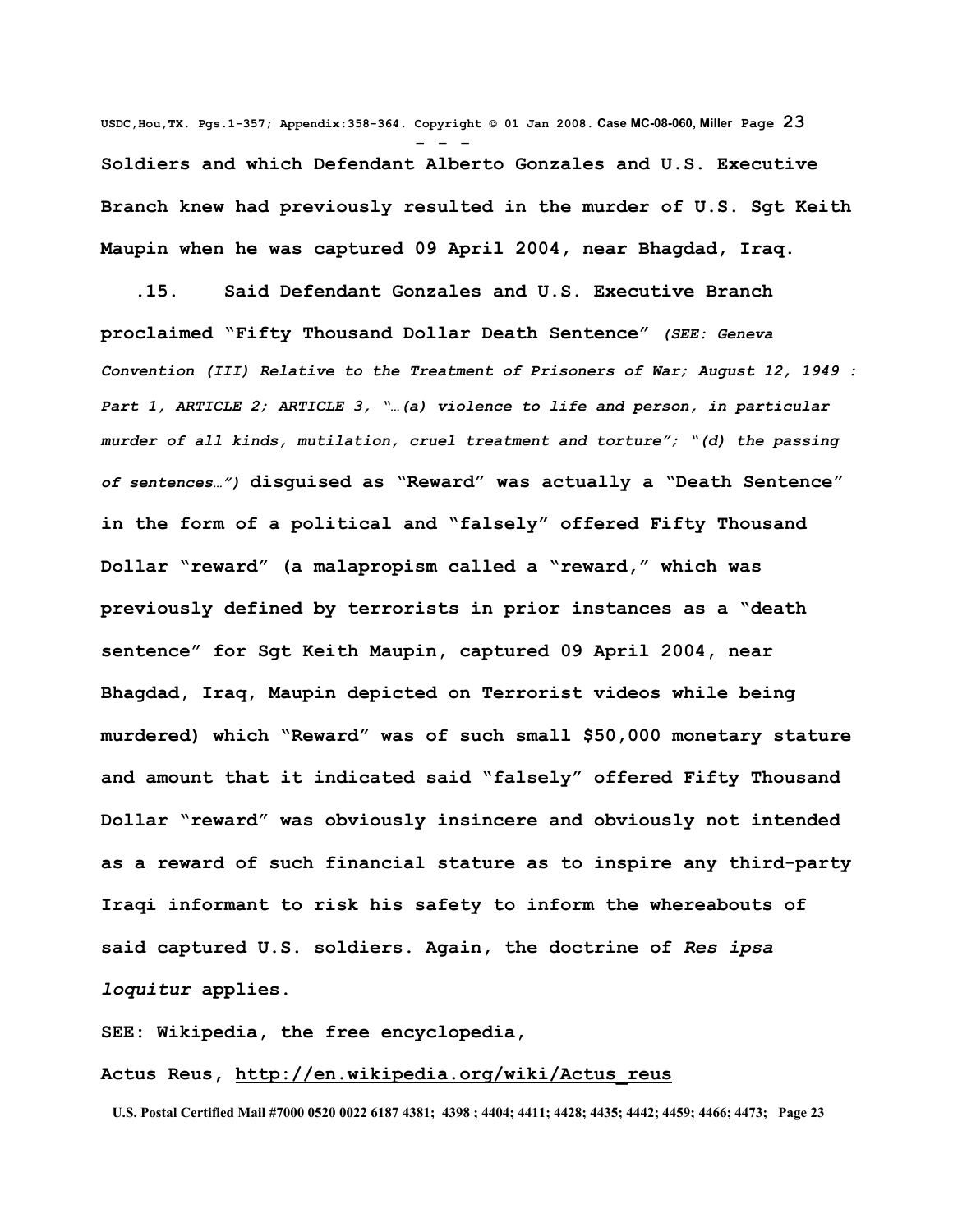**Soldiers and which Defendant Alberto Gonzales and U.S. Executive Branch knew had previously resulted in the murder of U.S. Sgt Keith Maupin when he was captured 09 April 2004, near Bhagdad, Iraq.**

**.15. Said Defendant Gonzales and U.S. Executive Branch proclaimed "Fifty Thousand Dollar Death Sentence"** ***(SEE: Geneva Convention (III) Relative to the Treatment of Prisoners of War; August 12, 1949 : Part 1, ARTICLE 2; ARTICLE 3, "…(a) violence to life and person, in particular murder of all kinds, mutilation, cruel treatment and torture"; "(d) the passing of sentences…")*** **disguised as "Reward" was actually a "Death Sentence" in the form of a political and "falsely" offered Fifty Thousand Dollar "reward" (a malapropism called a "reward," which was previously defined by terrorists in prior instances as a "death sentence" for Sgt Keith Maupin, captured 09 April 2004, near Bhagdad, Iraq, Maupin depicted on Terrorist videos while being murdered) which "Reward" was of such small $50,000 monetary stature and amount that it indicated said "falsely" offered Fifty Thousand Dollar "reward" was obviously insincere and obviously not intended as a reward of such financial stature as to inspire any third-party Iraqi informant to risk his safety to inform the whereabouts of said captured U.S. soldiers. Again, the doctrine of** ***Res ipsa loquitur*** **applies.**

**SEE: Wikipedia, the free encyclopedia,**

**Actus Reus, http://en.wikipedia.org/wiki/Actus_reus**

**U.S. Postal Certified Mail #7000 0520 0022 6187 4381; 4398 ; 4404; 4411; 4428; 4435; 4442; 4459; 4466; 4473;**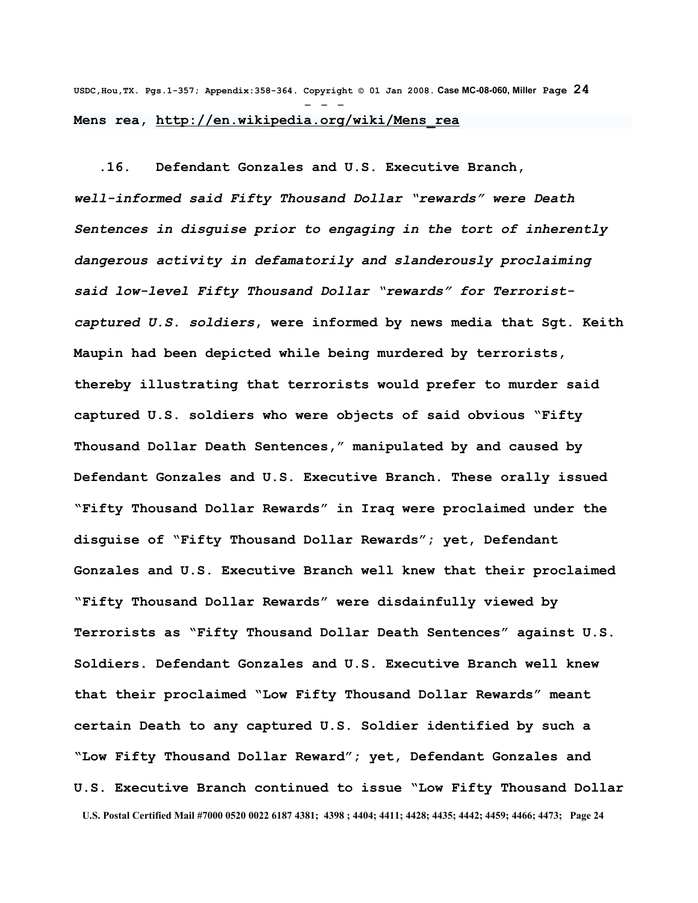**Mens rea, http://en.wikipedia.org/wiki/Mens_rea**

**.16. Defendant Gonzales and U.S. Executive Branch, *well-informed said Fifty Thousand Dollar "rewards" were Death Sentences in disguise prior to engaging in the tort of inherently dangerous activity in defamatorily and slanderously proclaiming said low-level Fifty Thousand Dollar "rewards" for Terrorist-captured U.S. soldiers*, were informed by news media that Sgt. Keith Maupin had been depicted while being murdered by terrorists, thereby illustrating that terrorists would prefer to murder said captured U.S. soldiers who were objects of said obvious "Fifty Thousand Dollar Death Sentences," manipulated by and caused by Defendant Gonzales and U.S. Executive Branch. These orally issued "Fifty Thousand Dollar Rewards" in Iraq were proclaimed under the disguise of "Fifty Thousand Dollar Rewards"; yet, Defendant Gonzales and U.S. Executive Branch well knew that their proclaimed "Fifty Thousand Dollar Rewards" were disdainfully viewed by Terrorists as "Fifty Thousand Dollar Death Sentences" against U.S. Soldiers. Defendant Gonzales and U.S. Executive Branch well knew that their proclaimed "Low Fifty Thousand Dollar Rewards" meant certain Death to any captured U.S. Soldier identified by such a "Low Fifty Thousand Dollar Reward"; yet, Defendant Gonzales and U.S. Executive Branch continued to issue "Low Fifty Thousand Dollar**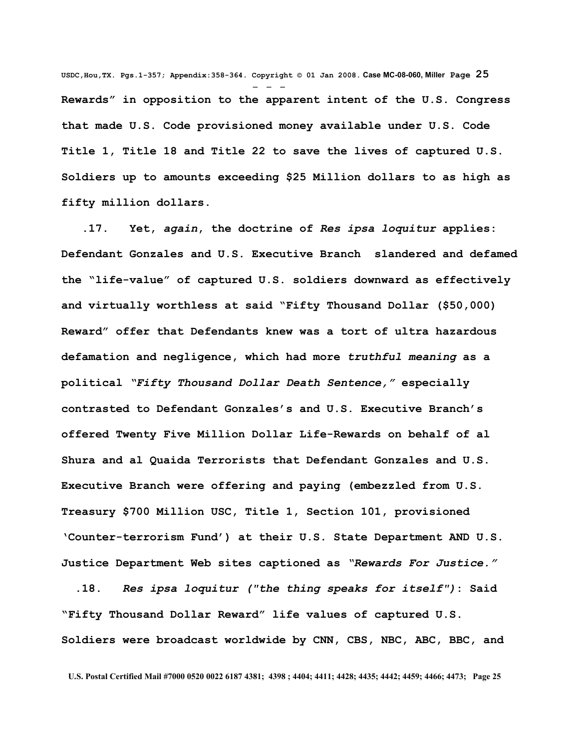**Rewards" in opposition to the apparent intent of the U.S. Congress that made U.S. Code provisioned money available under U.S. Code Title 1, Title 18 and Title 22 to save the lives of captured U.S. Soldiers up to amounts exceeding $25 Million dollars to as high as fifty million dollars.**

**.17. Yet, *again*, the doctrine of *Res ipsa loquitur* applies: Defendant Gonzales and U.S. Executive Branch slandered and defamed the "life-value" of captured U.S. soldiers downward as effectively and virtually worthless at said "Fifty Thousand Dollar ($50,000) Reward" offer that Defendants knew was a tort of ultra hazardous defamation and negligence, which had more *truthful meaning* as a political *"Fifty Thousand Dollar Death Sentence,"* especially contrasted to Defendant Gonzales's and U.S. Executive Branch's offered Twenty Five Million Dollar Life-Rewards on behalf of al Shura and al Quaida Terrorists that Defendant Gonzales and U.S. Executive Branch were offering and paying (embezzled from U.S. Treasury $700 Million USC, Title 1, Section 101, provisioned 'Counter-terrorism Fund') at their U.S. State Department AND U.S. Justice Department Web sites captioned as *"Rewards For Justice."***

**.18. *Res ipsa loquitur ("the thing speaks for itself")*: Said "Fifty Thousand Dollar Reward" life values of captured U.S. Soldiers were broadcast worldwide by CNN, CBS, NBC, ABC, BBC, and**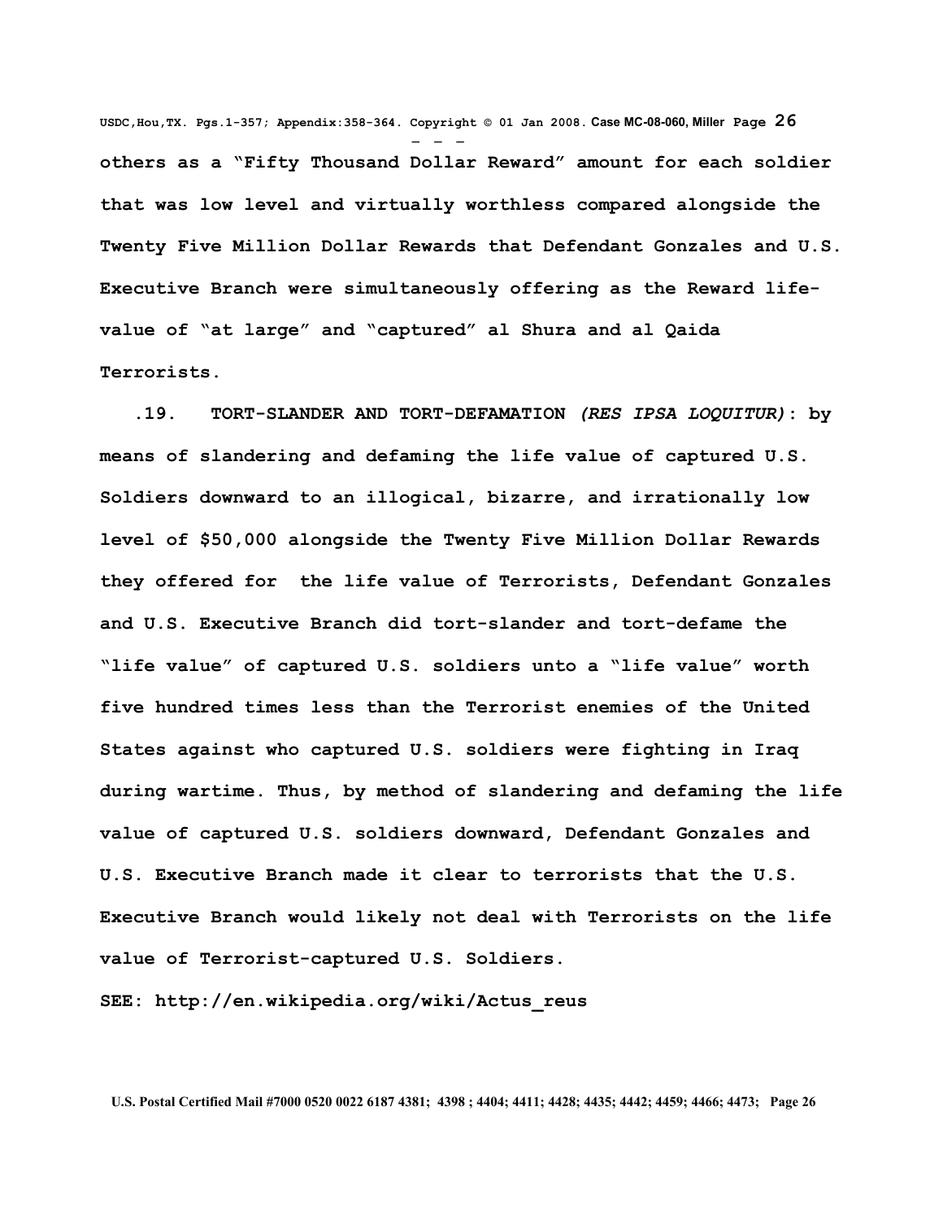**others as a "Fifty Thousand Dollar Reward" amount for each soldier that was low level and virtually worthless compared alongside the Twenty Five Million Dollar Rewards that Defendant Gonzales and U.S. Executive Branch were simultaneously offering as the Reward life-value of "at large" and "captured" al Shura and al Qaida Terrorists.**

**.19. TORT-SLANDER AND TORT-DEFAMATION *(RES IPSA LOQUITUR)*: by means of slandering and defaming the life value of captured U.S. Soldiers downward to an illogical, bizarre, and irrationally low level of $50,000 alongside the Twenty Five Million Dollar Rewards they offered for the life value of Terrorists, Defendant Gonzales and U.S. Executive Branch did tort-slander and tort-defame the "life value" of captured U.S. soldiers unto a "life value" worth five hundred times less than the Terrorist enemies of the United States against who captured U.S. soldiers were fighting in Iraq during wartime. Thus, by method of slandering and defaming the life value of captured U.S. soldiers downward, Defendant Gonzales and U.S. Executive Branch made it clear to terrorists that the U.S. Executive Branch would likely not deal with Terrorists on the life value of Terrorist-captured U.S. Soldiers.**

**SEE: http://en.wikipedia.org/wiki/Actus_reus**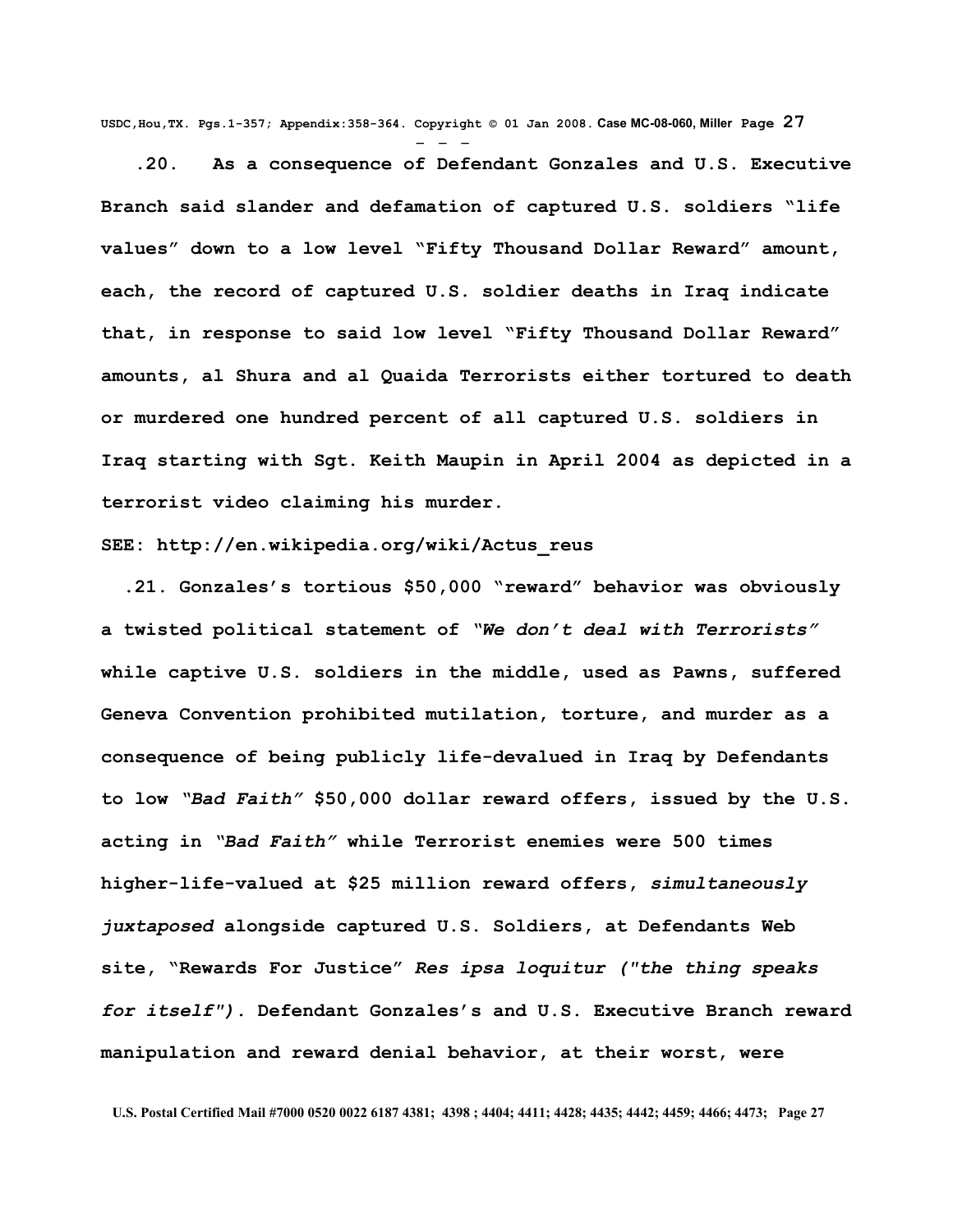**.20. As a consequence of Defendant Gonzales and U.S. Executive Branch said slander and defamation of captured U.S. soldiers "life values" down to a low level "Fifty Thousand Dollar Reward" amount, each, the record of captured U.S. soldier deaths in Iraq indicate that, in response to said low level "Fifty Thousand Dollar Reward" amounts, al Shura and al Quaida Terrorists either tortured to death or murdered one hundred percent of all captured U.S. soldiers in Iraq starting with Sgt. Keith Maupin in April 2004 as depicted in a terrorist video claiming his murder.**

**SEE: http://en.wikipedia.org/wiki/Actus_reus**

**.21. Gonzales's tortious $50,000 "reward" behavior was obviously a twisted political statement of *"We don't deal with Terrorists"* while captive U.S. soldiers in the middle, used as Pawns, suffered Geneva Convention prohibited mutilation, torture, and murder as a consequence of being publicly life-devalued in Iraq by Defendants to low *"Bad Faith"* $50,000 dollar reward offers, issued by the U.S. acting in *"Bad Faith"* while Terrorist enemies were 500 times higher-life-valued at $25 million reward offers, *simultaneously juxtaposed* alongside captured U.S. Soldiers, at Defendants Web site, "Rewards For Justice" *Res ipsa loquitur ("the thing speaks for itself").* Defendant Gonzales's and U.S. Executive Branch reward manipulation and reward denial behavior, at their worst, were**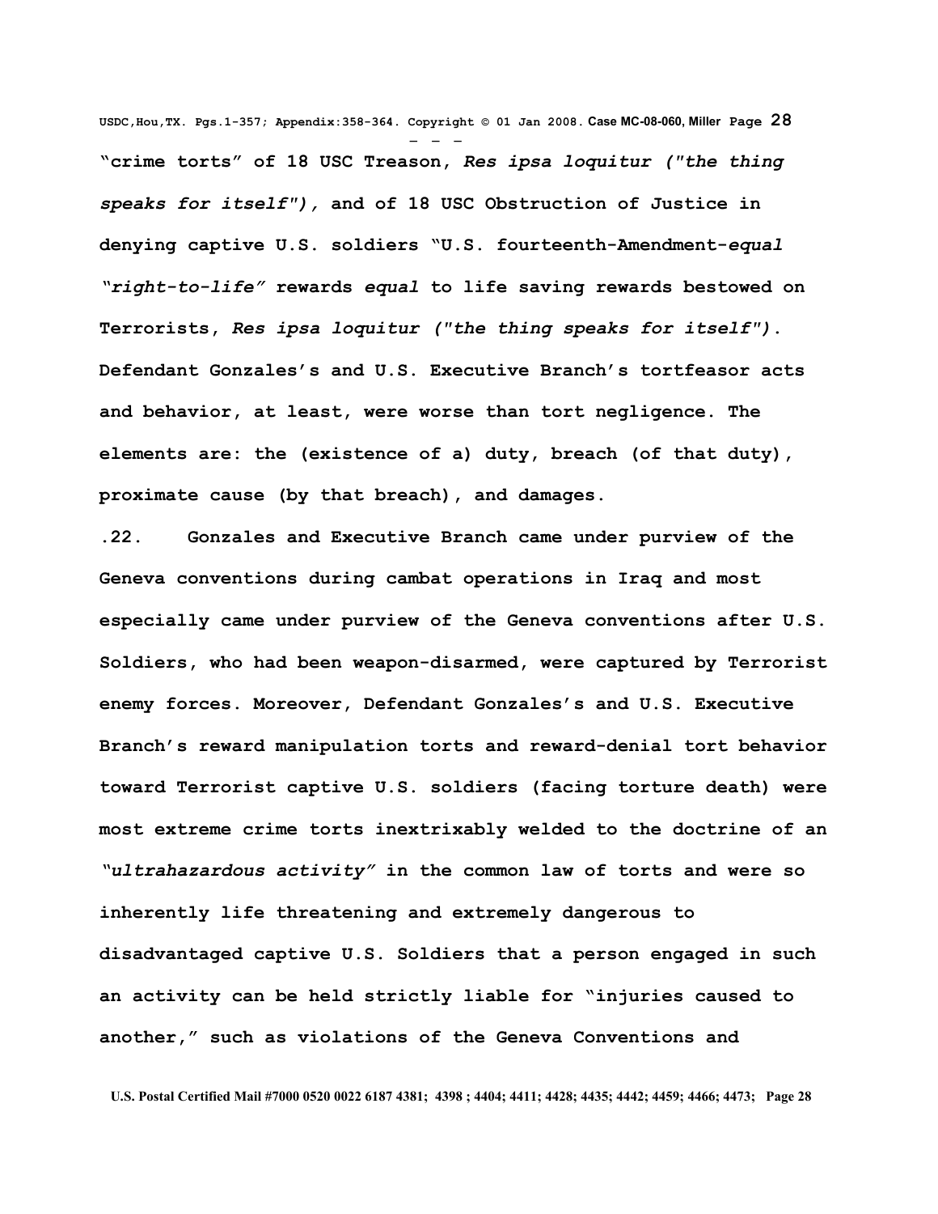**"crime torts" of 18 USC Treason, *Res ipsa loquitur ("the thing speaks for itself"),* and of 18 USC Obstruction of Justice in denying captive U.S. soldiers "U.S. fourteenth-Amendment-*equal "right-to-life"* rewards *equal* to life saving rewards bestowed on Terrorists, *Res ipsa loquitur ("the thing speaks for itself")*. Defendant Gonzales's and U.S. Executive Branch's tortfeasor acts and behavior, at least, were worse than tort negligence. The elements are: the (existence of a) duty, breach (of that duty), proximate cause (by that breach), and damages.**

**.22. Gonzales and Executive Branch came under purview of the Geneva conventions during cambat operations in Iraq and most especially came under purview of the Geneva conventions after U.S. Soldiers, who had been weapon-disarmed, were captured by Terrorist enemy forces. Moreover, Defendant Gonzales's and U.S. Executive Branch's reward manipulation torts and reward-denial tort behavior toward Terrorist captive U.S. soldiers (facing torture death) were most extreme crime torts inextrixably welded to the doctrine of an *"ultrahazardous activity"* in the common law of torts and were so inherently life threatening and extremely dangerous to disadvantaged captive U.S. Soldiers that a person engaged in such an activity can be held strictly liable for "injuries caused to another," such as violations of the Geneva Conventions and**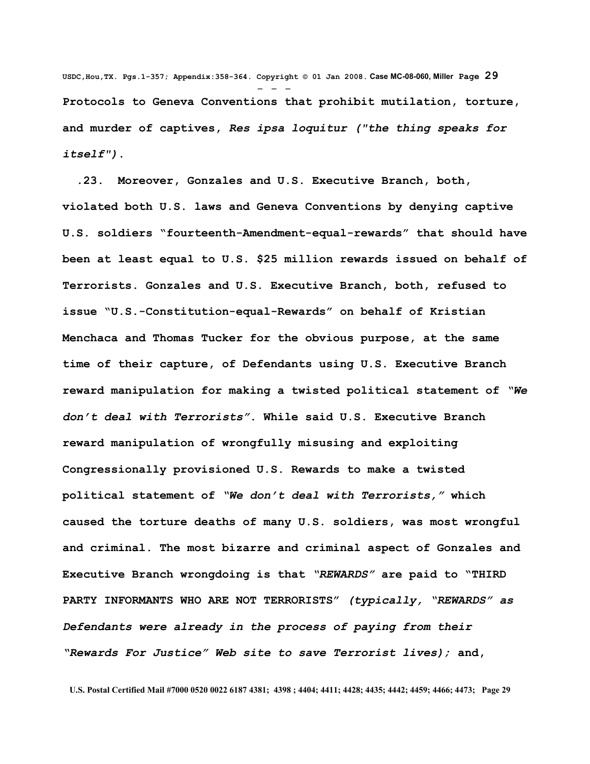**Protocols to Geneva Conventions that prohibit mutilation, torture, and murder of captives, *Res ipsa loquitur ("the thing speaks for itself")*.**

**.23. Moreover, Gonzales and U.S. Executive Branch, both, violated both U.S. laws and Geneva Conventions by denying captive U.S. soldiers "fourteenth-Amendment-equal-rewards" that should have been at least equal to U.S. $25 million rewards issued on behalf of Terrorists. Gonzales and U.S. Executive Branch, both, refused to issue "U.S.-Constitution-equal-Rewards" on behalf of Kristian Menchaca and Thomas Tucker for the obvious purpose, at the same time of their capture, of Defendants using U.S. Executive Branch reward manipulation for making a twisted political statement of *"We don't deal with Terrorists"*. While said U.S. Executive Branch reward manipulation of wrongfully misusing and exploiting Congressionally provisioned U.S. Rewards to make a twisted political statement of *"We don't deal with Terrorists,"* which caused the torture deaths of many U.S. soldiers, was most wrongful and criminal. The most bizarre and criminal aspect of Gonzales and Executive Branch wrongdoing is that *"REWARDS"* are paid to "THIRD PARTY INFORMANTS WHO ARE NOT TERRORISTS" *(typically, "REWARDS" as Defendants were already in the process of paying from their "Rewards For Justice" Web site to save Terrorist lives);* and,**

**U.S. Postal Certified Mail #7000 0520 0022 6187 4381; 4398 ; 4404; 4411; 4428; 4435; 4442; 4459; 4466; 4473;**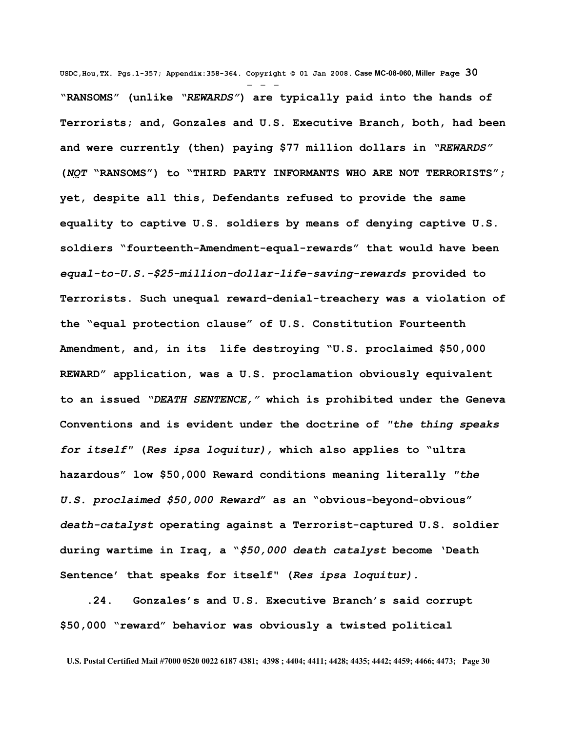**"RANSOMS" (unlike *"REWARDS"*) are typically paid into the hands of Terrorists; and, Gonzales and U.S. Executive Branch, both, had been and were currently (then) paying $77 million dollars in *"REWARDS"* (*NOT* "RANSOMS") to "THIRD PARTY INFORMANTS WHO ARE NOT TERRORISTS"; yet, despite all this, Defendants refused to provide the same equality to captive U.S. soldiers by means of denying captive U.S. soldiers "fourteenth-Amendment-equal-rewards" that would have been *equal-to-U.S.-$25-million-dollar-life-saving-rewards* provided to Terrorists. Such unequal reward-denial-treachery was a violation of the "equal protection clause" of U.S. Constitution Fourteenth Amendment, and, in its life destroying "U.S. proclaimed $50,000 REWARD" application, was a U.S. proclamation obviously equivalent to an issued *"DEATH SENTENCE,"* which is prohibited under the Geneva Conventions and is evident under the doctrine of *"the thing speaks for itself"* (*Res ipsa loquitur*), which also applies to "ultra hazardous" low $50,000 Reward conditions meaning literally *"the U.S. proclaimed $50,000 Reward"* as an "obvious-beyond-obvious" *death-catalyst* operating against a Terrorist-captured U.S. soldier during wartime in Iraq, a "*$50,000 death catalyst* become 'Death Sentence' that speaks for itself" (*Res ipsa loquitur*).**

**.24. Gonzales's and U.S. Executive Branch's said corrupt $50,000 "reward" behavior was obviously a twisted political**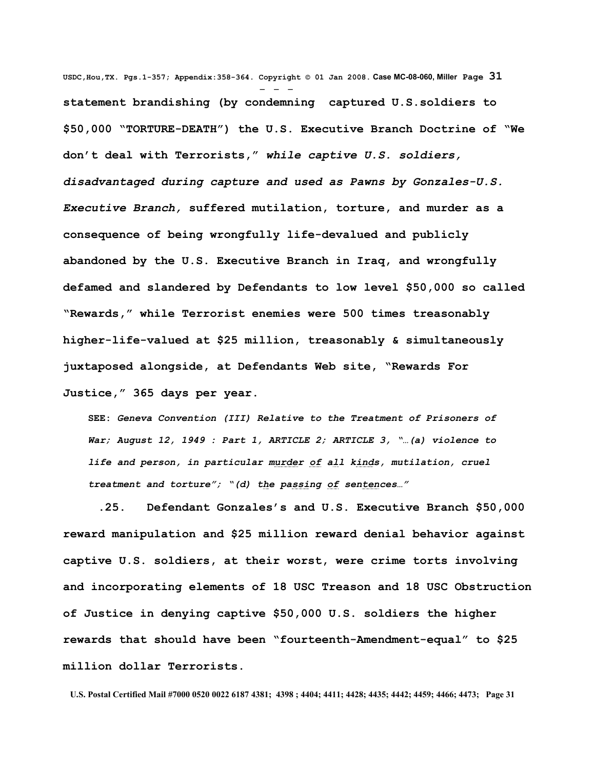**statement brandishing (by condemning captured U.S.soldiers to $50,000 "TORTURE-DEATH") the U.S. Executive Branch Doctrine of "We don't deal with Terrorists,"** ***while captive U.S. soldiers, disadvantaged during capture and used as Pawns by Gonzales-U.S. Executive Branch,*** **suffered mutilation, torture, and murder as a consequence of being wrongfully life-devalued and publicly abandoned by the U.S. Executive Branch in Iraq, and wrongfully defamed and slandered by Defendants to low level $50,000 so called "Rewards," while Terrorist enemies were 500 times treasonably higher-life-valued at $25 million, treasonably & simultaneously juxtaposed alongside, at Defendants Web site, "Rewards For Justice," 365 days per year.**

> **SEE:** ***Geneva Convention (III) Relative to the Treatment of Prisoners of War; August 12, 1949 : Part 1, ARTICLE 2; ARTICLE 3, "…(a) violence to life and person, in particular murder of all kinds, mutilation, cruel treatment and torture"; "(d) the passing of sentences…"***

**.25. Defendant Gonzales's and U.S. Executive Branch $50,000 reward manipulation and $25 million reward denial behavior against captive U.S. soldiers, at their worst, were crime torts involving and incorporating elements of 18 USC Treason and 18 USC Obstruction of Justice in denying captive $50,000 U.S. soldiers the higher rewards that should have been "fourteenth-Amendment-equal" to $25 million dollar Terrorists.**

**U.S. Postal Certified Mail #7000 0520 0022 6187 4381; 4398 ; 4404; 4411; 4428; 4435; 4442; 4459; 4466; 4473;**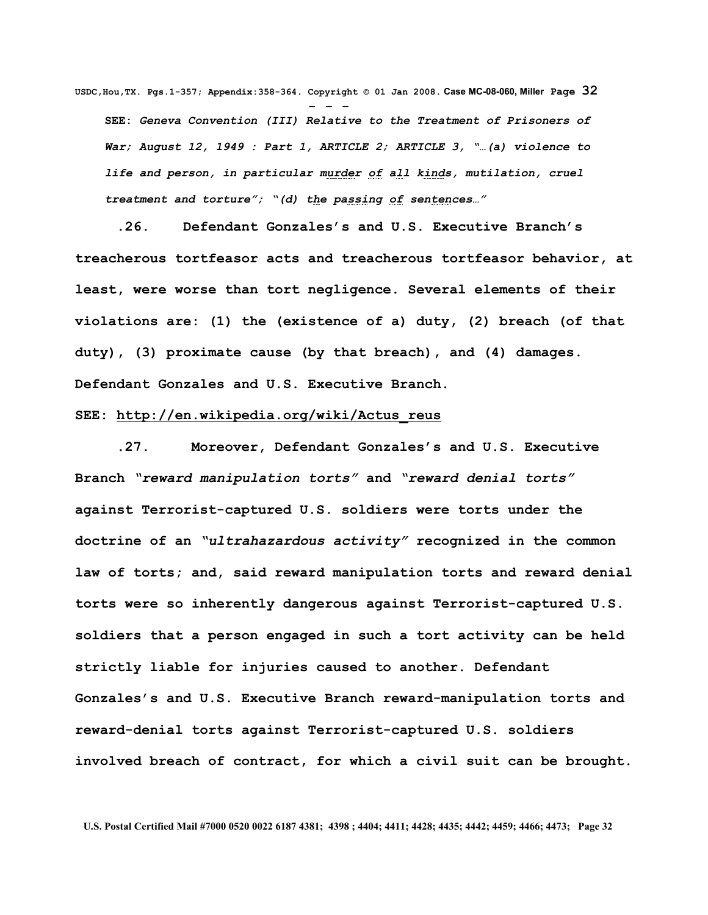**SEE:** ***Geneva Convention (III) Relative to the Treatment of Prisoners of War; August 12, 1949 : Part 1, ARTICLE 2; ARTICLE 3, "…(a) violence to life and person, in particular murder of all kinds, mutilation, cruel treatment and torture"; "(d) the passing of sentences…"***

**.26. Defendant Gonzales's and U.S. Executive Branch's treacherous tortfeasor acts and treacherous tortfeasor behavior, at least, were worse than tort negligence. Several elements of their violations are: (1) the (existence of a) duty, (2) breach (of that duty), (3) proximate cause (by that breach), and (4) damages. Defendant Gonzales and U.S. Executive Branch.**

**SEE: http://en.wikipedia.org/wiki/Actus_reus**

**.27. Moreover, Defendant Gonzales's and U.S. Executive Branch *"reward manipulation torts"* and *"reward denial torts"* against Terrorist-captured U.S. soldiers were torts under the doctrine of an *"ultrahazardous activity"* recognized in the common law of torts; and, said reward manipulation torts and reward denial torts were so inherently dangerous against Terrorist-captured U.S. soldiers that a person engaged in such a tort activity can be held strictly liable for injuries caused to another. Defendant Gonzales's and U.S. Executive Branch reward-manipulation torts and reward-denial torts against Terrorist-captured U.S. soldiers involved breach of contract, for which a civil suit can be brought.**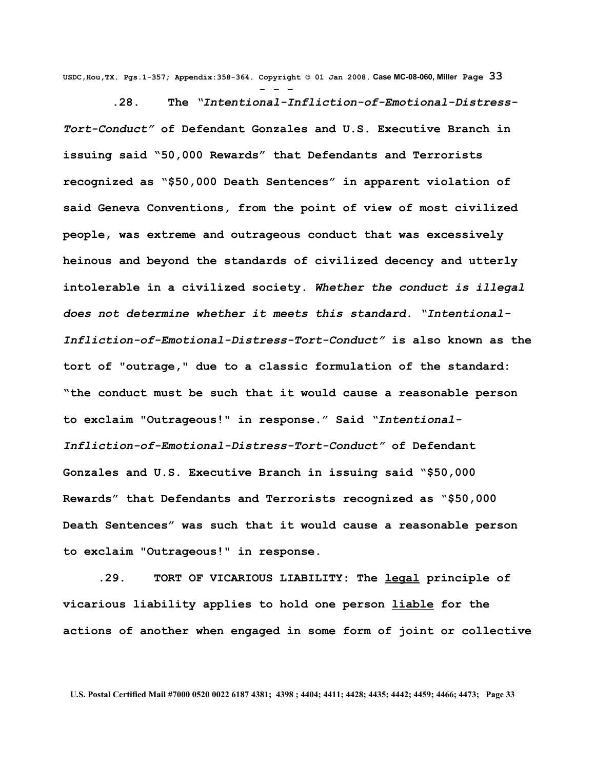**.28. The *"Intentional-Infliction-of-Emotional-Distress-Tort-Conduct"* of Defendant Gonzales and U.S. Executive Branch in issuing said "50,000 Rewards" that Defendants and Terrorists recognized as "$50,000 Death Sentences" in apparent violation of said Geneva Conventions, from the point of view of most civilized people, was extreme and outrageous conduct that was excessively heinous and beyond the standards of civilized decency and utterly intolerable in a civilized society. *Whether the conduct is illegal does not determine whether it meets this standard. "Intentional-Infliction-of-Emotional-Distress-Tort-Conduct"* is also known as the tort of "outrage," due to a classic formulation of the standard: "the conduct must be such that it would cause a reasonable person to exclaim "Outrageous!" in response." Said *"Intentional-Infliction-of-Emotional-Distress-Tort-Conduct"* of Defendant Gonzales and U.S. Executive Branch in issuing said "$50,000 Rewards" that Defendants and Terrorists recognized as "$50,000 Death Sentences" was such that it would cause a reasonable person to exclaim "Outrageous!" in response.**

**.29. TORT OF VICARIOUS LIABILITY: The legal principle of vicarious liability applies to hold one person liable for the actions of another when engaged in some form of joint or collective**

U.S. Postal Certified Mail #7000 0520 0022 6187 4381; 4398 ; 4404; 4411; 4428; 4435; 4442; 4459; 4466; 4473;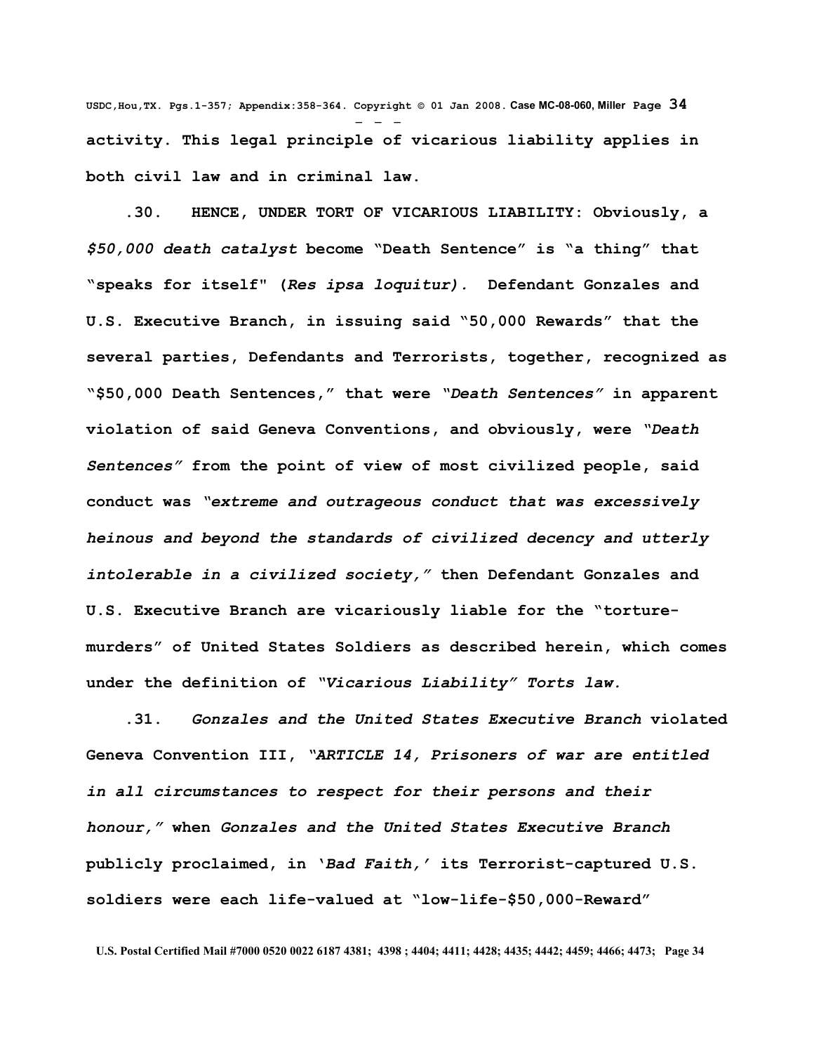**activity. This legal principle of vicarious liability applies in both civil law and in criminal law.**

**.30. HENCE, UNDER TORT OF VICARIOUS LIABILITY: Obviously, a *$50,000 death catalyst* become "Death Sentence" is "a thing" that "speaks for itself" (*Res ipsa loquitur).* Defendant Gonzales and U.S. Executive Branch, in issuing said "50,000 Rewards" that the several parties, Defendants and Terrorists, together, recognized as "$50,000 Death Sentences," that were *"Death Sentences"* in apparent violation of said Geneva Conventions, and obviously, were *"Death Sentences"* from the point of view of most civilized people, said conduct was *"extreme and outrageous conduct that was excessively heinous and beyond the standards of civilized decency and utterly intolerable in a civilized society,"* then Defendant Gonzales and U.S. Executive Branch are vicariously liable for the "torture-murders" of United States Soldiers as described herein, which comes under the definition of *"Vicarious Liability" Torts law.***

**.31. *Gonzales and the United States Executive Branch* violated Geneva Convention III, *"ARTICLE 14, Prisoners of war are entitled in all circumstances to respect for their persons and their honour,"* when *Gonzales and the United States Executive Branch* publicly proclaimed, in '*Bad Faith,'* its Terrorist-captured U.S. soldiers were each life-valued at "low-life-$50,000-Reward"**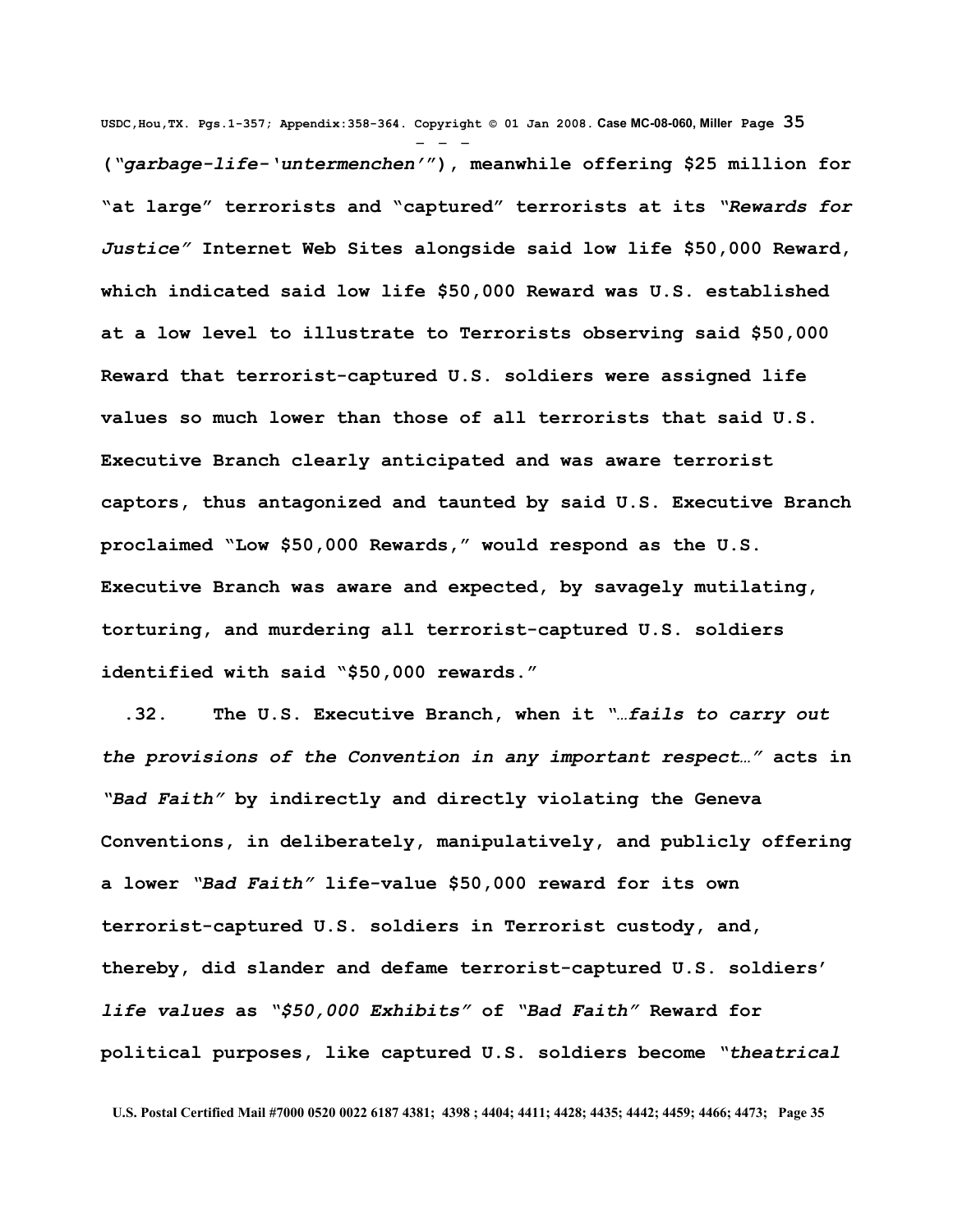**(*"garbage-life-'untermenchen'"*), meanwhile offering $25 million for "at large" terrorists and "captured" terrorists at its *"Rewards for Justice"* Internet Web Sites alongside said low life $50,000 Reward, which indicated said low life $50,000 Reward was U.S. established at a low level to illustrate to Terrorists observing said $50,000 Reward that terrorist-captured U.S. soldiers were assigned life values so much lower than those of all terrorists that said U.S. Executive Branch clearly anticipated and was aware terrorist captors, thus antagonized and taunted by said U.S. Executive Branch proclaimed "Low $50,000 Rewards," would respond as the U.S. Executive Branch was aware and expected, by savagely mutilating, torturing, and murdering all terrorist-captured U.S. soldiers identified with said "$50,000 rewards."**

**.32. The U.S. Executive Branch, when it *"…fails to carry out the provisions of the Convention in any important respect…"* acts in *"Bad Faith"* by indirectly and directly violating the Geneva Conventions, in deliberately, manipulatively, and publicly offering a lower *"Bad Faith"* life-value $50,000 reward for its own terrorist-captured U.S. soldiers in Terrorist custody, and, thereby, did slander and defame terrorist-captured U.S. soldiers' *life values* as *"$50,000 Exhibits"* of *"Bad Faith"* Reward for political purposes, like captured U.S. soldiers become *"theatrical***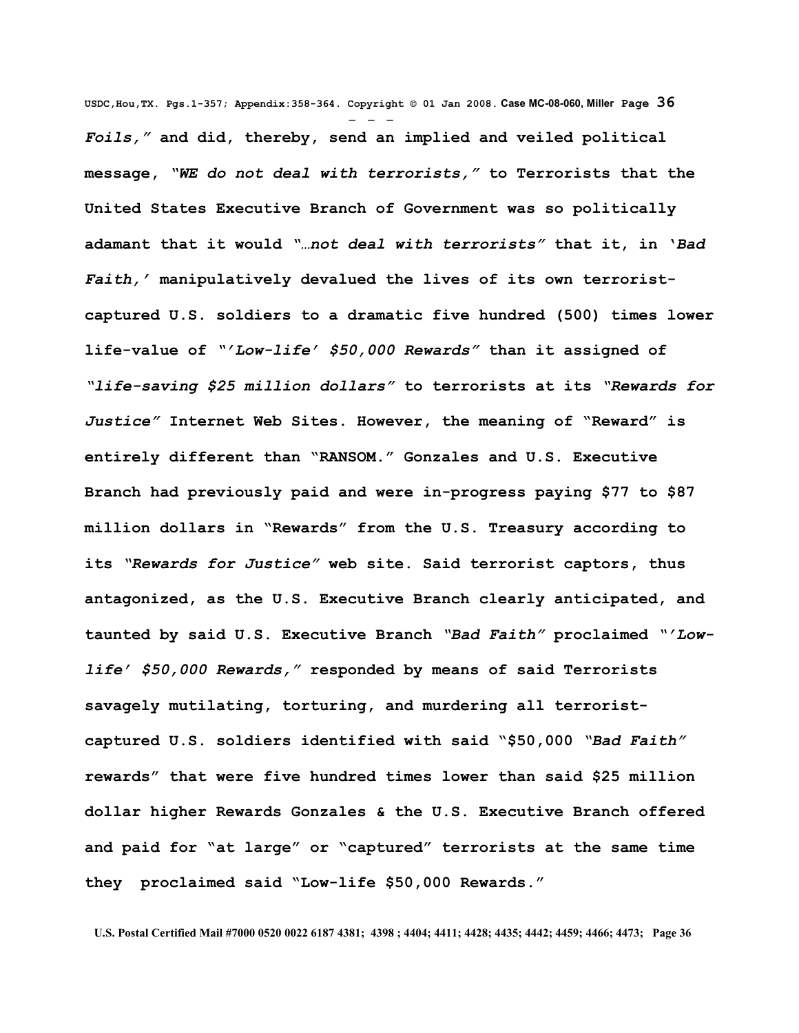***Foils,"*** **and did, thereby, send an implied and veiled political message, *"WE do not deal with terrorists,"* to Terrorists that the United States Executive Branch of Government was so politically adamant that it would *"…not deal with terrorists"* that it, in *'Bad Faith,'* manipulatively devalued the lives of its own terrorist-captured U.S. soldiers to a dramatic five hundred (500) times lower life-value of *"'Low-life' $50,000 Rewards"* than it assigned of *"life-saving $25 million dollars"* to terrorists at its *"Rewards for Justice"* Internet Web Sites. However, the meaning of "Reward" is entirely different than "RANSOM." Gonzales and U.S. Executive Branch had previously paid and were in-progress paying $77 to $87 million dollars in "Rewards" from the U.S. Treasury according to its *"Rewards for Justice"* web site. Said terrorist captors, thus antagonized, as the U.S. Executive Branch clearly anticipated, and taunted by said U.S. Executive Branch *"Bad Faith"* proclaimed *"'Low-life' $50,000 Rewards,"* responded by means of said Terrorists savagely mutilating, torturing, and murdering all terrorist-captured U.S. soldiers identified with said "$50,000 *"Bad Faith"* rewards" that were five hundred times lower than said $25 million dollar higher Rewards Gonzales & the U.S. Executive Branch offered and paid for "at large" or "captured" terrorists at the same time they proclaimed said "Low-life $50,000 Rewards."**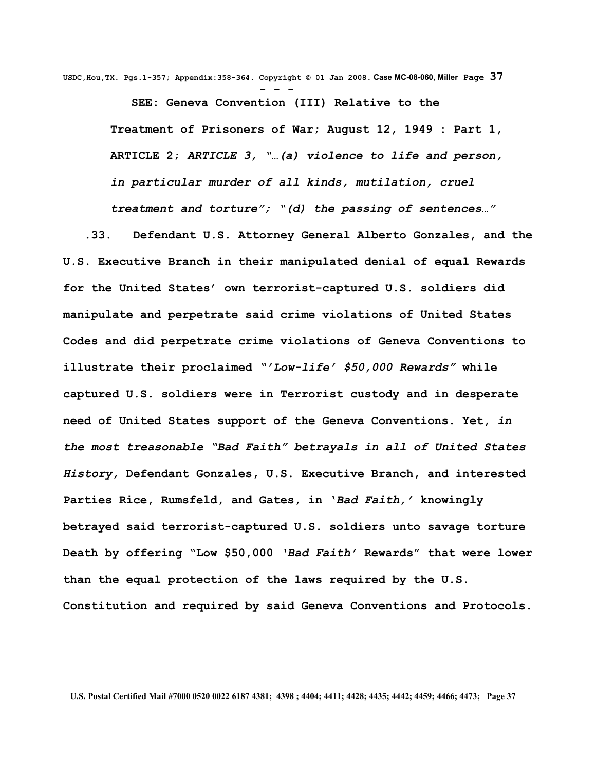**SEE: Geneva Convention (III) Relative to the Treatment of Prisoners of War; August 12, 1949 : Part 1, ARTICLE 2; *ARTICLE 3, "…(a) violence to life and person, in particular murder of all kinds, mutilation, cruel treatment and torture"; "(d) the passing of sentences…"***

**.33. Defendant U.S. Attorney General Alberto Gonzales, and the U.S. Executive Branch in their manipulated denial of equal Rewards for the United States' own terrorist-captured U.S. soldiers did manipulate and perpetrate said crime violations of United States Codes and did perpetrate crime violations of Geneva Conventions to illustrate their proclaimed "*'Low-life' $50,000 Rewards"* while captured U.S. soldiers were in Terrorist custody and in desperate need of United States support of the Geneva Conventions. Yet, *in the most treasonable "Bad Faith" betrayals in all of United States History,* Defendant Gonzales, U.S. Executive Branch, and interested Parties Rice, Rumsfeld, and Gates, in '*Bad Faith,'* knowingly betrayed said terrorist-captured U.S. soldiers unto savage torture Death by offering "Low $50,000 '*Bad Faith'* Rewards" that were lower than the equal protection of the laws required by the U.S. Constitution and required by said Geneva Conventions and Protocols.**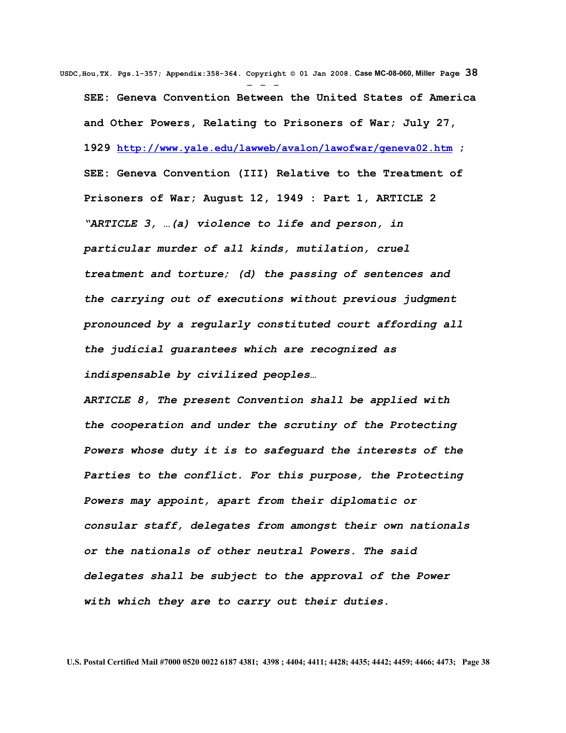- - -

**SEE: Geneva Convention Between the United States of America and Other Powers, Relating to Prisoners of War; July 27, 1929 http://www.yale.edu/lawweb/avalon/lawofwar/geneva02.htm ; SEE: Geneva Convention (III) Relative to the Treatment of Prisoners of War; August 12, 1949 : Part 1, ARTICLE 2**

***"ARTICLE 3, …(a) violence to life and person, in particular murder of all kinds, mutilation, cruel treatment and torture; (d) the passing of sentences and the carrying out of executions without previous judgment pronounced by a regularly constituted court affording all the judicial guarantees which are recognized as indispensable by civilized peoples…***

***ARTICLE 8, The present Convention shall be applied with the cooperation and under the scrutiny of the Protecting Powers whose duty it is to safeguard the interests of the Parties to the conflict. For this purpose, the Protecting Powers may appoint, apart from their diplomatic or consular staff, delegates from amongst their own nationals or the nationals of other neutral Powers. The said delegates shall be subject to the approval of the Power with which they are to carry out their duties.***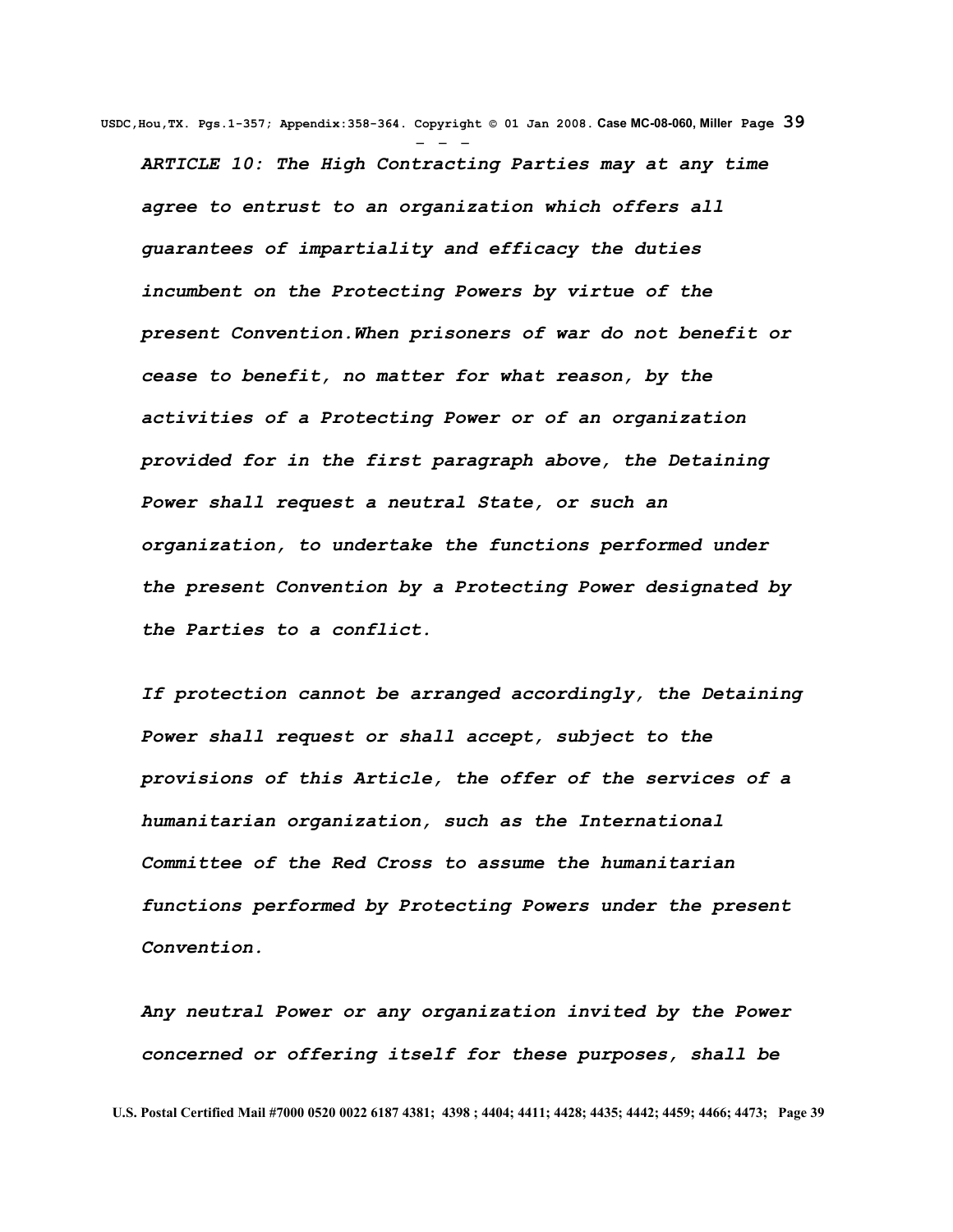*ARTICLE 10: The High Contracting Parties may at any time agree to entrust to an organization which offers all guarantees of impartiality and efficacy the duties incumbent on the Protecting Powers by virtue of the present Convention.When prisoners of war do not benefit or cease to benefit, no matter for what reason, by the activities of a Protecting Power or of an organization provided for in the first paragraph above, the Detaining Power shall request a neutral State, or such an organization, to undertake the functions performed under the present Convention by a Protecting Power designated by the Parties to a conflict.*

*If protection cannot be arranged accordingly, the Detaining Power shall request or shall accept, subject to the provisions of this Article, the offer of the services of a humanitarian organization, such as the International Committee of the Red Cross to assume the humanitarian functions performed by Protecting Powers under the present Convention.*

*Any neutral Power or any organization invited by the Power concerned or offering itself for these purposes, shall be*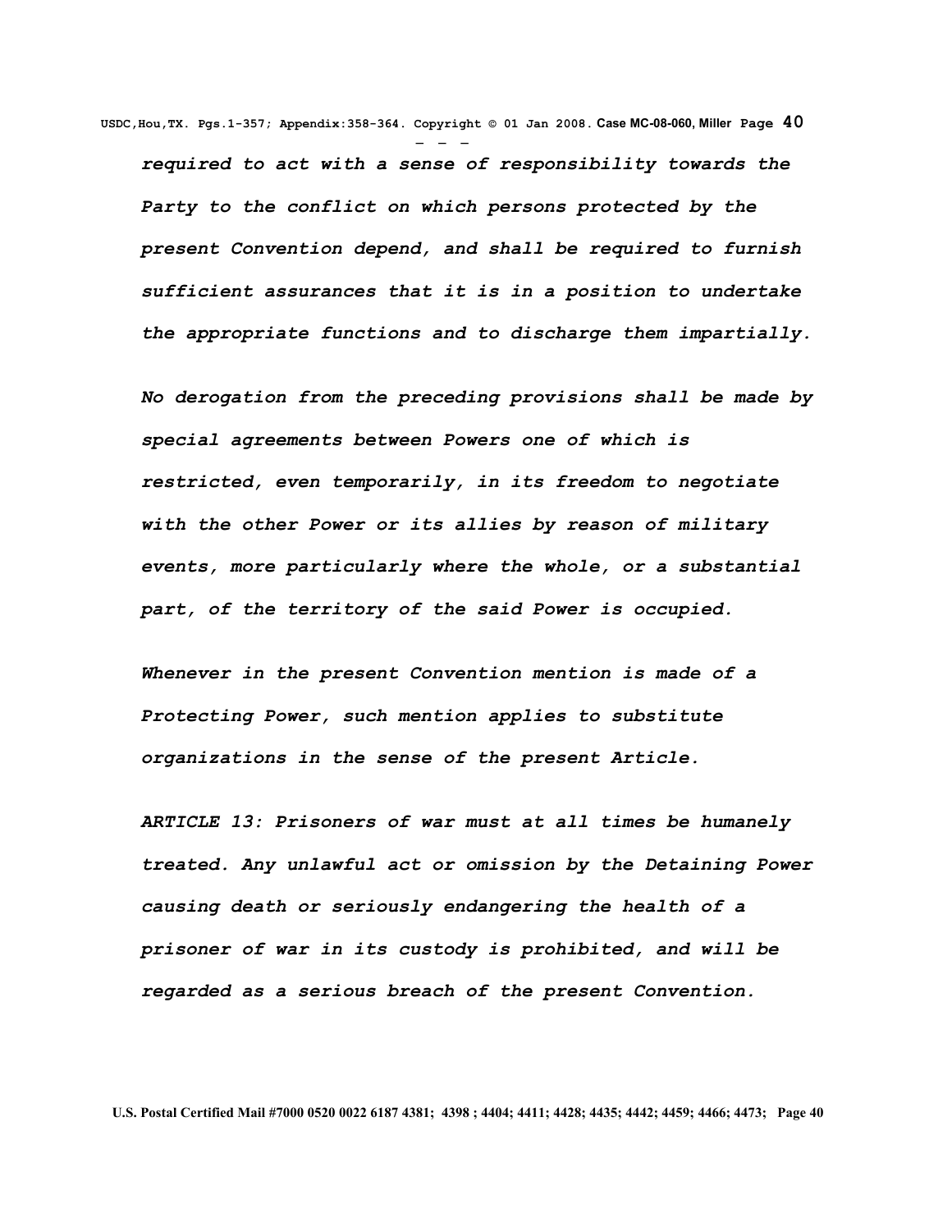*required to act with a sense of responsibility towards the Party to the conflict on which persons protected by the present Convention depend, and shall be required to furnish sufficient assurances that it is in a position to undertake the appropriate functions and to discharge them impartially.*

*No derogation from the preceding provisions shall be made by special agreements between Powers one of which is restricted, even temporarily, in its freedom to negotiate with the other Power or its allies by reason of military events, more particularly where the whole, or a substantial part, of the territory of the said Power is occupied.*

*Whenever in the present Convention mention is made of a Protecting Power, such mention applies to substitute organizations in the sense of the present Article.*

*ARTICLE 13: Prisoners of war must at all times be humanely treated. Any unlawful act or omission by the Detaining Power causing death or seriously endangering the health of a prisoner of war in its custody is prohibited, and will be regarded as a serious breach of the present Convention.*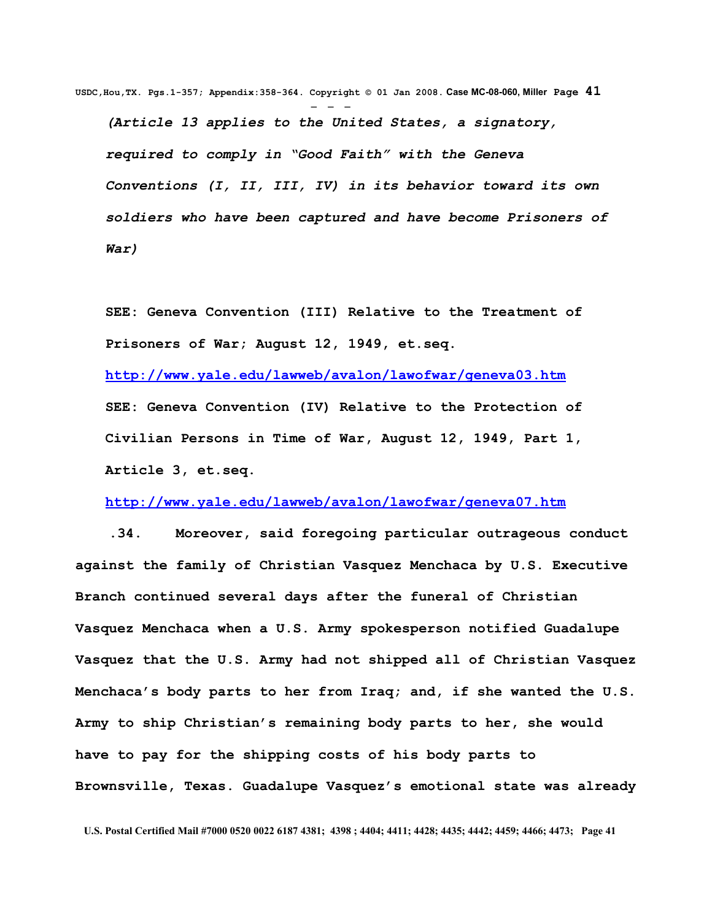*(Article 13 applies to the United States, a signatory, required to comply in "Good Faith" with the Geneva Conventions (I, II, III, IV) in its behavior toward its own soldiers who have been captured and have become Prisoners of War)*

**SEE: Geneva Convention (III) Relative to the Treatment of Prisoners of War; August 12, 1949, et.seq.**

**http://www.yale.edu/lawweb/avalon/lawofwar/geneva03.htm**

**SEE: Geneva Convention (IV) Relative to the Protection of Civilian Persons in Time of War, August 12, 1949, Part 1, Article 3, et.seq.**

**http://www.yale.edu/lawweb/avalon/lawofwar/geneva07.htm**

**.34. Moreover, said foregoing particular outrageous conduct against the family of Christian Vasquez Menchaca by U.S. Executive Branch continued several days after the funeral of Christian Vasquez Menchaca when a U.S. Army spokesperson notified Guadalupe Vasquez that the U.S. Army had not shipped all of Christian Vasquez Menchaca's body parts to her from Iraq; and, if she wanted the U.S. Army to ship Christian's remaining body parts to her, she would have to pay for the shipping costs of his body parts to Brownsville, Texas. Guadalupe Vasquez's emotional state was already**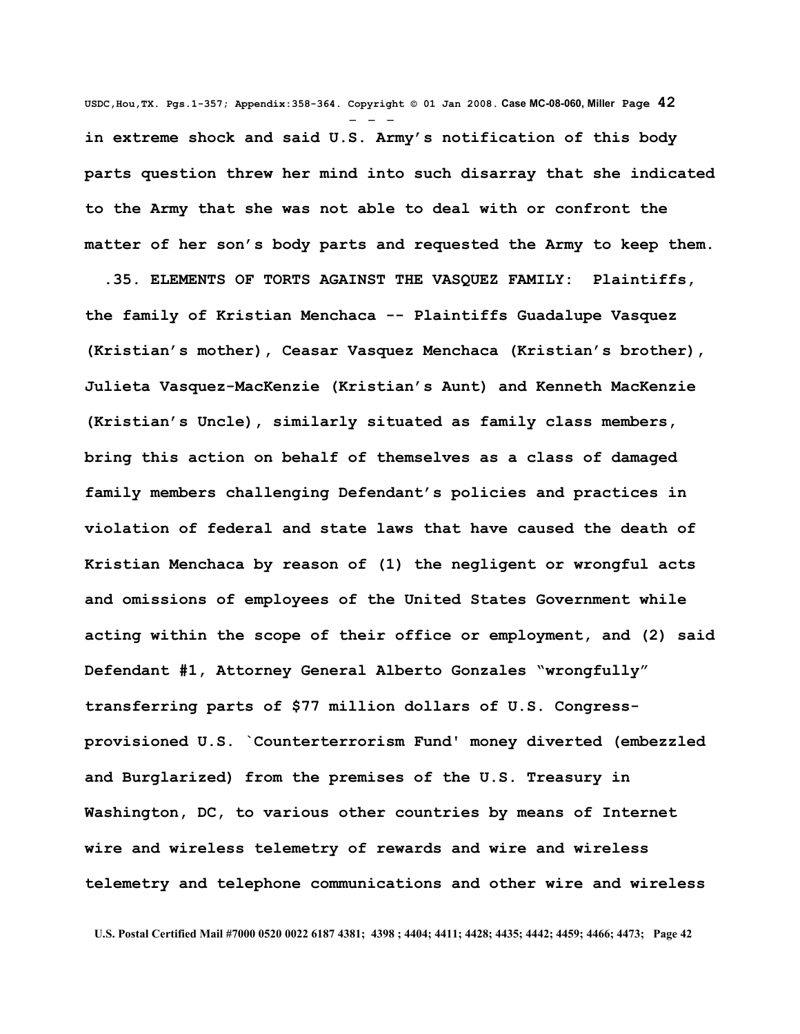**in extreme shock and said U.S. Army's notification of this body parts question threw her mind into such disarray that she indicated to the Army that she was not able to deal with or confront the matter of her son's body parts and requested the Army to keep them.**

**.35. ELEMENTS OF TORTS AGAINST THE VASQUEZ FAMILY: Plaintiffs, the family of Kristian Menchaca -- Plaintiffs Guadalupe Vasquez (Kristian's mother), Ceasar Vasquez Menchaca (Kristian's brother), Julieta Vasquez-MacKenzie (Kristian's Aunt) and Kenneth MacKenzie (Kristian's Uncle), similarly situated as family class members, bring this action on behalf of themselves as a class of damaged family members challenging Defendant's policies and practices in violation of federal and state laws that have caused the death of Kristian Menchaca by reason of (1) the negligent or wrongful acts and omissions of employees of the United States Government while acting within the scope of their office or employment, and (2) said Defendant #1, Attorney General Alberto Gonzales "wrongfully" transferring parts of $77 million dollars of U.S. Congress-provisioned U.S. `Counterterrorism Fund' money diverted (embezzled and Burglarized) from the premises of the U.S. Treasury in Washington, DC, to various other countries by means of Internet wire and wireless telemetry of rewards and wire and wireless telemetry and telephone communications and other wire and wireless**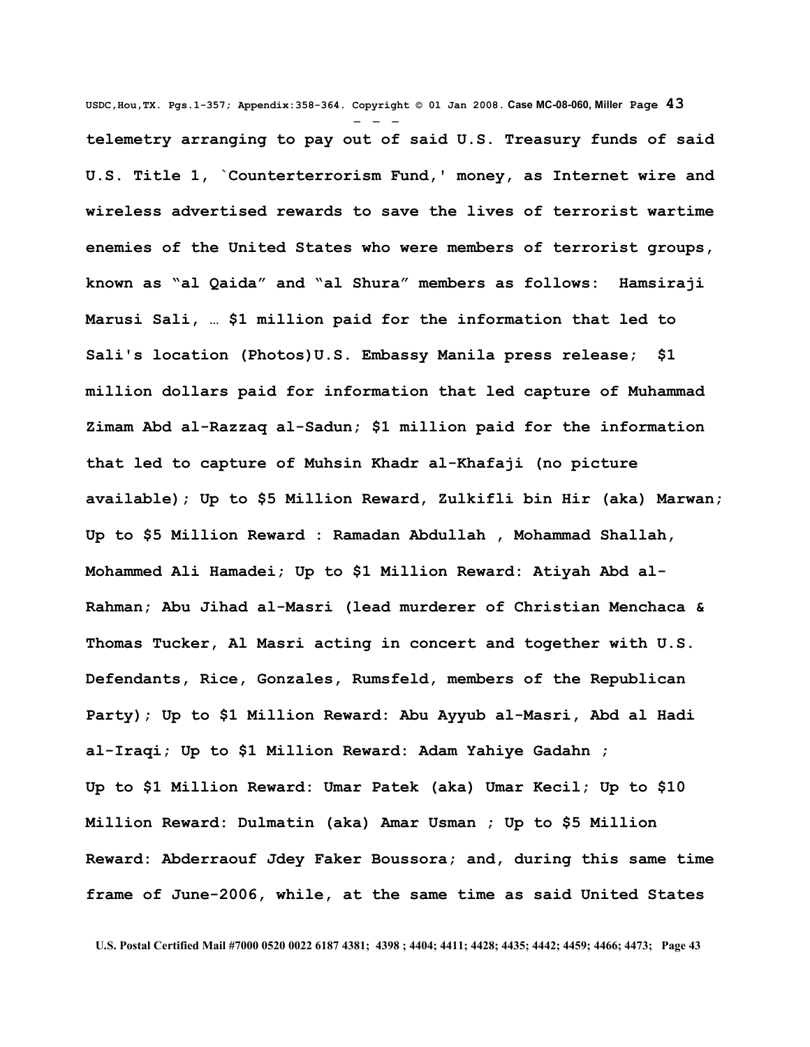**telemetry arranging to pay out of said U.S. Treasury funds of said U.S. Title 1, `Counterterrorism Fund,' money, as Internet wire and wireless advertised rewards to save the lives of terrorist wartime enemies of the United States who were members of terrorist groups, known as "al Qaida" and "al Shura" members as follows: Hamsiraji Marusi Sali, … $1 million paid for the information that led to Sali's location (Photos)U.S. Embassy Manila press release; $1 million dollars paid for information that led capture of Muhammad Zimam Abd al-Razzaq al-Sadun; $1 million paid for the information that led to capture of Muhsin Khadr al-Khafaji (no picture available); Up to $5 Million Reward, Zulkifli bin Hir (aka) Marwan; Up to $5 Million Reward : Ramadan Abdullah , Mohammad Shallah, Mohammed Ali Hamadei; Up to $1 Million Reward: Atiyah Abd al-Rahman; Abu Jihad al-Masri (lead murderer of Christian Menchaca & Thomas Tucker, Al Masri acting in concert and together with U.S. Defendants, Rice, Gonzales, Rumsfeld, members of the Republican Party); Up to $1 Million Reward: Abu Ayyub al-Masri, Abd al Hadi al-Iraqi; Up to $1 Million Reward: Adam Yahiye Gadahn ; Up to $1 Million Reward: Umar Patek (aka) Umar Kecil; Up to $10 Million Reward: Dulmatin (aka) Amar Usman ; Up to $5 Million Reward: Abderraouf Jdey Faker Boussora; and, during this same time frame of June-2006, while, at the same time as said United States**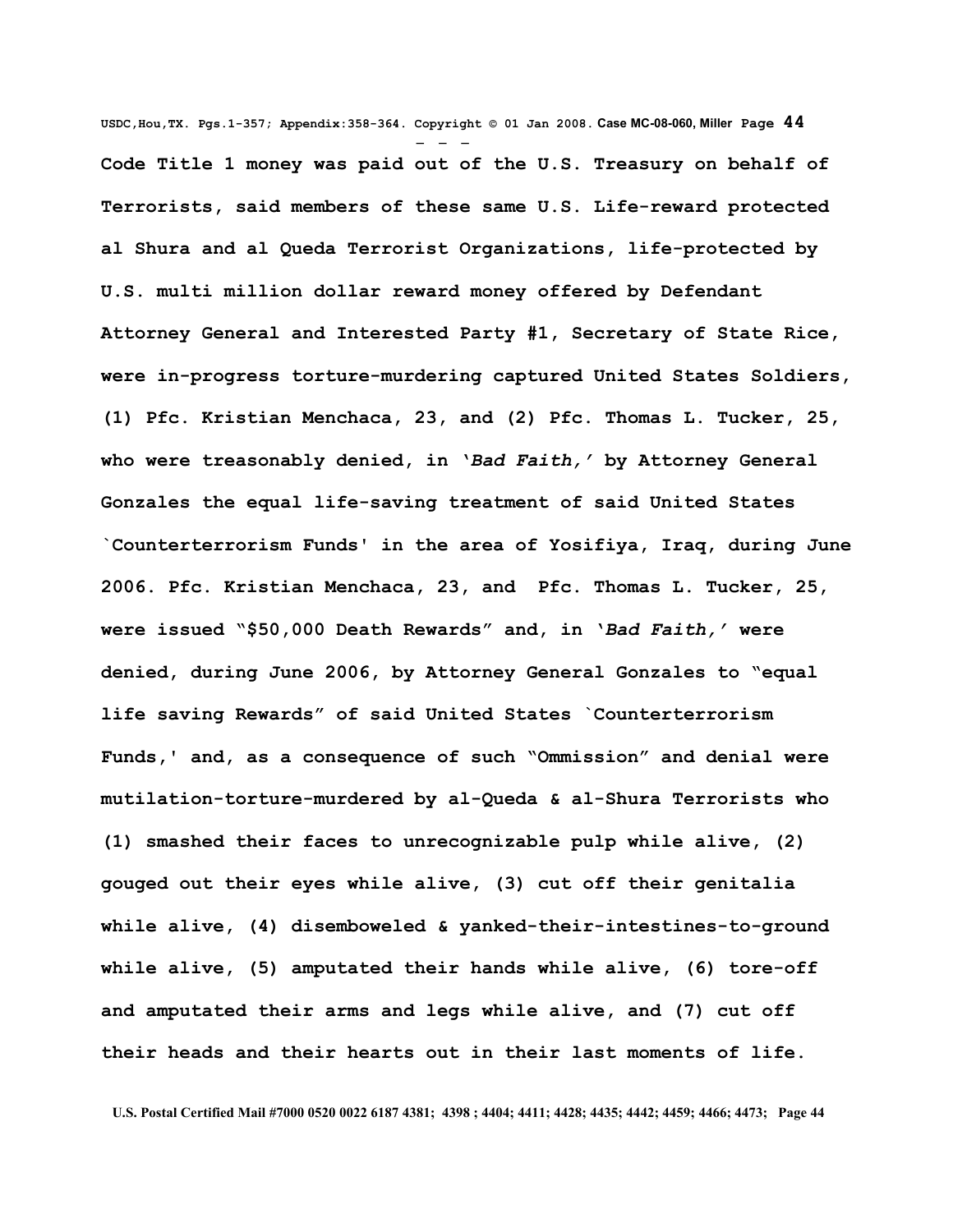**Code Title 1 money was paid out of the U.S. Treasury on behalf of Terrorists, said members of these same U.S. Life-reward protected al Shura and al Queda Terrorist Organizations, life-protected by U.S. multi million dollar reward money offered by Defendant Attorney General and Interested Party #1, Secretary of State Rice, were in-progress torture-murdering captured United States Soldiers, (1) Pfc. Kristian Menchaca, 23, and (2) Pfc. Thomas L. Tucker, 25, who were treasonably denied, in '*Bad Faith,'* by Attorney General Gonzales the equal life-saving treatment of said United States `Counterterrorism Funds' in the area of Yosifiya, Iraq, during June 2006. Pfc. Kristian Menchaca, 23, and Pfc. Thomas L. Tucker, 25, were issued "$50,000 Death Rewards" and, in '*Bad Faith,'* were denied, during June 2006, by Attorney General Gonzales to "equal life saving Rewards" of said United States `Counterterrorism Funds,' and, as a consequence of such "Ommission" and denial were mutilation-torture-murdered by al-Queda & al-Shura Terrorists who (1) smashed their faces to unrecognizable pulp while alive, (2) gouged out their eyes while alive, (3) cut off their genitalia while alive, (4) disemboweled & yanked-their-intestines-to-ground while alive, (5) amputated their hands while alive, (6) tore-off and amputated their arms and legs while alive, and (7) cut off their heads and their hearts out in their last moments of life.**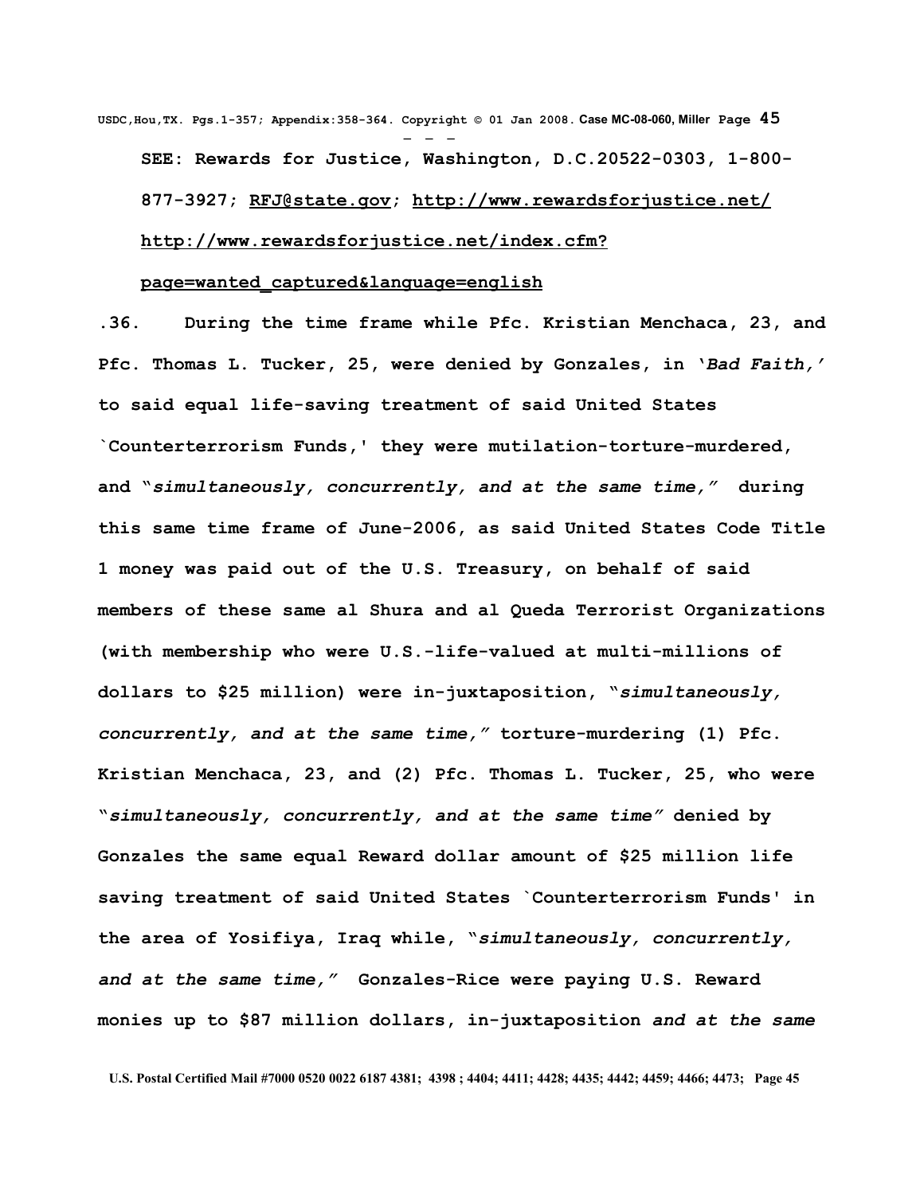**SEE: Rewards for Justice, Washington, D.C.20522-0303, 1-800-877-3927; RFJ@state.gov; http://www.rewardsforjustice.net/ http://www.rewardsforjustice.net/index.cfm?page=wanted_captured&language=english**

**.36. During the time frame while Pfc. Kristian Menchaca, 23, and Pfc. Thomas L. Tucker, 25, were denied by Gonzales, in '*Bad Faith,*' to said equal life-saving treatment of said United States `Counterterrorism Funds,' they were mutilation-torture-murdered, and "*simultaneously, concurrently, and at the same time,*" during this same time frame of June-2006, as said United States Code Title 1 money was paid out of the U.S. Treasury, on behalf of said members of these same al Shura and al Queda Terrorist Organizations (with membership who were U.S.-life-valued at multi-millions of dollars to $25 million) were in-juxtaposition, "*simultaneously, concurrently, and at the same time,*" torture-murdering (1) Pfc. Kristian Menchaca, 23, and (2) Pfc. Thomas L. Tucker, 25, who were "*simultaneously, concurrently, and at the same time*" denied by Gonzales the same equal Reward dollar amount of $25 million life saving treatment of said United States `Counterterrorism Funds' in the area of Yosifiya, Iraq while, "*simultaneously, concurrently, and at the same time,*" Gonzales-Rice were paying U.S. Reward monies up to $87 million dollars, in-juxtaposition *and at the same***

**U.S. Postal Certified Mail #7000 0520 0022 6187 4381; 4398 ; 4404; 4411; 4428; 4435; 4442; 4459; 4466; 4473;**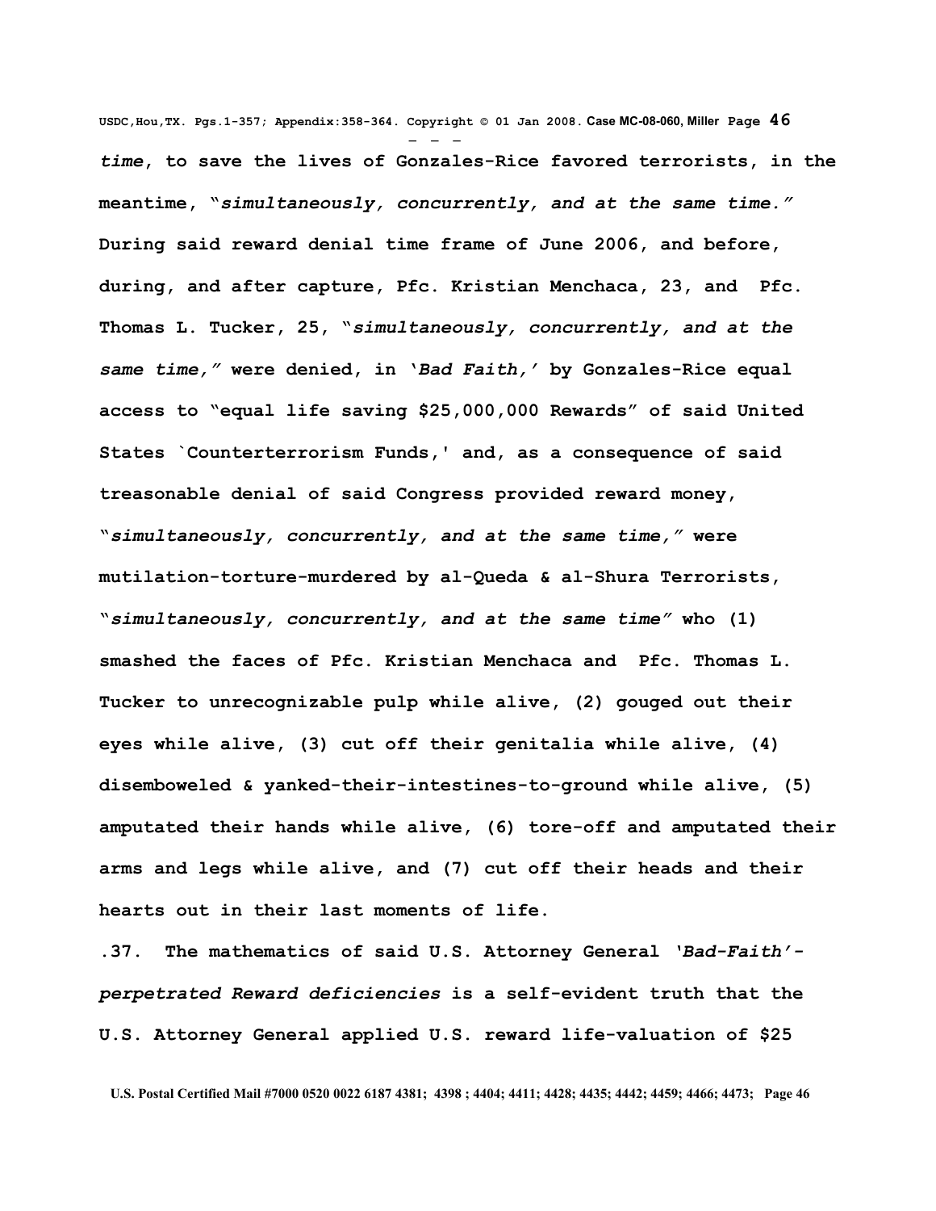***time*, to save the lives of Gonzales-Rice favored terrorists, in the meantime, "*simultaneously, concurrently, and at the same time.*" During said reward denial time frame of June 2006, and before, during, and after capture, Pfc. Kristian Menchaca, 23, and Pfc. Thomas L. Tucker, 25, "*simultaneously, concurrently, and at the same time,*" were denied, in '*Bad Faith,*' by Gonzales-Rice equal access to "equal life saving $25,000,000 Rewards" of said United States `Counterterrorism Funds,' and, as a consequence of said treasonable denial of said Congress provided reward money, "*simultaneously, concurrently, and at the same time,*" were mutilation-torture-murdered by al-Queda & al-Shura Terrorists, "*simultaneously, concurrently, and at the same time*" who (1) smashed the faces of Pfc. Kristian Menchaca and Pfc. Thomas L. Tucker to unrecognizable pulp while alive, (2) gouged out their eyes while alive, (3) cut off their genitalia while alive, (4) disemboweled & yanked-their-intestines-to-ground while alive, (5) amputated their hands while alive, (6) tore-off and amputated their arms and legs while alive, and (7) cut off their heads and their hearts out in their last moments of life.**

**.37. The mathematics of said U.S. Attorney General '*Bad-Faith'-perpetrated Reward deficiencies* is a self-evident truth that the U.S. Attorney General applied U.S. reward life-valuation of $25**

**U.S. Postal Certified Mail #7000 0520 0022 6187 4381; 4398 ; 4404; 4411; 4428; 4435; 4442; 4459; 4466; 4473;**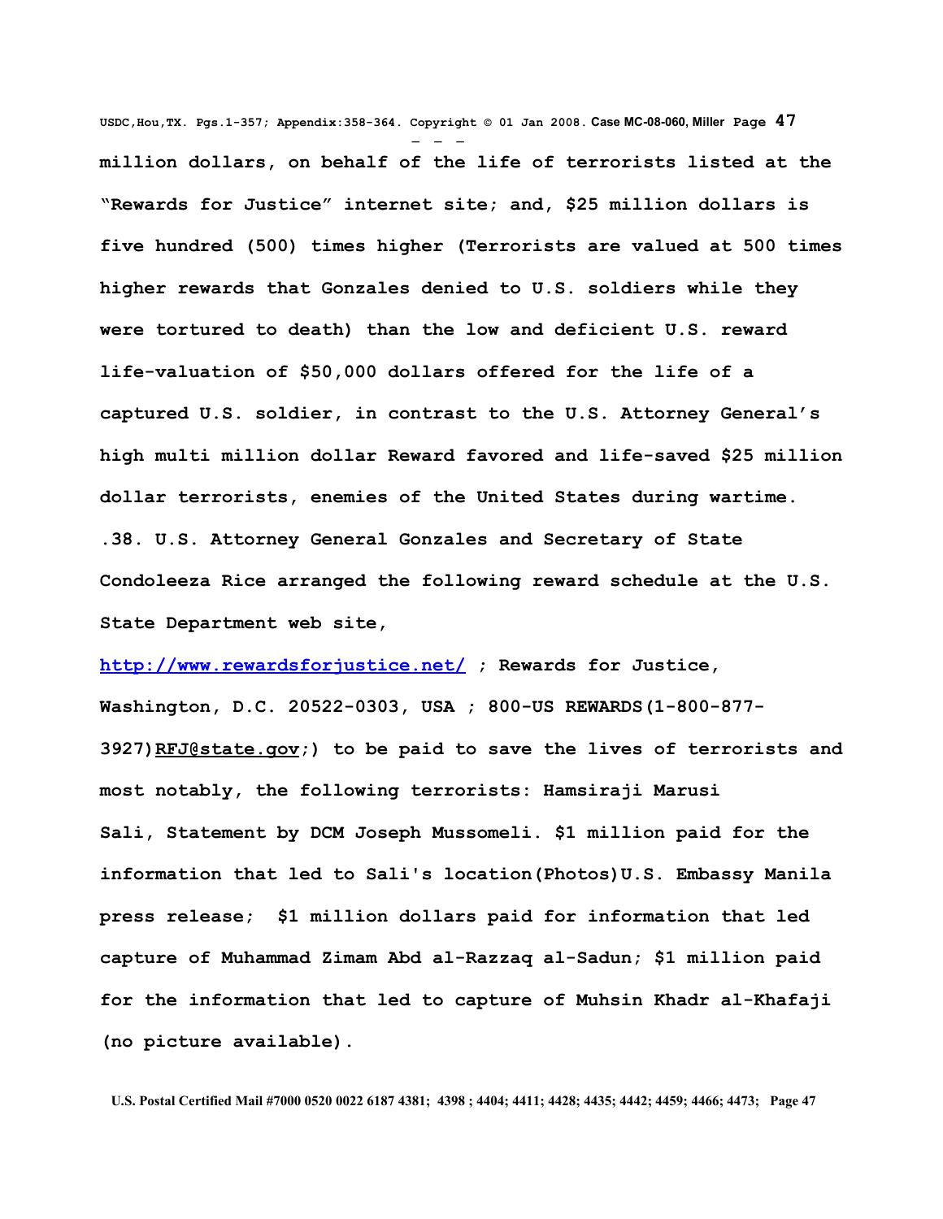**million dollars, on behalf of the life of terrorists listed at the "Rewards for Justice" internet site; and, $25 million dollars is five hundred (500) times higher (Terrorists are valued at 500 times higher rewards that Gonzales denied to U.S. soldiers while they were tortured to death) than the low and deficient U.S. reward life-valuation of $50,000 dollars offered for the life of a captured U.S. soldier, in contrast to the U.S. Attorney General's high multi million dollar Reward favored and life-saved $25 million dollar terrorists, enemies of the United States during wartime.**

**.38. U.S. Attorney General Gonzales and Secretary of State Condoleeza Rice arranged the following reward schedule at the U.S. State Department web site,**

**http://www.rewardsforjustice.net/ ; Rewards for Justice, Washington, D.C. 20522-0303, USA ; 800-US REWARDS(1-800-877-3927)RFJ@state.gov;) to be paid to save the lives of terrorists and most notably, the following terrorists: Hamsiraji Marusi Sali, Statement by DCM Joseph Mussomeli. $1 million paid for the information that led to Sali's location(Photos)U.S. Embassy Manila press release; $1 million dollars paid for information that led capture of Muhammad Zimam Abd al-Razzaq al-Sadun; $1 million paid for the information that led to capture of Muhsin Khadr al-Khafaji (no picture available).**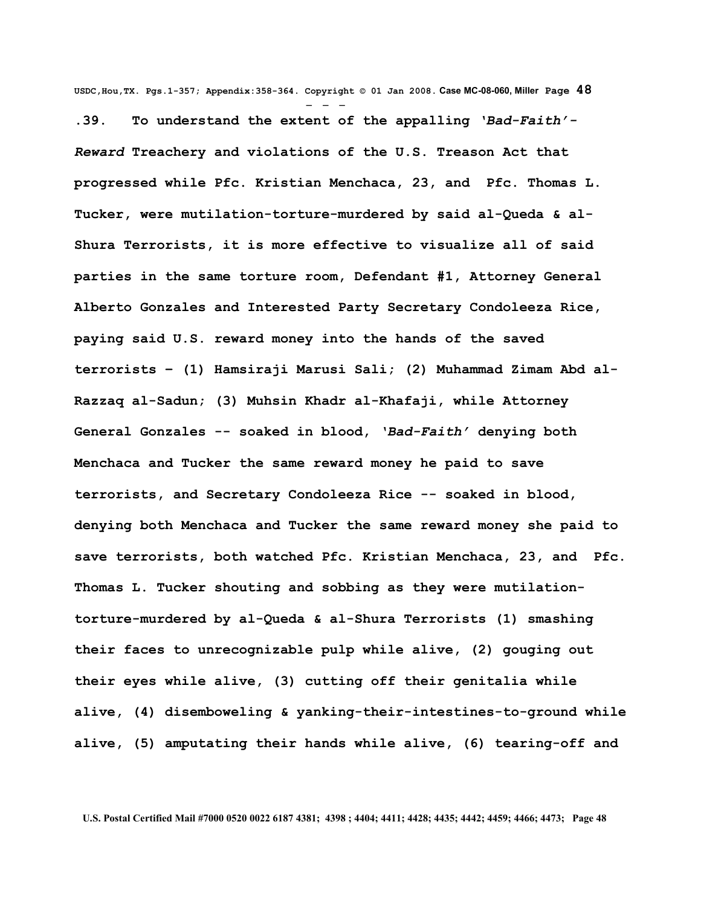.39. To understand the extent of the appalling *'Bad-Faith'-Reward* Treachery and violations of the U.S. Treason Act that progressed while Pfc. Kristian Menchaca, 23, and Pfc. Thomas L. Tucker, were mutilation-torture-murdered by said al-Queda & al-Shura Terrorists, it is more effective to visualize all of said parties in the same torture room, Defendant #1, Attorney General Alberto Gonzales and Interested Party Secretary Condoleeza Rice, paying said U.S. reward money into the hands of the saved terrorists – (1) Hamsiraji Marusi Sali; (2) Muhammad Zimam Abd al-Razzaq al-Sadun; (3) Muhsin Khadr al-Khafaji, while Attorney General Gonzales -- soaked in blood, *'Bad-Faith'* denying both Menchaca and Tucker the same reward money he paid to save terrorists, and Secretary Condoleeza Rice -- soaked in blood, denying both Menchaca and Tucker the same reward money she paid to save terrorists, both watched Pfc. Kristian Menchaca, 23, and Pfc. Thomas L. Tucker shouting and sobbing as they were mutilation-torture-murdered by al-Queda & al-Shura Terrorists (1) smashing their faces to unrecognizable pulp while alive, (2) gouging out their eyes while alive, (3) cutting off their genitalia while alive, (4) disemboweling & yanking-their-intestines-to-ground while alive, (5) amputating their hands while alive, (6) tearing-off and

U.S. Postal Certified Mail #7000 0520 0022 6187 4381; 4398 ; 4404; 4411; 4428; 4435; 4442; 4459; 4466; 4473;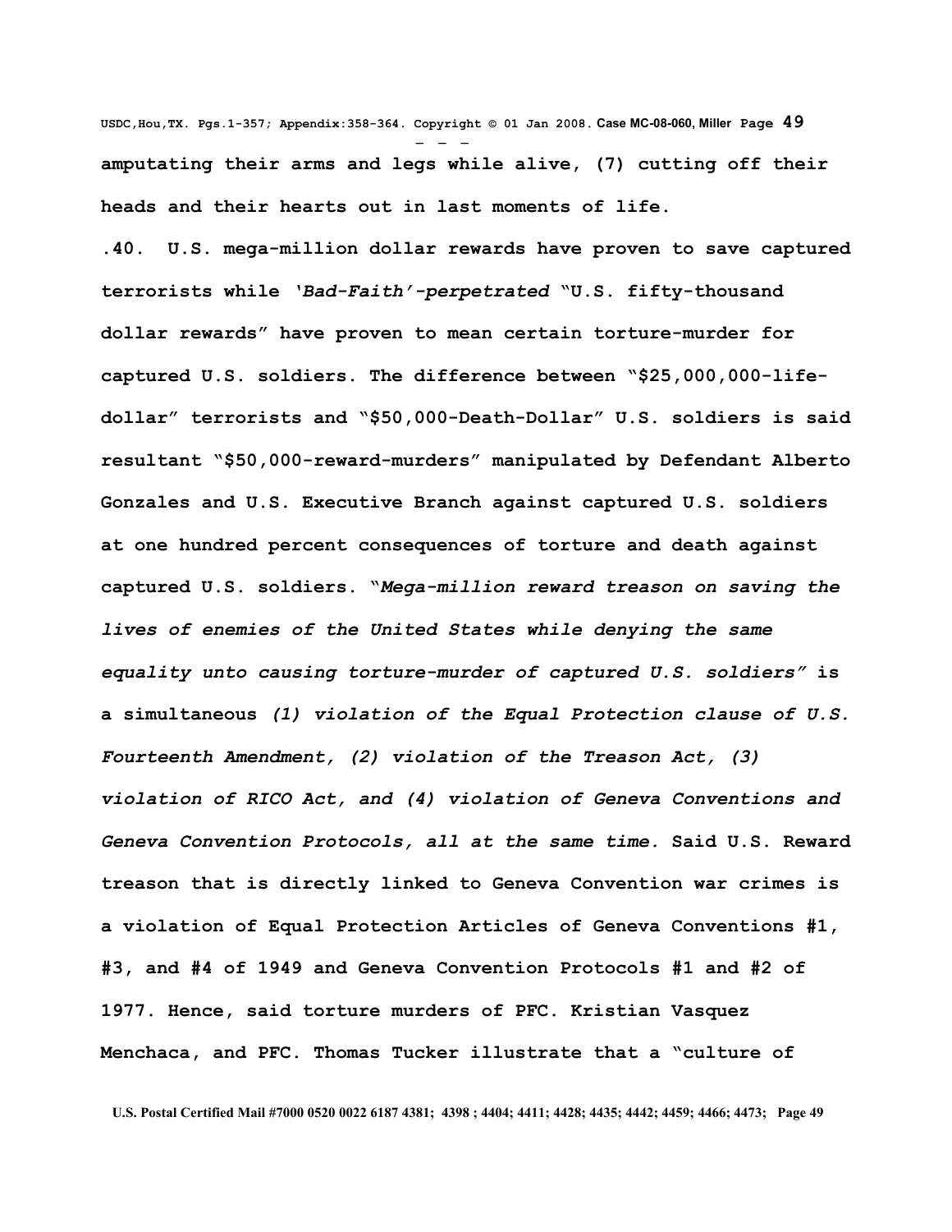**amputating their arms and legs while alive, (7) cutting off their heads and their hearts out in last moments of life.**

**.40. U.S. mega-million dollar rewards have proven to save captured terrorists while *'Bad-Faith'-perpetrated* "U.S. fifty-thousand dollar rewards" have proven to mean certain torture-murder for captured U.S. soldiers. The difference between "$25,000,000-life-dollar" terrorists and "$50,000-Death-Dollar" U.S. soldiers is said resultant "$50,000-reward-murders" manipulated by Defendant Alberto Gonzales and U.S. Executive Branch against captured U.S. soldiers at one hundred percent consequences of torture and death against captured U.S. soldiers. "*Mega-million reward treason on saving the lives of enemies of the United States while denying the same equality unto causing torture-murder of captured U.S. soldiers"* is a simultaneous *(1) violation of the Equal Protection clause of U.S. Fourteenth Amendment, (2) violation of the Treason Act, (3) violation of RICO Act, and (4) violation of Geneva Conventions and Geneva Convention Protocols, all at the same time.* Said U.S. Reward treason that is directly linked to Geneva Convention war crimes is a violation of Equal Protection Articles of Geneva Conventions #1, #3, and #4 of 1949 and Geneva Convention Protocols #1 and #2 of 1977. Hence, said torture murders of PFC. Kristian Vasquez Menchaca, and PFC. Thomas Tucker illustrate that a "culture of**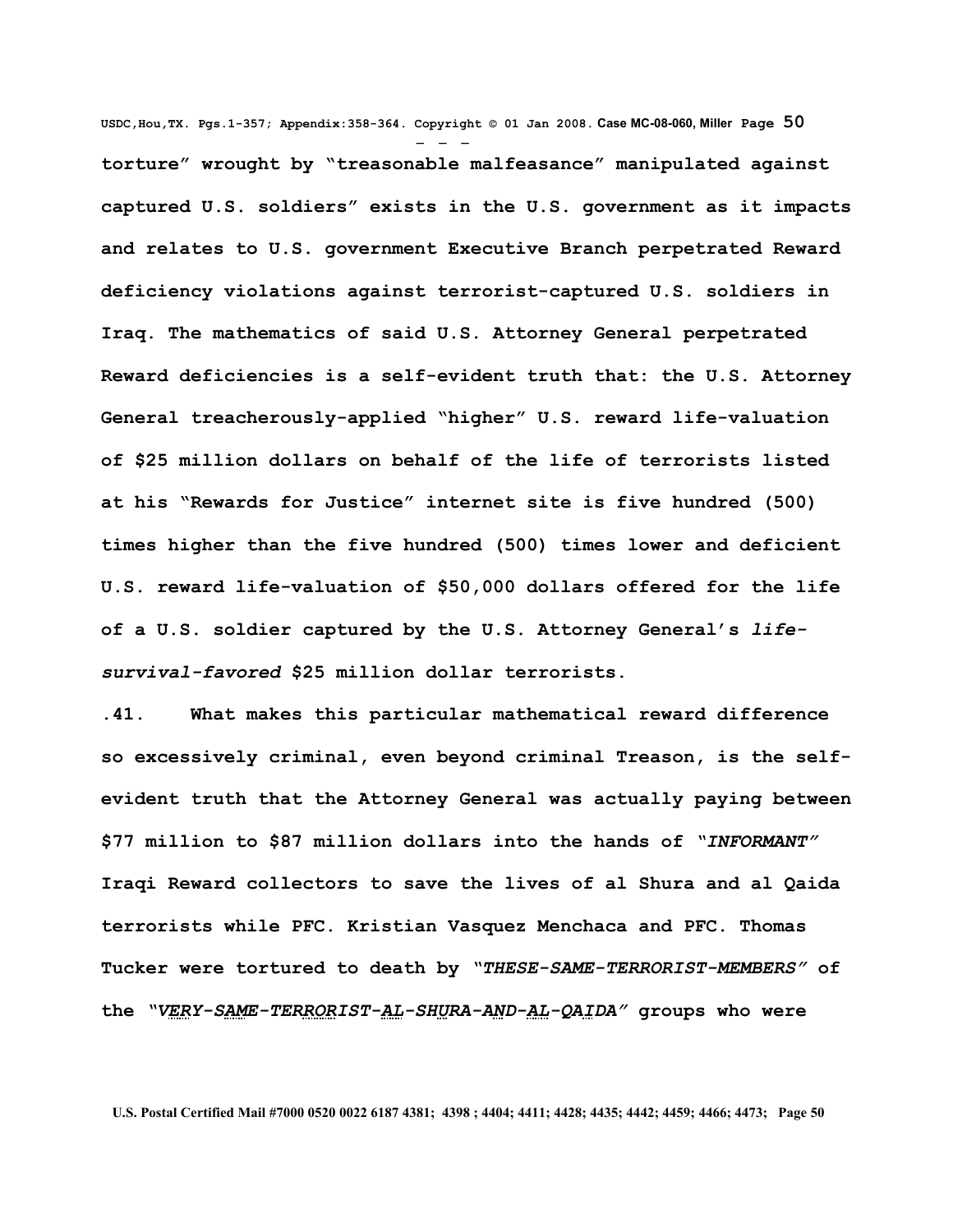**torture" wrought by "treasonable malfeasance" manipulated against captured U.S. soldiers" exists in the U.S. government as it impacts and relates to U.S. government Executive Branch perpetrated Reward deficiency violations against terrorist-captured U.S. soldiers in Iraq. The mathematics of said U.S. Attorney General perpetrated Reward deficiencies is a self-evident truth that: the U.S. Attorney General treacherously-applied "higher" U.S. reward life-valuation of $25 million dollars on behalf of the life of terrorists listed at his "Rewards for Justice" internet site is five hundred (500) times higher than the five hundred (500) times lower and deficient U.S. reward life-valuation of $50,000 dollars offered for the life of a U.S. soldier captured by the U.S. Attorney General's *life-survival-favored* $25 million dollar terrorists.**

**.41. What makes this particular mathematical reward difference so excessively criminal, even beyond criminal Treason, is the self-evident truth that the Attorney General was actually paying between $77 million to $87 million dollars into the hands of *"INFORMANT"* Iraqi Reward collectors to save the lives of al Shura and al Qaida terrorists while PFC. Kristian Vasquez Menchaca and PFC. Thomas Tucker were tortured to death by *"THESE-SAME-TERRORIST-MEMBERS"* of the *"VERY-SAME-TERRORIST-AL-SHURA-AND-AL-QAIDA"* groups who were**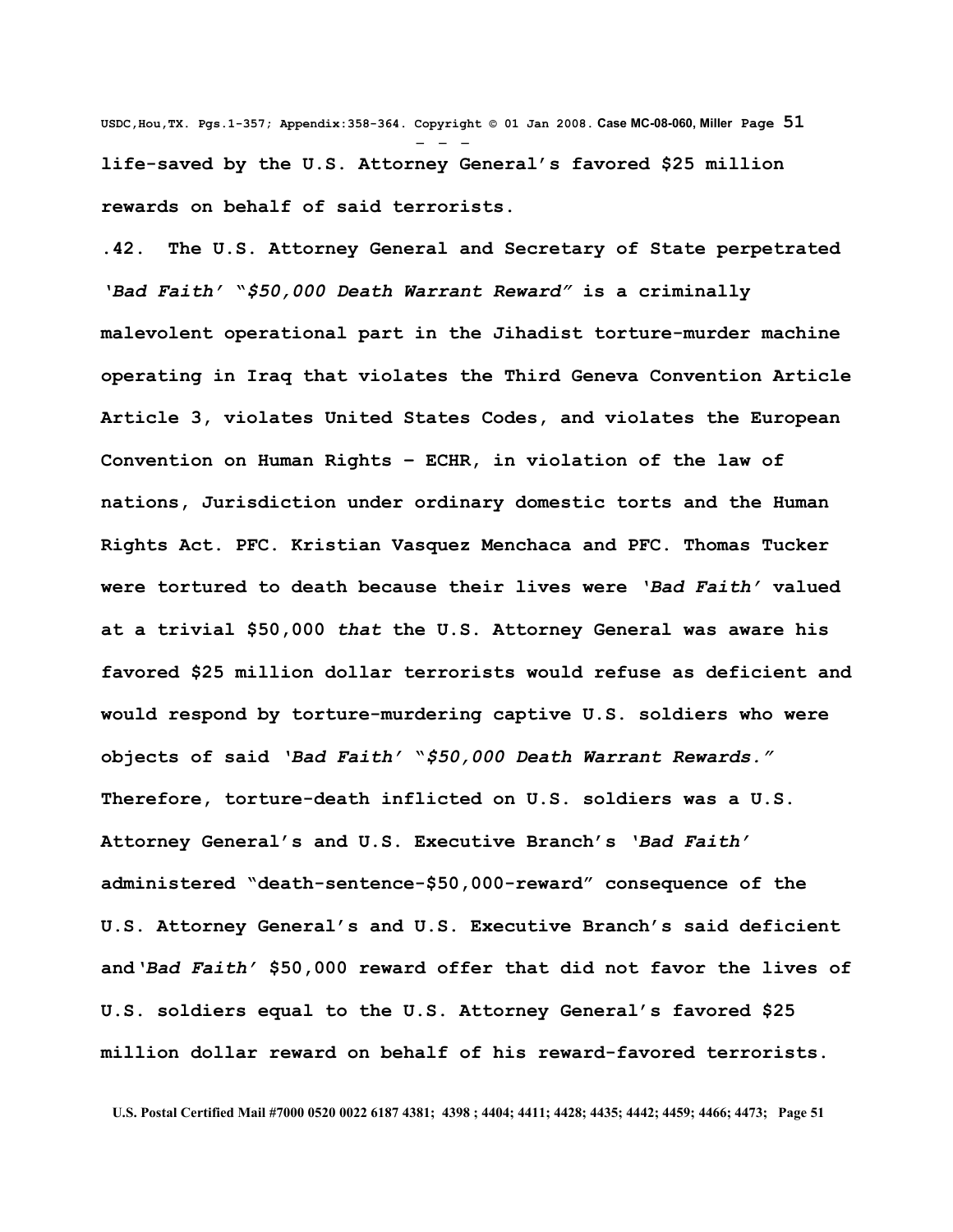**life-saved by the U.S. Attorney General's favored $25 million rewards on behalf of said terrorists.**

**.42. The U.S. Attorney General and Secretary of State perpetrated *'Bad Faith' "$50,000 Death Warrant Reward"* is a criminally malevolent operational part in the Jihadist torture-murder machine operating in Iraq that violates the Third Geneva Convention Article Article 3, violates United States Codes, and violates the European Convention on Human Rights – ECHR, in violation of the law of nations, Jurisdiction under ordinary domestic torts and the Human Rights Act. PFC. Kristian Vasquez Menchaca and PFC. Thomas Tucker were tortured to death because their lives were *'Bad Faith'* valued at a trivial $50,000 *that* the U.S. Attorney General was aware his favored $25 million dollar terrorists would refuse as deficient and would respond by torture-murdering captive U.S. soldiers who were objects of said *'Bad Faith' "$50,000 Death Warrant Rewards."* Therefore, torture-death inflicted on U.S. soldiers was a U.S. Attorney General's and U.S. Executive Branch's *'Bad Faith'* administered "death-sentence-$50,000-reward" consequence of the U.S. Attorney General's and U.S. Executive Branch's said deficient and *'Bad Faith'* $50,000 reward offer that did not favor the lives of U.S. soldiers equal to the U.S. Attorney General's favored $25 million dollar reward on behalf of his reward-favored terrorists.**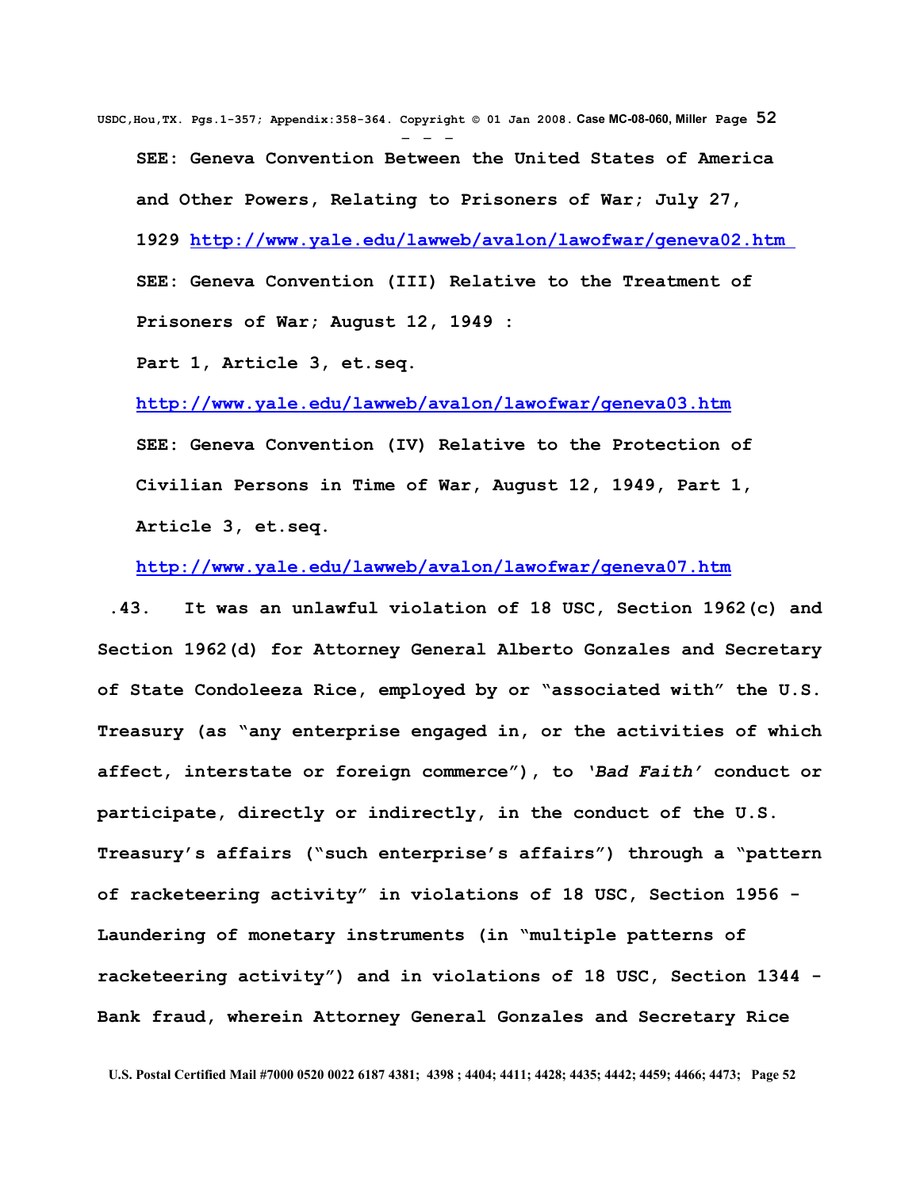**SEE: Geneva Convention Between the United States of America and Other Powers, Relating to Prisoners of War; July 27, 1929 http://www.yale.edu/lawweb/avalon/lawofwar/geneva02.htm**

**SEE: Geneva Convention (III) Relative to the Treatment of Prisoners of War; August 12, 1949 :**

**Part 1, Article 3, et.seq.**

**http://www.yale.edu/lawweb/avalon/lawofwar/geneva03.htm**

**SEE: Geneva Convention (IV) Relative to the Protection of Civilian Persons in Time of War, August 12, 1949, Part 1, Article 3, et.seq.**

**http://www.yale.edu/lawweb/avalon/lawofwar/geneva07.htm**

**.43. It was an unlawful violation of 18 USC, Section 1962(c) and Section 1962(d) for Attorney General Alberto Gonzales and Secretary of State Condoleeza Rice, employed by or "associated with" the U.S. Treasury (as "any enterprise engaged in, or the activities of which affect, interstate or foreign commerce"), to *'Bad Faith'* conduct or participate, directly or indirectly, in the conduct of the U.S. Treasury's affairs ("such enterprise's affairs") through a "pattern of racketeering activity" in violations of 18 USC, Section 1956 - Laundering of monetary instruments (in "multiple patterns of racketeering activity") and in violations of 18 USC, Section 1344 - Bank fraud, wherein Attorney General Gonzales and Secretary Rice**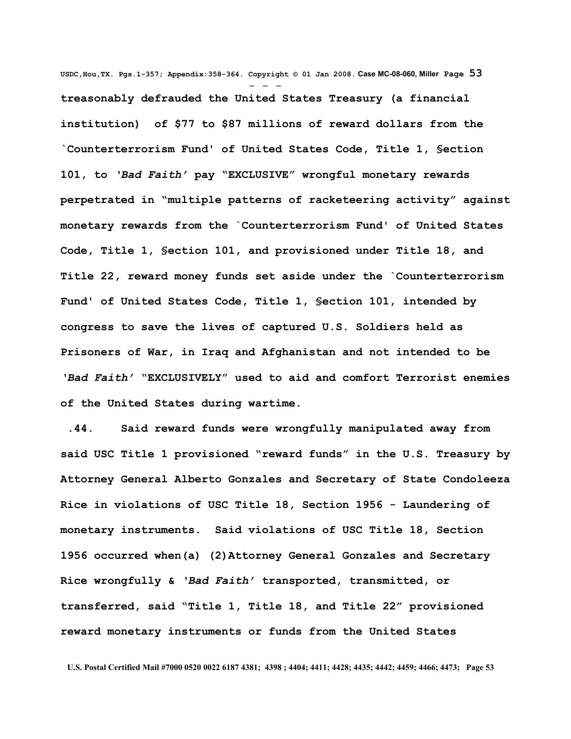**treasonably defrauded the United States Treasury (a financial institution) of $77 to $87 millions of reward dollars from the `Counterterrorism Fund' of United States Code, Title 1, §ection 101, to *'Bad Faith'* pay "EXCLUSIVE" wrongful monetary rewards perpetrated in "multiple patterns of racketeering activity" against monetary rewards from the `Counterterrorism Fund' of United States Code, Title 1, §ection 101, and provisioned under Title 18, and Title 22, reward money funds set aside under the `Counterterrorism Fund' of United States Code, Title 1, §ection 101, intended by congress to save the lives of captured U.S. Soldiers held as Prisoners of War, in Iraq and Afghanistan and not intended to be *'Bad Faith'* "EXCLUSIVELY" used to aid and comfort Terrorist enemies of the United States during wartime.**

**.44. Said reward funds were wrongfully manipulated away from said USC Title 1 provisioned "reward funds" in the U.S. Treasury by Attorney General Alberto Gonzales and Secretary of State Condoleeza Rice in violations of USC Title 18, Section 1956 - Laundering of monetary instruments. Said violations of USC Title 18, Section 1956 occurred when(a) (2)Attorney General Gonzales and Secretary Rice wrongfully & *'Bad Faith'* transported, transmitted, or transferred, said "Title 1, Title 18, and Title 22" provisioned reward monetary instruments or funds from the United States**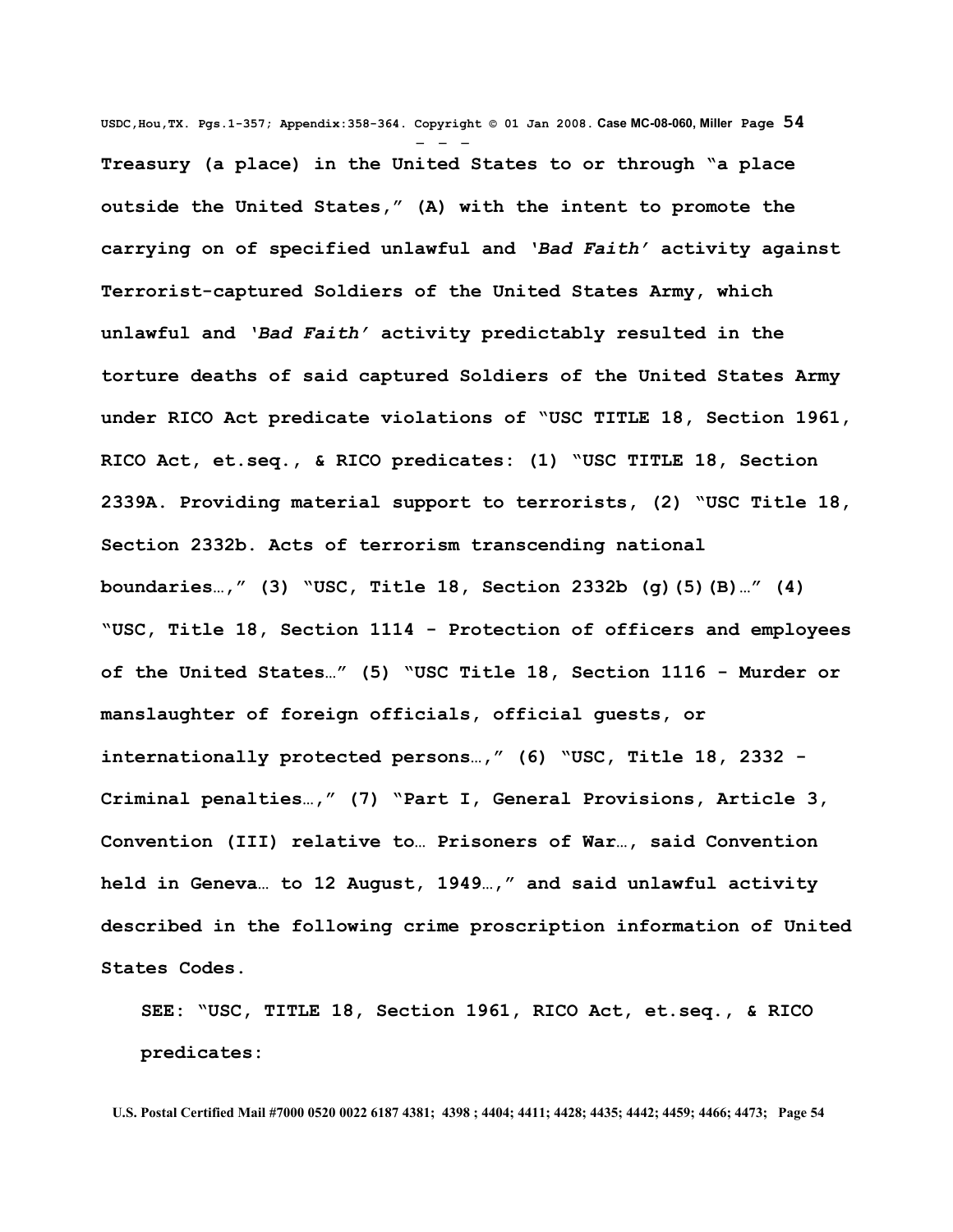**Treasury (a place) in the United States to or through "a place outside the United States," (A) with the intent to promote the carrying on of specified unlawful and *'Bad Faith'* activity against Terrorist-captured Soldiers of the United States Army, which unlawful and *'Bad Faith'* activity predictably resulted in the torture deaths of said captured Soldiers of the United States Army under RICO Act predicate violations of "USC TITLE 18, Section 1961, RICO Act, et.seq., & RICO predicates: (1) "USC TITLE 18, Section 2339A. Providing material support to terrorists, (2) "USC Title 18, Section 2332b. Acts of terrorism transcending national boundaries…," (3) "USC, Title 18, Section 2332b (g)(5)(B)…" (4) "USC, Title 18, Section 1114 - Protection of officers and employees of the United States…" (5) "USC Title 18, Section 1116 - Murder or manslaughter of foreign officials, official guests, or internationally protected persons…," (6) "USC, Title 18, 2332 - Criminal penalties…," (7) "Part I, General Provisions, Article 3, Convention (III) relative to… Prisoners of War…, said Convention held in Geneva… to 12 August, 1949…," and said unlawful activity described in the following crime proscription information of United States Codes.**

**SEE: "USC, TITLE 18, Section 1961, RICO Act, et.seq., & RICO predicates:**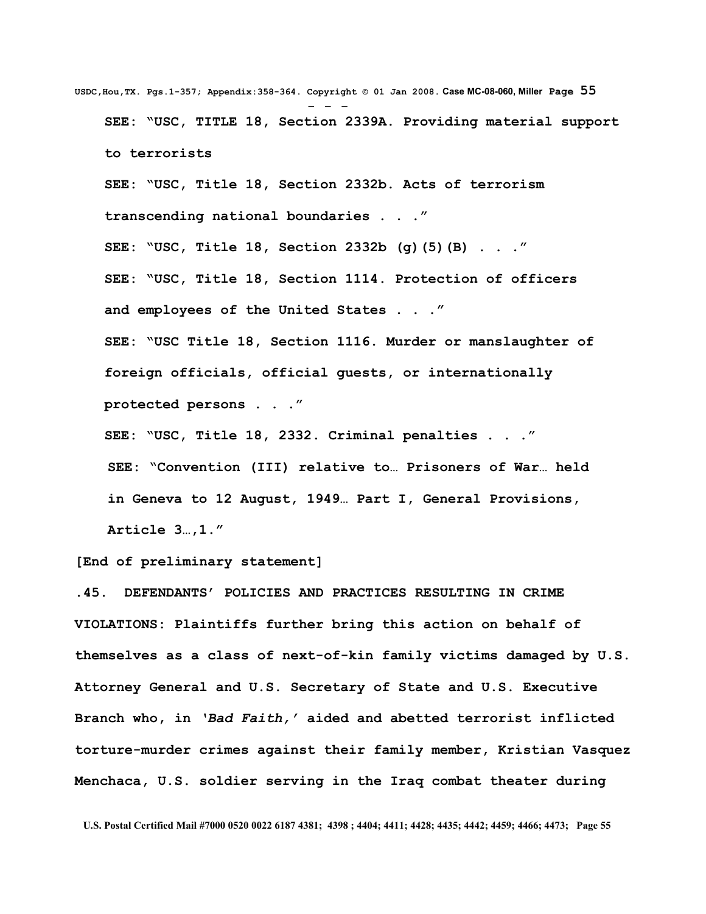**SEE: "USC, TITLE 18, Section 2339A. Providing material support to terrorists**

**SEE: "USC, Title 18, Section 2332b. Acts of terrorism transcending national boundaries . . ."**

**SEE: "USC, Title 18, Section 2332b (g)(5)(B) . . ."**

**SEE: "USC, Title 18, Section 1114. Protection of officers and employees of the United States . . ."**

**SEE: "USC Title 18, Section 1116. Murder or manslaughter of foreign officials, official guests, or internationally protected persons . . ."**

**SEE: "USC, Title 18, 2332. Criminal penalties . . ."**

**SEE: "Convention (III) relative to… Prisoners of War… held in Geneva to 12 August, 1949… Part I, General Provisions, Article 3…,1."**

**[End of preliminary statement]**

**.45. DEFENDANTS' POLICIES AND PRACTICES RESULTING IN CRIME VIOLATIONS: Plaintiffs further bring this action on behalf of themselves as a class of next-of-kin family victims damaged by U.S. Attorney General and U.S. Secretary of State and U.S. Executive Branch who, in *'Bad Faith,'* aided and abetted terrorist inflicted torture-murder crimes against their family member, Kristian Vasquez Menchaca, U.S. soldier serving in the Iraq combat theater during**

U.S. Postal Certified Mail #7000 0520 0022 6187 4381; 4398 ; 4404; 4411; 4428; 4435; 4442; 4459; 4466; 4473;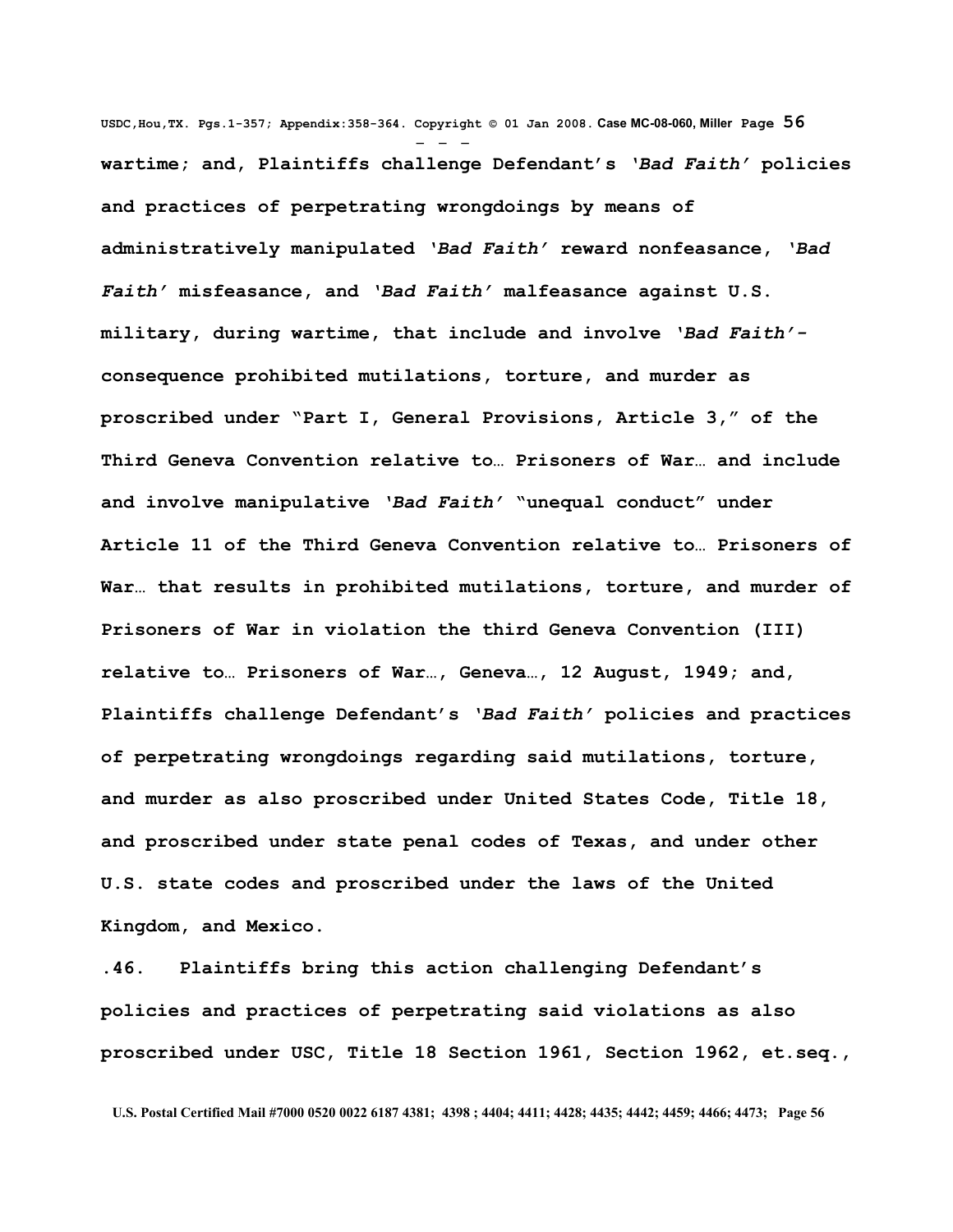**wartime; and, Plaintiffs challenge Defendant's *'Bad Faith'* policies and practices of perpetrating wrongdoings by means of administratively manipulated *'Bad Faith'* reward nonfeasance, *'Bad Faith'* misfeasance, and *'Bad Faith'* malfeasance against U.S. military, during wartime, that include and involve *'Bad Faith'*-consequence prohibited mutilations, torture, and murder as proscribed under "Part I, General Provisions, Article 3," of the Third Geneva Convention relative to… Prisoners of War… and include and involve manipulative *'Bad Faith'* "unequal conduct" under Article 11 of the Third Geneva Convention relative to… Prisoners of War… that results in prohibited mutilations, torture, and murder of Prisoners of War in violation the third Geneva Convention (III) relative to… Prisoners of War…, Geneva…, 12 August, 1949; and, Plaintiffs challenge Defendant's *'Bad Faith'* policies and practices of perpetrating wrongdoings regarding said mutilations, torture, and murder as also proscribed under United States Code, Title 18, and proscribed under state penal codes of Texas, and under other U.S. state codes and proscribed under the laws of the United Kingdom, and Mexico.**

**.46. Plaintiffs bring this action challenging Defendant's policies and practices of perpetrating said violations as also proscribed under USC, Title 18 Section 1961, Section 1962, et.seq.,**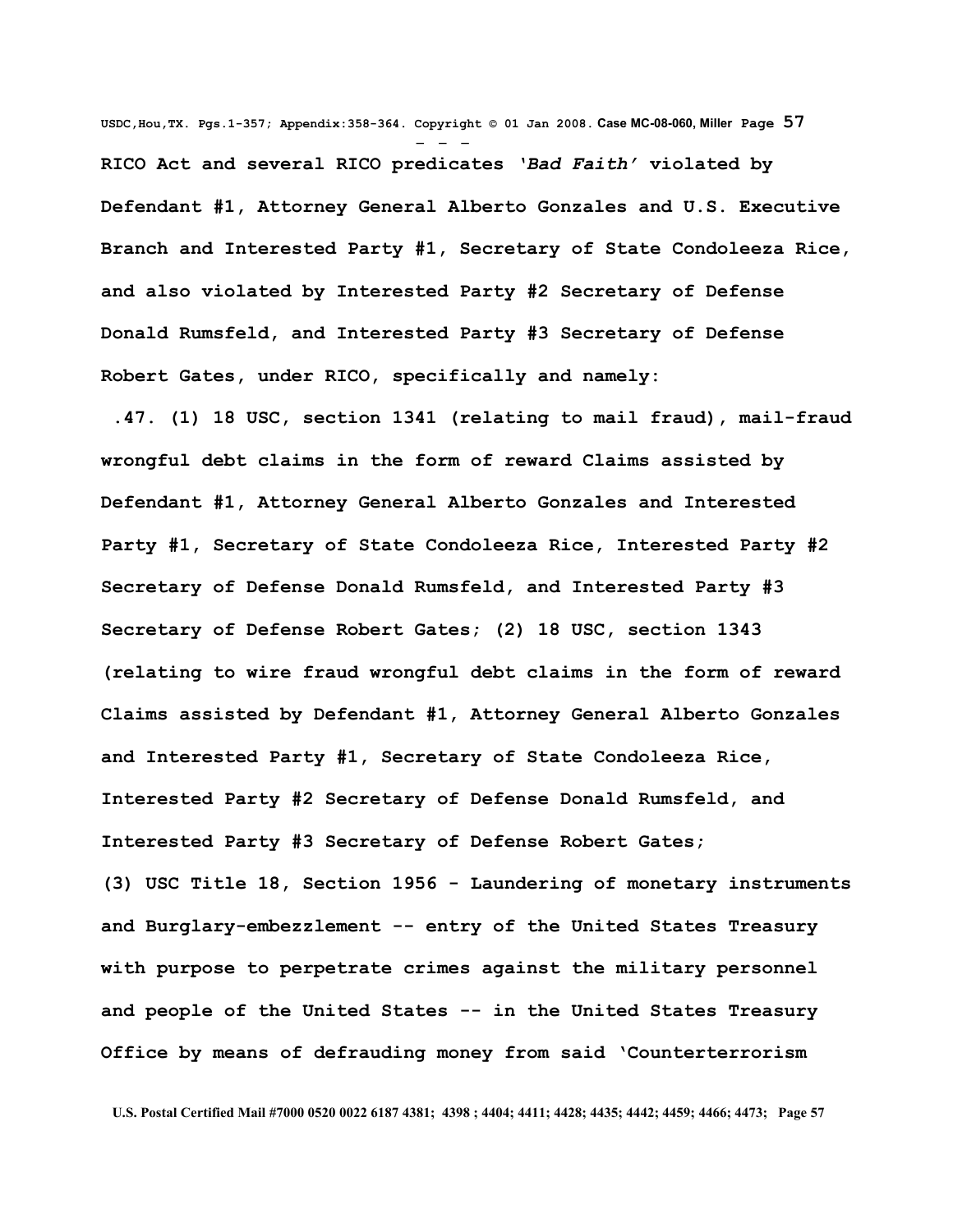**RICO Act and several RICO predicates *'Bad Faith'* violated by Defendant #1, Attorney General Alberto Gonzales and U.S. Executive Branch and Interested Party #1, Secretary of State Condoleeza Rice, and also violated by Interested Party #2 Secretary of Defense Donald Rumsfeld, and Interested Party #3 Secretary of Defense Robert Gates, under RICO, specifically and namely:**

**.47. (1) 18 USC, section 1341 (relating to mail fraud), mail-fraud wrongful debt claims in the form of reward Claims assisted by Defendant #1, Attorney General Alberto Gonzales and Interested Party #1, Secretary of State Condoleeza Rice, Interested Party #2 Secretary of Defense Donald Rumsfeld, and Interested Party #3 Secretary of Defense Robert Gates; (2) 18 USC, section 1343 (relating to wire fraud wrongful debt claims in the form of reward Claims assisted by Defendant #1, Attorney General Alberto Gonzales and Interested Party #1, Secretary of State Condoleeza Rice, Interested Party #2 Secretary of Defense Donald Rumsfeld, and Interested Party #3 Secretary of Defense Robert Gates;**

**(3) USC Title 18, Section 1956 - Laundering of monetary instruments and Burglary-embezzlement -- entry of the United States Treasury with purpose to perpetrate crimes against the military personnel and people of the United States -- in the United States Treasury Office by means of defrauding money from said 'Counterterrorism**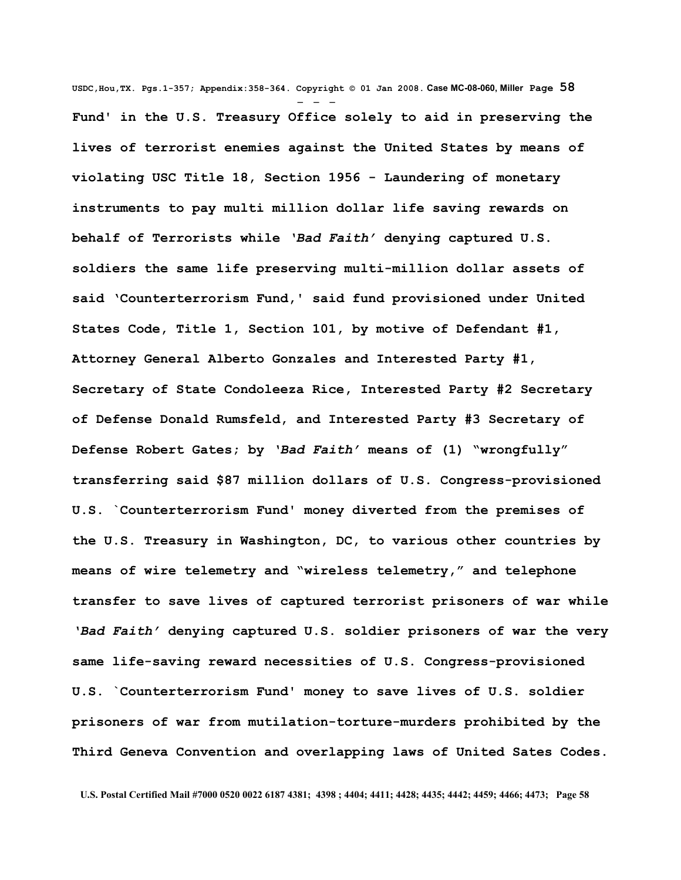**Fund' in the U.S. Treasury Office solely to aid in preserving the lives of terrorist enemies against the United States by means of violating USC Title 18, Section 1956 - Laundering of monetary instruments to pay multi million dollar life saving rewards on behalf of Terrorists while *'Bad Faith'* denying captured U.S. soldiers the same life preserving multi-million dollar assets of said 'Counterterrorism Fund,' said fund provisioned under United States Code, Title 1, Section 101, by motive of Defendant #1, Attorney General Alberto Gonzales and Interested Party #1, Secretary of State Condoleeza Rice, Interested Party #2 Secretary of Defense Donald Rumsfeld, and Interested Party #3 Secretary of Defense Robert Gates; by *'Bad Faith'* means of (1) "wrongfully" transferring said $87 million dollars of U.S. Congress-provisioned U.S. `Counterterrorism Fund' money diverted from the premises of the U.S. Treasury in Washington, DC, to various other countries by means of wire telemetry and "wireless telemetry," and telephone transfer to save lives of captured terrorist prisoners of war while *'Bad Faith'* denying captured U.S. soldier prisoners of war the very same life-saving reward necessities of U.S. Congress-provisioned U.S. `Counterterrorism Fund' money to save lives of U.S. soldier prisoners of war from mutilation-torture-murders prohibited by the Third Geneva Convention and overlapping laws of United Sates Codes.**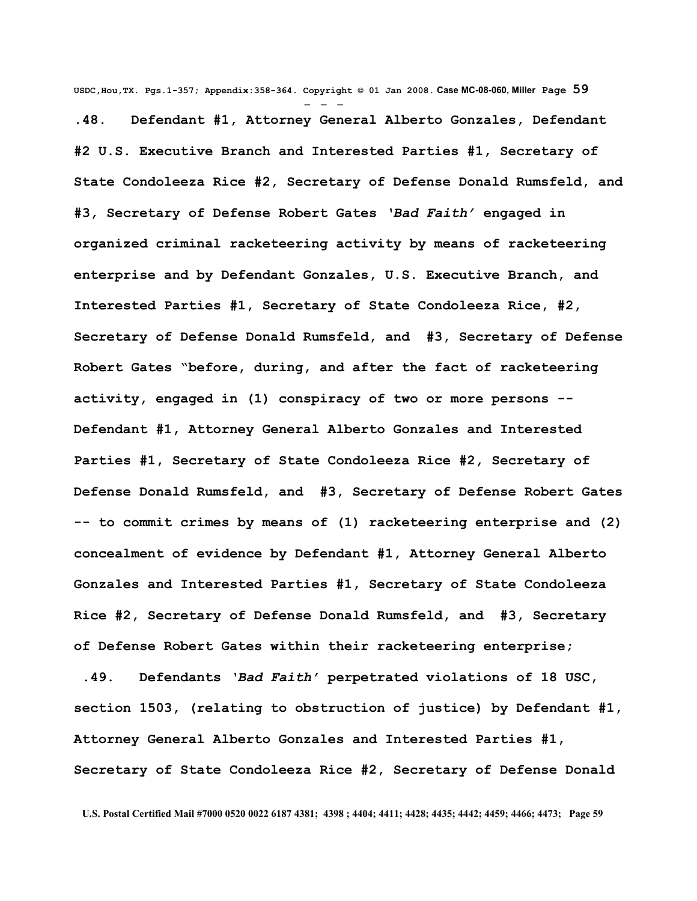**.48. Defendant #1, Attorney General Alberto Gonzales, Defendant #2 U.S. Executive Branch and Interested Parties #1, Secretary of State Condoleeza Rice #2, Secretary of Defense Donald Rumsfeld, and #3, Secretary of Defense Robert Gates *'Bad Faith'* engaged in organized criminal racketeering activity by means of racketeering enterprise and by Defendant Gonzales, U.S. Executive Branch, and Interested Parties #1, Secretary of State Condoleeza Rice, #2, Secretary of Defense Donald Rumsfeld, and #3, Secretary of Defense Robert Gates "before, during, and after the fact of racketeering activity, engaged in (1) conspiracy of two or more persons -- Defendant #1, Attorney General Alberto Gonzales and Interested Parties #1, Secretary of State Condoleeza Rice #2, Secretary of Defense Donald Rumsfeld, and #3, Secretary of Defense Robert Gates -- to commit crimes by means of (1) racketeering enterprise and (2) concealment of evidence by Defendant #1, Attorney General Alberto Gonzales and Interested Parties #1, Secretary of State Condoleeza Rice #2, Secretary of Defense Donald Rumsfeld, and #3, Secretary of Defense Robert Gates within their racketeering enterprise;**

**.49. Defendants *'Bad Faith'* perpetrated violations of 18 USC, section 1503, (relating to obstruction of justice) by Defendant #1, Attorney General Alberto Gonzales and Interested Parties #1, Secretary of State Condoleeza Rice #2, Secretary of Defense Donald**

**U.S. Postal Certified Mail #7000 0520 0022 6187 4381; 4398 ; 4404; 4411; 4428; 4435; 4442; 4459; 4466; 4473;**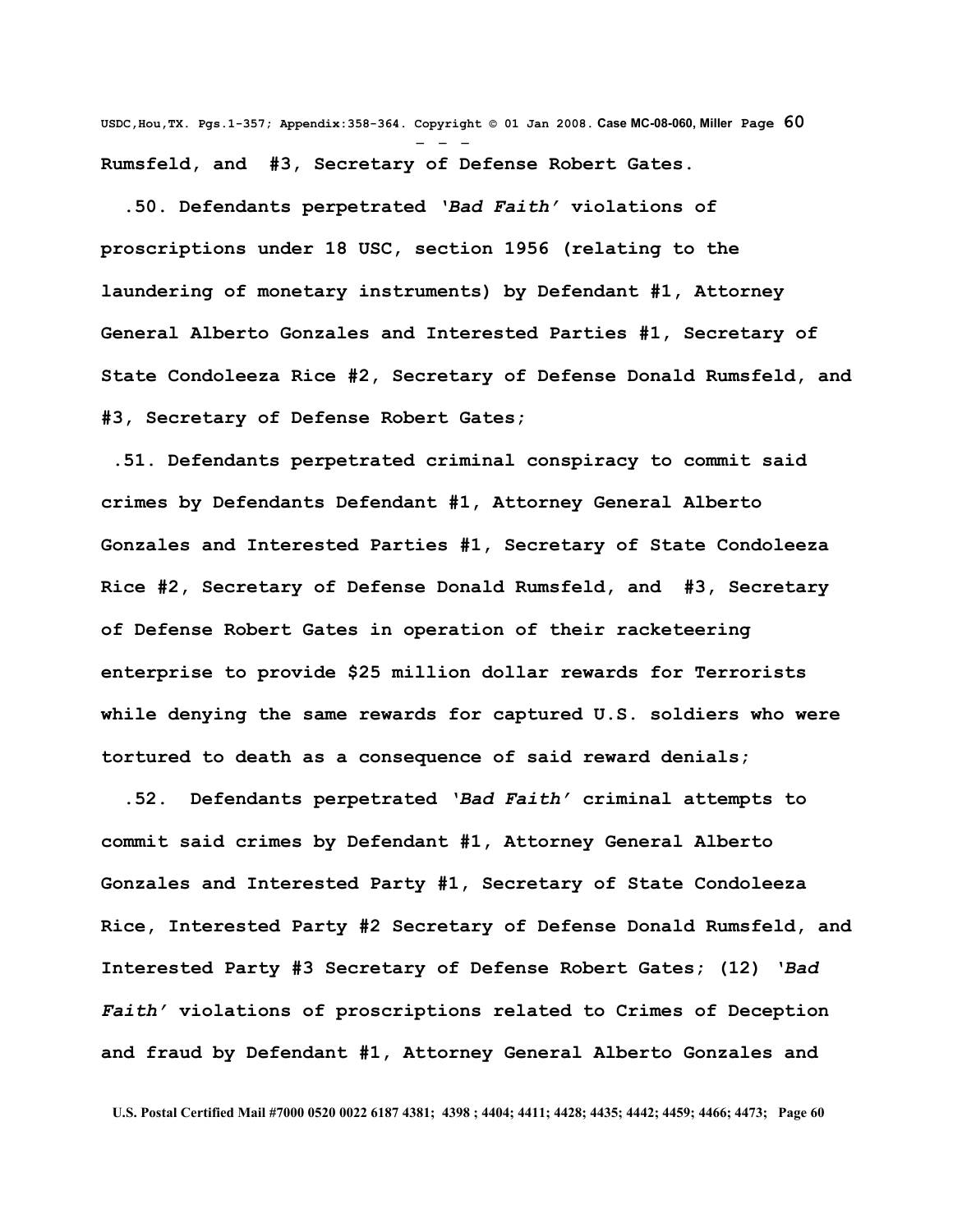**Rumsfeld, and #3, Secretary of Defense Robert Gates.**

**.50. Defendants perpetrated *'Bad Faith'* violations of proscriptions under 18 USC, section 1956 (relating to the laundering of monetary instruments) by Defendant #1, Attorney General Alberto Gonzales and Interested Parties #1, Secretary of State Condoleeza Rice #2, Secretary of Defense Donald Rumsfeld, and #3, Secretary of Defense Robert Gates;**

**.51. Defendants perpetrated criminal conspiracy to commit said crimes by Defendants Defendant #1, Attorney General Alberto Gonzales and Interested Parties #1, Secretary of State Condoleeza Rice #2, Secretary of Defense Donald Rumsfeld, and #3, Secretary of Defense Robert Gates in operation of their racketeering enterprise to provide $25 million dollar rewards for Terrorists while denying the same rewards for captured U.S. soldiers who were tortured to death as a consequence of said reward denials;**

**.52. Defendants perpetrated *'Bad Faith'* criminal attempts to commit said crimes by Defendant #1, Attorney General Alberto Gonzales and Interested Party #1, Secretary of State Condoleeza Rice, Interested Party #2 Secretary of Defense Donald Rumsfeld, and Interested Party #3 Secretary of Defense Robert Gates; (12) *'Bad Faith'* violations of proscriptions related to Crimes of Deception and fraud by Defendant #1, Attorney General Alberto Gonzales and**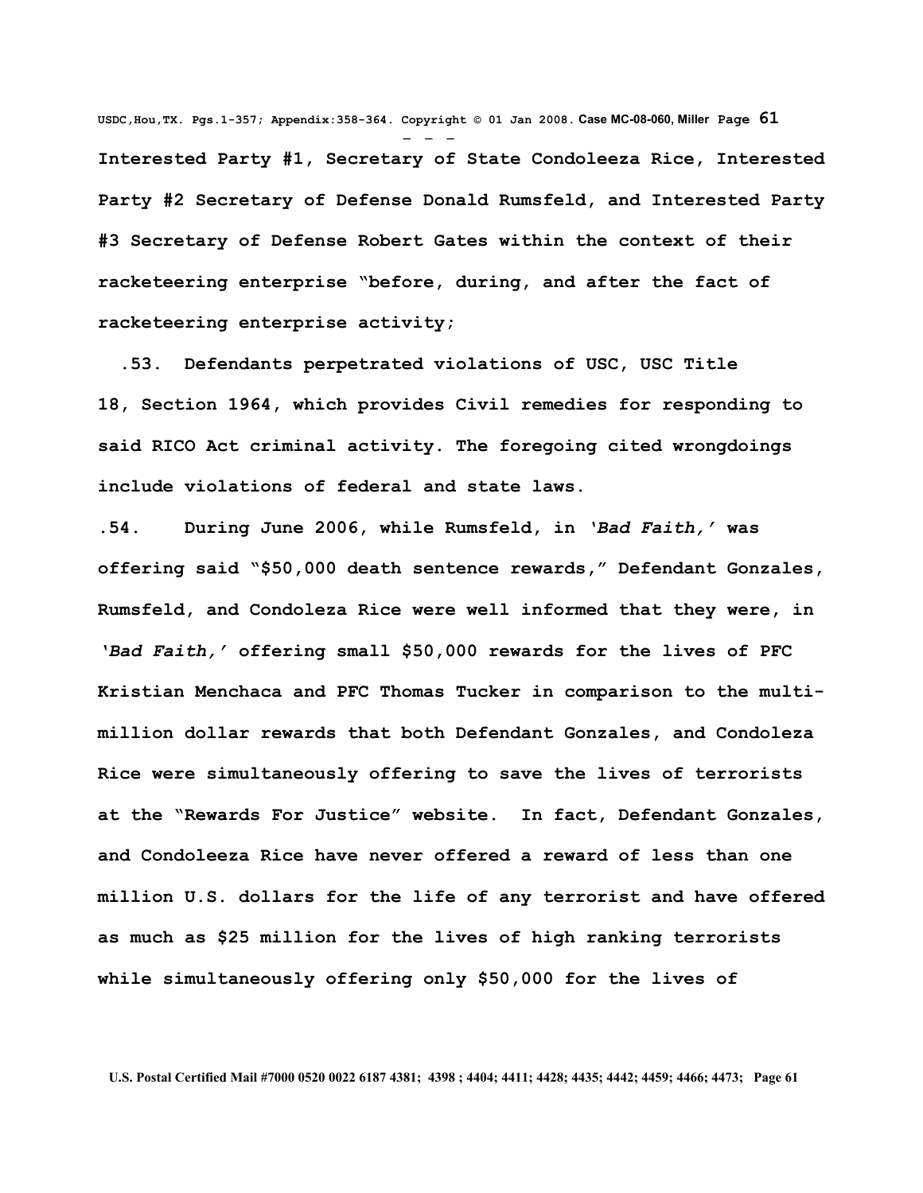**Interested Party #1, Secretary of State Condoleeza Rice, Interested Party #2 Secretary of Defense Donald Rumsfeld, and Interested Party #3 Secretary of Defense Robert Gates within the context of their racketeering enterprise "before, during, and after the fact of racketeering enterprise activity;**

**.53. Defendants perpetrated violations of USC, USC Title 18, Section 1964, which provides Civil remedies for responding to said RICO Act criminal activity. The foregoing cited wrongdoings include violations of federal and state laws.**

**.54. During June 2006, while Rumsfeld, in *'Bad Faith,'* was offering said "$50,000 death sentence rewards," Defendant Gonzales, Rumsfeld, and Condoleza Rice were well informed that they were, in *'Bad Faith,'* offering small $50,000 rewards for the lives of PFC Kristian Menchaca and PFC Thomas Tucker in comparison to the multi-million dollar rewards that both Defendant Gonzales, and Condoleza Rice were simultaneously offering to save the lives of terrorists at the "Rewards For Justice" website. In fact, Defendant Gonzales, and Condoleeza Rice have never offered a reward of less than one million U.S. dollars for the life of any terrorist and have offered as much as $25 million for the lives of high ranking terrorists while simultaneously offering only $50,000 for the lives of**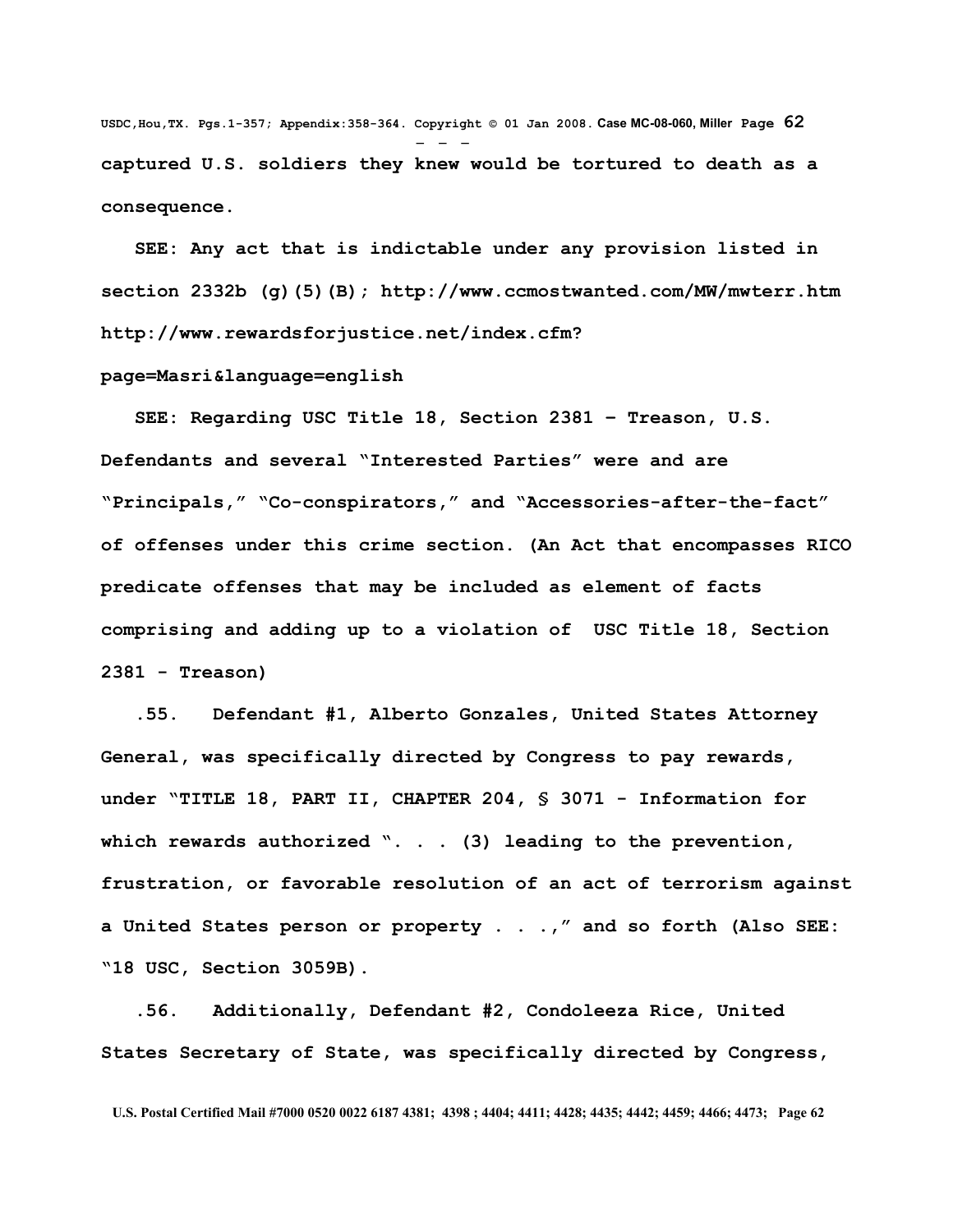**captured U.S. soldiers they knew would be tortured to death as a consequence.**

**SEE: Any act that is indictable under any provision listed in section 2332b (g)(5)(B); http://www.ccmostwanted.com/MW/mwterr.htm http://www.rewardsforjustice.net/index.cfm?page=Masri&language=english**

**SEE: Regarding USC Title 18, Section 2381 – Treason, U.S. Defendants and several "Interested Parties" were and are "Principals," "Co-conspirators," and "Accessories-after-the-fact" of offenses under this crime section. (An Act that encompasses RICO predicate offenses that may be included as element of facts comprising and adding up to a violation of USC Title 18, Section 2381 - Treason)**

**.55. Defendant #1, Alberto Gonzales, United States Attorney General, was specifically directed by Congress to pay rewards, under "TITLE 18, PART II, CHAPTER 204, § 3071 - Information for which rewards authorized ". . . (3) leading to the prevention, frustration, or favorable resolution of an act of terrorism against a United States person or property . . .," and so forth (Also SEE: "18 USC, Section 3059B).**

**.56. Additionally, Defendant #2, Condoleeza Rice, United States Secretary of State, was specifically directed by Congress,**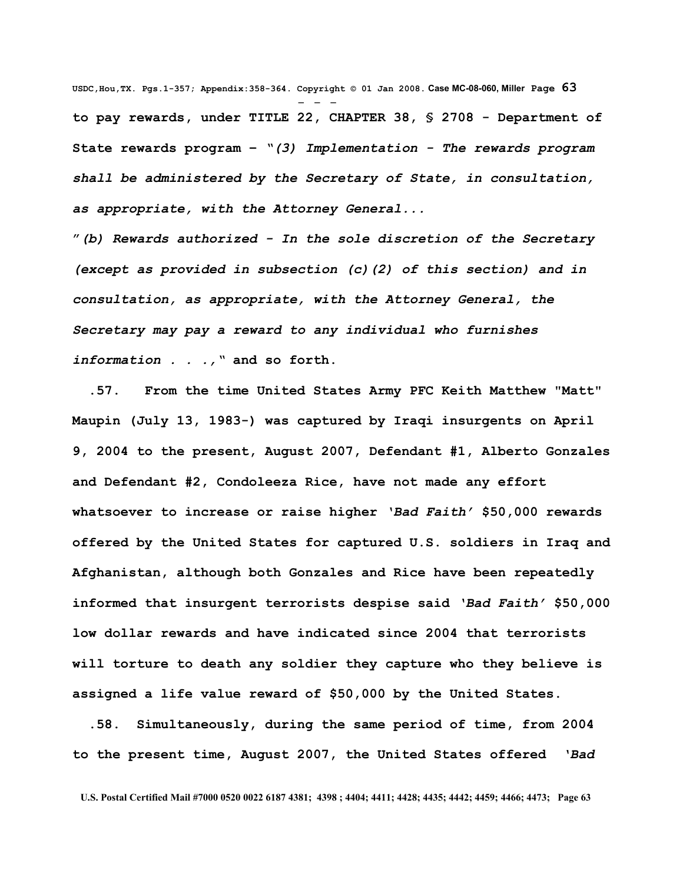**to pay rewards, under TITLE 22, CHAPTER 38, § 2708 - Department of State rewards program – "*(3) Implementation - The rewards program shall be administered by the Secretary of State, in consultation, as appropriate, with the Attorney General...***

***"(b) Rewards authorized - In the sole discretion of the Secretary (except as provided in subsection (c)(2) of this section) and in consultation, as appropriate, with the Attorney General, the Secretary may pay a reward to any individual who furnishes information . . .,*" and so forth.**

**.57. From the time United States Army PFC Keith Matthew "Matt" Maupin (July 13, 1983-) was captured by Iraqi insurgents on April 9, 2004 to the present, August 2007, Defendant #1, Alberto Gonzales and Defendant #2, Condoleeza Rice, have not made any effort whatsoever to increase or raise higher *'Bad Faith'* $50,000 rewards offered by the United States for captured U.S. soldiers in Iraq and Afghanistan, although both Gonzales and Rice have been repeatedly informed that insurgent terrorists despise said *'Bad Faith'* $50,000 low dollar rewards and have indicated since 2004 that terrorists will torture to death any soldier they capture who they believe is assigned a life value reward of $50,000 by the United States.**

**.58. Simultaneously, during the same period of time, from 2004 to the present time, August 2007, the United States offered *'Bad***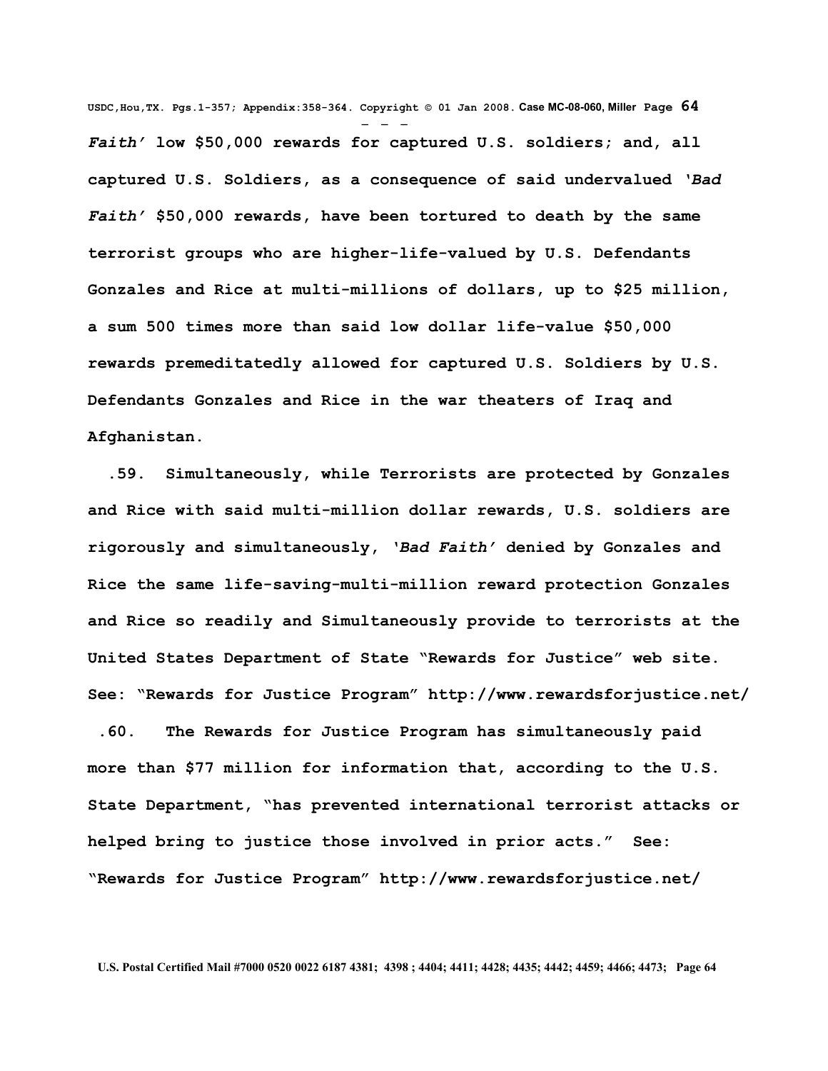***Faith'* low $50,000 rewards for captured U.S. soldiers; and, all captured U.S. Soldiers, as a consequence of said undervalued *'Bad Faith'* $50,000 rewards, have been tortured to death by the same terrorist groups who are higher-life-valued by U.S. Defendants Gonzales and Rice at multi-millions of dollars, up to $25 million, a sum 500 times more than said low dollar life-value $50,000 rewards premeditatedly allowed for captured U.S. Soldiers by U.S. Defendants Gonzales and Rice in the war theaters of Iraq and Afghanistan.**

**.59. Simultaneously, while Terrorists are protected by Gonzales and Rice with said multi-million dollar rewards, U.S. soldiers are rigorously and simultaneously, *'Bad Faith'* denied by Gonzales and Rice the same life-saving-multi-million reward protection Gonzales and Rice so readily and Simultaneously provide to terrorists at the United States Department of State "Rewards for Justice" web site. See: "Rewards for Justice Program" http://www.rewardsforjustice.net/**

**.60. The Rewards for Justice Program has simultaneously paid more than $77 million for information that, according to the U.S. State Department, "has prevented international terrorist attacks or helped bring to justice those involved in prior acts." See: "Rewards for Justice Program" http://www.rewardsforjustice.net/**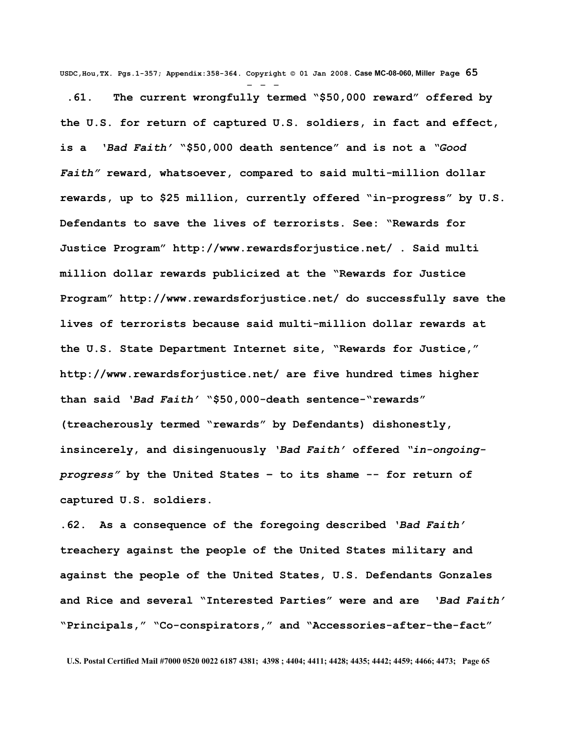**.61. The current wrongfully termed "$50,000 reward" offered by the U.S. for return of captured U.S. soldiers, in fact and effect, is a *'Bad Faith'* "$50,000 death sentence" and is not a *"Good Faith"* reward, whatsoever, compared to said multi-million dollar rewards, up to $25 million, currently offered "in-progress" by U.S. Defendants to save the lives of terrorists. See: "Rewards for Justice Program" http://www.rewardsforjustice.net/ . Said multi million dollar rewards publicized at the "Rewards for Justice Program" http://www.rewardsforjustice.net/ do successfully save the lives of terrorists because said multi-million dollar rewards at the U.S. State Department Internet site, "Rewards for Justice," http://www.rewardsforjustice.net/ are five hundred times higher than said *'Bad Faith'* "$50,000-death sentence-"rewards" (treacherously termed "rewards" by Defendants) dishonestly, insincerely, and disingenuously *'Bad Faith'* offered *"in-ongoing-progress"* by the United States – to its shame -- for return of captured U.S. soldiers.**

**.62. As a consequence of the foregoing described *'Bad Faith'* treachery against the people of the United States military and against the people of the United States, U.S. Defendants Gonzales and Rice and several "Interested Parties" were and are *'Bad Faith'* "Principals," "Co-conspirators," and "Accessories-after-the-fact"**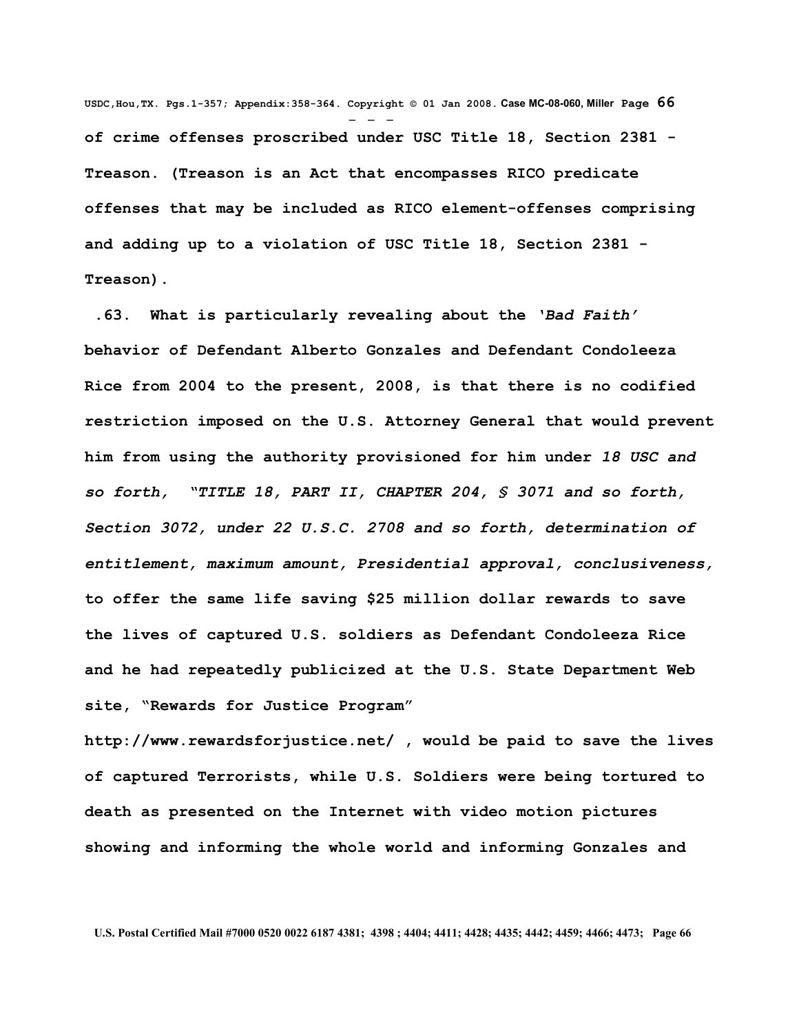**of crime offenses proscribed under USC Title 18, Section 2381 - Treason. (Treason is an Act that encompasses RICO predicate offenses that may be included as RICO element-offenses comprising and adding up to a violation of USC Title 18, Section 2381 - Treason).**

**.63. What is particularly revealing about the *'Bad Faith'* behavior of Defendant Alberto Gonzales and Defendant Condoleeza Rice from 2004 to the present, 2008, is that there is no codified restriction imposed on the U.S. Attorney General that would prevent him from using the authority provisioned for him under *18 USC and so forth, "TITLE 18, PART II, CHAPTER 204, § 3071 and so forth, Section 3072, under 22 U.S.C. 2708 and so forth, determination of entitlement, maximum amount, Presidential approval, conclusiveness,* to offer the same life saving $25 million dollar rewards to save the lives of captured U.S. soldiers as Defendant Condoleeza Rice and he had repeatedly publicized at the U.S. State Department Web site, "Rewards for Justice Program" http://www.rewardsforjustice.net/ , would be paid to save the lives of captured Terrorists, while U.S. Soldiers were being tortured to death as presented on the Internet with video motion pictures showing and informing the whole world and informing Gonzales and**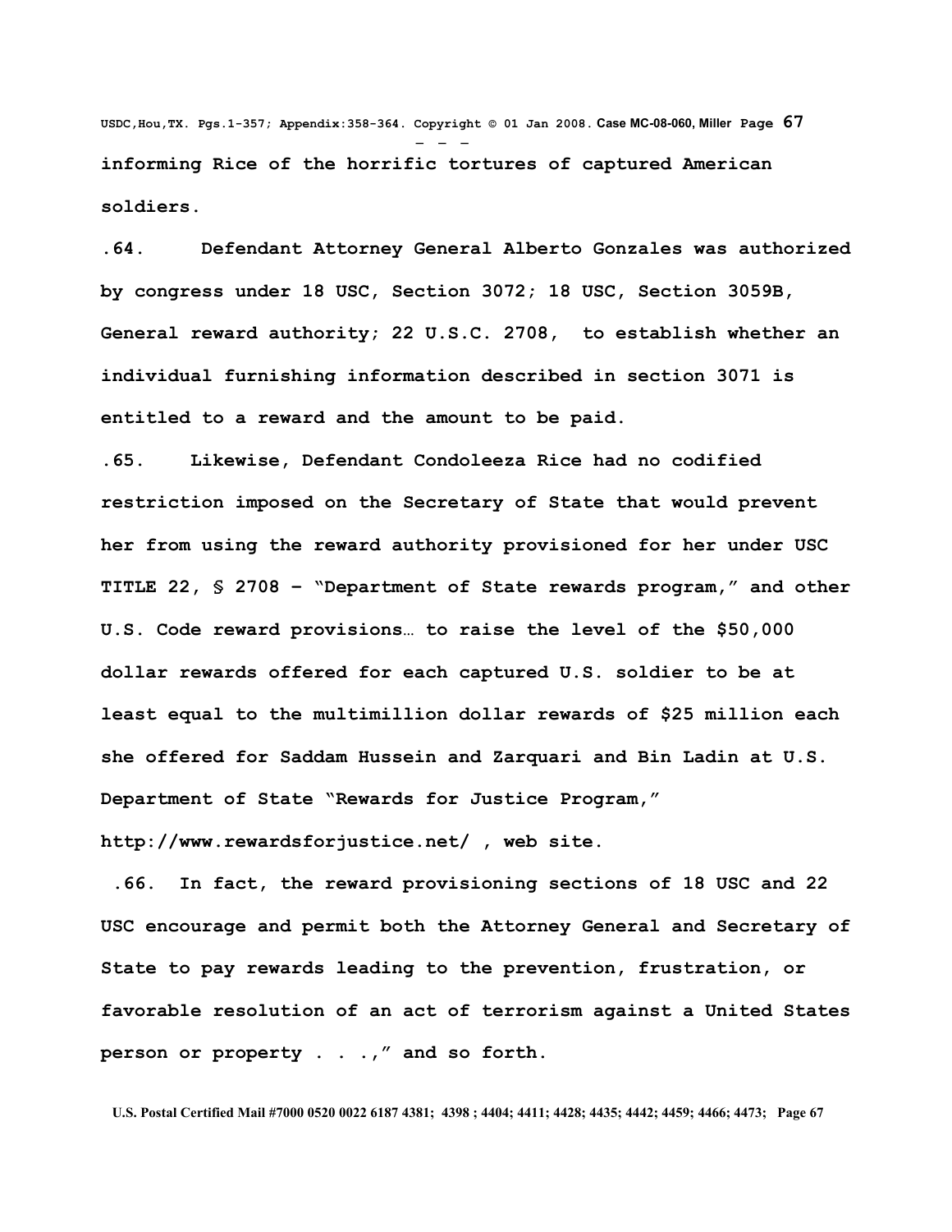**informing Rice of the horrific tortures of captured American soldiers.**

**.64. Defendant Attorney General Alberto Gonzales was authorized by congress under 18 USC, Section 3072; 18 USC, Section 3059B, General reward authority; 22 U.S.C. 2708, to establish whether an individual furnishing information described in section 3071 is entitled to a reward and the amount to be paid.**

**.65. Likewise, Defendant Condoleeza Rice had no codified restriction imposed on the Secretary of State that would prevent her from using the reward authority provisioned for her under USC TITLE 22, § 2708 – "Department of State rewards program," and other U.S. Code reward provisions… to raise the level of the $50,000 dollar rewards offered for each captured U.S. soldier to be at least equal to the multimillion dollar rewards of $25 million each she offered for Saddam Hussein and Zarquari and Bin Ladin at U.S. Department of State "Rewards for Justice Program," http://www.rewardsforjustice.net/ , web site.**

**.66. In fact, the reward provisioning sections of 18 USC and 22 USC encourage and permit both the Attorney General and Secretary of State to pay rewards leading to the prevention, frustration, or favorable resolution of an act of terrorism against a United States person or property . . .," and so forth.**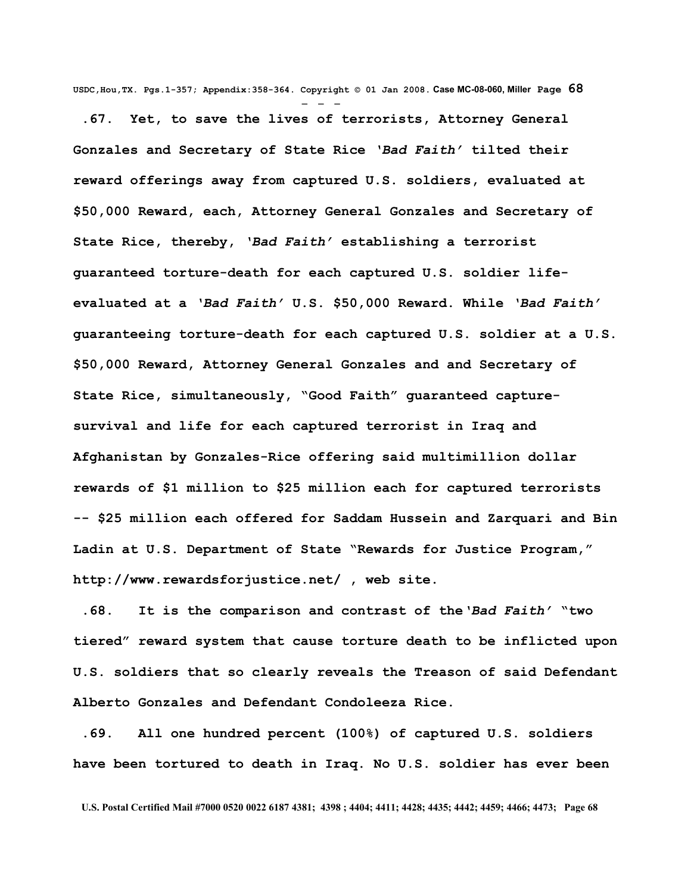**.67. Yet, to save the lives of terrorists, Attorney General Gonzales and Secretary of State Rice *'Bad Faith'* tilted their reward offerings away from captured U.S. soldiers, evaluated at $50,000 Reward, each, Attorney General Gonzales and Secretary of State Rice, thereby, *'Bad Faith'* establishing a terrorist guaranteed torture-death for each captured U.S. soldier life-evaluated at a *'Bad Faith'* U.S. $50,000 Reward. While *'Bad Faith'* guaranteeing torture-death for each captured U.S. soldier at a U.S. $50,000 Reward, Attorney General Gonzales and and Secretary of State Rice, simultaneously, "Good Faith" guaranteed capture-survival and life for each captured terrorist in Iraq and Afghanistan by Gonzales-Rice offering said multimillion dollar rewards of $1 million to $25 million each for captured terrorists -- $25 million each offered for Saddam Hussein and Zarquari and Bin Ladin at U.S. Department of State "Rewards for Justice Program," http://www.rewardsforjustice.net/ , web site.**

**.68. It is the comparison and contrast of the*'Bad Faith'* "two tiered" reward system that cause torture death to be inflicted upon U.S. soldiers that so clearly reveals the Treason of said Defendant Alberto Gonzales and Defendant Condoleeza Rice.**

**.69. All one hundred percent (100%) of captured U.S. soldiers have been tortured to death in Iraq. No U.S. soldier has ever been**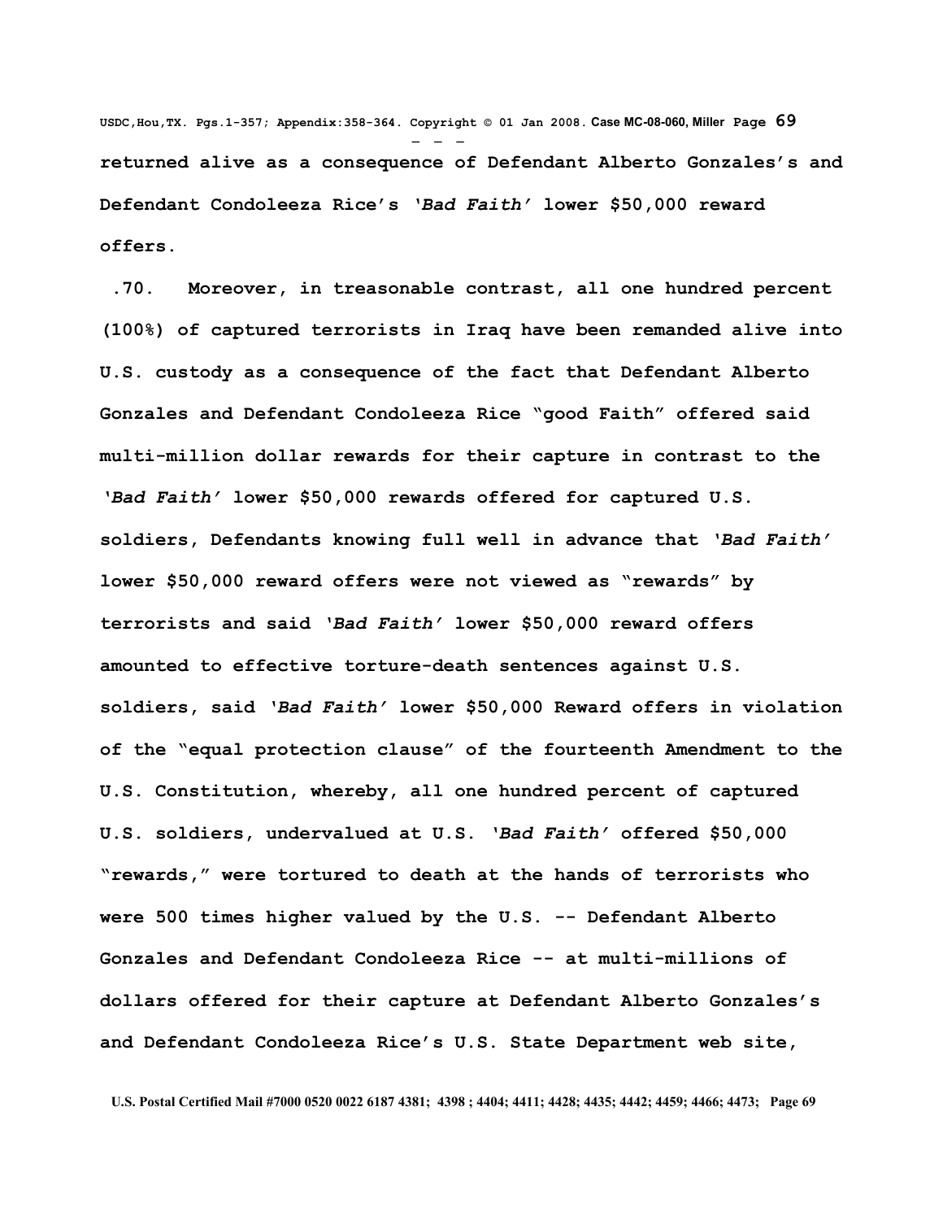**returned alive as a consequence of Defendant Alberto Gonzales's and Defendant Condoleeza Rice's *'Bad Faith'* lower $50,000 reward offers.**

**.70. Moreover, in treasonable contrast, all one hundred percent (100%) of captured terrorists in Iraq have been remanded alive into U.S. custody as a consequence of the fact that Defendant Alberto Gonzales and Defendant Condoleeza Rice "good Faith" offered said multi-million dollar rewards for their capture in contrast to the *'Bad Faith'* lower $50,000 rewards offered for captured U.S. soldiers, Defendants knowing full well in advance that *'Bad Faith'* lower $50,000 reward offers were not viewed as "rewards" by terrorists and said *'Bad Faith'* lower $50,000 reward offers amounted to effective torture-death sentences against U.S. soldiers, said *'Bad Faith'* lower $50,000 Reward offers in violation of the "equal protection clause" of the fourteenth Amendment to the U.S. Constitution, whereby, all one hundred percent of captured U.S. soldiers, undervalued at U.S. *'Bad Faith'* offered $50,000 "rewards," were tortured to death at the hands of terrorists who were 500 times higher valued by the U.S. -- Defendant Alberto Gonzales and Defendant Condoleeza Rice -- at multi-millions of dollars offered for their capture at Defendant Alberto Gonzales's and Defendant Condoleeza Rice's U.S. State Department web site,**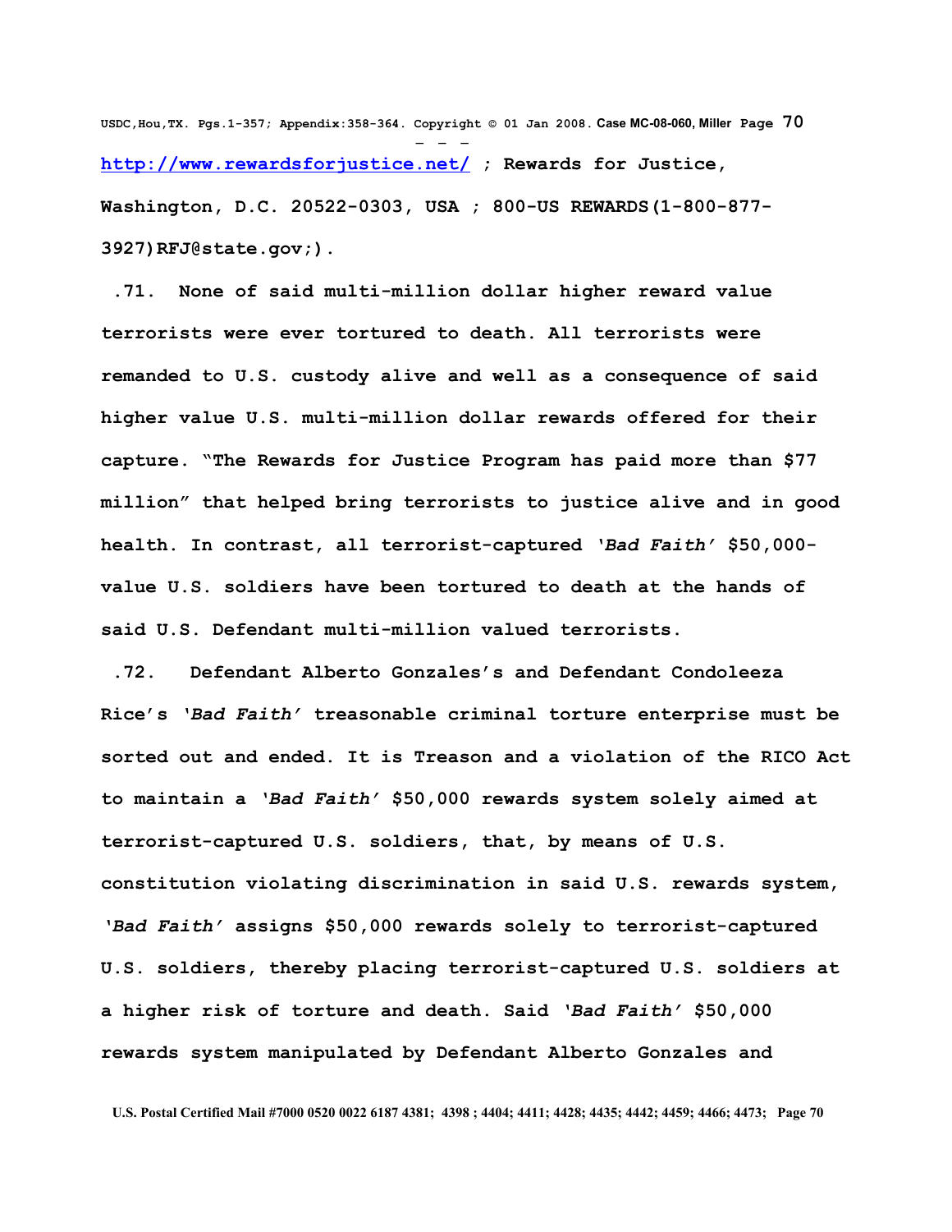**http://www.rewardsforjustice.net/ ; Rewards for Justice, Washington, D.C. 20522-0303, USA ; 800-US REWARDS(1-800-877-3927)RFJ@state.gov;).**

**.71. None of said multi-million dollar higher reward value terrorists were ever tortured to death. All terrorists were remanded to U.S. custody alive and well as a consequence of said higher value U.S. multi-million dollar rewards offered for their capture. "The Rewards for Justice Program has paid more than $77 million" that helped bring terrorists to justice alive and in good health. In contrast, all terrorist-captured *'Bad Faith'* $50,000-value U.S. soldiers have been tortured to death at the hands of said U.S. Defendant multi-million valued terrorists.**

**.72. Defendant Alberto Gonzales's and Defendant Condoleeza Rice's *'Bad Faith'* treasonable criminal torture enterprise must be sorted out and ended. It is Treason and a violation of the RICO Act to maintain a *'Bad Faith'* $50,000 rewards system solely aimed at terrorist-captured U.S. soldiers, that, by means of U.S. constitution violating discrimination in said U.S. rewards system, *'Bad Faith'* assigns $50,000 rewards solely to terrorist-captured U.S. soldiers, thereby placing terrorist-captured U.S. soldiers at a higher risk of torture and death. Said *'Bad Faith'* $50,000 rewards system manipulated by Defendant Alberto Gonzales and**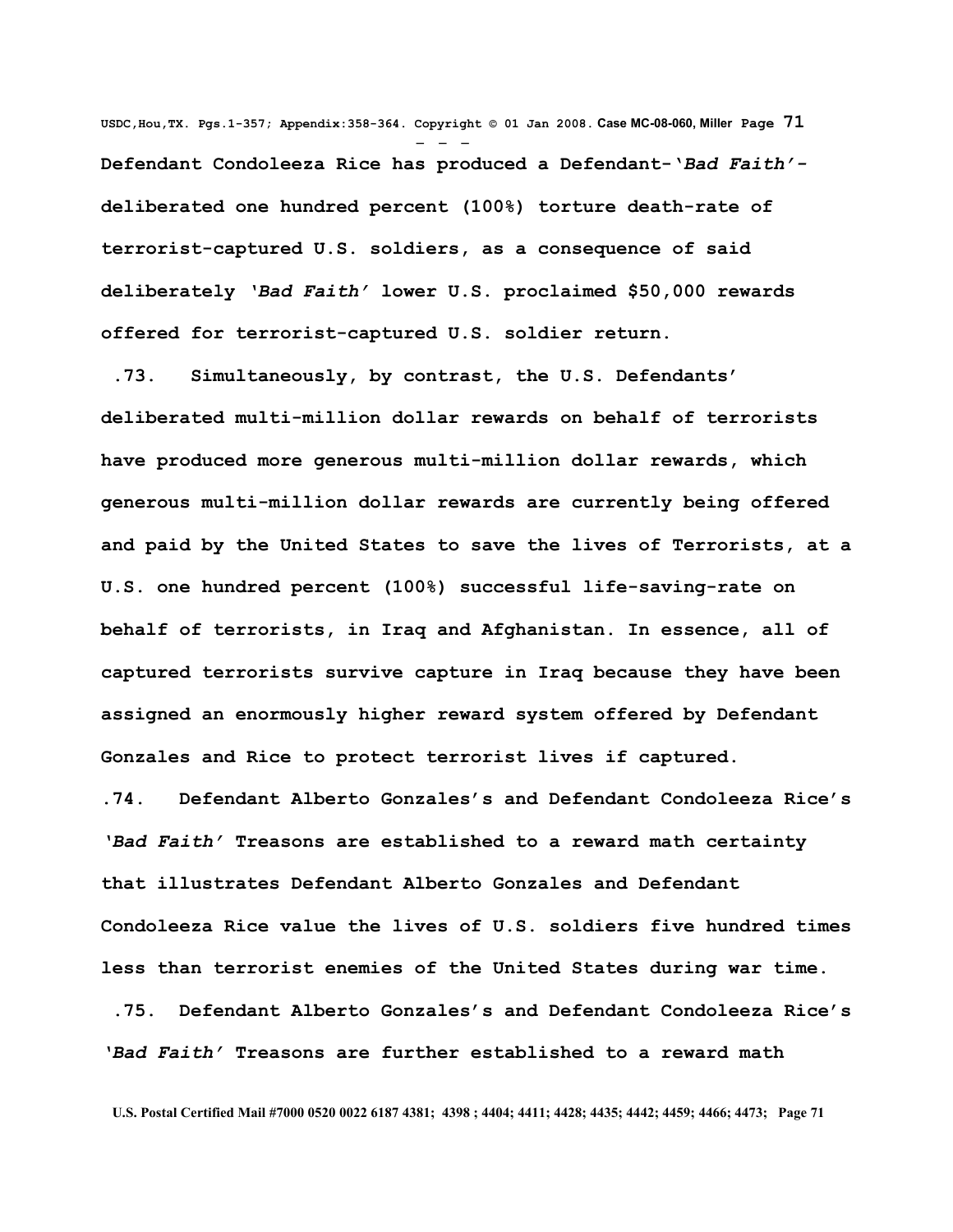**Defendant Condoleeza Rice has produced a Defendant-'*Bad Faith*'-deliberated one hundred percent (100%) torture death-rate of terrorist-captured U.S. soldiers, as a consequence of said deliberately '*Bad Faith*' lower U.S. proclaimed $50,000 rewards offered for terrorist-captured U.S. soldier return.**

**.73. Simultaneously, by contrast, the U.S. Defendants' deliberated multi-million dollar rewards on behalf of terrorists have produced more generous multi-million dollar rewards, which generous multi-million dollar rewards are currently being offered and paid by the United States to save the lives of Terrorists, at a U.S. one hundred percent (100%) successful life-saving-rate on behalf of terrorists, in Iraq and Afghanistan. In essence, all of captured terrorists survive capture in Iraq because they have been assigned an enormously higher reward system offered by Defendant Gonzales and Rice to protect terrorist lives if captured.**

**.74. Defendant Alberto Gonzales's and Defendant Condoleeza Rice's '*Bad Faith*' Treasons are established to a reward math certainty that illustrates Defendant Alberto Gonzales and Defendant Condoleeza Rice value the lives of U.S. soldiers five hundred times less than terrorist enemies of the United States during war time.**

**.75. Defendant Alberto Gonzales's and Defendant Condoleeza Rice's '*Bad Faith*' Treasons are further established to a reward math**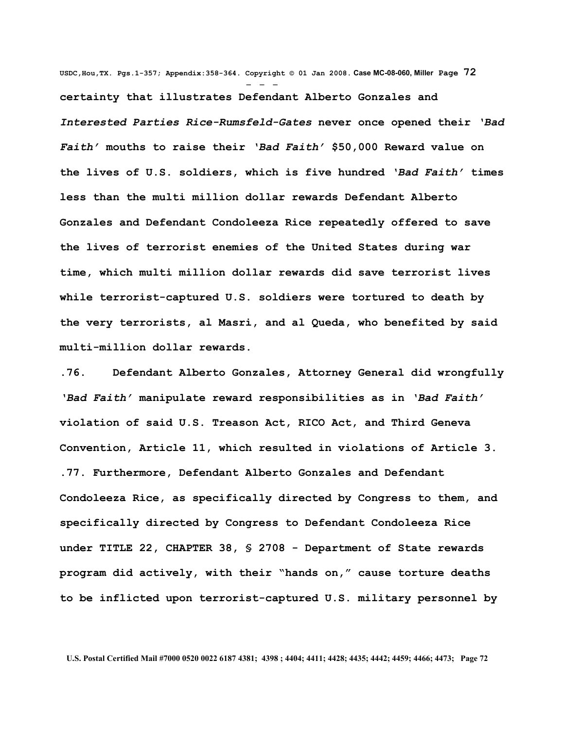**certainty that illustrates Defendant Alberto Gonzales and *Interested Parties Rice-Rumsfeld-Gates* never once opened their *'Bad Faith'* mouths to raise their *'Bad Faith'* $50,000 Reward value on the lives of U.S. soldiers, which is five hundred *'Bad Faith'* times less than the multi million dollar rewards Defendant Alberto Gonzales and Defendant Condoleeza Rice repeatedly offered to save the lives of terrorist enemies of the United States during war time, which multi million dollar rewards did save terrorist lives while terrorist-captured U.S. soldiers were tortured to death by the very terrorists, al Masri, and al Queda, who benefited by said multi-million dollar rewards.**

**.76. Defendant Alberto Gonzales, Attorney General did wrongfully *'Bad Faith'* manipulate reward responsibilities as in *'Bad Faith'* violation of said U.S. Treason Act, RICO Act, and Third Geneva Convention, Article 11, which resulted in violations of Article 3.**

**.77. Furthermore, Defendant Alberto Gonzales and Defendant Condoleeza Rice, as specifically directed by Congress to them, and specifically directed by Congress to Defendant Condoleeza Rice under TITLE 22, CHAPTER 38, § 2708 - Department of State rewards program did actively, with their "hands on," cause torture deaths to be inflicted upon terrorist-captured U.S. military personnel by**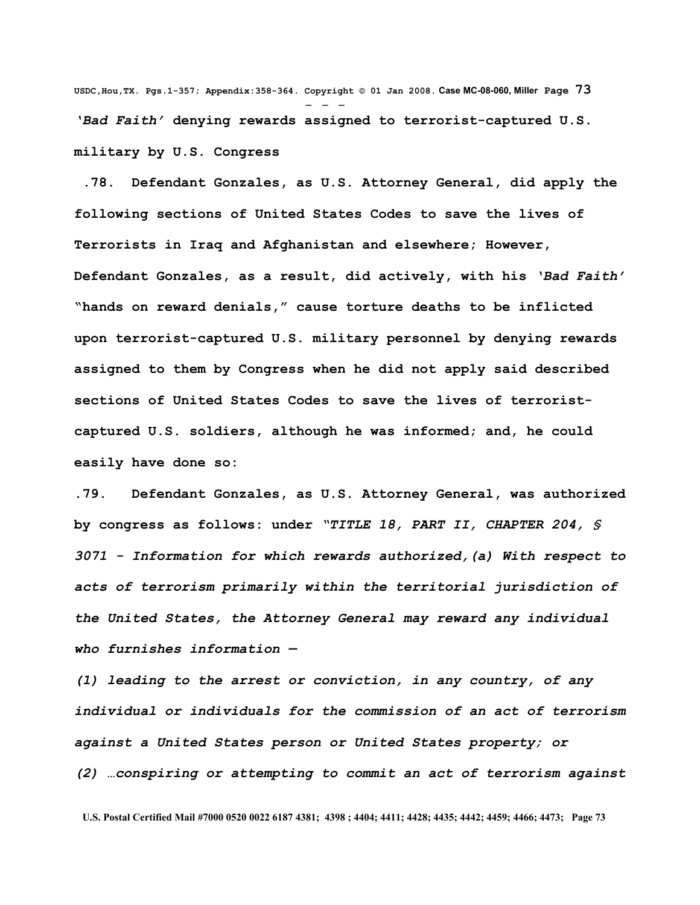**'*Bad Faith*' denying rewards assigned to terrorist-captured U.S. military by U.S. Congress**

**.78. Defendant Gonzales, as U.S. Attorney General, did apply the following sections of United States Codes to save the lives of Terrorists in Iraq and Afghanistan and elsewhere; However, Defendant Gonzales, as a result, did actively, with his '*Bad Faith*' "hands on reward denials," cause torture deaths to be inflicted upon terrorist-captured U.S. military personnel by denying rewards assigned to them by Congress when he did not apply said described sections of United States Codes to save the lives of terrorist-captured U.S. soldiers, although he was informed; and, he could easily have done so:**

**.79. Defendant Gonzales, as U.S. Attorney General, was authorized by congress as follows: under "*TITLE 18, PART II, CHAPTER 204, § 3071 - Information for which rewards authorized,(a) With respect to acts of terrorism primarily within the territorial jurisdiction of the United States, the Attorney General may reward any individual who furnishes information —***

***(1) leading to the arrest or conviction, in any country, of any individual or individuals for the commission of an act of terrorism against a United States person or United States property; or***

***(2) …conspiring or attempting to commit an act of terrorism against***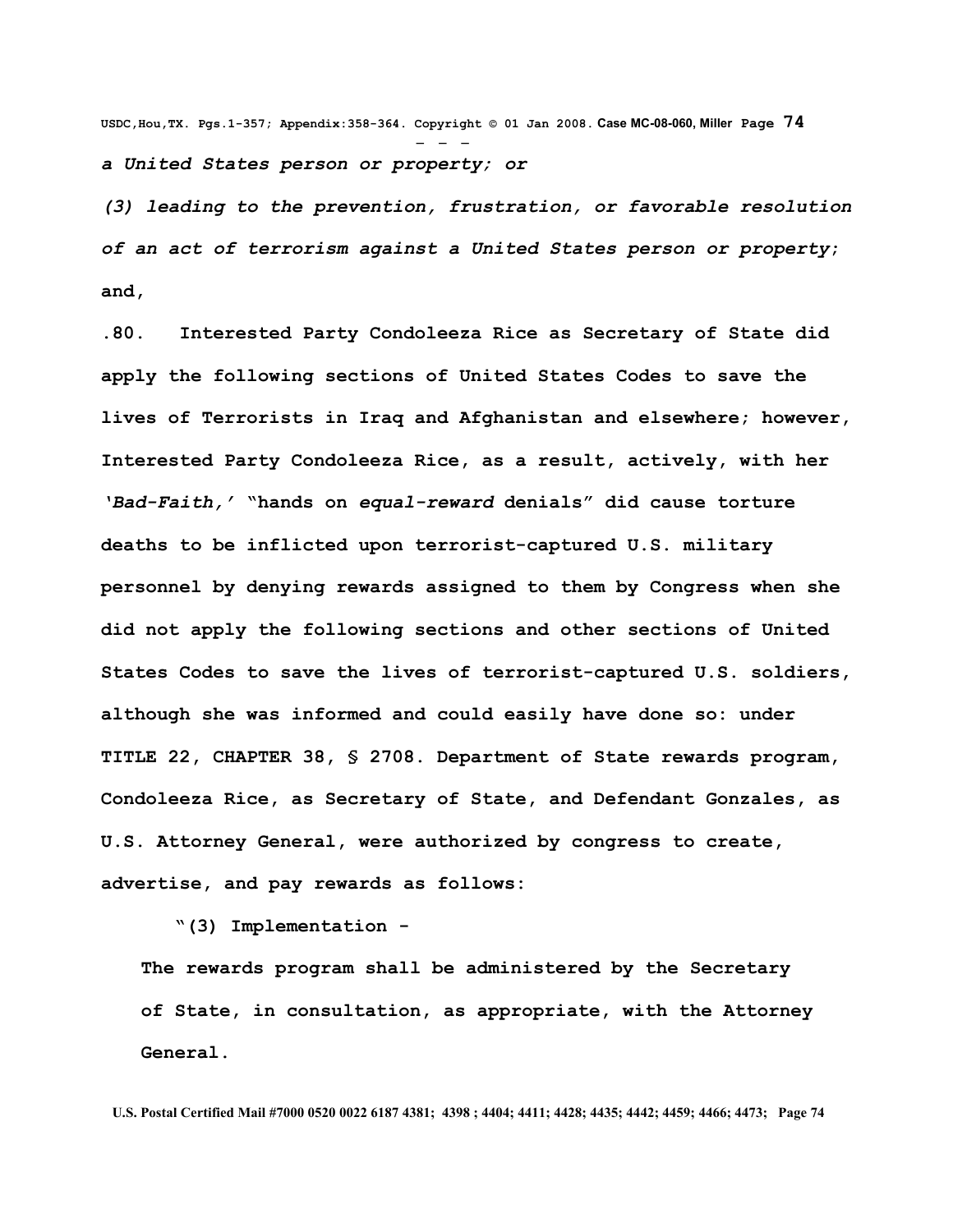- - -

*a United States person or property; or*

*(3) leading to the prevention, frustration, or favorable resolution of an act of terrorism against a United States person or property*; **and,**

**.80. Interested Party Condoleeza Rice as Secretary of State did apply the following sections of United States Codes to save the lives of Terrorists in Iraq and Afghanistan and elsewhere; however, Interested Party Condoleeza Rice, as a result, actively, with her '*Bad-Faith,'* "hands on *equal-reward* denials" did cause torture deaths to be inflicted upon terrorist-captured U.S. military personnel by denying rewards assigned to them by Congress when she did not apply the following sections and other sections of United States Codes to save the lives of terrorist-captured U.S. soldiers, although she was informed and could easily have done so: under TITLE 22, CHAPTER 38, § 2708. Department of State rewards program, Condoleeza Rice, as Secretary of State, and Defendant Gonzales, as U.S. Attorney General, were authorized by congress to create, advertise, and pay rewards as follows:**

**"(3) Implementation -**

**The rewards program shall be administered by the Secretary of State, in consultation, as appropriate, with the Attorney General.**

**U.S. Postal Certified Mail #7000 0520 0022 6187 4381; 4398 ; 4404; 4411; 4428; 4435; 4442; 4459; 4466; 4473;**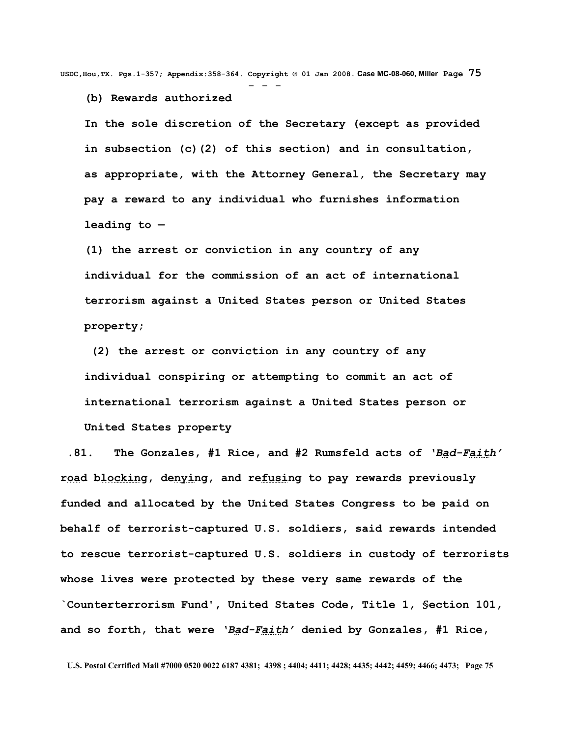**(b) Rewards authorized**

**In the sole discretion of the Secretary (except as provided in subsection (c)(2) of this section) and in consultation, as appropriate, with the Attorney General, the Secretary may pay a reward to any individual who furnishes information leading to —**

**(1) the arrest or conviction in any country of any individual for the commission of an act of international terrorism against a United States person or United States property;**

**(2) the arrest or conviction in any country of any individual conspiring or attempting to commit an act of international terrorism against a United States person or United States property**

**.81. The Gonzales, #1 Rice, and #2 Rumsfeld acts of *'Bad-Faith'* road blocking, denying, and refusing to pay rewards previously funded and allocated by the United States Congress to be paid on behalf of terrorist-captured U.S. soldiers, said rewards intended to rescue terrorist-captured U.S. soldiers in custody of terrorists whose lives were protected by these very same rewards of the `Counterterrorism Fund', United States Code, Title 1, §ection 101, and so forth, that were *'Bad-Faith'* denied by Gonzales, #1 Rice,**

**U.S. Postal Certified Mail #7000 0520 0022 6187 4381; 4398 ; 4404; 4411; 4428; 4435; 4442; 4459; 4466; 4473;**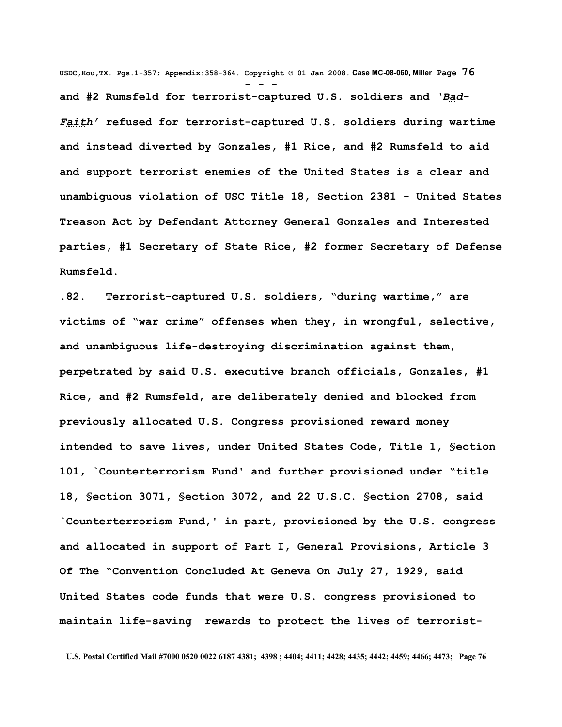**and #2 Rumsfeld for terrorist-captured U.S. soldiers and '*Bad-Faith*' refused for terrorist-captured U.S. soldiers during wartime and instead diverted by Gonzales, #1 Rice, and #2 Rumsfeld to aid and support terrorist enemies of the United States is a clear and unambiguous violation of USC Title 18, Section 2381 - United States Treason Act by Defendant Attorney General Gonzales and Interested parties, #1 Secretary of State Rice, #2 former Secretary of Defense Rumsfeld.**

**.82. Terrorist-captured U.S. soldiers, "during wartime," are victims of "war crime" offenses when they, in wrongful, selective, and unambiguous life-destroying discrimination against them, perpetrated by said U.S. executive branch officials, Gonzales, #1 Rice, and #2 Rumsfeld, are deliberately denied and blocked from previously allocated U.S. Congress provisioned reward money intended to save lives, under United States Code, Title 1, §ection 101, `Counterterrorism Fund' and further provisioned under "title 18, §ection 3071, §ection 3072, and 22 U.S.C. §ection 2708, said `Counterterrorism Fund,' in part, provisioned by the U.S. congress and allocated in support of Part I, General Provisions, Article 3 Of The "Convention Concluded At Geneva On July 27, 1929, said United States code funds that were U.S. congress provisioned to maintain life-saving rewards to protect the lives of terrorist-**

U.S. Postal Certified Mail #7000 0520 0022 6187 4381; 4398 ; 4404; 4411; 4428; 4435; 4442; 4459; 4466; 4473;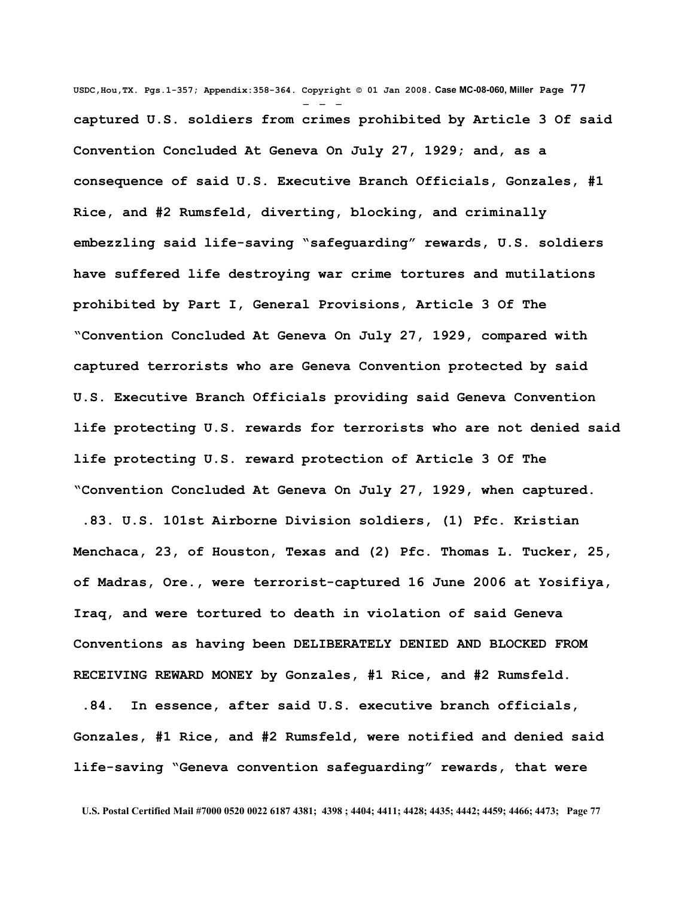**captured U.S. soldiers from crimes prohibited by Article 3 Of said Convention Concluded At Geneva On July 27, 1929; and, as a consequence of said U.S. Executive Branch Officials, Gonzales, #1 Rice, and #2 Rumsfeld, diverting, blocking, and criminally embezzling said life-saving "safeguarding" rewards, U.S. soldiers have suffered life destroying war crime tortures and mutilations prohibited by Part I, General Provisions, Article 3 Of The "Convention Concluded At Geneva On July 27, 1929, compared with captured terrorists who are Geneva Convention protected by said U.S. Executive Branch Officials providing said Geneva Convention life protecting U.S. rewards for terrorists who are not denied said life protecting U.S. reward protection of Article 3 Of The "Convention Concluded At Geneva On July 27, 1929, when captured.**

**.83. U.S. 101st Airborne Division soldiers, (1) Pfc. Kristian Menchaca, 23, of Houston, Texas and (2) Pfc. Thomas L. Tucker, 25, of Madras, Ore., were terrorist-captured 16 June 2006 at Yosifiya, Iraq, and were tortured to death in violation of said Geneva Conventions as having been DELIBERATELY DENIED AND BLOCKED FROM RECEIVING REWARD MONEY by Gonzales, #1 Rice, and #2 Rumsfeld.**

**.84. In essence, after said U.S. executive branch officials, Gonzales, #1 Rice, and #2 Rumsfeld, were notified and denied said life-saving "Geneva convention safeguarding" rewards, that were**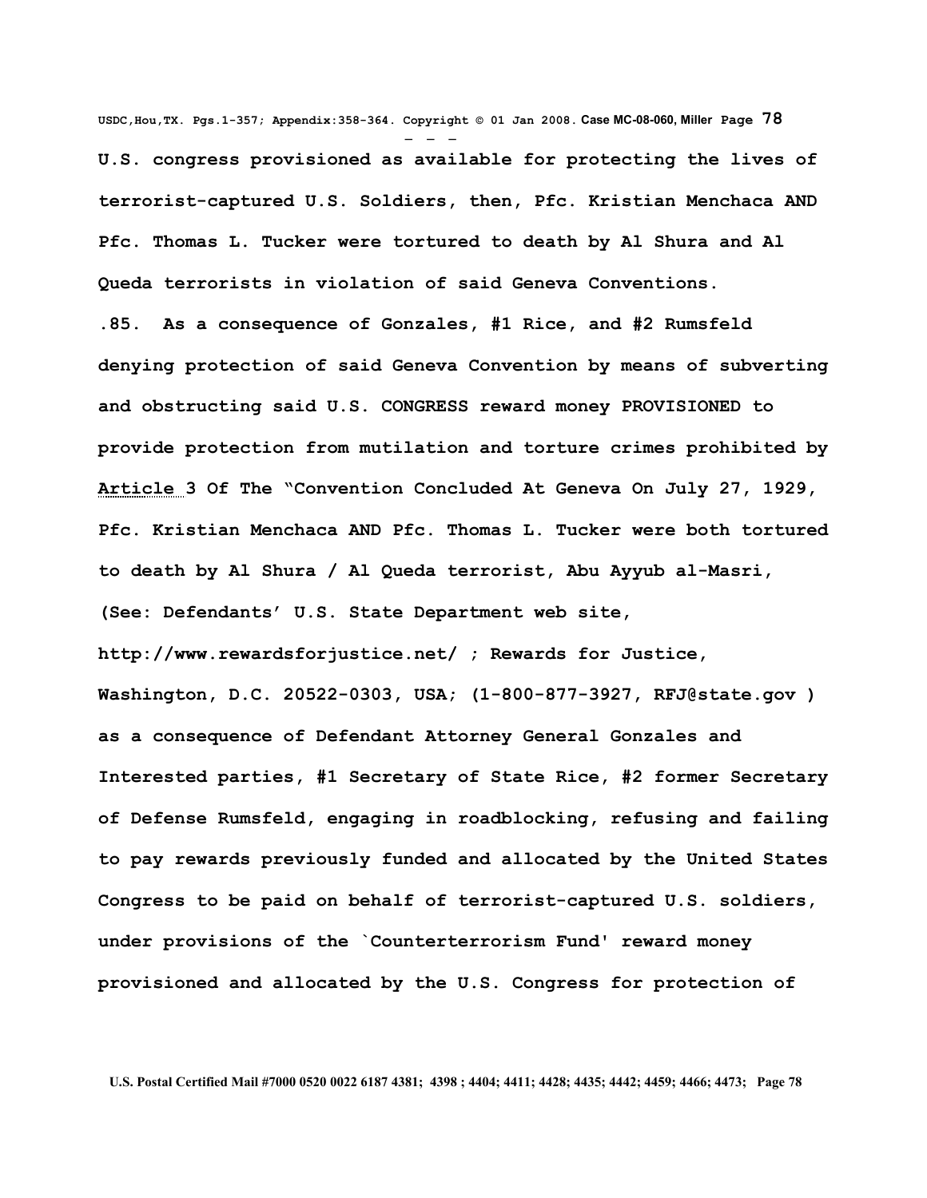**U.S. congress provisioned as available for protecting the lives of terrorist-captured U.S. Soldiers, then, Pfc. Kristian Menchaca AND Pfc. Thomas L. Tucker were tortured to death by Al Shura and Al Queda terrorists in violation of said Geneva Conventions.**

**.85. As a consequence of Gonzales, #1 Rice, and #2 Rumsfeld denying protection of said Geneva Convention by means of subverting and obstructing said U.S. CONGRESS reward money PROVISIONED to provide protection from mutilation and torture crimes prohibited by Article 3 Of The "Convention Concluded At Geneva On July 27, 1929, Pfc. Kristian Menchaca AND Pfc. Thomas L. Tucker were both tortured to death by Al Shura / Al Queda terrorist, Abu Ayyub al-Masri, (See: Defendants' U.S. State Department web site, http://www.rewardsforjustice.net/ ; Rewards for Justice, Washington, D.C. 20522-0303, USA; (1-800-877-3927, RFJ@state.gov ) as a consequence of Defendant Attorney General Gonzales and Interested parties, #1 Secretary of State Rice, #2 former Secretary of Defense Rumsfeld, engaging in roadblocking, refusing and failing to pay rewards previously funded and allocated by the United States Congress to be paid on behalf of terrorist-captured U.S. soldiers, under provisions of the `Counterterrorism Fund' reward money provisioned and allocated by the U.S. Congress for protection of**

**U.S. Postal Certified Mail #7000 0520 0022 6187 4381; 4398 ; 4404; 4411; 4428; 4435; 4442; 4459; 4466; 4473;**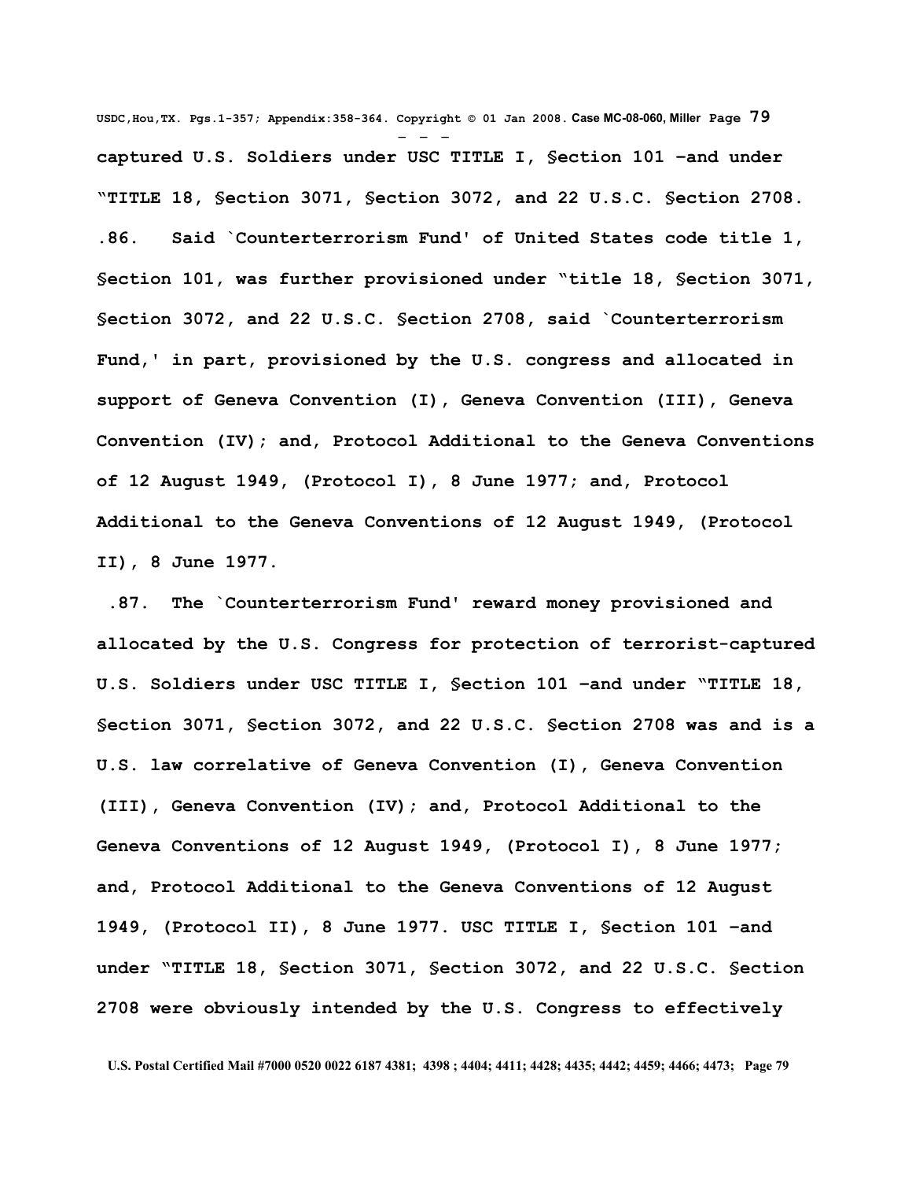**captured U.S. Soldiers under USC TITLE I, §ection 101 –and under "TITLE 18, §ection 3071, §ection 3072, and 22 U.S.C. §ection 2708.**

**.86. Said `Counterterrorism Fund' of United States code title 1, §ection 101, was further provisioned under "title 18, §ection 3071, §ection 3072, and 22 U.S.C. §ection 2708, said `Counterterrorism Fund,' in part, provisioned by the U.S. congress and allocated in support of Geneva Convention (I), Geneva Convention (III), Geneva Convention (IV); and, Protocol Additional to the Geneva Conventions of 12 August 1949, (Protocol I), 8 June 1977; and, Protocol Additional to the Geneva Conventions of 12 August 1949, (Protocol II), 8 June 1977.**

**.87. The `Counterterrorism Fund' reward money provisioned and allocated by the U.S. Congress for protection of terrorist-captured U.S. Soldiers under USC TITLE I, §ection 101 –and under "TITLE 18, §ection 3071, §ection 3072, and 22 U.S.C. §ection 2708 was and is a U.S. law correlative of Geneva Convention (I), Geneva Convention (III), Geneva Convention (IV); and, Protocol Additional to the Geneva Conventions of 12 August 1949, (Protocol I), 8 June 1977; and, Protocol Additional to the Geneva Conventions of 12 August 1949, (Protocol II), 8 June 1977. USC TITLE I, §ection 101 –and under "TITLE 18, §ection 3071, §ection 3072, and 22 U.S.C. §ection 2708 were obviously intended by the U.S. Congress to effectively**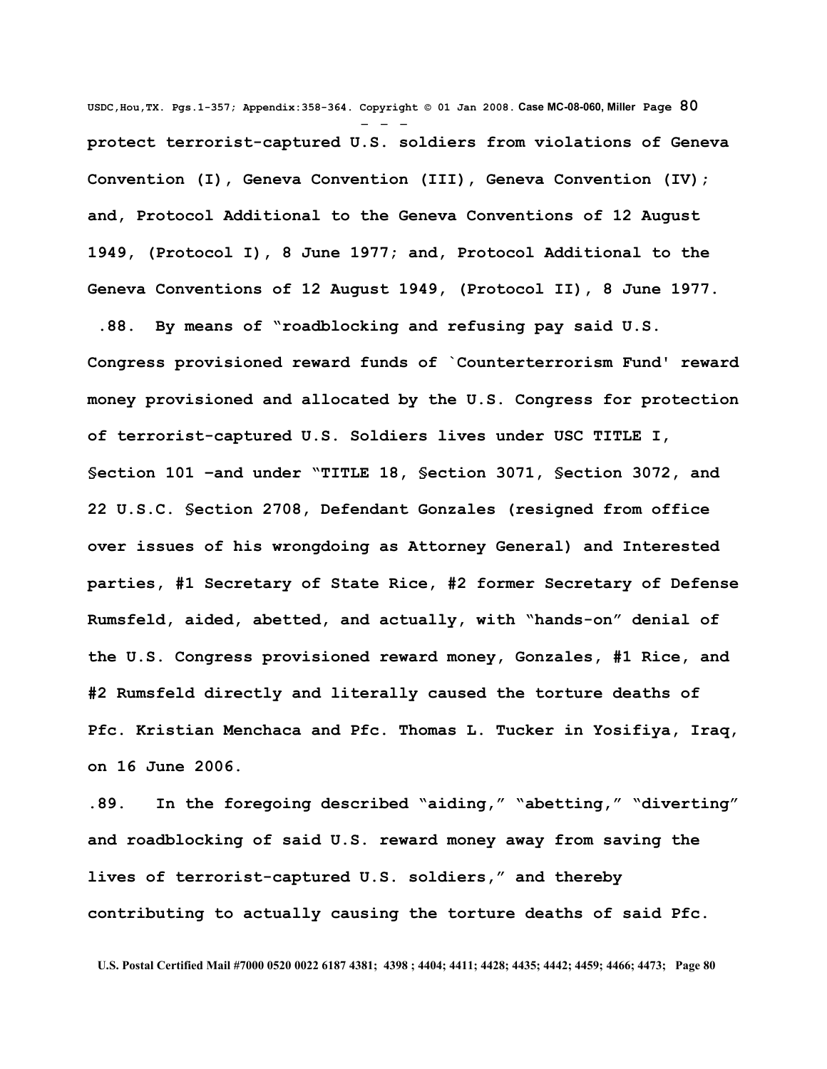protect terrorist-captured U.S. soldiers from violations of Geneva Convention (I), Geneva Convention (III), Geneva Convention (IV); and, Protocol Additional to the Geneva Conventions of 12 August 1949, (Protocol I), 8 June 1977; and, Protocol Additional to the Geneva Conventions of 12 August 1949, (Protocol II), 8 June 1977.

.88. By means of "roadblocking and refusing pay said U.S. Congress provisioned reward funds of `Counterterrorism Fund' reward money provisioned and allocated by the U.S. Congress for protection of terrorist-captured U.S. Soldiers lives under USC TITLE I, §ection 101 –and under "TITLE 18, §ection 3071, §ection 3072, and 22 U.S.C. §ection 2708, Defendant Gonzales (resigned from office over issues of his wrongdoing as Attorney General) and Interested parties, #1 Secretary of State Rice, #2 former Secretary of Defense Rumsfeld, aided, abetted, and actually, with "hands-on" denial of the U.S. Congress provisioned reward money, Gonzales, #1 Rice, and #2 Rumsfeld directly and literally caused the torture deaths of Pfc. Kristian Menchaca and Pfc. Thomas L. Tucker in Yosifiya, Iraq, on 16 June 2006.

.89. In the foregoing described "aiding," "abetting," "diverting" and roadblocking of said U.S. reward money away from saving the lives of terrorist-captured U.S. soldiers," and thereby contributing to actually causing the torture deaths of said Pfc.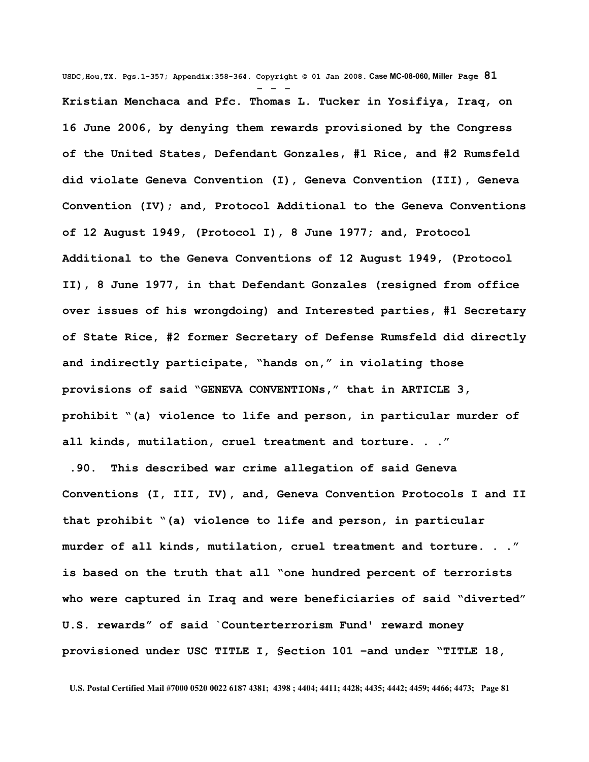**Kristian Menchaca and Pfc. Thomas L. Tucker in Yosifiya, Iraq, on 16 June 2006, by denying them rewards provisioned by the Congress of the United States, Defendant Gonzales, #1 Rice, and #2 Rumsfeld did violate Geneva Convention (I), Geneva Convention (III), Geneva Convention (IV); and, Protocol Additional to the Geneva Conventions of 12 August 1949, (Protocol I), 8 June 1977; and, Protocol Additional to the Geneva Conventions of 12 August 1949, (Protocol II), 8 June 1977, in that Defendant Gonzales (resigned from office over issues of his wrongdoing) and Interested parties, #1 Secretary of State Rice, #2 former Secretary of Defense Rumsfeld did directly and indirectly participate, "hands on," in violating those provisions of said "GENEVA CONVENTIONs," that in ARTICLE 3, prohibit "(a) violence to life and person, in particular murder of all kinds, mutilation, cruel treatment and torture. . ."**

**.90. This described war crime allegation of said Geneva Conventions (I, III, IV), and, Geneva Convention Protocols I and II that prohibit "(a) violence to life and person, in particular murder of all kinds, mutilation, cruel treatment and torture. . ." is based on the truth that all "one hundred percent of terrorists who were captured in Iraq and were beneficiaries of said "diverted" U.S. rewards" of said `Counterterrorism Fund' reward money provisioned under USC TITLE I, §ection 101 –and under "TITLE 18,**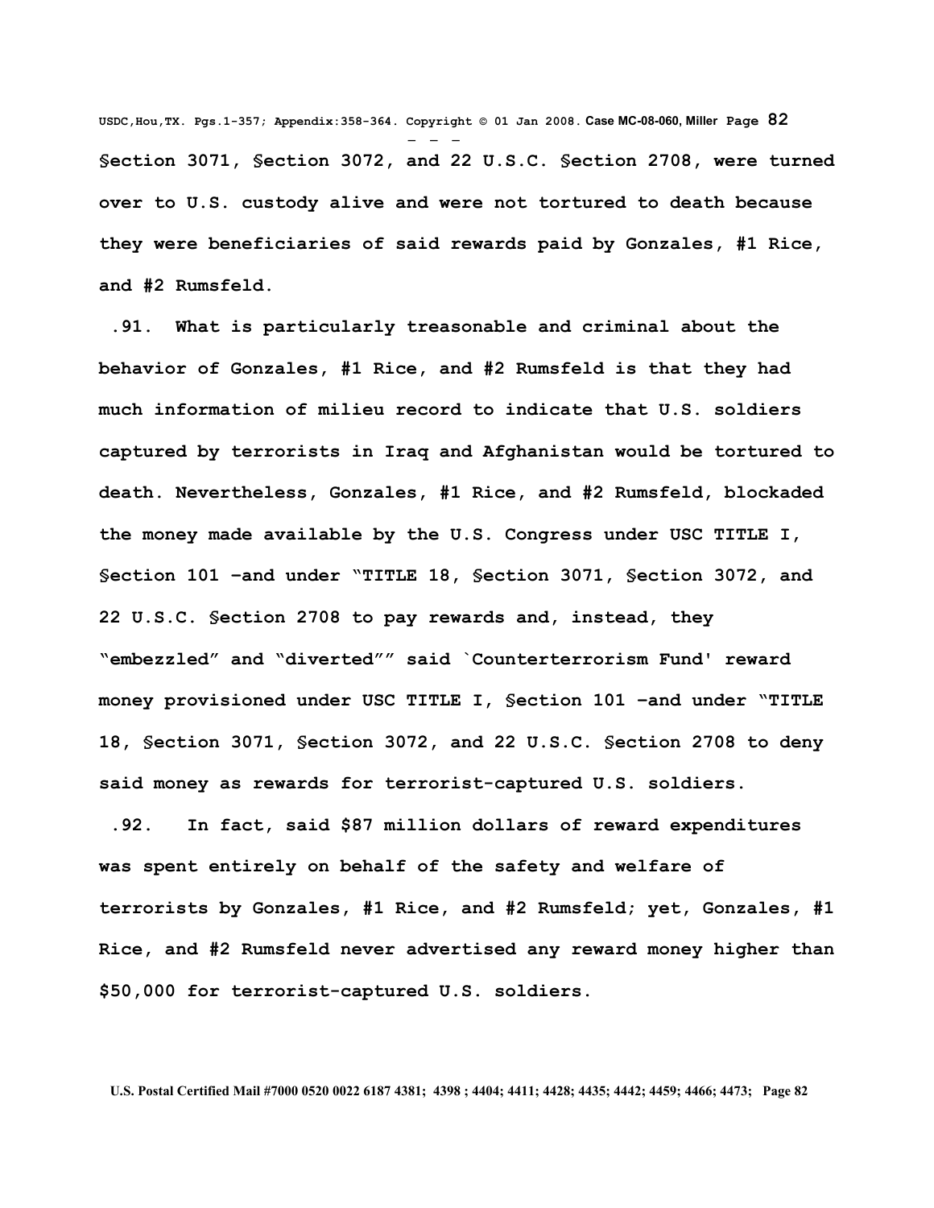**§ection 3071, §ection 3072, and 22 U.S.C. §ection 2708, were turned over to U.S. custody alive and were not tortured to death because they were beneficiaries of said rewards paid by Gonzales, #1 Rice, and #2 Rumsfeld.**

**.91. What is particularly treasonable and criminal about the behavior of Gonzales, #1 Rice, and #2 Rumsfeld is that they had much information of milieu record to indicate that U.S. soldiers captured by terrorists in Iraq and Afghanistan would be tortured to death. Nevertheless, Gonzales, #1 Rice, and #2 Rumsfeld, blockaded the money made available by the U.S. Congress under USC TITLE I, §ection 101 –and under "TITLE 18, §ection 3071, §ection 3072, and 22 U.S.C. §ection 2708 to pay rewards and, instead, they "embezzled" and "diverted"" said `Counterterrorism Fund' reward money provisioned under USC TITLE I, §ection 101 –and under "TITLE 18, §ection 3071, §ection 3072, and 22 U.S.C. §ection 2708 to deny said money as rewards for terrorist-captured U.S. soldiers.**

**.92. In fact, said $87 million dollars of reward expenditures was spent entirely on behalf of the safety and welfare of terrorists by Gonzales, #1 Rice, and #2 Rumsfeld; yet, Gonzales, #1 Rice, and #2 Rumsfeld never advertised any reward money higher than $50,000 for terrorist-captured U.S. soldiers.**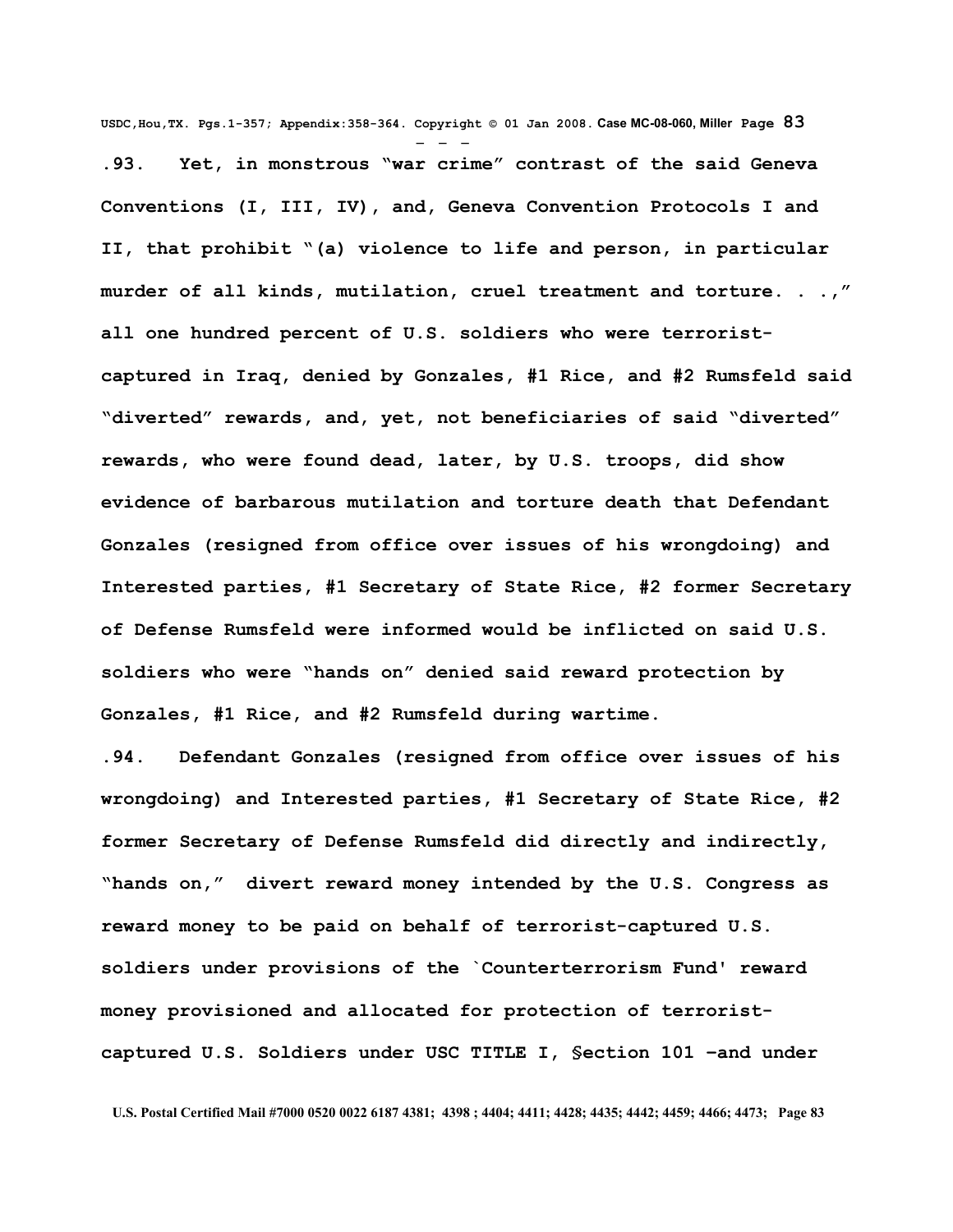**.93. Yet, in monstrous "war crime" contrast of the said Geneva Conventions (I, III, IV), and, Geneva Convention Protocols I and II, that prohibit "(a) violence to life and person, in particular murder of all kinds, mutilation, cruel treatment and torture. . .," all one hundred percent of U.S. soldiers who were terrorist-captured in Iraq, denied by Gonzales, #1 Rice, and #2 Rumsfeld said "diverted" rewards, and, yet, not beneficiaries of said "diverted" rewards, who were found dead, later, by U.S. troops, did show evidence of barbarous mutilation and torture death that Defendant Gonzales (resigned from office over issues of his wrongdoing) and Interested parties, #1 Secretary of State Rice, #2 former Secretary of Defense Rumsfeld were informed would be inflicted on said U.S. soldiers who were "hands on" denied said reward protection by Gonzales, #1 Rice, and #2 Rumsfeld during wartime.**

**.94. Defendant Gonzales (resigned from office over issues of his wrongdoing) and Interested parties, #1 Secretary of State Rice, #2 former Secretary of Defense Rumsfeld did directly and indirectly, "hands on," divert reward money intended by the U.S. Congress as reward money to be paid on behalf of terrorist-captured U.S. soldiers under provisions of the `Counterterrorism Fund' reward money provisioned and allocated for protection of terrorist-captured U.S. Soldiers under USC TITLE I, §ection 101 –and under**

**U.S. Postal Certified Mail #7000 0520 0022 6187 4381; 4398 ; 4404; 4411; 4428; 4435; 4442; 4459; 4466; 4473;**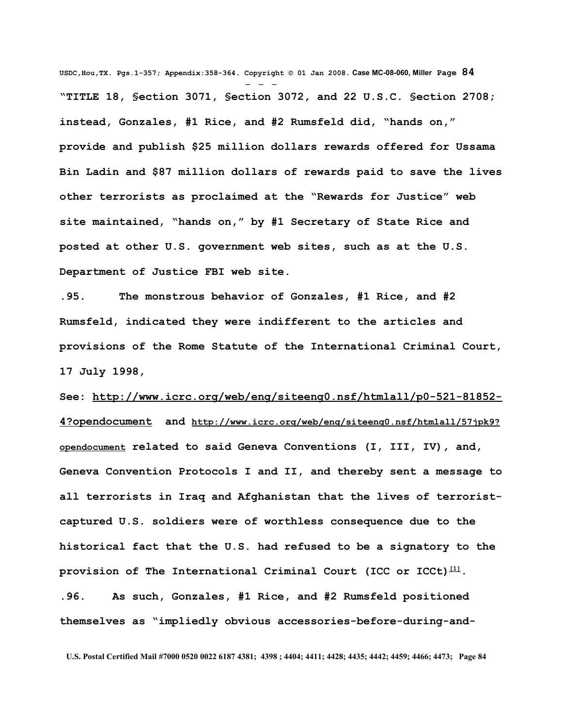**"TITLE 18, §ection 3071, §ection 3072, and 22 U.S.C. §ection 2708; instead, Gonzales, #1 Rice, and #2 Rumsfeld did, "hands on," provide and publish $25 million dollars rewards offered for Ussama Bin Ladin and $87 million dollars of rewards paid to save the lives other terrorists as proclaimed at the "Rewards for Justice" web site maintained, "hands on," by #1 Secretary of State Rice and posted at other U.S. government web sites, such as at the U.S. Department of Justice FBI web site.**

**.95. The monstrous behavior of Gonzales, #1 Rice, and #2 Rumsfeld, indicated they were indifferent to the articles and provisions of the Rome Statute of the International Criminal Court, 17 July 1998,**

**See: http://www.icrc.org/web/eng/siteeng0.nsf/htmlall/p0-521-81852-4?opendocument and http://www.icrc.org/web/eng/siteeng0.nsf/htmlall/57jpk9?opendocument related to said Geneva Conventions (I, III, IV), and, Geneva Convention Protocols I and II, and thereby sent a message to all terrorists in Iraq and Afghanistan that the lives of terrorist-captured U.S. soldiers were of worthless consequence due to the historical fact that the U.S. had refused to be a signatory to the provision of The International Criminal Court (ICC or ICCt)[1].**

**.96. As such, Gonzales, #1 Rice, and #2 Rumsfeld positioned themselves as "impliedly obvious accessories-before-during-and-**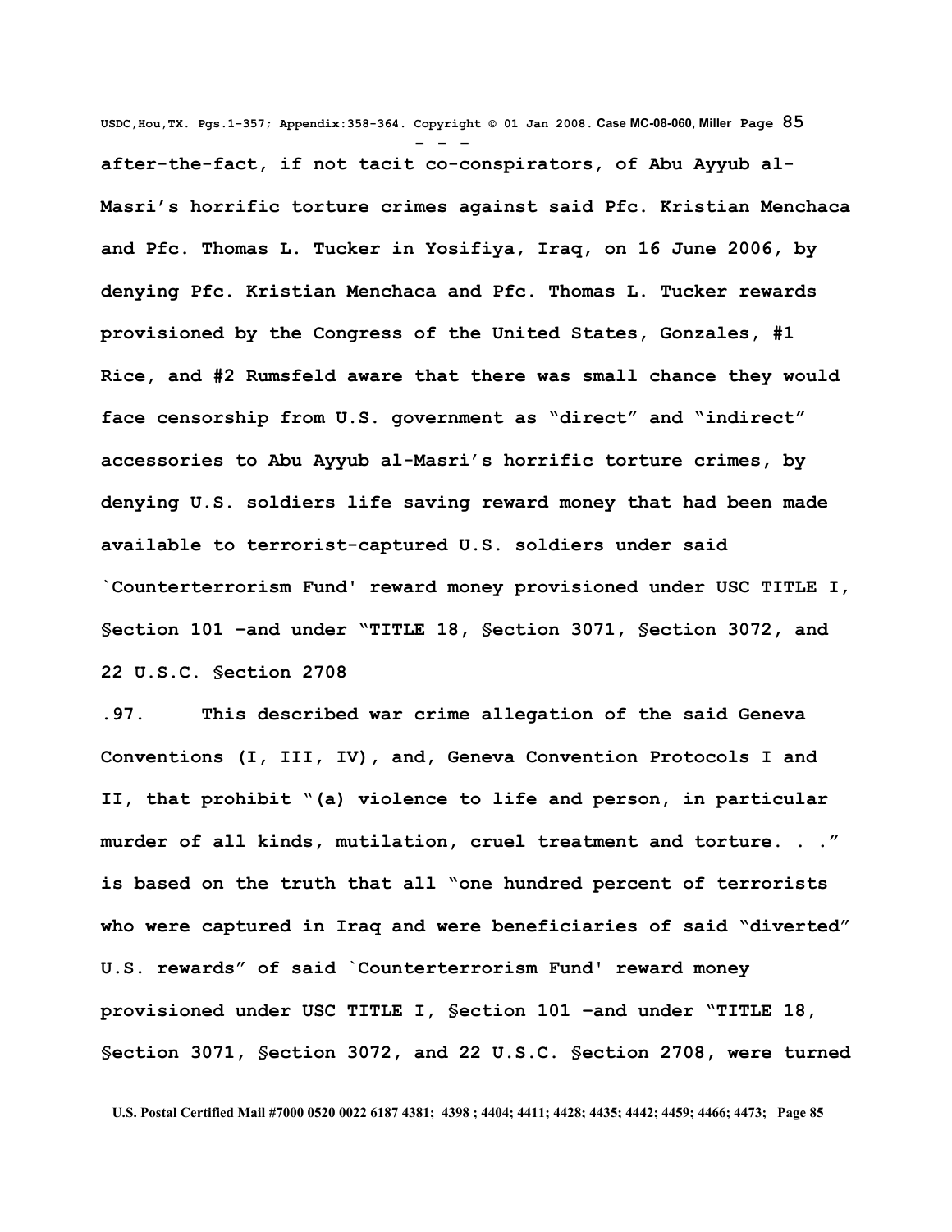after-the-fact, if not tacit co-conspirators, of Abu Ayyub al-Masri's horrific torture crimes against said Pfc. Kristian Menchaca and Pfc. Thomas L. Tucker in Yosifiya, Iraq, on 16 June 2006, by denying Pfc. Kristian Menchaca and Pfc. Thomas L. Tucker rewards provisioned by the Congress of the United States, Gonzales, #1 Rice, and #2 Rumsfeld aware that there was small chance they would face censorship from U.S. government as "direct" and "indirect" accessories to Abu Ayyub al-Masri's horrific torture crimes, by denying U.S. soldiers life saving reward money that had been made available to terrorist-captured U.S. soldiers under said `Counterterrorism Fund' reward money provisioned under USC TITLE I, §ection 101 –and under "TITLE 18, §ection 3071, §ection 3072, and 22 U.S.C. §ection 2708

.97. This described war crime allegation of the said Geneva Conventions (I, III, IV), and, Geneva Convention Protocols I and II, that prohibit "(a) violence to life and person, in particular murder of all kinds, mutilation, cruel treatment and torture. . ." is based on the truth that all "one hundred percent of terrorists who were captured in Iraq and were beneficiaries of said "diverted" U.S. rewards" of said `Counterterrorism Fund' reward money provisioned under USC TITLE I, §ection 101 –and under "TITLE 18, §ection 3071, §ection 3072, and 22 U.S.C. §ection 2708, were turned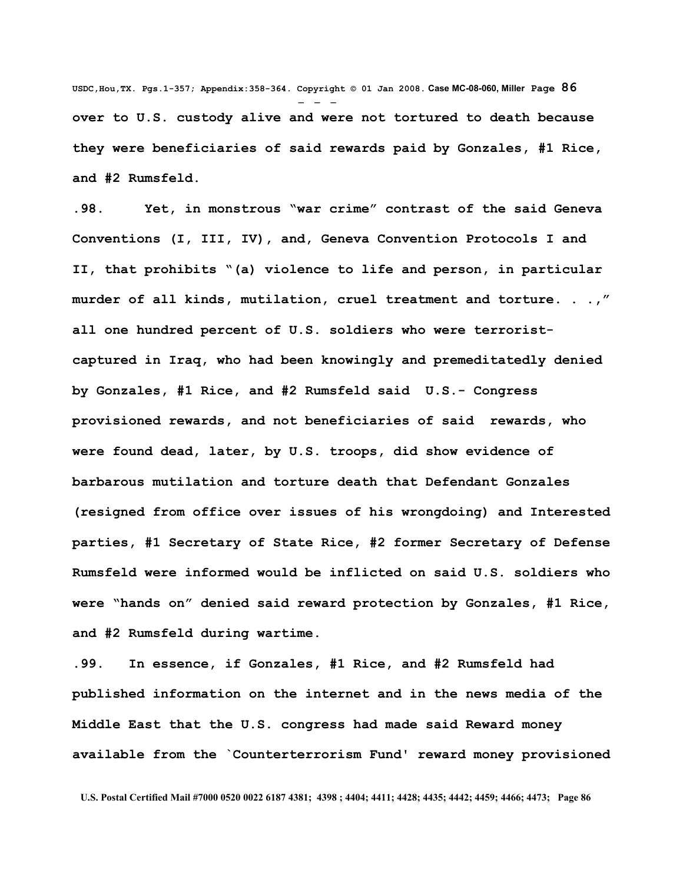over to U.S. custody alive and were not tortured to death because they were beneficiaries of said rewards paid by Gonzales, #1 Rice, and #2 Rumsfeld.

.98. Yet, in monstrous "war crime" contrast of the said Geneva Conventions (I, III, IV), and, Geneva Convention Protocols I and II, that prohibits "(a) violence to life and person, in particular murder of all kinds, mutilation, cruel treatment and torture. . .," all one hundred percent of U.S. soldiers who were terrorist-captured in Iraq, who had been knowingly and premeditatedly denied by Gonzales, #1 Rice, and #2 Rumsfeld said U.S.- Congress provisioned rewards, and not beneficiaries of said rewards, who were found dead, later, by U.S. troops, did show evidence of barbarous mutilation and torture death that Defendant Gonzales (resigned from office over issues of his wrongdoing) and Interested parties, #1 Secretary of State Rice, #2 former Secretary of Defense Rumsfeld were informed would be inflicted on said U.S. soldiers who were "hands on" denied said reward protection by Gonzales, #1 Rice, and #2 Rumsfeld during wartime.

.99. In essence, if Gonzales, #1 Rice, and #2 Rumsfeld had published information on the internet and in the news media of the Middle East that the U.S. congress had made said Reward money available from the `Counterterrorism Fund' reward money provisioned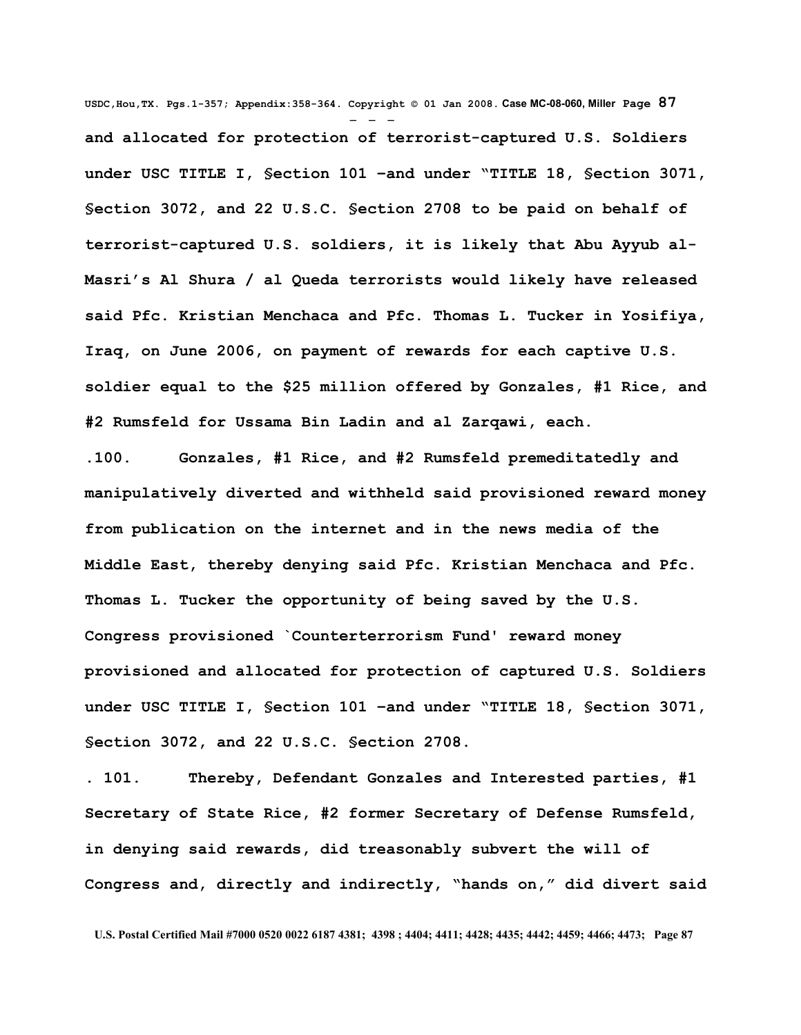**and allocated for protection of terrorist-captured U.S. Soldiers under USC TITLE I, §ection 101 –and under "TITLE 18, §ection 3071, §ection 3072, and 22 U.S.C. §ection 2708 to be paid on behalf of terrorist-captured U.S. soldiers, it is likely that Abu Ayyub al-Masri's Al Shura / al Queda terrorists would likely have released said Pfc. Kristian Menchaca and Pfc. Thomas L. Tucker in Yosifiya, Iraq, on June 2006, on payment of rewards for each captive U.S. soldier equal to the $25 million offered by Gonzales, #1 Rice, and #2 Rumsfeld for Ussama Bin Ladin and al Zarqawi, each.**

**.100. Gonzales, #1 Rice, and #2 Rumsfeld premeditatedly and manipulatively diverted and withheld said provisioned reward money from publication on the internet and in the news media of the Middle East, thereby denying said Pfc. Kristian Menchaca and Pfc. Thomas L. Tucker the opportunity of being saved by the U.S. Congress provisioned `Counterterrorism Fund' reward money provisioned and allocated for protection of captured U.S. Soldiers under USC TITLE I, §ection 101 –and under "TITLE 18, §ection 3071, §ection 3072, and 22 U.S.C. §ection 2708.**

**. 101. Thereby, Defendant Gonzales and Interested parties, #1 Secretary of State Rice, #2 former Secretary of Defense Rumsfeld, in denying said rewards, did treasonably subvert the will of Congress and, directly and indirectly, "hands on," did divert said**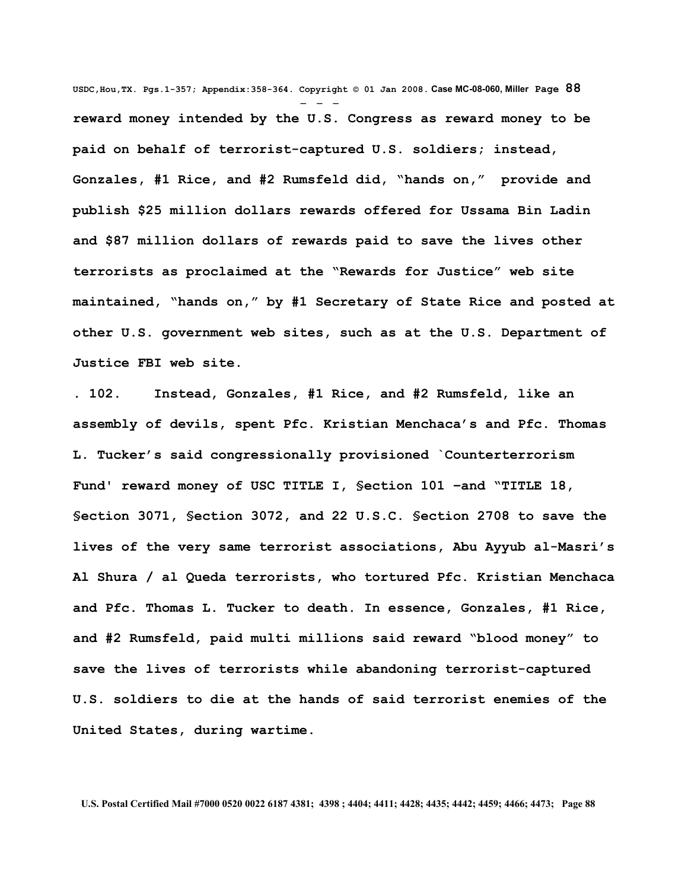**reward money intended by the U.S. Congress as reward money to be paid on behalf of terrorist-captured U.S. soldiers; instead, Gonzales, #1 Rice, and #2 Rumsfeld did, "hands on," provide and publish $25 million dollars rewards offered for Ussama Bin Ladin and $87 million dollars of rewards paid to save the lives other terrorists as proclaimed at the "Rewards for Justice" web site maintained, "hands on," by #1 Secretary of State Rice and posted at other U.S. government web sites, such as at the U.S. Department of Justice FBI web site.**

**. 102. Instead, Gonzales, #1 Rice, and #2 Rumsfeld, like an assembly of devils, spent Pfc. Kristian Menchaca's and Pfc. Thomas L. Tucker's said congressionally provisioned `Counterterrorism Fund' reward money of USC TITLE I, §ection 101 –and "TITLE 18, §ection 3071, §ection 3072, and 22 U.S.C. §ection 2708 to save the lives of the very same terrorist associations, Abu Ayyub al-Masri's Al Shura / al Queda terrorists, who tortured Pfc. Kristian Menchaca and Pfc. Thomas L. Tucker to death. In essence, Gonzales, #1 Rice, and #2 Rumsfeld, paid multi millions said reward "blood money" to save the lives of terrorists while abandoning terrorist-captured U.S. soldiers to die at the hands of said terrorist enemies of the United States, during wartime.**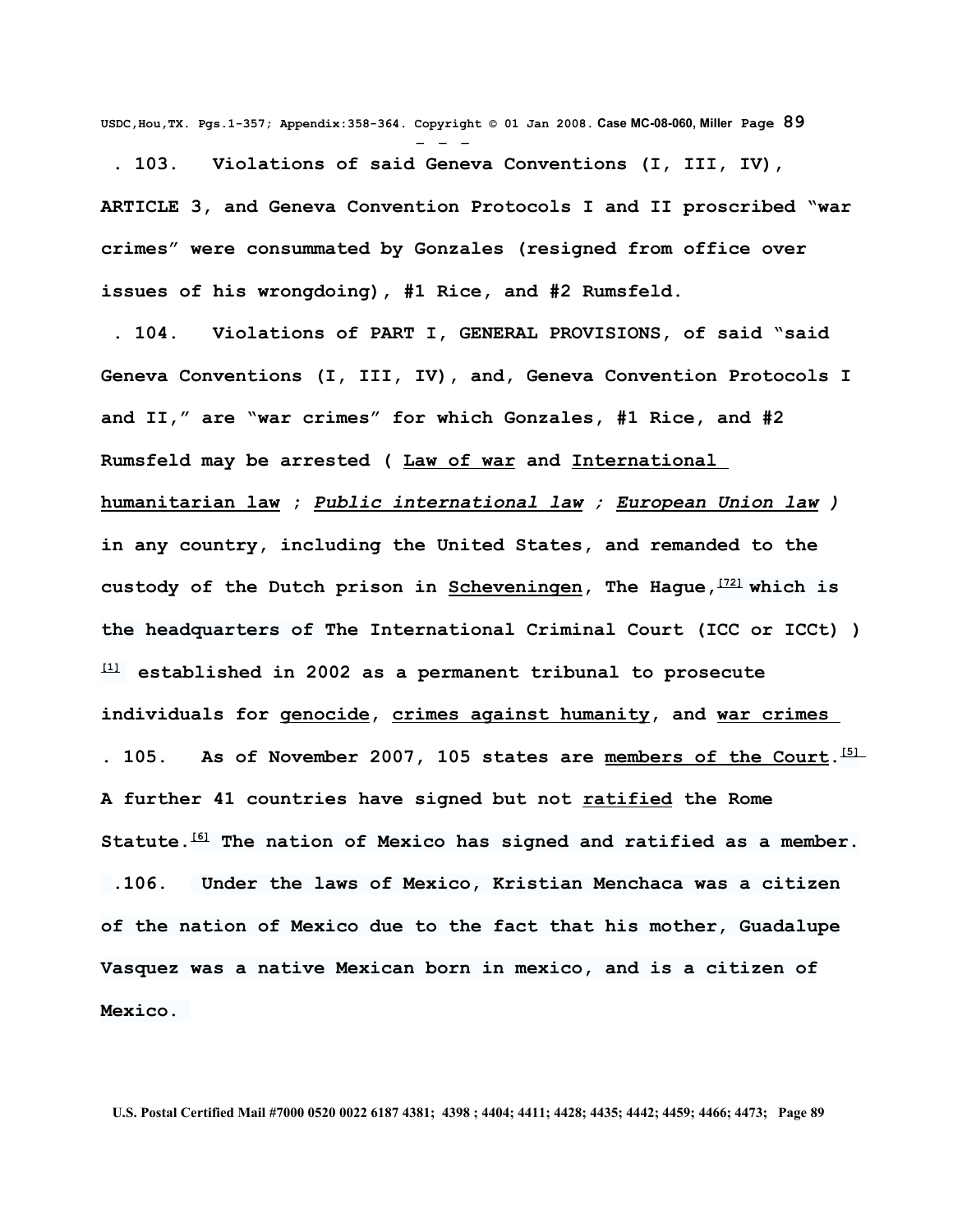**. 103. Violations of said Geneva Conventions (I, III, IV), ARTICLE 3, and Geneva Convention Protocols I and II proscribed "war crimes" were consummated by Gonzales (resigned from office over issues of his wrongdoing), #1 Rice, and #2 Rumsfeld.**

**. 104. Violations of PART I, GENERAL PROVISIONS, of said "said Geneva Conventions (I, III, IV), and, Geneva Convention Protocols I and II," are "war crimes" for which Gonzales, #1 Rice, and #2 Rumsfeld may be arrested ( Law of war and International humanitarian law ; *Public international law ; European Union law )* in any country, including the United States, and remanded to the custody of the Dutch prison in Scheveningen, The Hague,[72] which is the headquarters of The International Criminal Court (ICC or ICCt) )[1] established in 2002 as a permanent tribunal to prosecute individuals for genocide, crimes against humanity, and war crimes**

**. 105. As of November 2007, 105 states are members of the Court.[5] A further 41 countries have signed but not ratified the Rome Statute.[6] The nation of Mexico has signed and ratified as a member.**

**.106. Under the laws of Mexico, Kristian Menchaca was a citizen of the nation of Mexico due to the fact that his mother, Guadalupe Vasquez was a native Mexican born in mexico, and is a citizen of Mexico.**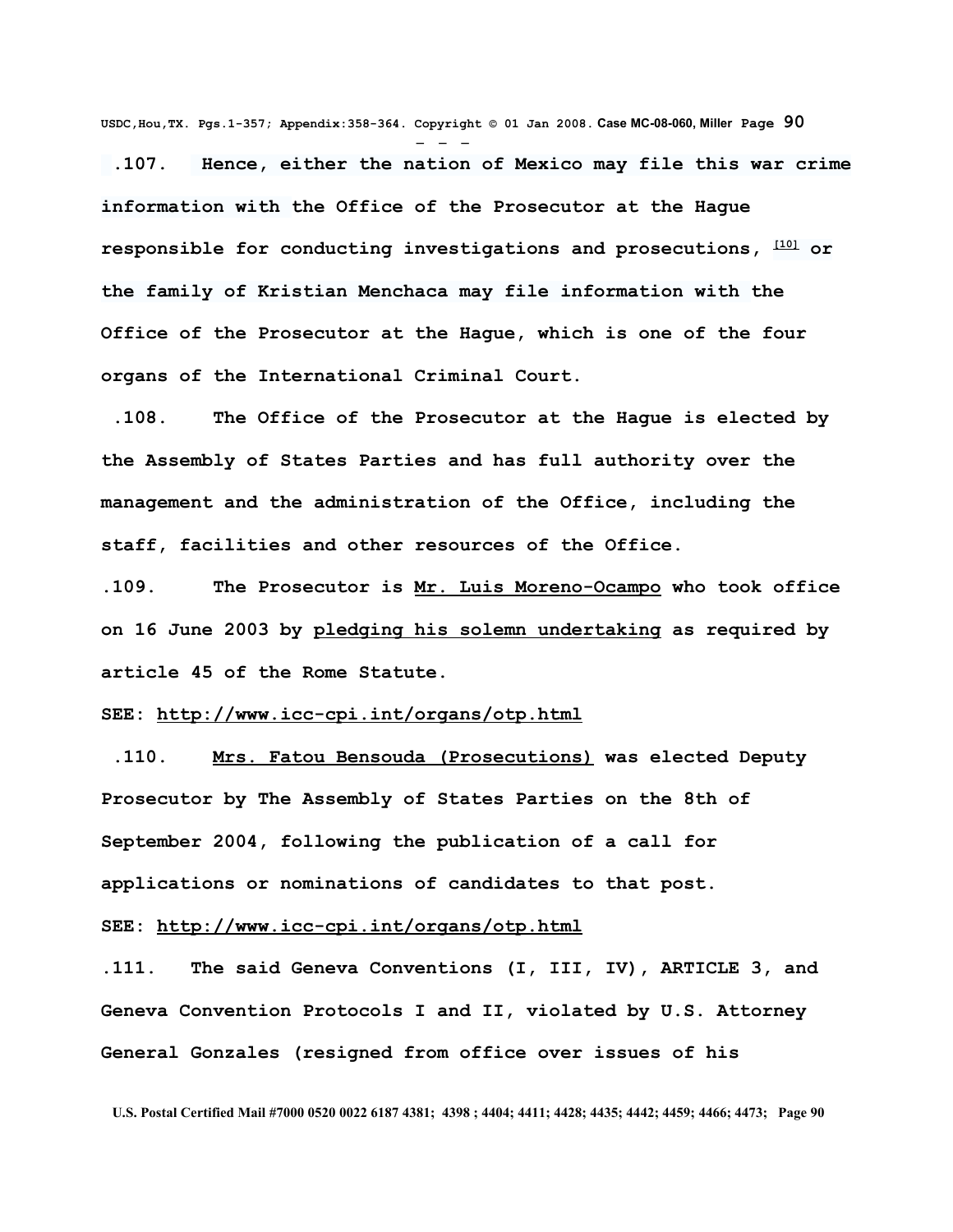**.107. Hence, either the nation of Mexico may file this war crime information with the Office of the Prosecutor at the Hague responsible for conducting investigations and prosecutions, [10] or the family of Kristian Menchaca may file information with the Office of the Prosecutor at the Hague, which is one of the four organs of the International Criminal Court.**

**.108. The Office of the Prosecutor at the Hague is elected by the Assembly of States Parties and has full authority over the management and the administration of the Office, including the staff, facilities and other resources of the Office.**

**.109. The Prosecutor is Mr. Luis Moreno-Ocampo who took office on 16 June 2003 by pledging his solemn undertaking as required by article 45 of the Rome Statute.**

**SEE: http://www.icc-cpi.int/organs/otp.html**

**.110. Mrs. Fatou Bensouda (Prosecutions) was elected Deputy Prosecutor by The Assembly of States Parties on the 8th of September 2004, following the publication of a call for applications or nominations of candidates to that post.**

**SEE: http://www.icc-cpi.int/organs/otp.html**

**.111. The said Geneva Conventions (I, III, IV), ARTICLE 3, and Geneva Convention Protocols I and II, violated by U.S. Attorney General Gonzales (resigned from office over issues of his**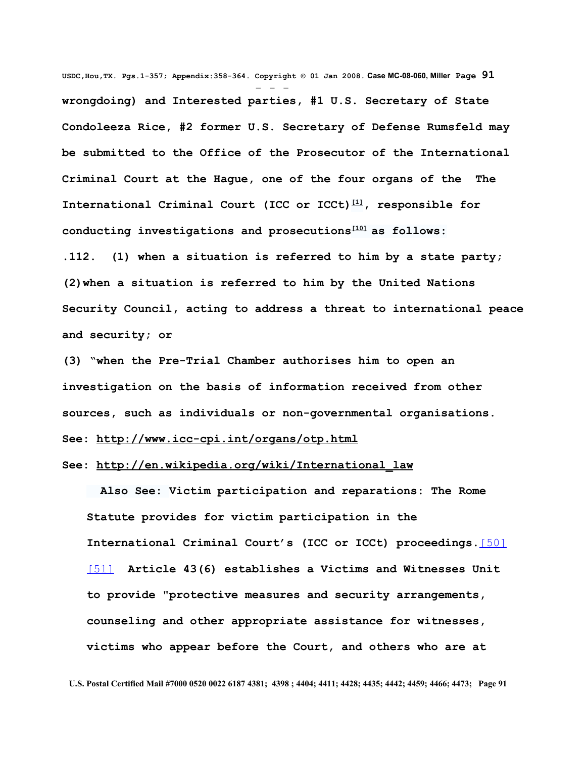**wrongdoing) and Interested parties, #1 U.S. Secretary of State Condoleeza Rice, #2 former U.S. Secretary of Defense Rumsfeld may be submitted to the Office of the Prosecutor of the International Criminal Court at the Hague, one of the four organs of the The International Criminal Court (ICC or ICCt)[1], responsible for conducting investigations and prosecutions[10] as follows:**

**.112. (1) when a situation is referred to him by a state party; (2) when a situation is referred to him by the United Nations Security Council, acting to address a threat to international peace and security; or**

**(3) "when the Pre-Trial Chamber authorises him to open an investigation on the basis of information received from other sources, such as individuals or non-governmental organisations.**

**See: http://www.icc-cpi.int/organs/otp.html**

**See: http://en.wikipedia.org/wiki/International_law**

**Also See: Victim participation and reparations: The Rome Statute provides for victim participation in the International Criminal Court's (ICC or ICCt) proceedings.**[50] [51] **Article 43(6) establishes a Victims and Witnesses Unit to provide "protective measures and security arrangements, counseling and other appropriate assistance for witnesses, victims who appear before the Court, and others who are at**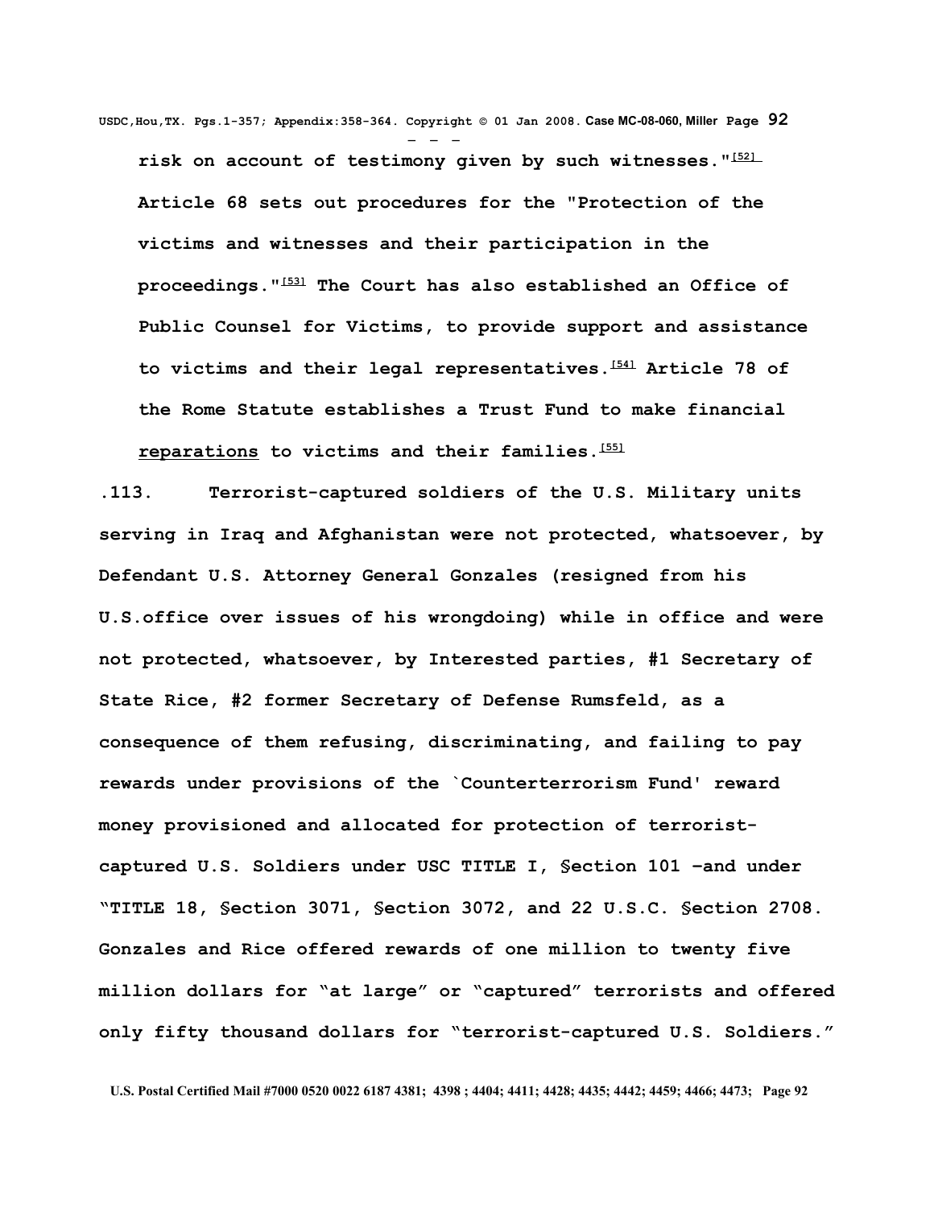**risk on account of testimony given by such witnesses."[52] Article 68 sets out procedures for the "Protection of the victims and witnesses and their participation in the proceedings."[53] The Court has also established an Office of Public Counsel for Victims, to provide support and assistance to victims and their legal representatives.[54] Article 78 of the Rome Statute establishes a Trust Fund to make financial reparations to victims and their families.[55]**

**.113. Terrorist-captured soldiers of the U.S. Military units serving in Iraq and Afghanistan were not protected, whatsoever, by Defendant U.S. Attorney General Gonzales (resigned from his U.S.office over issues of his wrongdoing) while in office and were not protected, whatsoever, by Interested parties, #1 Secretary of State Rice, #2 former Secretary of Defense Rumsfeld, as a consequence of them refusing, discriminating, and failing to pay rewards under provisions of the `Counterterrorism Fund' reward money provisioned and allocated for protection of terrorist-captured U.S. Soldiers under USC TITLE I, §ection 101 –and under "TITLE 18, §ection 3071, §ection 3072, and 22 U.S.C. §ection 2708. Gonzales and Rice offered rewards of one million to twenty five million dollars for "at large" or "captured" terrorists and offered only fifty thousand dollars for "terrorist-captured U.S. Soldiers."**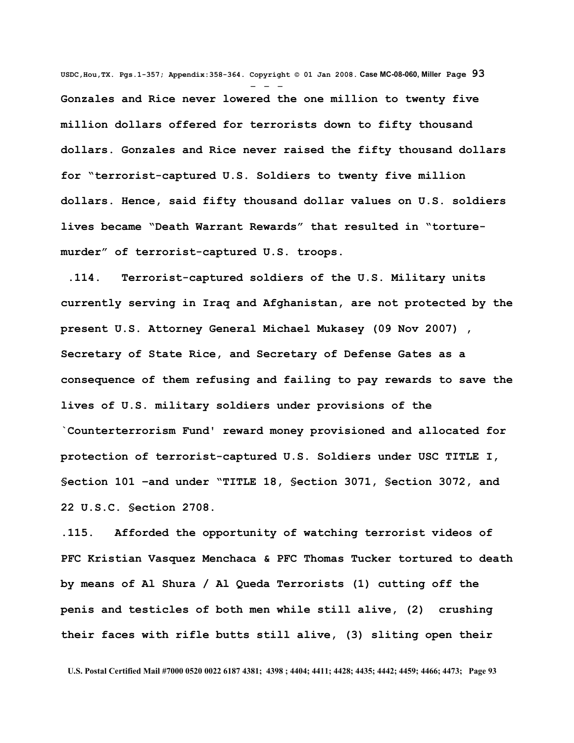Gonzales and Rice never lowered the one million to twenty five million dollars offered for terrorists down to fifty thousand dollars. Gonzales and Rice never raised the fifty thousand dollars for "terrorist-captured U.S. Soldiers to twenty five million dollars. Hence, said fifty thousand dollar values on U.S. soldiers lives became "Death Warrant Rewards" that resulted in "torture-murder" of terrorist-captured U.S. troops.

.114. Terrorist-captured soldiers of the U.S. Military units currently serving in Iraq and Afghanistan, are not protected by the present U.S. Attorney General Michael Mukasey (09 Nov 2007) , Secretary of State Rice, and Secretary of Defense Gates as a consequence of them refusing and failing to pay rewards to save the lives of U.S. military soldiers under provisions of the `Counterterrorism Fund' reward money provisioned and allocated for protection of terrorist-captured U.S. Soldiers under USC TITLE I, §ection 101 –and under "TITLE 18, §ection 3071, §ection 3072, and 22 U.S.C. §ection 2708.

.115. Afforded the opportunity of watching terrorist videos of PFC Kristian Vasquez Menchaca & PFC Thomas Tucker tortured to death by means of Al Shura / Al Queda Terrorists (1) cutting off the penis and testicles of both men while still alive, (2) crushing their faces with rifle butts still alive, (3) sliting open their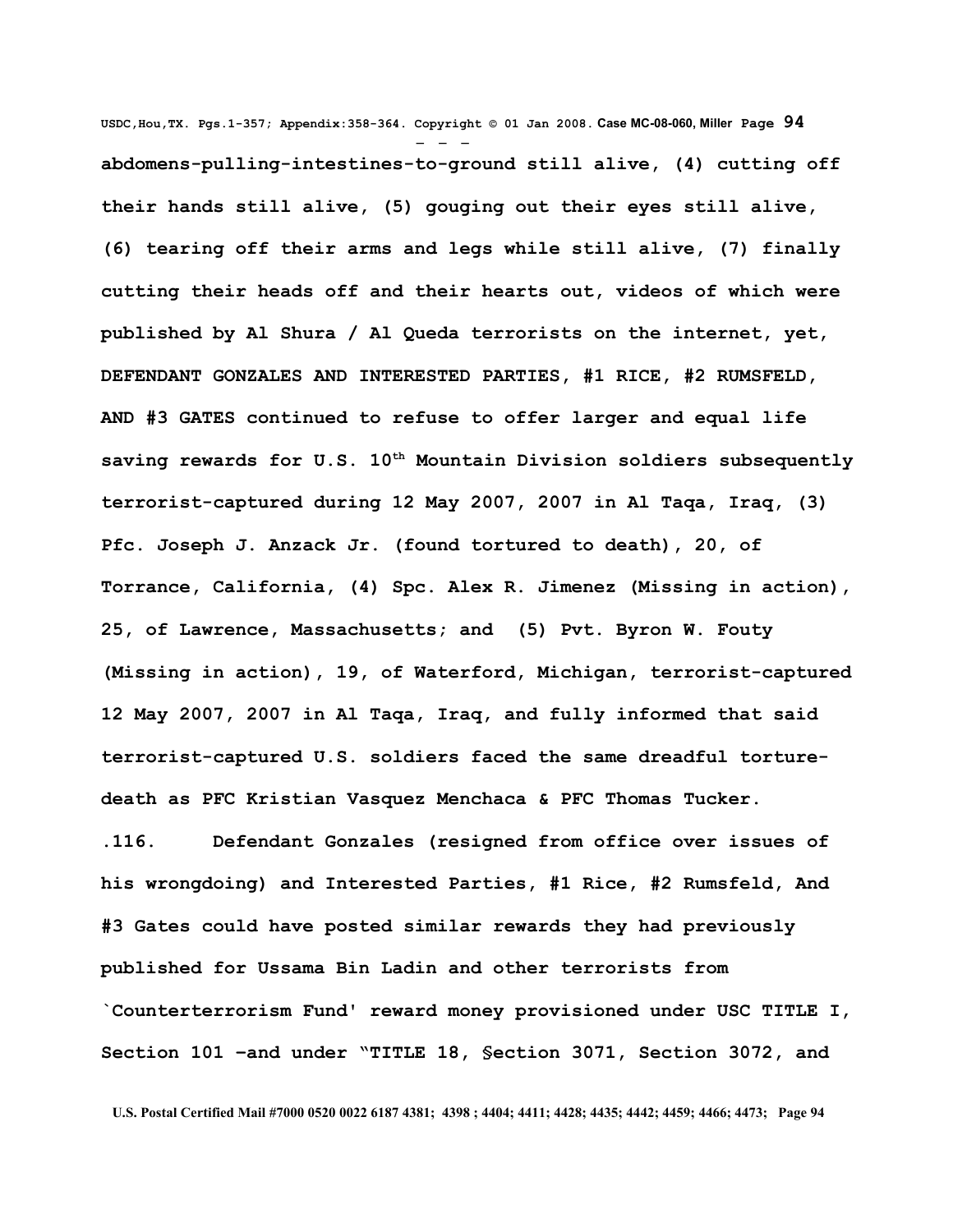**abdomens-pulling-intestines-to-ground still alive, (4) cutting off their hands still alive, (5) gouging out their eyes still alive, (6) tearing off their arms and legs while still alive, (7) finally cutting their heads off and their hearts out, videos of which were published by Al Shura / Al Queda terrorists on the internet, yet, DEFENDANT GONZALES AND INTERESTED PARTIES, #1 RICE, #2 RUMSFELD, AND #3 GATES continued to refuse to offer larger and equal life saving rewards for U.S. 10th Mountain Division soldiers subsequently terrorist-captured during 12 May 2007, 2007 in Al Taqa, Iraq, (3) Pfc. Joseph J. Anzack Jr. (found tortured to death), 20, of Torrance, California, (4) Spc. Alex R. Jimenez (Missing in action), 25, of Lawrence, Massachusetts; and (5) Pvt. Byron W. Fouty (Missing in action), 19, of Waterford, Michigan, terrorist-captured 12 May 2007, 2007 in Al Taqa, Iraq, and fully informed that said terrorist-captured U.S. soldiers faced the same dreadful torture-death as PFC Kristian Vasquez Menchaca & PFC Thomas Tucker.**

**.116. Defendant Gonzales (resigned from office over issues of his wrongdoing) and Interested Parties, #1 Rice, #2 Rumsfeld, And #3 Gates could have posted similar rewards they had previously published for Ussama Bin Ladin and other terrorists from `Counterterrorism Fund' reward money provisioned under USC TITLE I, Section 101 –and under "TITLE 18, §ection 3071, Section 3072, and**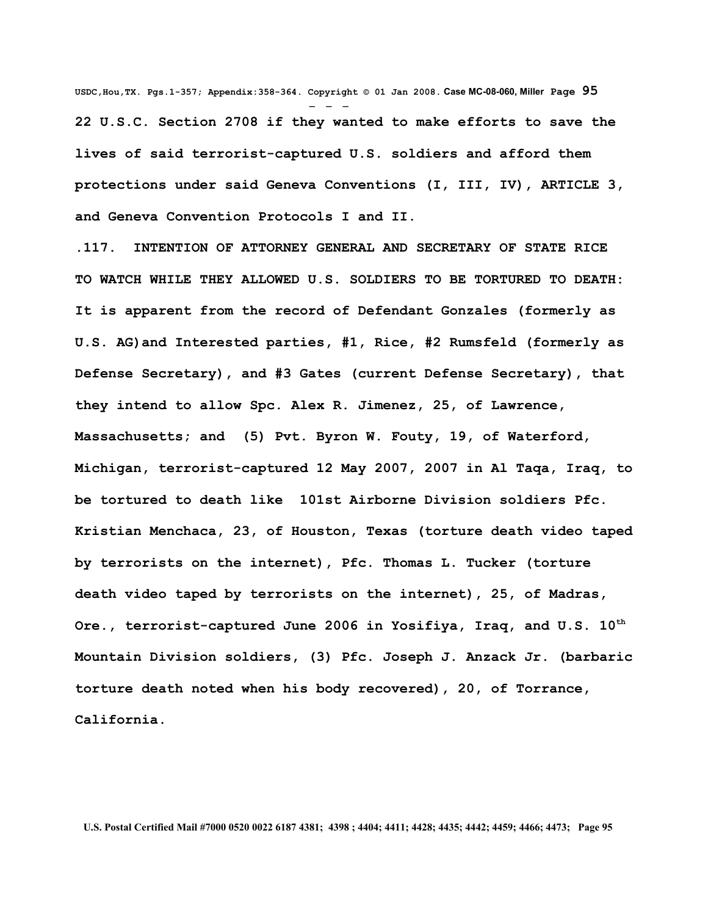**22 U.S.C. Section 2708 if they wanted to make efforts to save the lives of said terrorist-captured U.S. soldiers and afford them protections under said Geneva Conventions (I, III, IV), ARTICLE 3, and Geneva Convention Protocols I and II.**

**.117. INTENTION OF ATTORNEY GENERAL AND SECRETARY OF STATE RICE TO WATCH WHILE THEY ALLOWED U.S. SOLDIERS TO BE TORTURED TO DEATH: It is apparent from the record of Defendant Gonzales (formerly as U.S. AG)and Interested parties, #1, Rice, #2 Rumsfeld (formerly as Defense Secretary), and #3 Gates (current Defense Secretary), that they intend to allow Spc. Alex R. Jimenez, 25, of Lawrence, Massachusetts; and (5) Pvt. Byron W. Fouty, 19, of Waterford, Michigan, terrorist-captured 12 May 2007, 2007 in Al Taqa, Iraq, to be tortured to death like 101st Airborne Division soldiers Pfc. Kristian Menchaca, 23, of Houston, Texas (torture death video taped by terrorists on the internet), Pfc. Thomas L. Tucker (torture death video taped by terrorists on the internet), 25, of Madras, Ore., terrorist-captured June 2006 in Yosifiya, Iraq, and U.S. 10th Mountain Division soldiers, (3) Pfc. Joseph J. Anzack Jr. (barbaric torture death noted when his body recovered), 20, of Torrance, California.**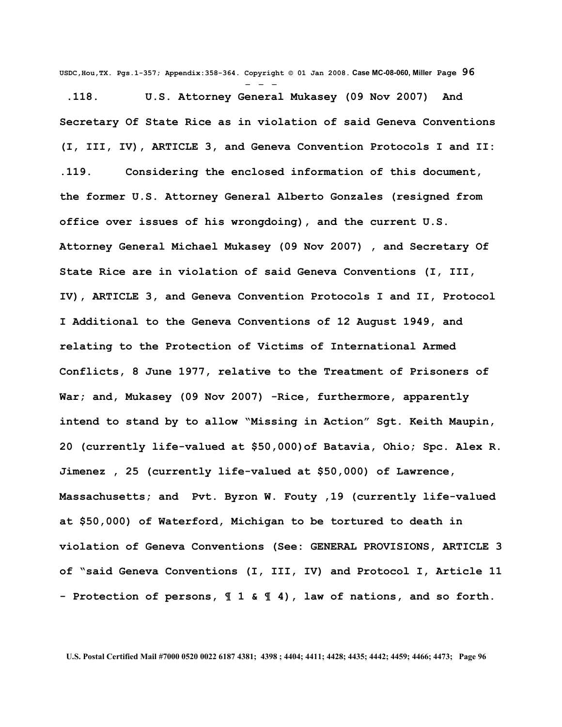**.118. U.S. Attorney General Mukasey (09 Nov 2007) And Secretary Of State Rice as in violation of said Geneva Conventions (I, III, IV), ARTICLE 3, and Geneva Convention Protocols I and II:**

**.119. Considering the enclosed information of this document, the former U.S. Attorney General Alberto Gonzales (resigned from office over issues of his wrongdoing), and the current U.S. Attorney General Michael Mukasey (09 Nov 2007) , and Secretary Of State Rice are in violation of said Geneva Conventions (I, III, IV), ARTICLE 3, and Geneva Convention Protocols I and II, Protocol I Additional to the Geneva Conventions of 12 August 1949, and relating to the Protection of Victims of International Armed Conflicts, 8 June 1977, relative to the Treatment of Prisoners of War; and, Mukasey (09 Nov 2007) -Rice, furthermore, apparently intend to stand by to allow "Missing in Action" Sgt. Keith Maupin, 20 (currently life-valued at $50,000)of Batavia, Ohio; Spc. Alex R. Jimenez , 25 (currently life-valued at $50,000) of Lawrence, Massachusetts; and Pvt. Byron W. Fouty ,19 (currently life-valued at $50,000) of Waterford, Michigan to be tortured to death in violation of Geneva Conventions (See: GENERAL PROVISIONS, ARTICLE 3 of "said Geneva Conventions (I, III, IV) and Protocol I, Article 11 - Protection of persons, ¶ 1 & ¶ 4), law of nations, and so forth.**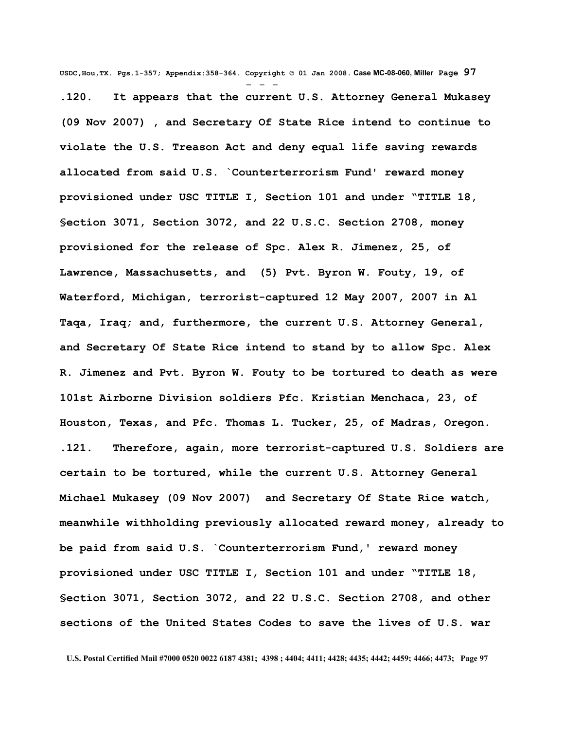**.120. It appears that the current U.S. Attorney General Mukasey (09 Nov 2007) , and Secretary Of State Rice intend to continue to violate the U.S. Treason Act and deny equal life saving rewards allocated from said U.S. `Counterterrorism Fund' reward money provisioned under USC TITLE I, Section 101 and under "TITLE 18, §ection 3071, Section 3072, and 22 U.S.C. Section 2708, money provisioned for the release of Spc. Alex R. Jimenez, 25, of Lawrence, Massachusetts, and (5) Pvt. Byron W. Fouty, 19, of Waterford, Michigan, terrorist-captured 12 May 2007, 2007 in Al Taqa, Iraq; and, furthermore, the current U.S. Attorney General, and Secretary Of State Rice intend to stand by to allow Spc. Alex R. Jimenez and Pvt. Byron W. Fouty to be tortured to death as were 101st Airborne Division soldiers Pfc. Kristian Menchaca, 23, of Houston, Texas, and Pfc. Thomas L. Tucker, 25, of Madras, Oregon.**

**.121. Therefore, again, more terrorist-captured U.S. Soldiers are certain to be tortured, while the current U.S. Attorney General Michael Mukasey (09 Nov 2007) and Secretary Of State Rice watch, meanwhile withholding previously allocated reward money, already to be paid from said U.S. `Counterterrorism Fund,' reward money provisioned under USC TITLE I, Section 101 and under "TITLE 18, §ection 3071, Section 3072, and 22 U.S.C. Section 2708, and other sections of the United States Codes to save the lives of U.S. war**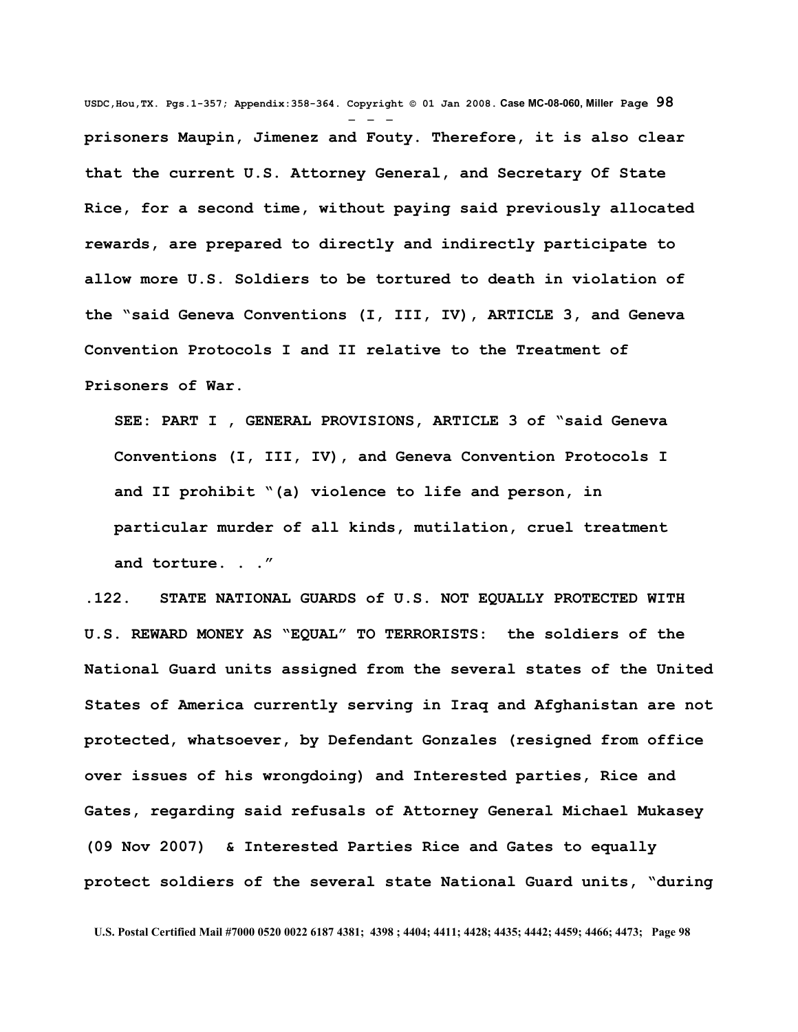**prisoners Maupin, Jimenez and Fouty. Therefore, it is also clear that the current U.S. Attorney General, and Secretary Of State Rice, for a second time, without paying said previously allocated rewards, are prepared to directly and indirectly participate to allow more U.S. Soldiers to be tortured to death in violation of the "said Geneva Conventions (I, III, IV), ARTICLE 3, and Geneva Convention Protocols I and II relative to the Treatment of Prisoners of War.**

> **SEE: PART I , GENERAL PROVISIONS, ARTICLE 3 of "said Geneva Conventions (I, III, IV), and Geneva Convention Protocols I and II prohibit "(a) violence to life and person, in particular murder of all kinds, mutilation, cruel treatment and torture. . ."**

**.122. STATE NATIONAL GUARDS of U.S. NOT EQUALLY PROTECTED WITH U.S. REWARD MONEY AS "EQUAL" TO TERRORISTS: the soldiers of the National Guard units assigned from the several states of the United States of America currently serving in Iraq and Afghanistan are not protected, whatsoever, by Defendant Gonzales (resigned from office over issues of his wrongdoing) and Interested parties, Rice and Gates, regarding said refusals of Attorney General Michael Mukasey (09 Nov 2007) & Interested Parties Rice and Gates to equally protect soldiers of the several state National Guard units, "during**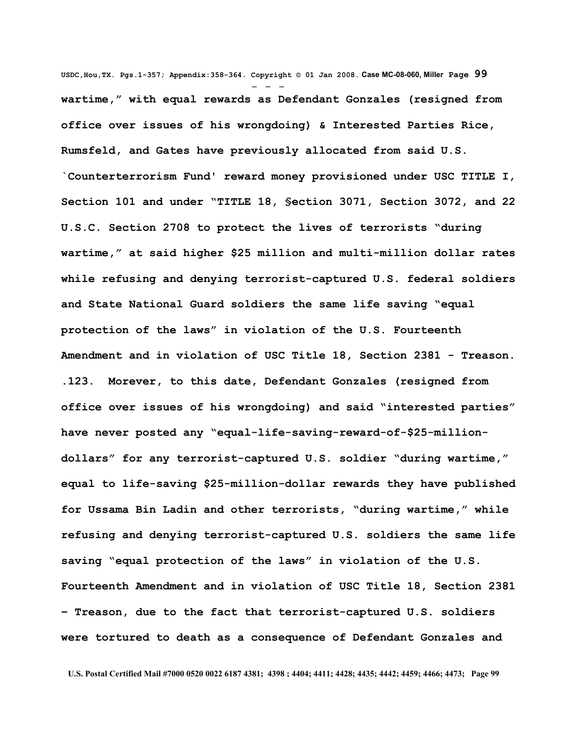**wartime," with equal rewards as Defendant Gonzales (resigned from office over issues of his wrongdoing) & Interested Parties Rice, Rumsfeld, and Gates have previously allocated from said U.S. `Counterterrorism Fund' reward money provisioned under USC TITLE I, Section 101 and under "TITLE 18, §ection 3071, Section 3072, and 22 U.S.C. Section 2708 to protect the lives of terrorists "during wartime," at said higher $25 million and multi-million dollar rates while refusing and denying terrorist-captured U.S. federal soldiers and State National Guard soldiers the same life saving "equal protection of the laws" in violation of the U.S. Fourteenth Amendment and in violation of USC Title 18, Section 2381 - Treason.**

**.123. Morever, to this date, Defendant Gonzales (resigned from office over issues of his wrongdoing) and said "interested parties" have never posted any "equal-life-saving-reward-of-$25-million-dollars" for any terrorist-captured U.S. soldier "during wartime," equal to life-saving $25-million-dollar rewards they have published for Ussama Bin Ladin and other terrorists, "during wartime," while refusing and denying terrorist-captured U.S. soldiers the same life saving "equal protection of the laws" in violation of the U.S. Fourteenth Amendment and in violation of USC Title 18, Section 2381 – Treason, due to the fact that terrorist-captured U.S. soldiers were tortured to death as a consequence of Defendant Gonzales and**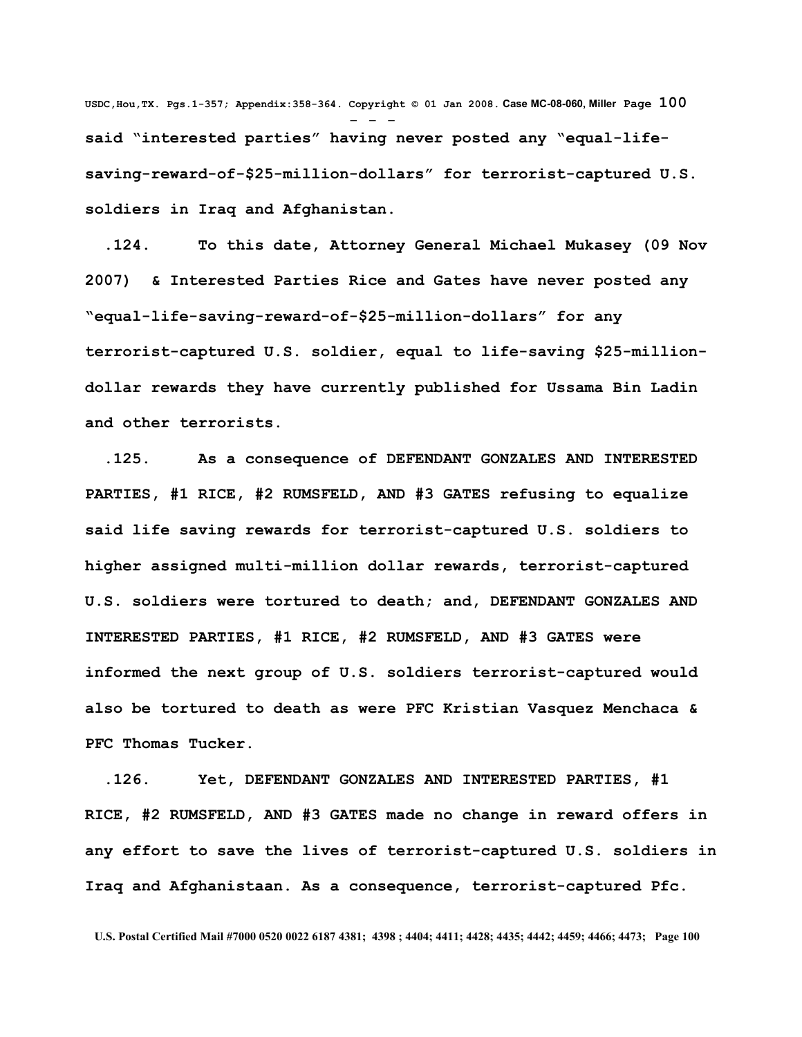said "interested parties" having never posted any "equal-life-saving-reward-of-$25-million-dollars" for terrorist-captured U.S. soldiers in Iraq and Afghanistan.

.124. To this date, Attorney General Michael Mukasey (09 Nov 2007) & Interested Parties Rice and Gates have never posted any "equal-life-saving-reward-of-$25-million-dollars" for any terrorist-captured U.S. soldier, equal to life-saving $25-million-dollar rewards they have currently published for Ussama Bin Ladin and other terrorists.

.125. As a consequence of DEFENDANT GONZALES AND INTERESTED PARTIES, #1 RICE, #2 RUMSFELD, AND #3 GATES refusing to equalize said life saving rewards for terrorist-captured U.S. soldiers to higher assigned multi-million dollar rewards, terrorist-captured U.S. soldiers were tortured to death; and, DEFENDANT GONZALES AND INTERESTED PARTIES, #1 RICE, #2 RUMSFELD, AND #3 GATES were informed the next group of U.S. soldiers terrorist-captured would also be tortured to death as were PFC Kristian Vasquez Menchaca & PFC Thomas Tucker.

.126. Yet, DEFENDANT GONZALES AND INTERESTED PARTIES, #1 RICE, #2 RUMSFELD, AND #3 GATES made no change in reward offers in any effort to save the lives of terrorist-captured U.S. soldiers in Iraq and Afghanistaan. As a consequence, terrorist-captured Pfc.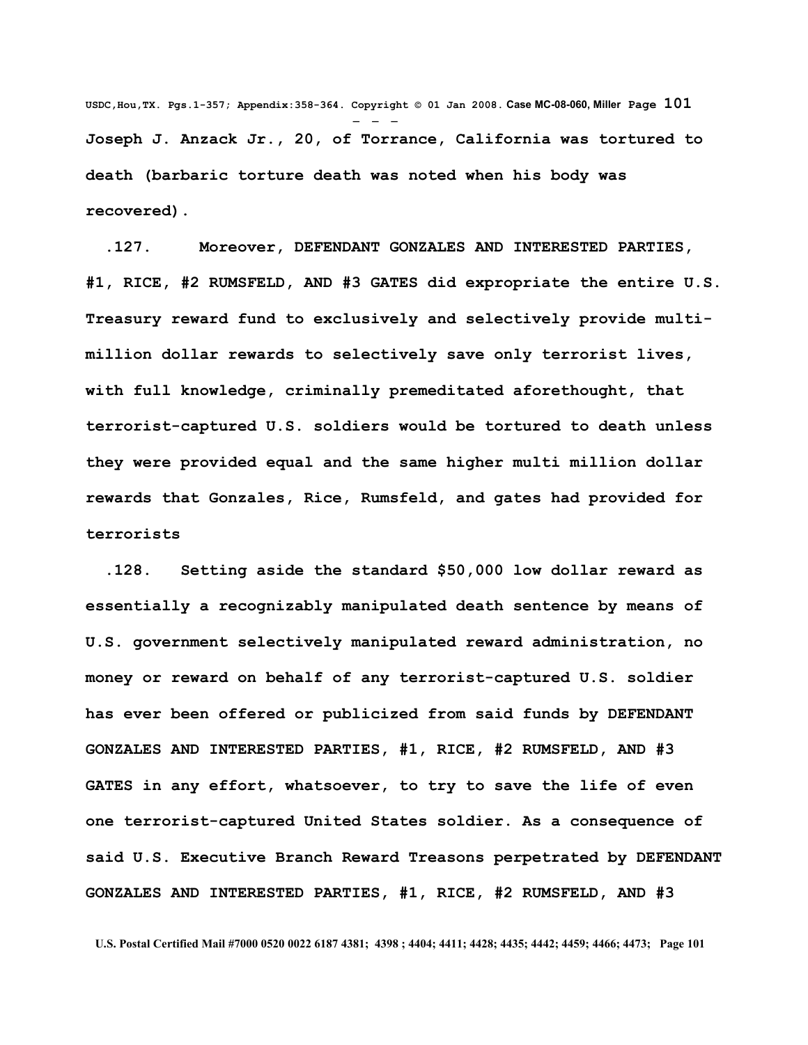**Joseph J. Anzack Jr., 20, of Torrance, California was tortured to death (barbaric torture death was noted when his body was recovered).**

**.127. Moreover, DEFENDANT GONZALES AND INTERESTED PARTIES, #1, RICE, #2 RUMSFELD, AND #3 GATES did expropriate the entire U.S. Treasury reward fund to exclusively and selectively provide multi-million dollar rewards to selectively save only terrorist lives, with full knowledge, criminally premeditated aforethought, that terrorist-captured U.S. soldiers would be tortured to death unless they were provided equal and the same higher multi million dollar rewards that Gonzales, Rice, Rumsfeld, and gates had provided for terrorists**

**.128. Setting aside the standard $50,000 low dollar reward as essentially a recognizably manipulated death sentence by means of U.S. government selectively manipulated reward administration, no money or reward on behalf of any terrorist-captured U.S. soldier has ever been offered or publicized from said funds by DEFENDANT GONZALES AND INTERESTED PARTIES, #1, RICE, #2 RUMSFELD, AND #3 GATES in any effort, whatsoever, to try to save the life of even one terrorist-captured United States soldier. As a consequence of said U.S. Executive Branch Reward Treasons perpetrated by DEFENDANT GONZALES AND INTERESTED PARTIES, #1, RICE, #2 RUMSFELD, AND #3**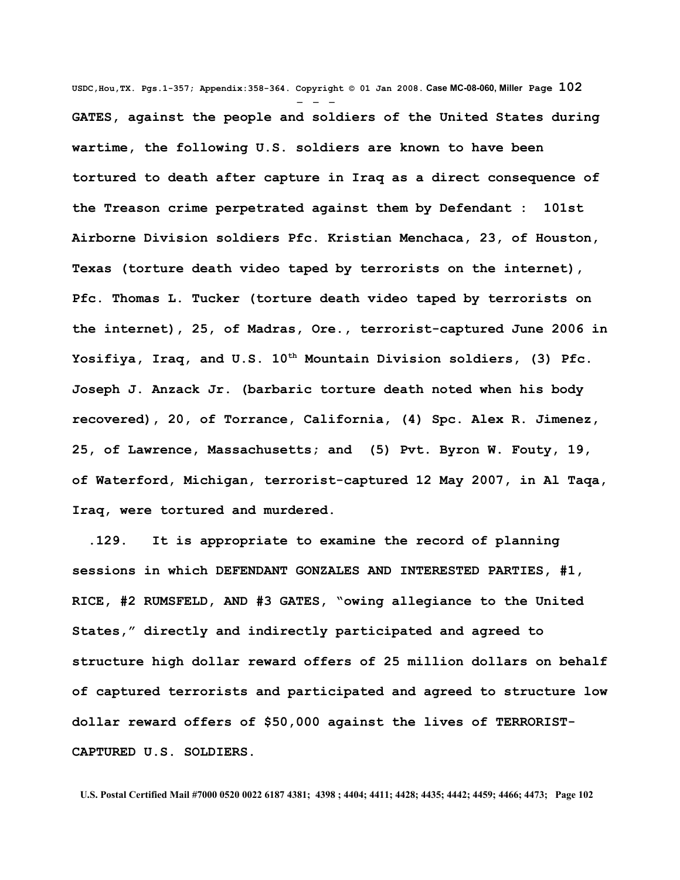**GATES, against the people and soldiers of the United States during wartime, the following U.S. soldiers are known to have been tortured to death after capture in Iraq as a direct consequence of the Treason crime perpetrated against them by Defendant : 101st Airborne Division soldiers Pfc. Kristian Menchaca, 23, of Houston, Texas (torture death video taped by terrorists on the internet), Pfc. Thomas L. Tucker (torture death video taped by terrorists on the internet), 25, of Madras, Ore., terrorist-captured June 2006 in Yosifiya, Iraq, and U.S. 10th Mountain Division soldiers, (3) Pfc. Joseph J. Anzack Jr. (barbaric torture death noted when his body recovered), 20, of Torrance, California, (4) Spc. Alex R. Jimenez, 25, of Lawrence, Massachusetts; and (5) Pvt. Byron W. Fouty, 19, of Waterford, Michigan, terrorist-captured 12 May 2007, in Al Taqa, Iraq, were tortured and murdered.**

**.129. It is appropriate to examine the record of planning sessions in which DEFENDANT GONZALES AND INTERESTED PARTIES, #1, RICE, #2 RUMSFELD, AND #3 GATES, "owing allegiance to the United States," directly and indirectly participated and agreed to structure high dollar reward offers of 25 million dollars on behalf of captured terrorists and participated and agreed to structure low dollar reward offers of $50,000 against the lives of TERRORIST-CAPTURED U.S. SOLDIERS.**

U.S. Postal Certified Mail #7000 0520 0022 6187 4381; 4398 ; 4404; 4411; 4428; 4435; 4442; 4459; 4466; 4473;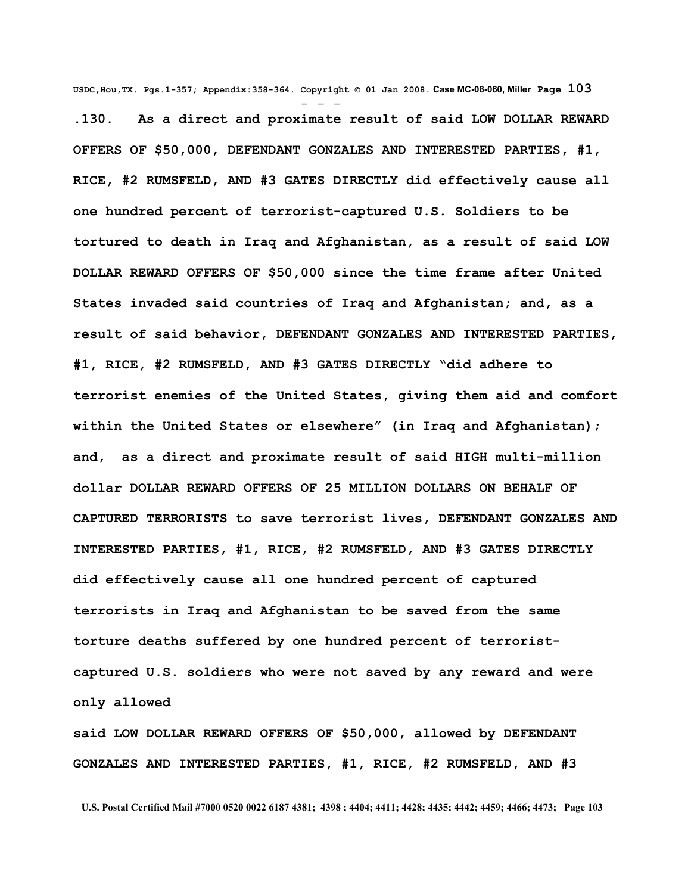**.130. As a direct and proximate result of said LOW DOLLAR REWARD OFFERS OF $50,000, DEFENDANT GONZALES AND INTERESTED PARTIES, #1, RICE, #2 RUMSFELD, AND #3 GATES DIRECTLY did effectively cause all one hundred percent of terrorist-captured U.S. Soldiers to be tortured to death in Iraq and Afghanistan, as a result of said LOW DOLLAR REWARD OFFERS OF $50,000 since the time frame after United States invaded said countries of Iraq and Afghanistan; and, as a result of said behavior, DEFENDANT GONZALES AND INTERESTED PARTIES, #1, RICE, #2 RUMSFELD, AND #3 GATES DIRECTLY "did adhere to terrorist enemies of the United States, giving them aid and comfort within the United States or elsewhere" (in Iraq and Afghanistan); and, as a direct and proximate result of said HIGH multi-million dollar DOLLAR REWARD OFFERS OF 25 MILLION DOLLARS ON BEHALF OF CAPTURED TERRORISTS to save terrorist lives, DEFENDANT GONZALES AND INTERESTED PARTIES, #1, RICE, #2 RUMSFELD, AND #3 GATES DIRECTLY did effectively cause all one hundred percent of captured terrorists in Iraq and Afghanistan to be saved from the same torture deaths suffered by one hundred percent of terrorist-captured U.S. soldiers who were not saved by any reward and were only allowed**

**said LOW DOLLAR REWARD OFFERS OF $50,000, allowed by DEFENDANT GONZALES AND INTERESTED PARTIES, #1, RICE, #2 RUMSFELD, AND #3**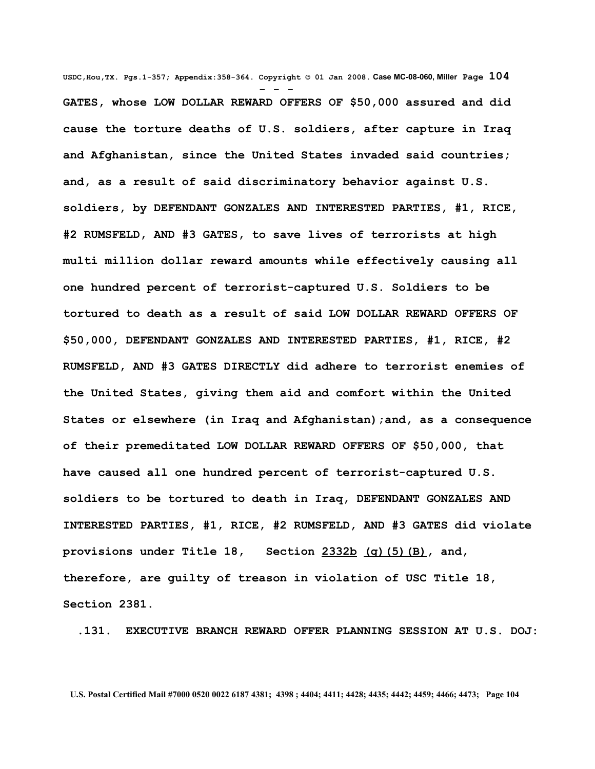**GATES, whose LOW DOLLAR REWARD OFFERS OF $50,000 assured and did cause the torture deaths of U.S. soldiers, after capture in Iraq and Afghanistan, since the United States invaded said countries; and, as a result of said discriminatory behavior against U.S. soldiers, by DEFENDANT GONZALES AND INTERESTED PARTIES, #1, RICE, #2 RUMSFELD, AND #3 GATES, to save lives of terrorists at high multi million dollar reward amounts while effectively causing all one hundred percent of terrorist-captured U.S. Soldiers to be tortured to death as a result of said LOW DOLLAR REWARD OFFERS OF $50,000, DEFENDANT GONZALES AND INTERESTED PARTIES, #1, RICE, #2 RUMSFELD, AND #3 GATES DIRECTLY did adhere to terrorist enemies of the United States, giving them aid and comfort within the United States or elsewhere (in Iraq and Afghanistan);and, as a consequence of their premeditated LOW DOLLAR REWARD OFFERS OF $50,000, that have caused all one hundred percent of terrorist-captured U.S. soldiers to be tortured to death in Iraq, DEFENDANT GONZALES AND INTERESTED PARTIES, #1, RICE, #2 RUMSFELD, AND #3 GATES did violate provisions under Title 18, Section 2332b (g)(5)(B), and, therefore, are guilty of treason in violation of USC Title 18, Section 2381.**

**.131. EXECUTIVE BRANCH REWARD OFFER PLANNING SESSION AT U.S. DOJ:**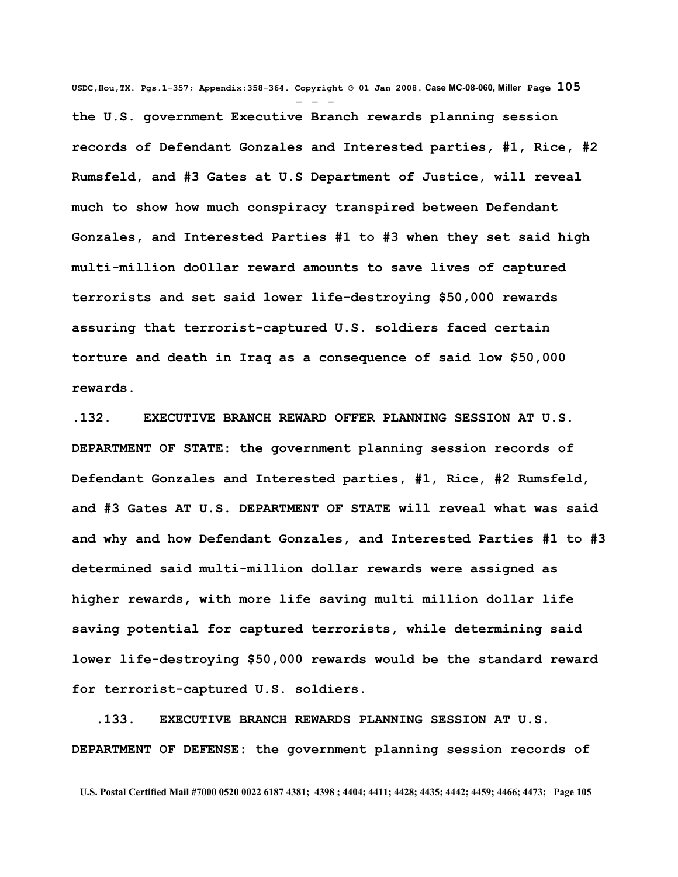**the U.S. government Executive Branch rewards planning session records of Defendant Gonzales and Interested parties, #1, Rice, #2 Rumsfeld, and #3 Gates at U.S Department of Justice, will reveal much to show how much conspiracy transpired between Defendant Gonzales, and Interested Parties #1 to #3 when they set said high multi-million do0llar reward amounts to save lives of captured terrorists and set said lower life-destroying $50,000 rewards assuring that terrorist-captured U.S. soldiers faced certain torture and death in Iraq as a consequence of said low $50,000 rewards.**

**.132. EXECUTIVE BRANCH REWARD OFFER PLANNING SESSION AT U.S. DEPARTMENT OF STATE: the government planning session records of Defendant Gonzales and Interested parties, #1, Rice, #2 Rumsfeld, and #3 Gates AT U.S. DEPARTMENT OF STATE will reveal what was said and why and how Defendant Gonzales, and Interested Parties #1 to #3 determined said multi-million dollar rewards were assigned as higher rewards, with more life saving multi million dollar life saving potential for captured terrorists, while determining said lower life-destroying $50,000 rewards would be the standard reward for terrorist-captured U.S. soldiers.**

**.133. EXECUTIVE BRANCH REWARDS PLANNING SESSION AT U.S. DEPARTMENT OF DEFENSE: the government planning session records of**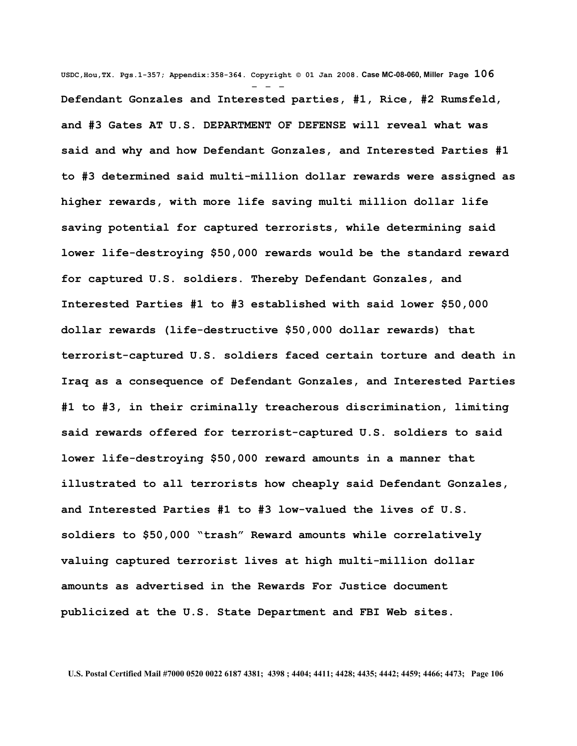**Defendant Gonzales and Interested parties, #1, Rice, #2 Rumsfeld, and #3 Gates AT U.S. DEPARTMENT OF DEFENSE will reveal what was said and why and how Defendant Gonzales, and Interested Parties #1 to #3 determined said multi-million dollar rewards were assigned as higher rewards, with more life saving multi million dollar life saving potential for captured terrorists, while determining said lower life-destroying $50,000 rewards would be the standard reward for captured U.S. soldiers. Thereby Defendant Gonzales, and Interested Parties #1 to #3 established with said lower $50,000 dollar rewards (life-destructive $50,000 dollar rewards) that terrorist-captured U.S. soldiers faced certain torture and death in Iraq as a consequence of Defendant Gonzales, and Interested Parties #1 to #3, in their criminally treacherous discrimination, limiting said rewards offered for terrorist-captured U.S. soldiers to said lower life-destroying $50,000 reward amounts in a manner that illustrated to all terrorists how cheaply said Defendant Gonzales, and Interested Parties #1 to #3 low-valued the lives of U.S. soldiers to $50,000 "trash" Reward amounts while correlatively valuing captured terrorist lives at high multi-million dollar amounts as advertised in the Rewards For Justice document publicized at the U.S. State Department and FBI Web sites.**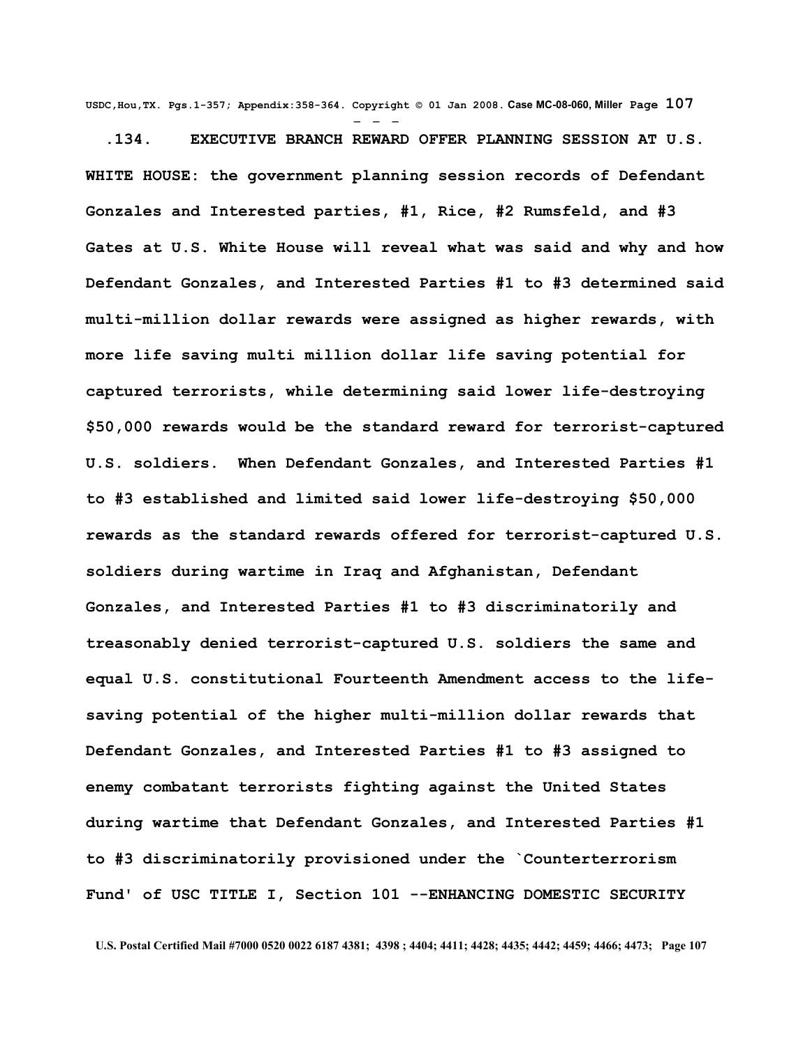**.134. EXECUTIVE BRANCH REWARD OFFER PLANNING SESSION AT U.S. WHITE HOUSE: the government planning session records of Defendant Gonzales and Interested parties, #1, Rice, #2 Rumsfeld, and #3 Gates at U.S. White House will reveal what was said and why and how Defendant Gonzales, and Interested Parties #1 to #3 determined said multi-million dollar rewards were assigned as higher rewards, with more life saving multi million dollar life saving potential for captured terrorists, while determining said lower life-destroying $50,000 rewards would be the standard reward for terrorist-captured U.S. soldiers. When Defendant Gonzales, and Interested Parties #1 to #3 established and limited said lower life-destroying $50,000 rewards as the standard rewards offered for terrorist-captured U.S. soldiers during wartime in Iraq and Afghanistan, Defendant Gonzales, and Interested Parties #1 to #3 discriminatorily and treasonably denied terrorist-captured U.S. soldiers the same and equal U.S. constitutional Fourteenth Amendment access to the life-saving potential of the higher multi-million dollar rewards that Defendant Gonzales, and Interested Parties #1 to #3 assigned to enemy combatant terrorists fighting against the United States during wartime that Defendant Gonzales, and Interested Parties #1 to #3 discriminatorily provisioned under the `Counterterrorism Fund' of USC TITLE I, Section 101 --ENHANCING DOMESTIC SECURITY**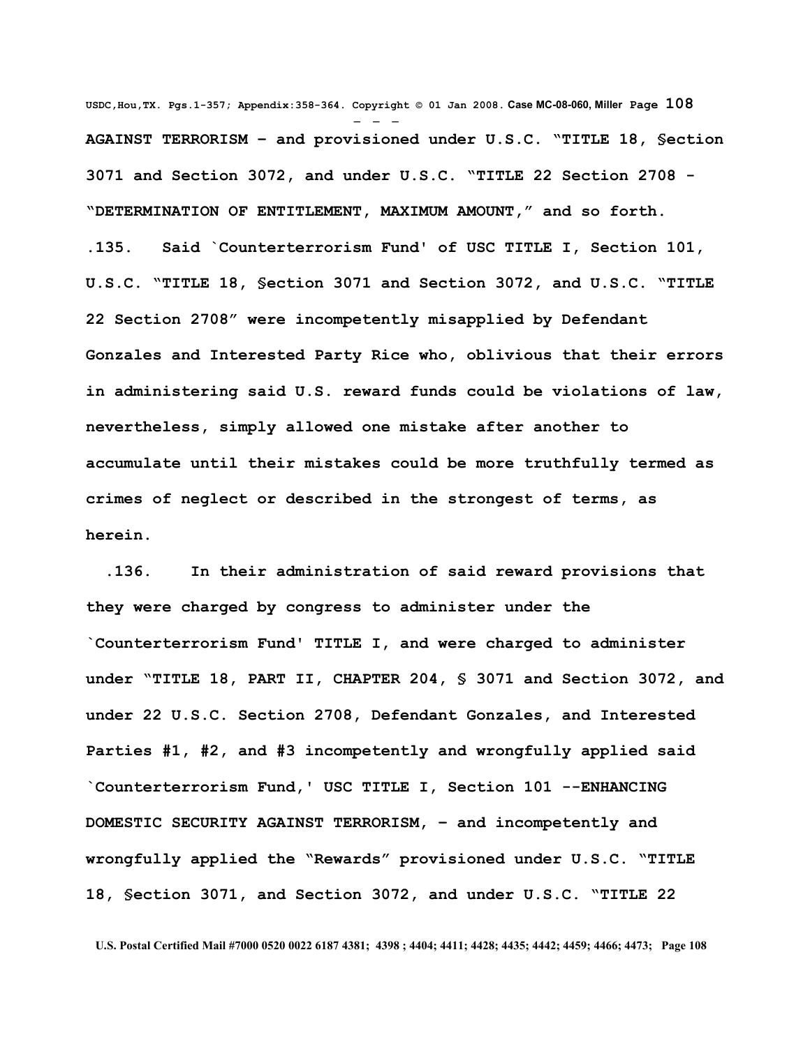**AGAINST TERRORISM – and provisioned under U.S.C. "TITLE 18, §ection 3071 and Section 3072, and under U.S.C. "TITLE 22 Section 2708 - "DETERMINATION OF ENTITLEMENT, MAXIMUM AMOUNT," and so forth.**

**.135. Said `Counterterrorism Fund' of USC TITLE I, Section 101, U.S.C. "TITLE 18, §ection 3071 and Section 3072, and U.S.C. "TITLE 22 Section 2708" were incompetently misapplied by Defendant Gonzales and Interested Party Rice who, oblivious that their errors in administering said U.S. reward funds could be violations of law, nevertheless, simply allowed one mistake after another to accumulate until their mistakes could be more truthfully termed as crimes of neglect or described in the strongest of terms, as herein.**

**.136. In their administration of said reward provisions that they were charged by congress to administer under the `Counterterrorism Fund' TITLE I, and were charged to administer under "TITLE 18, PART II, CHAPTER 204, § 3071 and Section 3072, and under 22 U.S.C. Section 2708, Defendant Gonzales, and Interested Parties #1, #2, and #3 incompetently and wrongfully applied said `Counterterrorism Fund,' USC TITLE I, Section 101 --ENHANCING DOMESTIC SECURITY AGAINST TERRORISM, – and incompetently and wrongfully applied the "Rewards" provisioned under U.S.C. "TITLE 18, §ection 3071, and Section 3072, and under U.S.C. "TITLE 22**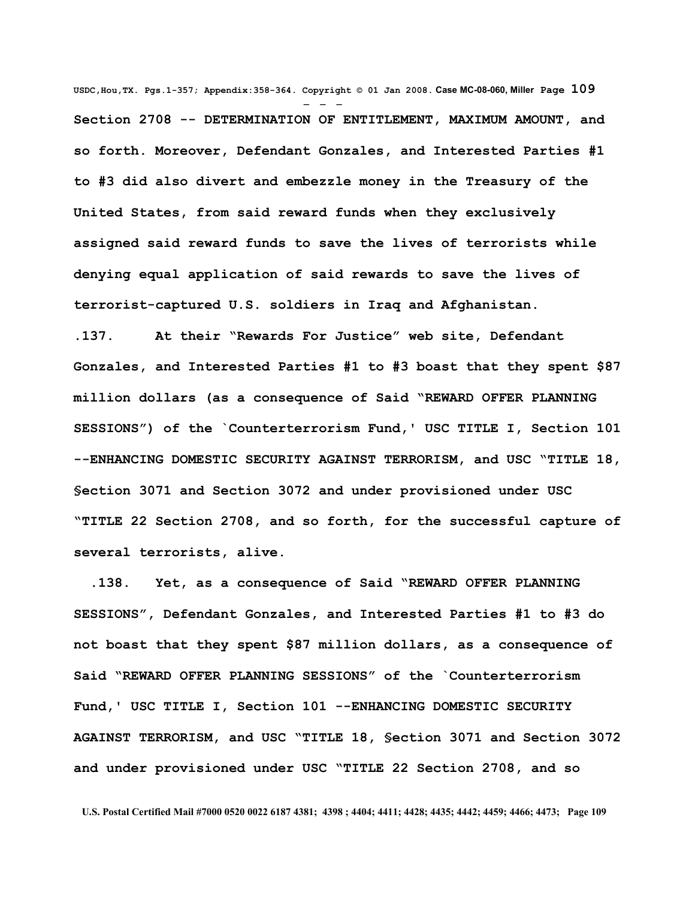Section 2708 -- DETERMINATION OF ENTITLEMENT, MAXIMUM AMOUNT, and so forth. Moreover, Defendant Gonzales, and Interested Parties #1 to #3 did also divert and embezzle money in the Treasury of the United States, from said reward funds when they exclusively assigned said reward funds to save the lives of terrorists while denying equal application of said rewards to save the lives of terrorist-captured U.S. soldiers in Iraq and Afghanistan.

.137. At their "Rewards For Justice" web site, Defendant Gonzales, and Interested Parties #1 to #3 boast that they spent $87 million dollars (as a consequence of Said "REWARD OFFER PLANNING SESSIONS") of the `Counterterrorism Fund,' USC TITLE I, Section 101 --ENHANCING DOMESTIC SECURITY AGAINST TERRORISM, and USC "TITLE 18, §ection 3071 and Section 3072 and under provisioned under USC "TITLE 22 Section 2708, and so forth, for the successful capture of several terrorists, alive.

.138. Yet, as a consequence of Said "REWARD OFFER PLANNING SESSIONS", Defendant Gonzales, and Interested Parties #1 to #3 do not boast that they spent $87 million dollars, as a consequence of Said "REWARD OFFER PLANNING SESSIONS" of the `Counterterrorism Fund,' USC TITLE I, Section 101 --ENHANCING DOMESTIC SECURITY AGAINST TERRORISM, and USC "TITLE 18, §ection 3071 and Section 3072 and under provisioned under USC "TITLE 22 Section 2708, and so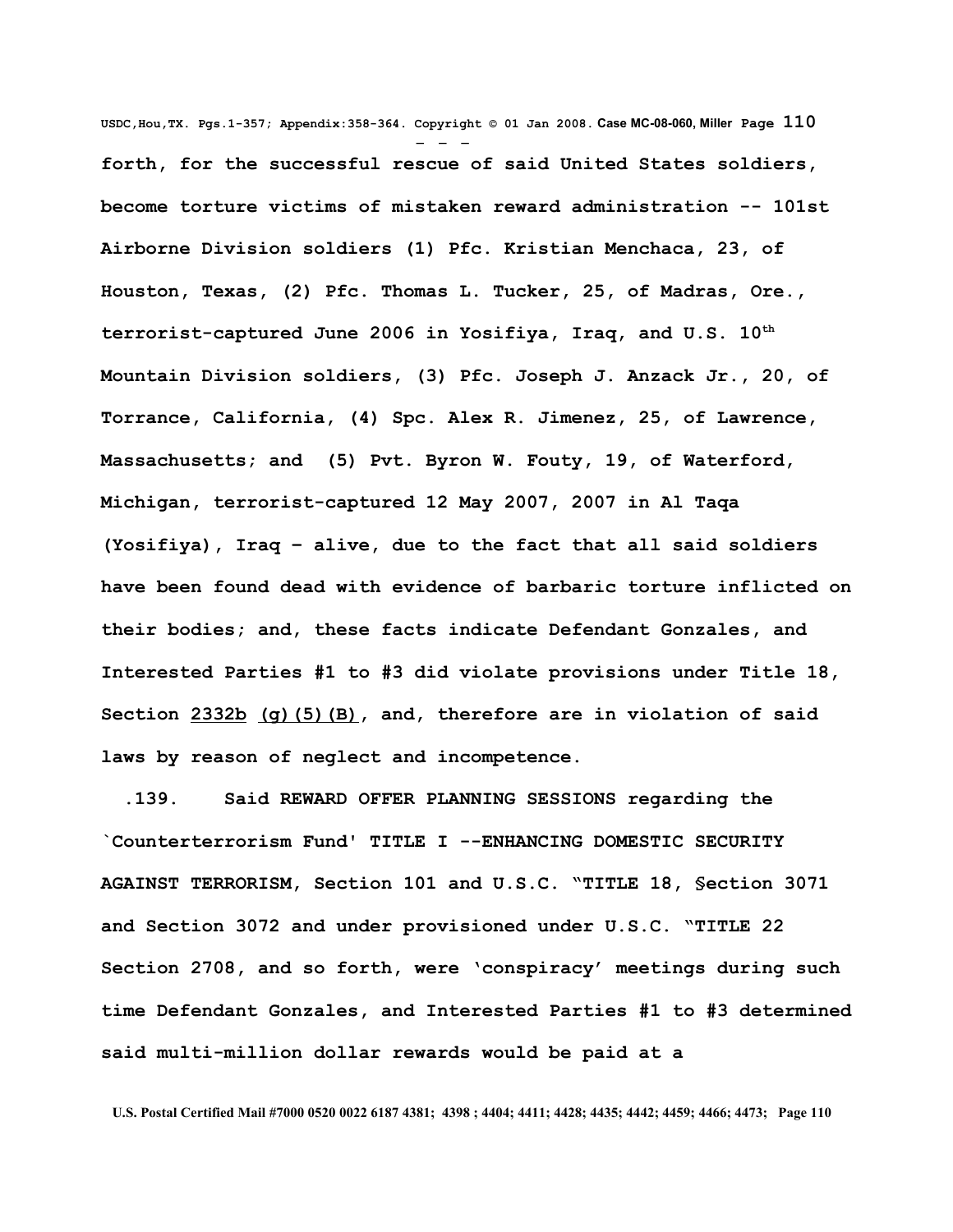**forth, for the successful rescue of said United States soldiers, become torture victims of mistaken reward administration -- 101st Airborne Division soldiers (1) Pfc. Kristian Menchaca, 23, of Houston, Texas, (2) Pfc. Thomas L. Tucker, 25, of Madras, Ore., terrorist-captured June 2006 in Yosifiya, Iraq, and U.S. 10th Mountain Division soldiers, (3) Pfc. Joseph J. Anzack Jr., 20, of Torrance, California, (4) Spc. Alex R. Jimenez, 25, of Lawrence, Massachusetts; and (5) Pvt. Byron W. Fouty, 19, of Waterford, Michigan, terrorist-captured 12 May 2007, 2007 in Al Taqa (Yosifiya), Iraq – alive, due to the fact that all said soldiers have been found dead with evidence of barbaric torture inflicted on their bodies; and, these facts indicate Defendant Gonzales, and Interested Parties #1 to #3 did violate provisions under Title 18, Section 2332b (g)(5)(B), and, therefore are in violation of said laws by reason of neglect and incompetence.**

**.139. Said REWARD OFFER PLANNING SESSIONS regarding the `Counterterrorism Fund' TITLE I --ENHANCING DOMESTIC SECURITY AGAINST TERRORISM, Section 101 and U.S.C. "TITLE 18, §ection 3071 and Section 3072 and under provisioned under U.S.C. "TITLE 22 Section 2708, and so forth, were 'conspiracy' meetings during such time Defendant Gonzales, and Interested Parties #1 to #3 determined said multi-million dollar rewards would be paid at a**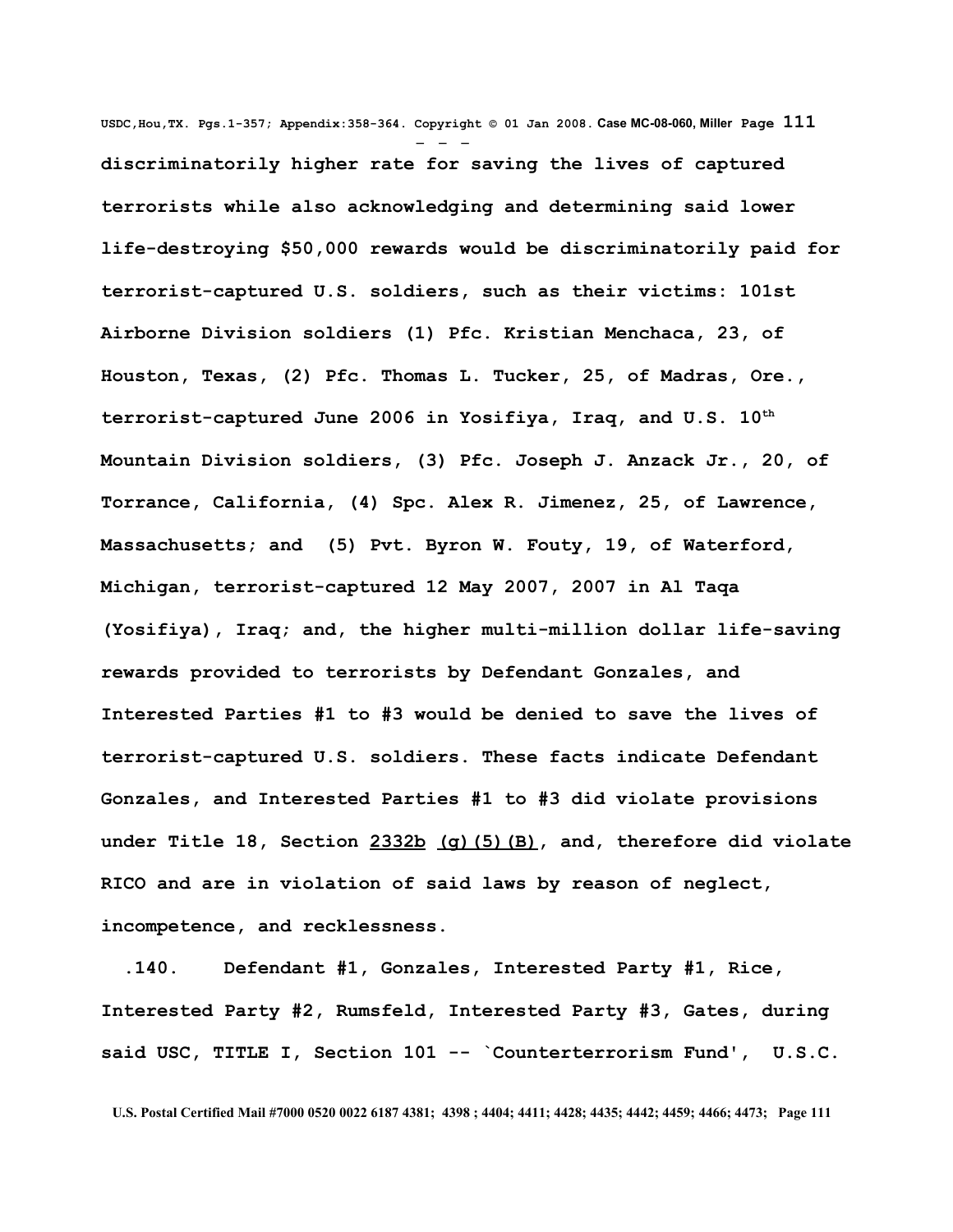**discriminatorily higher rate for saving the lives of captured terrorists while also acknowledging and determining said lower life-destroying $50,000 rewards would be discriminatorily paid for terrorist-captured U.S. soldiers, such as their victims: 101st Airborne Division soldiers (1) Pfc. Kristian Menchaca, 23, of Houston, Texas, (2) Pfc. Thomas L. Tucker, 25, of Madras, Ore., terrorist-captured June 2006 in Yosifiya, Iraq, and U.S. 10th Mountain Division soldiers, (3) Pfc. Joseph J. Anzack Jr., 20, of Torrance, California, (4) Spc. Alex R. Jimenez, 25, of Lawrence, Massachusetts; and (5) Pvt. Byron W. Fouty, 19, of Waterford, Michigan, terrorist-captured 12 May 2007, 2007 in Al Taqa (Yosifiya), Iraq; and, the higher multi-million dollar life-saving rewards provided to terrorists by Defendant Gonzales, and Interested Parties #1 to #3 would be denied to save the lives of terrorist-captured U.S. soldiers. These facts indicate Defendant Gonzales, and Interested Parties #1 to #3 did violate provisions under Title 18, Section <u>2332b</u> <u>(g)(5)(B)</u>, and, therefore did violate RICO and are in violation of said laws by reason of neglect, incompetence, and recklessness.**

**.140. Defendant #1, Gonzales, Interested Party #1, Rice, Interested Party #2, Rumsfeld, Interested Party #3, Gates, during said USC, TITLE I, Section 101 -- `Counterterrorism Fund', U.S.C.**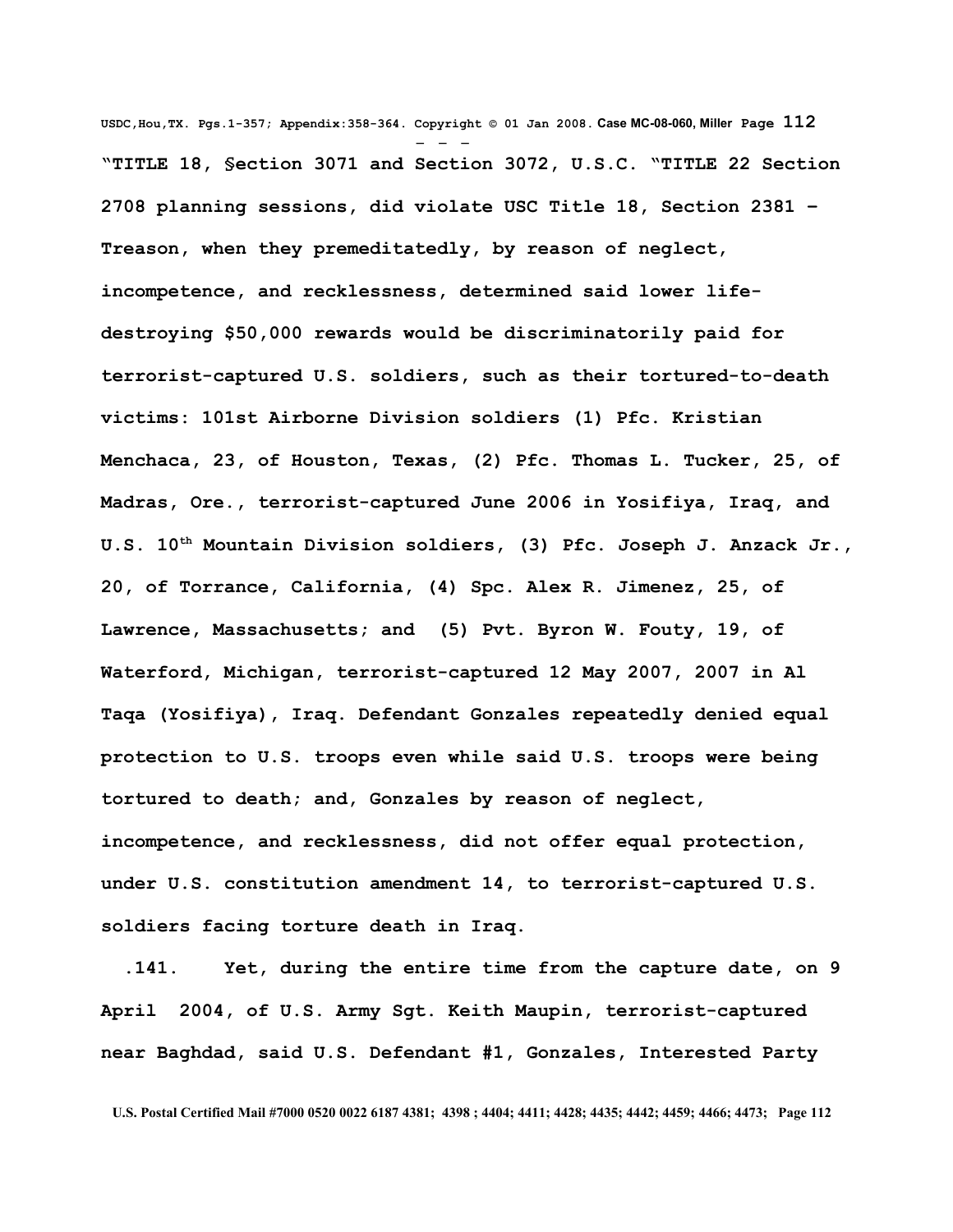**"TITLE 18, §ection 3071 and Section 3072, U.S.C. "TITLE 22 Section 2708 planning sessions, did violate USC Title 18, Section 2381 – Treason, when they premeditatedly, by reason of neglect, incompetence, and recklessness, determined said lower life-destroying $50,000 rewards would be discriminatorily paid for terrorist-captured U.S. soldiers, such as their tortured-to-death victims: 101st Airborne Division soldiers (1) Pfc. Kristian Menchaca, 23, of Houston, Texas, (2) Pfc. Thomas L. Tucker, 25, of Madras, Ore., terrorist-captured June 2006 in Yosifiya, Iraq, and U.S. 10th Mountain Division soldiers, (3) Pfc. Joseph J. Anzack Jr., 20, of Torrance, California, (4) Spc. Alex R. Jimenez, 25, of Lawrence, Massachusetts; and (5) Pvt. Byron W. Fouty, 19, of Waterford, Michigan, terrorist-captured 12 May 2007, 2007 in Al Taqa (Yosifiya), Iraq. Defendant Gonzales repeatedly denied equal protection to U.S. troops even while said U.S. troops were being tortured to death; and, Gonzales by reason of neglect, incompetence, and recklessness, did not offer equal protection, under U.S. constitution amendment 14, to terrorist-captured U.S. soldiers facing torture death in Iraq.**

**.141. Yet, during the entire time from the capture date, on 9 April 2004, of U.S. Army Sgt. Keith Maupin, terrorist-captured near Baghdad, said U.S. Defendant #1, Gonzales, Interested Party**

U.S. Postal Certified Mail #7000 0520 0022 6187 4381; 4398 ; 4404; 4411; 4428; 4435; 4442; 4459; 4466; 4473;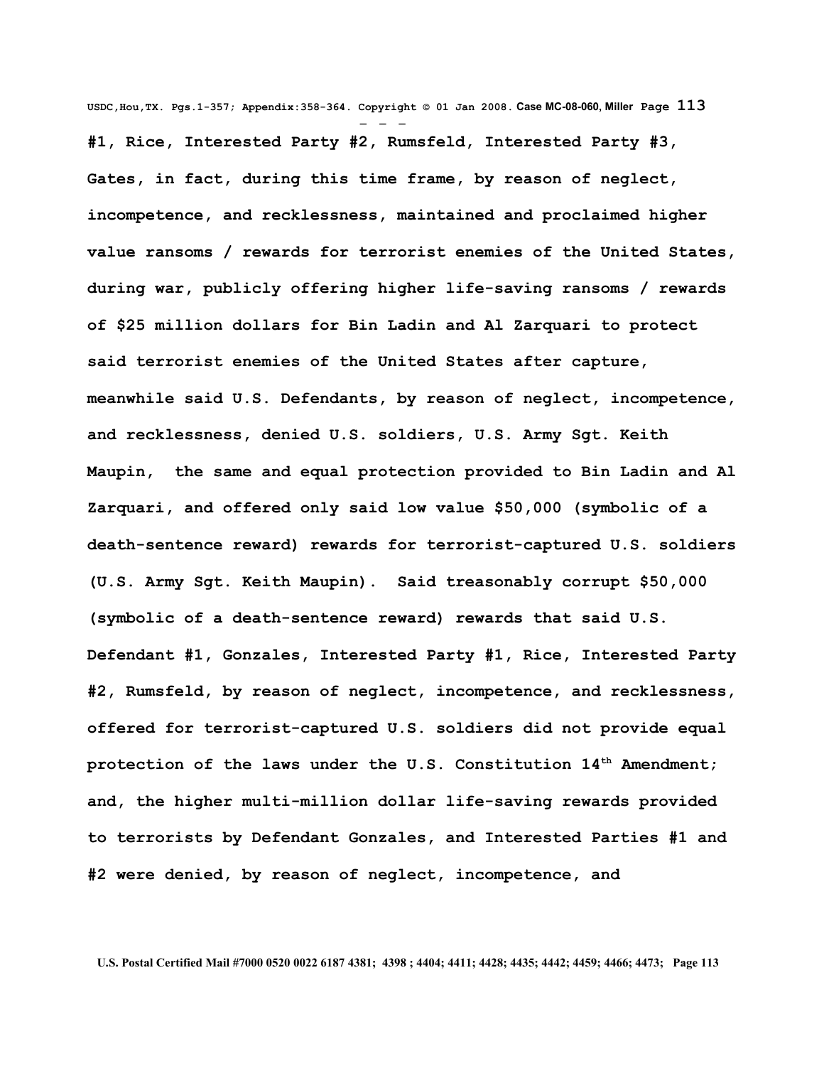**#1, Rice, Interested Party #2, Rumsfeld, Interested Party #3, Gates, in fact, during this time frame, by reason of neglect, incompetence, and recklessness, maintained and proclaimed higher value ransoms / rewards for terrorist enemies of the United States, during war, publicly offering higher life-saving ransoms / rewards of $25 million dollars for Bin Ladin and Al Zarquari to protect said terrorist enemies of the United States after capture, meanwhile said U.S. Defendants, by reason of neglect, incompetence, and recklessness, denied U.S. soldiers, U.S. Army Sgt. Keith Maupin, the same and equal protection provided to Bin Ladin and Al Zarquari, and offered only said low value $50,000 (symbolic of a death-sentence reward) rewards for terrorist-captured U.S. soldiers (U.S. Army Sgt. Keith Maupin). Said treasonably corrupt $50,000 (symbolic of a death-sentence reward) rewards that said U.S. Defendant #1, Gonzales, Interested Party #1, Rice, Interested Party #2, Rumsfeld, by reason of neglect, incompetence, and recklessness, offered for terrorist-captured U.S. soldiers did not provide equal protection of the laws under the U.S. Constitution 14th Amendment; and, the higher multi-million dollar life-saving rewards provided to terrorists by Defendant Gonzales, and Interested Parties #1 and #2 were denied, by reason of neglect, incompetence, and**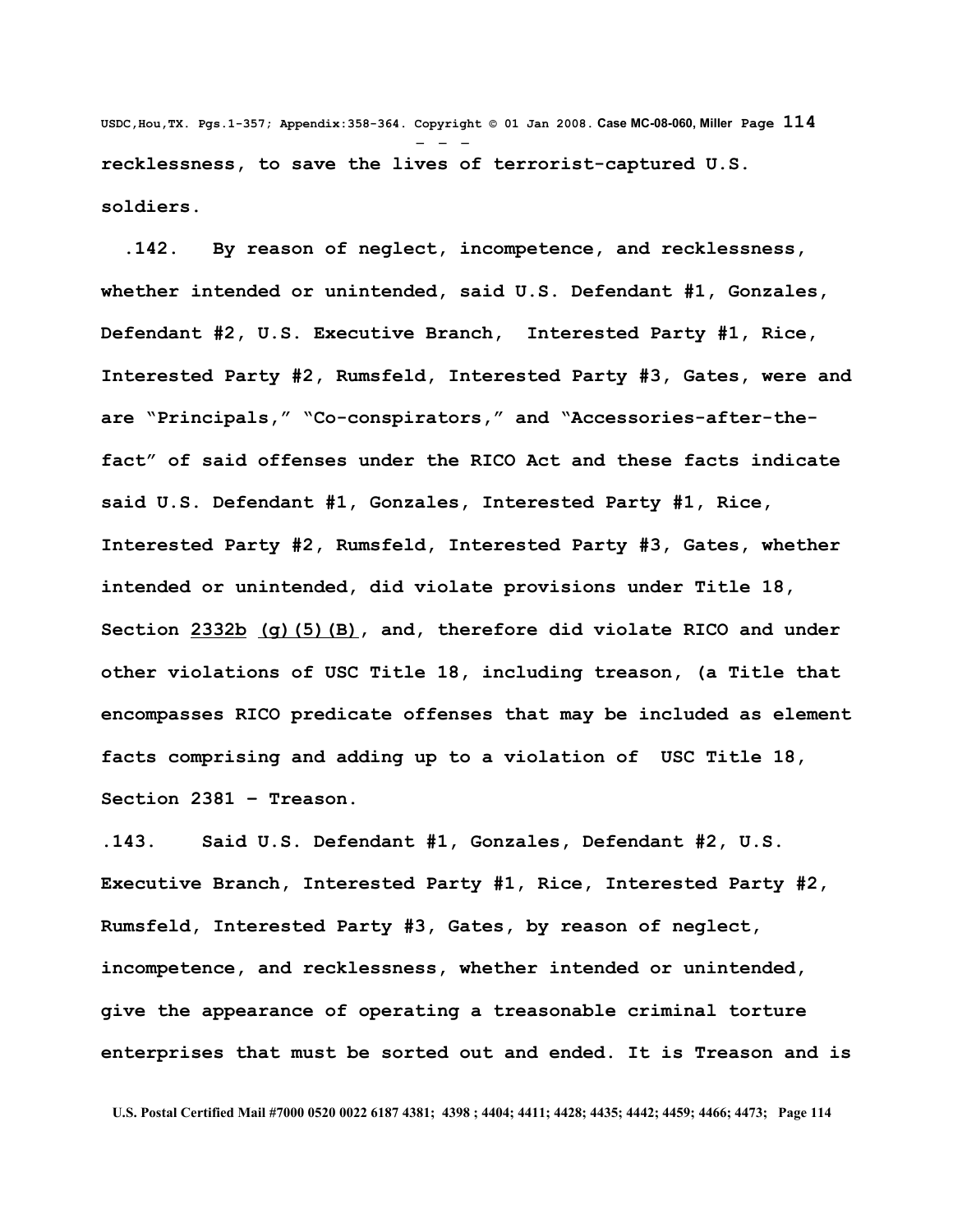**recklessness, to save the lives of terrorist-captured U.S. soldiers.**

**.142. By reason of neglect, incompetence, and recklessness, whether intended or unintended, said U.S. Defendant #1, Gonzales, Defendant #2, U.S. Executive Branch, Interested Party #1, Rice, Interested Party #2, Rumsfeld, Interested Party #3, Gates, were and are "Principals," "Co-conspirators," and "Accessories-after-the-fact" of said offenses under the RICO Act and these facts indicate said U.S. Defendant #1, Gonzales, Interested Party #1, Rice, Interested Party #2, Rumsfeld, Interested Party #3, Gates, whether intended or unintended, did violate provisions under Title 18, Section 2332b (g)(5)(B), and, therefore did violate RICO and under other violations of USC Title 18, including treason, (a Title that encompasses RICO predicate offenses that may be included as element facts comprising and adding up to a violation of USC Title 18, Section 2381 – Treason.**

**.143. Said U.S. Defendant #1, Gonzales, Defendant #2, U.S. Executive Branch, Interested Party #1, Rice, Interested Party #2, Rumsfeld, Interested Party #3, Gates, by reason of neglect, incompetence, and recklessness, whether intended or unintended, give the appearance of operating a treasonable criminal torture enterprises that must be sorted out and ended. It is Treason and is**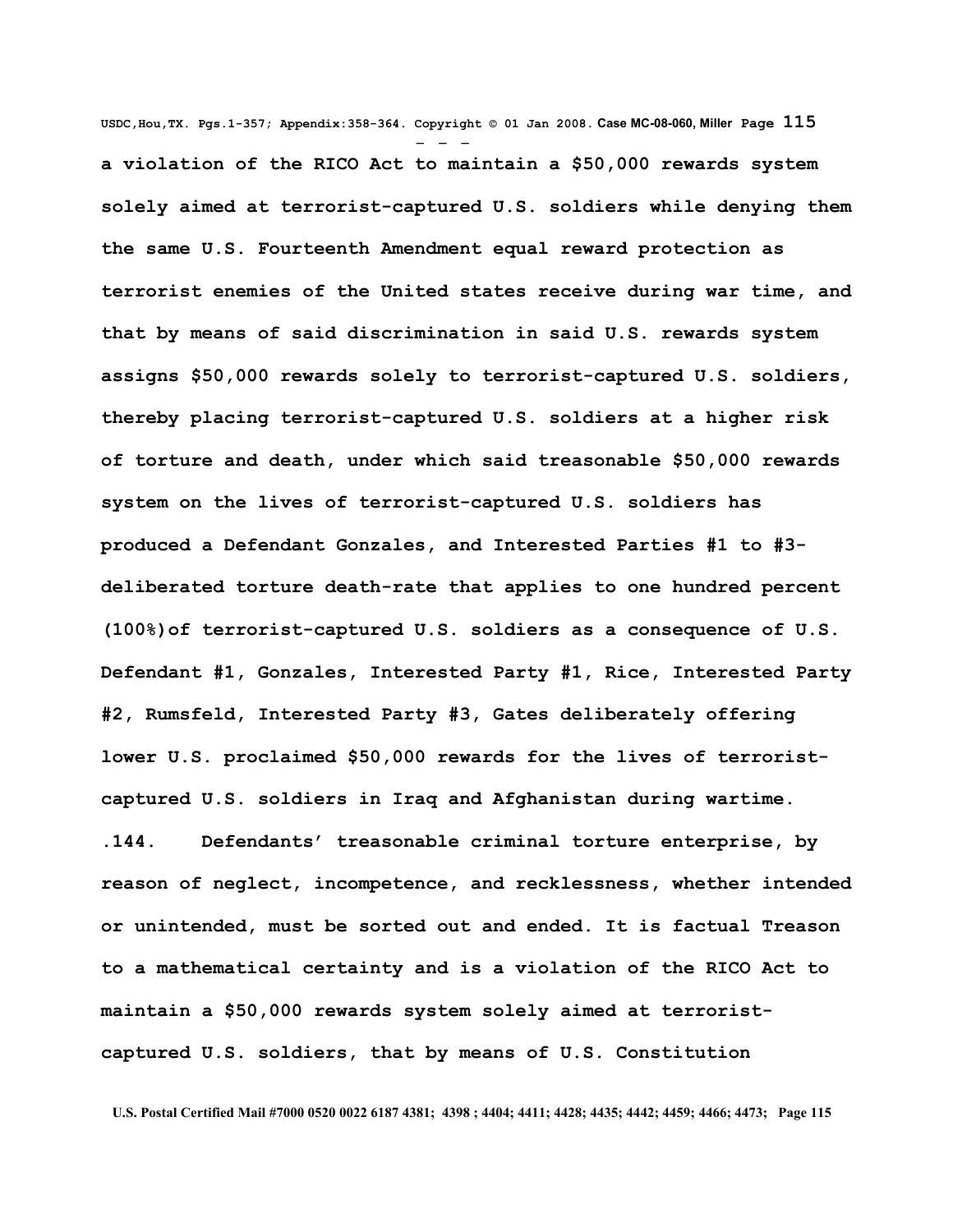a violation of the RICO Act to maintain a $50,000 rewards system solely aimed at terrorist-captured U.S. soldiers while denying them the same U.S. Fourteenth Amendment equal reward protection as terrorist enemies of the United states receive during war time, and that by means of said discrimination in said U.S. rewards system assigns $50,000 rewards solely to terrorist-captured U.S. soldiers, thereby placing terrorist-captured U.S. soldiers at a higher risk of torture and death, under which said treasonable $50,000 rewards system on the lives of terrorist-captured U.S. soldiers has produced a Defendant Gonzales, and Interested Parties #1 to #3-deliberated torture death-rate that applies to one hundred percent (100%)of terrorist-captured U.S. soldiers as a consequence of U.S. Defendant #1, Gonzales, Interested Party #1, Rice, Interested Party #2, Rumsfeld, Interested Party #3, Gates deliberately offering lower U.S. proclaimed $50,000 rewards for the lives of terrorist-captured U.S. soldiers in Iraq and Afghanistan during wartime.

.144. Defendants' treasonable criminal torture enterprise, by reason of neglect, incompetence, and recklessness, whether intended or unintended, must be sorted out and ended. It is factual Treason to a mathematical certainty and is a violation of the RICO Act to maintain a $50,000 rewards system solely aimed at terrorist-captured U.S. soldiers, that by means of U.S. Constitution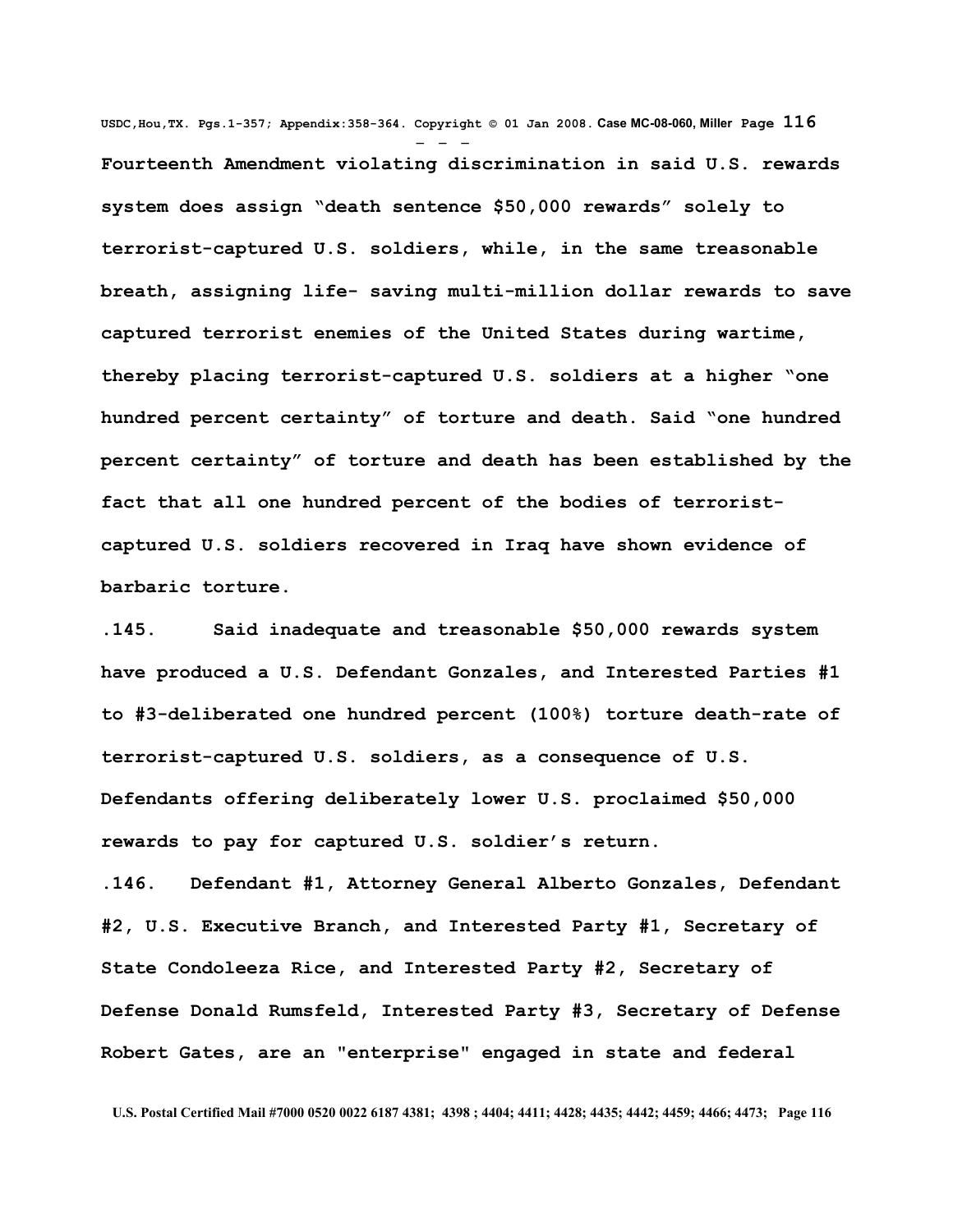**Fourteenth Amendment violating discrimination in said U.S. rewards system does assign "death sentence $50,000 rewards" solely to terrorist-captured U.S. soldiers, while, in the same treasonable breath, assigning life- saving multi-million dollar rewards to save captured terrorist enemies of the United States during wartime, thereby placing terrorist-captured U.S. soldiers at a higher "one hundred percent certainty" of torture and death. Said "one hundred percent certainty" of torture and death has been established by the fact that all one hundred percent of the bodies of terrorist-captured U.S. soldiers recovered in Iraq have shown evidence of barbaric torture.**

**.145. Said inadequate and treasonable $50,000 rewards system have produced a U.S. Defendant Gonzales, and Interested Parties #1 to #3-deliberated one hundred percent (100%) torture death-rate of terrorist-captured U.S. soldiers, as a consequence of U.S. Defendants offering deliberately lower U.S. proclaimed $50,000 rewards to pay for captured U.S. soldier's return.**

**.146. Defendant #1, Attorney General Alberto Gonzales, Defendant #2, U.S. Executive Branch, and Interested Party #1, Secretary of State Condoleeza Rice, and Interested Party #2, Secretary of Defense Donald Rumsfeld, Interested Party #3, Secretary of Defense Robert Gates, are an "enterprise" engaged in state and federal**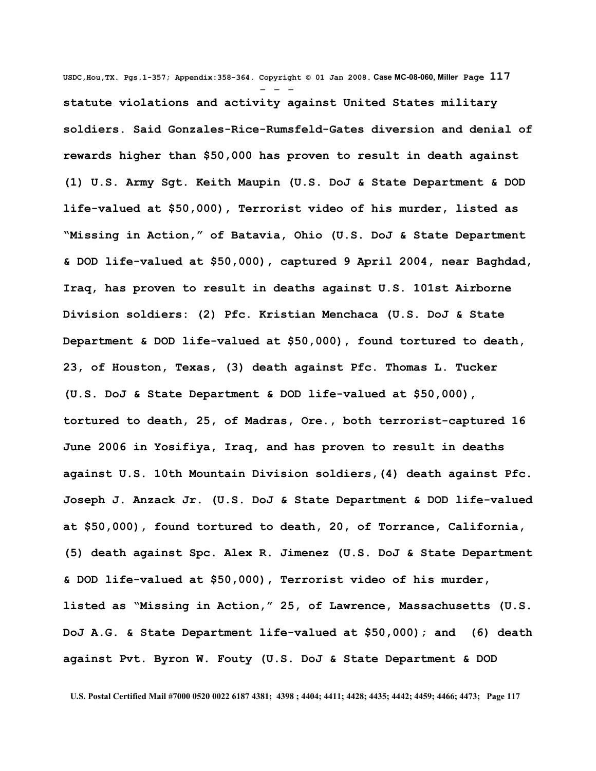**statute violations and activity against United States military soldiers. Said Gonzales-Rice-Rumsfeld-Gates diversion and denial of rewards higher than $50,000 has proven to result in death against (1) U.S. Army Sgt. Keith Maupin (U.S. DoJ & State Department & DOD life-valued at $50,000), Terrorist video of his murder, listed as "Missing in Action," of Batavia, Ohio (U.S. DoJ & State Department & DOD life-valued at $50,000), captured 9 April 2004, near Baghdad, Iraq, has proven to result in deaths against U.S. 101st Airborne Division soldiers: (2) Pfc. Kristian Menchaca (U.S. DoJ & State Department & DOD life-valued at $50,000), found tortured to death, 23, of Houston, Texas, (3) death against Pfc. Thomas L. Tucker (U.S. DoJ & State Department & DOD life-valued at $50,000), tortured to death, 25, of Madras, Ore., both terrorist-captured 16 June 2006 in Yosifiya, Iraq, and has proven to result in deaths against U.S. 10th Mountain Division soldiers,(4) death against Pfc. Joseph J. Anzack Jr. (U.S. DoJ & State Department & DOD life-valued at $50,000), found tortured to death, 20, of Torrance, California, (5) death against Spc. Alex R. Jimenez (U.S. DoJ & State Department & DOD life-valued at $50,000), Terrorist video of his murder, listed as "Missing in Action," 25, of Lawrence, Massachusetts (U.S. DoJ A.G. & State Department life-valued at $50,000); and (6) death against Pvt. Byron W. Fouty (U.S. DoJ & State Department & DOD**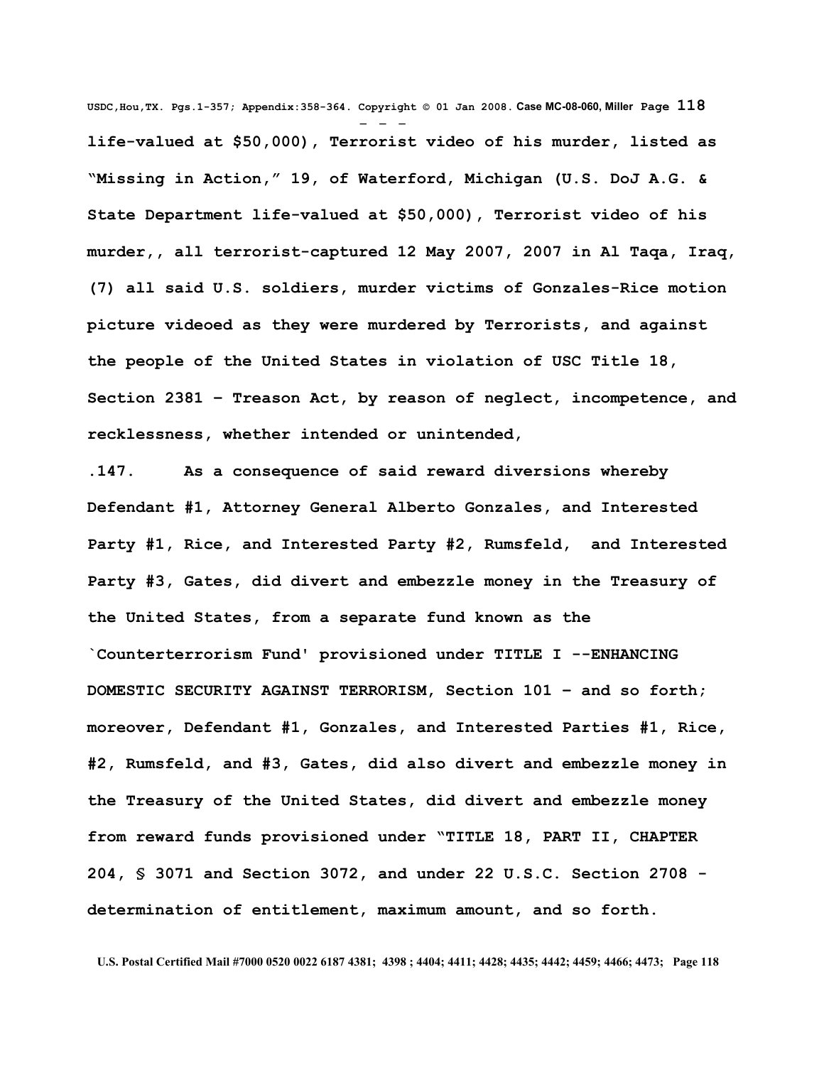life-valued at $50,000), Terrorist video of his murder, listed as "Missing in Action," 19, of Waterford, Michigan (U.S. DoJ A.G. & State Department life-valued at $50,000), Terrorist video of his murder,, all terrorist-captured 12 May 2007, 2007 in Al Taqa, Iraq, (7) all said U.S. soldiers, murder victims of Gonzales-Rice motion picture videoed as they were murdered by Terrorists, and against the people of the United States in violation of USC Title 18, Section 2381 – Treason Act, by reason of neglect, incompetence, and recklessness, whether intended or unintended,

.147. As a consequence of said reward diversions whereby Defendant #1, Attorney General Alberto Gonzales, and Interested Party #1, Rice, and Interested Party #2, Rumsfeld, and Interested Party #3, Gates, did divert and embezzle money in the Treasury of the United States, from a separate fund known as the `Counterterrorism Fund' provisioned under TITLE I --ENHANCING DOMESTIC SECURITY AGAINST TERRORISM, Section 101 – and so forth; moreover, Defendant #1, Gonzales, and Interested Parties #1, Rice, #2, Rumsfeld, and #3, Gates, did also divert and embezzle money in the Treasury of the United States, did divert and embezzle money from reward funds provisioned under "TITLE 18, PART II, CHAPTER 204, § 3071 and Section 3072, and under 22 U.S.C. Section 2708 - determination of entitlement, maximum amount, and so forth.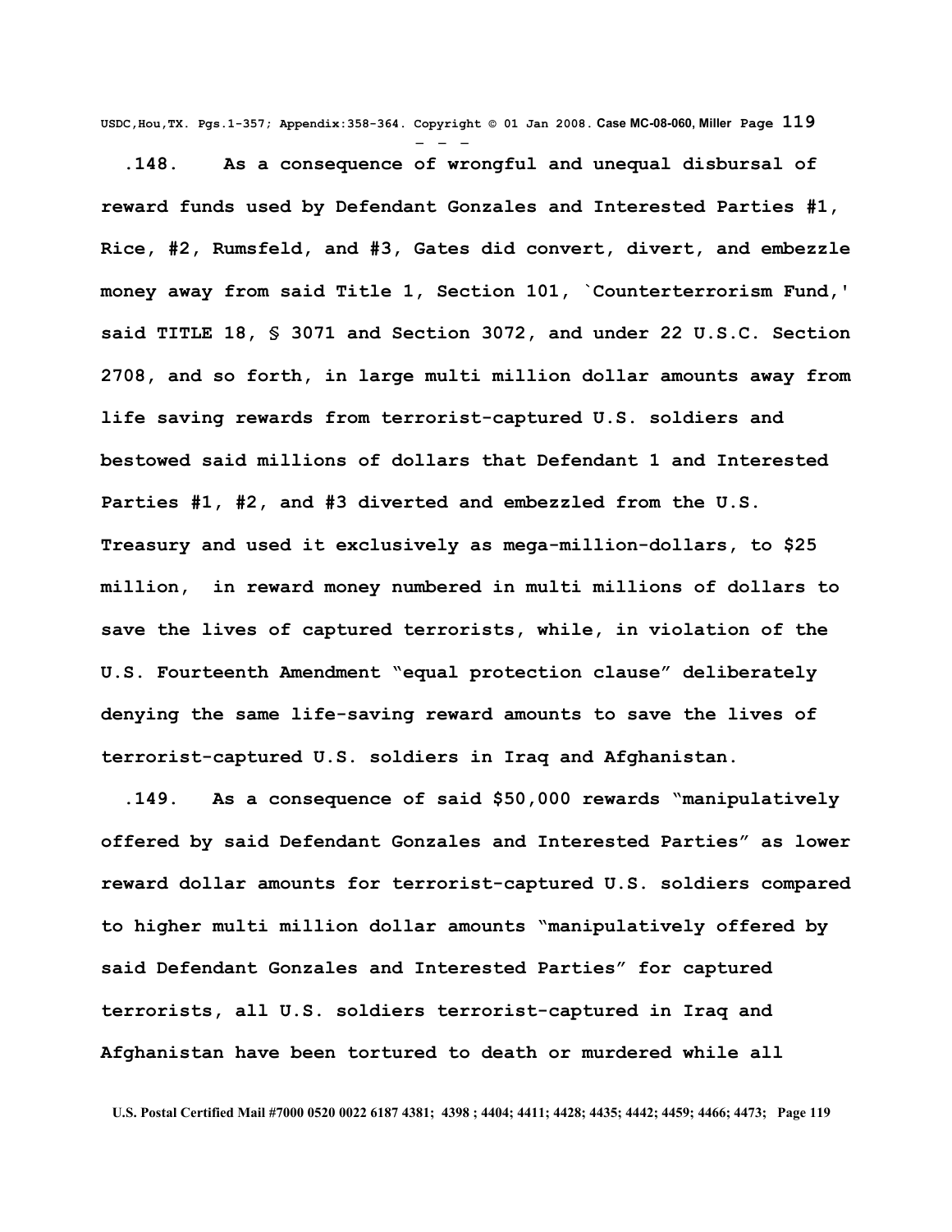**.148. As a consequence of wrongful and unequal disbursal of reward funds used by Defendant Gonzales and Interested Parties #1, Rice, #2, Rumsfeld, and #3, Gates did convert, divert, and embezzle money away from said Title 1, Section 101, `Counterterrorism Fund,' said TITLE 18, § 3071 and Section 3072, and under 22 U.S.C. Section 2708, and so forth, in large multi million dollar amounts away from life saving rewards from terrorist-captured U.S. soldiers and bestowed said millions of dollars that Defendant 1 and Interested Parties #1, #2, and #3 diverted and embezzled from the U.S. Treasury and used it exclusively as mega-million-dollars, to $25 million, in reward money numbered in multi millions of dollars to save the lives of captured terrorists, while, in violation of the U.S. Fourteenth Amendment "equal protection clause" deliberately denying the same life-saving reward amounts to save the lives of terrorist-captured U.S. soldiers in Iraq and Afghanistan.**

**.149. As a consequence of said $50,000 rewards "manipulatively offered by said Defendant Gonzales and Interested Parties" as lower reward dollar amounts for terrorist-captured U.S. soldiers compared to higher multi million dollar amounts "manipulatively offered by said Defendant Gonzales and Interested Parties" for captured terrorists, all U.S. soldiers terrorist-captured in Iraq and Afghanistan have been tortured to death or murdered while all**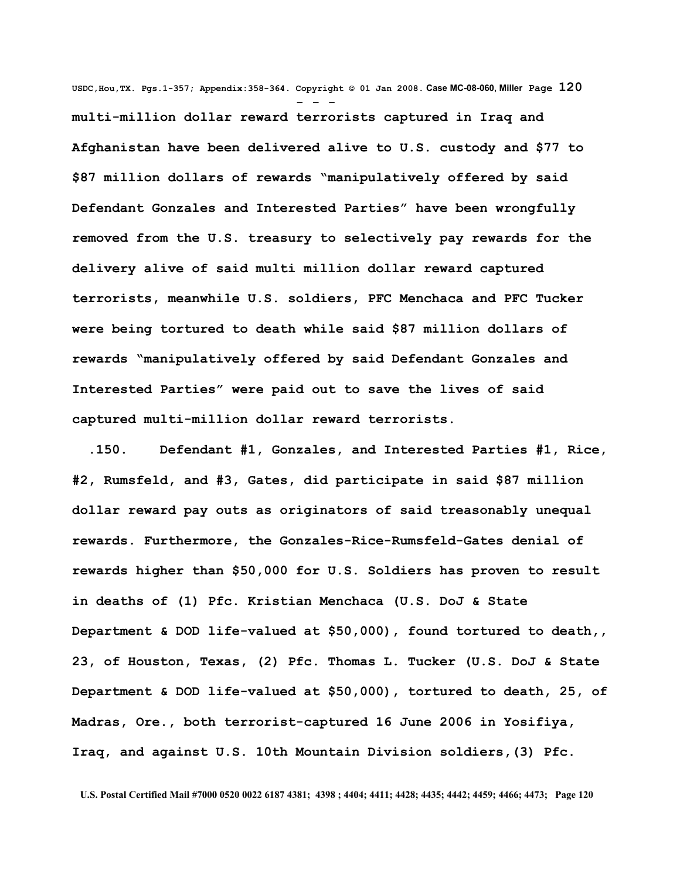multi-million dollar reward terrorists captured in Iraq and Afghanistan have been delivered alive to U.S. custody and $77 to $87 million dollars of rewards “manipulatively offered by said Defendant Gonzales and Interested Parties” have been wrongfully removed from the U.S. treasury to selectively pay rewards for the delivery alive of said multi million dollar reward captured terrorists, meanwhile U.S. soldiers, PFC Menchaca and PFC Tucker were being tortured to death while said $87 million dollars of rewards “manipulatively offered by said Defendant Gonzales and Interested Parties” were paid out to save the lives of said captured multi-million dollar reward terrorists.

.150. Defendant #1, Gonzales, and Interested Parties #1, Rice, #2, Rumsfeld, and #3, Gates, did participate in said $87 million dollar reward pay outs as originators of said treasonably unequal rewards. Furthermore, the Gonzales-Rice-Rumsfeld-Gates denial of rewards higher than $50,000 for U.S. Soldiers has proven to result in deaths of (1) Pfc. Kristian Menchaca (U.S. DoJ & State Department & DOD life-valued at $50,000), found tortured to death,, 23, of Houston, Texas, (2) Pfc. Thomas L. Tucker (U.S. DoJ & State Department & DOD life-valued at $50,000), tortured to death, 25, of Madras, Ore., both terrorist-captured 16 June 2006 in Yosifiya, Iraq, and against U.S. 10th Mountain Division soldiers,(3) Pfc.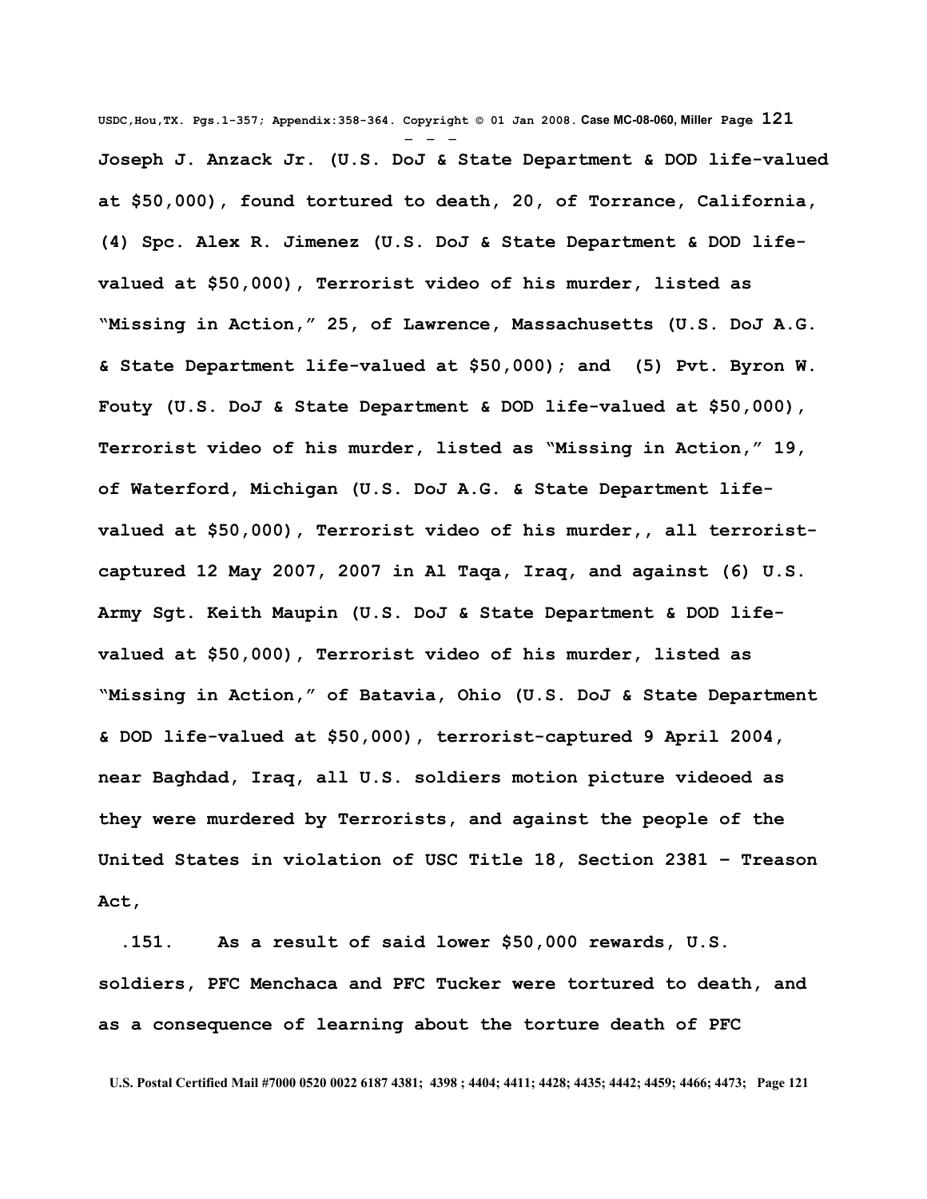**Joseph J. Anzack Jr. (U.S. DoJ & State Department & DOD life-valued at $50,000), found tortured to death, 20, of Torrance, California, (4) Spc. Alex R. Jimenez (U.S. DoJ & State Department & DOD life-valued at $50,000), Terrorist video of his murder, listed as "Missing in Action," 25, of Lawrence, Massachusetts (U.S. DoJ A.G. & State Department life-valued at $50,000); and (5) Pvt. Byron W. Fouty (U.S. DoJ & State Department & DOD life-valued at $50,000), Terrorist video of his murder, listed as "Missing in Action," 19, of Waterford, Michigan (U.S. DoJ A.G. & State Department life-valued at $50,000), Terrorist video of his murder,, all terrorist-captured 12 May 2007, 2007 in Al Taqa, Iraq, and against (6) U.S. Army Sgt. Keith Maupin (U.S. DoJ & State Department & DOD life-valued at $50,000), Terrorist video of his murder, listed as "Missing in Action," of Batavia, Ohio (U.S. DoJ & State Department & DOD life-valued at $50,000), terrorist-captured 9 April 2004, near Baghdad, Iraq, all U.S. soldiers motion picture videoed as they were murdered by Terrorists, and against the people of the United States in violation of USC Title 18, Section 2381 – Treason Act,**

**.151. As a result of said lower $50,000 rewards, U.S. soldiers, PFC Menchaca and PFC Tucker were tortured to death, and as a consequence of learning about the torture death of PFC**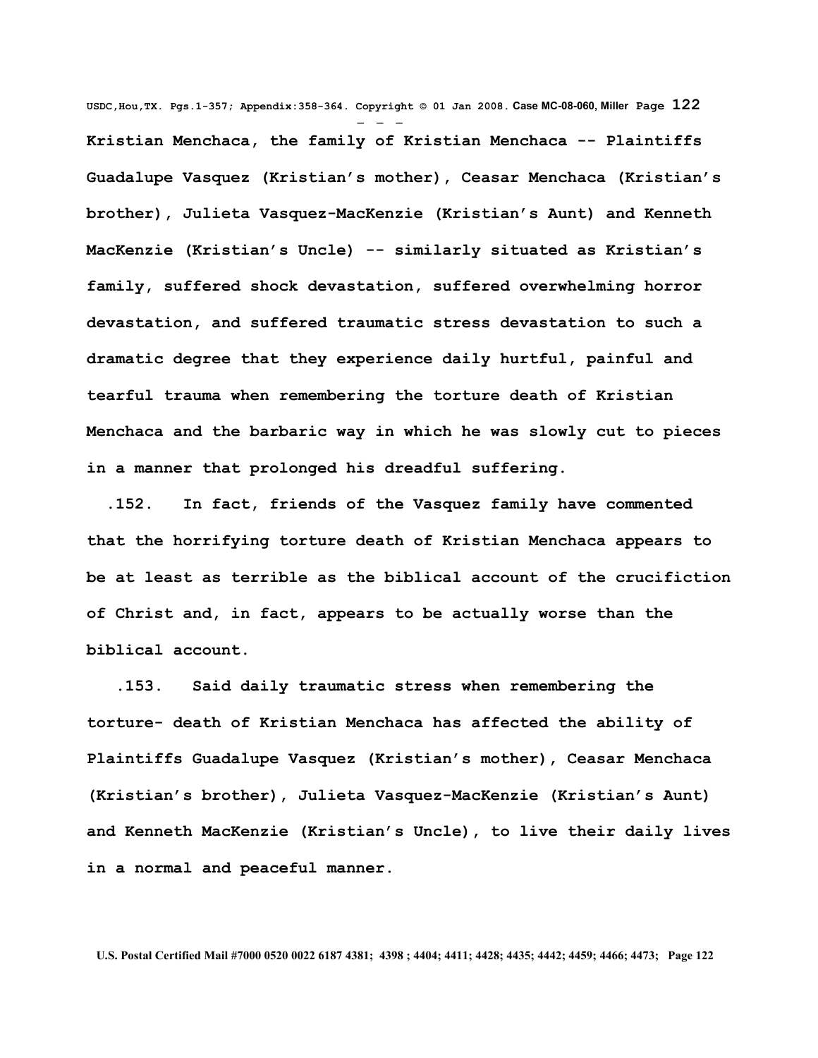Kristian Menchaca, the family of Kristian Menchaca -- Plaintiffs Guadalupe Vasquez (Kristian's mother), Ceasar Menchaca (Kristian's brother), Julieta Vasquez-MacKenzie (Kristian's Aunt) and Kenneth MacKenzie (Kristian's Uncle) -- similarly situated as Kristian's family, suffered shock devastation, suffered overwhelming horror devastation, and suffered traumatic stress devastation to such a dramatic degree that they experience daily hurtful, painful and tearful trauma when remembering the torture death of Kristian Menchaca and the barbaric way in which he was slowly cut to pieces in a manner that prolonged his dreadful suffering.

.152. In fact, friends of the Vasquez family have commented that the horrifying torture death of Kristian Menchaca appears to be at least as terrible as the biblical account of the crucifiction of Christ and, in fact, appears to be actually worse than the biblical account.

.153. Said daily traumatic stress when remembering the torture- death of Kristian Menchaca has affected the ability of Plaintiffs Guadalupe Vasquez (Kristian's mother), Ceasar Menchaca (Kristian's brother), Julieta Vasquez-MacKenzie (Kristian's Aunt) and Kenneth MacKenzie (Kristian's Uncle), to live their daily lives in a normal and peaceful manner.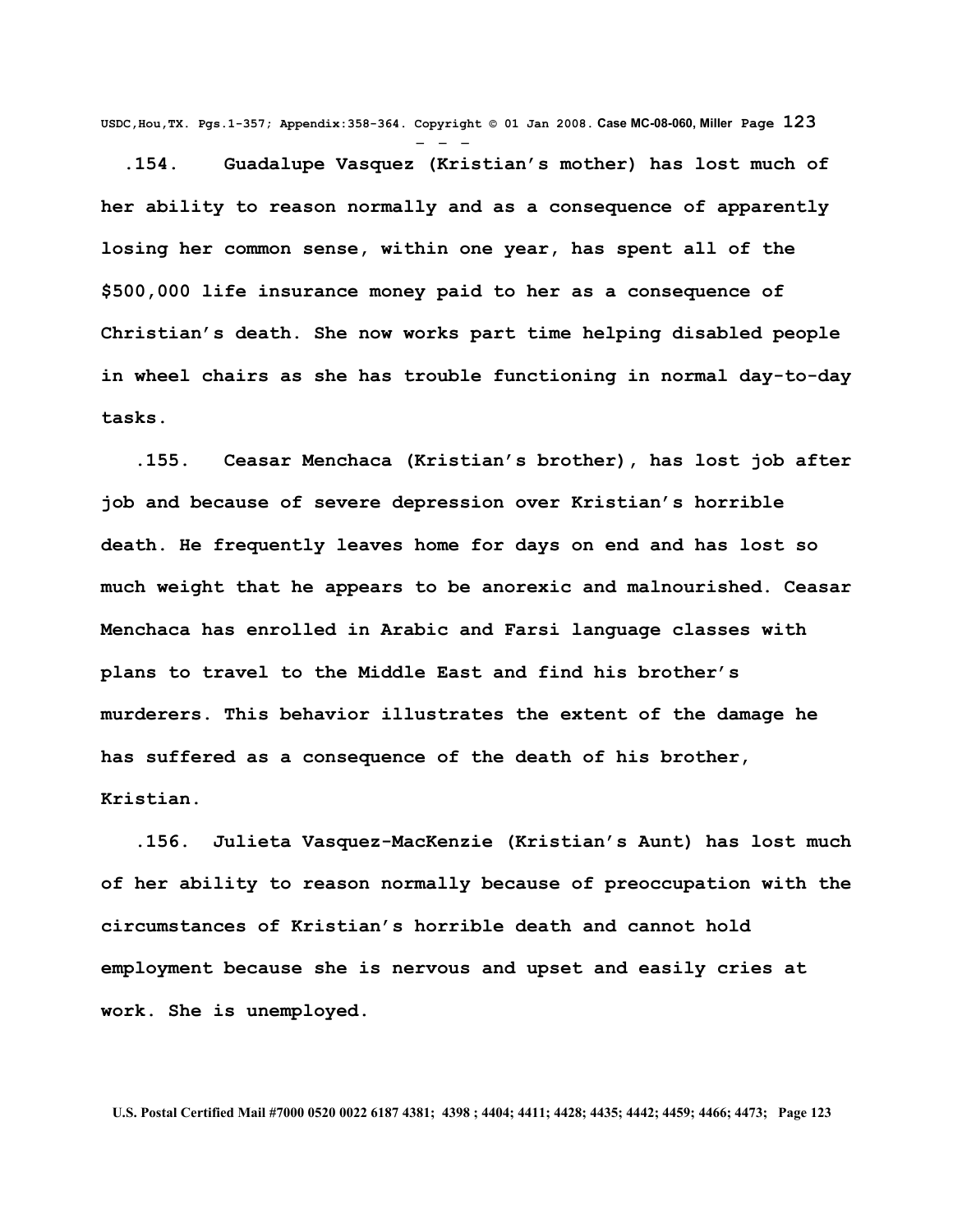**.154. Guadalupe Vasquez (Kristian's mother) has lost much of her ability to reason normally and as a consequence of apparently losing her common sense, within one year, has spent all of the $500,000 life insurance money paid to her as a consequence of Christian's death. She now works part time helping disabled people in wheel chairs as she has trouble functioning in normal day-to-day tasks.**

**.155. Ceasar Menchaca (Kristian's brother), has lost job after job and because of severe depression over Kristian's horrible death. He frequently leaves home for days on end and has lost so much weight that he appears to be anorexic and malnourished. Ceasar Menchaca has enrolled in Arabic and Farsi language classes with plans to travel to the Middle East and find his brother's murderers. This behavior illustrates the extent of the damage he has suffered as a consequence of the death of his brother, Kristian.**

**.156. Julieta Vasquez-MacKenzie (Kristian's Aunt) has lost much of her ability to reason normally because of preoccupation with the circumstances of Kristian's horrible death and cannot hold employment because she is nervous and upset and easily cries at work. She is unemployed.**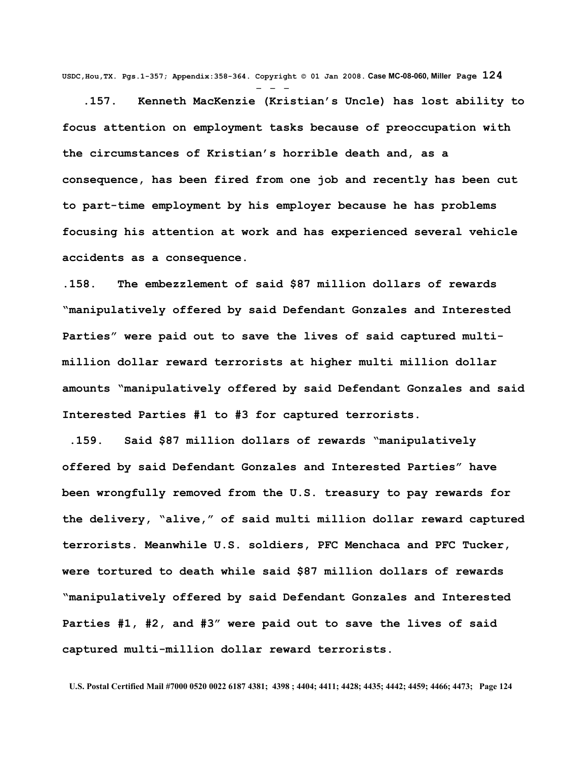**.157. Kenneth MacKenzie (Kristian's Uncle) has lost ability to focus attention on employment tasks because of preoccupation with the circumstances of Kristian's horrible death and, as a consequence, has been fired from one job and recently has been cut to part-time employment by his employer because he has problems focusing his attention at work and has experienced several vehicle accidents as a consequence.**

**.158. The embezzlement of said $87 million dollars of rewards "manipulatively offered by said Defendant Gonzales and Interested Parties" were paid out to save the lives of said captured multi-million dollar reward terrorists at higher multi million dollar amounts "manipulatively offered by said Defendant Gonzales and said Interested Parties #1 to #3 for captured terrorists.**

**.159. Said $87 million dollars of rewards "manipulatively offered by said Defendant Gonzales and Interested Parties" have been wrongfully removed from the U.S. treasury to pay rewards for the delivery, "alive," of said multi million dollar reward captured terrorists. Meanwhile U.S. soldiers, PFC Menchaca and PFC Tucker, were tortured to death while said $87 million dollars of rewards "manipulatively offered by said Defendant Gonzales and Interested Parties #1, #2, and #3" were paid out to save the lives of said captured multi-million dollar reward terrorists.**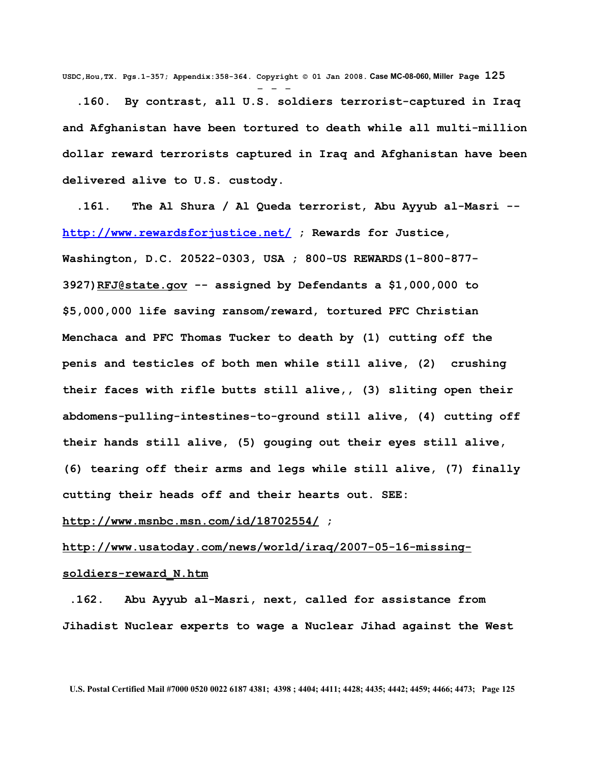**.160. By contrast, all U.S. soldiers terrorist-captured in Iraq and Afghanistan have been tortured to death while all multi-million dollar reward terrorists captured in Iraq and Afghanistan have been delivered alive to U.S. custody.**

**.161. The Al Shura / Al Queda terrorist, Abu Ayyub al-Masri -- http://www.rewardsforjustice.net/ ; Rewards for Justice, Washington, D.C. 20522-0303, USA ; 800-US REWARDS(1-800-877-3927)RFJ@state.gov -- assigned by Defendants a $1,000,000 to $5,000,000 life saving ransom/reward, tortured PFC Christian Menchaca and PFC Thomas Tucker to death by (1) cutting off the penis and testicles of both men while still alive, (2) crushing their faces with rifle butts still alive,, (3) sliting open their abdomens-pulling-intestines-to-ground still alive, (4) cutting off their hands still alive, (5) gouging out their eyes still alive, (6) tearing off their arms and legs while still alive, (7) finally cutting their heads off and their hearts out. SEE: http://www.msnbc.msn.com/id/18702554/ ; http://www.usatoday.com/news/world/iraq/2007-05-16-missing-soldiers-reward_N.htm**

**.162. Abu Ayyub al-Masri, next, called for assistance from Jihadist Nuclear experts to wage a Nuclear Jihad against the West**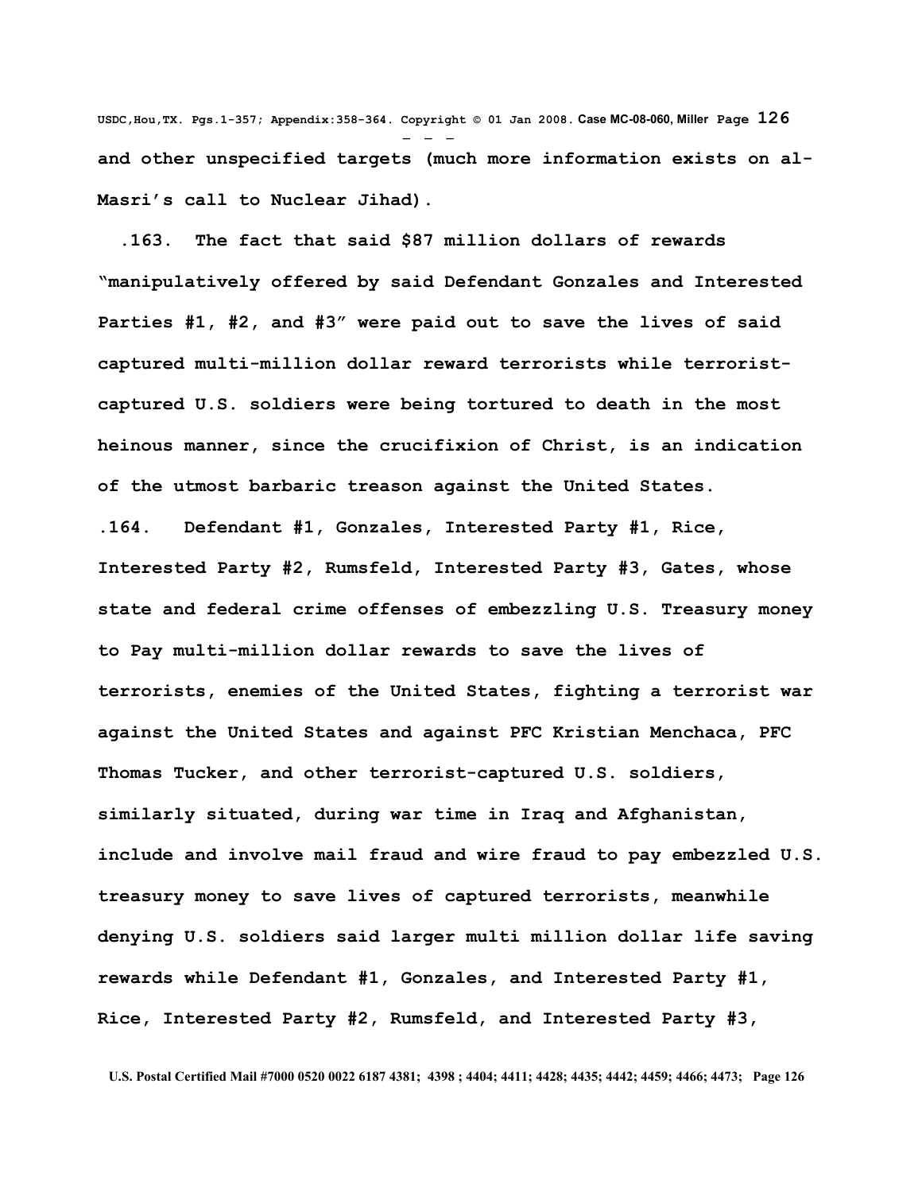**and other unspecified targets (much more information exists on al-Masri's call to Nuclear Jihad).**

**.163. The fact that said $87 million dollars of rewards "manipulatively offered by said Defendant Gonzales and Interested Parties #1, #2, and #3" were paid out to save the lives of said captured multi-million dollar reward terrorists while terrorist-captured U.S. soldiers were being tortured to death in the most heinous manner, since the crucifixion of Christ, is an indication of the utmost barbaric treason against the United States.**

**.164. Defendant #1, Gonzales, Interested Party #1, Rice, Interested Party #2, Rumsfeld, Interested Party #3, Gates, whose state and federal crime offenses of embezzling U.S. Treasury money to Pay multi-million dollar rewards to save the lives of terrorists, enemies of the United States, fighting a terrorist war against the United States and against PFC Kristian Menchaca, PFC Thomas Tucker, and other terrorist-captured U.S. soldiers, similarly situated, during war time in Iraq and Afghanistan, include and involve mail fraud and wire fraud to pay embezzled U.S. treasury money to save lives of captured terrorists, meanwhile denying U.S. soldiers said larger multi million dollar life saving rewards while Defendant #1, Gonzales, and Interested Party #1, Rice, Interested Party #2, Rumsfeld, and Interested Party #3,**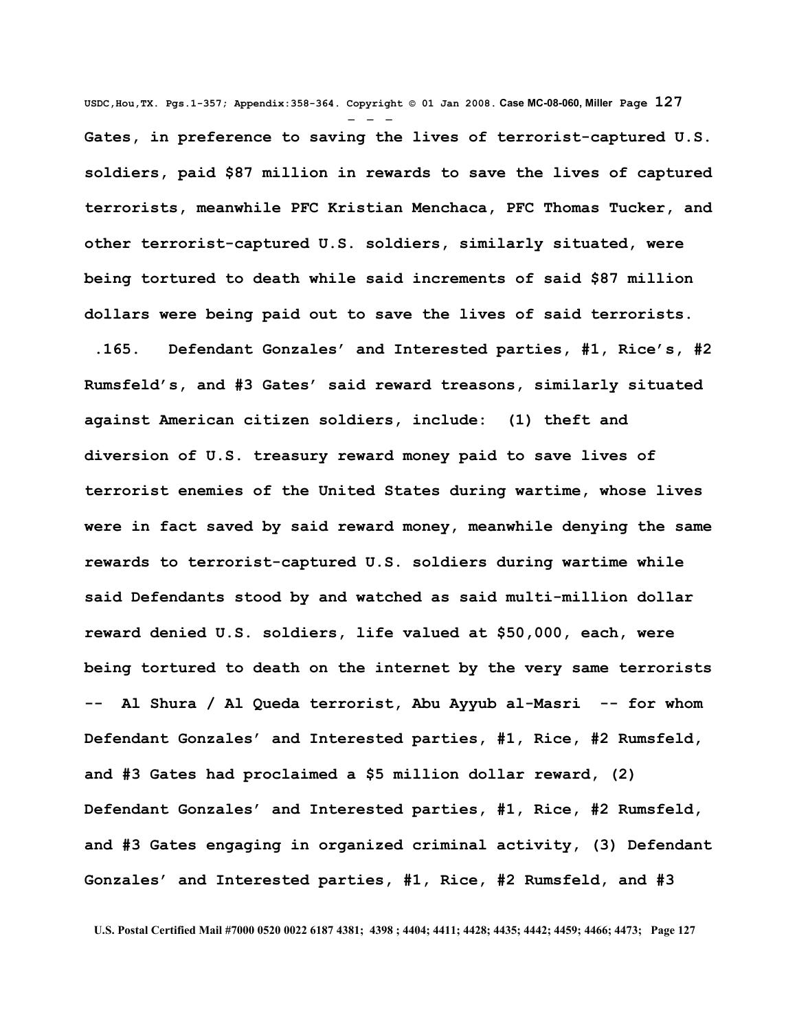Gates, in preference to saving the lives of terrorist-captured U.S. soldiers, paid $87 million in rewards to save the lives of captured terrorists, meanwhile PFC Kristian Menchaca, PFC Thomas Tucker, and other terrorist-captured U.S. soldiers, similarly situated, were being tortured to death while said increments of said $87 million dollars were being paid out to save the lives of said terrorists.

.165. Defendant Gonzales' and Interested parties, #1, Rice's, #2 Rumsfeld's, and #3 Gates' said reward treasons, similarly situated against American citizen soldiers, include: (1) theft and diversion of U.S. treasury reward money paid to save lives of terrorist enemies of the United States during wartime, whose lives were in fact saved by said reward money, meanwhile denying the same rewards to terrorist-captured U.S. soldiers during wartime while said Defendants stood by and watched as said multi-million dollar reward denied U.S. soldiers, life valued at $50,000, each, were being tortured to death on the internet by the very same terrorists -- Al Shura / Al Queda terrorist, Abu Ayyub al-Masri -- for whom Defendant Gonzales' and Interested parties, #1, Rice, #2 Rumsfeld, and #3 Gates had proclaimed a $5 million dollar reward, (2) Defendant Gonzales' and Interested parties, #1, Rice, #2 Rumsfeld, and #3 Gates engaging in organized criminal activity, (3) Defendant Gonzales' and Interested parties, #1, Rice, #2 Rumsfeld, and #3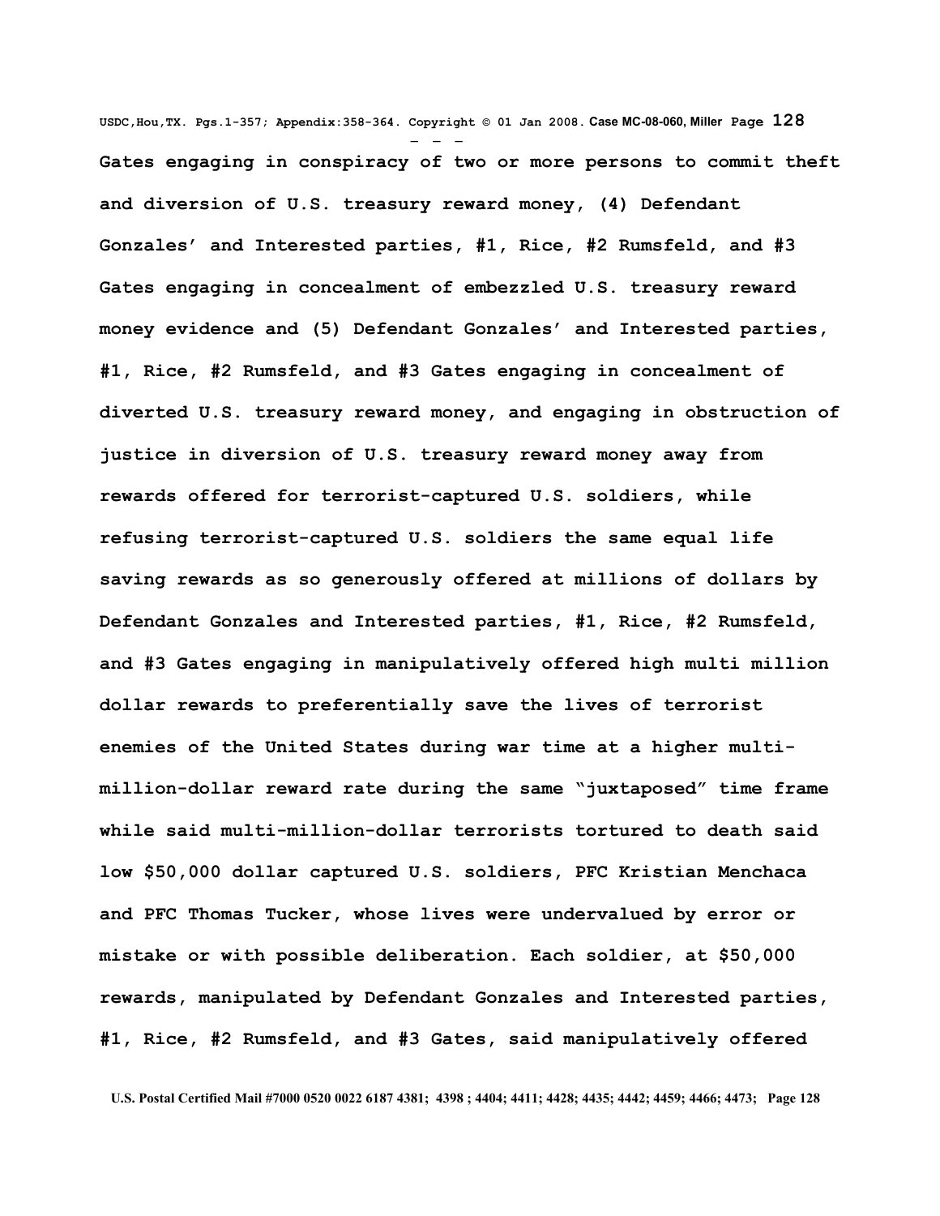**Gates engaging in conspiracy of two or more persons to commit theft and diversion of U.S. treasury reward money, (4) Defendant Gonzales' and Interested parties, #1, Rice, #2 Rumsfeld, and #3 Gates engaging in concealment of embezzled U.S. treasury reward money evidence and (5) Defendant Gonzales' and Interested parties, #1, Rice, #2 Rumsfeld, and #3 Gates engaging in concealment of diverted U.S. treasury reward money, and engaging in obstruction of justice in diversion of U.S. treasury reward money away from rewards offered for terrorist-captured U.S. soldiers, while refusing terrorist-captured U.S. soldiers the same equal life saving rewards as so generously offered at millions of dollars by Defendant Gonzales and Interested parties, #1, Rice, #2 Rumsfeld, and #3 Gates engaging in manipulatively offered high multi million dollar rewards to preferentially save the lives of terrorist enemies of the United States during war time at a higher multi-million-dollar reward rate during the same "juxtaposed" time frame while said multi-million-dollar terrorists tortured to death said low $50,000 dollar captured U.S. soldiers, PFC Kristian Menchaca and PFC Thomas Tucker, whose lives were undervalued by error or mistake or with possible deliberation. Each soldier, at $50,000 rewards, manipulated by Defendant Gonzales and Interested parties, #1, Rice, #2 Rumsfeld, and #3 Gates, said manipulatively offered**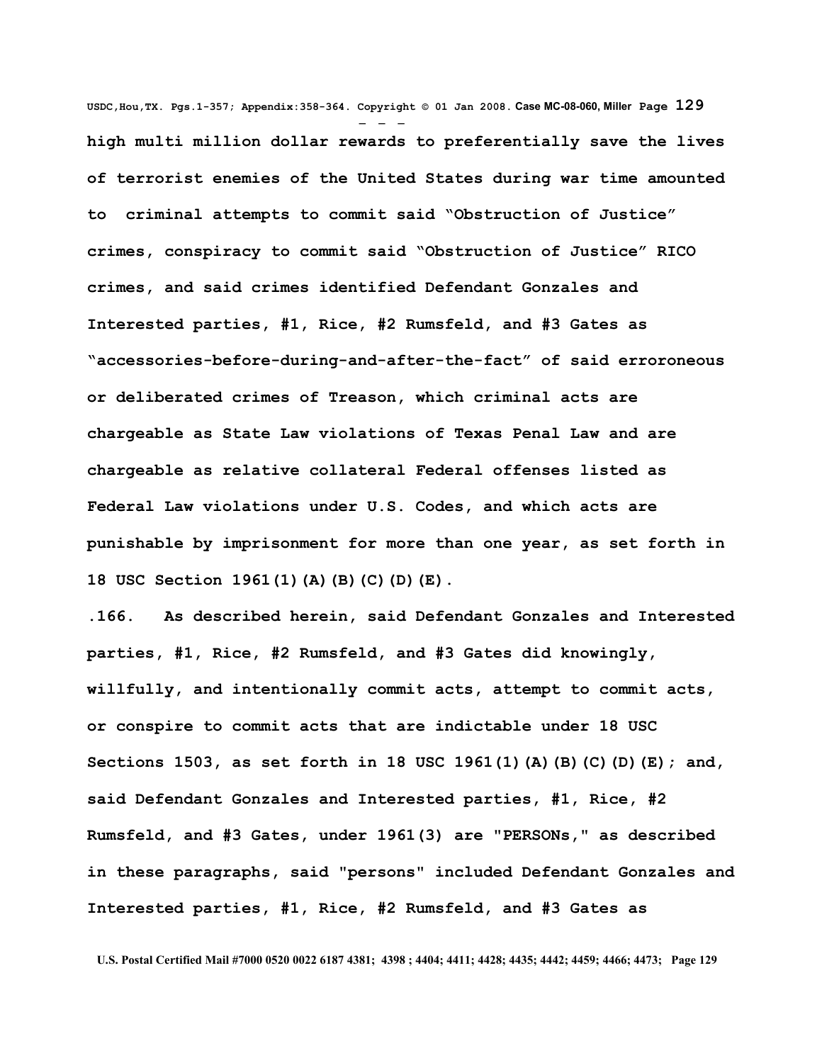high multi million dollar rewards to preferentially save the lives of terrorist enemies of the United States during war time amounted to criminal attempts to commit said "Obstruction of Justice" crimes, conspiracy to commit said "Obstruction of Justice" RICO crimes, and said crimes identified Defendant Gonzales and Interested parties, #1, Rice, #2 Rumsfeld, and #3 Gates as "accessories-before-during-and-after-the-fact" of said erroroneous or deliberated crimes of Treason, which criminal acts are chargeable as State Law violations of Texas Penal Law and are chargeable as relative collateral Federal offenses listed as Federal Law violations under U.S. Codes, and which acts are punishable by imprisonment for more than one year, as set forth in 18 USC Section 1961(1)(A)(B)(C)(D)(E).

.166. As described herein, said Defendant Gonzales and Interested parties, #1, Rice, #2 Rumsfeld, and #3 Gates did knowingly, willfully, and intentionally commit acts, attempt to commit acts, or conspire to commit acts that are indictable under 18 USC Sections 1503, as set forth in 18 USC 1961(1)(A)(B)(C)(D)(E); and, said Defendant Gonzales and Interested parties, #1, Rice, #2 Rumsfeld, and #3 Gates, under 1961(3) are "PERSONs," as described in these paragraphs, said "persons" included Defendant Gonzales and Interested parties, #1, Rice, #2 Rumsfeld, and #3 Gates as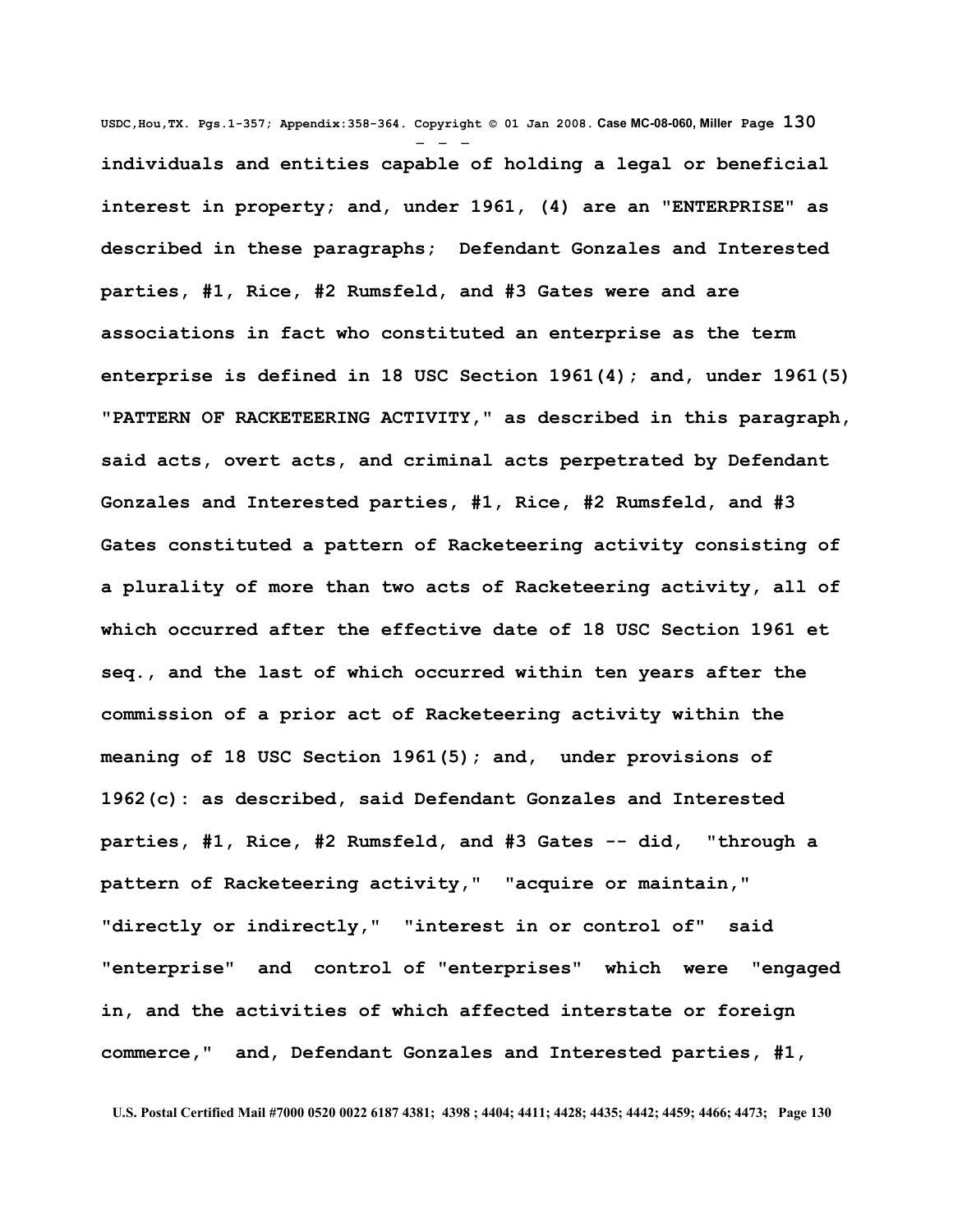**individuals and entities capable of holding a legal or beneficial interest in property; and, under 1961, (4) are an "ENTERPRISE" as described in these paragraphs; Defendant Gonzales and Interested parties, #1, Rice, #2 Rumsfeld, and #3 Gates were and are associations in fact who constituted an enterprise as the term enterprise is defined in 18 USC Section 1961(4); and, under 1961(5) "PATTERN OF RACKETEERING ACTIVITY," as described in this paragraph, said acts, overt acts, and criminal acts perpetrated by Defendant Gonzales and Interested parties, #1, Rice, #2 Rumsfeld, and #3 Gates constituted a pattern of Racketeering activity consisting of a plurality of more than two acts of Racketeering activity, all of which occurred after the effective date of 18 USC Section 1961 et seq., and the last of which occurred within ten years after the commission of a prior act of Racketeering activity within the meaning of 18 USC Section 1961(5); and, under provisions of 1962(c): as described, said Defendant Gonzales and Interested parties, #1, Rice, #2 Rumsfeld, and #3 Gates -- did, "through a pattern of Racketeering activity," "acquire or maintain," "directly or indirectly," "interest in or control of" said "enterprise" and control of "enterprises" which were "engaged in, and the activities of which affected interstate or foreign commerce," and, Defendant Gonzales and Interested parties, #1,**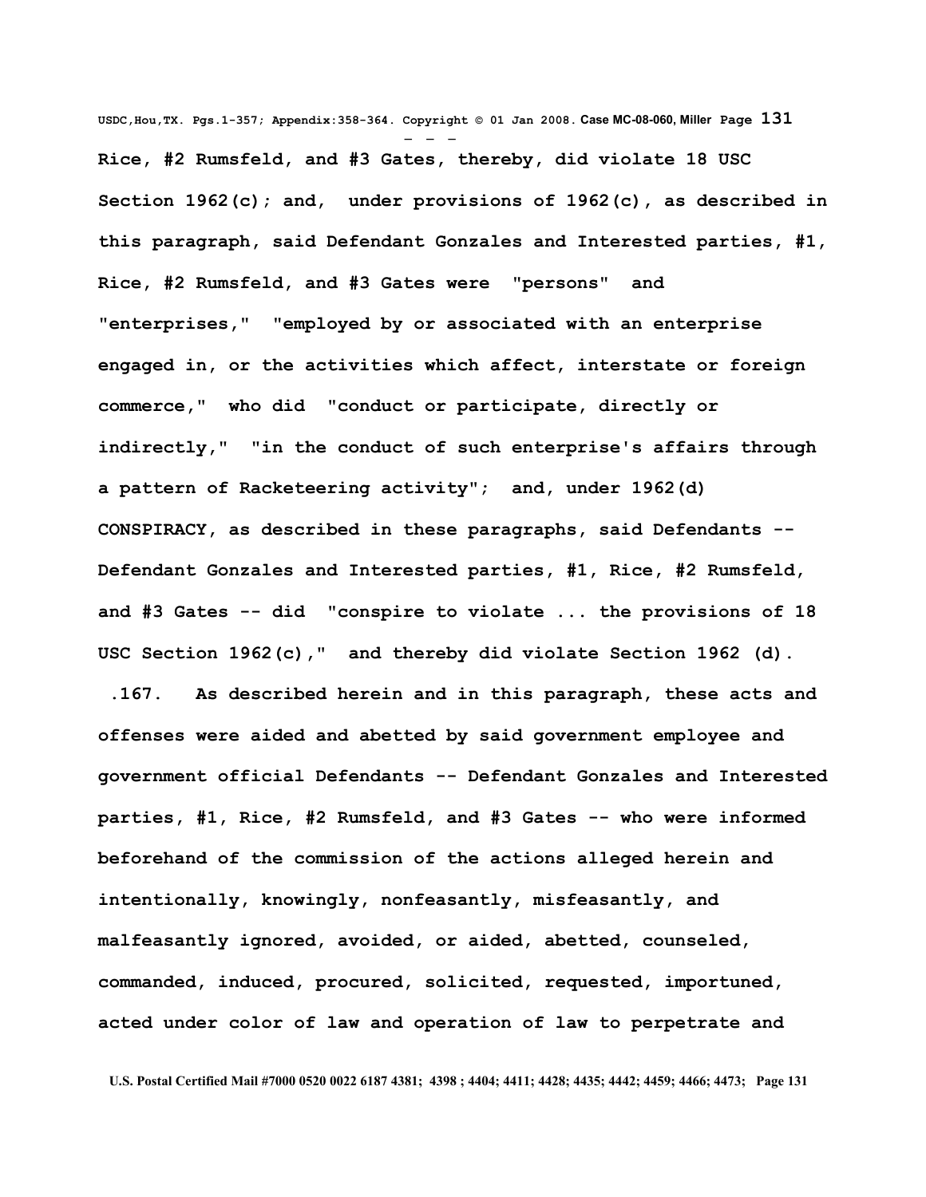Rice, #2 Rumsfeld, and #3 Gates, thereby, did violate 18 USC Section 1962(c); and, under provisions of 1962(c), as described in this paragraph, said Defendant Gonzales and Interested parties, #1, Rice, #2 Rumsfeld, and #3 Gates were "persons" and "enterprises," "employed by or associated with an enterprise engaged in, or the activities which affect, interstate or foreign commerce," who did "conduct or participate, directly or indirectly," "in the conduct of such enterprise's affairs through a pattern of Racketeering activity"; and, under 1962(d) CONSPIRACY, as described in these paragraphs, said Defendants -- Defendant Gonzales and Interested parties, #1, Rice, #2 Rumsfeld, and #3 Gates -- did "conspire to violate ... the provisions of 18 USC Section 1962(c)," and thereby did violate Section 1962 (d).

.167. As described herein and in this paragraph, these acts and offenses were aided and abetted by said government employee and government official Defendants -- Defendant Gonzales and Interested parties, #1, Rice, #2 Rumsfeld, and #3 Gates -- who were informed beforehand of the commission of the actions alleged herein and intentionally, knowingly, nonfeasantly, misfeasantly, and malfeasantly ignored, avoided, or aided, abetted, counseled, commanded, induced, procured, solicited, requested, importuned, acted under color of law and operation of law to perpetrate and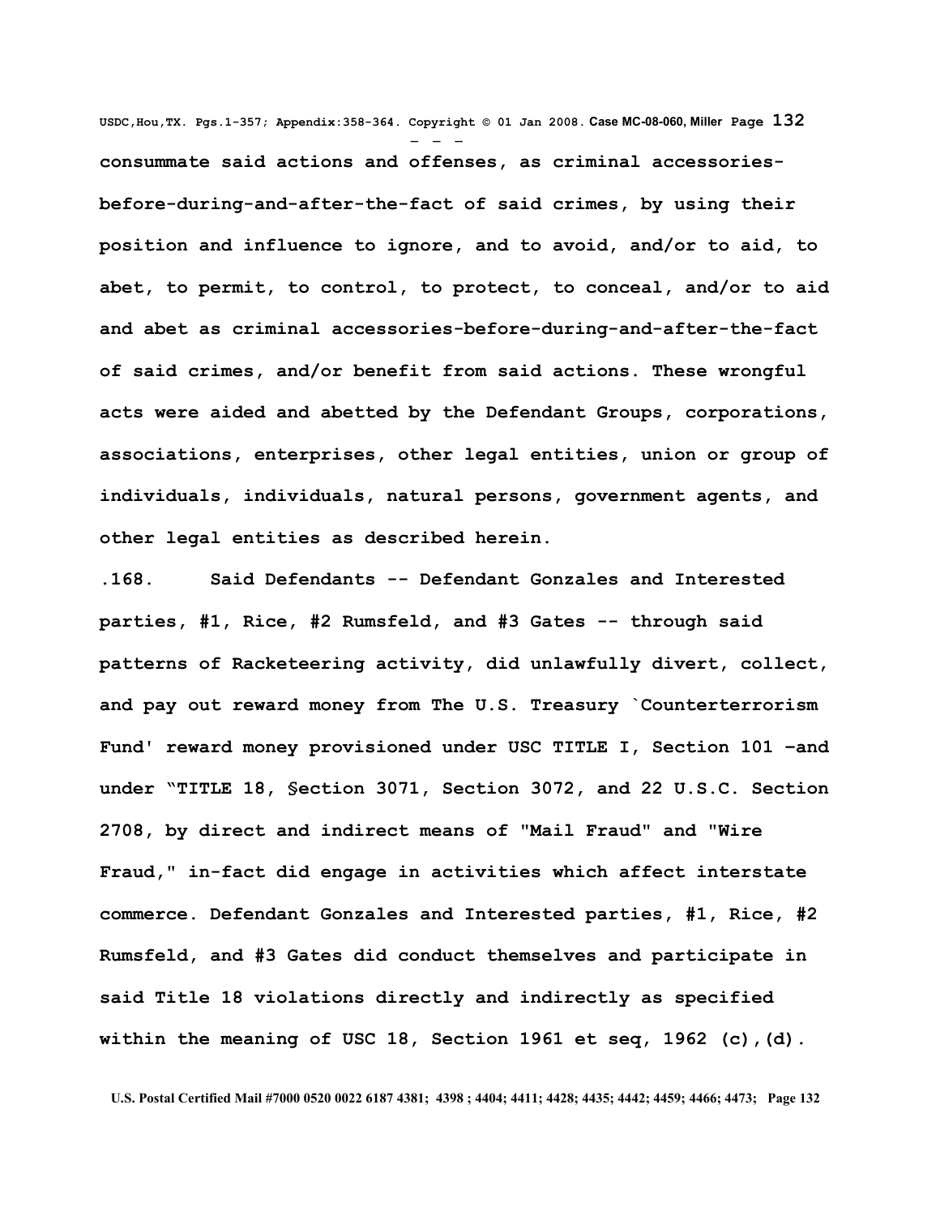**consummate said actions and offenses, as criminal accessories-before-during-and-after-the-fact of said crimes, by using their position and influence to ignore, and to avoid, and/or to aid, to abet, to permit, to control, to protect, to conceal, and/or to aid and abet as criminal accessories-before-during-and-after-the-fact of said crimes, and/or benefit from said actions. These wrongful acts were aided and abetted by the Defendant Groups, corporations, associations, enterprises, other legal entities, union or group of individuals, individuals, natural persons, government agents, and other legal entities as described herein.**

**.168. Said Defendants -- Defendant Gonzales and Interested parties, #1, Rice, #2 Rumsfeld, and #3 Gates -- through said patterns of Racketeering activity, did unlawfully divert, collect, and pay out reward money from The U.S. Treasury `Counterterrorism Fund' reward money provisioned under USC TITLE I, Section 101 –and under "TITLE 18, §ection 3071, Section 3072, and 22 U.S.C. Section 2708, by direct and indirect means of "Mail Fraud" and "Wire Fraud," in-fact did engage in activities which affect interstate commerce. Defendant Gonzales and Interested parties, #1, Rice, #2 Rumsfeld, and #3 Gates did conduct themselves and participate in said Title 18 violations directly and indirectly as specified within the meaning of USC 18, Section 1961 et seq, 1962 (c),(d).**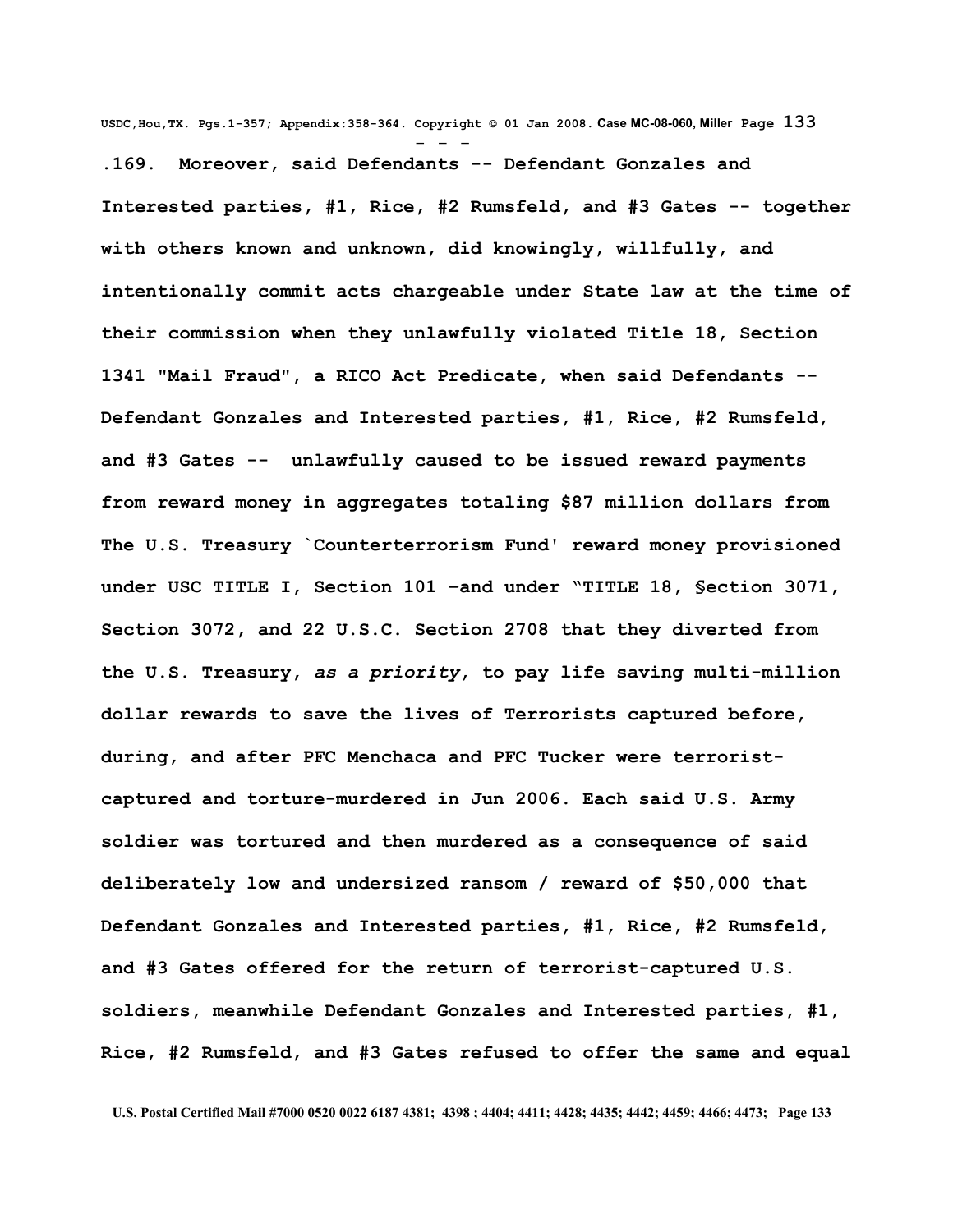**.169. Moreover, said Defendants -- Defendant Gonzales and Interested parties, #1, Rice, #2 Rumsfeld, and #3 Gates -- together with others known and unknown, did knowingly, willfully, and intentionally commit acts chargeable under State law at the time of their commission when they unlawfully violated Title 18, Section 1341 "Mail Fraud", a RICO Act Predicate, when said Defendants -- Defendant Gonzales and Interested parties, #1, Rice, #2 Rumsfeld, and #3 Gates -- unlawfully caused to be issued reward payments from reward money in aggregates totaling $87 million dollars from The U.S. Treasury `Counterterrorism Fund' reward money provisioned under USC TITLE I, Section 101 –and under "TITLE 18, §ection 3071, Section 3072, and 22 U.S.C. Section 2708 that they diverted from the U.S. Treasury, *as a priority*, to pay life saving multi-million dollar rewards to save the lives of Terrorists captured before, during, and after PFC Menchaca and PFC Tucker were terrorist-captured and torture-murdered in Jun 2006. Each said U.S. Army soldier was tortured and then murdered as a consequence of said deliberately low and undersized ransom / reward of $50,000 that Defendant Gonzales and Interested parties, #1, Rice, #2 Rumsfeld, and #3 Gates offered for the return of terrorist-captured U.S. soldiers, meanwhile Defendant Gonzales and Interested parties, #1, Rice, #2 Rumsfeld, and #3 Gates refused to offer the same and equal**

U.S. Postal Certified Mail #7000 0520 0022 6187 4381; 4398 ; 4404; 4411; 4428; 4435; 4442; 4459; 4466; 4473;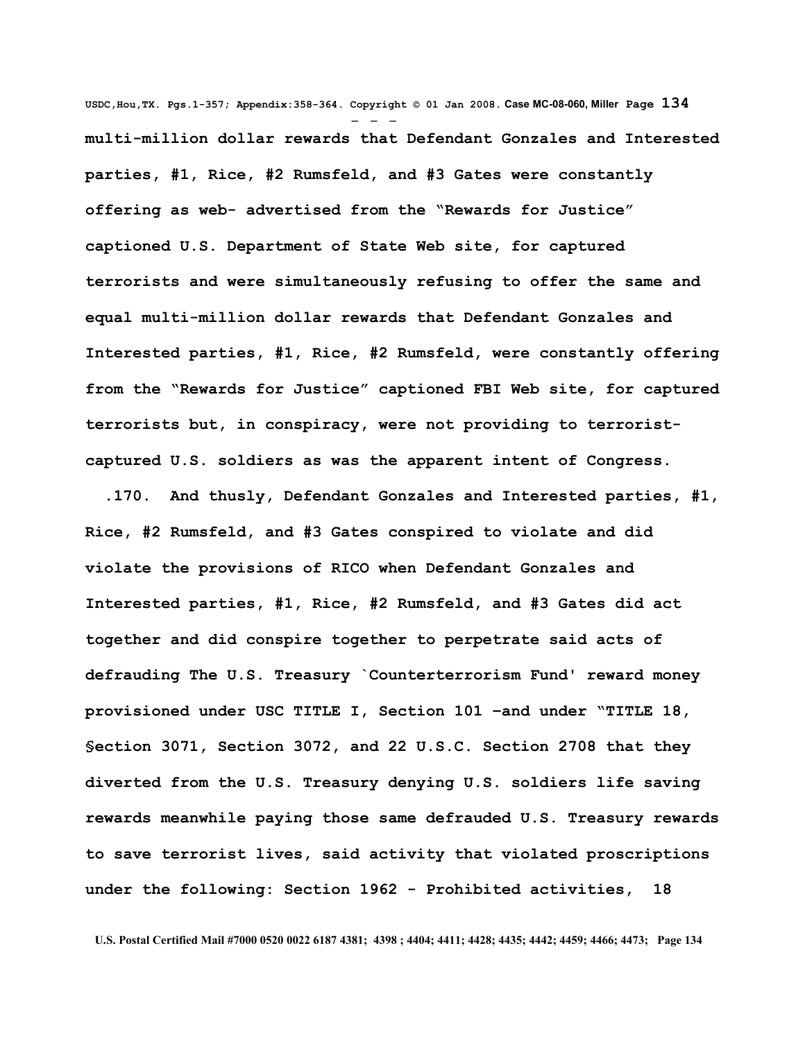multi-million dollar rewards that Defendant Gonzales and Interested parties, #1, Rice, #2 Rumsfeld, and #3 Gates were constantly offering as web- advertised from the "Rewards for Justice" captioned U.S. Department of State Web site, for captured terrorists and were simultaneously refusing to offer the same and equal multi-million dollar rewards that Defendant Gonzales and Interested parties, #1, Rice, #2 Rumsfeld, were constantly offering from the "Rewards for Justice" captioned FBI Web site, for captured terrorists but, in conspiracy, were not providing to terrorist-captured U.S. soldiers as was the apparent intent of Congress.

.170. And thusly, Defendant Gonzales and Interested parties, #1, Rice, #2 Rumsfeld, and #3 Gates conspired to violate and did violate the provisions of RICO when Defendant Gonzales and Interested parties, #1, Rice, #2 Rumsfeld, and #3 Gates did act together and did conspire together to perpetrate said acts of defrauding The U.S. Treasury `Counterterrorism Fund' reward money provisioned under USC TITLE I, Section 101 –and under "TITLE 18, §ection 3071, Section 3072, and 22 U.S.C. Section 2708 that they diverted from the U.S. Treasury denying U.S. soldiers life saving rewards meanwhile paying those same defrauded U.S. Treasury rewards to save terrorist lives, said activity that violated proscriptions under the following: Section 1962 - Prohibited activities, 18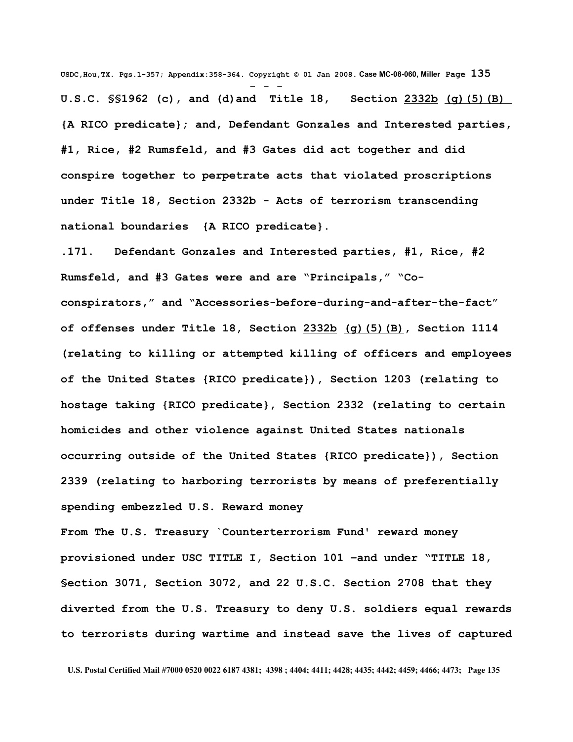**U.S.C. §§1962 (c), and (d)and Title 18, Section 2332b (g)(5)(B) {A RICO predicate}; and, Defendant Gonzales and Interested parties, #1, Rice, #2 Rumsfeld, and #3 Gates did act together and did conspire together to perpetrate acts that violated proscriptions under Title 18, Section 2332b - Acts of terrorism transcending national boundaries {A RICO predicate}.**

**.171. Defendant Gonzales and Interested parties, #1, Rice, #2 Rumsfeld, and #3 Gates were and are "Principals," "Co-conspirators," and "Accessories-before-during-and-after-the-fact" of offenses under Title 18, Section 2332b (g)(5)(B), Section 1114 (relating to killing or attempted killing of officers and employees of the United States {RICO predicate}), Section 1203 (relating to hostage taking {RICO predicate}, Section 2332 (relating to certain homicides and other violence against United States nationals occurring outside of the United States {RICO predicate}), Section 2339 (relating to harboring terrorists by means of preferentially spending embezzled U.S. Reward money**

**From The U.S. Treasury `Counterterrorism Fund' reward money provisioned under USC TITLE I, Section 101 –and under "TITLE 18, §ection 3071, Section 3072, and 22 U.S.C. Section 2708 that they diverted from the U.S. Treasury to deny U.S. soldiers equal rewards to terrorists during wartime and instead save the lives of captured**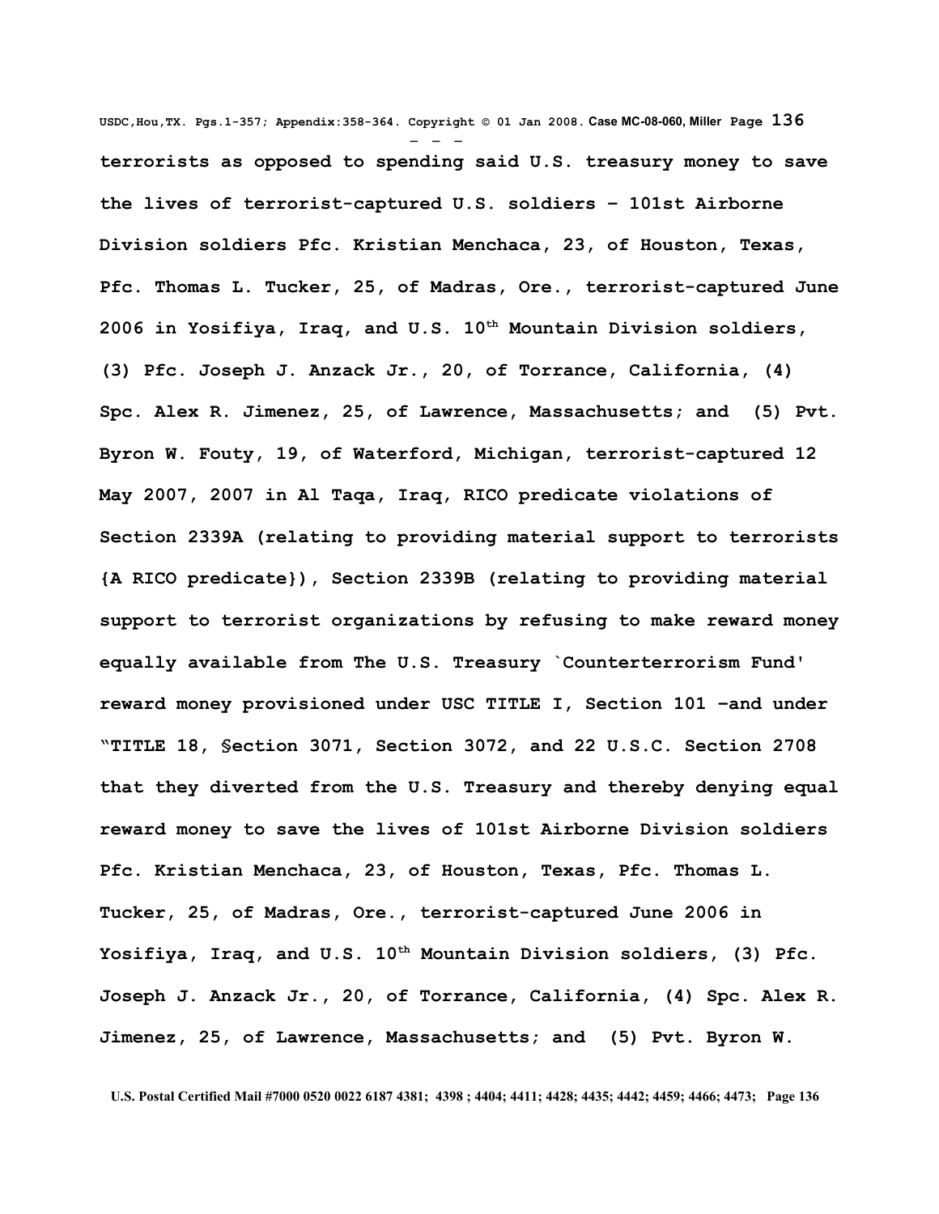terrorists as opposed to spending said U.S. treasury money to save the lives of terrorist-captured U.S. soldiers – 101st Airborne Division soldiers Pfc. Kristian Menchaca, 23, of Houston, Texas, Pfc. Thomas L. Tucker, 25, of Madras, Ore., terrorist-captured June 2006 in Yosifiya, Iraq, and U.S. 10th Mountain Division soldiers, (3) Pfc. Joseph J. Anzack Jr., 20, of Torrance, California, (4) Spc. Alex R. Jimenez, 25, of Lawrence, Massachusetts; and (5) Pvt. Byron W. Fouty, 19, of Waterford, Michigan, terrorist-captured 12 May 2007, 2007 in Al Taqa, Iraq, RICO predicate violations of Section 2339A (relating to providing material support to terrorists {A RICO predicate}), Section 2339B (relating to providing material support to terrorist organizations by refusing to make reward money equally available from The U.S. Treasury `Counterterrorism Fund' reward money provisioned under USC TITLE I, Section 101 –and under "TITLE 18, §ection 3071, Section 3072, and 22 U.S.C. Section 2708 that they diverted from the U.S. Treasury and thereby denying equal reward money to save the lives of 101st Airborne Division soldiers Pfc. Kristian Menchaca, 23, of Houston, Texas, Pfc. Thomas L. Tucker, 25, of Madras, Ore., terrorist-captured June 2006 in Yosifiya, Iraq, and U.S. 10th Mountain Division soldiers, (3) Pfc. Joseph J. Anzack Jr., 20, of Torrance, California, (4) Spc. Alex R. Jimenez, 25, of Lawrence, Massachusetts; and (5) Pvt. Byron W.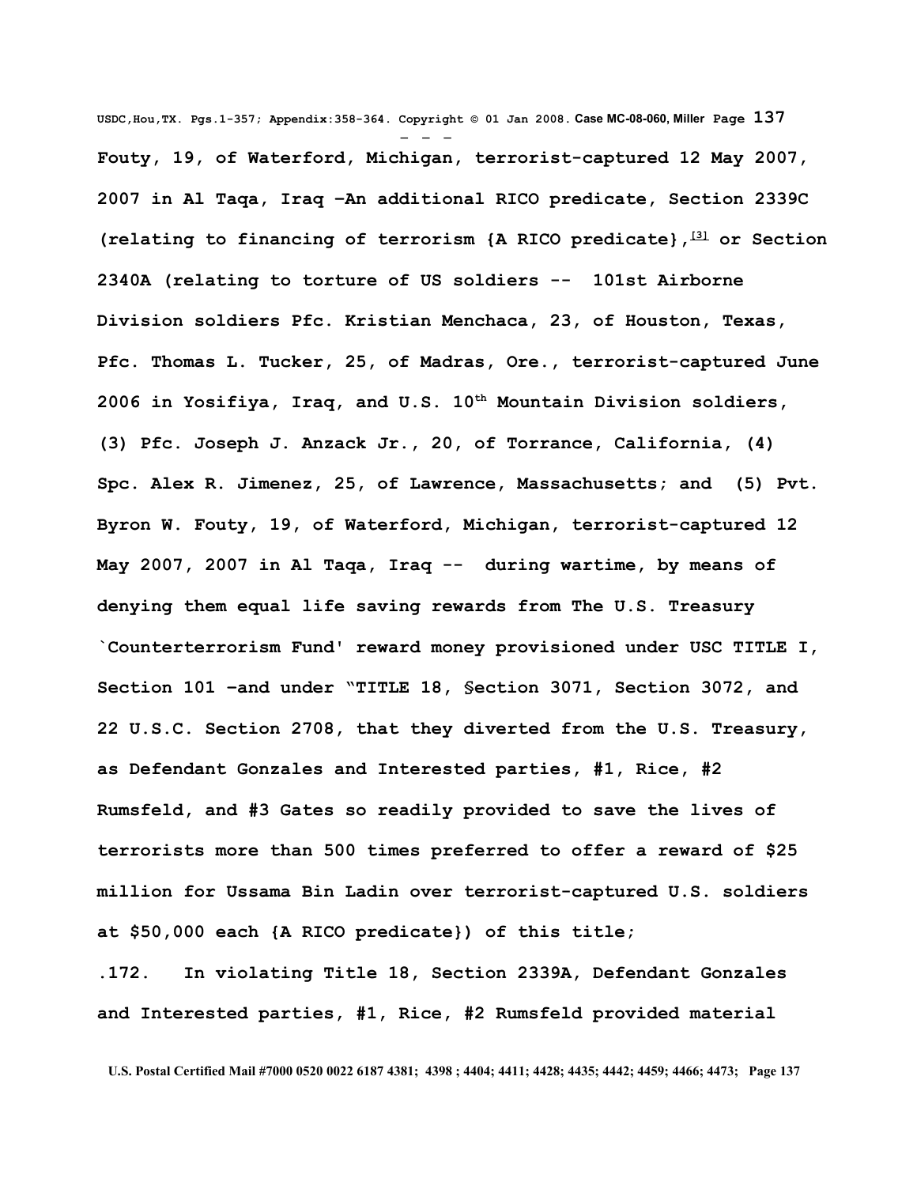**Fouty, 19, of Waterford, Michigan, terrorist-captured 12 May 2007, 2007 in Al Taqa, Iraq –An additional RICO predicate, Section 2339C (relating to financing of terrorism {A RICO predicate},[3] or Section 2340A (relating to torture of US soldiers -- 101st Airborne Division soldiers Pfc. Kristian Menchaca, 23, of Houston, Texas, Pfc. Thomas L. Tucker, 25, of Madras, Ore., terrorist-captured June 2006 in Yosifiya, Iraq, and U.S. 10th Mountain Division soldiers, (3) Pfc. Joseph J. Anzack Jr., 20, of Torrance, California, (4) Spc. Alex R. Jimenez, 25, of Lawrence, Massachusetts; and (5) Pvt. Byron W. Fouty, 19, of Waterford, Michigan, terrorist-captured 12 May 2007, 2007 in Al Taqa, Iraq -- during wartime, by means of denying them equal life saving rewards from The U.S. Treasury `Counterterrorism Fund' reward money provisioned under USC TITLE I, Section 101 –and under "TITLE 18, §ection 3071, Section 3072, and 22 U.S.C. Section 2708, that they diverted from the U.S. Treasury, as Defendant Gonzales and Interested parties, #1, Rice, #2 Rumsfeld, and #3 Gates so readily provided to save the lives of terrorists more than 500 times preferred to offer a reward of $25 million for Ussama Bin Ladin over terrorist-captured U.S. soldiers at $50,000 each {A RICO predicate}) of this title;**

**.172. In violating Title 18, Section 2339A, Defendant Gonzales and Interested parties, #1, Rice, #2 Rumsfeld provided material**

**U.S. Postal Certified Mail #7000 0520 0022 6187 4381; 4398 ; 4404; 4411; 4428; 4435; 4442; 4459; 4466; 4473;**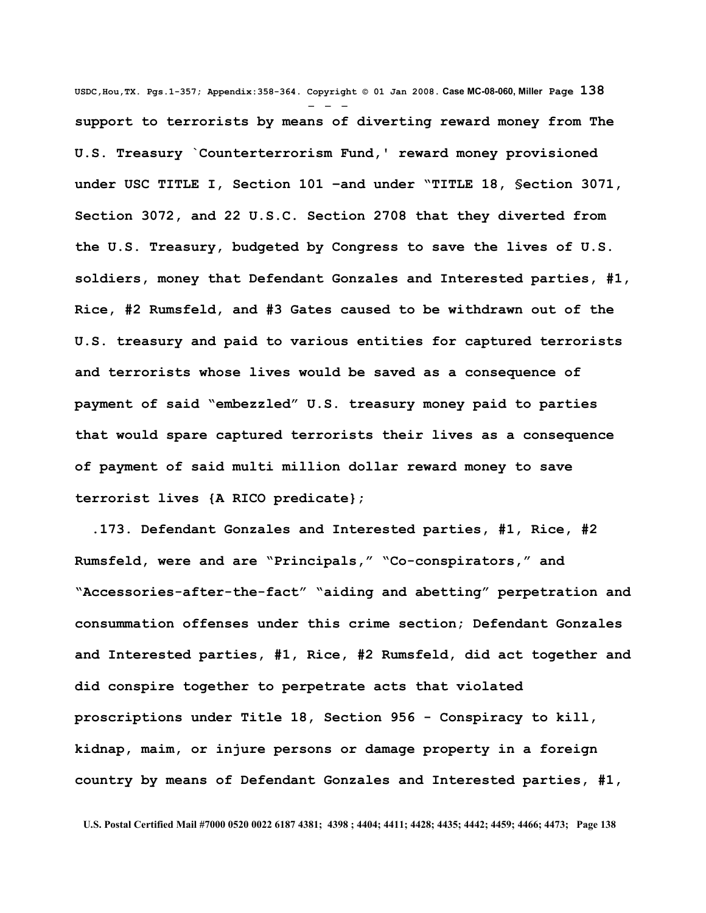**support to terrorists by means of diverting reward money from The U.S. Treasury `Counterterrorism Fund,' reward money provisioned under USC TITLE I, Section 101 –and under "TITLE 18, §ection 3071, Section 3072, and 22 U.S.C. Section 2708 that they diverted from the U.S. Treasury, budgeted by Congress to save the lives of U.S. soldiers, money that Defendant Gonzales and Interested parties, #1, Rice, #2 Rumsfeld, and #3 Gates caused to be withdrawn out of the U.S. treasury and paid to various entities for captured terrorists and terrorists whose lives would be saved as a consequence of payment of said "embezzled" U.S. treasury money paid to parties that would spare captured terrorists their lives as a consequence of payment of said multi million dollar reward money to save terrorist lives {A RICO predicate};**

**.173. Defendant Gonzales and Interested parties, #1, Rice, #2 Rumsfeld, were and are "Principals," "Co-conspirators," and "Accessories-after-the-fact" "aiding and abetting" perpetration and consummation offenses under this crime section; Defendant Gonzales and Interested parties, #1, Rice, #2 Rumsfeld, did act together and did conspire together to perpetrate acts that violated proscriptions under Title 18, Section 956 - Conspiracy to kill, kidnap, maim, or injure persons or damage property in a foreign country by means of Defendant Gonzales and Interested parties, #1,**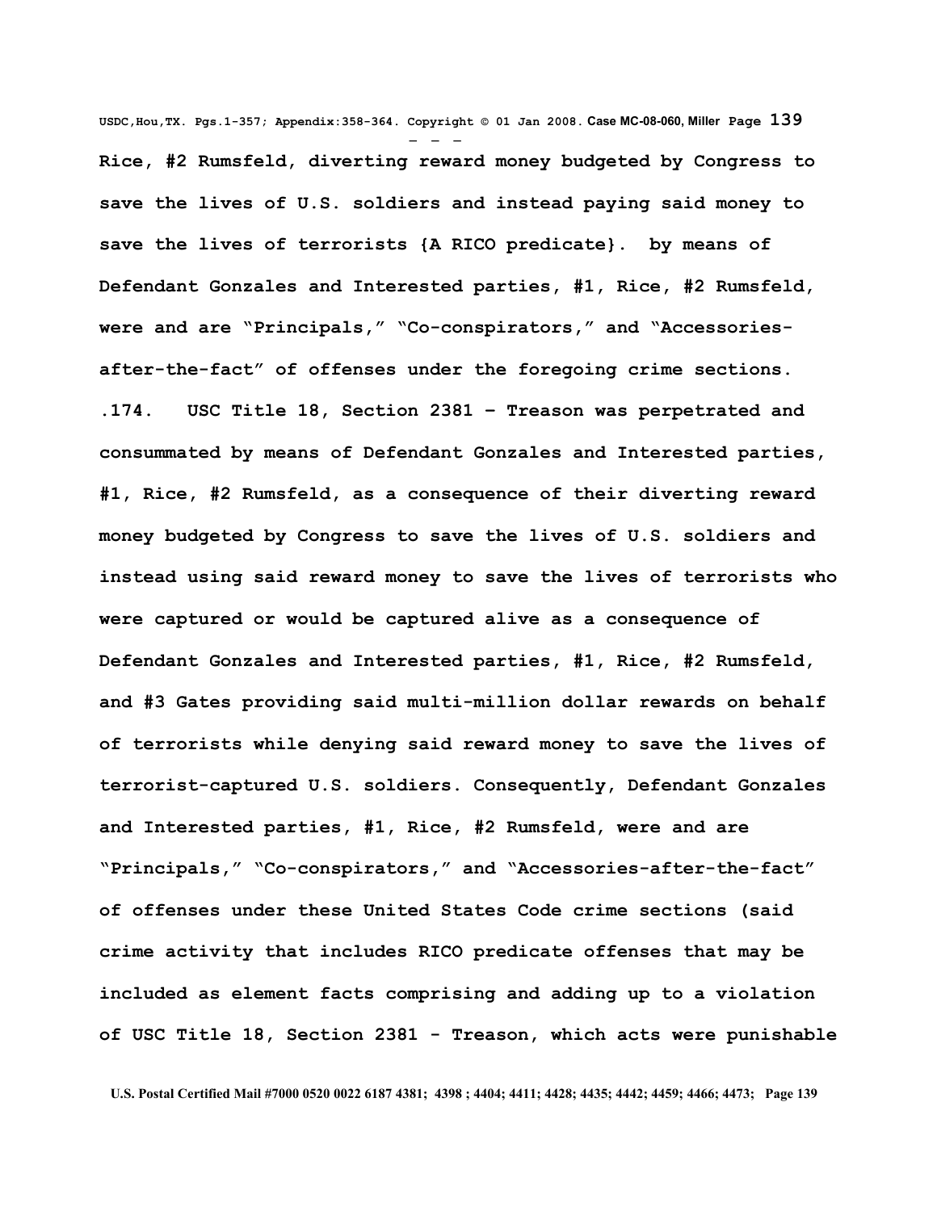Rice, #2 Rumsfeld, diverting reward money budgeted by Congress to save the lives of U.S. soldiers and instead paying said money to save the lives of terrorists {A RICO predicate}. by means of Defendant Gonzales and Interested parties, #1, Rice, #2 Rumsfeld, were and are "Principals," "Co-conspirators," and "Accessories-after-the-fact" of offenses under the foregoing crime sections.

.174. USC Title 18, Section 2381 – Treason was perpetrated and consummated by means of Defendant Gonzales and Interested parties, #1, Rice, #2 Rumsfeld, as a consequence of their diverting reward money budgeted by Congress to save the lives of U.S. soldiers and instead using said reward money to save the lives of terrorists who were captured or would be captured alive as a consequence of Defendant Gonzales and Interested parties, #1, Rice, #2 Rumsfeld, and #3 Gates providing said multi-million dollar rewards on behalf of terrorists while denying said reward money to save the lives of terrorist-captured U.S. soldiers. Consequently, Defendant Gonzales and Interested parties, #1, Rice, #2 Rumsfeld, were and are "Principals," "Co-conspirators," and "Accessories-after-the-fact" of offenses under these United States Code crime sections (said crime activity that includes RICO predicate offenses that may be included as element facts comprising and adding up to a violation of USC Title 18, Section 2381 - Treason, which acts were punishable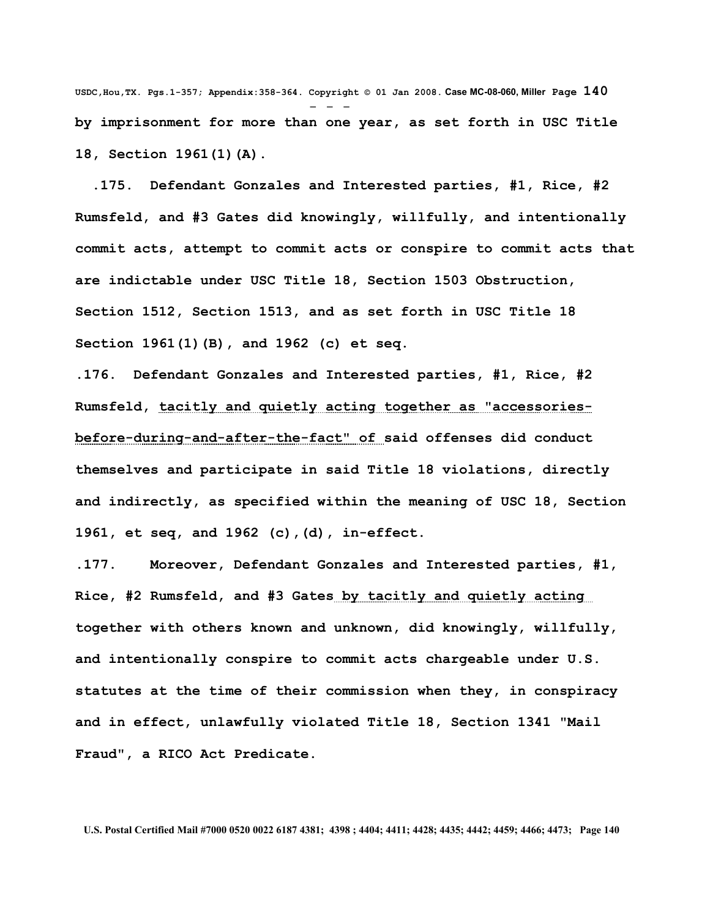**by imprisonment for more than one year, as set forth in USC Title 18, Section 1961(1)(A).**

**.175. Defendant Gonzales and Interested parties, #1, Rice, #2 Rumsfeld, and #3 Gates did knowingly, willfully, and intentionally commit acts, attempt to commit acts or conspire to commit acts that are indictable under USC Title 18, Section 1503 Obstruction, Section 1512, Section 1513, and as set forth in USC Title 18 Section 1961(1)(B), and 1962 (c) et seq.**

**.176. Defendant Gonzales and Interested parties, #1, Rice, #2 Rumsfeld, tacitly and quietly acting together as "accessories-before-during-and-after-the-fact" of said offenses did conduct themselves and participate in said Title 18 violations, directly and indirectly, as specified within the meaning of USC 18, Section 1961, et seq, and 1962 (c),(d), in-effect.**

**.177. Moreover, Defendant Gonzales and Interested parties, #1, Rice, #2 Rumsfeld, and #3 Gates by tacitly and quietly acting together with others known and unknown, did knowingly, willfully, and intentionally conspire to commit acts chargeable under U.S. statutes at the time of their commission when they, in conspiracy and in effect, unlawfully violated Title 18, Section 1341 "Mail Fraud", a RICO Act Predicate.**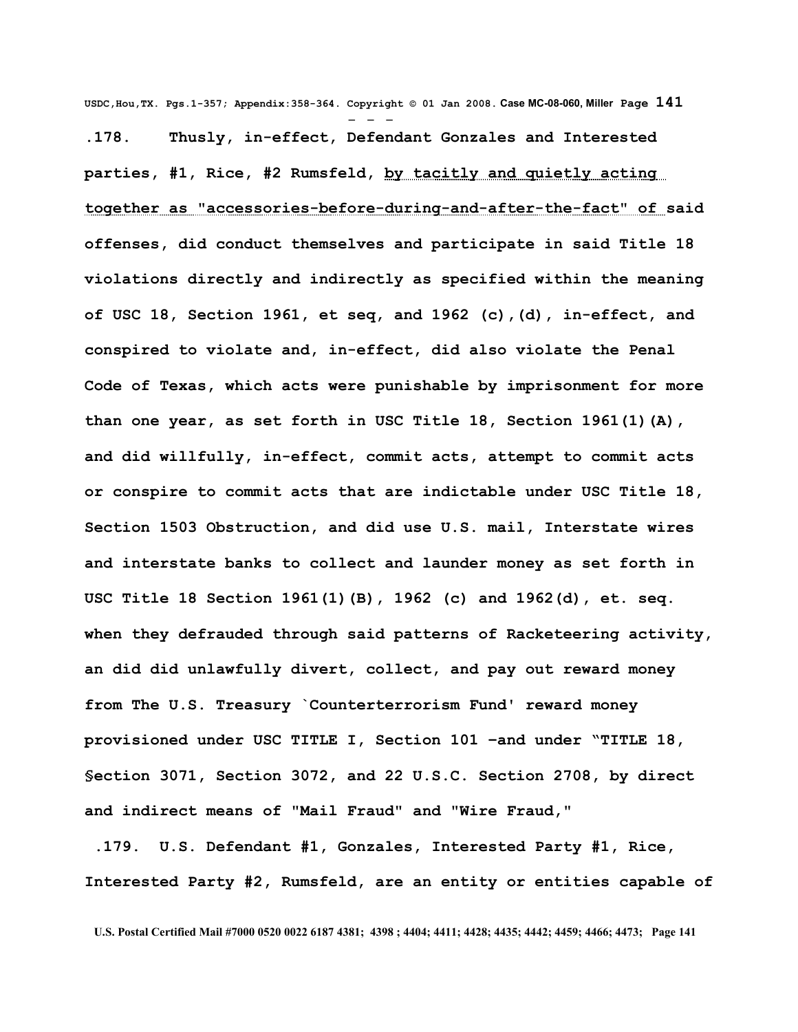**.178. Thusly, in-effect, Defendant Gonzales and Interested parties, #1, Rice, #2 Rumsfeld, <u>by tacitly and quietly acting together as "accessories-before-during-and-after-the-fact" of</u> said offenses, did conduct themselves and participate in said Title 18 violations directly and indirectly as specified within the meaning of USC 18, Section 1961, et seq, and 1962 (c),(d), in-effect, and conspired to violate and, in-effect, did also violate the Penal Code of Texas, which acts were punishable by imprisonment for more than one year, as set forth in USC Title 18, Section 1961(1)(A), and did willfully, in-effect, commit acts, attempt to commit acts or conspire to commit acts that are indictable under USC Title 18, Section 1503 Obstruction, and did use U.S. mail, Interstate wires and interstate banks to collect and launder money as set forth in USC Title 18 Section 1961(1)(B), 1962 (c) and 1962(d), et. seq. when they defrauded through said patterns of Racketeering activity, an did did unlawfully divert, collect, and pay out reward money from The U.S. Treasury `Counterterrorism Fund' reward money provisioned under USC TITLE I, Section 101 -and under "TITLE 18, §ection 3071, Section 3072, and 22 U.S.C. Section 2708, by direct and indirect means of "Mail Fraud" and "Wire Fraud,"**

**.179. U.S. Defendant #1, Gonzales, Interested Party #1, Rice, Interested Party #2, Rumsfeld, are an entity or entities capable of**

U.S. Postal Certified Mail #7000 0520 0022 6187 4381; 4398 ; 4404; 4411; 4428; 4435; 4442; 4459; 4466; 4473;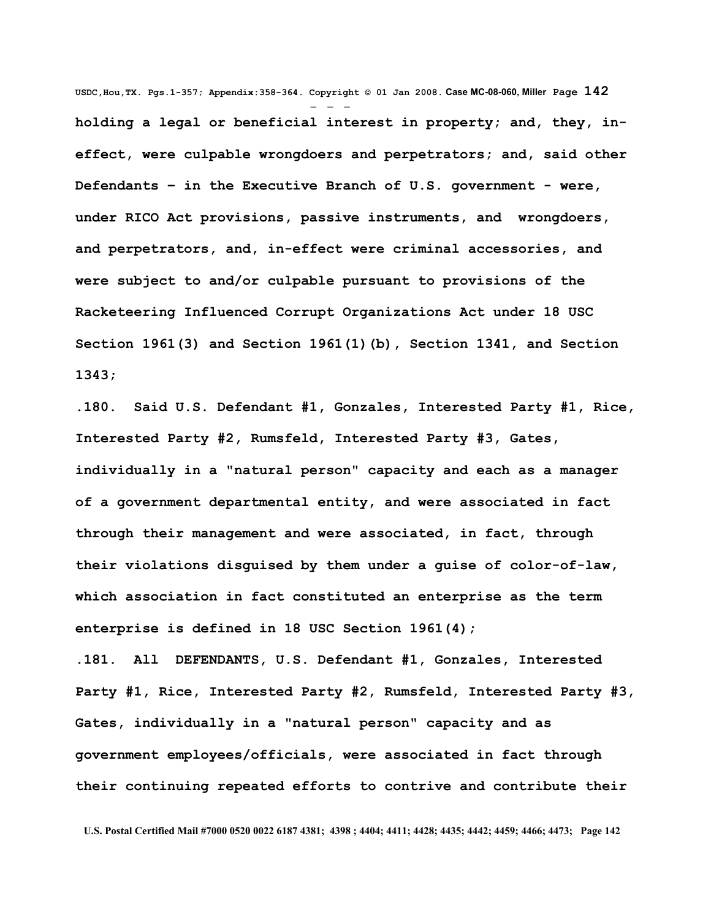holding a legal or beneficial interest in property; and, they, in-effect, were culpable wrongdoers and perpetrators; and, said other Defendants – in the Executive Branch of U.S. government - were, under RICO Act provisions, passive instruments, and wrongdoers, and perpetrators, and, in-effect were criminal accessories, and were subject to and/or culpable pursuant to provisions of the Racketeering Influenced Corrupt Organizations Act under 18 USC Section 1961(3) and Section 1961(1)(b), Section 1341, and Section 1343;

.180. Said U.S. Defendant #1, Gonzales, Interested Party #1, Rice, Interested Party #2, Rumsfeld, Interested Party #3, Gates, individually in a "natural person" capacity and each as a manager of a government departmental entity, and were associated in fact through their management and were associated, in fact, through their violations disguised by them under a guise of color-of-law, which association in fact constituted an enterprise as the term enterprise is defined in 18 USC Section 1961(4);

.181. All DEFENDANTS, U.S. Defendant #1, Gonzales, Interested Party #1, Rice, Interested Party #2, Rumsfeld, Interested Party #3, Gates, individually in a "natural person" capacity and as government employees/officials, were associated in fact through their continuing repeated efforts to contrive and contribute their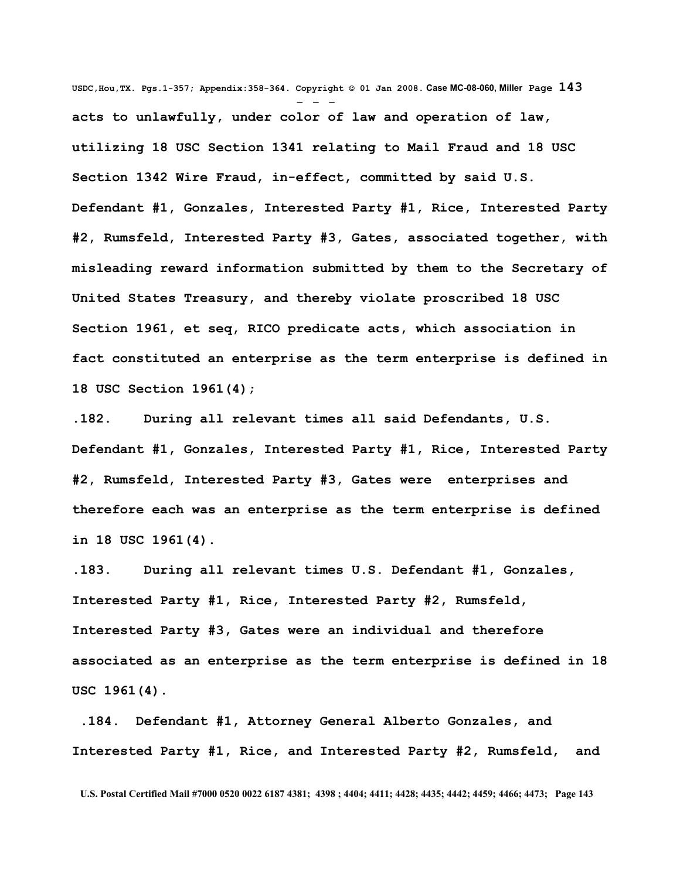**acts to unlawfully, under color of law and operation of law, utilizing 18 USC Section 1341 relating to Mail Fraud and 18 USC Section 1342 Wire Fraud, in-effect, committed by said U.S. Defendant #1, Gonzales, Interested Party #1, Rice, Interested Party #2, Rumsfeld, Interested Party #3, Gates, associated together, with misleading reward information submitted by them to the Secretary of United States Treasury, and thereby violate proscribed 18 USC Section 1961, et seq, RICO predicate acts, which association in fact constituted an enterprise as the term enterprise is defined in 18 USC Section 1961(4);**

**.182. During all relevant times all said Defendants, U.S. Defendant #1, Gonzales, Interested Party #1, Rice, Interested Party #2, Rumsfeld, Interested Party #3, Gates were enterprises and therefore each was an enterprise as the term enterprise is defined in 18 USC 1961(4).**

**.183. During all relevant times U.S. Defendant #1, Gonzales, Interested Party #1, Rice, Interested Party #2, Rumsfeld, Interested Party #3, Gates were an individual and therefore associated as an enterprise as the term enterprise is defined in 18 USC 1961(4).**

**.184. Defendant #1, Attorney General Alberto Gonzales, and Interested Party #1, Rice, and Interested Party #2, Rumsfeld, and**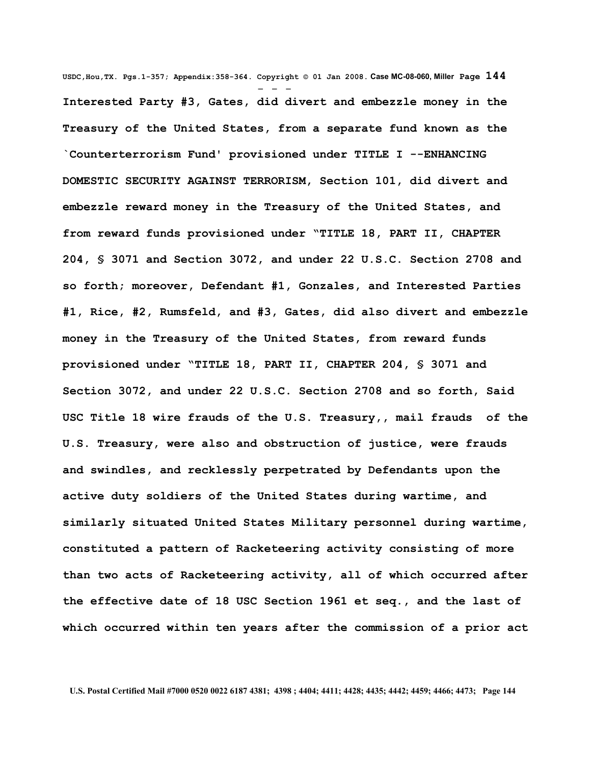Interested Party #3, Gates, did divert and embezzle money in the Treasury of the United States, from a separate fund known as the `Counterterrorism Fund' provisioned under TITLE I --ENHANCING DOMESTIC SECURITY AGAINST TERRORISM, Section 101, did divert and embezzle reward money in the Treasury of the United States, and from reward funds provisioned under "TITLE 18, PART II, CHAPTER 204, § 3071 and Section 3072, and under 22 U.S.C. Section 2708 and so forth; moreover, Defendant #1, Gonzales, and Interested Parties #1, Rice, #2, Rumsfeld, and #3, Gates, did also divert and embezzle money in the Treasury of the United States, from reward funds provisioned under "TITLE 18, PART II, CHAPTER 204, § 3071 and Section 3072, and under 22 U.S.C. Section 2708 and so forth, Said USC Title 18 wire frauds of the U.S. Treasury,, mail frauds of the U.S. Treasury, were also and obstruction of justice, were frauds and swindles, and recklessly perpetrated by Defendants upon the active duty soldiers of the United States during wartime, and similarly situated United States Military personnel during wartime, constituted a pattern of Racketeering activity consisting of more than two acts of Racketeering activity, all of which occurred after the effective date of 18 USC Section 1961 et seq., and the last of which occurred within ten years after the commission of a prior act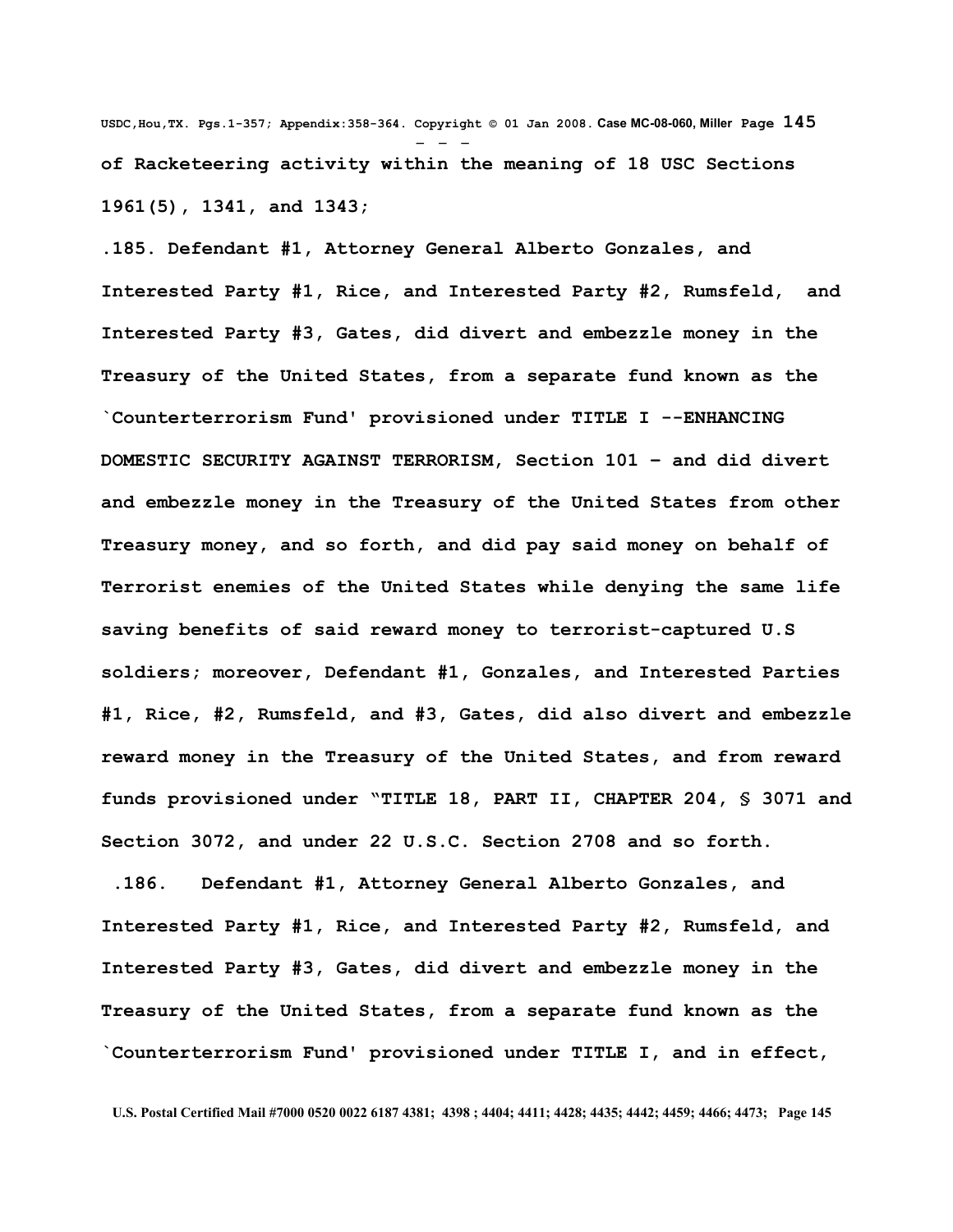**of Racketeering activity within the meaning of 18 USC Sections 1961(5), 1341, and 1343;**

**.185. Defendant #1, Attorney General Alberto Gonzales, and Interested Party #1, Rice, and Interested Party #2, Rumsfeld, and Interested Party #3, Gates, did divert and embezzle money in the Treasury of the United States, from a separate fund known as the `Counterterrorism Fund' provisioned under TITLE I --ENHANCING DOMESTIC SECURITY AGAINST TERRORISM, Section 101 – and did divert and embezzle money in the Treasury of the United States from other Treasury money, and so forth, and did pay said money on behalf of Terrorist enemies of the United States while denying the same life saving benefits of said reward money to terrorist-captured U.S soldiers; moreover, Defendant #1, Gonzales, and Interested Parties #1, Rice, #2, Rumsfeld, and #3, Gates, did also divert and embezzle reward money in the Treasury of the United States, and from reward funds provisioned under "TITLE 18, PART II, CHAPTER 204, § 3071 and Section 3072, and under 22 U.S.C. Section 2708 and so forth.**

**.186. Defendant #1, Attorney General Alberto Gonzales, and Interested Party #1, Rice, and Interested Party #2, Rumsfeld, and Interested Party #3, Gates, did divert and embezzle money in the Treasury of the United States, from a separate fund known as the `Counterterrorism Fund' provisioned under TITLE I, and in effect,**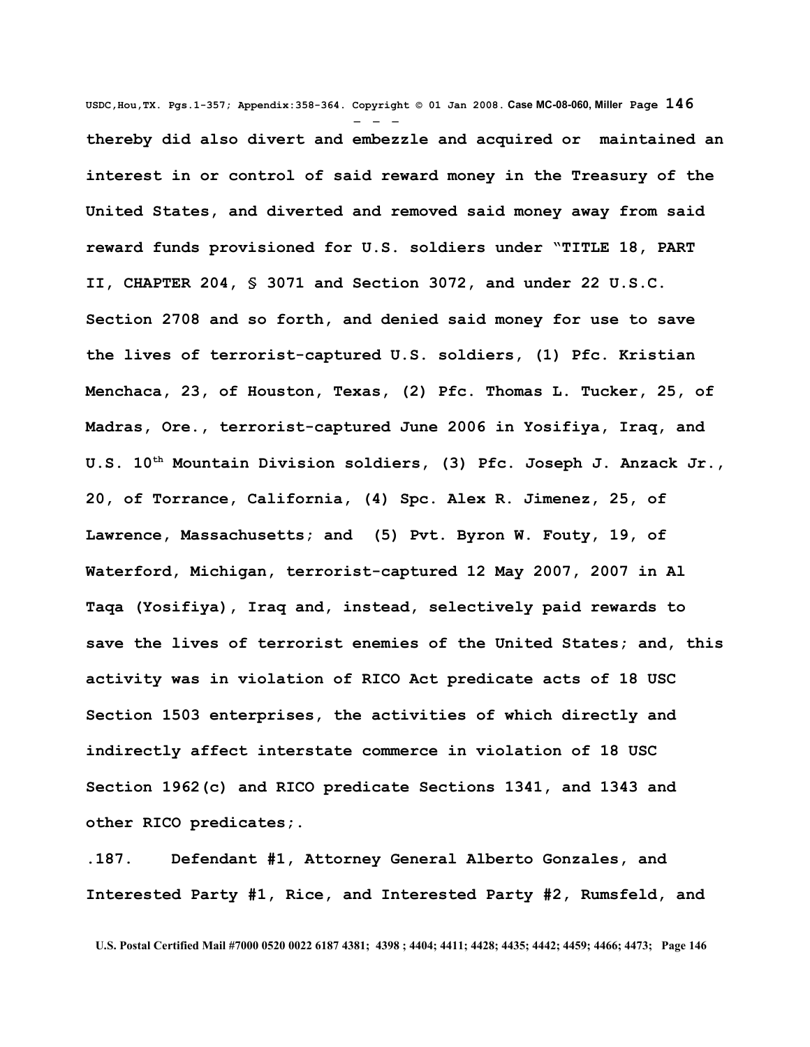**thereby did also divert and embezzle and acquired or maintained an interest in or control of said reward money in the Treasury of the United States, and diverted and removed said money away from said reward funds provisioned for U.S. soldiers under "TITLE 18, PART II, CHAPTER 204, § 3071 and Section 3072, and under 22 U.S.C. Section 2708 and so forth, and denied said money for use to save the lives of terrorist-captured U.S. soldiers, (1) Pfc. Kristian Menchaca, 23, of Houston, Texas, (2) Pfc. Thomas L. Tucker, 25, of Madras, Ore., terrorist-captured June 2006 in Yosifiya, Iraq, and U.S. 10th Mountain Division soldiers, (3) Pfc. Joseph J. Anzack Jr., 20, of Torrance, California, (4) Spc. Alex R. Jimenez, 25, of Lawrence, Massachusetts; and (5) Pvt. Byron W. Fouty, 19, of Waterford, Michigan, terrorist-captured 12 May 2007, 2007 in Al Taqa (Yosifiya), Iraq and, instead, selectively paid rewards to save the lives of terrorist enemies of the United States; and, this activity was in violation of RICO Act predicate acts of 18 USC Section 1503 enterprises, the activities of which directly and indirectly affect interstate commerce in violation of 18 USC Section 1962(c) and RICO predicate Sections 1341, and 1343 and other RICO predicates;.**

**.187. Defendant #1, Attorney General Alberto Gonzales, and Interested Party #1, Rice, and Interested Party #2, Rumsfeld, and**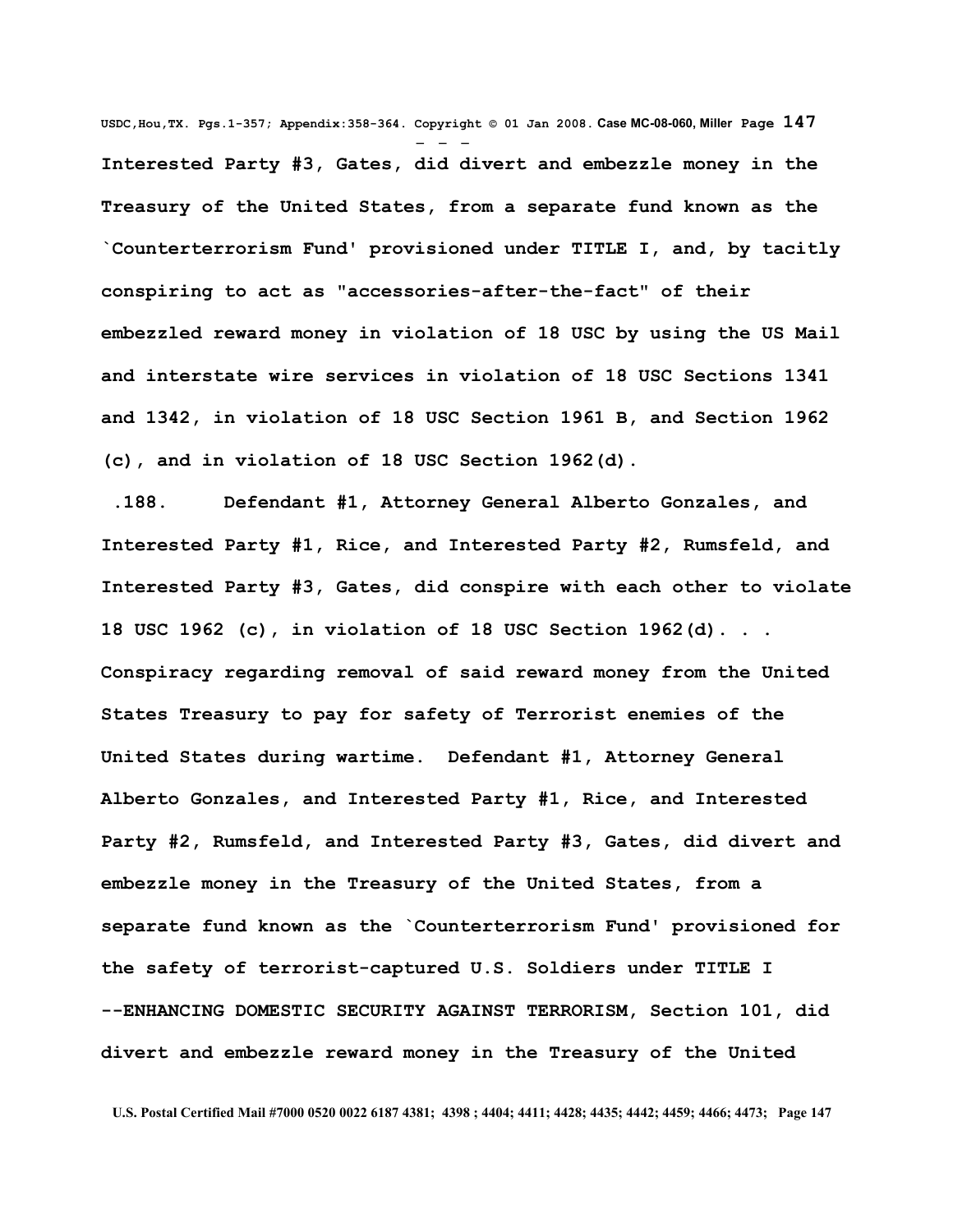Interested Party #3, Gates, did divert and embezzle money in the Treasury of the United States, from a separate fund known as the `Counterterrorism Fund' provisioned under TITLE I, and, by tacitly conspiring to act as "accessories-after-the-fact" of their embezzled reward money in violation of 18 USC by using the US Mail and interstate wire services in violation of 18 USC Sections 1341 and 1342, in violation of 18 USC Section 1961 B, and Section 1962 (c), and in violation of 18 USC Section 1962(d).

.188. Defendant #1, Attorney General Alberto Gonzales, and Interested Party #1, Rice, and Interested Party #2, Rumsfeld, and Interested Party #3, Gates, did conspire with each other to violate 18 USC 1962 (c), in violation of 18 USC Section 1962(d). . . Conspiracy regarding removal of said reward money from the United States Treasury to pay for safety of Terrorist enemies of the United States during wartime. Defendant #1, Attorney General Alberto Gonzales, and Interested Party #1, Rice, and Interested Party #2, Rumsfeld, and Interested Party #3, Gates, did divert and embezzle money in the Treasury of the United States, from a separate fund known as the `Counterterrorism Fund' provisioned for the safety of terrorist-captured U.S. Soldiers under TITLE I --ENHANCING DOMESTIC SECURITY AGAINST TERRORISM, Section 101, did divert and embezzle reward money in the Treasury of the United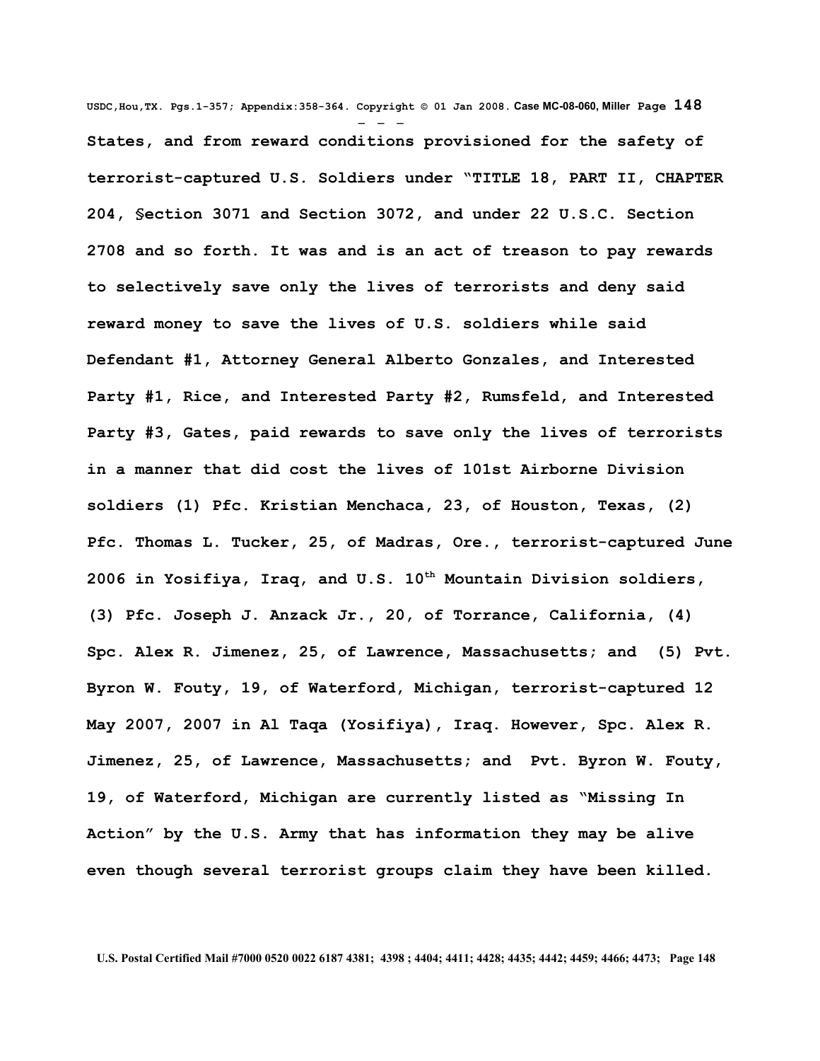**States, and from reward conditions provisioned for the safety of terrorist-captured U.S. Soldiers under "TITLE 18, PART II, CHAPTER 204, §ection 3071 and Section 3072, and under 22 U.S.C. Section 2708 and so forth. It was and is an act of treason to pay rewards to selectively save only the lives of terrorists and deny said reward money to save the lives of U.S. soldiers while said Defendant #1, Attorney General Alberto Gonzales, and Interested Party #1, Rice, and Interested Party #2, Rumsfeld, and Interested Party #3, Gates, paid rewards to save only the lives of terrorists in a manner that did cost the lives of 101st Airborne Division soldiers (1) Pfc. Kristian Menchaca, 23, of Houston, Texas, (2) Pfc. Thomas L. Tucker, 25, of Madras, Ore., terrorist-captured June 2006 in Yosifiya, Iraq, and U.S. 10th Mountain Division soldiers, (3) Pfc. Joseph J. Anzack Jr., 20, of Torrance, California, (4) Spc. Alex R. Jimenez, 25, of Lawrence, Massachusetts; and (5) Pvt. Byron W. Fouty, 19, of Waterford, Michigan, terrorist-captured 12 May 2007, 2007 in Al Taqa (Yosifiya), Iraq. However, Spc. Alex R. Jimenez, 25, of Lawrence, Massachusetts; and Pvt. Byron W. Fouty, 19, of Waterford, Michigan are currently listed as "Missing In Action" by the U.S. Army that has information they may be alive even though several terrorist groups claim they have been killed.**

U.S. Postal Certified Mail #7000 0520 0022 6187 4381; 4398 ; 4404; 4411; 4428; 4435; 4442; 4459; 4466; 4473;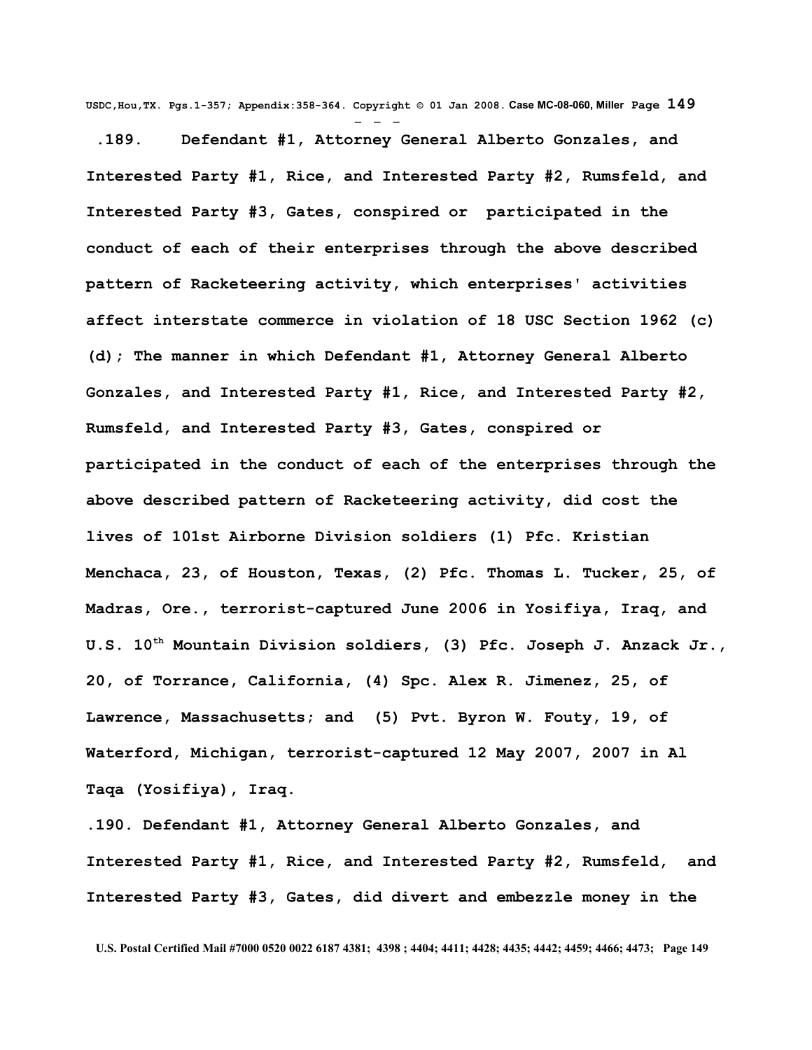**.189. Defendant #1, Attorney General Alberto Gonzales, and Interested Party #1, Rice, and Interested Party #2, Rumsfeld, and Interested Party #3, Gates, conspired or participated in the conduct of each of their enterprises through the above described pattern of Racketeering activity, which enterprises' activities affect interstate commerce in violation of 18 USC Section 1962 (c) (d); The manner in which Defendant #1, Attorney General Alberto Gonzales, and Interested Party #1, Rice, and Interested Party #2, Rumsfeld, and Interested Party #3, Gates, conspired or participated in the conduct of each of the enterprises through the above described pattern of Racketeering activity, did cost the lives of 101st Airborne Division soldiers (1) Pfc. Kristian Menchaca, 23, of Houston, Texas, (2) Pfc. Thomas L. Tucker, 25, of Madras, Ore., terrorist-captured June 2006 in Yosifiya, Iraq, and U.S. 10th Mountain Division soldiers, (3) Pfc. Joseph J. Anzack Jr., 20, of Torrance, California, (4) Spc. Alex R. Jimenez, 25, of Lawrence, Massachusetts; and (5) Pvt. Byron W. Fouty, 19, of Waterford, Michigan, terrorist-captured 12 May 2007, 2007 in Al Taqa (Yosifiya), Iraq.**

**.190. Defendant #1, Attorney General Alberto Gonzales, and Interested Party #1, Rice, and Interested Party #2, Rumsfeld, and Interested Party #3, Gates, did divert and embezzle money in the**

U.S. Postal Certified Mail #7000 0520 0022 6187 4381; 4398 ; 4404; 4411; 4428; 4435; 4442; 4459; 4466; 4473;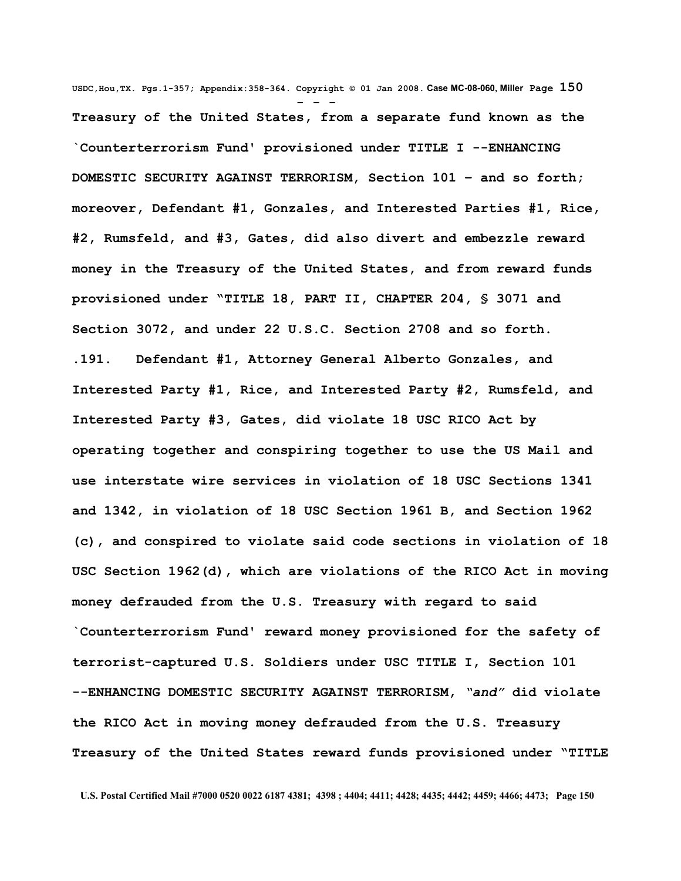**Treasury of the United States, from a separate fund known as the `Counterterrorism Fund' provisioned under TITLE I --ENHANCING DOMESTIC SECURITY AGAINST TERRORISM, Section 101 – and so forth; moreover, Defendant #1, Gonzales, and Interested Parties #1, Rice, #2, Rumsfeld, and #3, Gates, did also divert and embezzle reward money in the Treasury of the United States, and from reward funds provisioned under "TITLE 18, PART II, CHAPTER 204, § 3071 and Section 3072, and under 22 U.S.C. Section 2708 and so forth.**

**.191. Defendant #1, Attorney General Alberto Gonzales, and Interested Party #1, Rice, and Interested Party #2, Rumsfeld, and Interested Party #3, Gates, did violate 18 USC RICO Act by operating together and conspiring together to use the US Mail and use interstate wire services in violation of 18 USC Sections 1341 and 1342, in violation of 18 USC Section 1961 B, and Section 1962 (c), and conspired to violate said code sections in violation of 18 USC Section 1962(d), which are violations of the RICO Act in moving money defrauded from the U.S. Treasury with regard to said `Counterterrorism Fund' reward money provisioned for the safety of terrorist-captured U.S. Soldiers under USC TITLE I, Section 101 --ENHANCING DOMESTIC SECURITY AGAINST TERRORISM, *"and"* did violate the RICO Act in moving money defrauded from the U.S. Treasury Treasury of the United States reward funds provisioned under "TITLE**

**U.S. Postal Certified Mail #7000 0520 0022 6187 4381; 4398 ; 4404; 4411; 4428; 4435; 4442; 4459; 4466; 4473;**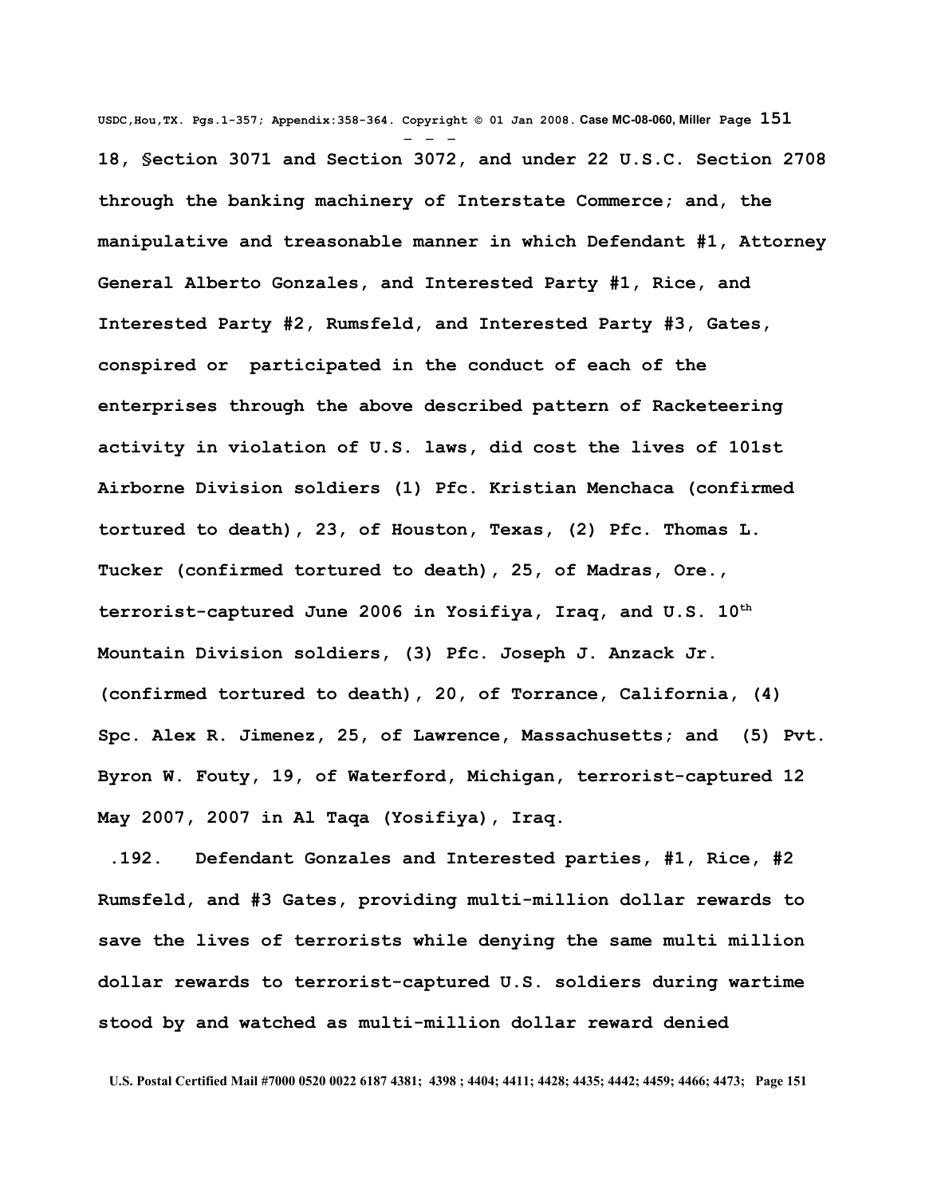**18, §ection 3071 and Section 3072, and under 22 U.S.C. Section 2708 through the banking machinery of Interstate Commerce; and, the manipulative and treasonable manner in which Defendant #1, Attorney General Alberto Gonzales, and Interested Party #1, Rice, and Interested Party #2, Rumsfeld, and Interested Party #3, Gates, conspired or participated in the conduct of each of the enterprises through the above described pattern of Racketeering activity in violation of U.S. laws, did cost the lives of 101st Airborne Division soldiers (1) Pfc. Kristian Menchaca (confirmed tortured to death), 23, of Houston, Texas, (2) Pfc. Thomas L. Tucker (confirmed tortured to death), 25, of Madras, Ore., terrorist-captured June 2006 in Yosifiya, Iraq, and U.S. 10th Mountain Division soldiers, (3) Pfc. Joseph J. Anzack Jr. (confirmed tortured to death), 20, of Torrance, California, (4) Spc. Alex R. Jimenez, 25, of Lawrence, Massachusetts; and (5) Pvt. Byron W. Fouty, 19, of Waterford, Michigan, terrorist-captured 12 May 2007, 2007 in Al Taqa (Yosifiya), Iraq.**

**.192. Defendant Gonzales and Interested parties, #1, Rice, #2 Rumsfeld, and #3 Gates, providing multi-million dollar rewards to save the lives of terrorists while denying the same multi million dollar rewards to terrorist-captured U.S. soldiers during wartime stood by and watched as multi-million dollar reward denied**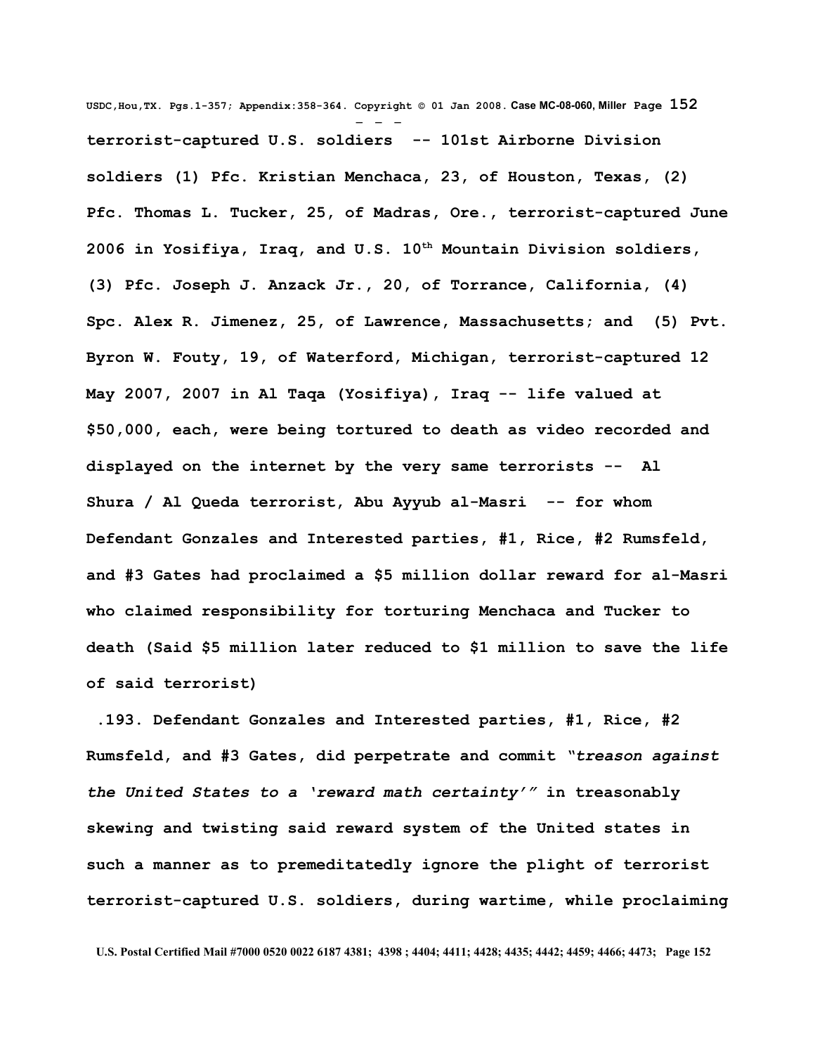**terrorist-captured U.S. soldiers -- 101st Airborne Division soldiers (1) Pfc. Kristian Menchaca, 23, of Houston, Texas, (2) Pfc. Thomas L. Tucker, 25, of Madras, Ore., terrorist-captured June 2006 in Yosifiya, Iraq, and U.S. 10th Mountain Division soldiers, (3) Pfc. Joseph J. Anzack Jr., 20, of Torrance, California, (4) Spc. Alex R. Jimenez, 25, of Lawrence, Massachusetts; and (5) Pvt. Byron W. Fouty, 19, of Waterford, Michigan, terrorist-captured 12 May 2007, 2007 in Al Taqa (Yosifiya), Iraq -- life valued at $50,000, each, were being tortured to death as video recorded and displayed on the internet by the very same terrorists -- Al Shura / Al Queda terrorist, Abu Ayyub al-Masri -- for whom Defendant Gonzales and Interested parties, #1, Rice, #2 Rumsfeld, and #3 Gates had proclaimed a $5 million dollar reward for al-Masri who claimed responsibility for torturing Menchaca and Tucker to death (Said $5 million later reduced to $1 million to save the life of said terrorist)**

**.193. Defendant Gonzales and Interested parties, #1, Rice, #2 Rumsfeld, and #3 Gates, did perpetrate and commit "*treason against the United States to a 'reward math certainty'*" in treasonably skewing and twisting said reward system of the United states in such a manner as to premeditatedly ignore the plight of terrorist terrorist-captured U.S. soldiers, during wartime, while proclaiming**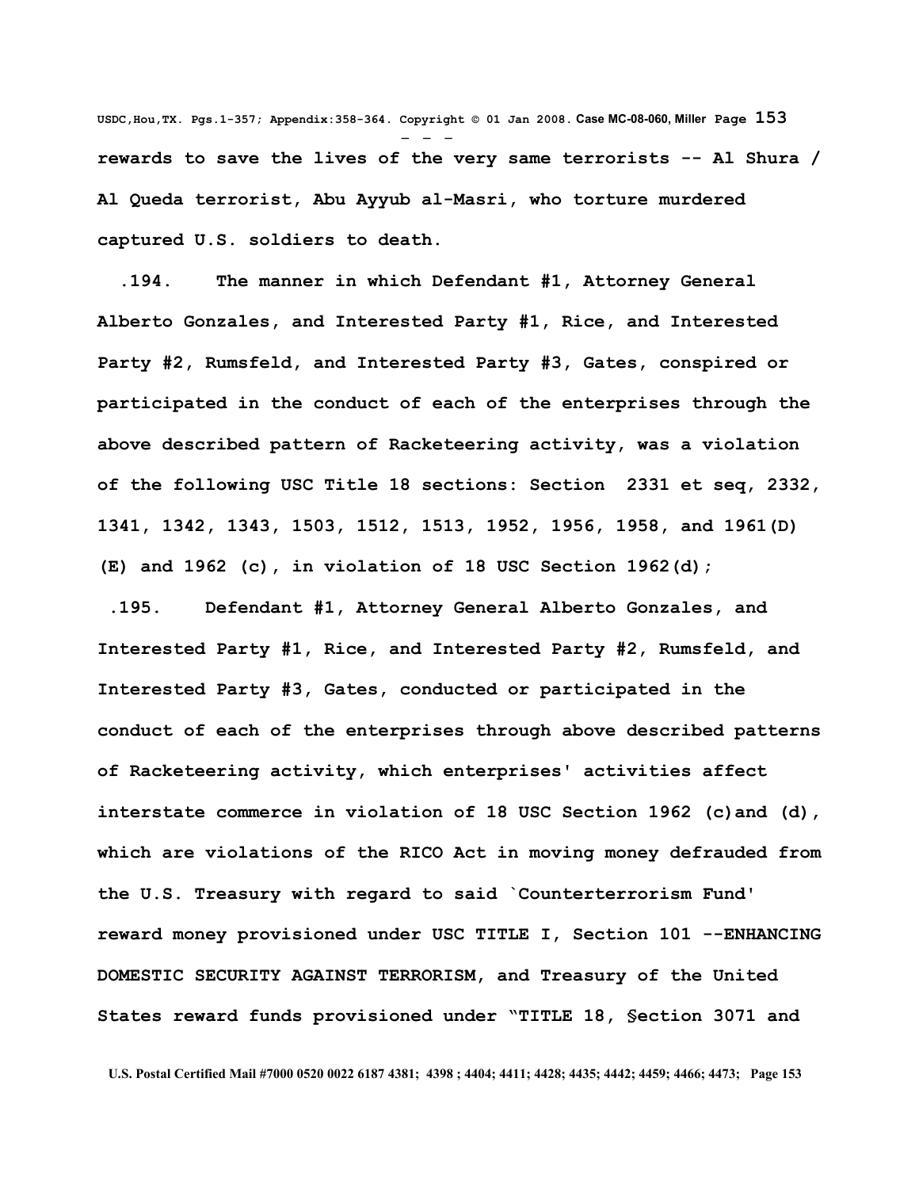**rewards to save the lives of the very same terrorists -- Al Shura / Al Queda terrorist, Abu Ayyub al-Masri, who torture murdered captured U.S. soldiers to death.**

**.194. The manner in which Defendant #1, Attorney General Alberto Gonzales, and Interested Party #1, Rice, and Interested Party #2, Rumsfeld, and Interested Party #3, Gates, conspired or participated in the conduct of each of the enterprises through the above described pattern of Racketeering activity, was a violation of the following USC Title 18 sections: Section 2331 et seq, 2332, 1341, 1342, 1343, 1503, 1512, 1513, 1952, 1956, 1958, and 1961(D)(E) and 1962 (c), in violation of 18 USC Section 1962(d);**

**.195. Defendant #1, Attorney General Alberto Gonzales, and Interested Party #1, Rice, and Interested Party #2, Rumsfeld, and Interested Party #3, Gates, conducted or participated in the conduct of each of the enterprises through above described patterns of Racketeering activity, which enterprises' activities affect interstate commerce in violation of 18 USC Section 1962 (c)and (d), which are violations of the RICO Act in moving money defrauded from the U.S. Treasury with regard to said `Counterterrorism Fund' reward money provisioned under USC TITLE I, Section 101 --ENHANCING DOMESTIC SECURITY AGAINST TERRORISM, and Treasury of the United States reward funds provisioned under "TITLE 18, §ection 3071 and**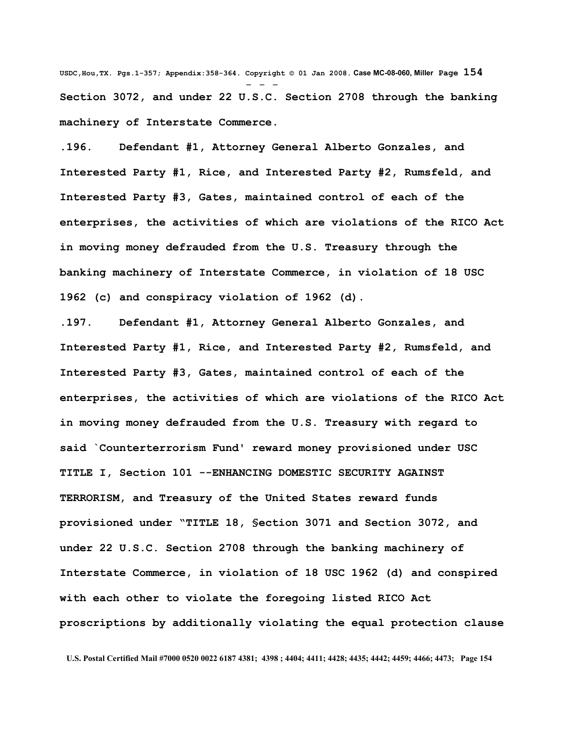Section 3072, and under 22 U.S.C. Section 2708 through the banking machinery of Interstate Commerce.

.196. Defendant #1, Attorney General Alberto Gonzales, and Interested Party #1, Rice, and Interested Party #2, Rumsfeld, and Interested Party #3, Gates, maintained control of each of the enterprises, the activities of which are violations of the RICO Act in moving money defrauded from the U.S. Treasury through the banking machinery of Interstate Commerce, in violation of 18 USC 1962 (c) and conspiracy violation of 1962 (d).

.197. Defendant #1, Attorney General Alberto Gonzales, and Interested Party #1, Rice, and Interested Party #2, Rumsfeld, and Interested Party #3, Gates, maintained control of each of the enterprises, the activities of which are violations of the RICO Act in moving money defrauded from the U.S. Treasury with regard to said `Counterterrorism Fund' reward money provisioned under USC TITLE I, Section 101 --ENHANCING DOMESTIC SECURITY AGAINST TERRORISM, and Treasury of the United States reward funds provisioned under "TITLE 18, §ection 3071 and Section 3072, and under 22 U.S.C. Section 2708 through the banking machinery of Interstate Commerce, in violation of 18 USC 1962 (d) and conspired with each other to violate the foregoing listed RICO Act proscriptions by additionally violating the equal protection clause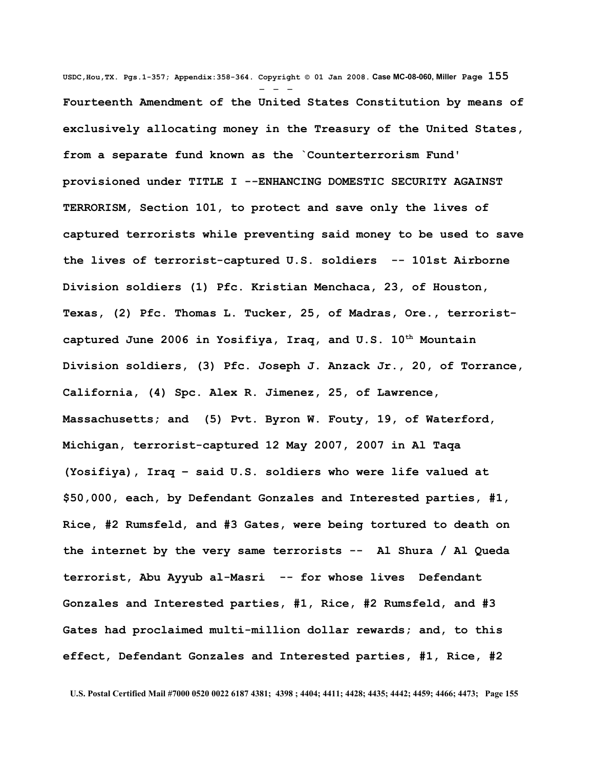**Fourteenth Amendment of the United States Constitution by means of exclusively allocating money in the Treasury of the United States, from a separate fund known as the `Counterterrorism Fund' provisioned under TITLE I --ENHANCING DOMESTIC SECURITY AGAINST TERRORISM, Section 101, to protect and save only the lives of captured terrorists while preventing said money to be used to save the lives of terrorist-captured U.S. soldiers -- 101st Airborne Division soldiers (1) Pfc. Kristian Menchaca, 23, of Houston, Texas, (2) Pfc. Thomas L. Tucker, 25, of Madras, Ore., terrorist-captured June 2006 in Yosifiya, Iraq, and U.S. 10th Mountain Division soldiers, (3) Pfc. Joseph J. Anzack Jr., 20, of Torrance, California, (4) Spc. Alex R. Jimenez, 25, of Lawrence, Massachusetts; and (5) Pvt. Byron W. Fouty, 19, of Waterford, Michigan, terrorist-captured 12 May 2007, 2007 in Al Taqa (Yosifiya), Iraq – said U.S. soldiers who were life valued at $50,000, each, by Defendant Gonzales and Interested parties, #1, Rice, #2 Rumsfeld, and #3 Gates, were being tortured to death on the internet by the very same terrorists -- Al Shura / Al Queda terrorist, Abu Ayyub al-Masri -- for whose lives Defendant Gonzales and Interested parties, #1, Rice, #2 Rumsfeld, and #3 Gates had proclaimed multi-million dollar rewards; and, to this effect, Defendant Gonzales and Interested parties, #1, Rice, #2**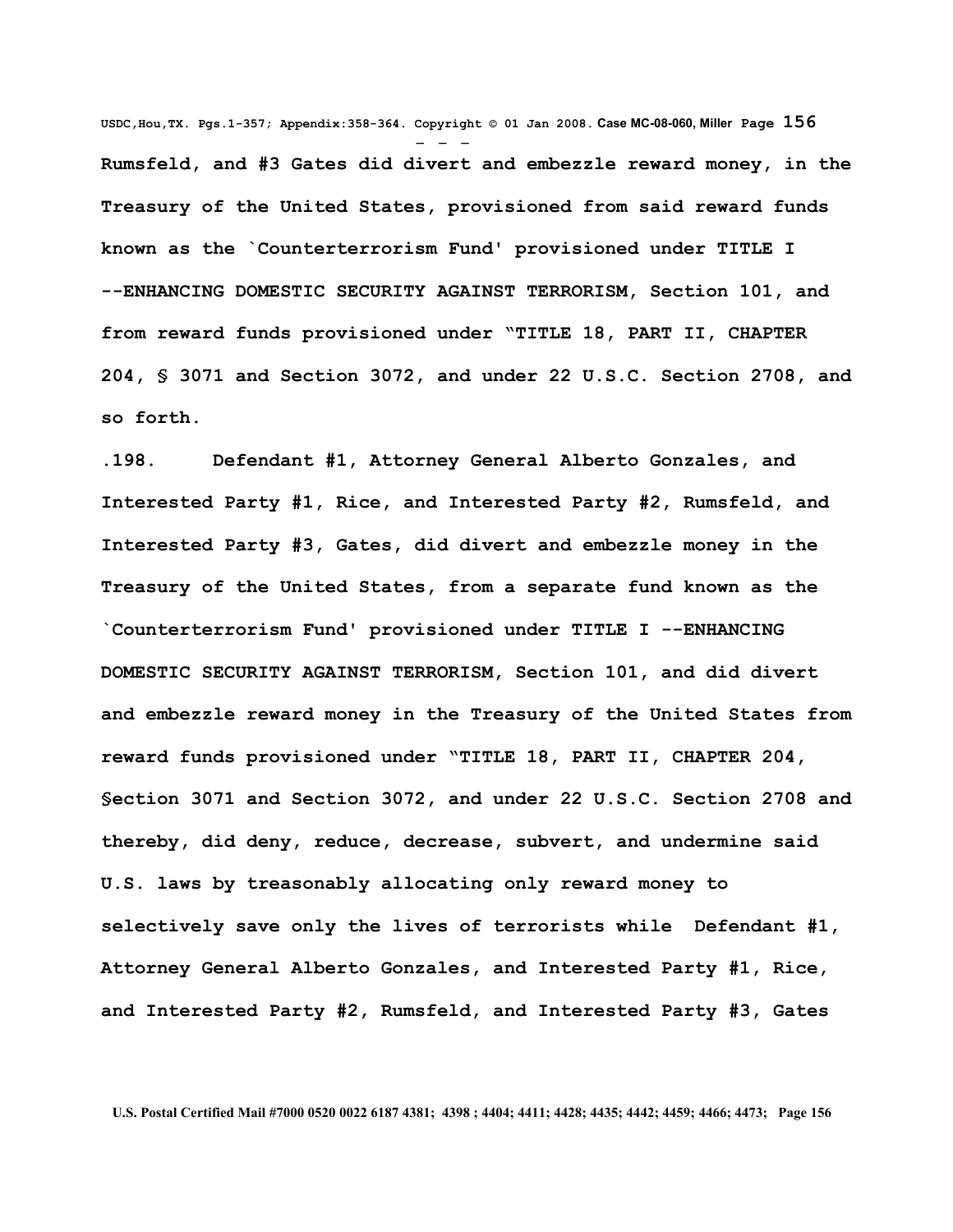Rumsfeld, and #3 Gates did divert and embezzle reward money, in the Treasury of the United States, provisioned from said reward funds known as the `Counterterrorism Fund' provisioned under TITLE I --ENHANCING DOMESTIC SECURITY AGAINST TERRORISM, Section 101, and from reward funds provisioned under "TITLE 18, PART II, CHAPTER 204, § 3071 and Section 3072, and under 22 U.S.C. Section 2708, and so forth.

.198. Defendant #1, Attorney General Alberto Gonzales, and Interested Party #1, Rice, and Interested Party #2, Rumsfeld, and Interested Party #3, Gates, did divert and embezzle money in the Treasury of the United States, from a separate fund known as the `Counterterrorism Fund' provisioned under TITLE I --ENHANCING DOMESTIC SECURITY AGAINST TERRORISM, Section 101, and did divert and embezzle reward money in the Treasury of the United States from reward funds provisioned under "TITLE 18, PART II, CHAPTER 204, §ection 3071 and Section 3072, and under 22 U.S.C. Section 2708 and thereby, did deny, reduce, decrease, subvert, and undermine said U.S. laws by treasonably allocating only reward money to selectively save only the lives of terrorists while Defendant #1, Attorney General Alberto Gonzales, and Interested Party #1, Rice, and Interested Party #2, Rumsfeld, and Interested Party #3, Gates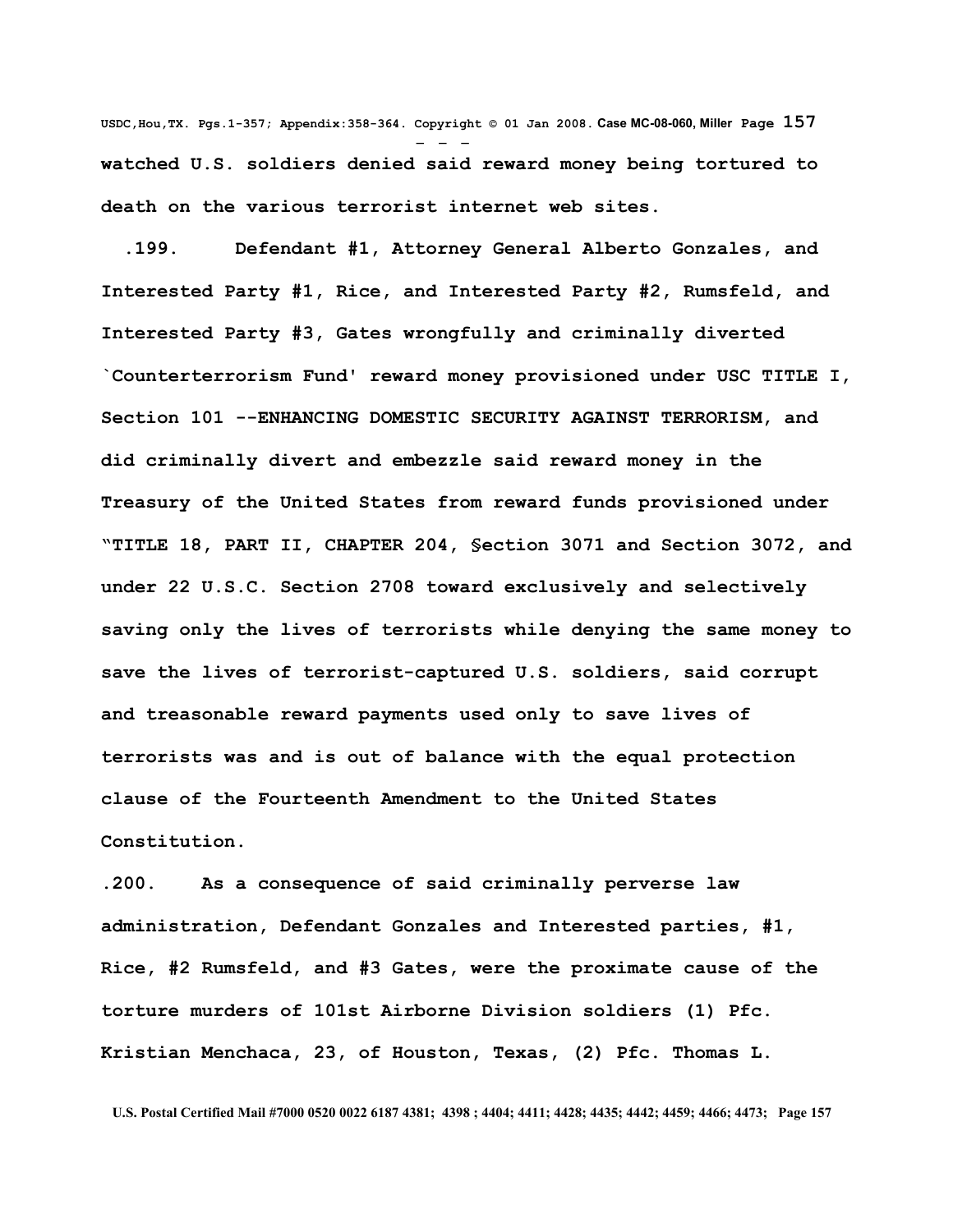**watched U.S. soldiers denied said reward money being tortured to death on the various terrorist internet web sites.**

**.199. Defendant #1, Attorney General Alberto Gonzales, and Interested Party #1, Rice, and Interested Party #2, Rumsfeld, and Interested Party #3, Gates wrongfully and criminally diverted `Counterterrorism Fund' reward money provisioned under USC TITLE I, Section 101 --ENHANCING DOMESTIC SECURITY AGAINST TERRORISM, and did criminally divert and embezzle said reward money in the Treasury of the United States from reward funds provisioned under "TITLE 18, PART II, CHAPTER 204, §ection 3071 and Section 3072, and under 22 U.S.C. Section 2708 toward exclusively and selectively saving only the lives of terrorists while denying the same money to save the lives of terrorist-captured U.S. soldiers, said corrupt and treasonable reward payments used only to save lives of terrorists was and is out of balance with the equal protection clause of the Fourteenth Amendment to the United States Constitution.**

**.200. As a consequence of said criminally perverse law administration, Defendant Gonzales and Interested parties, #1, Rice, #2 Rumsfeld, and #3 Gates, were the proximate cause of the torture murders of 101st Airborne Division soldiers (1) Pfc. Kristian Menchaca, 23, of Houston, Texas, (2) Pfc. Thomas L.**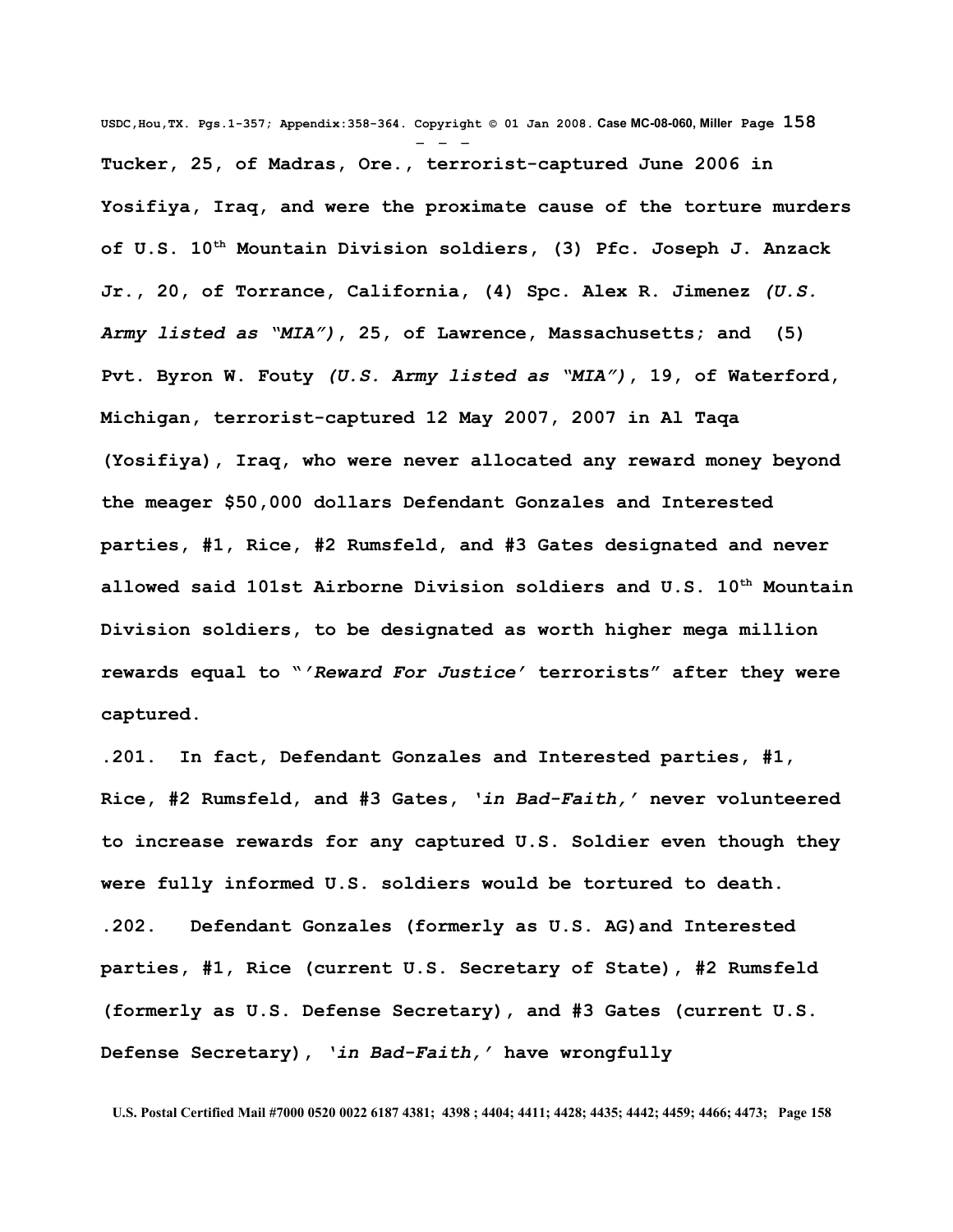**Tucker, 25, of Madras, Ore., terrorist-captured June 2006 in Yosifiya, Iraq, and were the proximate cause of the torture murders of U.S. 10th Mountain Division soldiers, (3) Pfc. Joseph J. Anzack Jr., 20, of Torrance, California, (4) Spc. Alex R. Jimenez *(U.S. Army listed as "MIA")*, 25, of Lawrence, Massachusetts; and (5) Pvt. Byron W. Fouty *(U.S. Army listed as "MIA")*, 19, of Waterford, Michigan, terrorist-captured 12 May 2007, 2007 in Al Taqa (Yosifiya), Iraq, who were never allocated any reward money beyond the meager $50,000 dollars Defendant Gonzales and Interested parties, #1, Rice, #2 Rumsfeld, and #3 Gates designated and never allowed said 101st Airborne Division soldiers and U.S. 10th Mountain Division soldiers, to be designated as worth higher mega million rewards equal to "*'Reward For Justice'* terrorists" after they were captured.**

**.201. In fact, Defendant Gonzales and Interested parties, #1, Rice, #2 Rumsfeld, and #3 Gates, *'in Bad-Faith,'* never volunteered to increase rewards for any captured U.S. Soldier even though they were fully informed U.S. soldiers would be tortured to death.**

**.202. Defendant Gonzales (formerly as U.S. AG)and Interested parties, #1, Rice (current U.S. Secretary of State), #2 Rumsfeld (formerly as U.S. Defense Secretary), and #3 Gates (current U.S. Defense Secretary), *'in Bad-Faith,'* have wrongfully**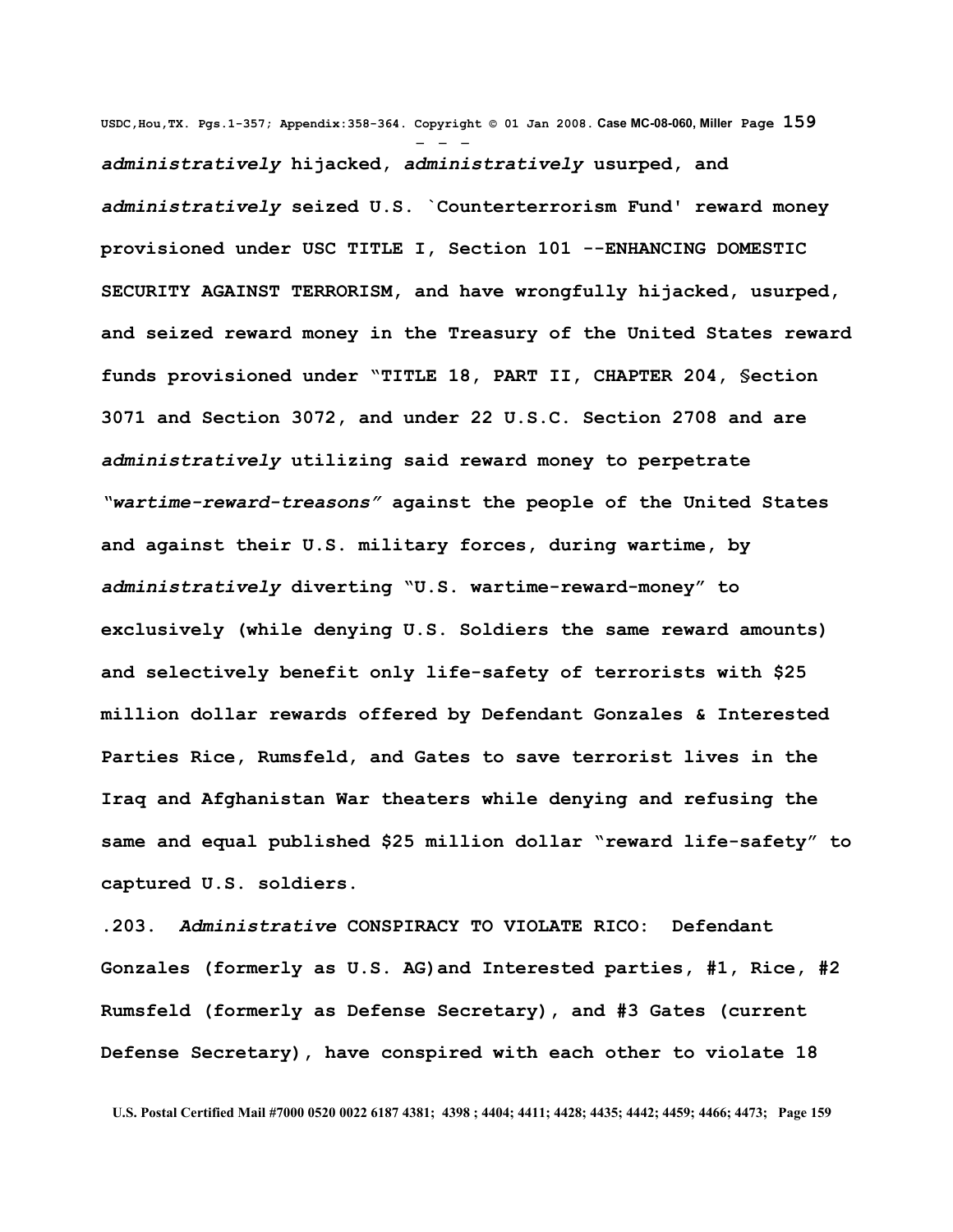**_administratively_ hijacked, _administratively_ usurped, and _administratively_ seized U.S. `Counterterrorism Fund' reward money provisioned under USC TITLE I, Section 101 --ENHANCING DOMESTIC SECURITY AGAINST TERRORISM, and have wrongfully hijacked, usurped, and seized reward money in the Treasury of the United States reward funds provisioned under "TITLE 18, PART II, CHAPTER 204, §ection 3071 and Section 3072, and under 22 U.S.C. Section 2708 and are _administratively_ utilizing said reward money to perpetrate _"wartime-reward-treasons"_ against the people of the United States and against their U.S. military forces, during wartime, by _administratively_ diverting "U.S. wartime-reward-money" to exclusively (while denying U.S. Soldiers the same reward amounts) and selectively benefit only life-safety of terrorists with $25 million dollar rewards offered by Defendant Gonzales & Interested Parties Rice, Rumsfeld, and Gates to save terrorist lives in the Iraq and Afghanistan War theaters while denying and refusing the same and equal published $25 million dollar "reward life-safety" to captured U.S. soldiers.**

**.203. _Administrative_ CONSPIRACY TO VIOLATE RICO: Defendant Gonzales (formerly as U.S. AG)and Interested parties, #1, Rice, #2 Rumsfeld (formerly as Defense Secretary), and #3 Gates (current Defense Secretary), have conspired with each other to violate 18**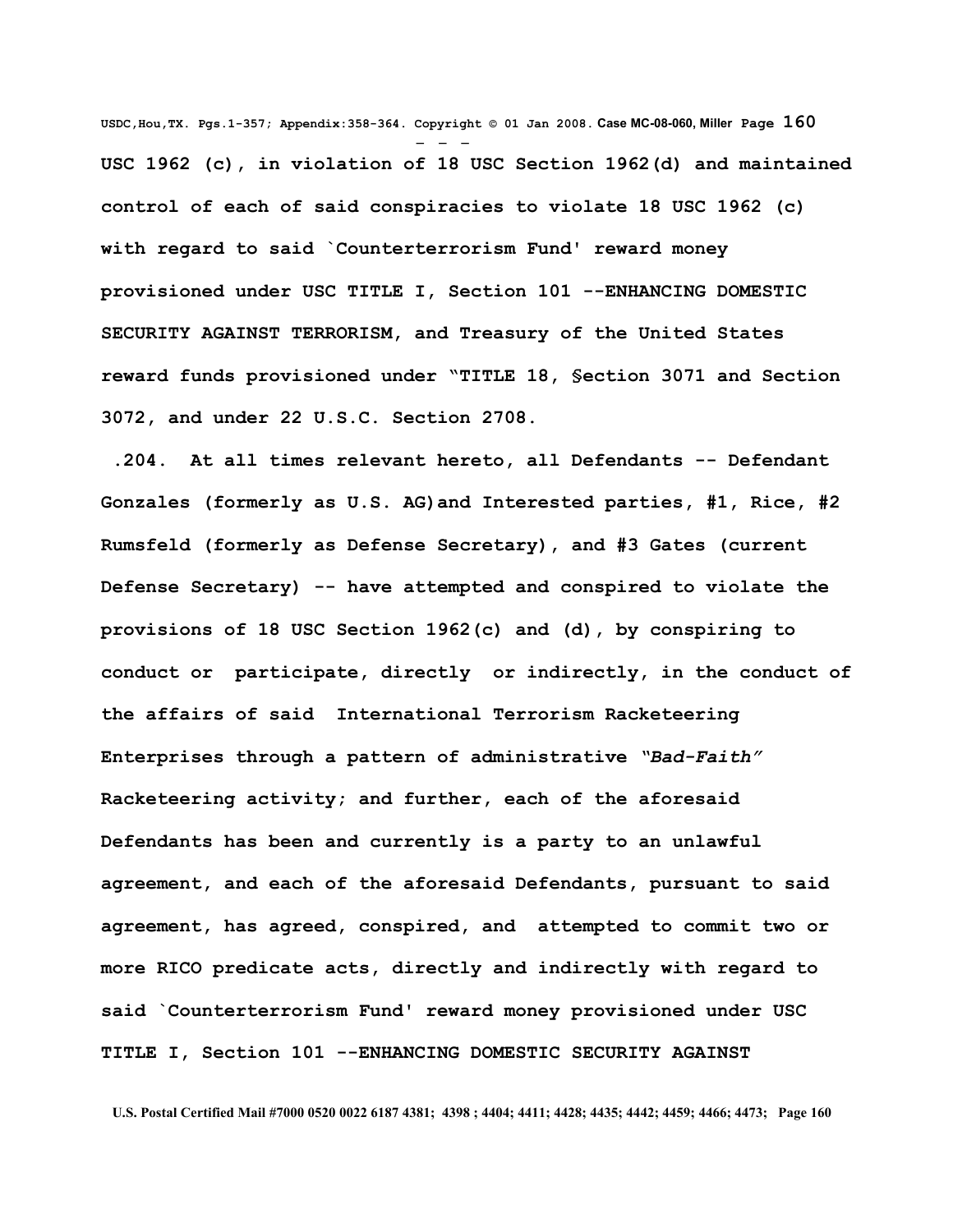USC 1962 (c), in violation of 18 USC Section 1962(d) and maintained control of each of said conspiracies to violate 18 USC 1962 (c) with regard to said `Counterterrorism Fund' reward money provisioned under USC TITLE I, Section 101 --ENHANCING DOMESTIC SECURITY AGAINST TERRORISM, and Treasury of the United States reward funds provisioned under "TITLE 18, §ection 3071 and Section 3072, and under 22 U.S.C. Section 2708.

.204. At all times relevant hereto, all Defendants -- Defendant Gonzales (formerly as U.S. AG)and Interested parties, #1, Rice, #2 Rumsfeld (formerly as Defense Secretary), and #3 Gates (current Defense Secretary) -- have attempted and conspired to violate the provisions of 18 USC Section 1962(c) and (d), by conspiring to conduct or participate, directly or indirectly, in the conduct of the affairs of said International Terrorism Racketeering Enterprises through a pattern of administrative *"Bad-Faith"* Racketeering activity; and further, each of the aforesaid Defendants has been and currently is a party to an unlawful agreement, and each of the aforesaid Defendants, pursuant to said agreement, has agreed, conspired, and attempted to commit two or more RICO predicate acts, directly and indirectly with regard to said `Counterterrorism Fund' reward money provisioned under USC TITLE I, Section 101 --ENHANCING DOMESTIC SECURITY AGAINST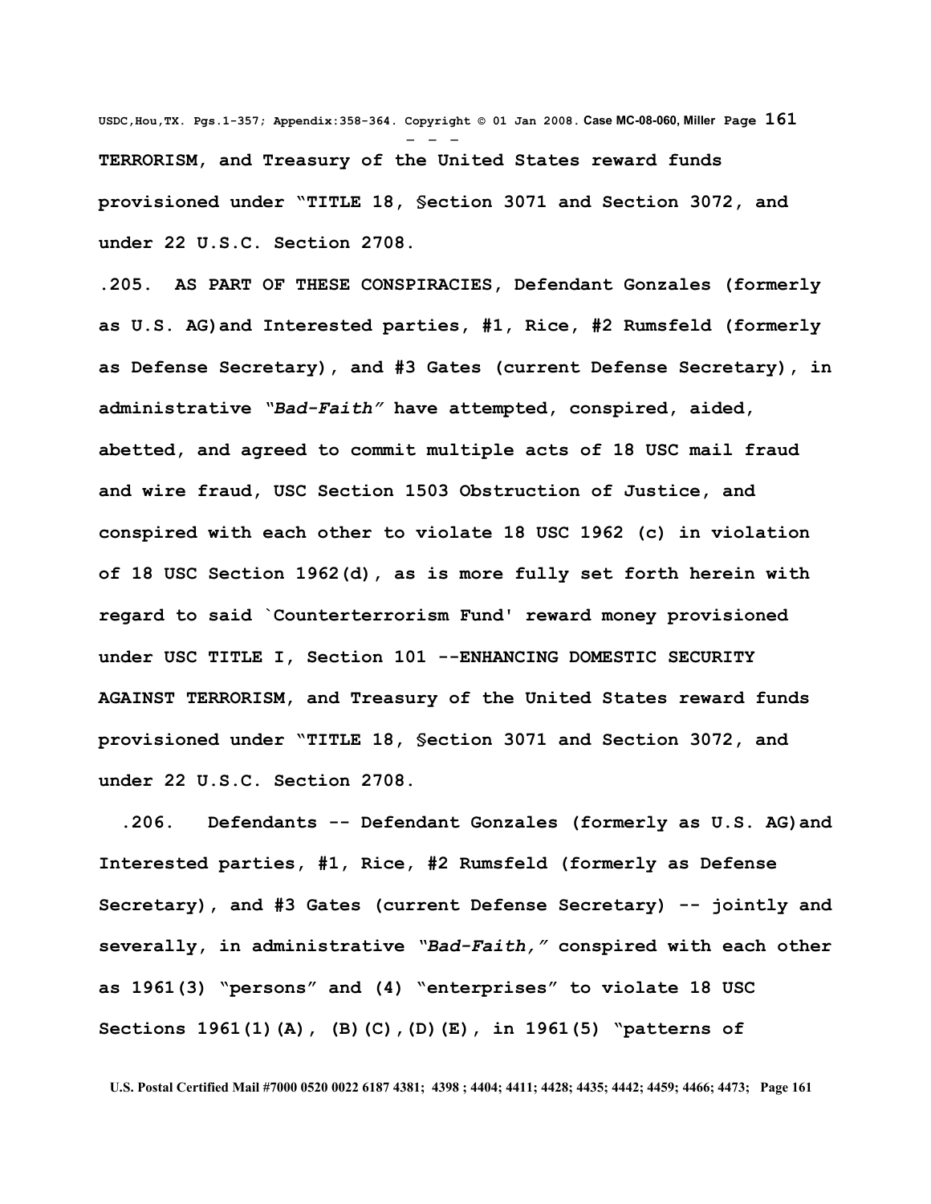**TERRORISM, and Treasury of the United States reward funds provisioned under "TITLE 18, §ection 3071 and Section 3072, and under 22 U.S.C. Section 2708.**

**.205. AS PART OF THESE CONSPIRACIES, Defendant Gonzales (formerly as U.S. AG)and Interested parties, #1, Rice, #2 Rumsfeld (formerly as Defense Secretary), and #3 Gates (current Defense Secretary), in administrative *"Bad-Faith"* have attempted, conspired, aided, abetted, and agreed to commit multiple acts of 18 USC mail fraud and wire fraud, USC Section 1503 Obstruction of Justice, and conspired with each other to violate 18 USC 1962 (c) in violation of 18 USC Section 1962(d), as is more fully set forth herein with regard to said `Counterterrorism Fund' reward money provisioned under USC TITLE I, Section 101 --ENHANCING DOMESTIC SECURITY AGAINST TERRORISM, and Treasury of the United States reward funds provisioned under "TITLE 18, §ection 3071 and Section 3072, and under 22 U.S.C. Section 2708.**

**.206. Defendants -- Defendant Gonzales (formerly as U.S. AG)and Interested parties, #1, Rice, #2 Rumsfeld (formerly as Defense Secretary), and #3 Gates (current Defense Secretary) -- jointly and severally, in administrative *"Bad-Faith,"* conspired with each other as 1961(3) "persons" and (4) "enterprises" to violate 18 USC Sections 1961(1)(A), (B)(C),(D)(E), in 1961(5) "patterns of**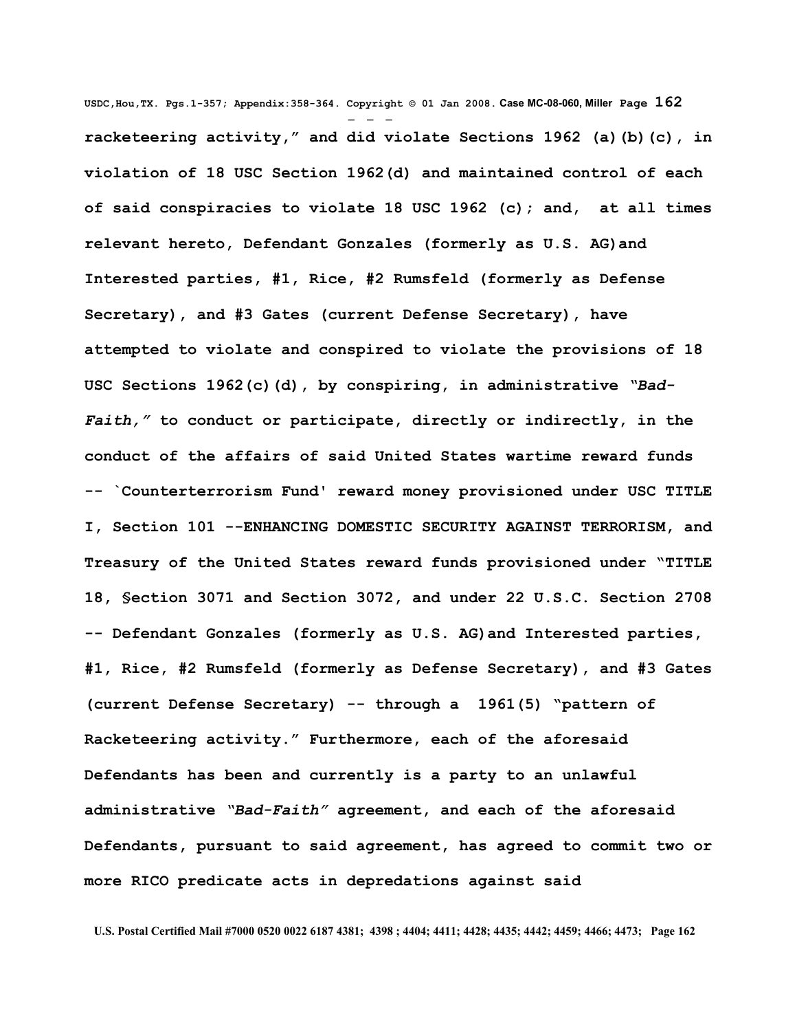**racketeering activity," and did violate Sections 1962 (a)(b)(c), in violation of 18 USC Section 1962(d) and maintained control of each of said conspiracies to violate 18 USC 1962 (c); and, at all times relevant hereto, Defendant Gonzales (formerly as U.S. AG)and Interested parties, #1, Rice, #2 Rumsfeld (formerly as Defense Secretary), and #3 Gates (current Defense Secretary), have attempted to violate and conspired to violate the provisions of 18 USC Sections 1962(c)(d), by conspiring, in administrative *"Bad-Faith,"* to conduct or participate, directly or indirectly, in the conduct of the affairs of said United States wartime reward funds -- `Counterterrorism Fund' reward money provisioned under USC TITLE I, Section 101 --ENHANCING DOMESTIC SECURITY AGAINST TERRORISM, and Treasury of the United States reward funds provisioned under "TITLE 18, §ection 3071 and Section 3072, and under 22 U.S.C. Section 2708 -- Defendant Gonzales (formerly as U.S. AG)and Interested parties, #1, Rice, #2 Rumsfeld (formerly as Defense Secretary), and #3 Gates (current Defense Secretary) -- through a 1961(5) "pattern of Racketeering activity." Furthermore, each of the aforesaid Defendants has been and currently is a party to an unlawful administrative *"Bad-Faith"* agreement, and each of the aforesaid Defendants, pursuant to said agreement, has agreed to commit two or more RICO predicate acts in depredations against said**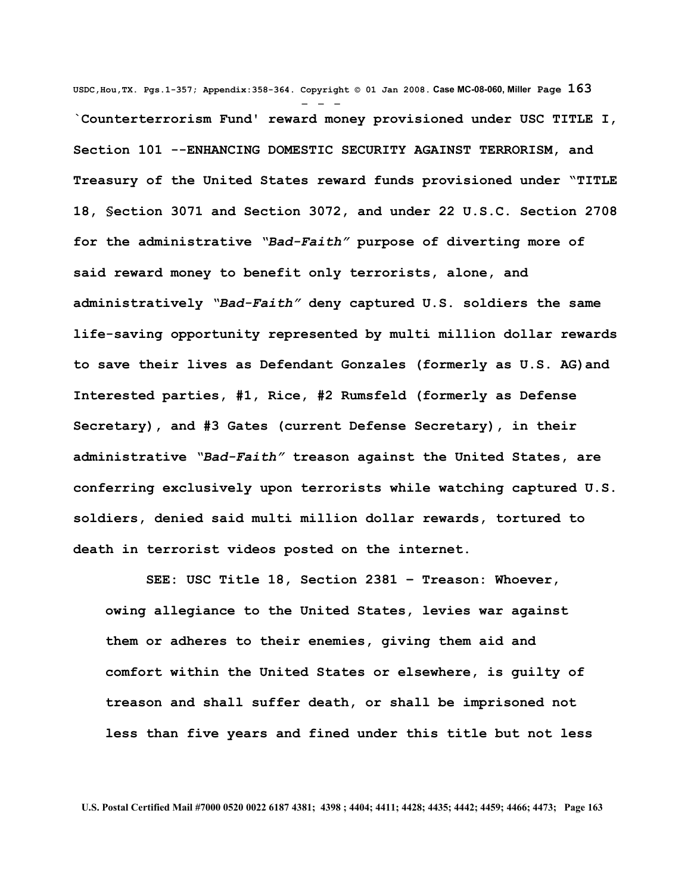**`Counterterrorism Fund' reward money provisioned under USC TITLE I, Section 101 --ENHANCING DOMESTIC SECURITY AGAINST TERRORISM, and Treasury of the United States reward funds provisioned under "TITLE 18, §ection 3071 and Section 3072, and under 22 U.S.C. Section 2708 for the administrative *"Bad-Faith"* purpose of diverting more of said reward money to benefit only terrorists, alone, and administratively *"Bad-Faith"* deny captured U.S. soldiers the same life-saving opportunity represented by multi million dollar rewards to save their lives as Defendant Gonzales (formerly as U.S. AG)and Interested parties, #1, Rice, #2 Rumsfeld (formerly as Defense Secretary), and #3 Gates (current Defense Secretary), in their administrative *"Bad-Faith"* treason against the United States, are conferring exclusively upon terrorists while watching captured U.S. soldiers, denied said multi million dollar rewards, tortured to death in terrorist videos posted on the internet.**

> **SEE: USC Title 18, Section 2381 – Treason: Whoever, owing allegiance to the United States, levies war against them or adheres to their enemies, giving them aid and comfort within the United States or elsewhere, is guilty of treason and shall suffer death, or shall be imprisoned not less than five years and fined under this title but not less**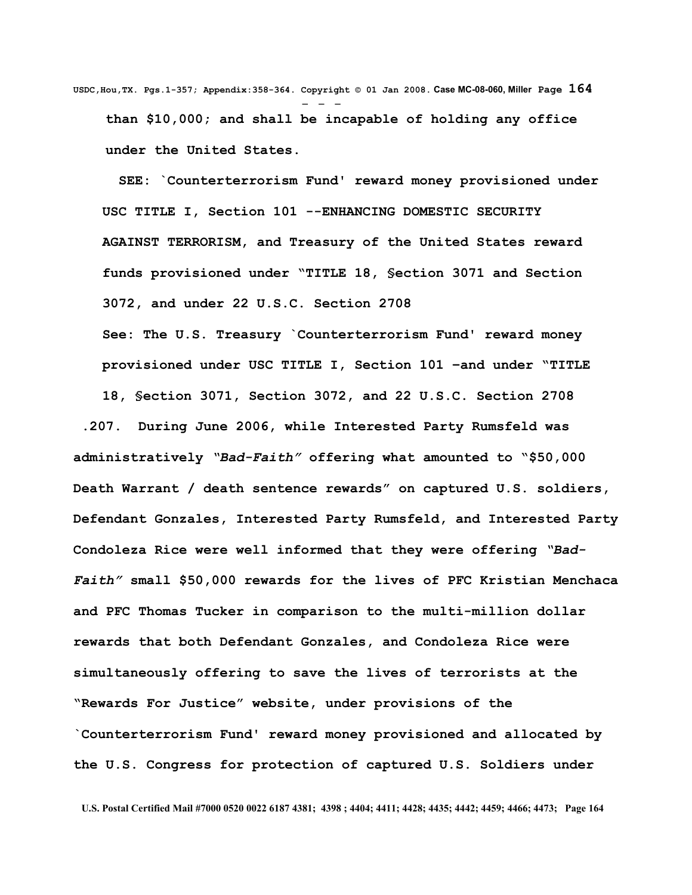**than $10,000; and shall be incapable of holding any office under the United States.**

**SEE: `Counterterrorism Fund' reward money provisioned under USC TITLE I, Section 101 --ENHANCING DOMESTIC SECURITY AGAINST TERRORISM, and Treasury of the United States reward funds provisioned under "TITLE 18, §ection 3071 and Section 3072, and under 22 U.S.C. Section 2708**

**See: The U.S. Treasury `Counterterrorism Fund' reward money provisioned under USC TITLE I, Section 101 –and under "TITLE 18, §ection 3071, Section 3072, and 22 U.S.C. Section 2708**

**.207. During June 2006, while Interested Party Rumsfeld was administratively *"Bad-Faith"* offering what amounted to "$50,000 Death Warrant / death sentence rewards" on captured U.S. soldiers, Defendant Gonzales, Interested Party Rumsfeld, and Interested Party Condoleza Rice were well informed that they were offering *"Bad-Faith"* small $50,000 rewards for the lives of PFC Kristian Menchaca and PFC Thomas Tucker in comparison to the multi-million dollar rewards that both Defendant Gonzales, and Condoleza Rice were simultaneously offering to save the lives of terrorists at the "Rewards For Justice" website, under provisions of the `Counterterrorism Fund' reward money provisioned and allocated by the U.S. Congress for protection of captured U.S. Soldiers under**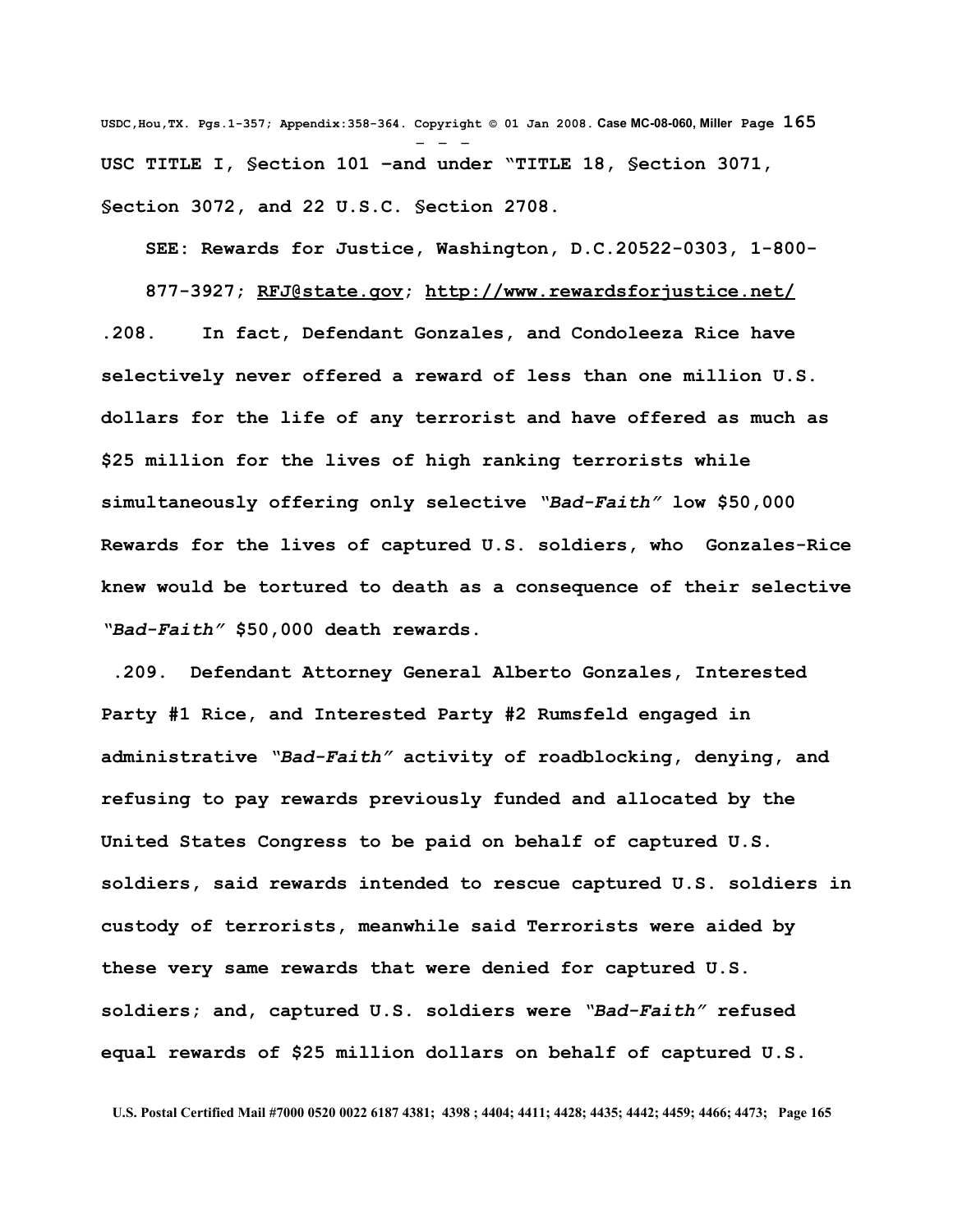**USC TITLE I, §ection 101 –and under "TITLE 18, §ection 3071, §ection 3072, and 22 U.S.C. §ection 2708.**

**SEE: Rewards for Justice, Washington, D.C.20522-0303, 1-800-877-3927; RFJ@state.gov; http://www.rewardsforjustice.net/**

**.208. In fact, Defendant Gonzales, and Condoleeza Rice have selectively never offered a reward of less than one million U.S. dollars for the life of any terrorist and have offered as much as $25 million for the lives of high ranking terrorists while simultaneously offering only selective *"Bad-Faith"* low $50,000 Rewards for the lives of captured U.S. soldiers, who Gonzales-Rice knew would be tortured to death as a consequence of their selective *"Bad-Faith"* $50,000 death rewards.**

**.209. Defendant Attorney General Alberto Gonzales, Interested Party #1 Rice, and Interested Party #2 Rumsfeld engaged in administrative *"Bad-Faith"* activity of roadblocking, denying, and refusing to pay rewards previously funded and allocated by the United States Congress to be paid on behalf of captured U.S. soldiers, said rewards intended to rescue captured U.S. soldiers in custody of terrorists, meanwhile said Terrorists were aided by these very same rewards that were denied for captured U.S. soldiers; and, captured U.S. soldiers were *"Bad-Faith"* refused equal rewards of $25 million dollars on behalf of captured U.S.**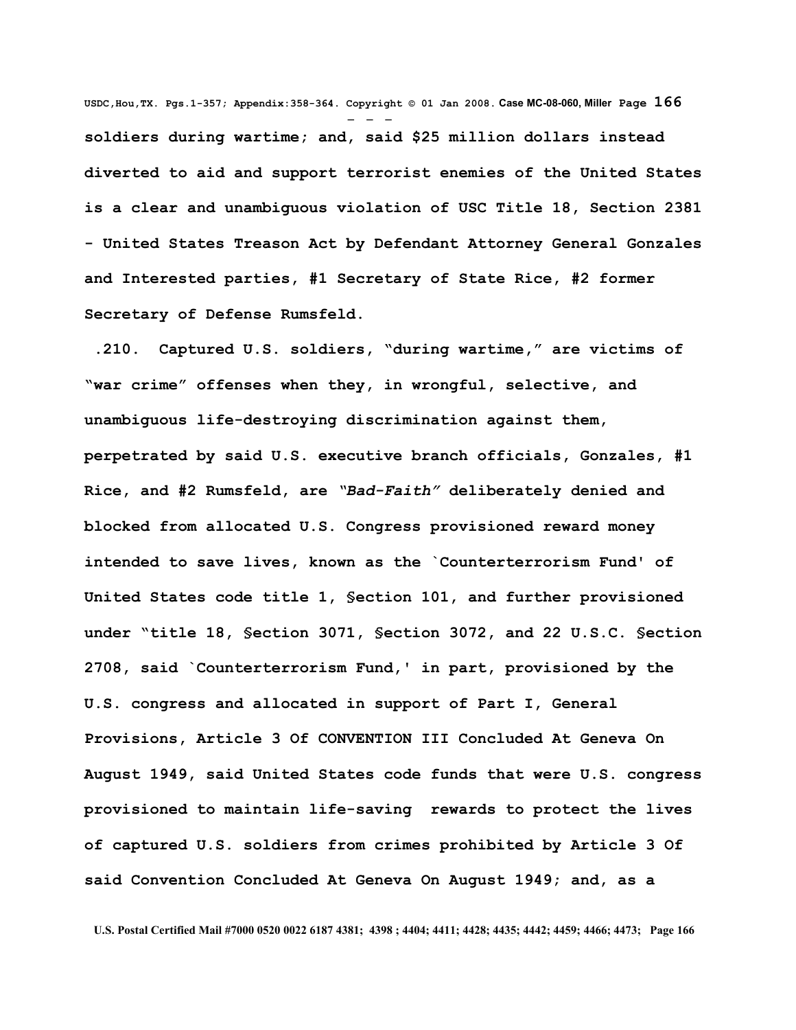**soldiers during wartime; and, said $25 million dollars instead diverted to aid and support terrorist enemies of the United States is a clear and unambiguous violation of USC Title 18, Section 2381 - United States Treason Act by Defendant Attorney General Gonzales and Interested parties, #1 Secretary of State Rice, #2 former Secretary of Defense Rumsfeld.**

**.210. Captured U.S. soldiers, "during wartime," are victims of "war crime" offenses when they, in wrongful, selective, and unambiguous life-destroying discrimination against them, perpetrated by said U.S. executive branch officials, Gonzales, #1 Rice, and #2 Rumsfeld, are *"Bad-Faith"* deliberately denied and blocked from allocated U.S. Congress provisioned reward money intended to save lives, known as the `Counterterrorism Fund' of United States code title 1, §ection 101, and further provisioned under "title 18, §ection 3071, §ection 3072, and 22 U.S.C. §ection 2708, said `Counterterrorism Fund,' in part, provisioned by the U.S. congress and allocated in support of Part I, General Provisions, Article 3 Of CONVENTION III Concluded At Geneva On August 1949, said United States code funds that were U.S. congress provisioned to maintain life-saving rewards to protect the lives of captured U.S. soldiers from crimes prohibited by Article 3 Of said Convention Concluded At Geneva On August 1949; and, as a**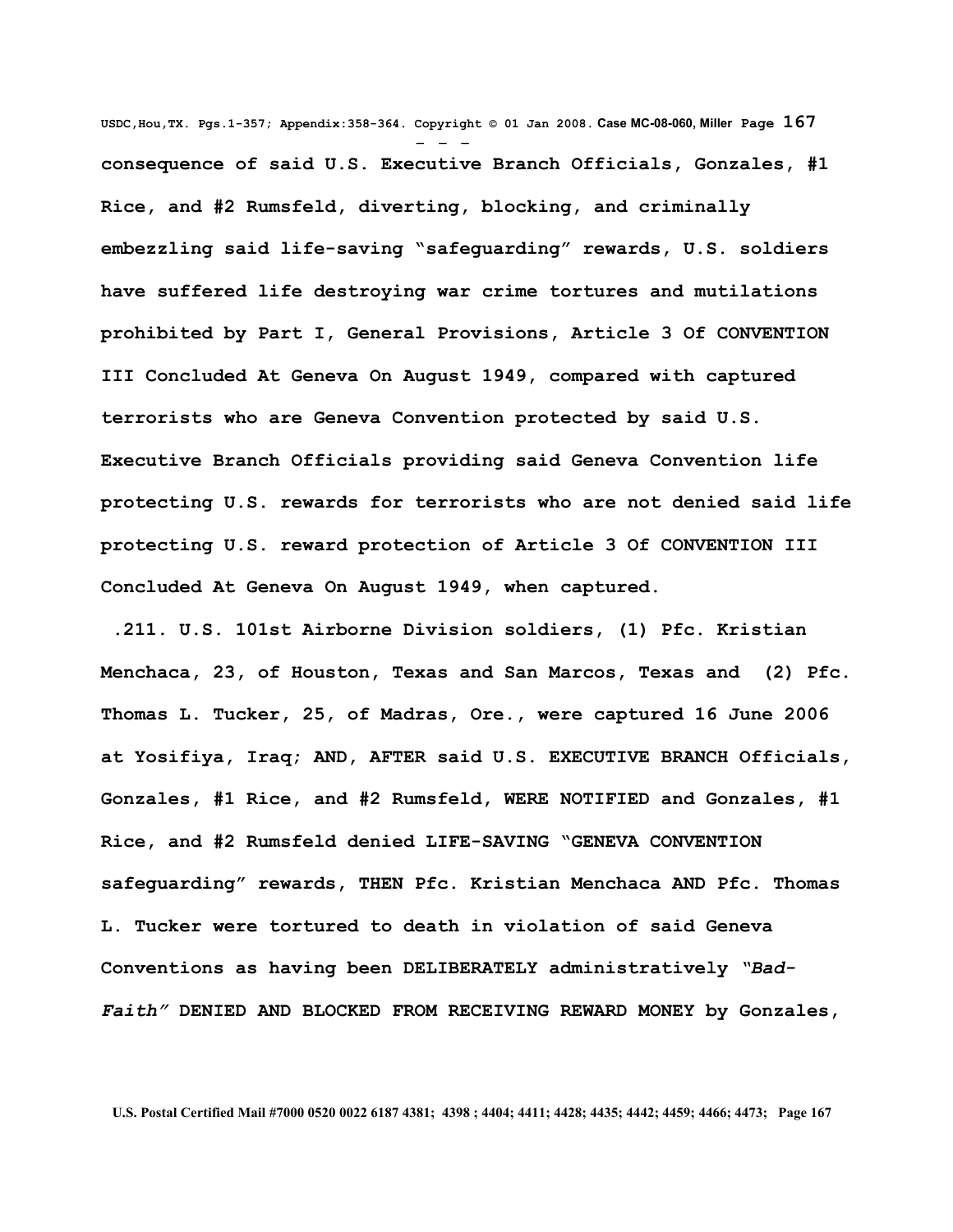**consequence of said U.S. Executive Branch Officials, Gonzales, #1 Rice, and #2 Rumsfeld, diverting, blocking, and criminally embezzling said life-saving "safeguarding" rewards, U.S. soldiers have suffered life destroying war crime tortures and mutilations prohibited by Part I, General Provisions, Article 3 Of CONVENTION III Concluded At Geneva On August 1949, compared with captured terrorists who are Geneva Convention protected by said U.S. Executive Branch Officials providing said Geneva Convention life protecting U.S. rewards for terrorists who are not denied said life protecting U.S. reward protection of Article 3 Of CONVENTION III Concluded At Geneva On August 1949, when captured.**

**.211. U.S. 101st Airborne Division soldiers, (1) Pfc. Kristian Menchaca, 23, of Houston, Texas and San Marcos, Texas and (2) Pfc. Thomas L. Tucker, 25, of Madras, Ore., were captured 16 June 2006 at Yosifiya, Iraq; AND, AFTER said U.S. EXECUTIVE BRANCH Officials, Gonzales, #1 Rice, and #2 Rumsfeld, WERE NOTIFIED and Gonzales, #1 Rice, and #2 Rumsfeld denied LIFE-SAVING "GENEVA CONVENTION safeguarding" rewards, THEN Pfc. Kristian Menchaca AND Pfc. Thomas L. Tucker were tortured to death in violation of said Geneva Conventions as having been DELIBERATELY administratively *"Bad-Faith"* DENIED AND BLOCKED FROM RECEIVING REWARD MONEY by Gonzales,**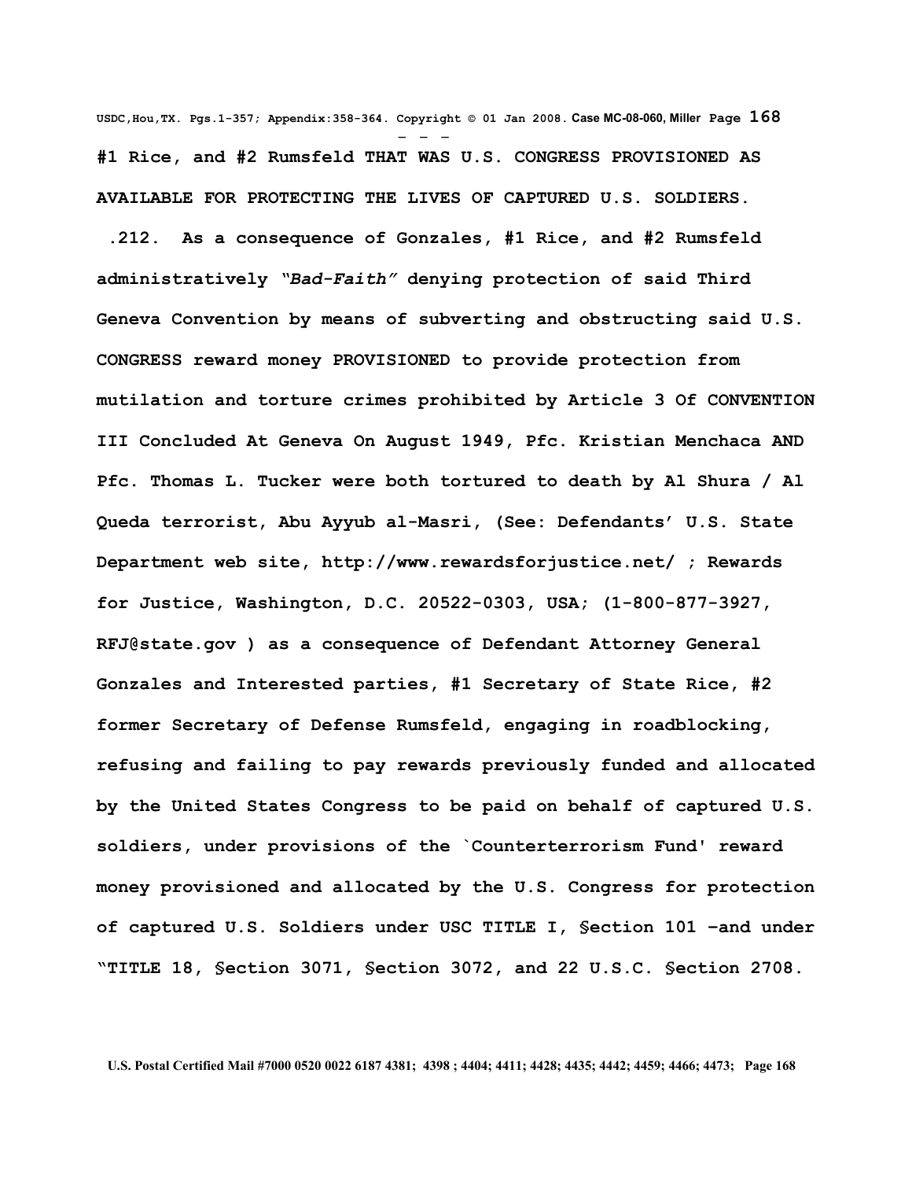**#1 Rice, and #2 Rumsfeld THAT WAS U.S. CONGRESS PROVISIONED AS AVAILABLE FOR PROTECTING THE LIVES OF CAPTURED U.S. SOLDIERS.**

**.212. As a consequence of Gonzales, #1 Rice, and #2 Rumsfeld administratively *"Bad-Faith"* denying protection of said Third Geneva Convention by means of subverting and obstructing said U.S. CONGRESS reward money PROVISIONED to provide protection from mutilation and torture crimes prohibited by Article 3 Of CONVENTION III Concluded At Geneva On August 1949, Pfc. Kristian Menchaca AND Pfc. Thomas L. Tucker were both tortured to death by Al Shura / Al Queda terrorist, Abu Ayyub al-Masri, (See: Defendants' U.S. State Department web site, http://www.rewardsforjustice.net/ ; Rewards for Justice, Washington, D.C. 20522-0303, USA; (1-800-877-3927, RFJ@state.gov ) as a consequence of Defendant Attorney General Gonzales and Interested parties, #1 Secretary of State Rice, #2 former Secretary of Defense Rumsfeld, engaging in roadblocking, refusing and failing to pay rewards previously funded and allocated by the United States Congress to be paid on behalf of captured U.S. soldiers, under provisions of the `Counterterrorism Fund' reward money provisioned and allocated by the U.S. Congress for protection of captured U.S. Soldiers under USC TITLE I, §ection 101 –and under "TITLE 18, §ection 3071, §ection 3072, and 22 U.S.C. §ection 2708.**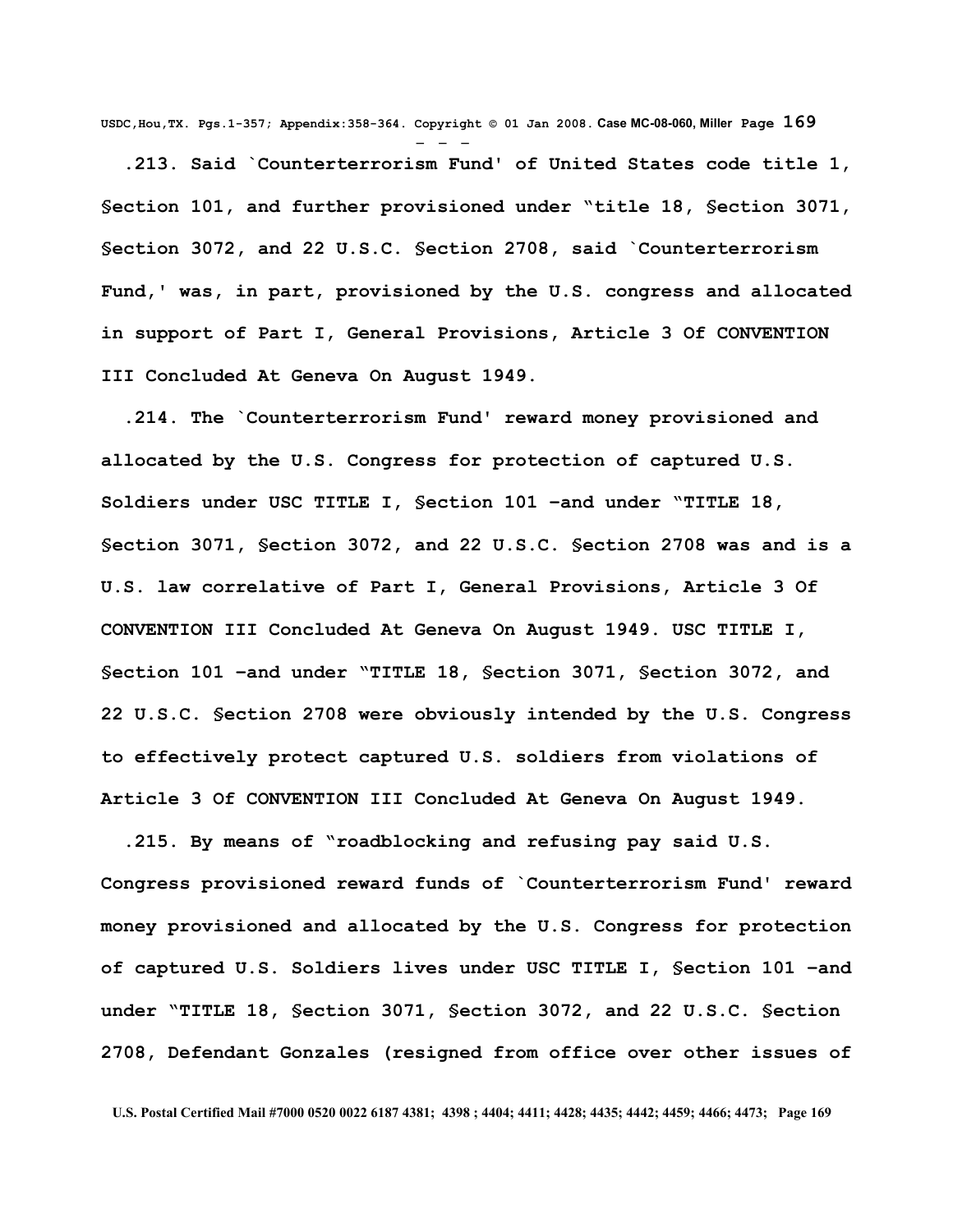**.213. Said `Counterterrorism Fund' of United States code title 1, §ection 101, and further provisioned under "title 18, §ection 3071, §ection 3072, and 22 U.S.C. §ection 2708, said `Counterterrorism Fund,' was, in part, provisioned by the U.S. congress and allocated in support of Part I, General Provisions, Article 3 Of CONVENTION III Concluded At Geneva On August 1949.**

**.214. The `Counterterrorism Fund' reward money provisioned and allocated by the U.S. Congress for protection of captured U.S. Soldiers under USC TITLE I, §ection 101 -and under "TITLE 18, §ection 3071, §ection 3072, and 22 U.S.C. §ection 2708 was and is a U.S. law correlative of Part I, General Provisions, Article 3 Of CONVENTION III Concluded At Geneva On August 1949. USC TITLE I, §ection 101 -and under "TITLE 18, §ection 3071, §ection 3072, and 22 U.S.C. §ection 2708 were obviously intended by the U.S. Congress to effectively protect captured U.S. soldiers from violations of Article 3 Of CONVENTION III Concluded At Geneva On August 1949.**

**.215. By means of "roadblocking and refusing pay said U.S. Congress provisioned reward funds of `Counterterrorism Fund' reward money provisioned and allocated by the U.S. Congress for protection of captured U.S. Soldiers lives under USC TITLE I, §ection 101 -and under "TITLE 18, §ection 3071, §ection 3072, and 22 U.S.C. §ection 2708, Defendant Gonzales (resigned from office over other issues of**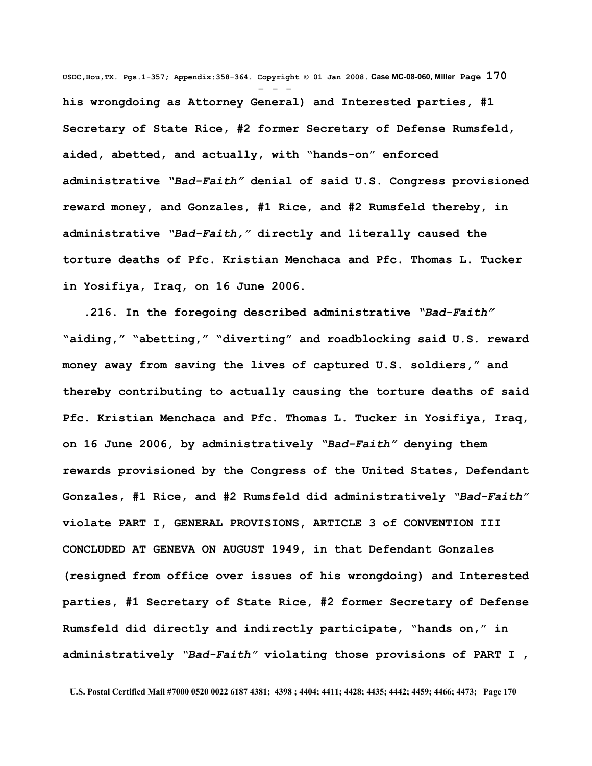**his wrongdoing as Attorney General) and Interested parties, #1 Secretary of State Rice, #2 former Secretary of Defense Rumsfeld, aided, abetted, and actually, with "hands-on" enforced administrative "*Bad-Faith*" denial of said U.S. Congress provisioned reward money, and Gonzales, #1 Rice, and #2 Rumsfeld thereby, in administrative "*Bad-Faith,*" directly and literally caused the torture deaths of Pfc. Kristian Menchaca and Pfc. Thomas L. Tucker in Yosifiya, Iraq, on 16 June 2006.**

**.216. In the foregoing described administrative "*Bad-Faith*" "aiding," "abetting," "diverting" and roadblocking said U.S. reward money away from saving the lives of captured U.S. soldiers," and thereby contributing to actually causing the torture deaths of said Pfc. Kristian Menchaca and Pfc. Thomas L. Tucker in Yosifiya, Iraq, on 16 June 2006, by administratively "*Bad-Faith*" denying them rewards provisioned by the Congress of the United States, Defendant Gonzales, #1 Rice, and #2 Rumsfeld did administratively "*Bad-Faith*" violate PART I, GENERAL PROVISIONS, ARTICLE 3 of CONVENTION III CONCLUDED AT GENEVA ON AUGUST 1949, in that Defendant Gonzales (resigned from office over issues of his wrongdoing) and Interested parties, #1 Secretary of State Rice, #2 former Secretary of Defense Rumsfeld did directly and indirectly participate, "hands on," in administratively "*Bad-Faith*" violating those provisions of PART I ,**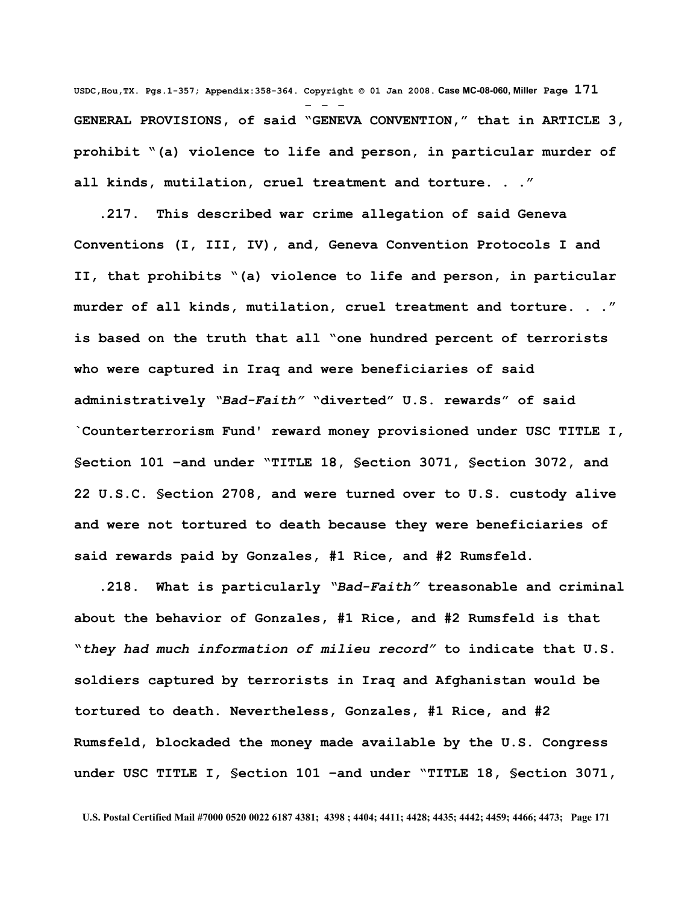GENERAL PROVISIONS, of said "GENEVA CONVENTION," that in ARTICLE 3, prohibit "(a) violence to life and person, in particular murder of all kinds, mutilation, cruel treatment and torture. . ."

.217. This described war crime allegation of said Geneva Conventions (I, III, IV), and, Geneva Convention Protocols I and II, that prohibits "(a) violence to life and person, in particular murder of all kinds, mutilation, cruel treatment and torture. . ." is based on the truth that all "one hundred percent of terrorists who were captured in Iraq and were beneficiaries of said administratively *"Bad-Faith"* "diverted" U.S. rewards" of said `Counterterrorism Fund' reward money provisioned under USC TITLE I, §ection 101 –and under "TITLE 18, §ection 3071, §ection 3072, and 22 U.S.C. §ection 2708, and were turned over to U.S. custody alive and were not tortured to death because they were beneficiaries of said rewards paid by Gonzales, #1 Rice, and #2 Rumsfeld.

.218. What is particularly *"Bad-Faith"* treasonable and criminal about the behavior of Gonzales, #1 Rice, and #2 Rumsfeld is that "*they had much information of milieu record"* to indicate that U.S. soldiers captured by terrorists in Iraq and Afghanistan would be tortured to death. Nevertheless, Gonzales, #1 Rice, and #2 Rumsfeld, blockaded the money made available by the U.S. Congress under USC TITLE I, §ection 101 –and under "TITLE 18, §ection 3071,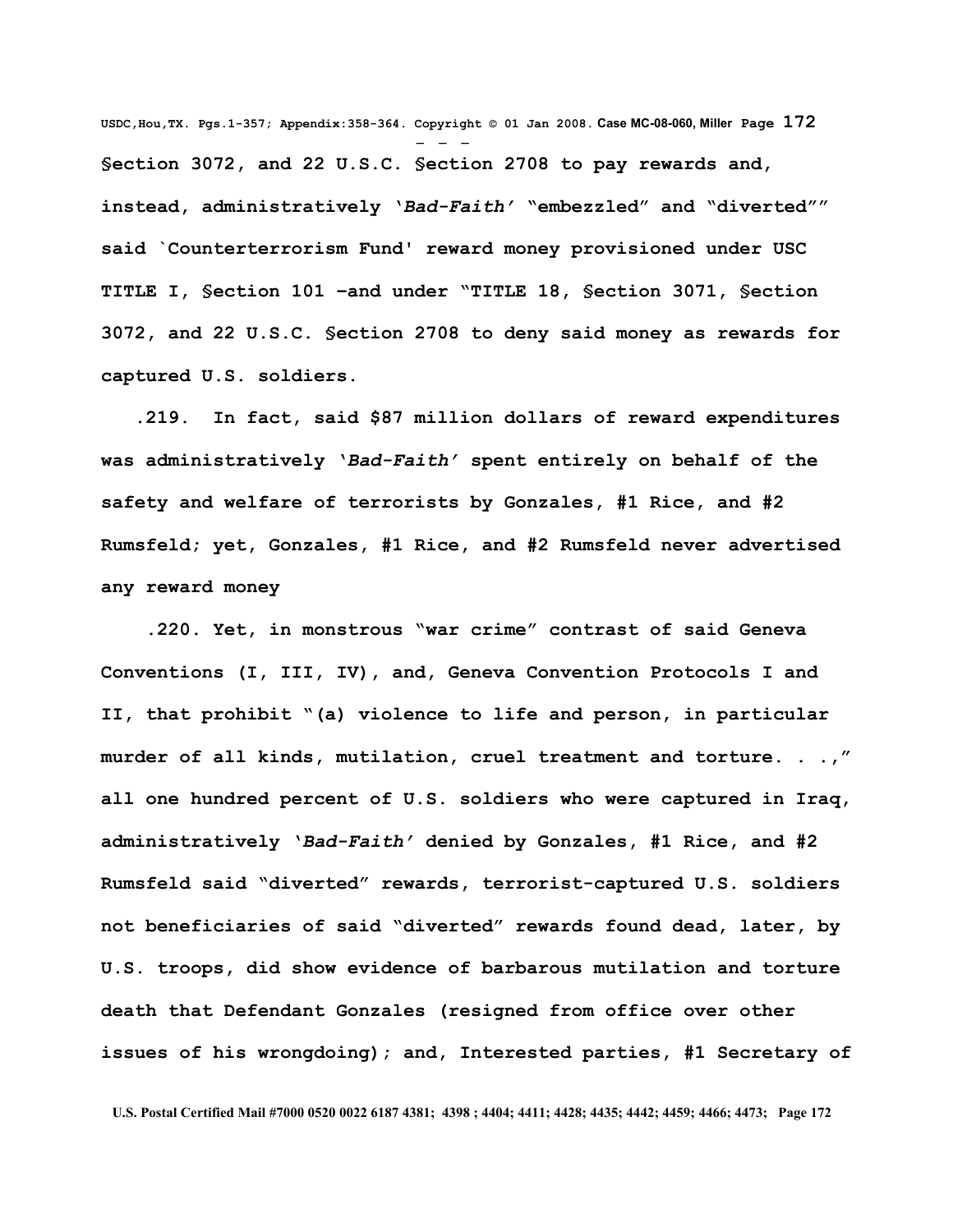**§ection 3072, and 22 U.S.C. §ection 2708 to pay rewards and, instead, administratively '*Bad-Faith*' "embezzled" and "diverted"" said `Counterterrorism Fund' reward money provisioned under USC TITLE I, §ection 101 –and under "TITLE 18, §ection 3071, §ection 3072, and 22 U.S.C. §ection 2708 to deny said money as rewards for captured U.S. soldiers.**

**.219. In fact, said $87 million dollars of reward expenditures was administratively '*Bad-Faith*' spent entirely on behalf of the safety and welfare of terrorists by Gonzales, #1 Rice, and #2 Rumsfeld; yet, Gonzales, #1 Rice, and #2 Rumsfeld never advertised any reward money**

**.220. Yet, in monstrous "war crime" contrast of said Geneva Conventions (I, III, IV), and, Geneva Convention Protocols I and II, that prohibit "(a) violence to life and person, in particular murder of all kinds, mutilation, cruel treatment and torture. . .," all one hundred percent of U.S. soldiers who were captured in Iraq, administratively '*Bad-Faith*' denied by Gonzales, #1 Rice, and #2 Rumsfeld said "diverted" rewards, terrorist-captured U.S. soldiers not beneficiaries of said "diverted" rewards found dead, later, by U.S. troops, did show evidence of barbarous mutilation and torture death that Defendant Gonzales (resigned from office over other issues of his wrongdoing); and, Interested parties, #1 Secretary of**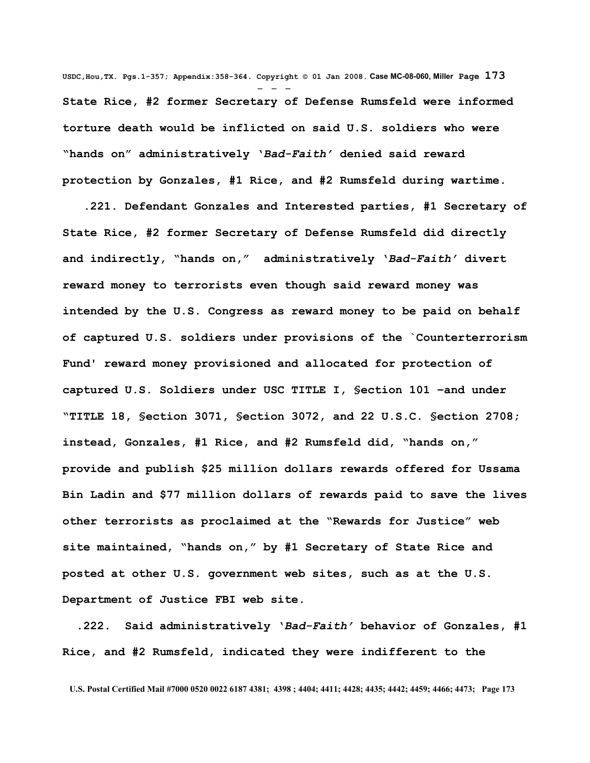**State Rice, #2 former Secretary of Defense Rumsfeld were informed torture death would be inflicted on said U.S. soldiers who were "hands on" administratively '*Bad-Faith*' denied said reward protection by Gonzales, #1 Rice, and #2 Rumsfeld during wartime.**

**.221. Defendant Gonzales and Interested parties, #1 Secretary of State Rice, #2 former Secretary of Defense Rumsfeld did directly and indirectly, "hands on," administratively '*Bad-Faith*' divert reward money to terrorists even though said reward money was intended by the U.S. Congress as reward money to be paid on behalf of captured U.S. soldiers under provisions of the `Counterterrorism Fund' reward money provisioned and allocated for protection of captured U.S. Soldiers under USC TITLE I, §ection 101 –and under "TITLE 18, §ection 3071, §ection 3072, and 22 U.S.C. §ection 2708; instead, Gonzales, #1 Rice, and #2 Rumsfeld did, "hands on," provide and publish $25 million dollars rewards offered for Ussama Bin Ladin and $77 million dollars of rewards paid to save the lives other terrorists as proclaimed at the "Rewards for Justice" web site maintained, "hands on," by #1 Secretary of State Rice and posted at other U.S. government web sites, such as at the U.S. Department of Justice FBI web site.**

**.222. Said administratively '*Bad-Faith*' behavior of Gonzales, #1 Rice, and #2 Rumsfeld, indicated they were indifferent to the**

**U.S. Postal Certified Mail #7000 0520 0022 6187 4381; 4398 ; 4404; 4411; 4428; 4435; 4442; 4459; 4466; 4473;**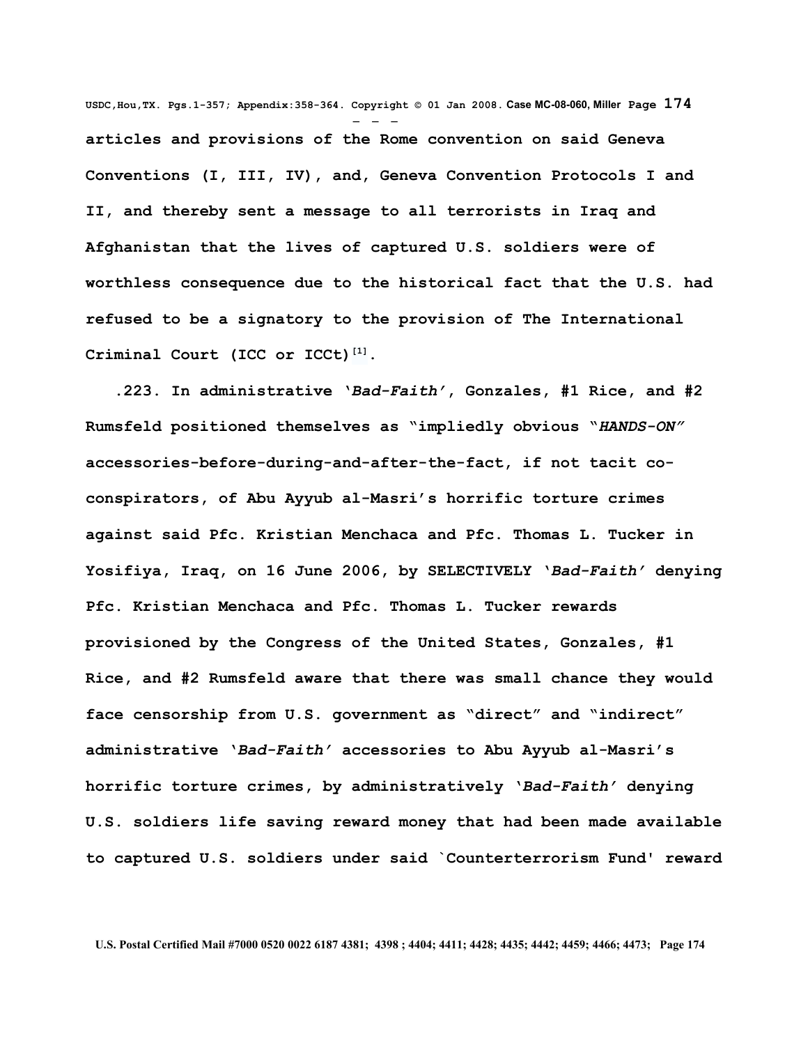**articles and provisions of the Rome convention on said Geneva Conventions (I, III, IV), and, Geneva Convention Protocols I and II, and thereby sent a message to all terrorists in Iraq and Afghanistan that the lives of captured U.S. soldiers were of worthless consequence due to the historical fact that the U.S. had refused to be a signatory to the provision of The International Criminal Court (ICC or ICCt)[1].**

**.223. In administrative '*Bad-Faith*', Gonzales, #1 Rice, and #2 Rumsfeld positioned themselves as "impliedly obvious "*HANDS-ON*" accessories-before-during-and-after-the-fact, if not tacit co-conspirators, of Abu Ayyub al-Masri's horrific torture crimes against said Pfc. Kristian Menchaca and Pfc. Thomas L. Tucker in Yosifiya, Iraq, on 16 June 2006, by SELECTIVELY '*Bad-Faith*' denying Pfc. Kristian Menchaca and Pfc. Thomas L. Tucker rewards provisioned by the Congress of the United States, Gonzales, #1 Rice, and #2 Rumsfeld aware that there was small chance they would face censorship from U.S. government as "direct" and "indirect" administrative '*Bad-Faith*' accessories to Abu Ayyub al-Masri's horrific torture crimes, by administratively '*Bad-Faith*' denying U.S. soldiers life saving reward money that had been made available to captured U.S. soldiers under said `Counterterrorism Fund' reward**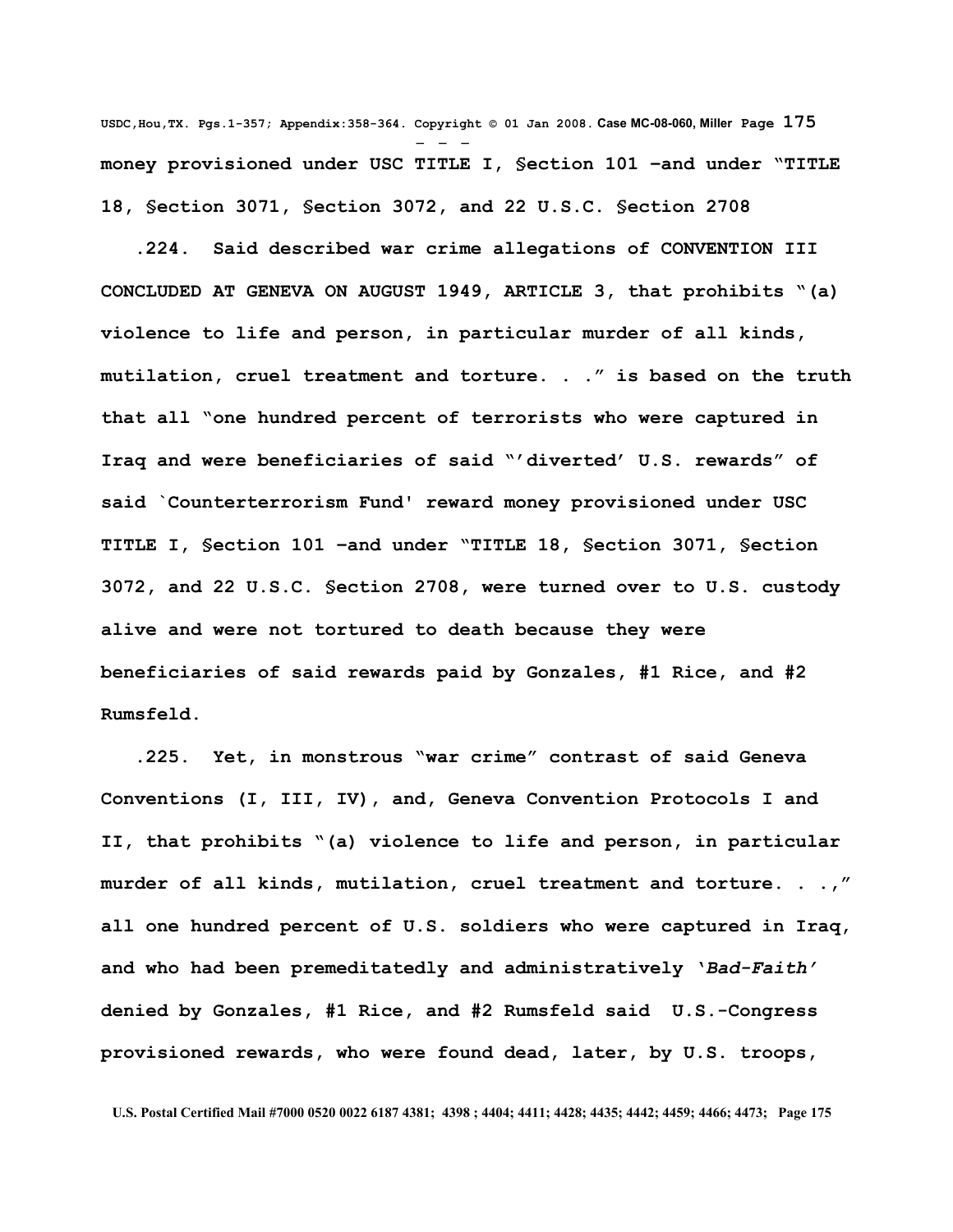money provisioned under USC TITLE I, §ection 101 –and under "TITLE 18, §ection 3071, §ection 3072, and 22 U.S.C. §ection 2708

.224. Said described war crime allegations of CONVENTION III CONCLUDED AT GENEVA ON AUGUST 1949, ARTICLE 3, that prohibits "(a) violence to life and person, in particular murder of all kinds, mutilation, cruel treatment and torture. . ." is based on the truth that all "one hundred percent of terrorists who were captured in Iraq and were beneficiaries of said "'diverted' U.S. rewards" of said `Counterterrorism Fund' reward money provisioned under USC TITLE I, §ection 101 –and under "TITLE 18, §ection 3071, §ection 3072, and 22 U.S.C. §ection 2708, were turned over to U.S. custody alive and were not tortured to death because they were beneficiaries of said rewards paid by Gonzales, #1 Rice, and #2 Rumsfeld.

.225. Yet, in monstrous "war crime" contrast of said Geneva Conventions (I, III, IV), and, Geneva Convention Protocols I and II, that prohibits "(a) violence to life and person, in particular murder of all kinds, mutilation, cruel treatment and torture. . .," all one hundred percent of U.S. soldiers who were captured in Iraq, and who had been premeditatedly and administratively '*Bad-Faith*' denied by Gonzales, #1 Rice, and #2 Rumsfeld said U.S.-Congress provisioned rewards, who were found dead, later, by U.S. troops,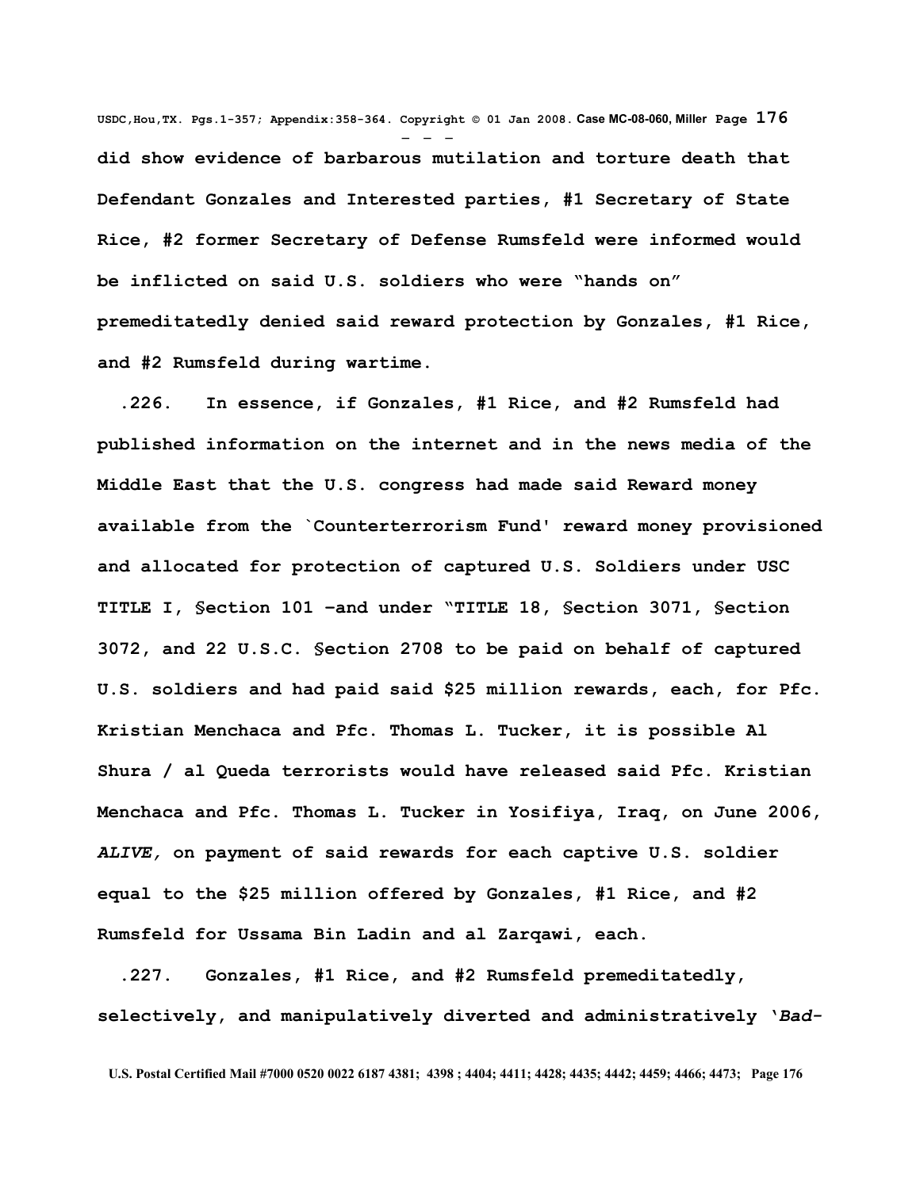**did show evidence of barbarous mutilation and torture death that Defendant Gonzales and Interested parties, #1 Secretary of State Rice, #2 former Secretary of Defense Rumsfeld were informed would be inflicted on said U.S. soldiers who were "hands on" premeditatedly denied said reward protection by Gonzales, #1 Rice, and #2 Rumsfeld during wartime.**

**.226. In essence, if Gonzales, #1 Rice, and #2 Rumsfeld had published information on the internet and in the news media of the Middle East that the U.S. congress had made said Reward money available from the `Counterterrorism Fund' reward money provisioned and allocated for protection of captured U.S. Soldiers under USC TITLE I, §ection 101 –and under "TITLE 18, §ection 3071, §ection 3072, and 22 U.S.C. §ection 2708 to be paid on behalf of captured U.S. soldiers and had paid said $25 million rewards, each, for Pfc. Kristian Menchaca and Pfc. Thomas L. Tucker, it is possible Al Shura / al Queda terrorists would have released said Pfc. Kristian Menchaca and Pfc. Thomas L. Tucker in Yosifiya, Iraq, on June 2006, *ALIVE,* on payment of said rewards for each captive U.S. soldier equal to the $25 million offered by Gonzales, #1 Rice, and #2 Rumsfeld for Ussama Bin Ladin and al Zarqawi, each.**

**.227. Gonzales, #1 Rice, and #2 Rumsfeld premeditatedly, selectively, and manipulatively diverted and administratively '*Bad-***

**U.S. Postal Certified Mail #7000 0520 0022 6187 4381; 4398 ; 4404; 4411; 4428; 4435; 4442; 4459; 4466; 4473;**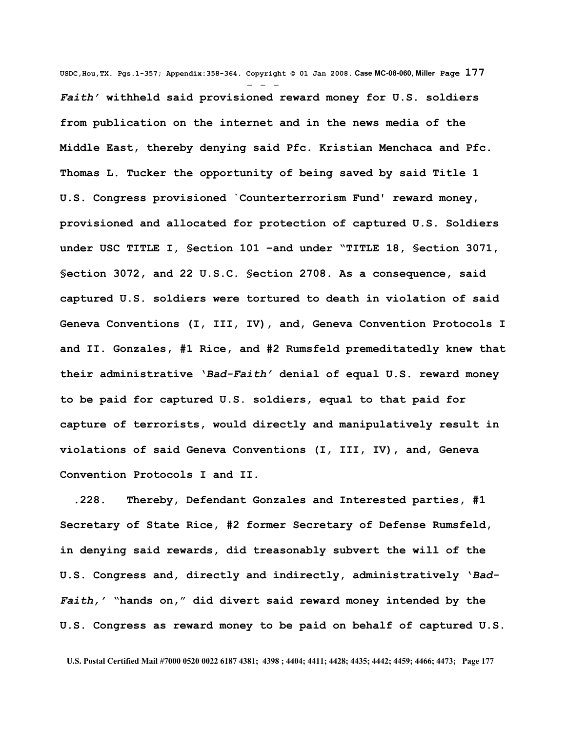***Faith'*** **withheld said provisioned reward money for U.S. soldiers from publication on the internet and in the news media of the Middle East, thereby denying said Pfc. Kristian Menchaca and Pfc. Thomas L. Tucker the opportunity of being saved by said Title 1 U.S. Congress provisioned `Counterterrorism Fund' reward money, provisioned and allocated for protection of captured U.S. Soldiers under USC TITLE I, §ection 101 –and under "TITLE 18, §ection 3071, §ection 3072, and 22 U.S.C. §ection 2708. As a consequence, said captured U.S. soldiers were tortured to death in violation of said Geneva Conventions (I, III, IV), and, Geneva Convention Protocols I and II. Gonzales, #1 Rice, and #2 Rumsfeld premeditatedly knew that their administrative '*Bad-Faith'* denial of equal U.S. reward money to be paid for captured U.S. soldiers, equal to that paid for capture of terrorists, would directly and manipulatively result in violations of said Geneva Conventions (I, III, IV), and, Geneva Convention Protocols I and II.**

**.228. Thereby, Defendant Gonzales and Interested parties, #1 Secretary of State Rice, #2 former Secretary of Defense Rumsfeld, in denying said rewards, did treasonably subvert the will of the U.S. Congress and, directly and indirectly, administratively '*Bad-Faith,'* "hands on," did divert said reward money intended by the U.S. Congress as reward money to be paid on behalf of captured U.S.**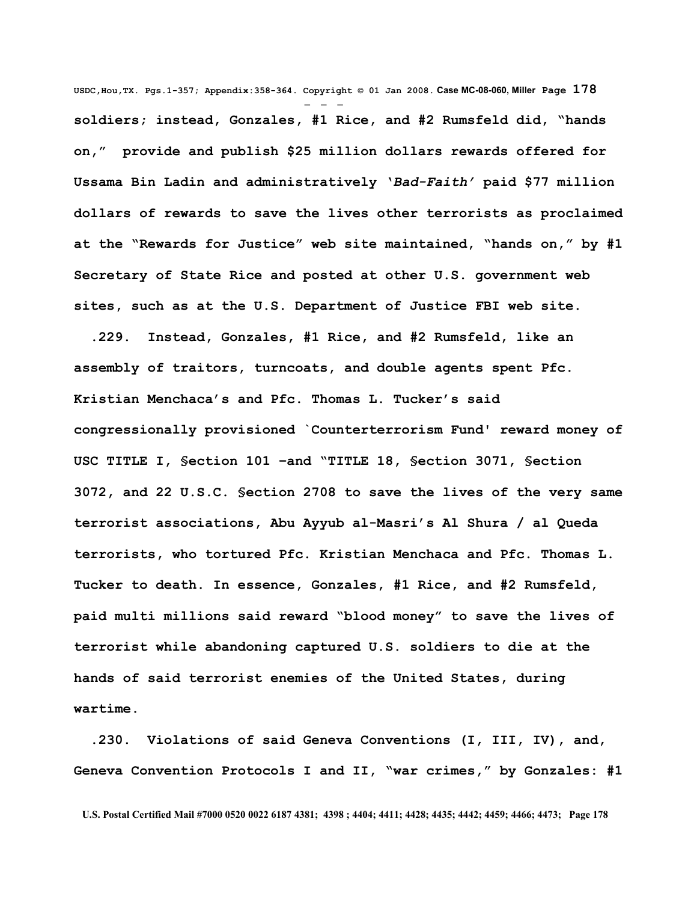**soldiers; instead, Gonzales, #1 Rice, and #2 Rumsfeld did, "hands on," provide and publish $25 million dollars rewards offered for Ussama Bin Ladin and administratively '*Bad-Faith*' paid $77 million dollars of rewards to save the lives other terrorists as proclaimed at the "Rewards for Justice" web site maintained, "hands on," by #1 Secretary of State Rice and posted at other U.S. government web sites, such as at the U.S. Department of Justice FBI web site.**

**.229. Instead, Gonzales, #1 Rice, and #2 Rumsfeld, like an assembly of traitors, turncoats, and double agents spent Pfc. Kristian Menchaca's and Pfc. Thomas L. Tucker's said congressionally provisioned `Counterterrorism Fund' reward money of USC TITLE I, §ection 101 –and "TITLE 18, §ection 3071, §ection 3072, and 22 U.S.C. §ection 2708 to save the lives of the very same terrorist associations, Abu Ayyub al-Masri's Al Shura / al Queda terrorists, who tortured Pfc. Kristian Menchaca and Pfc. Thomas L. Tucker to death. In essence, Gonzales, #1 Rice, and #2 Rumsfeld, paid multi millions said reward "blood money" to save the lives of terrorist while abandoning captured U.S. soldiers to die at the hands of said terrorist enemies of the United States, during wartime.**

**.230. Violations of said Geneva Conventions (I, III, IV), and, Geneva Convention Protocols I and II, "war crimes," by Gonzales: #1**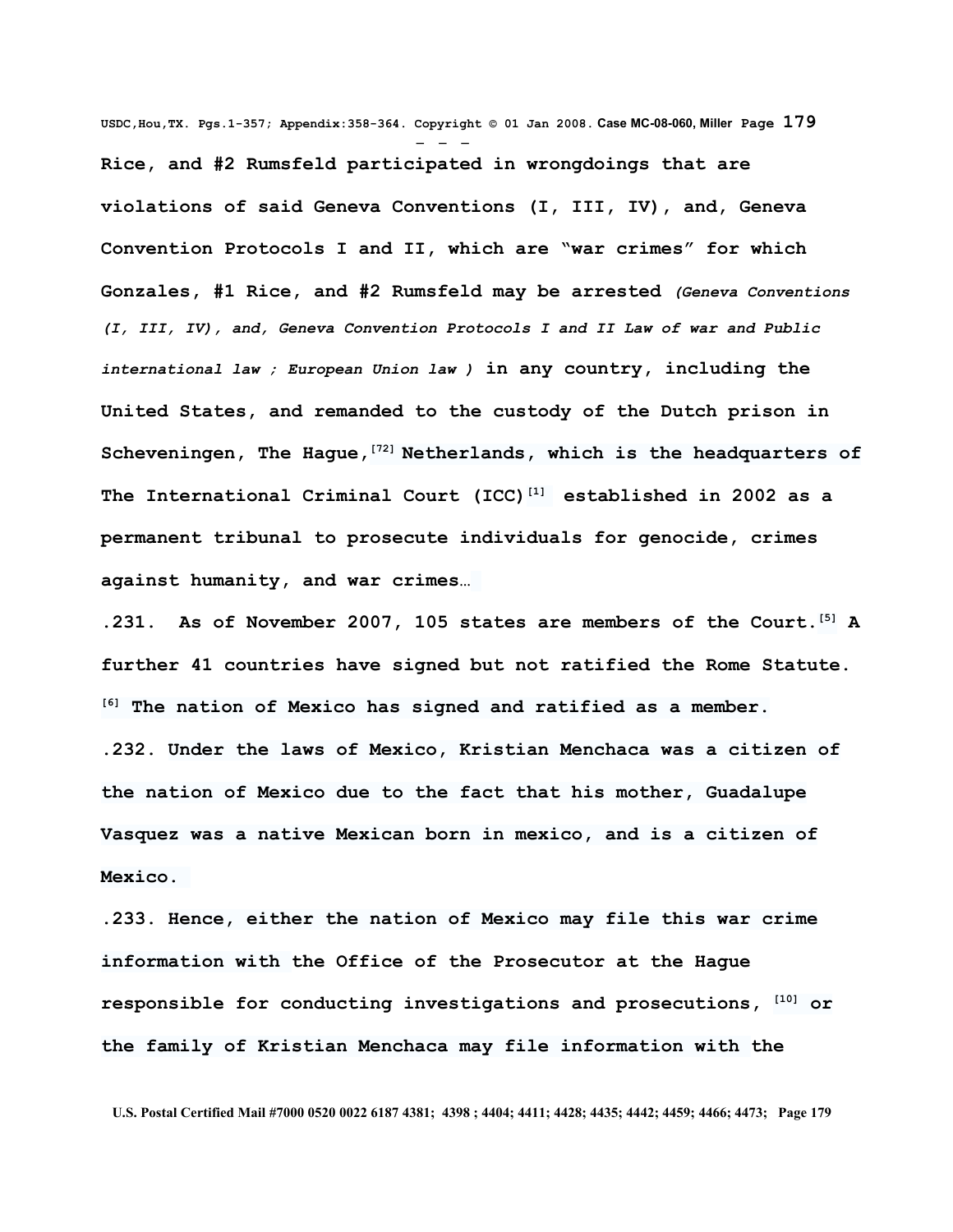**Rice, and #2 Rumsfeld participated in wrongdoings that are violations of said Geneva Conventions (I, III, IV), and, Geneva Convention Protocols I and II, which are "war crimes" for which Gonzales, #1 Rice, and #2 Rumsfeld may be arrested** ***(Geneva Conventions (I, III, IV), and, Geneva Convention Protocols I and II Law of war and Public international law ; European Union law )*** **in any country, including the United States, and remanded to the custody of the Dutch prison in Scheveningen, The Hague,[72] Netherlands, which is the headquarters of The International Criminal Court (ICC)[1] established in 2002 as a permanent tribunal to prosecute individuals for genocide, crimes against humanity, and war crimes…**

**.231. As of November 2007, 105 states are members of the Court.[5] A further 41 countries have signed but not ratified the Rome Statute.[6] The nation of Mexico has signed and ratified as a member.**

**.232. Under the laws of Mexico, Kristian Menchaca was a citizen of the nation of Mexico due to the fact that his mother, Guadalupe Vasquez was a native Mexican born in mexico, and is a citizen of Mexico.**

**.233. Hence, either the nation of Mexico may file this war crime information with the Office of the Prosecutor at the Hague responsible for conducting investigations and prosecutions, [10] or the family of Kristian Menchaca may file information with the**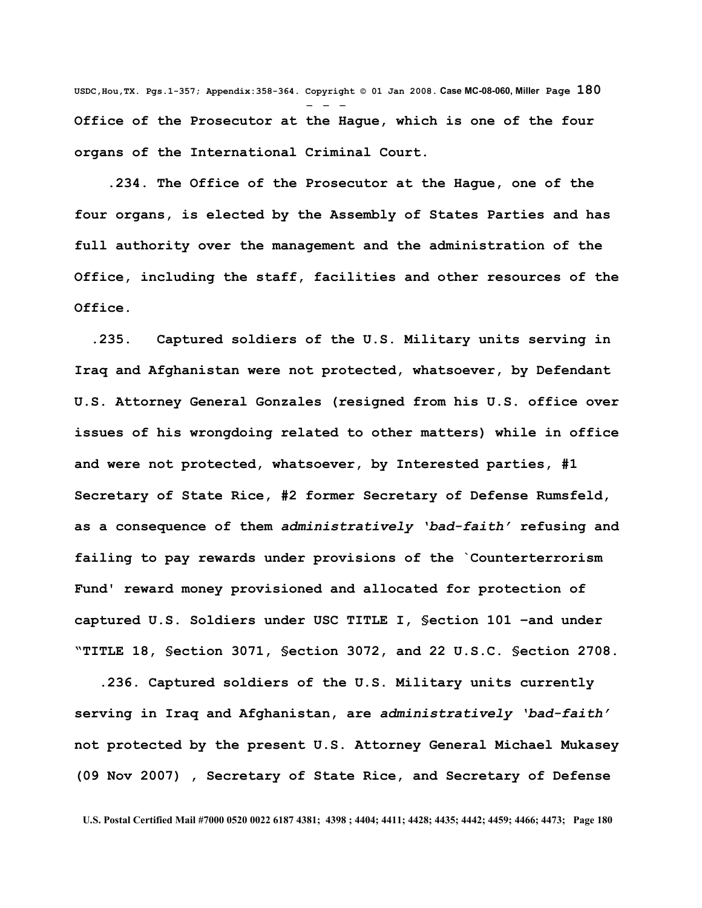**Office of the Prosecutor at the Hague, which is one of the four organs of the International Criminal Court.**

**.234. The Office of the Prosecutor at the Hague, one of the four organs, is elected by the Assembly of States Parties and has full authority over the management and the administration of the Office, including the staff, facilities and other resources of the Office.**

**.235. Captured soldiers of the U.S. Military units serving in Iraq and Afghanistan were not protected, whatsoever, by Defendant U.S. Attorney General Gonzales (resigned from his U.S. office over issues of his wrongdoing related to other matters) while in office and were not protected, whatsoever, by Interested parties, #1 Secretary of State Rice, #2 former Secretary of Defense Rumsfeld, as a consequence of them *administratively 'bad-faith'* refusing and failing to pay rewards under provisions of the `Counterterrorism Fund' reward money provisioned and allocated for protection of captured U.S. Soldiers under USC TITLE I, §ection 101 –and under "TITLE 18, §ection 3071, §ection 3072, and 22 U.S.C. §ection 2708.**

**.236. Captured soldiers of the U.S. Military units currently serving in Iraq and Afghanistan, are *administratively 'bad-faith'* not protected by the present U.S. Attorney General Michael Mukasey (09 Nov 2007) , Secretary of State Rice, and Secretary of Defense**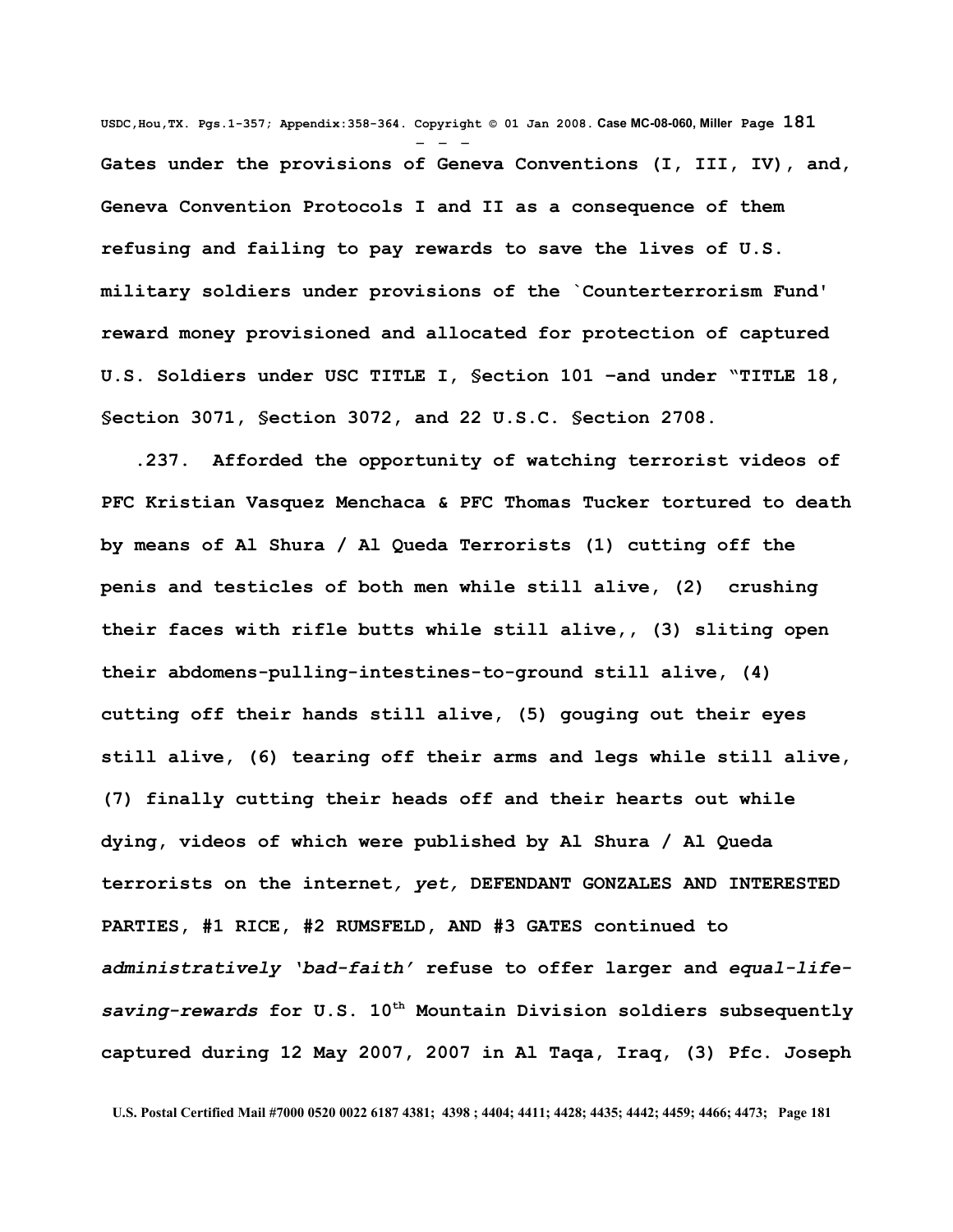**Gates under the provisions of Geneva Conventions (I, III, IV), and, Geneva Convention Protocols I and II as a consequence of them refusing and failing to pay rewards to save the lives of U.S. military soldiers under provisions of the `Counterterrorism Fund' reward money provisioned and allocated for protection of captured U.S. Soldiers under USC TITLE I, §ection 101 –and under "TITLE 18, §ection 3071, §ection 3072, and 22 U.S.C. §ection 2708.**

**.237. Afforded the opportunity of watching terrorist videos of PFC Kristian Vasquez Menchaca & PFC Thomas Tucker tortured to death by means of Al Shura / Al Queda Terrorists (1) cutting off the penis and testicles of both men while still alive, (2) crushing their faces with rifle butts while still alive,, (3) sliting open their abdomens-pulling-intestines-to-ground still alive, (4) cutting off their hands still alive, (5) gouging out their eyes still alive, (6) tearing off their arms and legs while still alive, (7) finally cutting their heads off and their hearts out while dying, videos of which were published by Al Shura / Al Queda terrorists on the internet*, yet,* DEFENDANT GONZALES AND INTERESTED PARTIES, #1 RICE, #2 RUMSFELD, AND #3 GATES continued to *administratively 'bad-faith'* refuse to offer larger and *equal-life-saving-rewards* for U.S. 10th Mountain Division soldiers subsequently captured during 12 May 2007, 2007 in Al Taqa, Iraq, (3) Pfc. Joseph**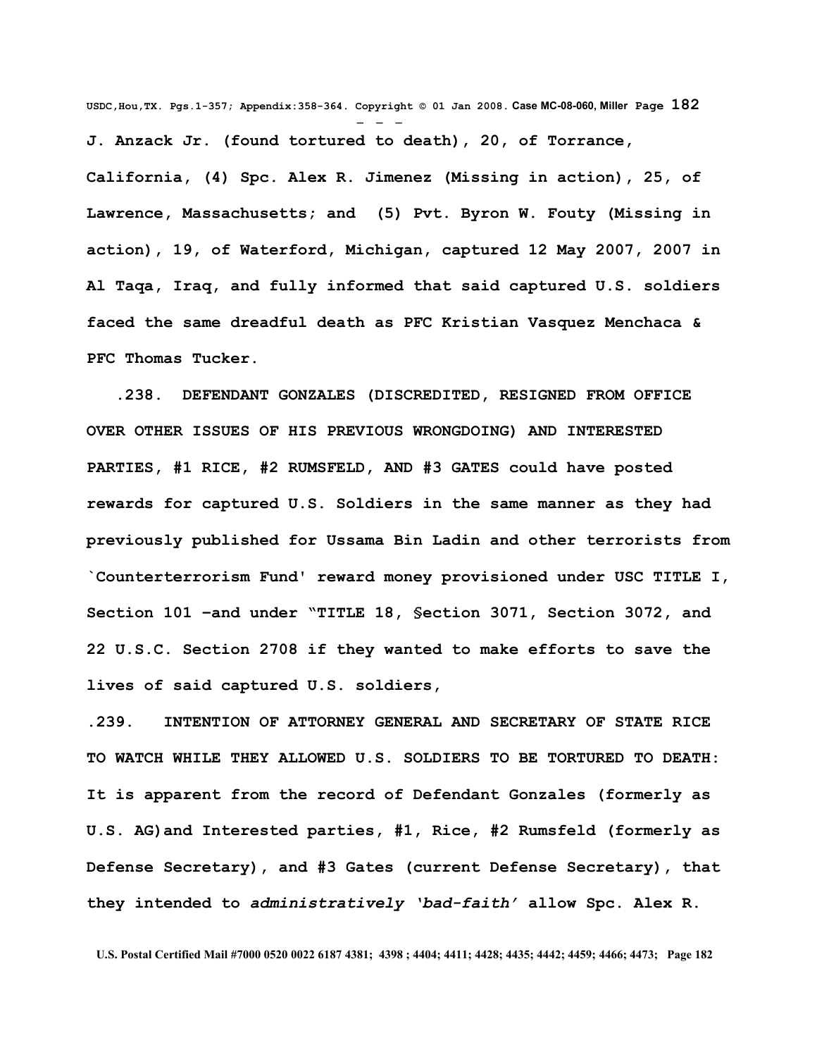**J. Anzack Jr. (found tortured to death), 20, of Torrance, California, (4) Spc. Alex R. Jimenez (Missing in action), 25, of Lawrence, Massachusetts; and (5) Pvt. Byron W. Fouty (Missing in action), 19, of Waterford, Michigan, captured 12 May 2007, 2007 in Al Taqa, Iraq, and fully informed that said captured U.S. soldiers faced the same dreadful death as PFC Kristian Vasquez Menchaca & PFC Thomas Tucker.**

**.238. DEFENDANT GONZALES (DISCREDITED, RESIGNED FROM OFFICE OVER OTHER ISSUES OF HIS PREVIOUS WRONGDOING) AND INTERESTED PARTIES, #1 RICE, #2 RUMSFELD, AND #3 GATES could have posted rewards for captured U.S. Soldiers in the same manner as they had previously published for Ussama Bin Ladin and other terrorists from `Counterterrorism Fund' reward money provisioned under USC TITLE I, Section 101 –and under "TITLE 18, §ection 3071, Section 3072, and 22 U.S.C. Section 2708 if they wanted to make efforts to save the lives of said captured U.S. soldiers,**

**.239. INTENTION OF ATTORNEY GENERAL AND SECRETARY OF STATE RICE TO WATCH WHILE THEY ALLOWED U.S. SOLDIERS TO BE TORTURED TO DEATH: It is apparent from the record of Defendant Gonzales (formerly as U.S. AG)and Interested parties, #1, Rice, #2 Rumsfeld (formerly as Defense Secretary), and #3 Gates (current Defense Secretary), that they intended to *administratively 'bad-faith'* allow Spc. Alex R.**

**U.S. Postal Certified Mail #7000 0520 0022 6187 4381; 4398 ; 4404; 4411; 4428; 4435; 4442; 4459; 4466; 4473;**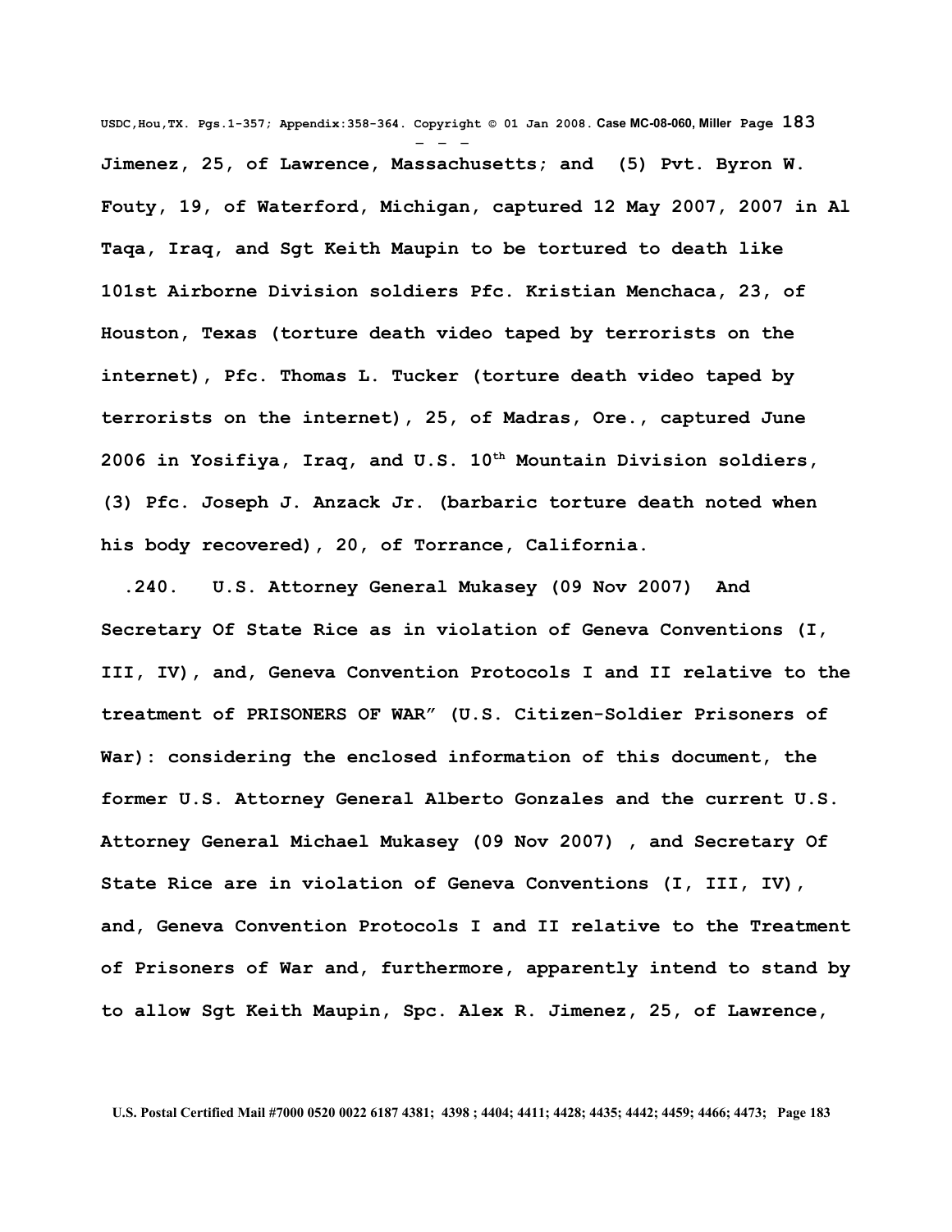**Jimenez, 25, of Lawrence, Massachusetts; and (5) Pvt. Byron W. Fouty, 19, of Waterford, Michigan, captured 12 May 2007, 2007 in Al Taqa, Iraq, and Sgt Keith Maupin to be tortured to death like 101st Airborne Division soldiers Pfc. Kristian Menchaca, 23, of Houston, Texas (torture death video taped by terrorists on the internet), Pfc. Thomas L. Tucker (torture death video taped by terrorists on the internet), 25, of Madras, Ore., captured June 2006 in Yosifiya, Iraq, and U.S. 10th Mountain Division soldiers, (3) Pfc. Joseph J. Anzack Jr. (barbaric torture death noted when his body recovered), 20, of Torrance, California.**

**.240. U.S. Attorney General Mukasey (09 Nov 2007) And Secretary Of State Rice as in violation of Geneva Conventions (I, III, IV), and, Geneva Convention Protocols I and II relative to the treatment of PRISONERS OF WAR" (U.S. Citizen-Soldier Prisoners of War): considering the enclosed information of this document, the former U.S. Attorney General Alberto Gonzales and the current U.S. Attorney General Michael Mukasey (09 Nov 2007) , and Secretary Of State Rice are in violation of Geneva Conventions (I, III, IV), and, Geneva Convention Protocols I and II relative to the Treatment of Prisoners of War and, furthermore, apparently intend to stand by to allow Sgt Keith Maupin, Spc. Alex R. Jimenez, 25, of Lawrence,**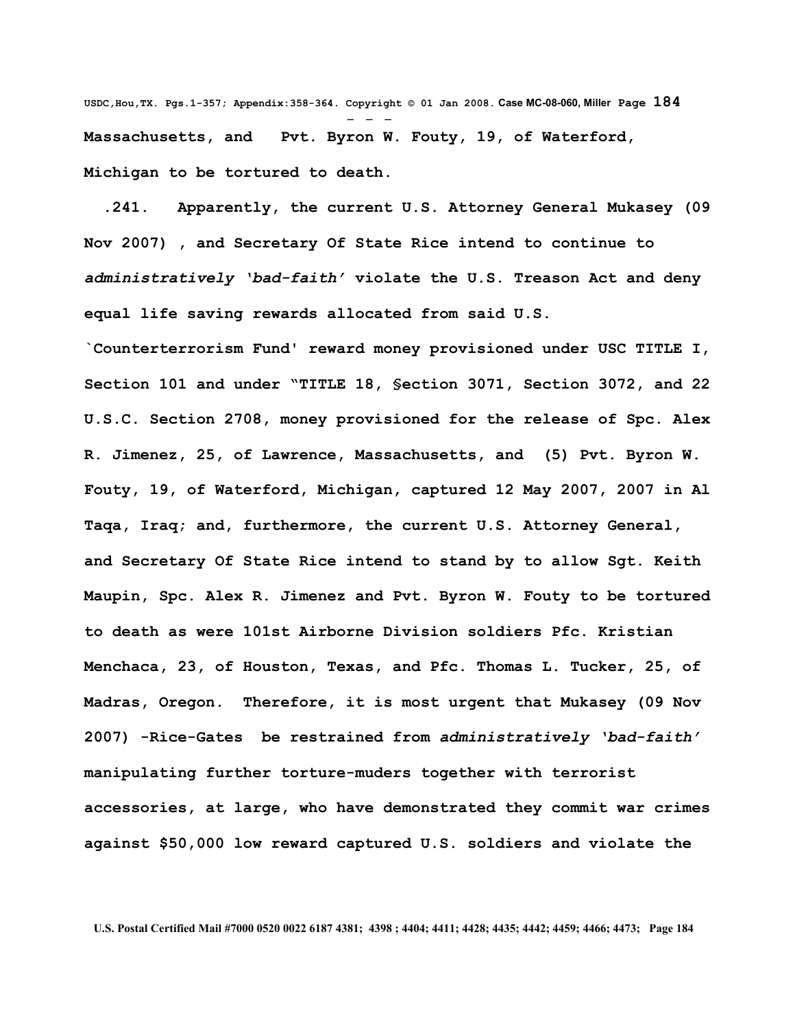Massachusetts, and  Pvt. Byron W. Fouty, 19, of Waterford, Michigan to be tortured to death.

.241.  Apparently, the current U.S. Attorney General Mukasey (09 Nov 2007) , and Secretary Of State Rice intend to continue to *administratively 'bad-faith'* violate the U.S. Treason Act and deny equal life saving rewards allocated from said U.S. `Counterterrorism Fund' reward money provisioned under USC TITLE I, Section 101 and under "TITLE 18, §ection 3071, Section 3072, and 22 U.S.C. Section 2708, money provisioned for the release of Spc. Alex R. Jimenez, 25, of Lawrence, Massachusetts, and (5) Pvt. Byron W. Fouty, 19, of Waterford, Michigan, captured 12 May 2007, 2007 in Al Taqa, Iraq; and, furthermore, the current U.S. Attorney General, and Secretary Of State Rice intend to stand by to allow Sgt. Keith Maupin, Spc. Alex R. Jimenez and Pvt. Byron W. Fouty to be tortured to death as were 101st Airborne Division soldiers Pfc. Kristian Menchaca, 23, of Houston, Texas, and Pfc. Thomas L. Tucker, 25, of Madras, Oregon.  Therefore, it is most urgent that Mukasey (09 Nov 2007) -Rice-Gates be restrained from *administratively 'bad-faith'* manipulating further torture-muders together with terrorist accessories, at large, who have demonstrated they commit war crimes against $50,000 low reward captured U.S. soldiers and violate the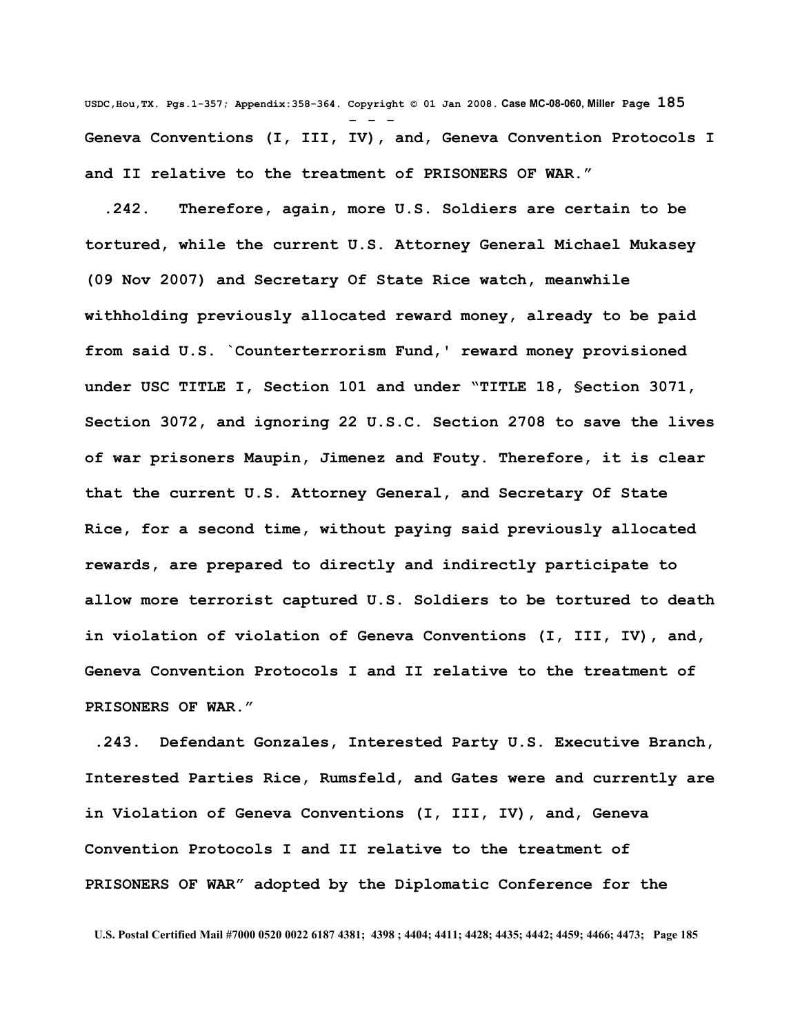**Geneva Conventions (I, III, IV), and, Geneva Convention Protocols I and II relative to the treatment of PRISONERS OF WAR."**

**.242. Therefore, again, more U.S. Soldiers are certain to be tortured, while the current U.S. Attorney General Michael Mukasey (09 Nov 2007) and Secretary Of State Rice watch, meanwhile withholding previously allocated reward money, already to be paid from said U.S. `Counterterrorism Fund,' reward money provisioned under USC TITLE I, Section 101 and under "TITLE 18, §ection 3071, Section 3072, and ignoring 22 U.S.C. Section 2708 to save the lives of war prisoners Maupin, Jimenez and Fouty. Therefore, it is clear that the current U.S. Attorney General, and Secretary Of State Rice, for a second time, without paying said previously allocated rewards, are prepared to directly and indirectly participate to allow more terrorist captured U.S. Soldiers to be tortured to death in violation of violation of Geneva Conventions (I, III, IV), and, Geneva Convention Protocols I and II relative to the treatment of PRISONERS OF WAR."**

**.243. Defendant Gonzales, Interested Party U.S. Executive Branch, Interested Parties Rice, Rumsfeld, and Gates were and currently are in Violation of Geneva Conventions (I, III, IV), and, Geneva Convention Protocols I and II relative to the treatment of PRISONERS OF WAR" adopted by the Diplomatic Conference for the**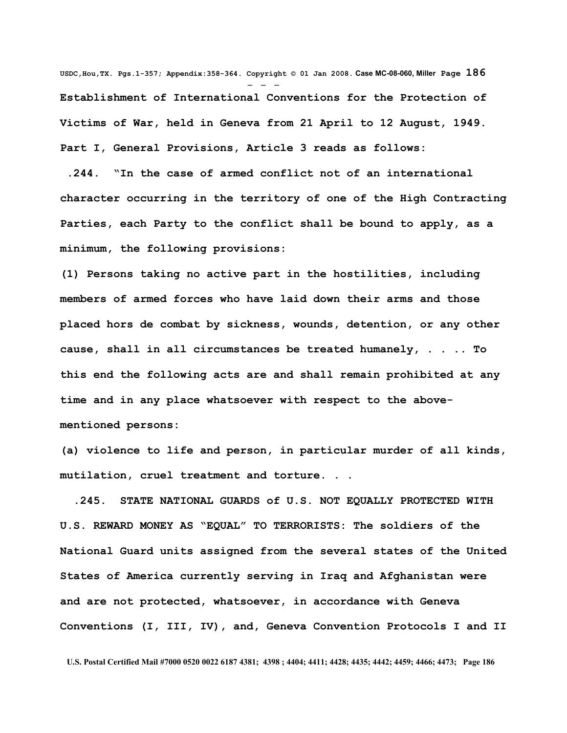**Establishment of International Conventions for the Protection of Victims of War, held in Geneva from 21 April to 12 August, 1949. Part I, General Provisions, Article 3 reads as follows:**

**.244. "In the case of armed conflict not of an international character occurring in the territory of one of the High Contracting Parties, each Party to the conflict shall be bound to apply, as a minimum, the following provisions:**

**(1) Persons taking no active part in the hostilities, including members of armed forces who have laid down their arms and those placed hors de combat by sickness, wounds, detention, or any other cause, shall in all circumstances be treated humanely, . . .. To this end the following acts are and shall remain prohibited at any time and in any place whatsoever with respect to the above-mentioned persons:**

**(a) violence to life and person, in particular murder of all kinds, mutilation, cruel treatment and torture. . .**

**.245. STATE NATIONAL GUARDS of U.S. NOT EQUALLY PROTECTED WITH U.S. REWARD MONEY AS "EQUAL" TO TERRORISTS: The soldiers of the National Guard units assigned from the several states of the United States of America currently serving in Iraq and Afghanistan were and are not protected, whatsoever, in accordance with Geneva Conventions (I, III, IV), and, Geneva Convention Protocols I and II**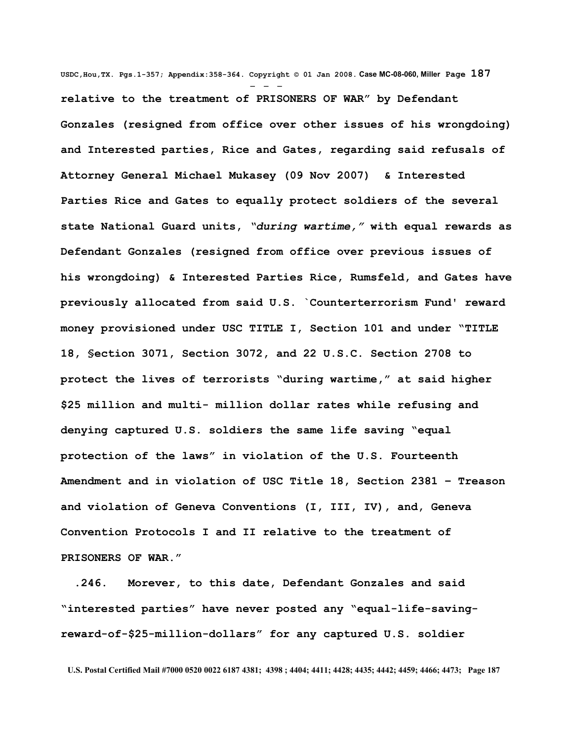**relative to the treatment of PRISONERS OF WAR" by Defendant Gonzales (resigned from office over other issues of his wrongdoing) and Interested parties, Rice and Gates, regarding said refusals of Attorney General Michael Mukasey (09 Nov 2007) & Interested Parties Rice and Gates to equally protect soldiers of the several state National Guard units, *"during wartime,"* with equal rewards as Defendant Gonzales (resigned from office over previous issues of his wrongdoing) & Interested Parties Rice, Rumsfeld, and Gates have previously allocated from said U.S. `Counterterrorism Fund' reward money provisioned under USC TITLE I, Section 101 and under "TITLE 18, §ection 3071, Section 3072, and 22 U.S.C. Section 2708 to protect the lives of terrorists "during wartime," at said higher $25 million and multi- million dollar rates while refusing and denying captured U.S. soldiers the same life saving "equal protection of the laws" in violation of the U.S. Fourteenth Amendment and in violation of USC Title 18, Section 2381 – Treason and violation of Geneva Conventions (I, III, IV), and, Geneva Convention Protocols I and II relative to the treatment of PRISONERS OF WAR."**

**.246. Morever, to this date, Defendant Gonzales and said "interested parties" have never posted any "equal-life-saving-reward-of-$25-million-dollars" for any captured U.S. soldier**

**U.S. Postal Certified Mail #7000 0520 0022 6187 4381; 4398 ; 4404; 4411; 4428; 4435; 4442; 4459; 4466; 4473;**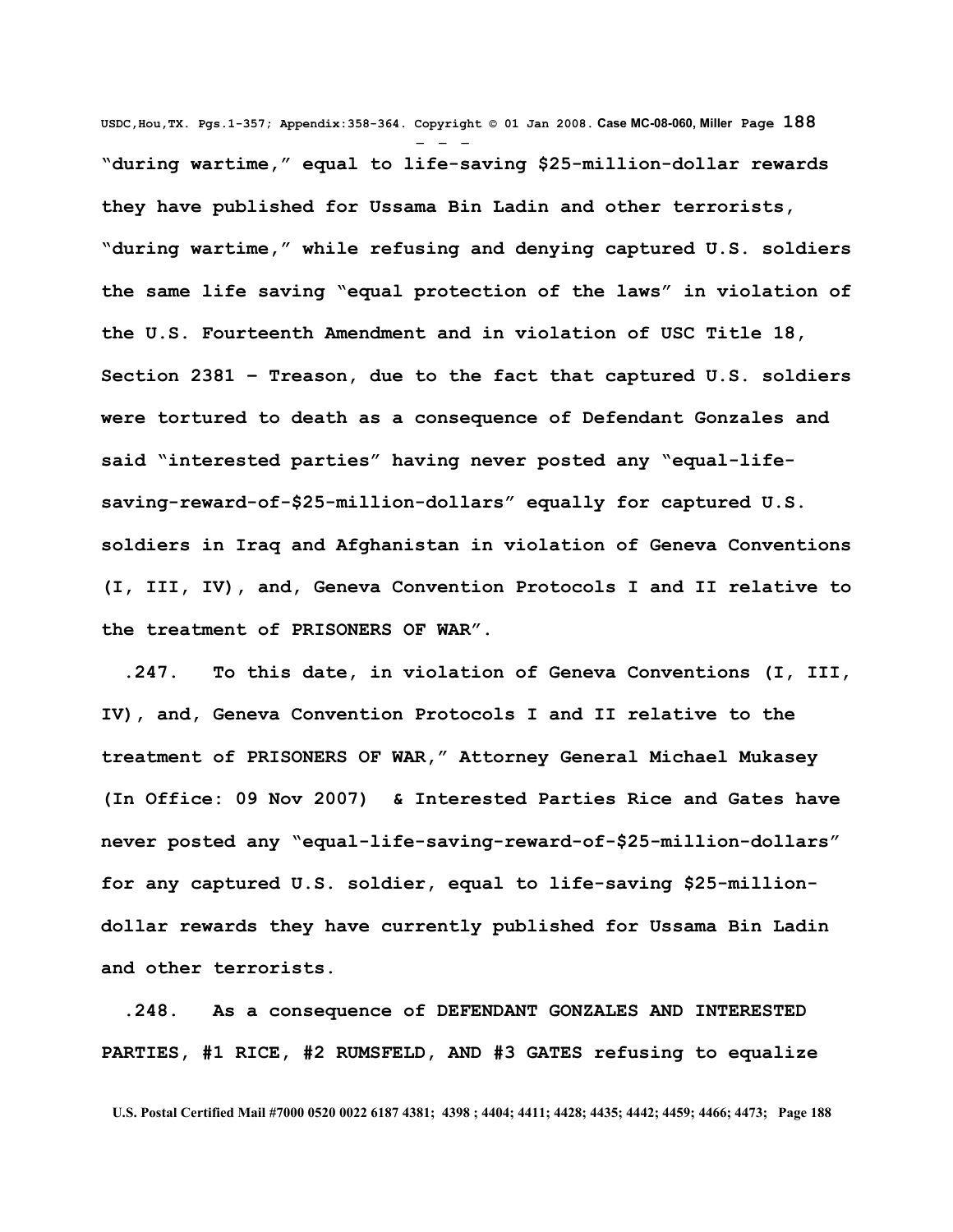**"during wartime," equal to life-saving $25-million-dollar rewards they have published for Ussama Bin Ladin and other terrorists, "during wartime," while refusing and denying captured U.S. soldiers the same life saving "equal protection of the laws" in violation of the U.S. Fourteenth Amendment and in violation of USC Title 18, Section 2381 – Treason, due to the fact that captured U.S. soldiers were tortured to death as a consequence of Defendant Gonzales and said "interested parties" having never posted any "equal-life-saving-reward-of-$25-million-dollars" equally for captured U.S. soldiers in Iraq and Afghanistan in violation of Geneva Conventions (I, III, IV), and, Geneva Convention Protocols I and II relative to the treatment of PRISONERS OF WAR".**

**.247. To this date, in violation of Geneva Conventions (I, III, IV), and, Geneva Convention Protocols I and II relative to the treatment of PRISONERS OF WAR," Attorney General Michael Mukasey (In Office: 09 Nov 2007) & Interested Parties Rice and Gates have never posted any "equal-life-saving-reward-of-$25-million-dollars" for any captured U.S. soldier, equal to life-saving $25-million-dollar rewards they have currently published for Ussama Bin Ladin and other terrorists.**

**.248. As a consequence of DEFENDANT GONZALES AND INTERESTED PARTIES, #1 RICE, #2 RUMSFELD, AND #3 GATES refusing to equalize**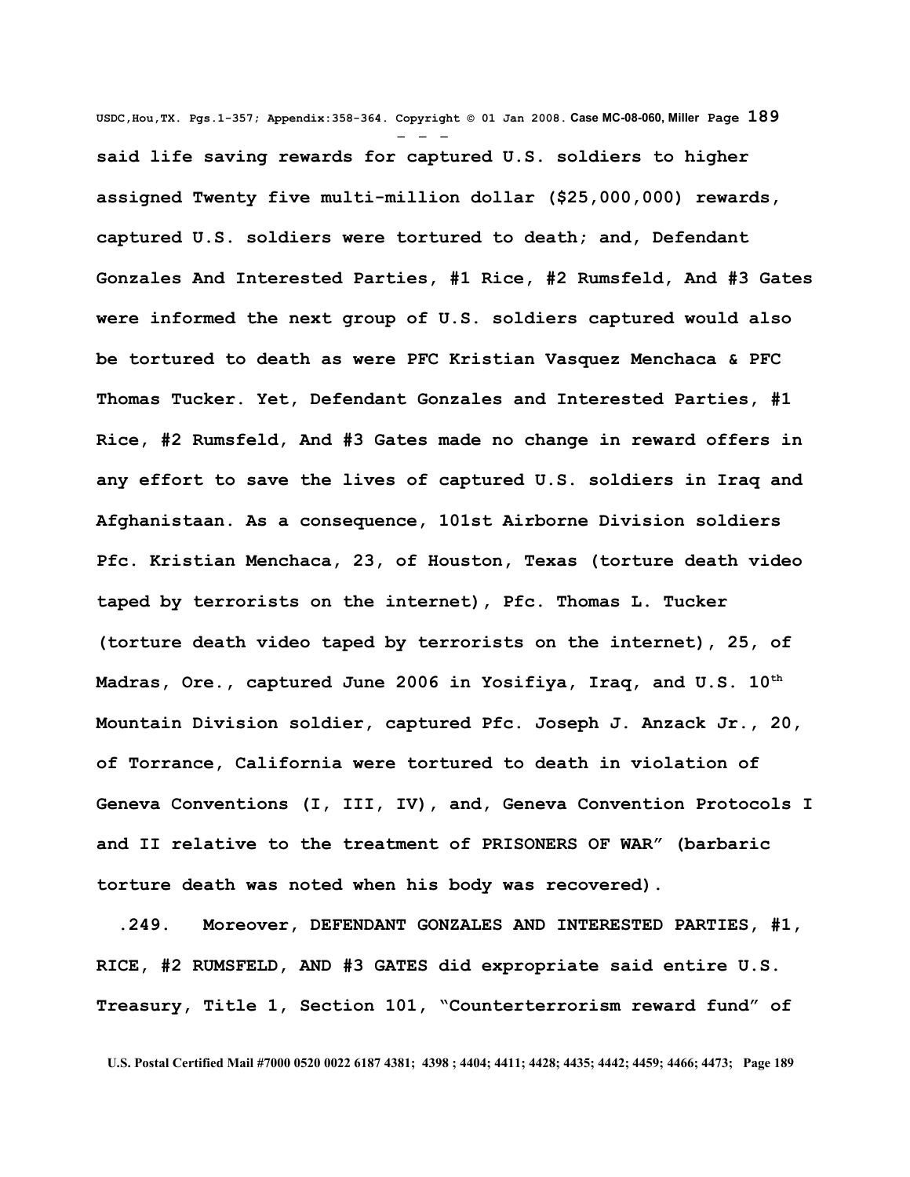said life saving rewards for captured U.S. soldiers to higher assigned Twenty five multi-million dollar ($25,000,000) rewards, captured U.S. soldiers were tortured to death; and, Defendant Gonzales And Interested Parties, #1 Rice, #2 Rumsfeld, And #3 Gates were informed the next group of U.S. soldiers captured would also be tortured to death as were PFC Kristian Vasquez Menchaca & PFC Thomas Tucker. Yet, Defendant Gonzales and Interested Parties, #1 Rice, #2 Rumsfeld, And #3 Gates made no change in reward offers in any effort to save the lives of captured U.S. soldiers in Iraq and Afghanistaan. As a consequence, 101st Airborne Division soldiers Pfc. Kristian Menchaca, 23, of Houston, Texas (torture death video taped by terrorists on the internet), Pfc. Thomas L. Tucker (torture death video taped by terrorists on the internet), 25, of Madras, Ore., captured June 2006 in Yosifiya, Iraq, and U.S. 10th Mountain Division soldier, captured Pfc. Joseph J. Anzack Jr., 20, of Torrance, California were tortured to death in violation of Geneva Conventions (I, III, IV), and, Geneva Convention Protocols I and II relative to the treatment of PRISONERS OF WAR" (barbaric torture death was noted when his body was recovered).

.249. Moreover, DEFENDANT GONZALES AND INTERESTED PARTIES, #1, RICE, #2 RUMSFELD, AND #3 GATES did expropriate said entire U.S. Treasury, Title 1, Section 101, "Counterterrorism reward fund" of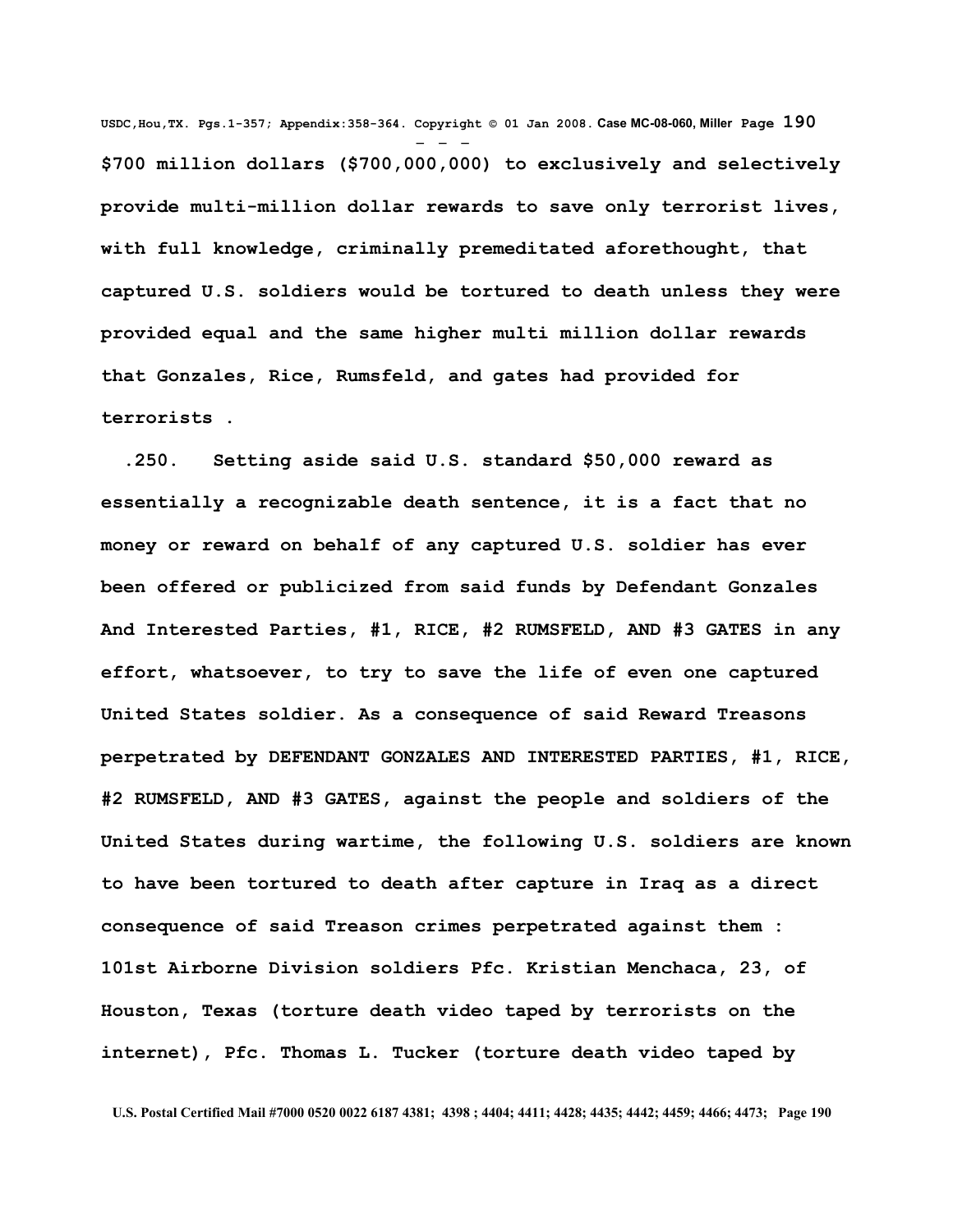**$700 million dollars ($700,000,000) to exclusively and selectively provide multi-million dollar rewards to save only terrorist lives, with full knowledge, criminally premeditated aforethought, that captured U.S. soldiers would be tortured to death unless they were provided equal and the same higher multi million dollar rewards that Gonzales, Rice, Rumsfeld, and gates had provided for terrorists .**

**.250. Setting aside said U.S. standard $50,000 reward as essentially a recognizable death sentence, it is a fact that no money or reward on behalf of any captured U.S. soldier has ever been offered or publicized from said funds by Defendant Gonzales And Interested Parties, #1, RICE, #2 RUMSFELD, AND #3 GATES in any effort, whatsoever, to try to save the life of even one captured United States soldier. As a consequence of said Reward Treasons perpetrated by DEFENDANT GONZALES AND INTERESTED PARTIES, #1, RICE, #2 RUMSFELD, AND #3 GATES, against the people and soldiers of the United States during wartime, the following U.S. soldiers are known to have been tortured to death after capture in Iraq as a direct consequence of said Treason crimes perpetrated against them : 101st Airborne Division soldiers Pfc. Kristian Menchaca, 23, of Houston, Texas (torture death video taped by terrorists on the internet), Pfc. Thomas L. Tucker (torture death video taped by**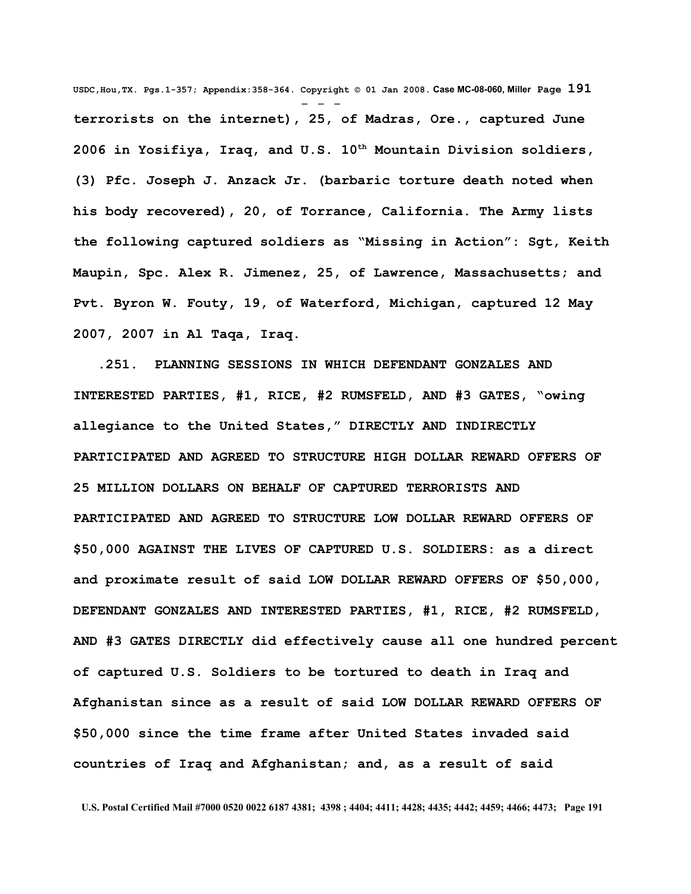terrorists on the internet), 25, of Madras, Ore., captured June 2006 in Yosifiya, Iraq, and U.S. 10th Mountain Division soldiers, (3) Pfc. Joseph J. Anzack Jr. (barbaric torture death noted when his body recovered), 20, of Torrance, California. The Army lists the following captured soldiers as "Missing in Action": Sgt, Keith Maupin, Spc. Alex R. Jimenez, 25, of Lawrence, Massachusetts; and Pvt. Byron W. Fouty, 19, of Waterford, Michigan, captured 12 May 2007, 2007 in Al Taqa, Iraq.

.251. PLANNING SESSIONS IN WHICH DEFENDANT GONZALES AND INTERESTED PARTIES, #1, RICE, #2 RUMSFELD, AND #3 GATES, "owing allegiance to the United States," DIRECTLY AND INDIRECTLY PARTICIPATED AND AGREED TO STRUCTURE HIGH DOLLAR REWARD OFFERS OF 25 MILLION DOLLARS ON BEHALF OF CAPTURED TERRORISTS AND PARTICIPATED AND AGREED TO STRUCTURE LOW DOLLAR REWARD OFFERS OF $50,000 AGAINST THE LIVES OF CAPTURED U.S. SOLDIERS: as a direct and proximate result of said LOW DOLLAR REWARD OFFERS OF $50,000, DEFENDANT GONZALES AND INTERESTED PARTIES, #1, RICE, #2 RUMSFELD, AND #3 GATES DIRECTLY did effectively cause all one hundred percent of captured U.S. Soldiers to be tortured to death in Iraq and Afghanistan since as a result of said LOW DOLLAR REWARD OFFERS OF $50,000 since the time frame after United States invaded said countries of Iraq and Afghanistan; and, as a result of said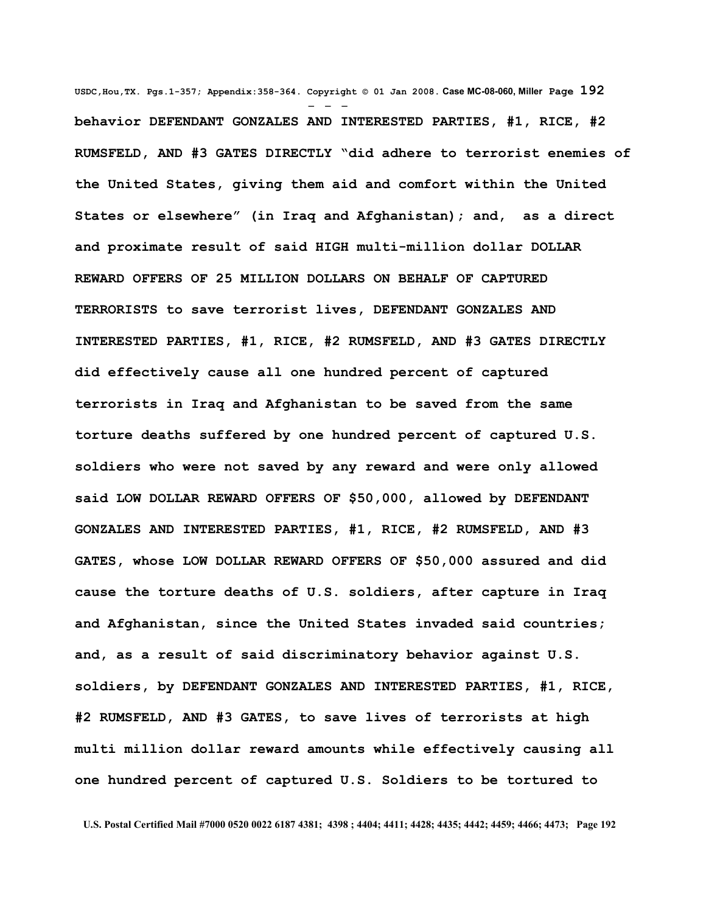behavior DEFENDANT GONZALES AND INTERESTED PARTIES, #1, RICE, #2 RUMSFELD, AND #3 GATES DIRECTLY "did adhere to terrorist enemies of the United States, giving them aid and comfort within the United States or elsewhere" (in Iraq and Afghanistan); and, as a direct and proximate result of said HIGH multi-million dollar DOLLAR REWARD OFFERS OF 25 MILLION DOLLARS ON BEHALF OF CAPTURED TERRORISTS to save terrorist lives, DEFENDANT GONZALES AND INTERESTED PARTIES, #1, RICE, #2 RUMSFELD, AND #3 GATES DIRECTLY did effectively cause all one hundred percent of captured terrorists in Iraq and Afghanistan to be saved from the same torture deaths suffered by one hundred percent of captured U.S. soldiers who were not saved by any reward and were only allowed said LOW DOLLAR REWARD OFFERS OF $50,000, allowed by DEFENDANT GONZALES AND INTERESTED PARTIES, #1, RICE, #2 RUMSFELD, AND #3 GATES, whose LOW DOLLAR REWARD OFFERS OF $50,000 assured and did cause the torture deaths of U.S. soldiers, after capture in Iraq and Afghanistan, since the United States invaded said countries; and, as a result of said discriminatory behavior against U.S. soldiers, by DEFENDANT GONZALES AND INTERESTED PARTIES, #1, RICE, #2 RUMSFELD, AND #3 GATES, to save lives of terrorists at high multi million dollar reward amounts while effectively causing all one hundred percent of captured U.S. Soldiers to be tortured to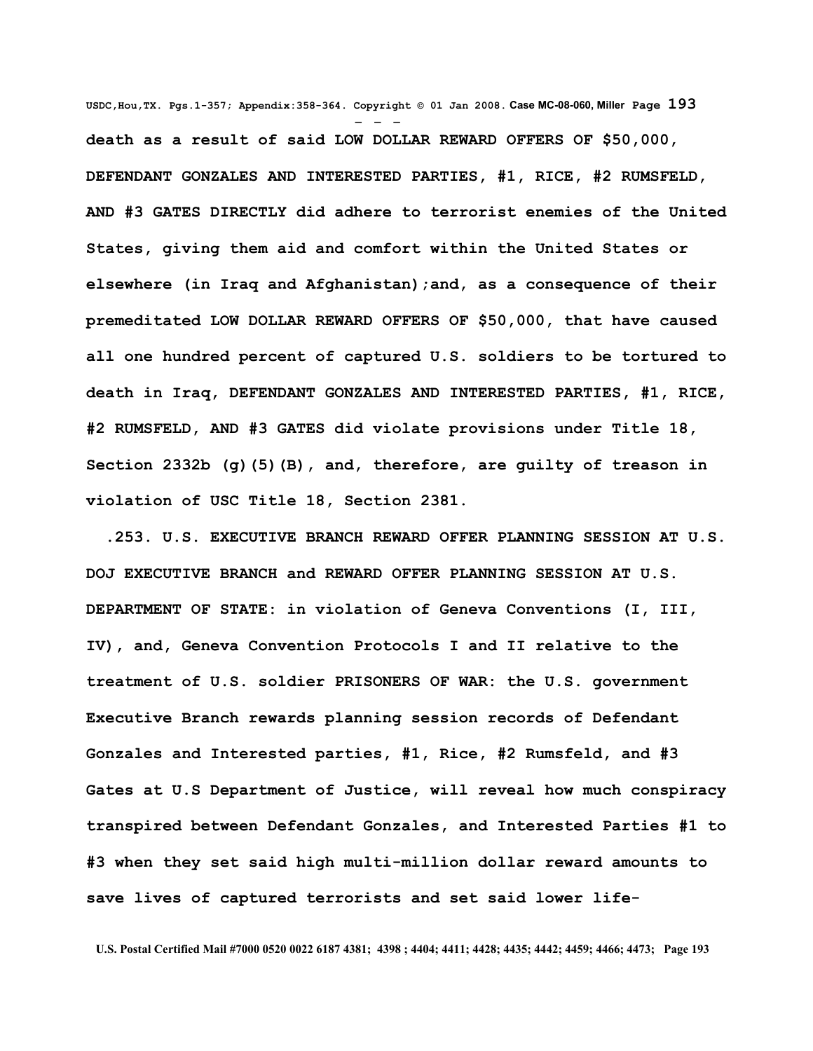**death as a result of said LOW DOLLAR REWARD OFFERS OF $50,000, DEFENDANT GONZALES AND INTERESTED PARTIES, #1, RICE, #2 RUMSFELD, AND #3 GATES DIRECTLY did adhere to terrorist enemies of the United States, giving them aid and comfort within the United States or elsewhere (in Iraq and Afghanistan);and, as a consequence of their premeditated LOW DOLLAR REWARD OFFERS OF $50,000, that have caused all one hundred percent of captured U.S. soldiers to be tortured to death in Iraq, DEFENDANT GONZALES AND INTERESTED PARTIES, #1, RICE, #2 RUMSFELD, AND #3 GATES did violate provisions under Title 18, Section 2332b (g)(5)(B), and, therefore, are guilty of treason in violation of USC Title 18, Section 2381.**

**.253. U.S. EXECUTIVE BRANCH REWARD OFFER PLANNING SESSION AT U.S. DOJ EXECUTIVE BRANCH and REWARD OFFER PLANNING SESSION AT U.S. DEPARTMENT OF STATE: in violation of Geneva Conventions (I, III, IV), and, Geneva Convention Protocols I and II relative to the treatment of U.S. soldier PRISONERS OF WAR: the U.S. government Executive Branch rewards planning session records of Defendant Gonzales and Interested parties, #1, Rice, #2 Rumsfeld, and #3 Gates at U.S Department of Justice, will reveal how much conspiracy transpired between Defendant Gonzales, and Interested Parties #1 to #3 when they set said high multi-million dollar reward amounts to save lives of captured terrorists and set said lower life-**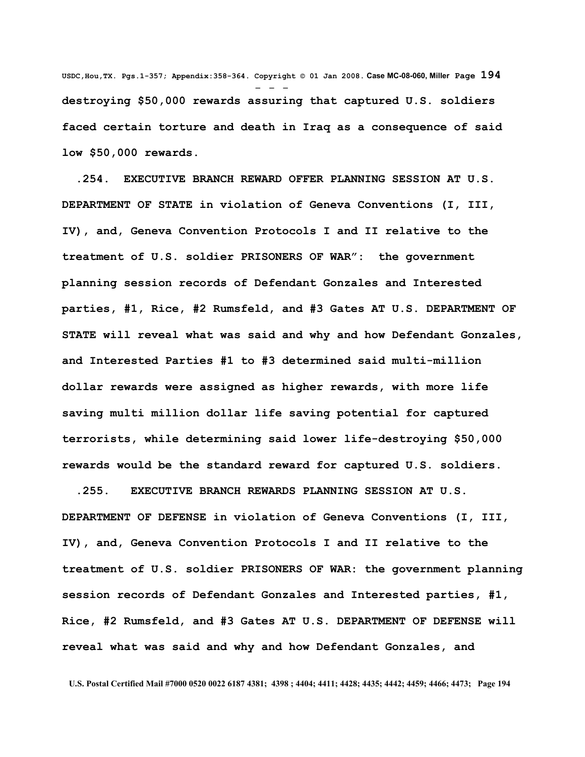**destroying $50,000 rewards assuring that captured U.S. soldiers faced certain torture and death in Iraq as a consequence of said low $50,000 rewards.**

**.254. EXECUTIVE BRANCH REWARD OFFER PLANNING SESSION AT U.S. DEPARTMENT OF STATE in violation of Geneva Conventions (I, III, IV), and, Geneva Convention Protocols I and II relative to the treatment of U.S. soldier PRISONERS OF WAR": the government planning session records of Defendant Gonzales and Interested parties, #1, Rice, #2 Rumsfeld, and #3 Gates AT U.S. DEPARTMENT OF STATE will reveal what was said and why and how Defendant Gonzales, and Interested Parties #1 to #3 determined said multi-million dollar rewards were assigned as higher rewards, with more life saving multi million dollar life saving potential for captured terrorists, while determining said lower life-destroying $50,000 rewards would be the standard reward for captured U.S. soldiers.**

**.255. EXECUTIVE BRANCH REWARDS PLANNING SESSION AT U.S. DEPARTMENT OF DEFENSE in violation of Geneva Conventions (I, III, IV), and, Geneva Convention Protocols I and II relative to the treatment of U.S. soldier PRISONERS OF WAR: the government planning session records of Defendant Gonzales and Interested parties, #1, Rice, #2 Rumsfeld, and #3 Gates AT U.S. DEPARTMENT OF DEFENSE will reveal what was said and why and how Defendant Gonzales, and**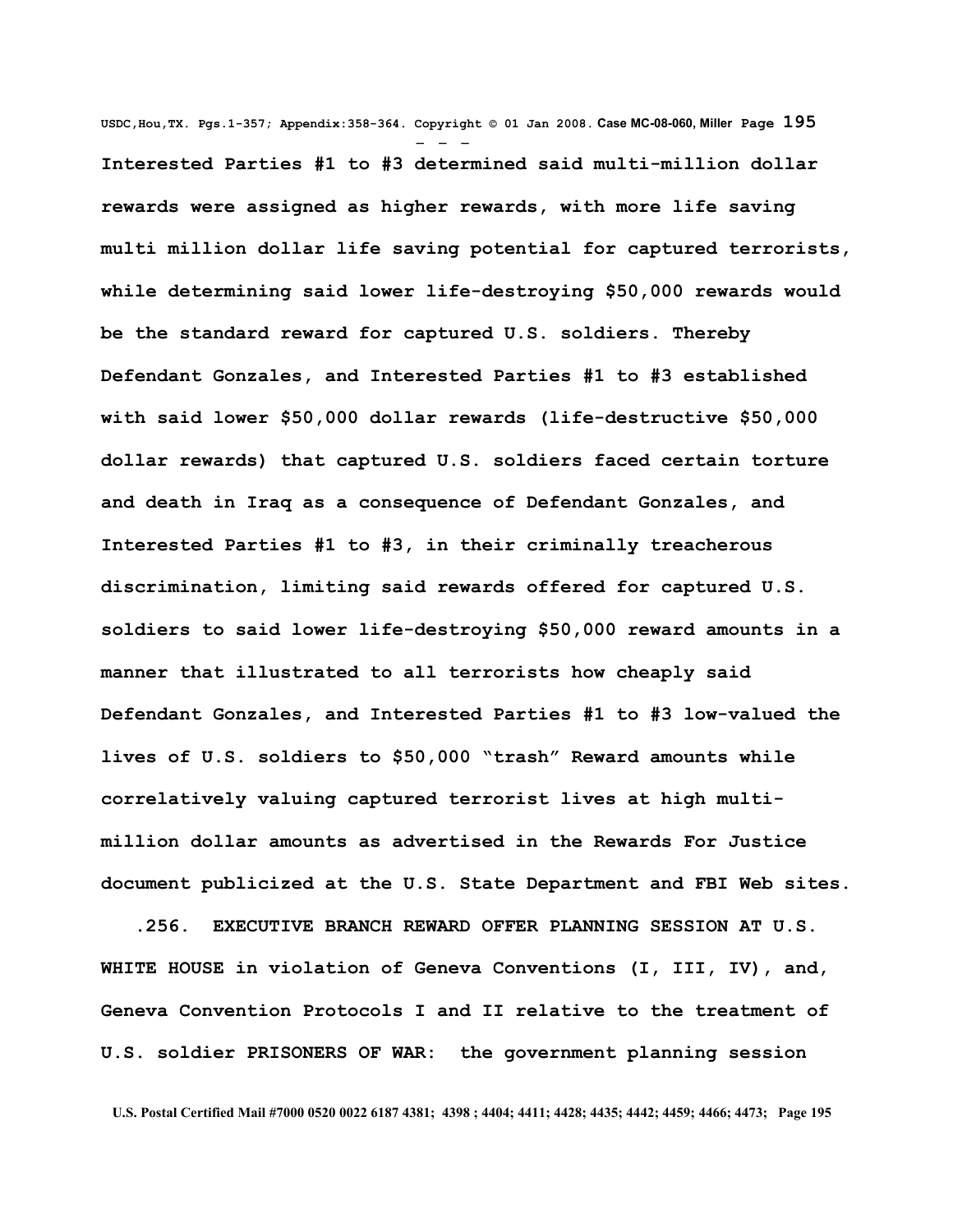Interested Parties #1 to #3 determined said multi-million dollar rewards were assigned as higher rewards, with more life saving multi million dollar life saving potential for captured terrorists, while determining said lower life-destroying $50,000 rewards would be the standard reward for captured U.S. soldiers. Thereby Defendant Gonzales, and Interested Parties #1 to #3 established with said lower $50,000 dollar rewards (life-destructive $50,000 dollar rewards) that captured U.S. soldiers faced certain torture and death in Iraq as a consequence of Defendant Gonzales, and Interested Parties #1 to #3, in their criminally treacherous discrimination, limiting said rewards offered for captured U.S. soldiers to said lower life-destroying $50,000 reward amounts in a manner that illustrated to all terrorists how cheaply said Defendant Gonzales, and Interested Parties #1 to #3 low-valued the lives of U.S. soldiers to $50,000 "trash" Reward amounts while correlatively valuing captured terrorist lives at high multi-million dollar amounts as advertised in the Rewards For Justice document publicized at the U.S. State Department and FBI Web sites.

.256. EXECUTIVE BRANCH REWARD OFFER PLANNING SESSION AT U.S. WHITE HOUSE in violation of Geneva Conventions (I, III, IV), and, Geneva Convention Protocols I and II relative to the treatment of U.S. soldier PRISONERS OF WAR: the government planning session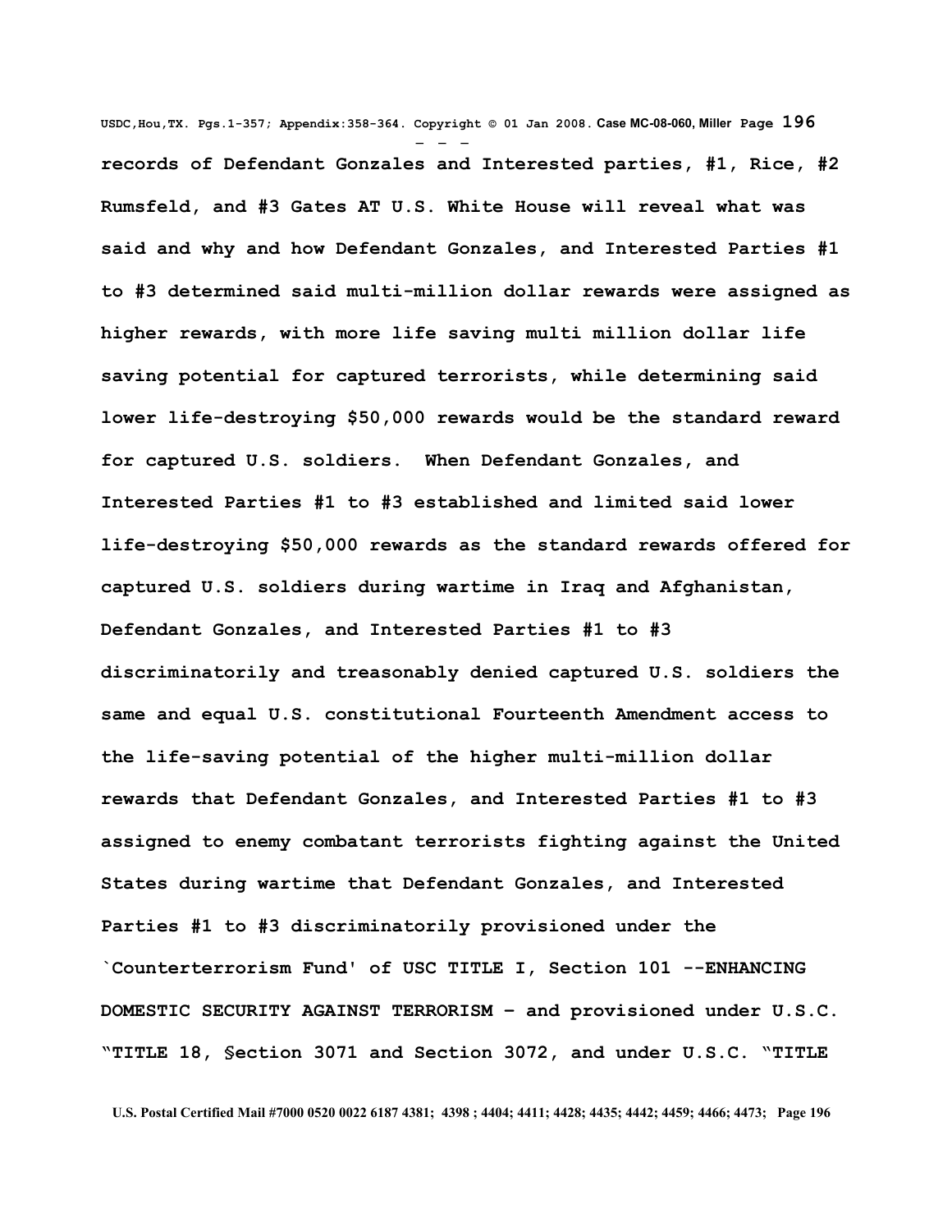**records of Defendant Gonzales and Interested parties, #1, Rice, #2 Rumsfeld, and #3 Gates AT U.S. White House will reveal what was said and why and how Defendant Gonzales, and Interested Parties #1 to #3 determined said multi-million dollar rewards were assigned as higher rewards, with more life saving multi million dollar life saving potential for captured terrorists, while determining said lower life-destroying $50,000 rewards would be the standard reward for captured U.S. soldiers. When Defendant Gonzales, and Interested Parties #1 to #3 established and limited said lower life-destroying $50,000 rewards as the standard rewards offered for captured U.S. soldiers during wartime in Iraq and Afghanistan, Defendant Gonzales, and Interested Parties #1 to #3 discriminatorily and treasonably denied captured U.S. soldiers the same and equal U.S. constitutional Fourteenth Amendment access to the life-saving potential of the higher multi-million dollar rewards that Defendant Gonzales, and Interested Parties #1 to #3 assigned to enemy combatant terrorists fighting against the United States during wartime that Defendant Gonzales, and Interested Parties #1 to #3 discriminatorily provisioned under the `Counterterrorism Fund' of USC TITLE I, Section 101 --ENHANCING DOMESTIC SECURITY AGAINST TERRORISM - and provisioned under U.S.C. "TITLE 18, §ection 3071 and Section 3072, and under U.S.C. "TITLE**

U.S. Postal Certified Mail #7000 0520 0022 6187 4381; 4398 ; 4404; 4411; 4428; 4435; 4442; 4459; 4466; 4473;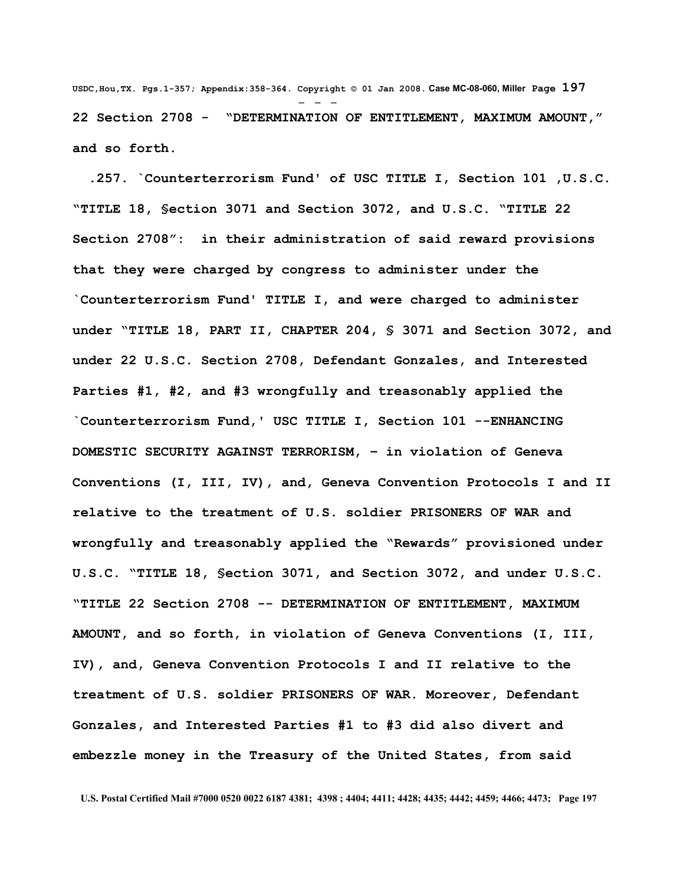**22 Section 2708 - "DETERMINATION OF ENTITLEMENT, MAXIMUM AMOUNT," and so forth.**

**.257. `Counterterrorism Fund' of USC TITLE I, Section 101 ,U.S.C. "TITLE 18, §ection 3071 and Section 3072, and U.S.C. "TITLE 22 Section 2708": in their administration of said reward provisions that they were charged by congress to administer under the `Counterterrorism Fund' TITLE I, and were charged to administer under "TITLE 18, PART II, CHAPTER 204, § 3071 and Section 3072, and under 22 U.S.C. Section 2708, Defendant Gonzales, and Interested Parties #1, #2, and #3 wrongfully and treasonably applied the `Counterterrorism Fund,' USC TITLE I, Section 101 --ENHANCING DOMESTIC SECURITY AGAINST TERRORISM, – in violation of Geneva Conventions (I, III, IV), and, Geneva Convention Protocols I and II relative to the treatment of U.S. soldier PRISONERS OF WAR and wrongfully and treasonably applied the "Rewards" provisioned under U.S.C. "TITLE 18, §ection 3071, and Section 3072, and under U.S.C. "TITLE 22 Section 2708 -- DETERMINATION OF ENTITLEMENT, MAXIMUM AMOUNT, and so forth, in violation of Geneva Conventions (I, III, IV), and, Geneva Convention Protocols I and II relative to the treatment of U.S. soldier PRISONERS OF WAR. Moreover, Defendant Gonzales, and Interested Parties #1 to #3 did also divert and embezzle money in the Treasury of the United States, from said**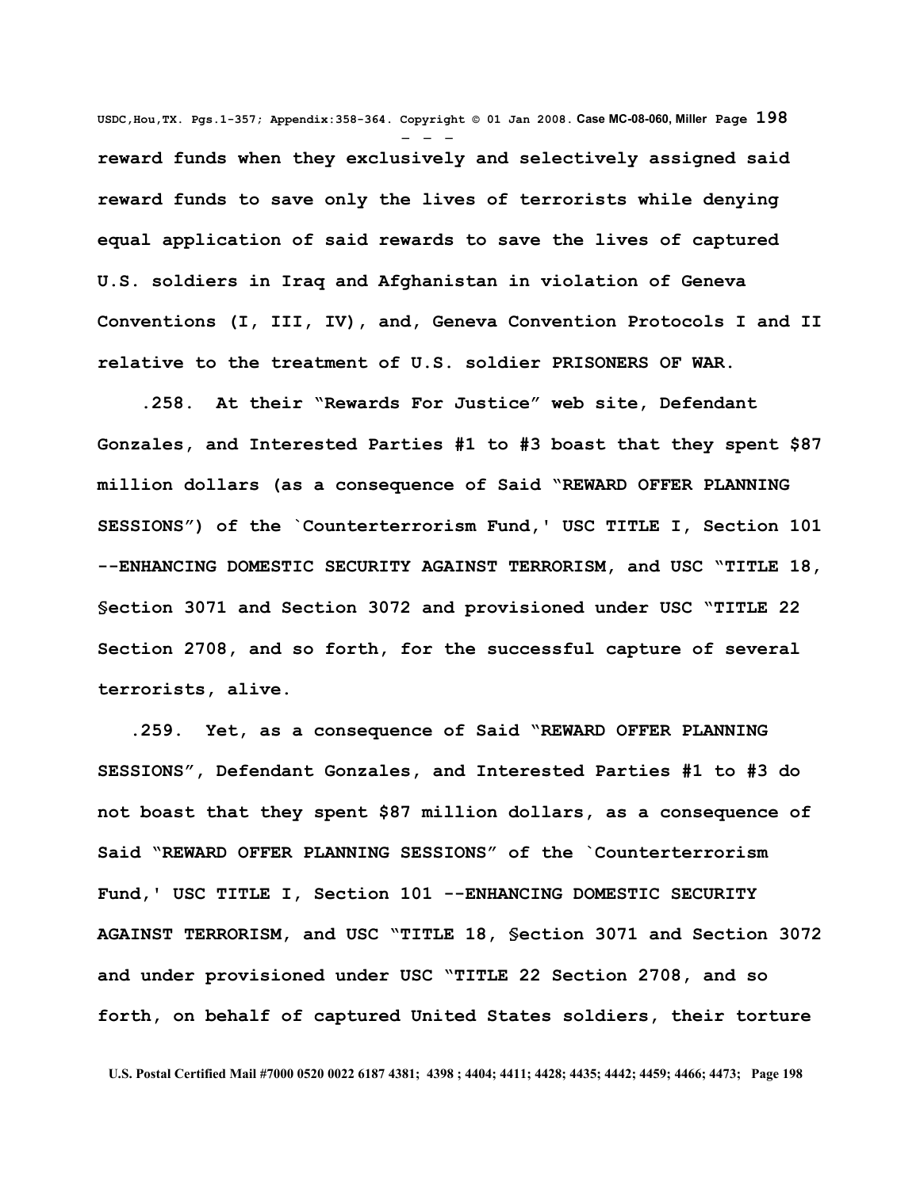**reward funds when they exclusively and selectively assigned said reward funds to save only the lives of terrorists while denying equal application of said rewards to save the lives of captured U.S. soldiers in Iraq and Afghanistan in violation of Geneva Conventions (I, III, IV), and, Geneva Convention Protocols I and II relative to the treatment of U.S. soldier PRISONERS OF WAR.**

**.258. At their "Rewards For Justice" web site, Defendant Gonzales, and Interested Parties #1 to #3 boast that they spent $87 million dollars (as a consequence of Said "REWARD OFFER PLANNING SESSIONS") of the `Counterterrorism Fund,' USC TITLE I, Section 101 --ENHANCING DOMESTIC SECURITY AGAINST TERRORISM, and USC "TITLE 18, §ection 3071 and Section 3072 and provisioned under USC "TITLE 22 Section 2708, and so forth, for the successful capture of several terrorists, alive.**

**.259. Yet, as a consequence of Said "REWARD OFFER PLANNING SESSIONS", Defendant Gonzales, and Interested Parties #1 to #3 do not boast that they spent $87 million dollars, as a consequence of Said "REWARD OFFER PLANNING SESSIONS" of the `Counterterrorism Fund,' USC TITLE I, Section 101 --ENHANCING DOMESTIC SECURITY AGAINST TERRORISM, and USC "TITLE 18, §ection 3071 and Section 3072 and under provisioned under USC "TITLE 22 Section 2708, and so forth, on behalf of captured United States soldiers, their torture**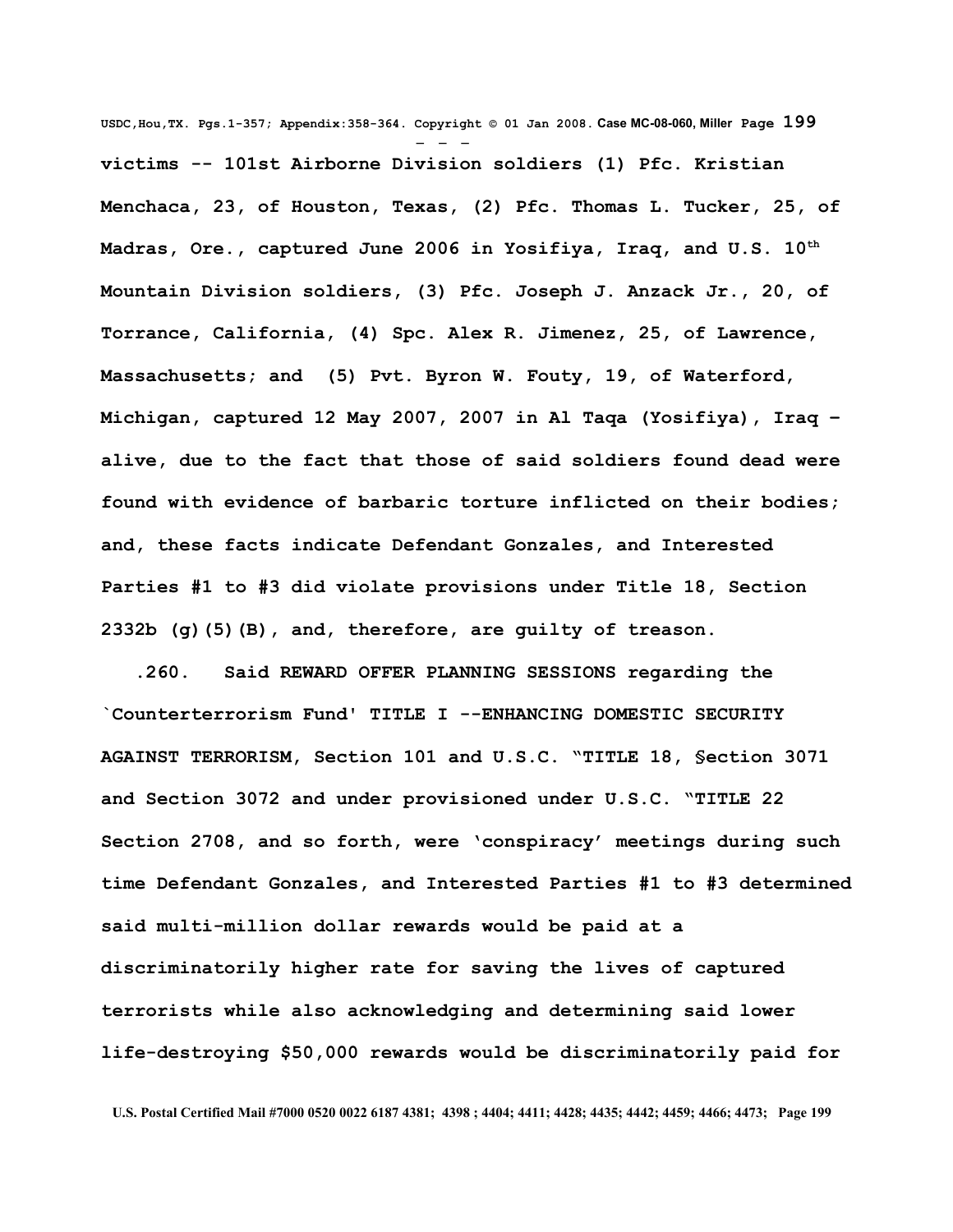**victims -- 101st Airborne Division soldiers (1) Pfc. Kristian Menchaca, 23, of Houston, Texas, (2) Pfc. Thomas L. Tucker, 25, of Madras, Ore., captured June 2006 in Yosifiya, Iraq, and U.S. 10th Mountain Division soldiers, (3) Pfc. Joseph J. Anzack Jr., 20, of Torrance, California, (4) Spc. Alex R. Jimenez, 25, of Lawrence, Massachusetts; and (5) Pvt. Byron W. Fouty, 19, of Waterford, Michigan, captured 12 May 2007, 2007 in Al Taqa (Yosifiya), Iraq – alive, due to the fact that those of said soldiers found dead were found with evidence of barbaric torture inflicted on their bodies; and, these facts indicate Defendant Gonzales, and Interested Parties #1 to #3 did violate provisions under Title 18, Section 2332b (g)(5)(B), and, therefore, are guilty of treason.**

**.260. Said REWARD OFFER PLANNING SESSIONS regarding the `Counterterrorism Fund' TITLE I --ENHANCING DOMESTIC SECURITY AGAINST TERRORISM, Section 101 and U.S.C. "TITLE 18, §ection 3071 and Section 3072 and under provisioned under U.S.C. "TITLE 22 Section 2708, and so forth, were 'conspiracy' meetings during such time Defendant Gonzales, and Interested Parties #1 to #3 determined said multi-million dollar rewards would be paid at a discriminatorily higher rate for saving the lives of captured terrorists while also acknowledging and determining said lower life-destroying $50,000 rewards would be discriminatorily paid for**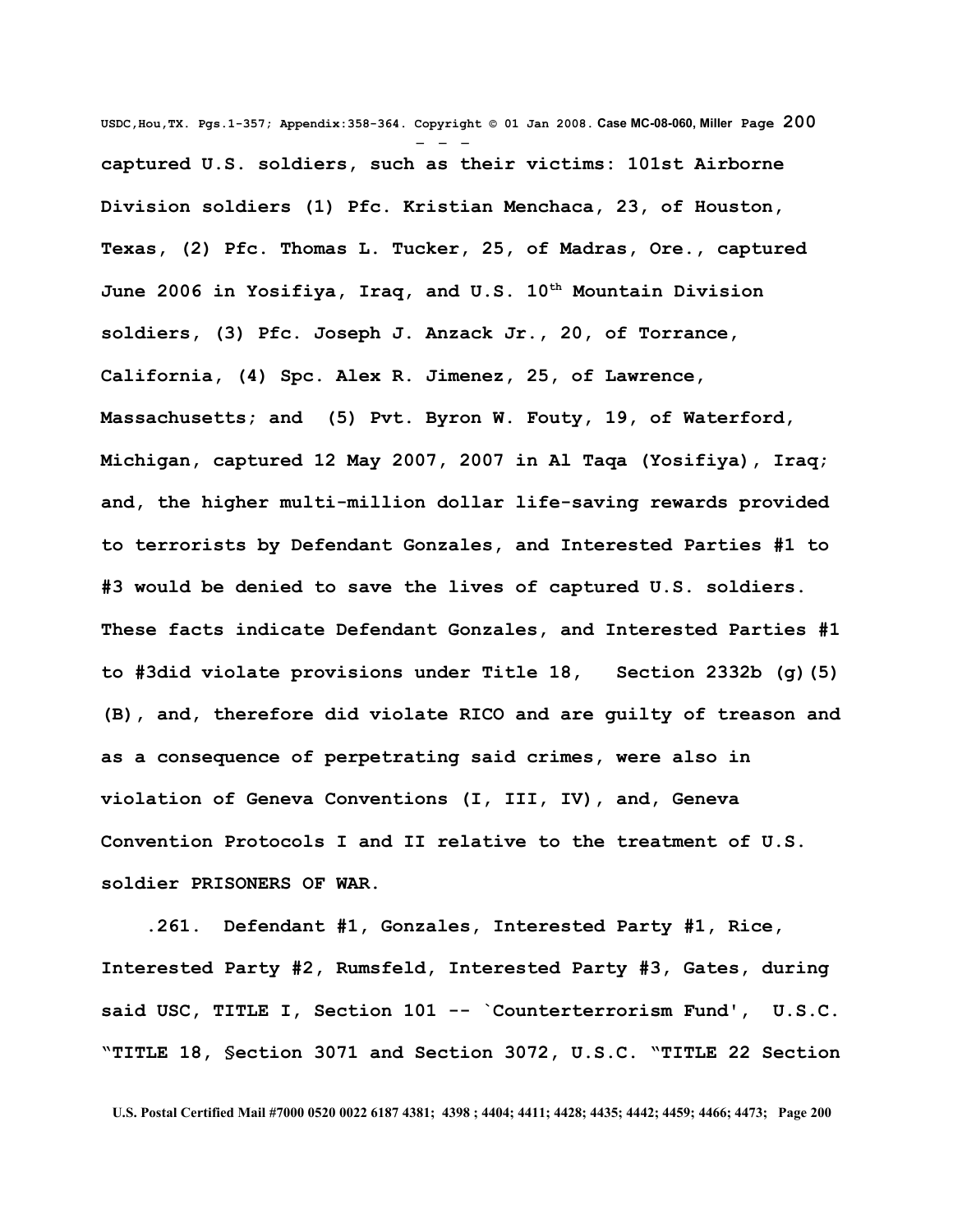**captured U.S. soldiers, such as their victims: 101st Airborne Division soldiers (1) Pfc. Kristian Menchaca, 23, of Houston, Texas, (2) Pfc. Thomas L. Tucker, 25, of Madras, Ore., captured June 2006 in Yosifiya, Iraq, and U.S. 10th Mountain Division soldiers, (3) Pfc. Joseph J. Anzack Jr., 20, of Torrance, California, (4) Spc. Alex R. Jimenez, 25, of Lawrence, Massachusetts; and (5) Pvt. Byron W. Fouty, 19, of Waterford, Michigan, captured 12 May 2007, 2007 in Al Taqa (Yosifiya), Iraq; and, the higher multi-million dollar life-saving rewards provided to terrorists by Defendant Gonzales, and Interested Parties #1 to #3 would be denied to save the lives of captured U.S. soldiers. These facts indicate Defendant Gonzales, and Interested Parties #1 to #3did violate provisions under Title 18, Section 2332b (g)(5)(B), and, therefore did violate RICO and are guilty of treason and as a consequence of perpetrating said crimes, were also in violation of Geneva Conventions (I, III, IV), and, Geneva Convention Protocols I and II relative to the treatment of U.S. soldier PRISONERS OF WAR.**

**.261. Defendant #1, Gonzales, Interested Party #1, Rice, Interested Party #2, Rumsfeld, Interested Party #3, Gates, during said USC, TITLE I, Section 101 -- `Counterterrorism Fund', U.S.C. "TITLE 18, §ection 3071 and Section 3072, U.S.C. "TITLE 22 Section**

U.S. Postal Certified Mail #7000 0520 0022 6187 4381; 4398 ; 4404; 4411; 4428; 4435; 4442; 4459; 4466; 4473;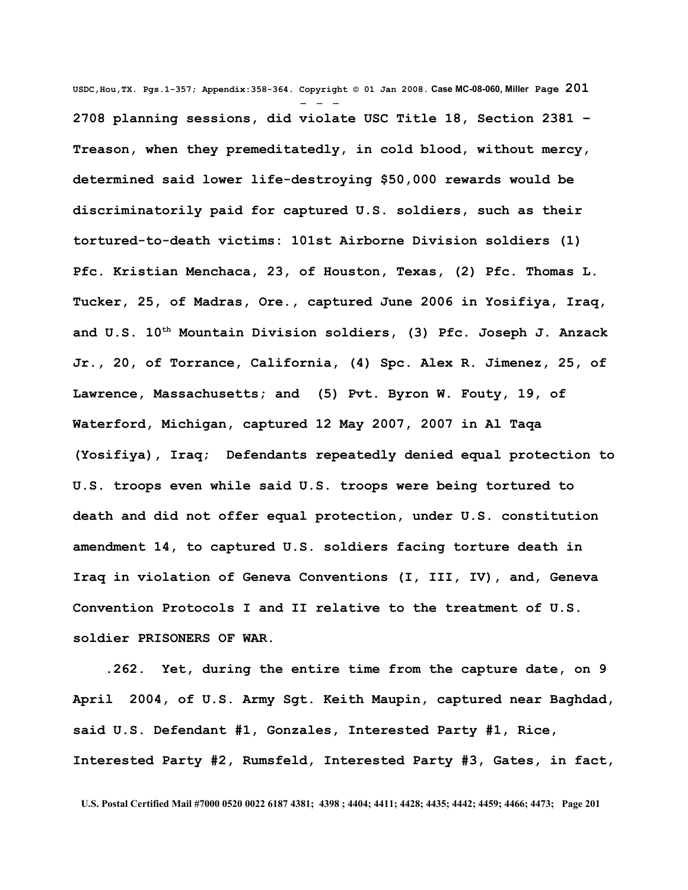2708 planning sessions, did violate USC Title 18, Section 2381 – Treason, when they premeditatedly, in cold blood, without mercy, determined said lower life-destroying $50,000 rewards would be discriminatorily paid for captured U.S. soldiers, such as their tortured-to-death victims: 101st Airborne Division soldiers (1) Pfc. Kristian Menchaca, 23, of Houston, Texas, (2) Pfc. Thomas L. Tucker, 25, of Madras, Ore., captured June 2006 in Yosifiya, Iraq, and U.S. 10th Mountain Division soldiers, (3) Pfc. Joseph J. Anzack Jr., 20, of Torrance, California, (4) Spc. Alex R. Jimenez, 25, of Lawrence, Massachusetts; and (5) Pvt. Byron W. Fouty, 19, of Waterford, Michigan, captured 12 May 2007, 2007 in Al Taqa (Yosifiya), Iraq; Defendants repeatedly denied equal protection to U.S. troops even while said U.S. troops were being tortured to death and did not offer equal protection, under U.S. constitution amendment 14, to captured U.S. soldiers facing torture death in Iraq in violation of Geneva Conventions (I, III, IV), and, Geneva Convention Protocols I and II relative to the treatment of U.S. soldier PRISONERS OF WAR.

.262. Yet, during the entire time from the capture date, on 9 April 2004, of U.S. Army Sgt. Keith Maupin, captured near Baghdad, said U.S. Defendant #1, Gonzales, Interested Party #1, Rice, Interested Party #2, Rumsfeld, Interested Party #3, Gates, in fact,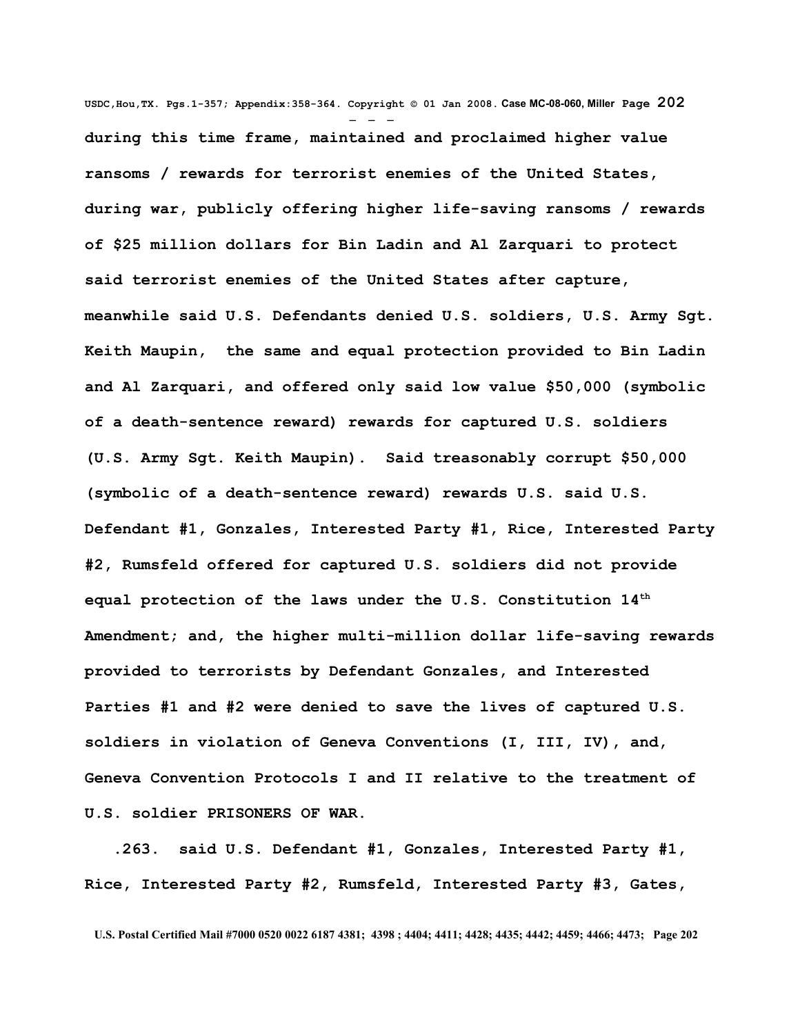**during this time frame, maintained and proclaimed higher value ransoms / rewards for terrorist enemies of the United States, during war, publicly offering higher life-saving ransoms / rewards of $25 million dollars for Bin Ladin and Al Zarquari to protect said terrorist enemies of the United States after capture, meanwhile said U.S. Defendants denied U.S. soldiers, U.S. Army Sgt. Keith Maupin, the same and equal protection provided to Bin Ladin and Al Zarquari, and offered only said low value $50,000 (symbolic of a death-sentence reward) rewards for captured U.S. soldiers (U.S. Army Sgt. Keith Maupin). Said treasonably corrupt $50,000 (symbolic of a death-sentence reward) rewards U.S. said U.S. Defendant #1, Gonzales, Interested Party #1, Rice, Interested Party #2, Rumsfeld offered for captured U.S. soldiers did not provide equal protection of the laws under the U.S. Constitution 14th Amendment; and, the higher multi-million dollar life-saving rewards provided to terrorists by Defendant Gonzales, and Interested Parties #1 and #2 were denied to save the lives of captured U.S. soldiers in violation of Geneva Conventions (I, III, IV), and, Geneva Convention Protocols I and II relative to the treatment of U.S. soldier PRISONERS OF WAR.**

**.263. said U.S. Defendant #1, Gonzales, Interested Party #1, Rice, Interested Party #2, Rumsfeld, Interested Party #3, Gates,**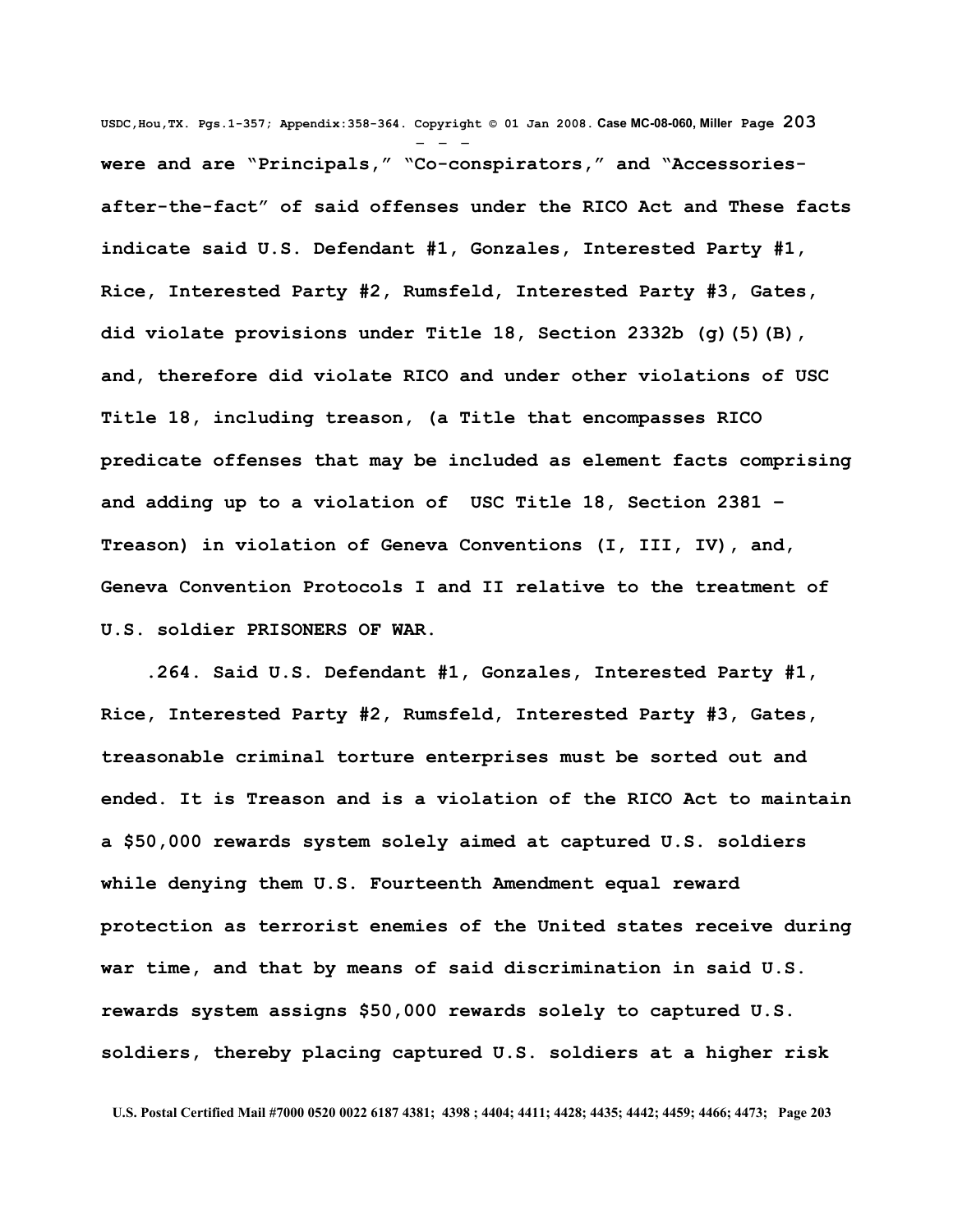**were and are "Principals," "Co-conspirators," and "Accessories-after-the-fact" of said offenses under the RICO Act and These facts indicate said U.S. Defendant #1, Gonzales, Interested Party #1, Rice, Interested Party #2, Rumsfeld, Interested Party #3, Gates, did violate provisions under Title 18, Section 2332b (g)(5)(B), and, therefore did violate RICO and under other violations of USC Title 18, including treason, (a Title that encompasses RICO predicate offenses that may be included as element facts comprising and adding up to a violation of USC Title 18, Section 2381 – Treason) in violation of Geneva Conventions (I, III, IV), and, Geneva Convention Protocols I and II relative to the treatment of U.S. soldier PRISONERS OF WAR.**

**.264. Said U.S. Defendant #1, Gonzales, Interested Party #1, Rice, Interested Party #2, Rumsfeld, Interested Party #3, Gates, treasonable criminal torture enterprises must be sorted out and ended. It is Treason and is a violation of the RICO Act to maintain a $50,000 rewards system solely aimed at captured U.S. soldiers while denying them U.S. Fourteenth Amendment equal reward protection as terrorist enemies of the United states receive during war time, and that by means of said discrimination in said U.S. rewards system assigns $50,000 rewards solely to captured U.S. soldiers, thereby placing captured U.S. soldiers at a higher risk**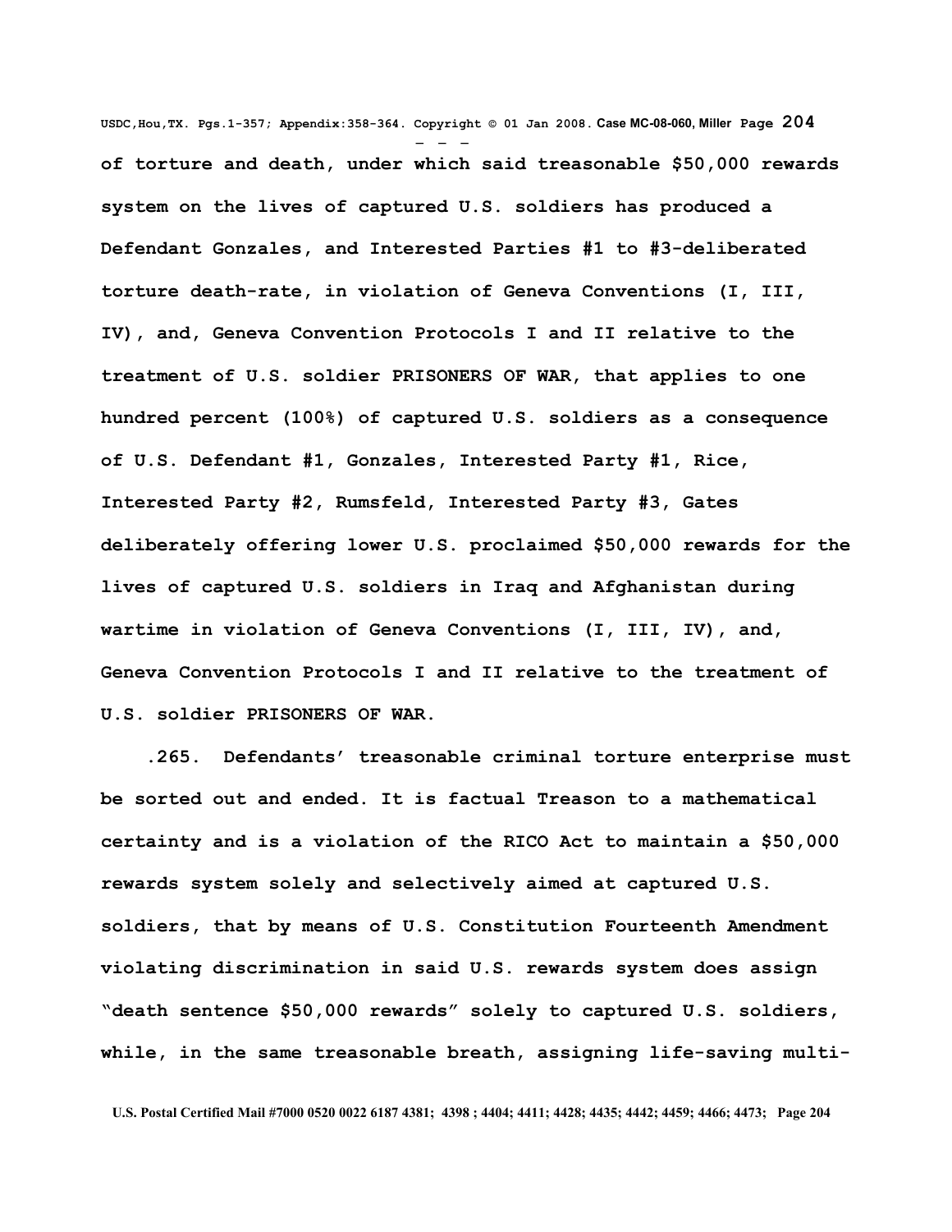**of torture and death, under which said treasonable $50,000 rewards system on the lives of captured U.S. soldiers has produced a Defendant Gonzales, and Interested Parties #1 to #3-deliberated torture death-rate, in violation of Geneva Conventions (I, III, IV), and, Geneva Convention Protocols I and II relative to the treatment of U.S. soldier PRISONERS OF WAR, that applies to one hundred percent (100%) of captured U.S. soldiers as a consequence of U.S. Defendant #1, Gonzales, Interested Party #1, Rice, Interested Party #2, Rumsfeld, Interested Party #3, Gates deliberately offering lower U.S. proclaimed $50,000 rewards for the lives of captured U.S. soldiers in Iraq and Afghanistan during wartime in violation of Geneva Conventions (I, III, IV), and, Geneva Convention Protocols I and II relative to the treatment of U.S. soldier PRISONERS OF WAR.**

**.265. Defendants' treasonable criminal torture enterprise must be sorted out and ended. It is factual Treason to a mathematical certainty and is a violation of the RICO Act to maintain a $50,000 rewards system solely and selectively aimed at captured U.S. soldiers, that by means of U.S. Constitution Fourteenth Amendment violating discrimination in said U.S. rewards system does assign "death sentence $50,000 rewards" solely to captured U.S. soldiers, while, in the same treasonable breath, assigning life-saving multi-**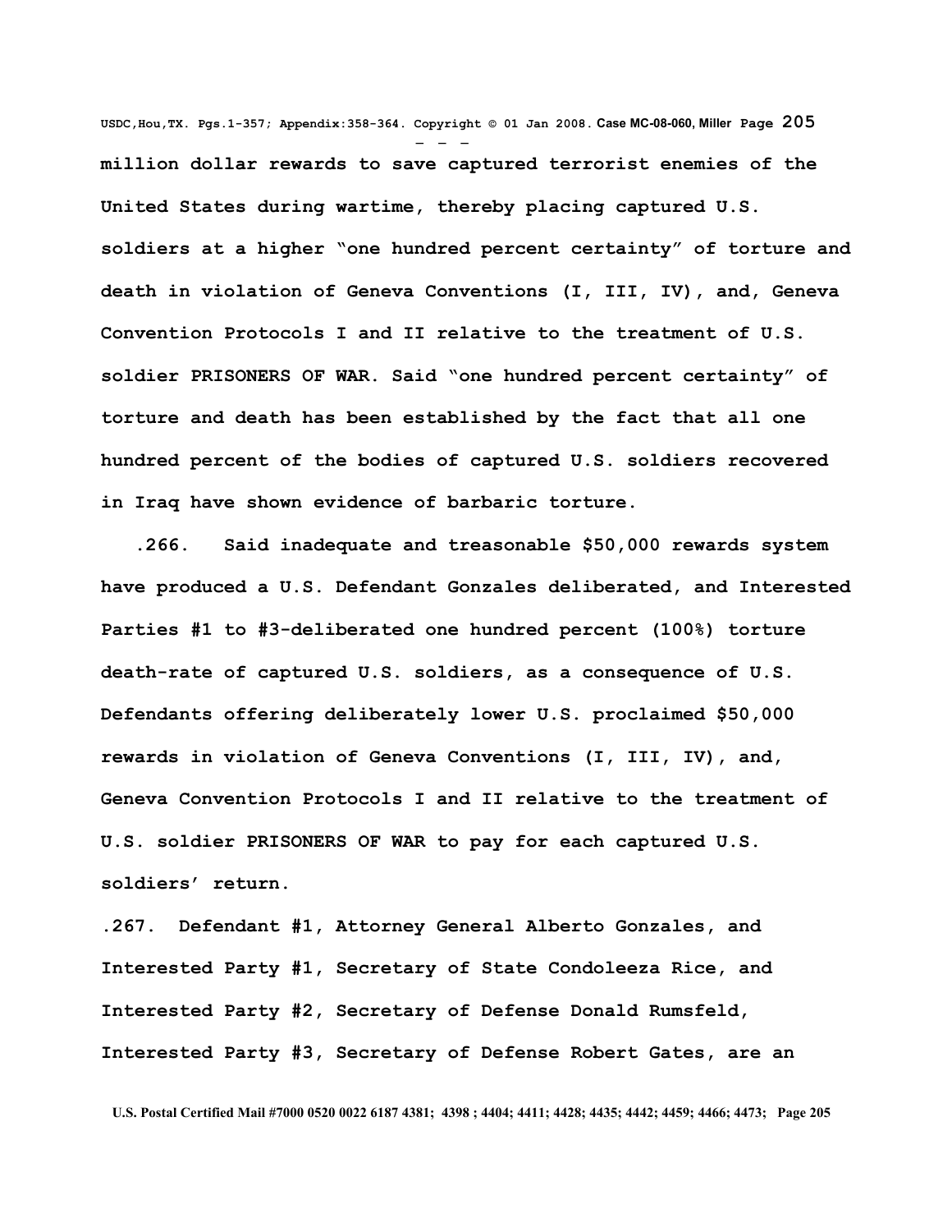**million dollar rewards to save captured terrorist enemies of the United States during wartime, thereby placing captured U.S. soldiers at a higher "one hundred percent certainty" of torture and death in violation of Geneva Conventions (I, III, IV), and, Geneva Convention Protocols I and II relative to the treatment of U.S. soldier PRISONERS OF WAR. Said "one hundred percent certainty" of torture and death has been established by the fact that all one hundred percent of the bodies of captured U.S. soldiers recovered in Iraq have shown evidence of barbaric torture.**

**.266. Said inadequate and treasonable $50,000 rewards system have produced a U.S. Defendant Gonzales deliberated, and Interested Parties #1 to #3-deliberated one hundred percent (100%) torture death-rate of captured U.S. soldiers, as a consequence of U.S. Defendants offering deliberately lower U.S. proclaimed $50,000 rewards in violation of Geneva Conventions (I, III, IV), and, Geneva Convention Protocols I and II relative to the treatment of U.S. soldier PRISONERS OF WAR to pay for each captured U.S. soldiers' return.**

**.267. Defendant #1, Attorney General Alberto Gonzales, and Interested Party #1, Secretary of State Condoleeza Rice, and Interested Party #2, Secretary of Defense Donald Rumsfeld, Interested Party #3, Secretary of Defense Robert Gates, are an**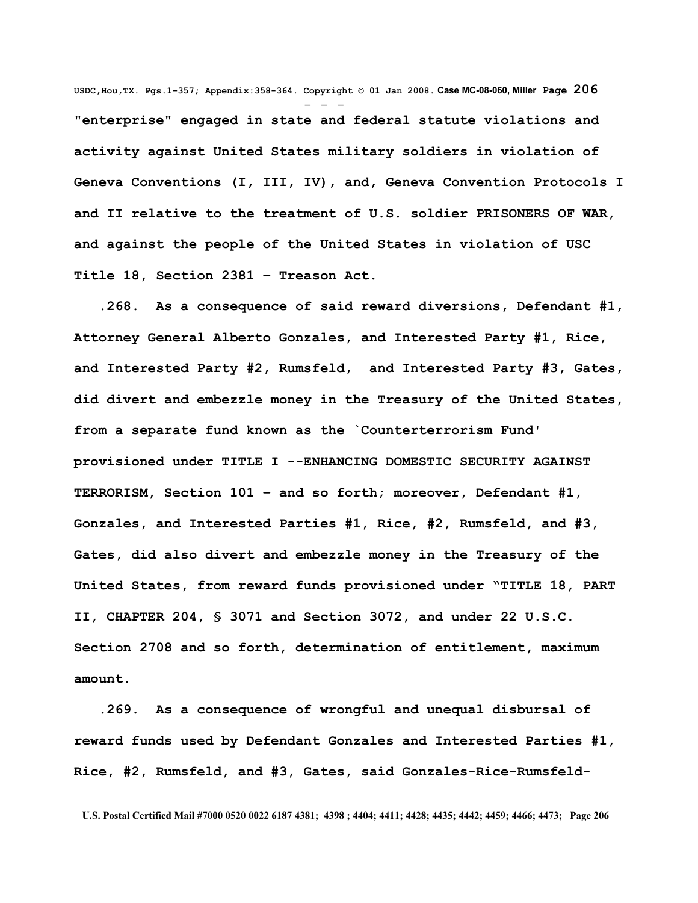"enterprise" engaged in state and federal statute violations and activity against United States military soldiers in violation of Geneva Conventions (I, III, IV), and, Geneva Convention Protocols I and II relative to the treatment of U.S. soldier PRISONERS OF WAR, and against the people of the United States in violation of USC Title 18, Section 2381 – Treason Act.

.268. As a consequence of said reward diversions, Defendant #1, Attorney General Alberto Gonzales, and Interested Party #1, Rice, and Interested Party #2, Rumsfeld, and Interested Party #3, Gates, did divert and embezzle money in the Treasury of the United States, from a separate fund known as the `Counterterrorism Fund' provisioned under TITLE I --ENHANCING DOMESTIC SECURITY AGAINST TERRORISM, Section 101 – and so forth; moreover, Defendant #1, Gonzales, and Interested Parties #1, Rice, #2, Rumsfeld, and #3, Gates, did also divert and embezzle money in the Treasury of the United States, from reward funds provisioned under "TITLE 18, PART II, CHAPTER 204, § 3071 and Section 3072, and under 22 U.S.C. Section 2708 and so forth, determination of entitlement, maximum amount.

.269. As a consequence of wrongful and unequal disbursal of reward funds used by Defendant Gonzales and Interested Parties #1, Rice, #2, Rumsfeld, and #3, Gates, said Gonzales-Rice-Rumsfeld-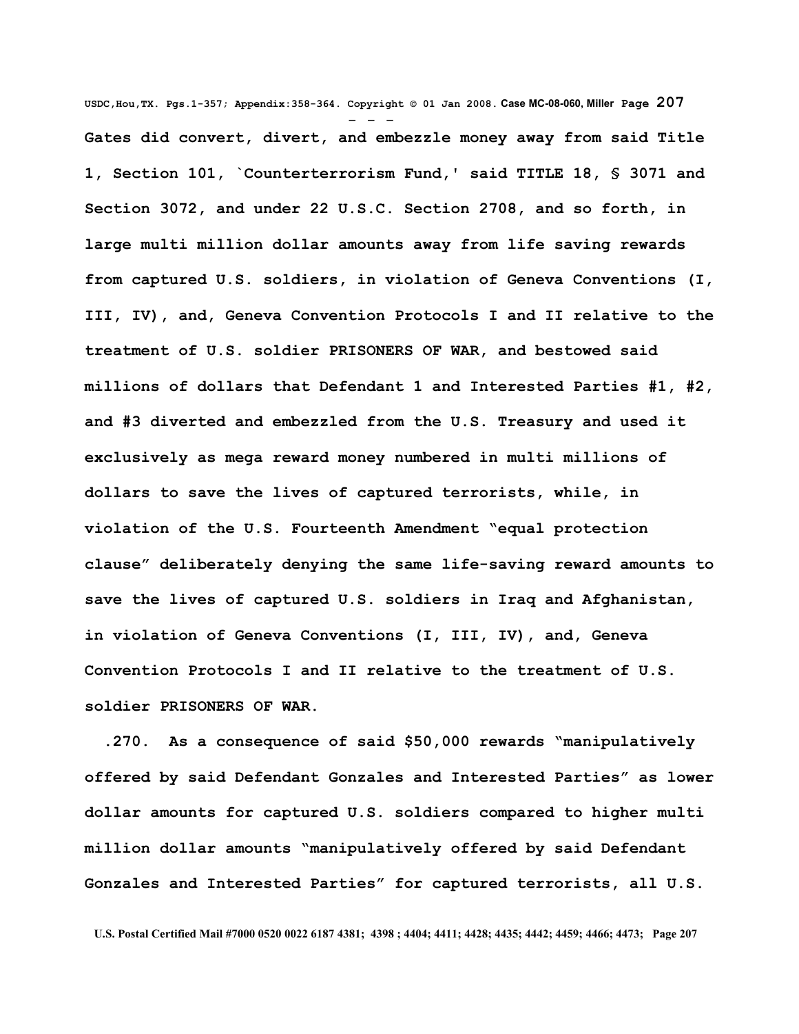**Gates did convert, divert, and embezzle money away from said Title 1, Section 101, `Counterterrorism Fund,' said TITLE 18, § 3071 and Section 3072, and under 22 U.S.C. Section 2708, and so forth, in large multi million dollar amounts away from life saving rewards from captured U.S. soldiers, in violation of Geneva Conventions (I, III, IV), and, Geneva Convention Protocols I and II relative to the treatment of U.S. soldier PRISONERS OF WAR, and bestowed said millions of dollars that Defendant 1 and Interested Parties #1, #2, and #3 diverted and embezzled from the U.S. Treasury and used it exclusively as mega reward money numbered in multi millions of dollars to save the lives of captured terrorists, while, in violation of the U.S. Fourteenth Amendment "equal protection clause" deliberately denying the same life-saving reward amounts to save the lives of captured U.S. soldiers in Iraq and Afghanistan, in violation of Geneva Conventions (I, III, IV), and, Geneva Convention Protocols I and II relative to the treatment of U.S. soldier PRISONERS OF WAR.**

**.270. As a consequence of said $50,000 rewards "manipulatively offered by said Defendant Gonzales and Interested Parties" as lower dollar amounts for captured U.S. soldiers compared to higher multi million dollar amounts "manipulatively offered by said Defendant Gonzales and Interested Parties" for captured terrorists, all U.S.**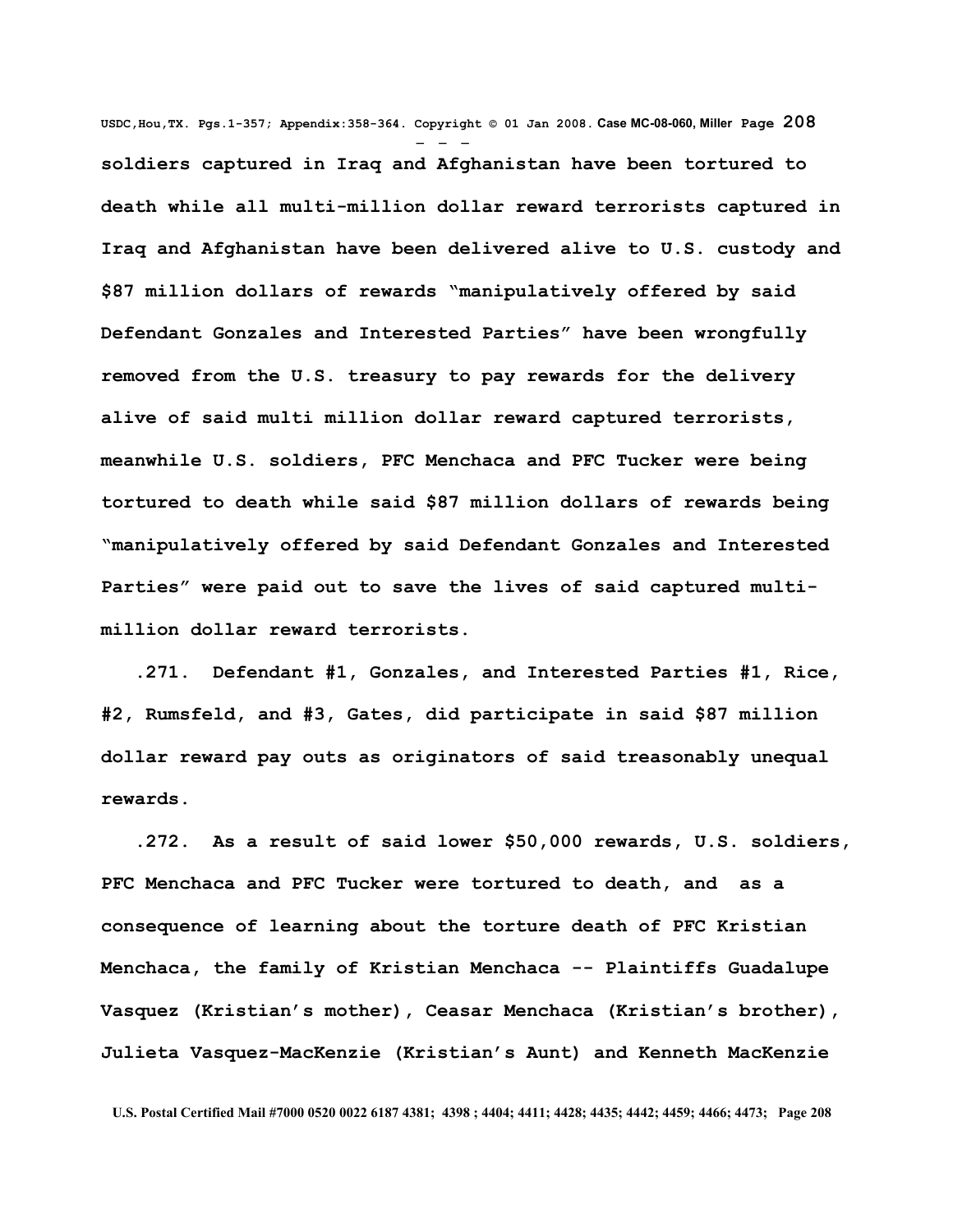soldiers captured in Iraq and Afghanistan have been tortured to death while all multi-million dollar reward terrorists captured in Iraq and Afghanistan have been delivered alive to U.S. custody and $87 million dollars of rewards "manipulatively offered by said Defendant Gonzales and Interested Parties" have been wrongfully removed from the U.S. treasury to pay rewards for the delivery alive of said multi million dollar reward captured terrorists, meanwhile U.S. soldiers, PFC Menchaca and PFC Tucker were being tortured to death while said $87 million dollars of rewards being "manipulatively offered by said Defendant Gonzales and Interested Parties" were paid out to save the lives of said captured multi-million dollar reward terrorists.

.271. Defendant #1, Gonzales, and Interested Parties #1, Rice, #2, Rumsfeld, and #3, Gates, did participate in said $87 million dollar reward pay outs as originators of said treasonably unequal rewards.

.272. As a result of said lower $50,000 rewards, U.S. soldiers, PFC Menchaca and PFC Tucker were tortured to death, and as a consequence of learning about the torture death of PFC Kristian Menchaca, the family of Kristian Menchaca -- Plaintiffs Guadalupe Vasquez (Kristian's mother), Ceasar Menchaca (Kristian's brother), Julieta Vasquez-MacKenzie (Kristian's Aunt) and Kenneth MacKenzie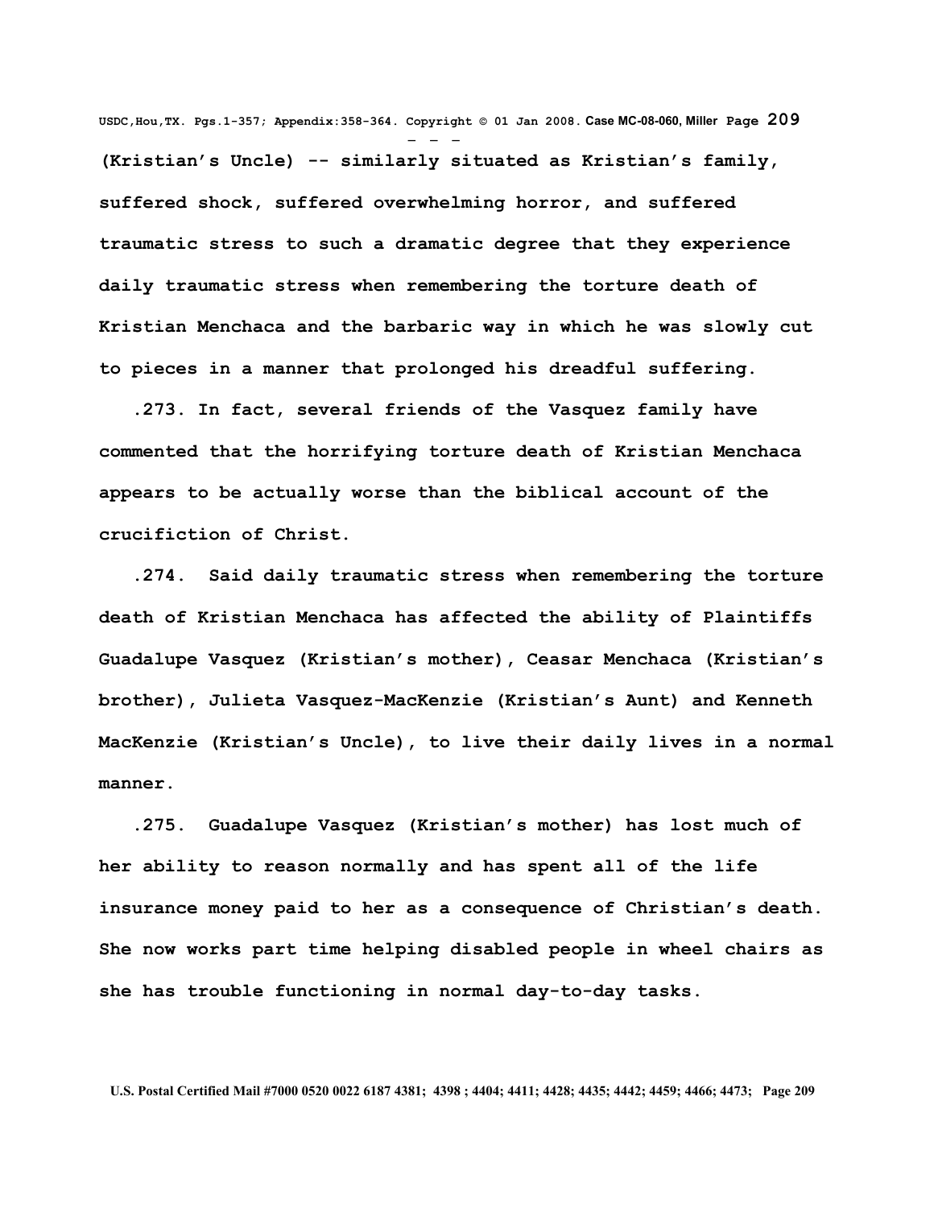(Kristian's Uncle) -- similarly situated as Kristian's family, suffered shock, suffered overwhelming horror, and suffered traumatic stress to such a dramatic degree that they experience daily traumatic stress when remembering the torture death of Kristian Menchaca and the barbaric way in which he was slowly cut to pieces in a manner that prolonged his dreadful suffering.

.273. In fact, several friends of the Vasquez family have commented that the horrifying torture death of Kristian Menchaca appears to be actually worse than the biblical account of the crucifiction of Christ.

.274. Said daily traumatic stress when remembering the torture death of Kristian Menchaca has affected the ability of Plaintiffs Guadalupe Vasquez (Kristian's mother), Ceasar Menchaca (Kristian's brother), Julieta Vasquez-MacKenzie (Kristian's Aunt) and Kenneth MacKenzie (Kristian's Uncle), to live their daily lives in a normal manner.

.275. Guadalupe Vasquez (Kristian's mother) has lost much of her ability to reason normally and has spent all of the life insurance money paid to her as a consequence of Christian's death. She now works part time helping disabled people in wheel chairs as she has trouble functioning in normal day-to-day tasks.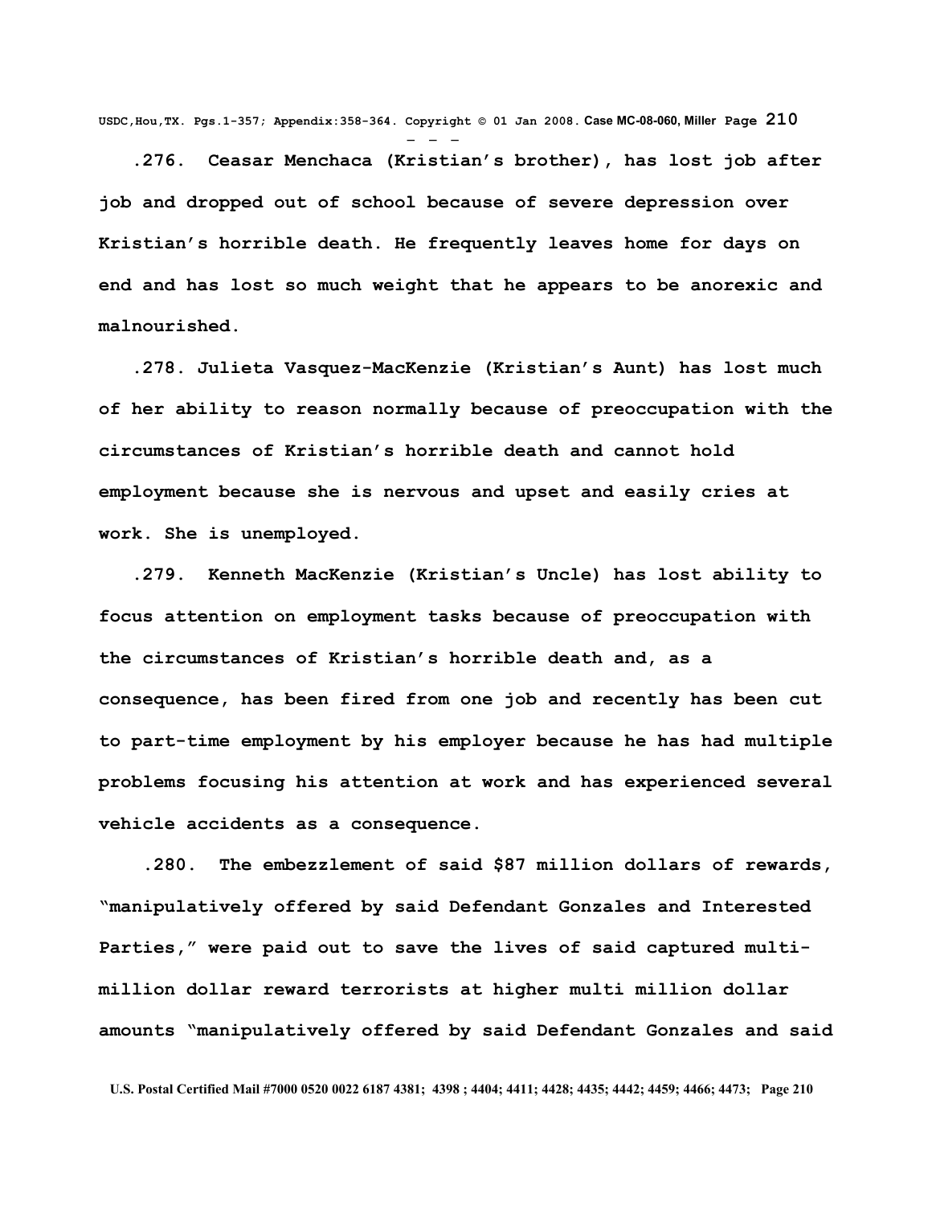**.276. Ceasar Menchaca (Kristian's brother), has lost job after job and dropped out of school because of severe depression over Kristian's horrible death. He frequently leaves home for days on end and has lost so much weight that he appears to be anorexic and malnourished.**

**.278. Julieta Vasquez-MacKenzie (Kristian's Aunt) has lost much of her ability to reason normally because of preoccupation with the circumstances of Kristian's horrible death and cannot hold employment because she is nervous and upset and easily cries at work. She is unemployed.**

**.279. Kenneth MacKenzie (Kristian's Uncle) has lost ability to focus attention on employment tasks because of preoccupation with the circumstances of Kristian's horrible death and, as a consequence, has been fired from one job and recently has been cut to part-time employment by his employer because he has had multiple problems focusing his attention at work and has experienced several vehicle accidents as a consequence.**

**.280. The embezzlement of said $87 million dollars of rewards, "manipulatively offered by said Defendant Gonzales and Interested Parties," were paid out to save the lives of said captured multi-million dollar reward terrorists at higher multi million dollar amounts "manipulatively offered by said Defendant Gonzales and said**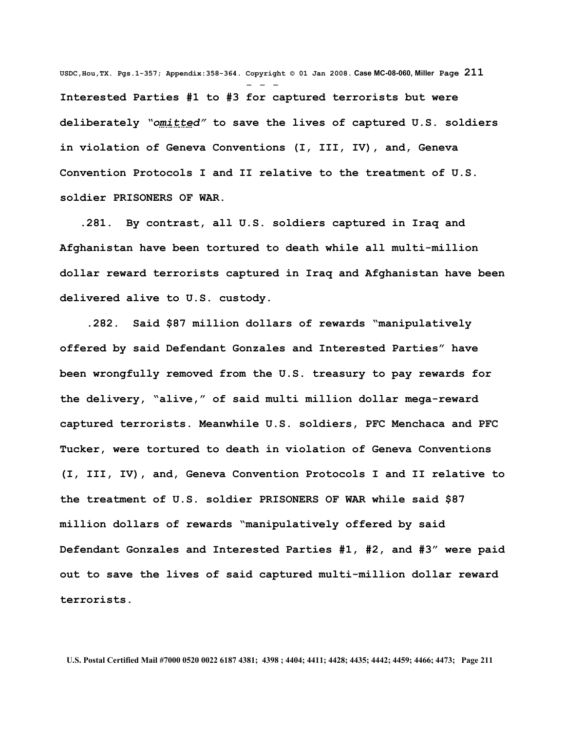Interested Parties #1 to #3 for captured terrorists but were deliberately *"omitted"* to save the lives of captured U.S. soldiers in violation of Geneva Conventions (I, III, IV), and, Geneva Convention Protocols I and II relative to the treatment of U.S. soldier PRISONERS OF WAR.

.281. By contrast, all U.S. soldiers captured in Iraq and Afghanistan have been tortured to death while all multi-million dollar reward terrorists captured in Iraq and Afghanistan have been delivered alive to U.S. custody.

.282. Said $87 million dollars of rewards "manipulatively offered by said Defendant Gonzales and Interested Parties" have been wrongfully removed from the U.S. treasury to pay rewards for the delivery, "alive," of said multi million dollar mega-reward captured terrorists. Meanwhile U.S. soldiers, PFC Menchaca and PFC Tucker, were tortured to death in violation of Geneva Conventions (I, III, IV), and, Geneva Convention Protocols I and II relative to the treatment of U.S. soldier PRISONERS OF WAR while said $87 million dollars of rewards "manipulatively offered by said Defendant Gonzales and Interested Parties #1, #2, and #3" were paid out to save the lives of said captured multi-million dollar reward terrorists.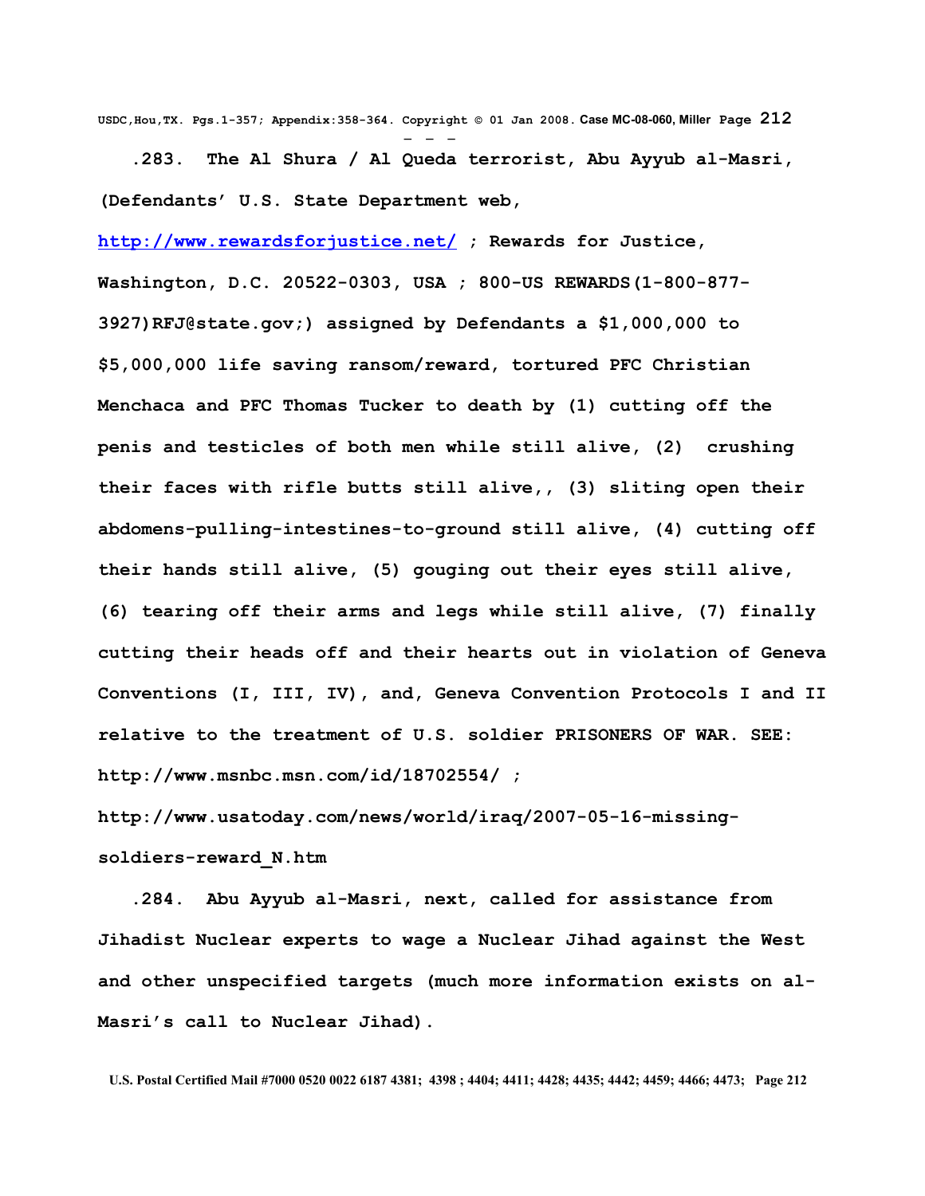.283. The Al Shura / Al Queda terrorist, Abu Ayyub al-Masri, (Defendants' U.S. State Department web, http://www.rewardsforjustice.net/ ; Rewards for Justice, Washington, D.C. 20522-0303, USA ; 800-US REWARDS(1-800-877-3927)RFJ@state.gov;) assigned by Defendants a $1,000,000 to $5,000,000 life saving ransom/reward, tortured PFC Christian Menchaca and PFC Thomas Tucker to death by (1) cutting off the penis and testicles of both men while still alive, (2) crushing their faces with rifle butts still alive,, (3) sliting open their abdomens-pulling-intestines-to-ground still alive, (4) cutting off their hands still alive, (5) gouging out their eyes still alive, (6) tearing off their arms and legs while still alive, (7) finally cutting their heads off and their hearts out in violation of Geneva Conventions (I, III, IV), and, Geneva Convention Protocols I and II relative to the treatment of U.S. soldier PRISONERS OF WAR. SEE: http://www.msnbc.msn.com/id/18702554/ ; http://www.usatoday.com/news/world/iraq/2007-05-16-missing-soldiers-reward_N.htm

.284. Abu Ayyub al-Masri, next, called for assistance from Jihadist Nuclear experts to wage a Nuclear Jihad against the West and other unspecified targets (much more information exists on al-Masri's call to Nuclear Jihad).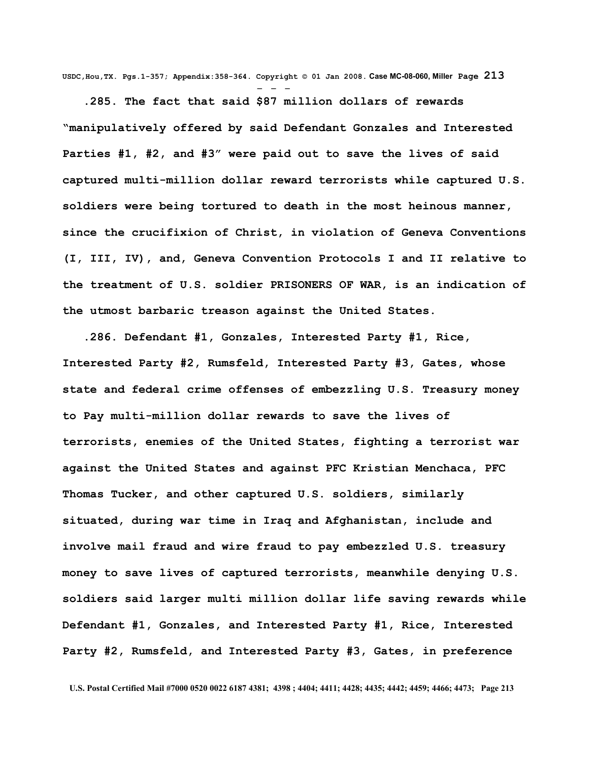**.285. The fact that said $87 million dollars of rewards "manipulatively offered by said Defendant Gonzales and Interested Parties #1, #2, and #3" were paid out to save the lives of said captured multi-million dollar reward terrorists while captured U.S. soldiers were being tortured to death in the most heinous manner, since the crucifixion of Christ, in violation of Geneva Conventions (I, III, IV), and, Geneva Convention Protocols I and II relative to the treatment of U.S. soldier PRISONERS OF WAR, is an indication of the utmost barbaric treason against the United States.**

**.286. Defendant #1, Gonzales, Interested Party #1, Rice, Interested Party #2, Rumsfeld, Interested Party #3, Gates, whose state and federal crime offenses of embezzling U.S. Treasury money to Pay multi-million dollar rewards to save the lives of terrorists, enemies of the United States, fighting a terrorist war against the United States and against PFC Kristian Menchaca, PFC Thomas Tucker, and other captured U.S. soldiers, similarly situated, during war time in Iraq and Afghanistan, include and involve mail fraud and wire fraud to pay embezzled U.S. treasury money to save lives of captured terrorists, meanwhile denying U.S. soldiers said larger multi million dollar life saving rewards while Defendant #1, Gonzales, and Interested Party #1, Rice, Interested Party #2, Rumsfeld, and Interested Party #3, Gates, in preference**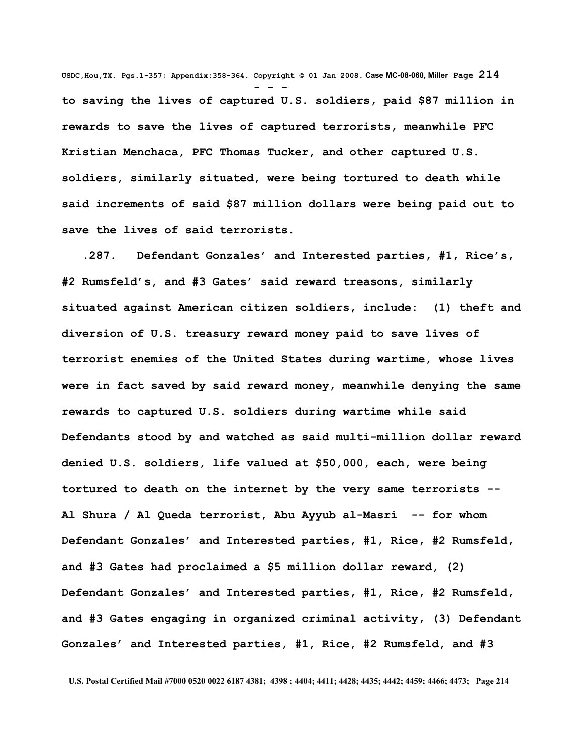**to saving the lives of captured U.S. soldiers, paid $87 million in rewards to save the lives of captured terrorists, meanwhile PFC Kristian Menchaca, PFC Thomas Tucker, and other captured U.S. soldiers, similarly situated, were being tortured to death while said increments of said $87 million dollars were being paid out to save the lives of said terrorists.**

**.287. Defendant Gonzales' and Interested parties, #1, Rice's, #2 Rumsfeld's, and #3 Gates' said reward treasons, similarly situated against American citizen soldiers, include: (1) theft and diversion of U.S. treasury reward money paid to save lives of terrorist enemies of the United States during wartime, whose lives were in fact saved by said reward money, meanwhile denying the same rewards to captured U.S. soldiers during wartime while said Defendants stood by and watched as said multi-million dollar reward denied U.S. soldiers, life valued at $50,000, each, were being tortured to death on the internet by the very same terrorists -- Al Shura / Al Queda terrorist, Abu Ayyub al-Masri -- for whom Defendant Gonzales' and Interested parties, #1, Rice, #2 Rumsfeld, and #3 Gates had proclaimed a $5 million dollar reward, (2) Defendant Gonzales' and Interested parties, #1, Rice, #2 Rumsfeld, and #3 Gates engaging in organized criminal activity, (3) Defendant Gonzales' and Interested parties, #1, Rice, #2 Rumsfeld, and #3**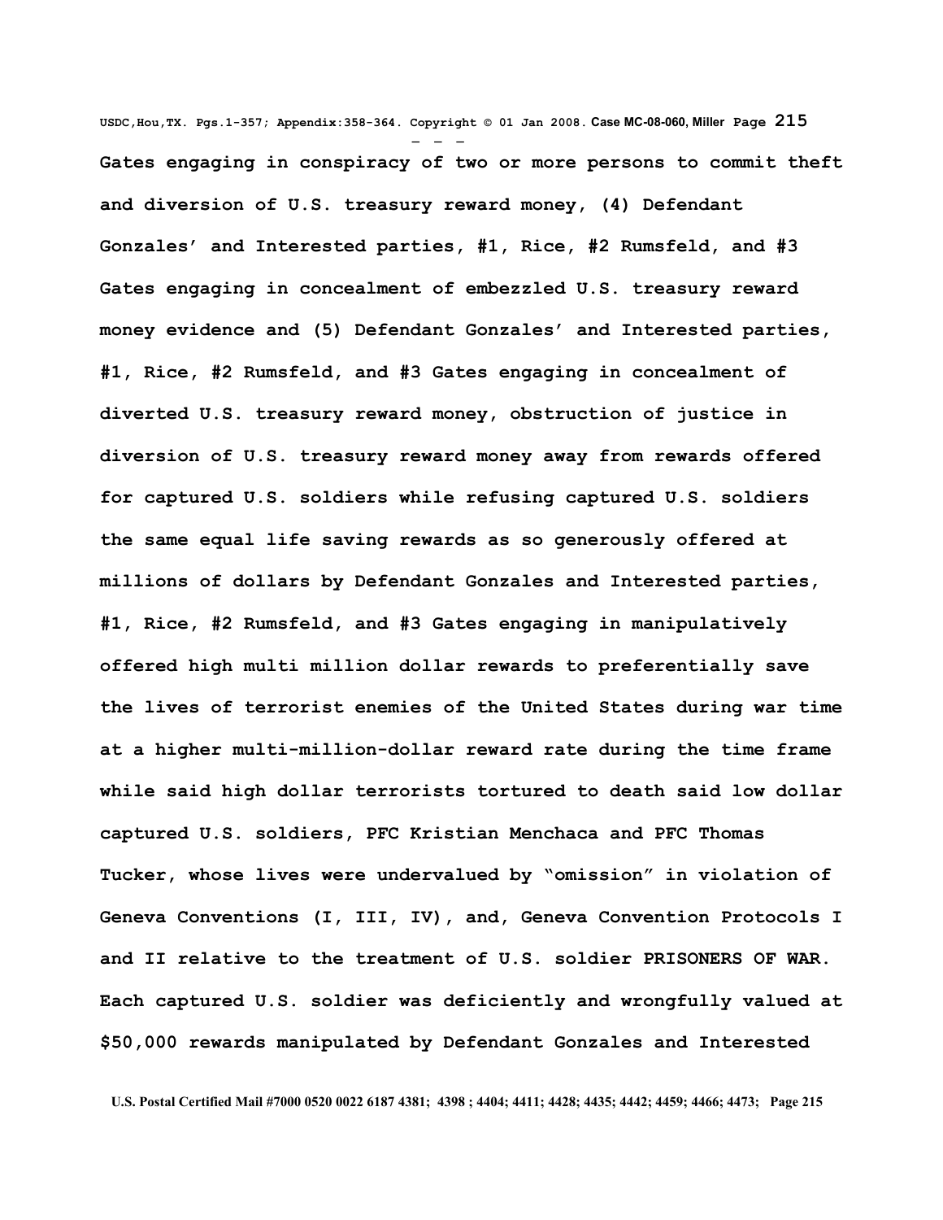Gates engaging in conspiracy of two or more persons to commit theft and diversion of U.S. treasury reward money, (4) Defendant Gonzales' and Interested parties, #1, Rice, #2 Rumsfeld, and #3 Gates engaging in concealment of embezzled U.S. treasury reward money evidence and (5) Defendant Gonzales' and Interested parties, #1, Rice, #2 Rumsfeld, and #3 Gates engaging in concealment of diverted U.S. treasury reward money, obstruction of justice in diversion of U.S. treasury reward money away from rewards offered for captured U.S. soldiers while refusing captured U.S. soldiers the same equal life saving rewards as so generously offered at millions of dollars by Defendant Gonzales and Interested parties, #1, Rice, #2 Rumsfeld, and #3 Gates engaging in manipulatively offered high multi million dollar rewards to preferentially save the lives of terrorist enemies of the United States during war time at a higher multi-million-dollar reward rate during the time frame while said high dollar terrorists tortured to death said low dollar captured U.S. soldiers, PFC Kristian Menchaca and PFC Thomas Tucker, whose lives were undervalued by "omission" in violation of Geneva Conventions (I, III, IV), and, Geneva Convention Protocols I and II relative to the treatment of U.S. soldier PRISONERS OF WAR. Each captured U.S. soldier was deficiently and wrongfully valued at $50,000 rewards manipulated by Defendant Gonzales and Interested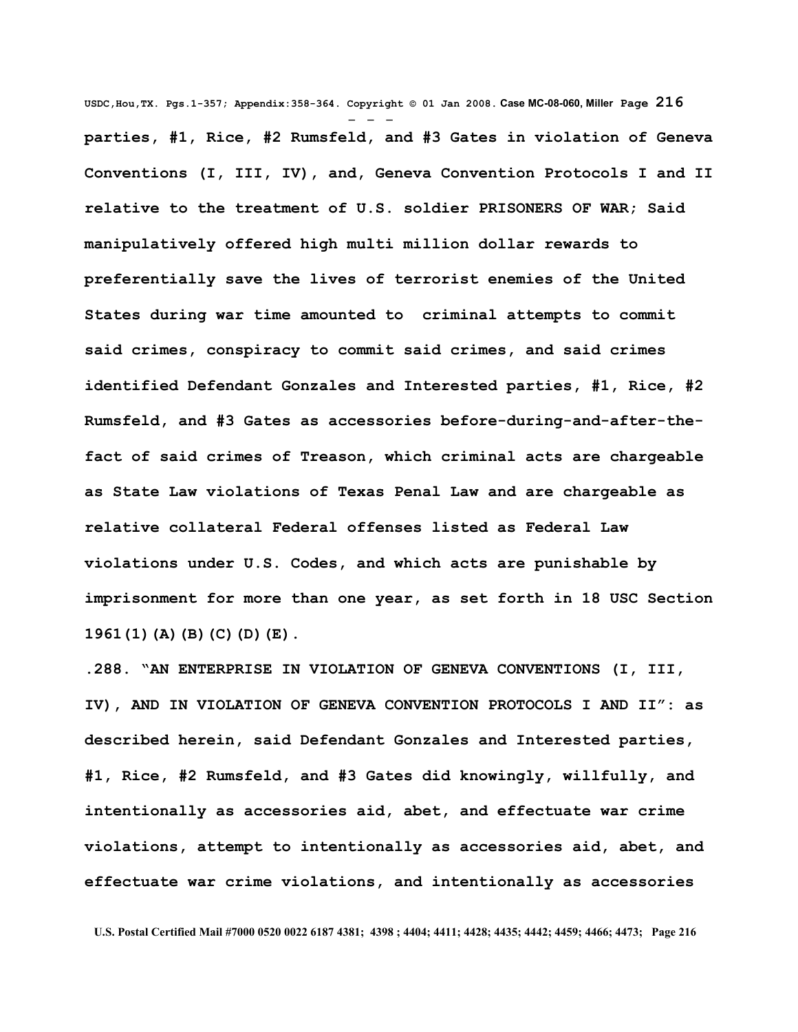**parties, #1, Rice, #2 Rumsfeld, and #3 Gates in violation of Geneva Conventions (I, III, IV), and, Geneva Convention Protocols I and II relative to the treatment of U.S. soldier PRISONERS OF WAR; Said manipulatively offered high multi million dollar rewards to preferentially save the lives of terrorist enemies of the United States during war time amounted to criminal attempts to commit said crimes, conspiracy to commit said crimes, and said crimes identified Defendant Gonzales and Interested parties, #1, Rice, #2 Rumsfeld, and #3 Gates as accessories before-during-and-after-the-fact of said crimes of Treason, which criminal acts are chargeable as State Law violations of Texas Penal Law and are chargeable as relative collateral Federal offenses listed as Federal Law violations under U.S. Codes, and which acts are punishable by imprisonment for more than one year, as set forth in 18 USC Section 1961(1)(A)(B)(C)(D)(E).**

**.288. "AN ENTERPRISE IN VIOLATION OF GENEVA CONVENTIONS (I, III, IV), AND IN VIOLATION OF GENEVA CONVENTION PROTOCOLS I AND II": as described herein, said Defendant Gonzales and Interested parties, #1, Rice, #2 Rumsfeld, and #3 Gates did knowingly, willfully, and intentionally as accessories aid, abet, and effectuate war crime violations, attempt to intentionally as accessories aid, abet, and effectuate war crime violations, and intentionally as accessories**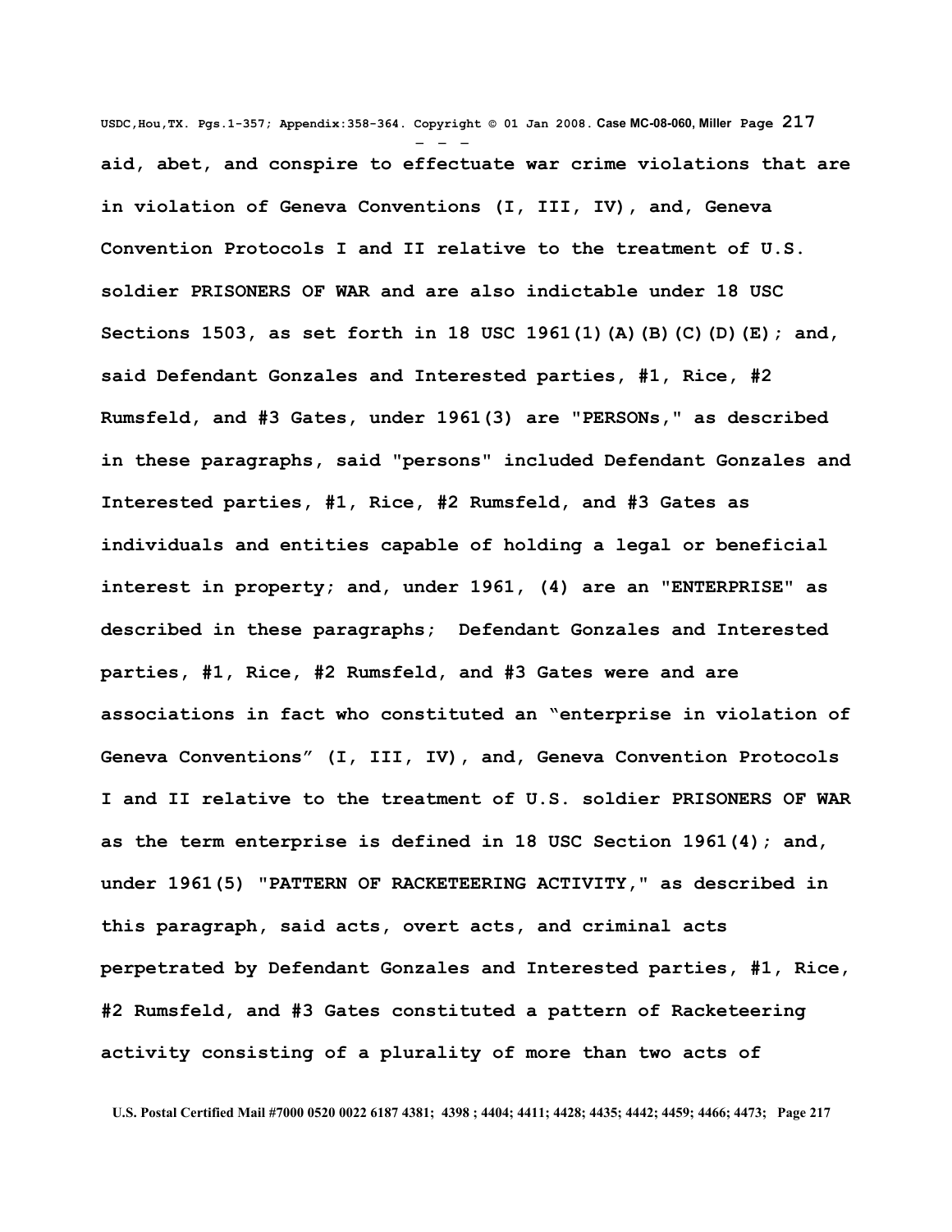**aid, abet, and conspire to effectuate war crime violations that are in violation of Geneva Conventions (I, III, IV), and, Geneva Convention Protocols I and II relative to the treatment of U.S. soldier PRISONERS OF WAR and are also indictable under 18 USC Sections 1503, as set forth in 18 USC 1961(1)(A)(B)(C)(D)(E); and, said Defendant Gonzales and Interested parties, #1, Rice, #2 Rumsfeld, and #3 Gates, under 1961(3) are "PERSONs," as described in these paragraphs, said "persons" included Defendant Gonzales and Interested parties, #1, Rice, #2 Rumsfeld, and #3 Gates as individuals and entities capable of holding a legal or beneficial interest in property; and, under 1961, (4) are an "ENTERPRISE" as described in these paragraphs; Defendant Gonzales and Interested parties, #1, Rice, #2 Rumsfeld, and #3 Gates were and are associations in fact who constituted an "enterprise in violation of Geneva Conventions" (I, III, IV), and, Geneva Convention Protocols I and II relative to the treatment of U.S. soldier PRISONERS OF WAR as the term enterprise is defined in 18 USC Section 1961(4); and, under 1961(5) "PATTERN OF RACKETEERING ACTIVITY," as described in this paragraph, said acts, overt acts, and criminal acts perpetrated by Defendant Gonzales and Interested parties, #1, Rice, #2 Rumsfeld, and #3 Gates constituted a pattern of Racketeering activity consisting of a plurality of more than two acts of**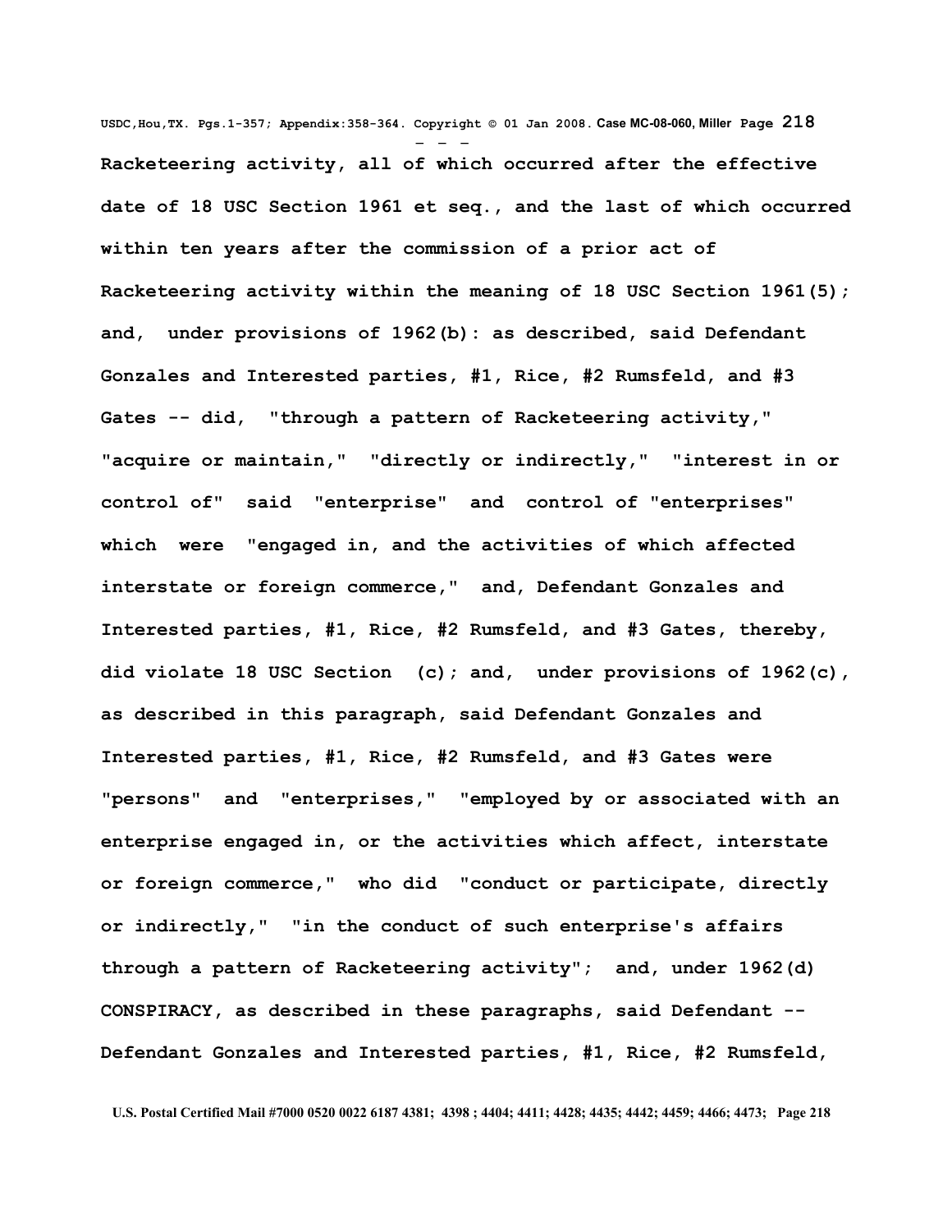Racketeering activity, all of which occurred after the effective date of 18 USC Section 1961 et seq., and the last of which occurred within ten years after the commission of a prior act of Racketeering activity within the meaning of 18 USC Section 1961(5); and, under provisions of 1962(b): as described, said Defendant Gonzales and Interested parties, #1, Rice, #2 Rumsfeld, and #3 Gates -- did, "through a pattern of Racketeering activity," "acquire or maintain," "directly or indirectly," "interest in or control of" said "enterprise" and control of "enterprises" which were "engaged in, and the activities of which affected interstate or foreign commerce," and, Defendant Gonzales and Interested parties, #1, Rice, #2 Rumsfeld, and #3 Gates, thereby, did violate 18 USC Section (c); and, under provisions of 1962(c), as described in this paragraph, said Defendant Gonzales and Interested parties, #1, Rice, #2 Rumsfeld, and #3 Gates were "persons" and "enterprises," "employed by or associated with an enterprise engaged in, or the activities which affect, interstate or foreign commerce," who did "conduct or participate, directly or indirectly," "in the conduct of such enterprise's affairs through a pattern of Racketeering activity"; and, under 1962(d) CONSPIRACY, as described in these paragraphs, said Defendant -- Defendant Gonzales and Interested parties, #1, Rice, #2 Rumsfeld,

U.S. Postal Certified Mail #7000 0520 0022 6187 4381; 4398 ; 4404; 4411; 4428; 4435; 4442; 4459; 4466; 4473;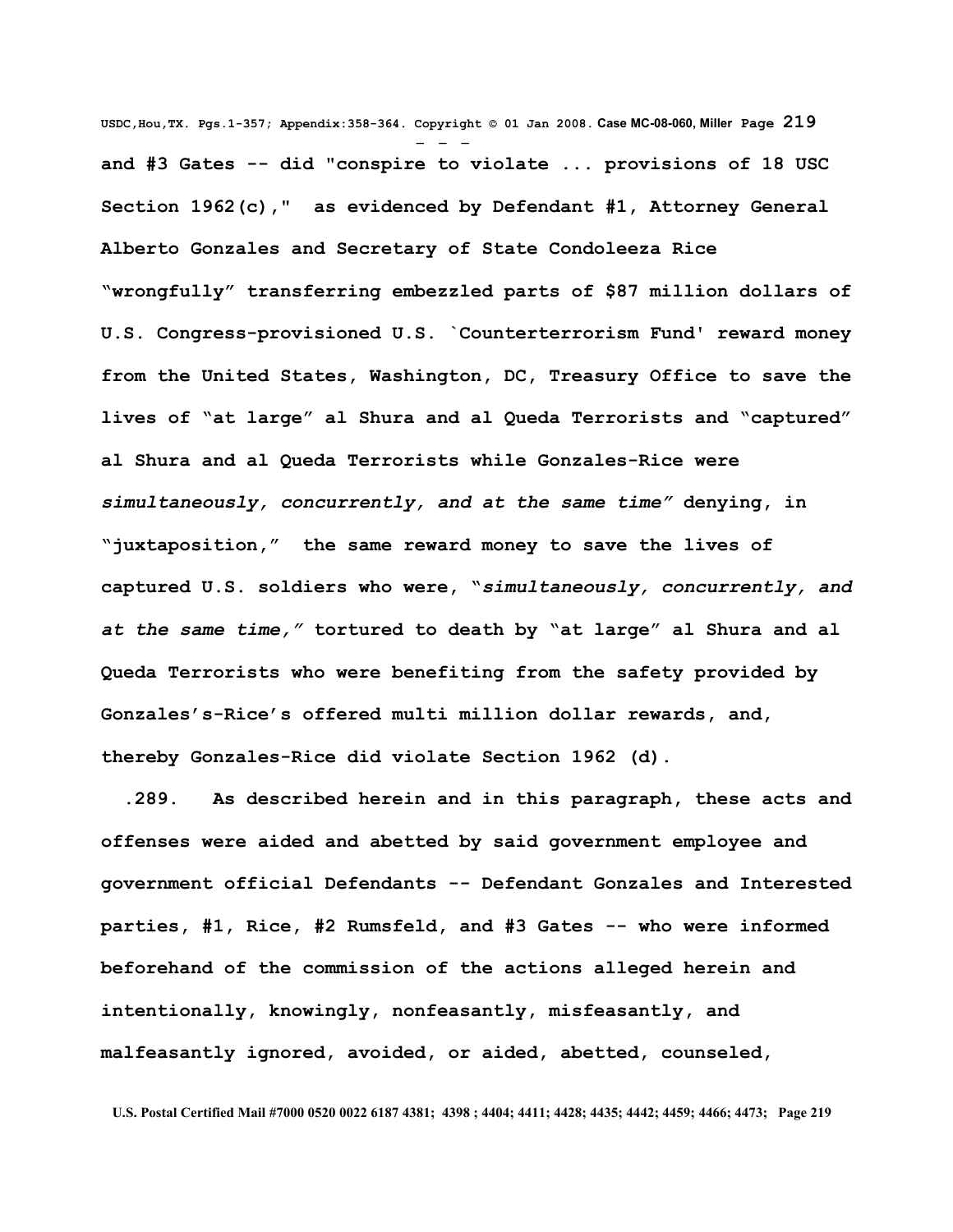**and #3 Gates -- did "conspire to violate ... provisions of 18 USC Section 1962(c)," as evidenced by Defendant #1, Attorney General Alberto Gonzales and Secretary of State Condoleeza Rice "wrongfully" transferring embezzled parts of $87 million dollars of U.S. Congress-provisioned U.S. `Counterterrorism Fund' reward money from the United States, Washington, DC, Treasury Office to save the lives of "at large" al Shura and al Queda Terrorists and "captured" al Shura and al Queda Terrorists while Gonzales-Rice were *simultaneously, concurrently, and at the same time"* denying, in "juxtaposition," the same reward money to save the lives of captured U.S. soldiers who were, "*simultaneously, concurrently, and at the same time,"* tortured to death by "at large" al Shura and al Queda Terrorists who were benefiting from the safety provided by Gonzales's-Rice's offered multi million dollar rewards, and, thereby Gonzales-Rice did violate Section 1962 (d).**

**.289. As described herein and in this paragraph, these acts and offenses were aided and abetted by said government employee and government official Defendants -- Defendant Gonzales and Interested parties, #1, Rice, #2 Rumsfeld, and #3 Gates -- who were informed beforehand of the commission of the actions alleged herein and intentionally, knowingly, nonfeasantly, misfeasantly, and malfeasantly ignored, avoided, or aided, abetted, counseled,**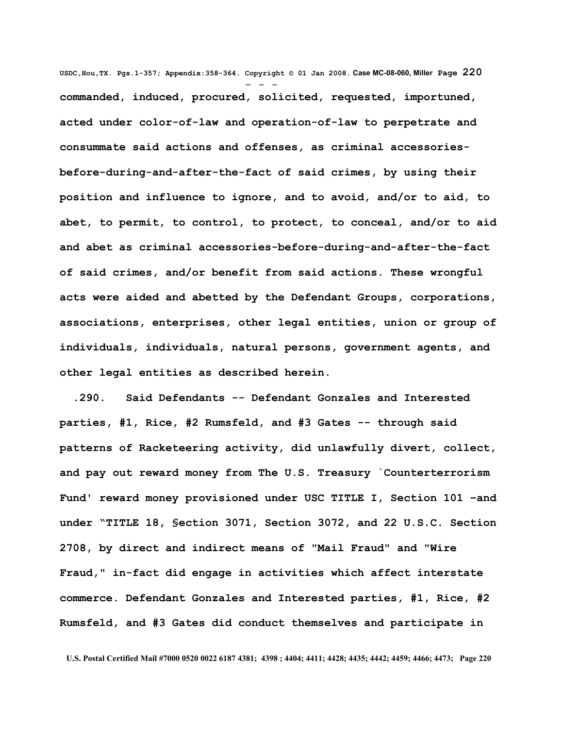**commanded, induced, procured, solicited, requested, importuned, acted under color-of-law and operation-of-law to perpetrate and consummate said actions and offenses, as criminal accessories-before-during-and-after-the-fact of said crimes, by using their position and influence to ignore, and to avoid, and/or to aid, to abet, to permit, to control, to protect, to conceal, and/or to aid and abet as criminal accessories-before-during-and-after-the-fact of said crimes, and/or benefit from said actions. These wrongful acts were aided and abetted by the Defendant Groups, corporations, associations, enterprises, other legal entities, union or group of individuals, individuals, natural persons, government agents, and other legal entities as described herein.**

**.290. Said Defendants -- Defendant Gonzales and Interested parties, #1, Rice, #2 Rumsfeld, and #3 Gates -- through said patterns of Racketeering activity, did unlawfully divert, collect, and pay out reward money from The U.S. Treasury `Counterterrorism Fund' reward money provisioned under USC TITLE I, Section 101 –and under "TITLE 18, §ection 3071, Section 3072, and 22 U.S.C. Section 2708, by direct and indirect means of "Mail Fraud" and "Wire Fraud," in-fact did engage in activities which affect interstate commerce. Defendant Gonzales and Interested parties, #1, Rice, #2 Rumsfeld, and #3 Gates did conduct themselves and participate in**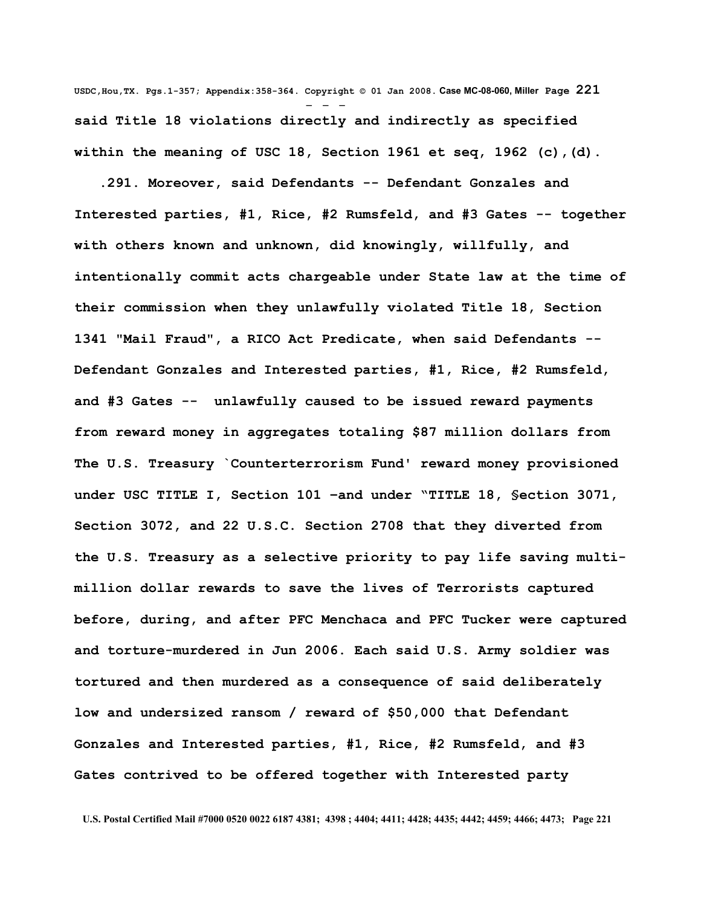**said Title 18 violations directly and indirectly as specified within the meaning of USC 18, Section 1961 et seq, 1962 (c),(d).**

**.291. Moreover, said Defendants -- Defendant Gonzales and Interested parties, #1, Rice, #2 Rumsfeld, and #3 Gates -- together with others known and unknown, did knowingly, willfully, and intentionally commit acts chargeable under State law at the time of their commission when they unlawfully violated Title 18, Section 1341 "Mail Fraud", a RICO Act Predicate, when said Defendants -- Defendant Gonzales and Interested parties, #1, Rice, #2 Rumsfeld, and #3 Gates -- unlawfully caused to be issued reward payments from reward money in aggregates totaling $87 million dollars from The U.S. Treasury `Counterterrorism Fund' reward money provisioned under USC TITLE I, Section 101 –and under "TITLE 18, §ection 3071, Section 3072, and 22 U.S.C. Section 2708 that they diverted from the U.S. Treasury as a selective priority to pay life saving multi-million dollar rewards to save the lives of Terrorists captured before, during, and after PFC Menchaca and PFC Tucker were captured and torture-murdered in Jun 2006. Each said U.S. Army soldier was tortured and then murdered as a consequence of said deliberately low and undersized ransom / reward of $50,000 that Defendant Gonzales and Interested parties, #1, Rice, #2 Rumsfeld, and #3 Gates contrived to be offered together with Interested party**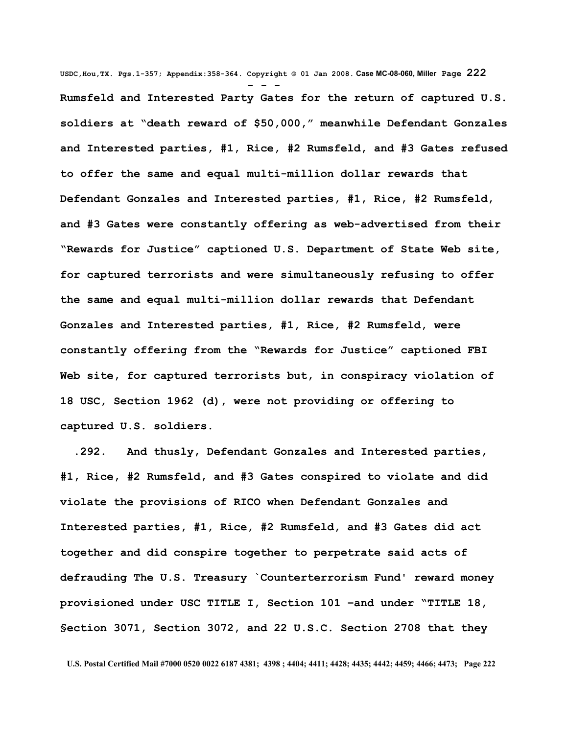Rumsfeld and Interested Party Gates for the return of captured U.S. soldiers at "death reward of $50,000," meanwhile Defendant Gonzales and Interested parties, #1, Rice, #2 Rumsfeld, and #3 Gates refused to offer the same and equal multi-million dollar rewards that Defendant Gonzales and Interested parties, #1, Rice, #2 Rumsfeld, and #3 Gates were constantly offering as web-advertised from their "Rewards for Justice" captioned U.S. Department of State Web site, for captured terrorists and were simultaneously refusing to offer the same and equal multi-million dollar rewards that Defendant Gonzales and Interested parties, #1, Rice, #2 Rumsfeld, were constantly offering from the "Rewards for Justice" captioned FBI Web site, for captured terrorists but, in conspiracy violation of 18 USC, Section 1962 (d), were not providing or offering to captured U.S. soldiers.

.292. And thusly, Defendant Gonzales and Interested parties, #1, Rice, #2 Rumsfeld, and #3 Gates conspired to violate and did violate the provisions of RICO when Defendant Gonzales and Interested parties, #1, Rice, #2 Rumsfeld, and #3 Gates did act together and did conspire together to perpetrate said acts of defrauding The U.S. Treasury `Counterterrorism Fund' reward money provisioned under USC TITLE I, Section 101 –and under "TITLE 18, §ection 3071, Section 3072, and 22 U.S.C. Section 2708 that they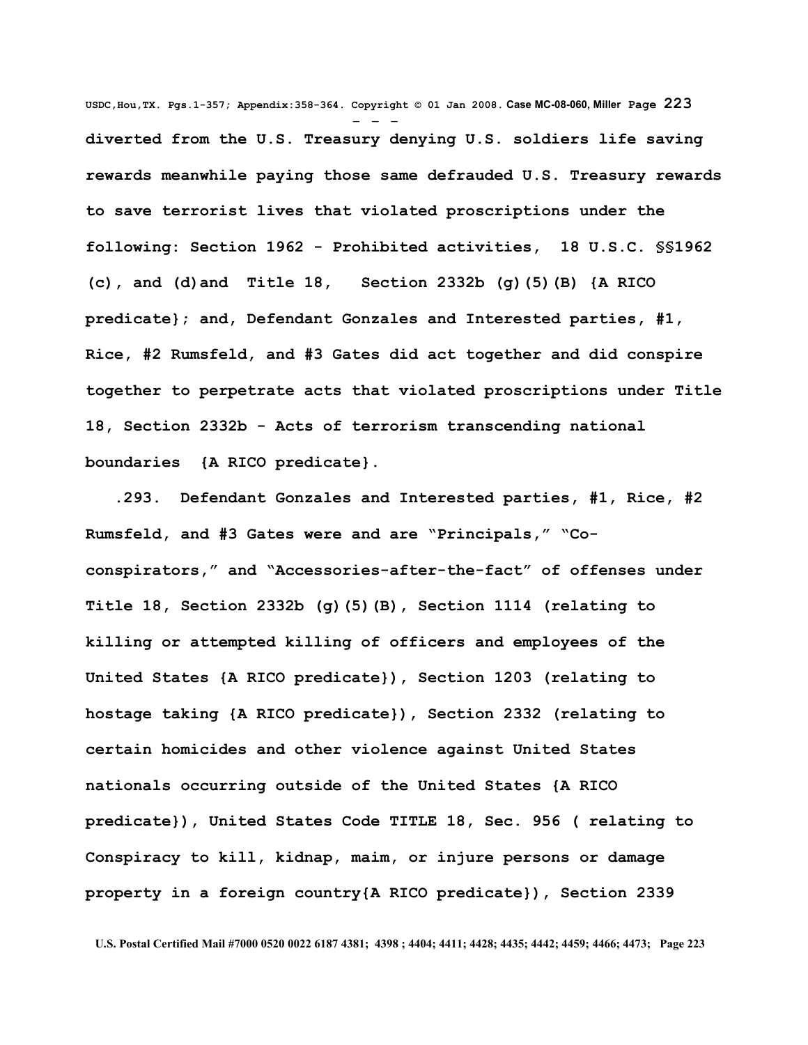**diverted from the U.S. Treasury denying U.S. soldiers life saving rewards meanwhile paying those same defrauded U.S. Treasury rewards to save terrorist lives that violated proscriptions under the following: Section 1962 - Prohibited activities, 18 U.S.C. §§1962 (c), and (d)and Title 18, Section 2332b (g)(5)(B) {A RICO predicate}; and, Defendant Gonzales and Interested parties, #1, Rice, #2 Rumsfeld, and #3 Gates did act together and did conspire together to perpetrate acts that violated proscriptions under Title 18, Section 2332b - Acts of terrorism transcending national boundaries {A RICO predicate}.**

**.293. Defendant Gonzales and Interested parties, #1, Rice, #2 Rumsfeld, and #3 Gates were and are "Principals," "Co-conspirators," and "Accessories-after-the-fact" of offenses under Title 18, Section 2332b (g)(5)(B), Section 1114 (relating to killing or attempted killing of officers and employees of the United States {A RICO predicate}), Section 1203 (relating to hostage taking {A RICO predicate}), Section 2332 (relating to certain homicides and other violence against United States nationals occurring outside of the United States {A RICO predicate}), United States Code TITLE 18, Sec. 956 ( relating to Conspiracy to kill, kidnap, maim, or injure persons or damage property in a foreign country{A RICO predicate}), Section 2339**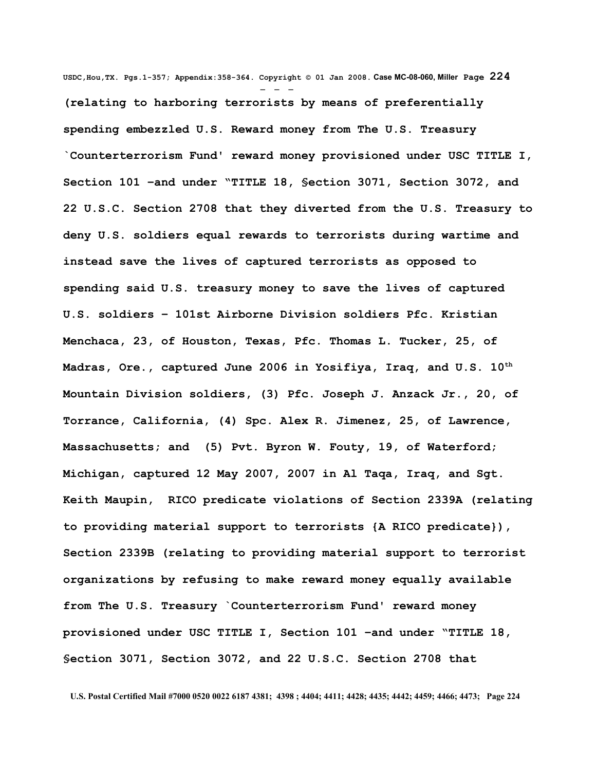**(relating to harboring terrorists by means of preferentially spending embezzled U.S. Reward money from The U.S. Treasury `Counterterrorism Fund' reward money provisioned under USC TITLE I, Section 101 –and under "TITLE 18, §ection 3071, Section 3072, and 22 U.S.C. Section 2708 that they diverted from the U.S. Treasury to deny U.S. soldiers equal rewards to terrorists during wartime and instead save the lives of captured terrorists as opposed to spending said U.S. treasury money to save the lives of captured U.S. soldiers – 101st Airborne Division soldiers Pfc. Kristian Menchaca, 23, of Houston, Texas, Pfc. Thomas L. Tucker, 25, of Madras, Ore., captured June 2006 in Yosifiya, Iraq, and U.S. 10th Mountain Division soldiers, (3) Pfc. Joseph J. Anzack Jr., 20, of Torrance, California, (4) Spc. Alex R. Jimenez, 25, of Lawrence, Massachusetts; and (5) Pvt. Byron W. Fouty, 19, of Waterford; Michigan, captured 12 May 2007, 2007 in Al Taqa, Iraq, and Sgt. Keith Maupin, RICO predicate violations of Section 2339A (relating to providing material support to terrorists {A RICO predicate}), Section 2339B (relating to providing material support to terrorist organizations by refusing to make reward money equally available from The U.S. Treasury `Counterterrorism Fund' reward money provisioned under USC TITLE I, Section 101 –and under "TITLE 18, §ection 3071, Section 3072, and 22 U.S.C. Section 2708 that**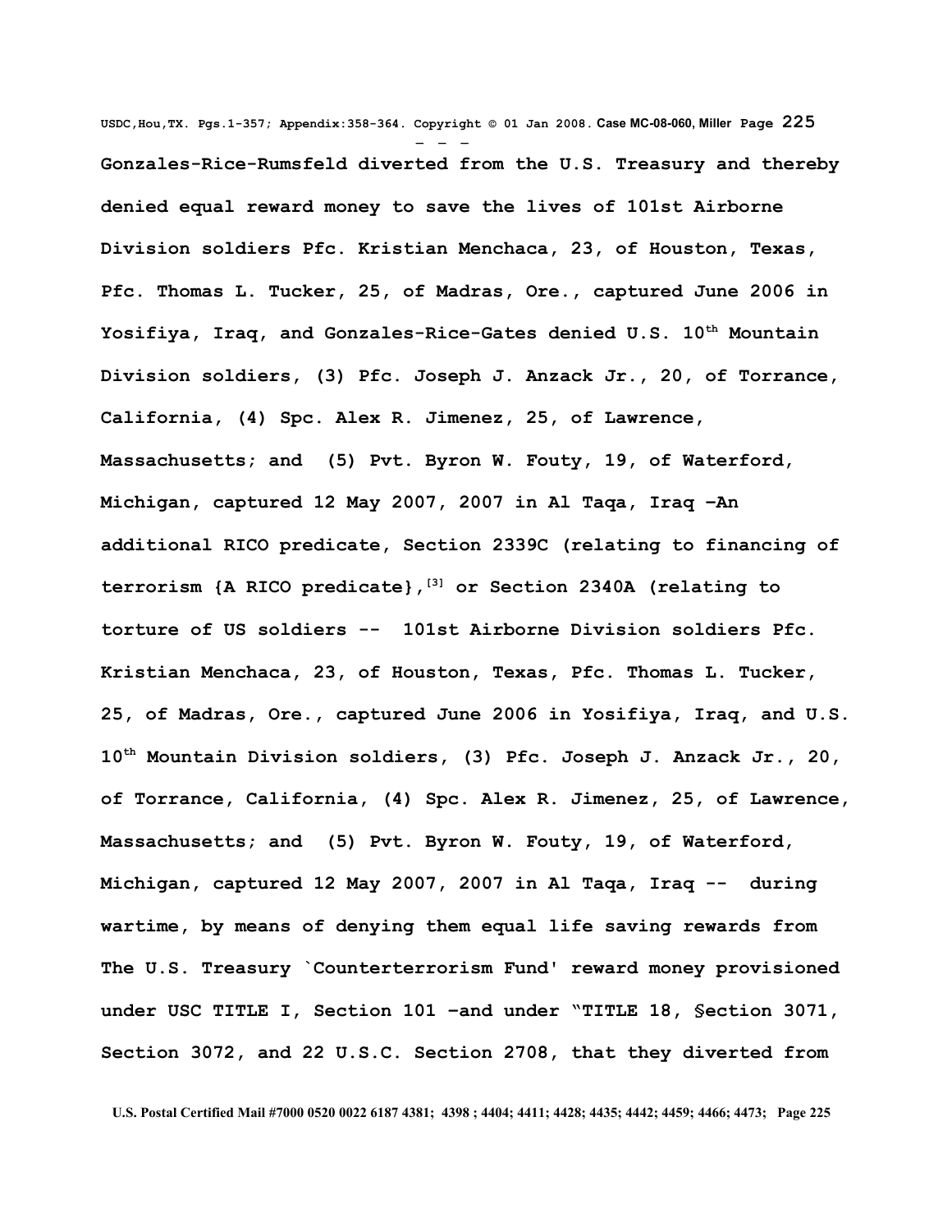**Gonzales-Rice-Rumsfeld diverted from the U.S. Treasury and thereby denied equal reward money to save the lives of 101st Airborne Division soldiers Pfc. Kristian Menchaca, 23, of Houston, Texas, Pfc. Thomas L. Tucker, 25, of Madras, Ore., captured June 2006 in Yosifiya, Iraq, and Gonzales-Rice-Gates denied U.S. 10th Mountain Division soldiers, (3) Pfc. Joseph J. Anzack Jr., 20, of Torrance, California, (4) Spc. Alex R. Jimenez, 25, of Lawrence, Massachusetts; and (5) Pvt. Byron W. Fouty, 19, of Waterford, Michigan, captured 12 May 2007, 2007 in Al Taqa, Iraq –An additional RICO predicate, Section 2339C (relating to financing of terrorism {A RICO predicate},[3] or Section 2340A (relating to torture of US soldiers -- 101st Airborne Division soldiers Pfc. Kristian Menchaca, 23, of Houston, Texas, Pfc. Thomas L. Tucker, 25, of Madras, Ore., captured June 2006 in Yosifiya, Iraq, and U.S. 10th Mountain Division soldiers, (3) Pfc. Joseph J. Anzack Jr., 20, of Torrance, California, (4) Spc. Alex R. Jimenez, 25, of Lawrence, Massachusetts; and (5) Pvt. Byron W. Fouty, 19, of Waterford, Michigan, captured 12 May 2007, 2007 in Al Taqa, Iraq -- during wartime, by means of denying them equal life saving rewards from The U.S. Treasury `Counterterrorism Fund' reward money provisioned under USC TITLE I, Section 101 –and under "TITLE 18, §ection 3071, Section 3072, and 22 U.S.C. Section 2708, that they diverted from**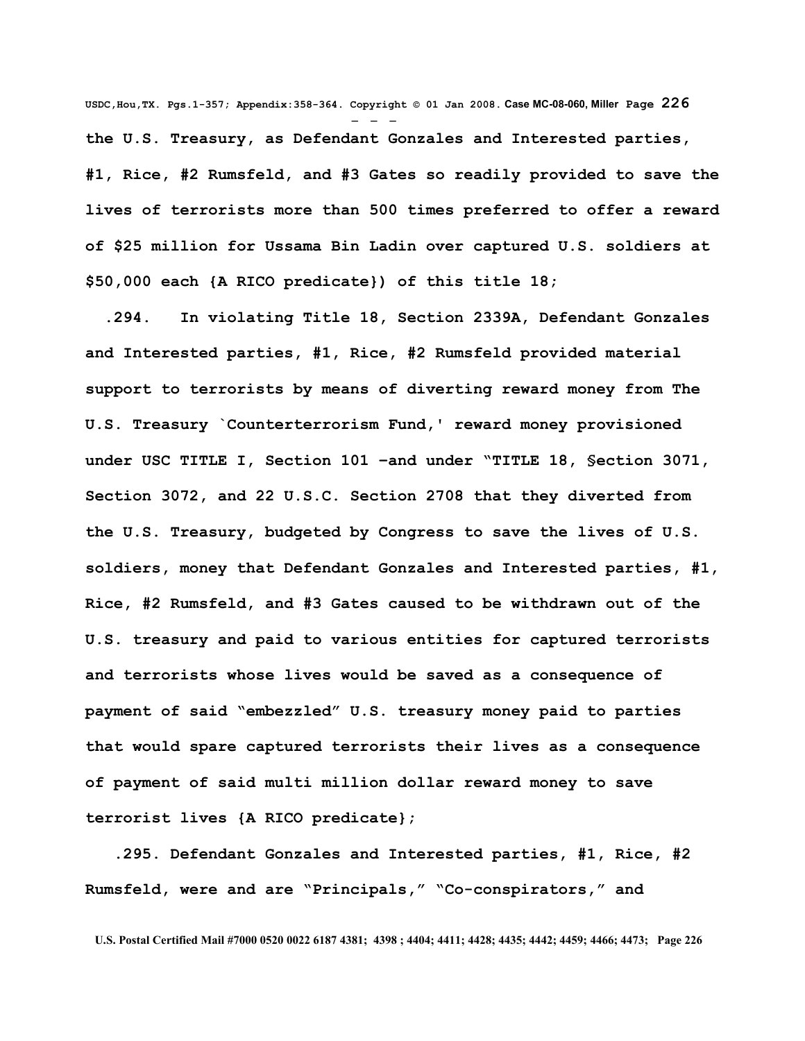**the U.S. Treasury, as Defendant Gonzales and Interested parties, #1, Rice, #2 Rumsfeld, and #3 Gates so readily provided to save the lives of terrorists more than 500 times preferred to offer a reward of $25 million for Ussama Bin Ladin over captured U.S. soldiers at $50,000 each {A RICO predicate}) of this title 18;**

**.294. In violating Title 18, Section 2339A, Defendant Gonzales and Interested parties, #1, Rice, #2 Rumsfeld provided material support to terrorists by means of diverting reward money from The U.S. Treasury `Counterterrorism Fund,' reward money provisioned under USC TITLE I, Section 101 –and under "TITLE 18, §ection 3071, Section 3072, and 22 U.S.C. Section 2708 that they diverted from the U.S. Treasury, budgeted by Congress to save the lives of U.S. soldiers, money that Defendant Gonzales and Interested parties, #1, Rice, #2 Rumsfeld, and #3 Gates caused to be withdrawn out of the U.S. treasury and paid to various entities for captured terrorists and terrorists whose lives would be saved as a consequence of payment of said "embezzled" U.S. treasury money paid to parties that would spare captured terrorists their lives as a consequence of payment of said multi million dollar reward money to save terrorist lives {A RICO predicate};**

**.295. Defendant Gonzales and Interested parties, #1, Rice, #2 Rumsfeld, were and are "Principals," "Co-conspirators," and**

**U.S. Postal Certified Mail #7000 0520 0022 6187 4381; 4398 ; 4404; 4411; 4428; 4435; 4442; 4459; 4466; 4473;**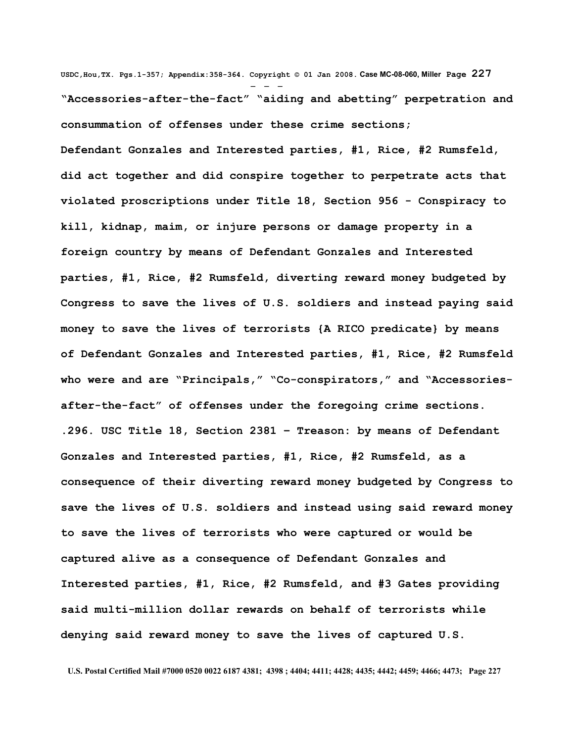**"Accessories-after-the-fact" "aiding and abetting" perpetration and consummation of offenses under these crime sections;**

**Defendant Gonzales and Interested parties, #1, Rice, #2 Rumsfeld, did act together and did conspire together to perpetrate acts that violated proscriptions under Title 18, Section 956 - Conspiracy to kill, kidnap, maim, or injure persons or damage property in a foreign country by means of Defendant Gonzales and Interested parties, #1, Rice, #2 Rumsfeld, diverting reward money budgeted by Congress to save the lives of U.S. soldiers and instead paying said money to save the lives of terrorists {A RICO predicate} by means of Defendant Gonzales and Interested parties, #1, Rice, #2 Rumsfeld who were and are "Principals," "Co-conspirators," and "Accessories-after-the-fact" of offenses under the foregoing crime sections.**

**.296. USC Title 18, Section 2381 – Treason: by means of Defendant Gonzales and Interested parties, #1, Rice, #2 Rumsfeld, as a consequence of their diverting reward money budgeted by Congress to save the lives of U.S. soldiers and instead using said reward money to save the lives of terrorists who were captured or would be captured alive as a consequence of Defendant Gonzales and Interested parties, #1, Rice, #2 Rumsfeld, and #3 Gates providing said multi-million dollar rewards on behalf of terrorists while denying said reward money to save the lives of captured U.S.**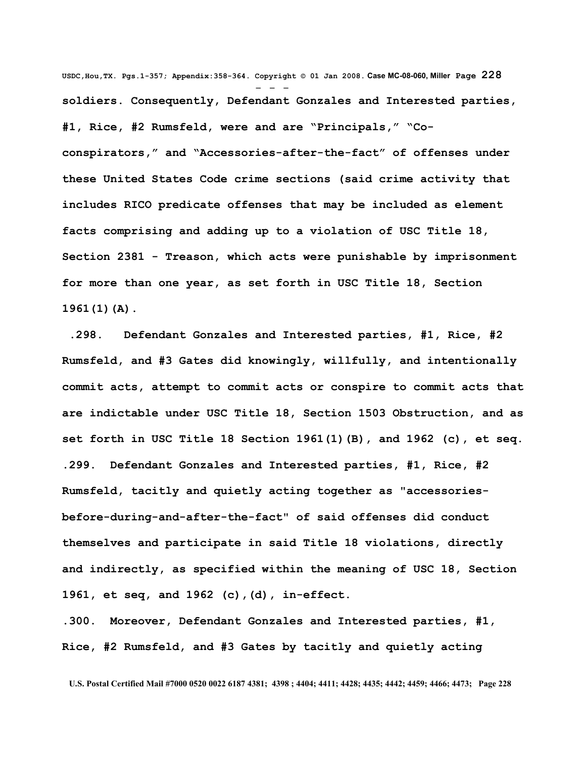**soldiers. Consequently, Defendant Gonzales and Interested parties, #1, Rice, #2 Rumsfeld, were and are "Principals," "Co-conspirators," and "Accessories-after-the-fact" of offenses under these United States Code crime sections (said crime activity that includes RICO predicate offenses that may be included as element facts comprising and adding up to a violation of USC Title 18, Section 2381 - Treason, which acts were punishable by imprisonment for more than one year, as set forth in USC Title 18, Section 1961(1)(A).**

**.298. Defendant Gonzales and Interested parties, #1, Rice, #2 Rumsfeld, and #3 Gates did knowingly, willfully, and intentionally commit acts, attempt to commit acts or conspire to commit acts that are indictable under USC Title 18, Section 1503 Obstruction, and as set forth in USC Title 18 Section 1961(1)(B), and 1962 (c), et seq.**

**.299. Defendant Gonzales and Interested parties, #1, Rice, #2 Rumsfeld, tacitly and quietly acting together as "accessories-before-during-and-after-the-fact" of said offenses did conduct themselves and participate in said Title 18 violations, directly and indirectly, as specified within the meaning of USC 18, Section 1961, et seq, and 1962 (c),(d), in-effect.**

**.300. Moreover, Defendant Gonzales and Interested parties, #1, Rice, #2 Rumsfeld, and #3 Gates by tacitly and quietly acting**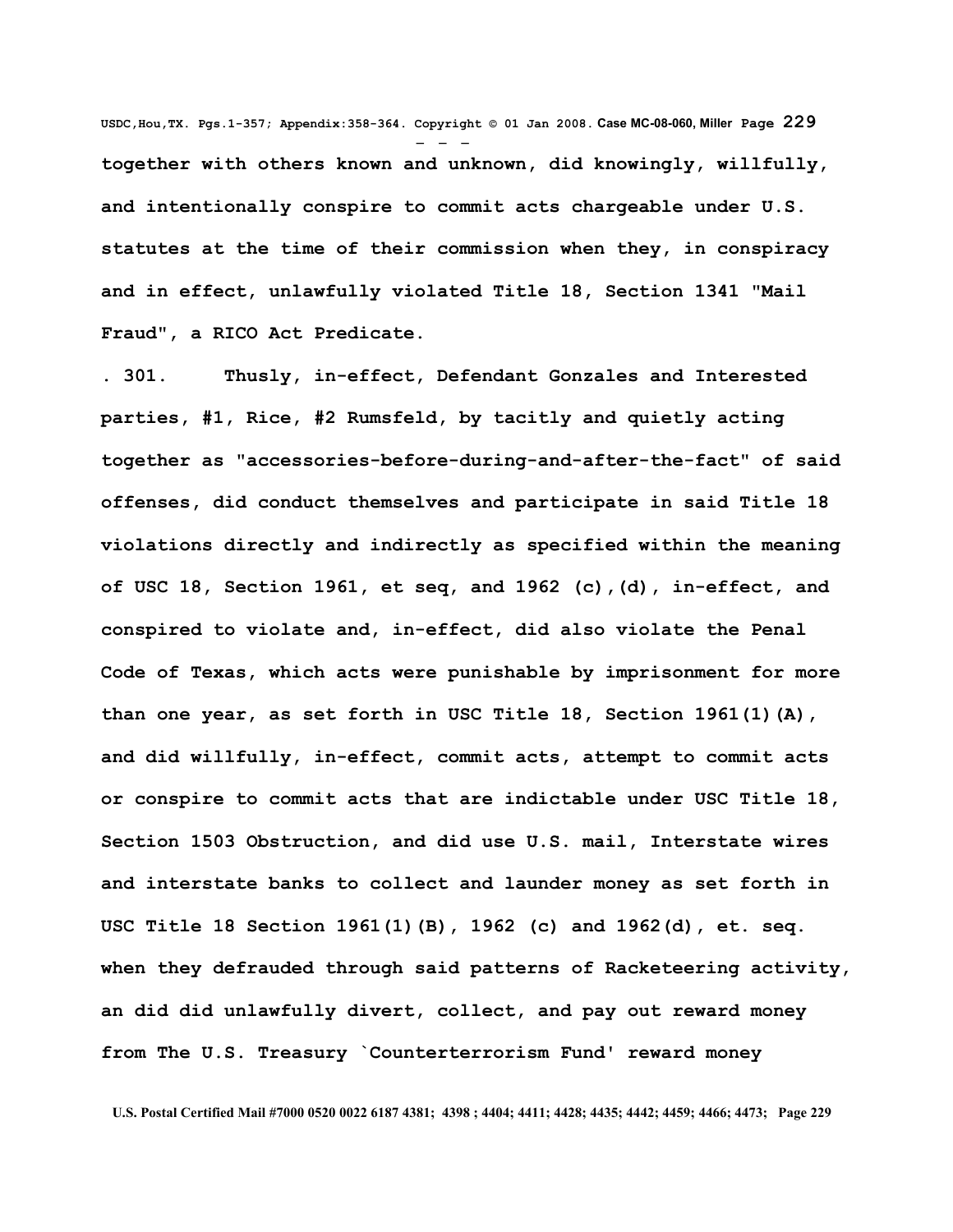together with others known and unknown, did knowingly, willfully, and intentionally conspire to commit acts chargeable under U.S. statutes at the time of their commission when they, in conspiracy and in effect, unlawfully violated Title 18, Section 1341 "Mail Fraud", a RICO Act Predicate.

. 301. Thusly, in-effect, Defendant Gonzales and Interested parties, #1, Rice, #2 Rumsfeld, by tacitly and quietly acting together as "accessories-before-during-and-after-the-fact" of said offenses, did conduct themselves and participate in said Title 18 violations directly and indirectly as specified within the meaning of USC 18, Section 1961, et seq, and 1962 (c),(d), in-effect, and conspired to violate and, in-effect, did also violate the Penal Code of Texas, which acts were punishable by imprisonment for more than one year, as set forth in USC Title 18, Section 1961(1)(A), and did willfully, in-effect, commit acts, attempt to commit acts or conspire to commit acts that are indictable under USC Title 18, Section 1503 Obstruction, and did use U.S. mail, Interstate wires and interstate banks to collect and launder money as set forth in USC Title 18 Section 1961(1)(B), 1962 (c) and 1962(d), et. seq. when they defrauded through said patterns of Racketeering activity, an did did unlawfully divert, collect, and pay out reward money from The U.S. Treasury `Counterterrorism Fund' reward money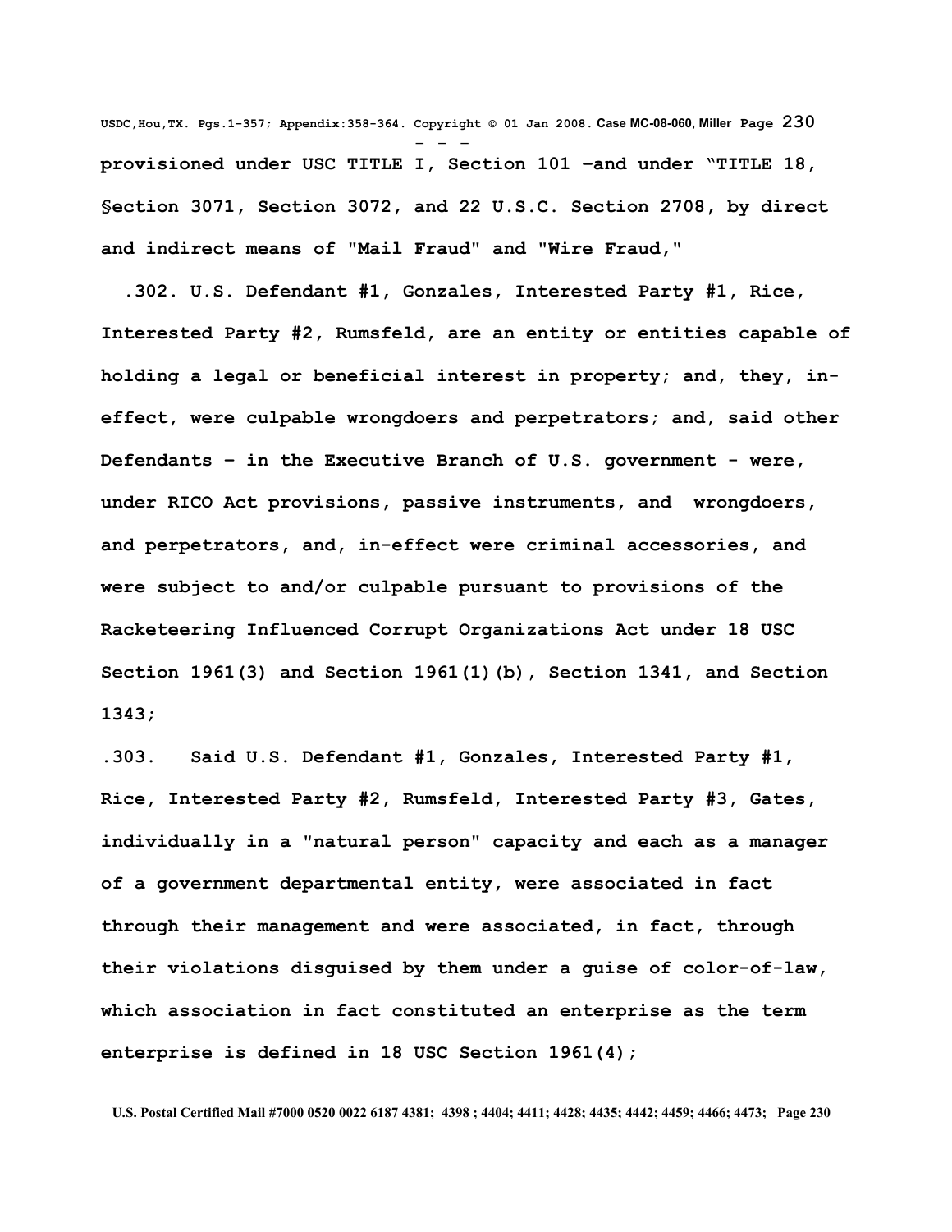**provisioned under USC TITLE I, Section 101 –and under "TITLE 18, §ection 3071, Section 3072, and 22 U.S.C. Section 2708, by direct and indirect means of "Mail Fraud" and "Wire Fraud,"**

**.302. U.S. Defendant #1, Gonzales, Interested Party #1, Rice, Interested Party #2, Rumsfeld, are an entity or entities capable of holding a legal or beneficial interest in property; and, they, in-effect, were culpable wrongdoers and perpetrators; and, said other Defendants – in the Executive Branch of U.S. government - were, under RICO Act provisions, passive instruments, and wrongdoers, and perpetrators, and, in-effect were criminal accessories, and were subject to and/or culpable pursuant to provisions of the Racketeering Influenced Corrupt Organizations Act under 18 USC Section 1961(3) and Section 1961(1)(b), Section 1341, and Section 1343;**

**.303. Said U.S. Defendant #1, Gonzales, Interested Party #1, Rice, Interested Party #2, Rumsfeld, Interested Party #3, Gates, individually in a "natural person" capacity and each as a manager of a government departmental entity, were associated in fact through their management and were associated, in fact, through their violations disguised by them under a guise of color-of-law, which association in fact constituted an enterprise as the term enterprise is defined in 18 USC Section 1961(4);**

**U.S. Postal Certified Mail #7000 0520 0022 6187 4381; 4398 ; 4404; 4411; 4428; 4435; 4442; 4459; 4466; 4473;**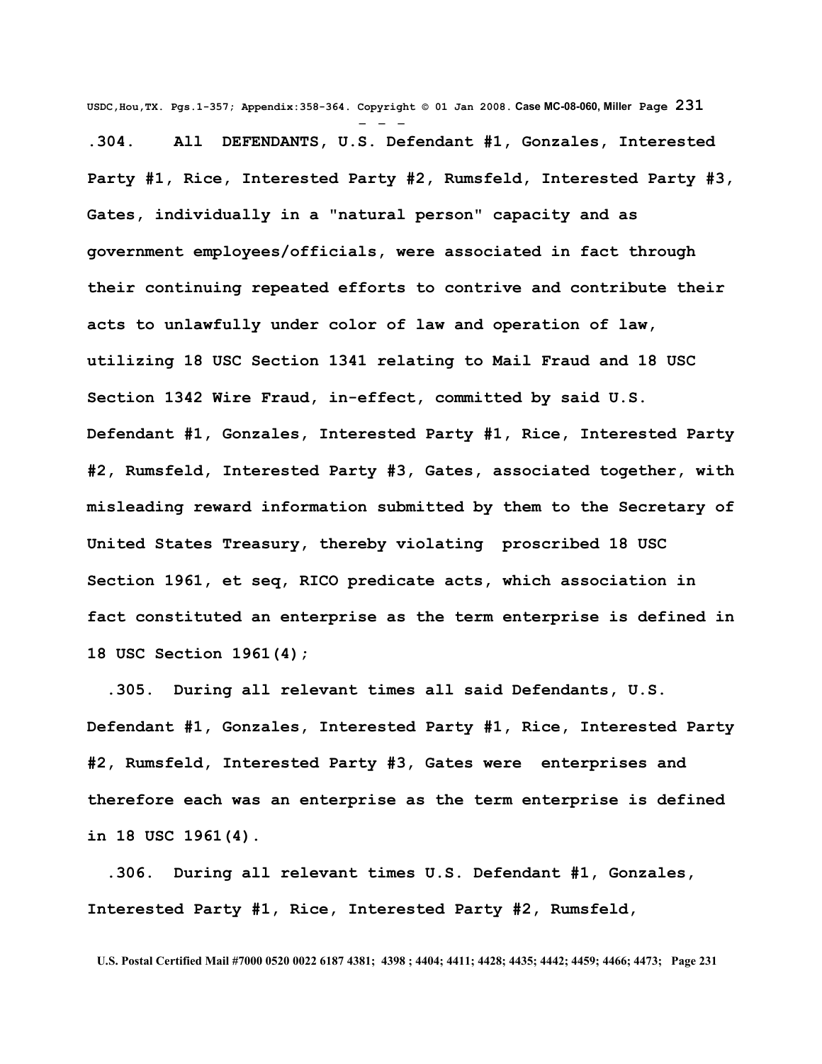**.304. All DEFENDANTS, U.S. Defendant #1, Gonzales, Interested Party #1, Rice, Interested Party #2, Rumsfeld, Interested Party #3, Gates, individually in a "natural person" capacity and as government employees/officials, were associated in fact through their continuing repeated efforts to contrive and contribute their acts to unlawfully under color of law and operation of law, utilizing 18 USC Section 1341 relating to Mail Fraud and 18 USC Section 1342 Wire Fraud, in-effect, committed by said U.S. Defendant #1, Gonzales, Interested Party #1, Rice, Interested Party #2, Rumsfeld, Interested Party #3, Gates, associated together, with misleading reward information submitted by them to the Secretary of United States Treasury, thereby violating proscribed 18 USC Section 1961, et seq, RICO predicate acts, which association in fact constituted an enterprise as the term enterprise is defined in 18 USC Section 1961(4);**

**.305. During all relevant times all said Defendants, U.S. Defendant #1, Gonzales, Interested Party #1, Rice, Interested Party #2, Rumsfeld, Interested Party #3, Gates were enterprises and therefore each was an enterprise as the term enterprise is defined in 18 USC 1961(4).**

**.306. During all relevant times U.S. Defendant #1, Gonzales, Interested Party #1, Rice, Interested Party #2, Rumsfeld,**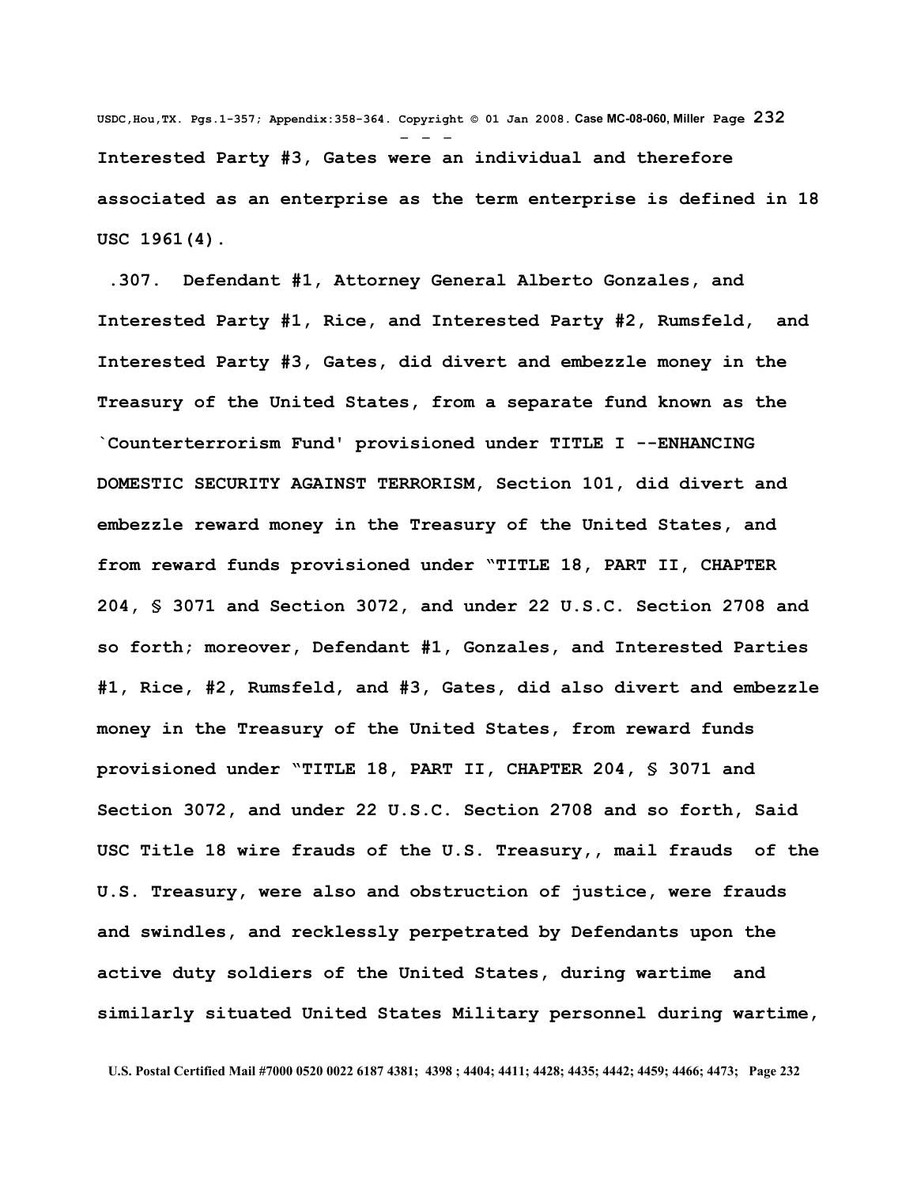**Interested Party #3, Gates were an individual and therefore associated as an enterprise as the term enterprise is defined in 18 USC 1961(4).**

**.307. Defendant #1, Attorney General Alberto Gonzales, and Interested Party #1, Rice, and Interested Party #2, Rumsfeld, and Interested Party #3, Gates, did divert and embezzle money in the Treasury of the United States, from a separate fund known as the `Counterterrorism Fund' provisioned under TITLE I --ENHANCING DOMESTIC SECURITY AGAINST TERRORISM, Section 101, did divert and embezzle reward money in the Treasury of the United States, and from reward funds provisioned under "TITLE 18, PART II, CHAPTER 204, § 3071 and Section 3072, and under 22 U.S.C. Section 2708 and so forth; moreover, Defendant #1, Gonzales, and Interested Parties #1, Rice, #2, Rumsfeld, and #3, Gates, did also divert and embezzle money in the Treasury of the United States, from reward funds provisioned under "TITLE 18, PART II, CHAPTER 204, § 3071 and Section 3072, and under 22 U.S.C. Section 2708 and so forth, Said USC Title 18 wire frauds of the U.S. Treasury,, mail frauds of the U.S. Treasury, were also and obstruction of justice, were frauds and swindles, and recklessly perpetrated by Defendants upon the active duty soldiers of the United States, during wartime and similarly situated United States Military personnel during wartime,**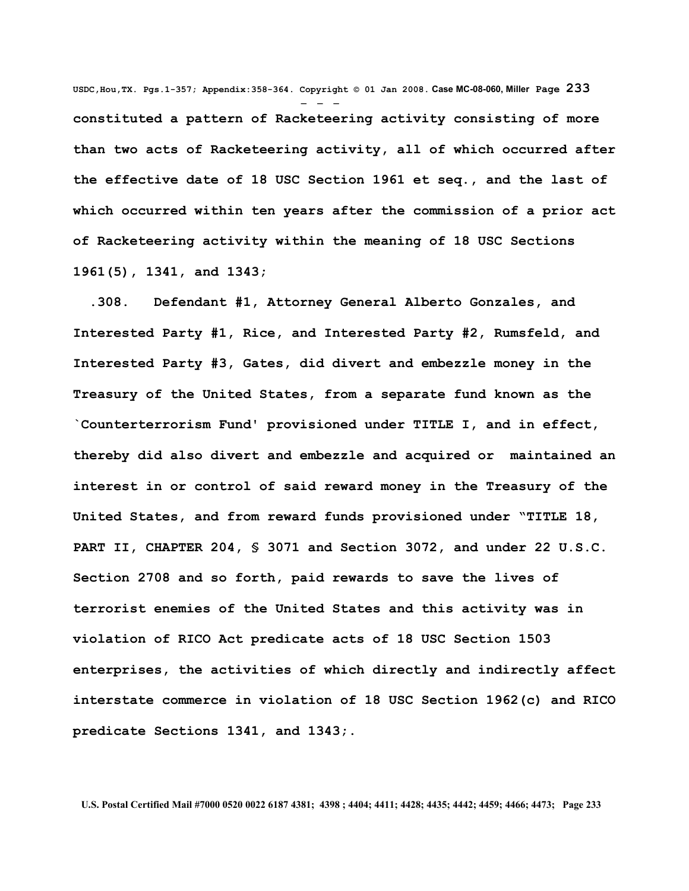**constituted a pattern of Racketeering activity consisting of more than two acts of Racketeering activity, all of which occurred after the effective date of 18 USC Section 1961 et seq., and the last of which occurred within ten years after the commission of a prior act of Racketeering activity within the meaning of 18 USC Sections 1961(5), 1341, and 1343;**

**.308. Defendant #1, Attorney General Alberto Gonzales, and Interested Party #1, Rice, and Interested Party #2, Rumsfeld, and Interested Party #3, Gates, did divert and embezzle money in the Treasury of the United States, from a separate fund known as the `Counterterrorism Fund' provisioned under TITLE I, and in effect, thereby did also divert and embezzle and acquired or maintained an interest in or control of said reward money in the Treasury of the United States, and from reward funds provisioned under "TITLE 18, PART II, CHAPTER 204, § 3071 and Section 3072, and under 22 U.S.C. Section 2708 and so forth, paid rewards to save the lives of terrorist enemies of the United States and this activity was in violation of RICO Act predicate acts of 18 USC Section 1503 enterprises, the activities of which directly and indirectly affect interstate commerce in violation of 18 USC Section 1962(c) and RICO predicate Sections 1341, and 1343;.**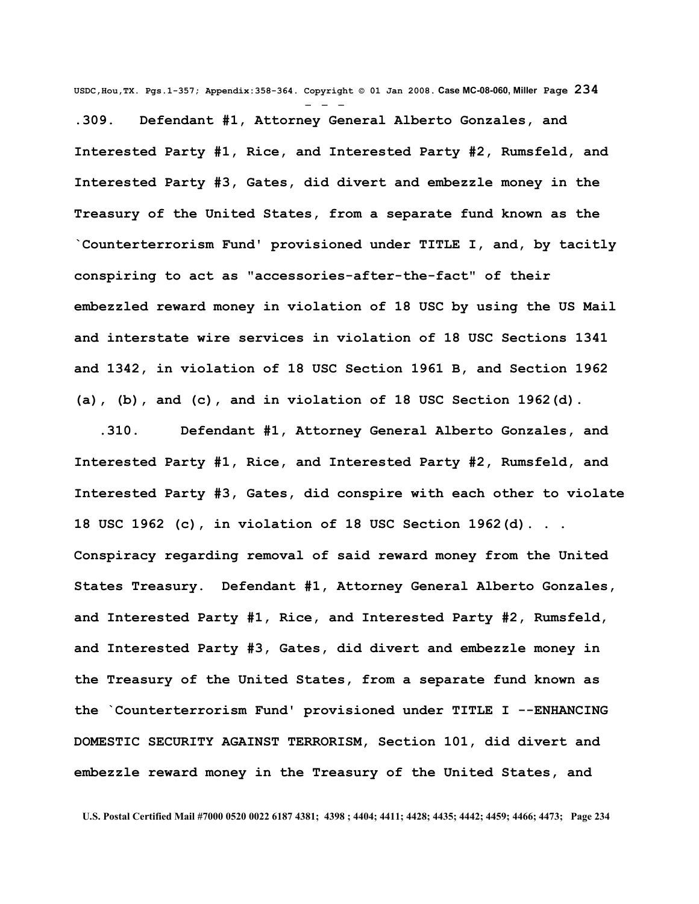**.309. Defendant #1, Attorney General Alberto Gonzales, and Interested Party #1, Rice, and Interested Party #2, Rumsfeld, and Interested Party #3, Gates, did divert and embezzle money in the Treasury of the United States, from a separate fund known as the `Counterterrorism Fund' provisioned under TITLE I, and, by tacitly conspiring to act as "accessories-after-the-fact" of their embezzled reward money in violation of 18 USC by using the US Mail and interstate wire services in violation of 18 USC Sections 1341 and 1342, in violation of 18 USC Section 1961 B, and Section 1962 (a), (b), and (c), and in violation of 18 USC Section 1962(d).**

**.310. Defendant #1, Attorney General Alberto Gonzales, and Interested Party #1, Rice, and Interested Party #2, Rumsfeld, and Interested Party #3, Gates, did conspire with each other to violate 18 USC 1962 (c), in violation of 18 USC Section 1962(d). . . Conspiracy regarding removal of said reward money from the United States Treasury. Defendant #1, Attorney General Alberto Gonzales, and Interested Party #1, Rice, and Interested Party #2, Rumsfeld, and Interested Party #3, Gates, did divert and embezzle money in the Treasury of the United States, from a separate fund known as the `Counterterrorism Fund' provisioned under TITLE I --ENHANCING DOMESTIC SECURITY AGAINST TERRORISM, Section 101, did divert and embezzle reward money in the Treasury of the United States, and**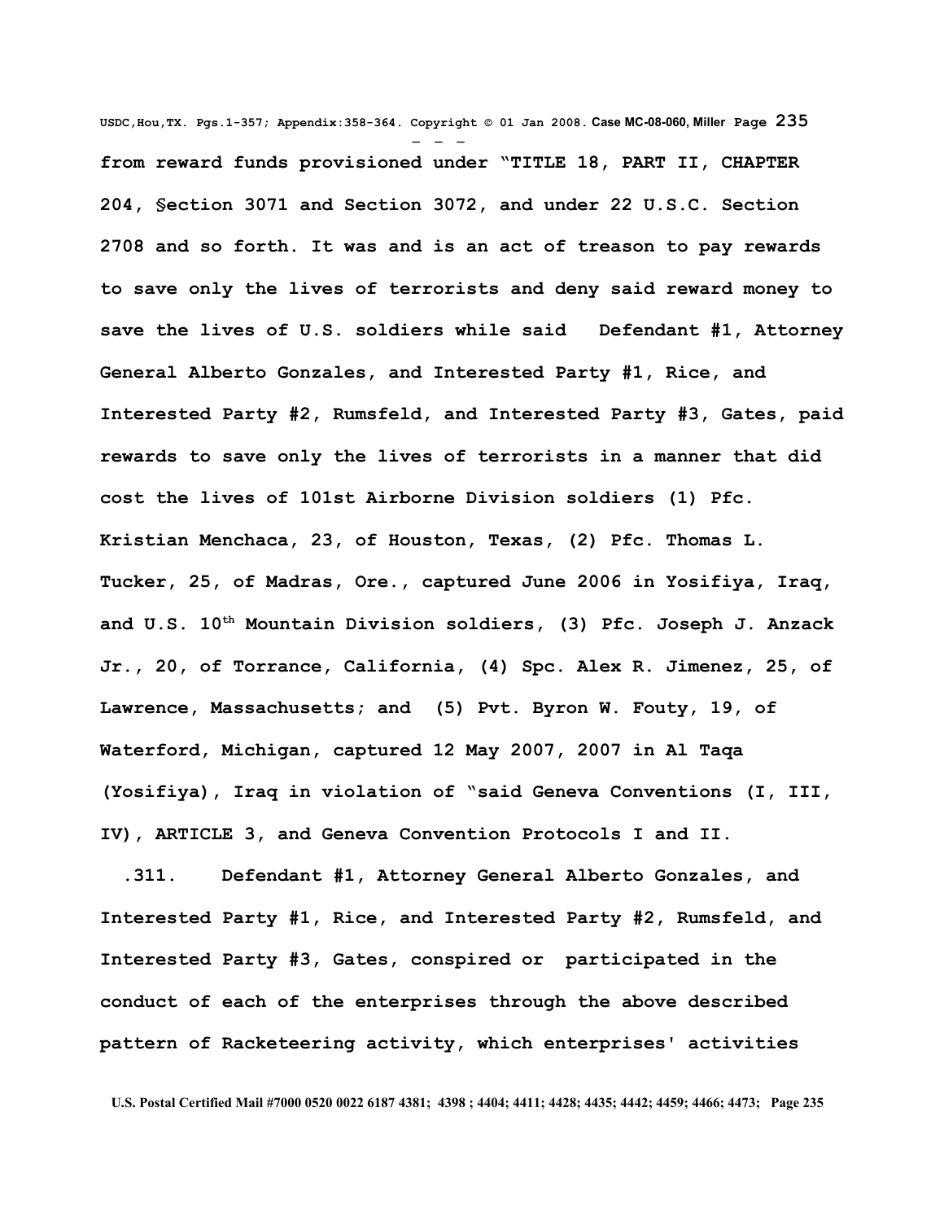from reward funds provisioned under "TITLE 18, PART II, CHAPTER 204, §ection 3071 and Section 3072, and under 22 U.S.C. Section 2708 and so forth. It was and is an act of treason to pay rewards to save only the lives of terrorists and deny said reward money to save the lives of U.S. soldiers while said Defendant #1, Attorney General Alberto Gonzales, and Interested Party #1, Rice, and Interested Party #2, Rumsfeld, and Interested Party #3, Gates, paid rewards to save only the lives of terrorists in a manner that did cost the lives of 101st Airborne Division soldiers (1) Pfc. Kristian Menchaca, 23, of Houston, Texas, (2) Pfc. Thomas L. Tucker, 25, of Madras, Ore., captured June 2006 in Yosifiya, Iraq, and U.S. 10th Mountain Division soldiers, (3) Pfc. Joseph J. Anzack Jr., 20, of Torrance, California, (4) Spc. Alex R. Jimenez, 25, of Lawrence, Massachusetts; and (5) Pvt. Byron W. Fouty, 19, of Waterford, Michigan, captured 12 May 2007, 2007 in Al Taqa (Yosifiya), Iraq in violation of "said Geneva Conventions (I, III, IV), ARTICLE 3, and Geneva Convention Protocols I and II.

.311. Defendant #1, Attorney General Alberto Gonzales, and Interested Party #1, Rice, and Interested Party #2, Rumsfeld, and Interested Party #3, Gates, conspired or participated in the conduct of each of the enterprises through the above described pattern of Racketeering activity, which enterprises' activities

U.S. Postal Certified Mail #7000 0520 0022 6187 4381; 4398 ; 4404; 4411; 4428; 4435; 4442; 4459; 4466; 4473;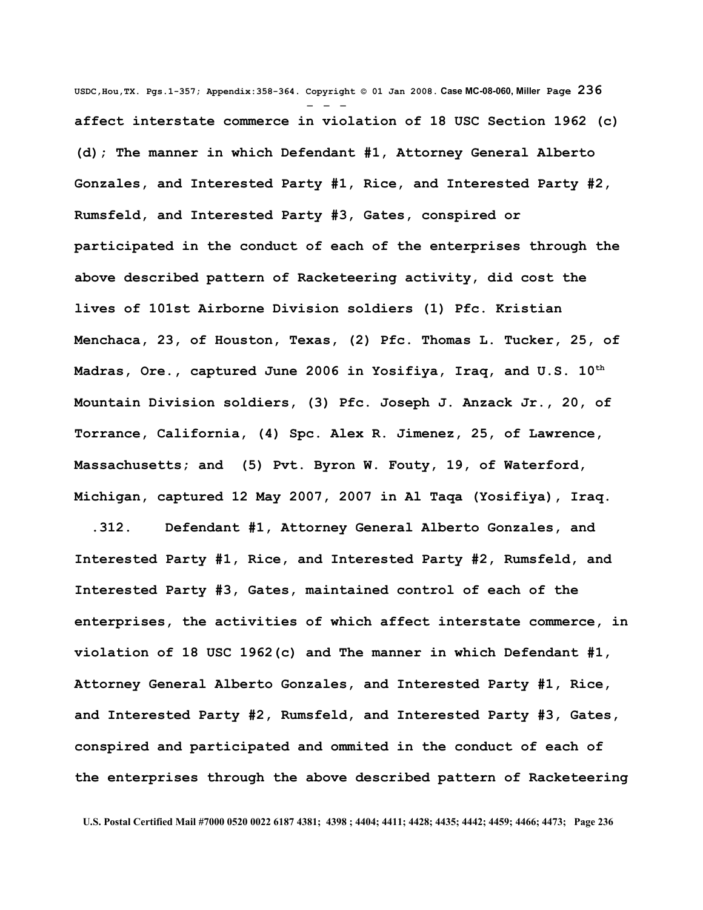affect interstate commerce in violation of 18 USC Section 1962 (c) (d); The manner in which Defendant #1, Attorney General Alberto Gonzales, and Interested Party #1, Rice, and Interested Party #2, Rumsfeld, and Interested Party #3, Gates, conspired or participated in the conduct of each of the enterprises through the above described pattern of Racketeering activity, did cost the lives of 101st Airborne Division soldiers (1) Pfc. Kristian Menchaca, 23, of Houston, Texas, (2) Pfc. Thomas L. Tucker, 25, of Madras, Ore., captured June 2006 in Yosifiya, Iraq, and U.S. 10th Mountain Division soldiers, (3) Pfc. Joseph J. Anzack Jr., 20, of Torrance, California, (4) Spc. Alex R. Jimenez, 25, of Lawrence, Massachusetts; and (5) Pvt. Byron W. Fouty, 19, of Waterford, Michigan, captured 12 May 2007, 2007 in Al Taqa (Yosifiya), Iraq.

.312. Defendant #1, Attorney General Alberto Gonzales, and Interested Party #1, Rice, and Interested Party #2, Rumsfeld, and Interested Party #3, Gates, maintained control of each of the enterprises, the activities of which affect interstate commerce, in violation of 18 USC 1962(c) and The manner in which Defendant #1, Attorney General Alberto Gonzales, and Interested Party #1, Rice, and Interested Party #2, Rumsfeld, and Interested Party #3, Gates, conspired and participated and ommited in the conduct of each of the enterprises through the above described pattern of Racketeering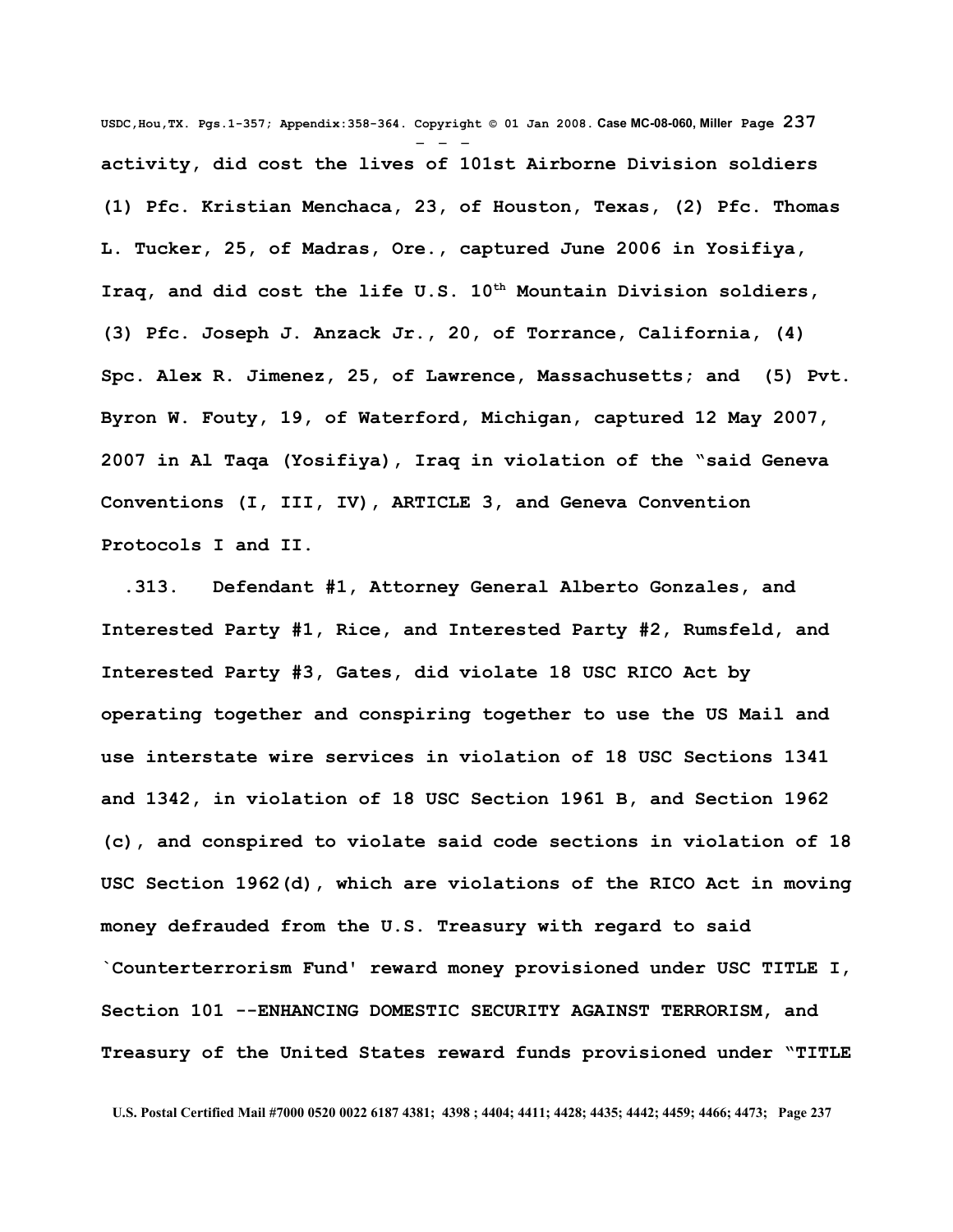activity, did cost the lives of 101st Airborne Division soldiers (1) Pfc. Kristian Menchaca, 23, of Houston, Texas, (2) Pfc. Thomas L. Tucker, 25, of Madras, Ore., captured June 2006 in Yosifiya, Iraq, and did cost the life U.S. 10th Mountain Division soldiers, (3) Pfc. Joseph J. Anzack Jr., 20, of Torrance, California, (4) Spc. Alex R. Jimenez, 25, of Lawrence, Massachusetts; and (5) Pvt. Byron W. Fouty, 19, of Waterford, Michigan, captured 12 May 2007, 2007 in Al Taqa (Yosifiya), Iraq in violation of the "said Geneva Conventions (I, III, IV), ARTICLE 3, and Geneva Convention Protocols I and II.

.313. Defendant #1, Attorney General Alberto Gonzales, and Interested Party #1, Rice, and Interested Party #2, Rumsfeld, and Interested Party #3, Gates, did violate 18 USC RICO Act by operating together and conspiring together to use the US Mail and use interstate wire services in violation of 18 USC Sections 1341 and 1342, in violation of 18 USC Section 1961 B, and Section 1962 (c), and conspired to violate said code sections in violation of 18 USC Section 1962(d), which are violations of the RICO Act in moving money defrauded from the U.S. Treasury with regard to said `Counterterrorism Fund' reward money provisioned under USC TITLE I, Section 101 --ENHANCING DOMESTIC SECURITY AGAINST TERRORISM, and Treasury of the United States reward funds provisioned under "TITLE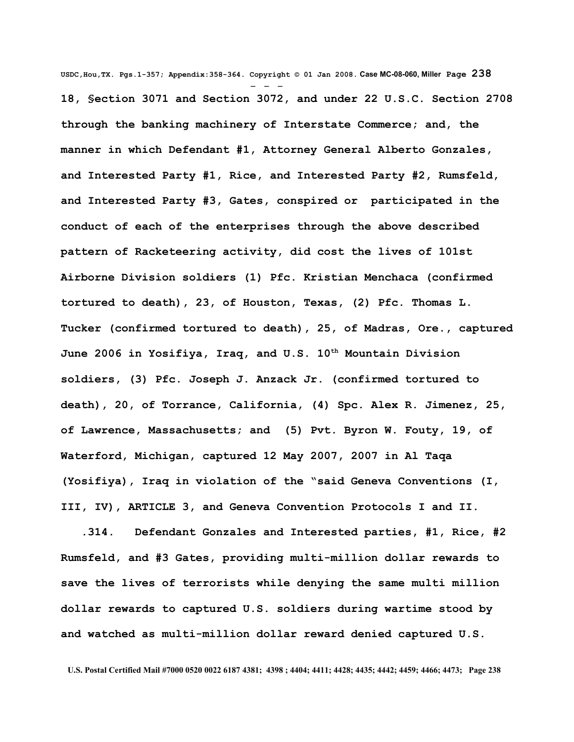**18, §ection 3071 and Section 3072, and under 22 U.S.C. Section 2708 through the banking machinery of Interstate Commerce; and, the manner in which Defendant #1, Attorney General Alberto Gonzales, and Interested Party #1, Rice, and Interested Party #2, Rumsfeld, and Interested Party #3, Gates, conspired or participated in the conduct of each of the enterprises through the above described pattern of Racketeering activity, did cost the lives of 101st Airborne Division soldiers (1) Pfc. Kristian Menchaca (confirmed tortured to death), 23, of Houston, Texas, (2) Pfc. Thomas L. Tucker (confirmed tortured to death), 25, of Madras, Ore., captured June 2006 in Yosifiya, Iraq, and U.S. 10th Mountain Division soldiers, (3) Pfc. Joseph J. Anzack Jr. (confirmed tortured to death), 20, of Torrance, California, (4) Spc. Alex R. Jimenez, 25, of Lawrence, Massachusetts; and (5) Pvt. Byron W. Fouty, 19, of Waterford, Michigan, captured 12 May 2007, 2007 in Al Taqa (Yosifiya), Iraq in violation of the "said Geneva Conventions (I, III, IV), ARTICLE 3, and Geneva Convention Protocols I and II.**

**.314. Defendant Gonzales and Interested parties, #1, Rice, #2 Rumsfeld, and #3 Gates, providing multi-million dollar rewards to save the lives of terrorists while denying the same multi million dollar rewards to captured U.S. soldiers during wartime stood by and watched as multi-million dollar reward denied captured U.S.**

U.S. Postal Certified Mail #7000 0520 0022 6187 4381; 4398 ; 4404; 4411; 4428; 4435; 4442; 4459; 4466; 4473;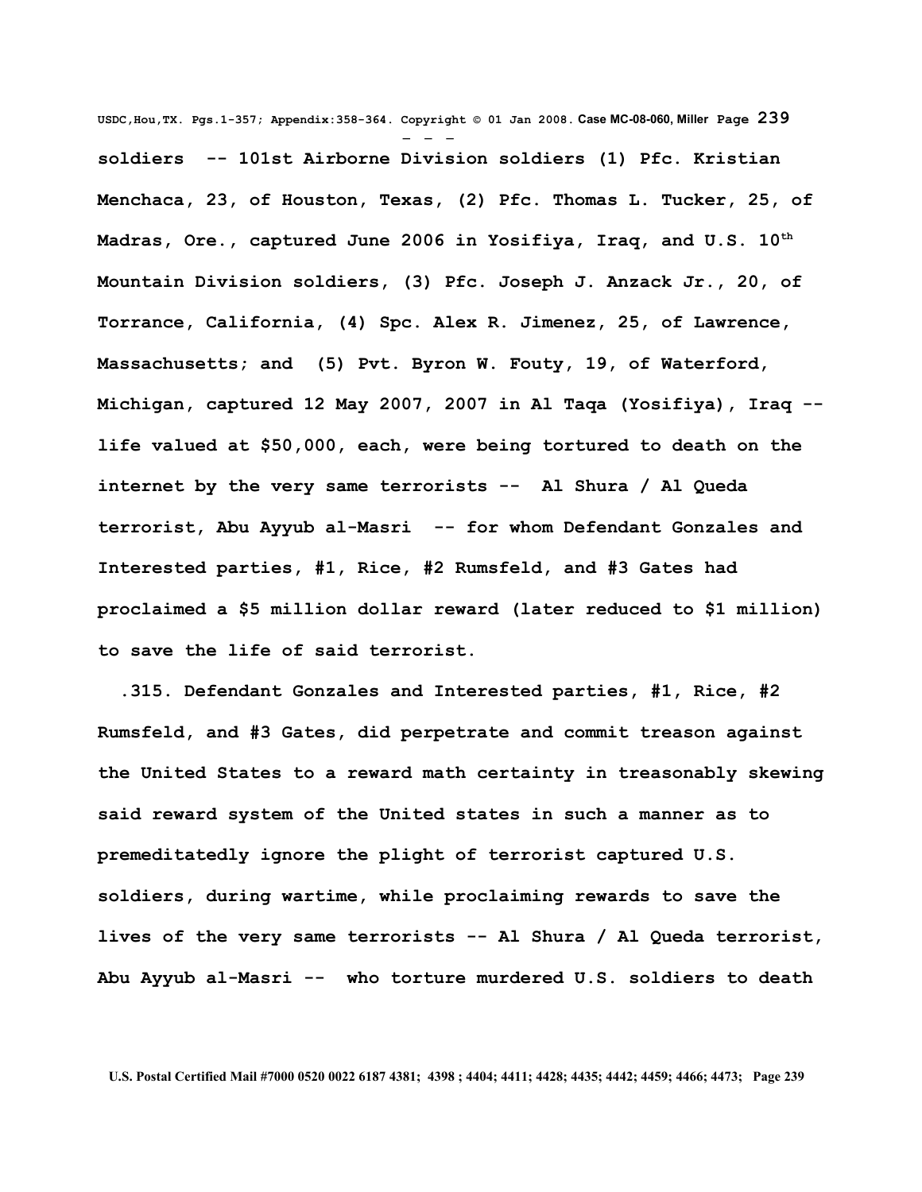**soldiers -- 101st Airborne Division soldiers (1) Pfc. Kristian Menchaca, 23, of Houston, Texas, (2) Pfc. Thomas L. Tucker, 25, of Madras, Ore., captured June 2006 in Yosifiya, Iraq, and U.S. 10th Mountain Division soldiers, (3) Pfc. Joseph J. Anzack Jr., 20, of Torrance, California, (4) Spc. Alex R. Jimenez, 25, of Lawrence, Massachusetts; and (5) Pvt. Byron W. Fouty, 19, of Waterford, Michigan, captured 12 May 2007, 2007 in Al Taqa (Yosifiya), Iraq -- life valued at $50,000, each, were being tortured to death on the internet by the very same terrorists -- Al Shura / Al Queda terrorist, Abu Ayyub al-Masri -- for whom Defendant Gonzales and Interested parties, #1, Rice, #2 Rumsfeld, and #3 Gates had proclaimed a $5 million dollar reward (later reduced to $1 million) to save the life of said terrorist.**

**.315. Defendant Gonzales and Interested parties, #1, Rice, #2 Rumsfeld, and #3 Gates, did perpetrate and commit treason against the United States to a reward math certainty in treasonably skewing said reward system of the United states in such a manner as to premeditatedly ignore the plight of terrorist captured U.S. soldiers, during wartime, while proclaiming rewards to save the lives of the very same terrorists -- Al Shura / Al Queda terrorist, Abu Ayyub al-Masri -- who torture murdered U.S. soldiers to death**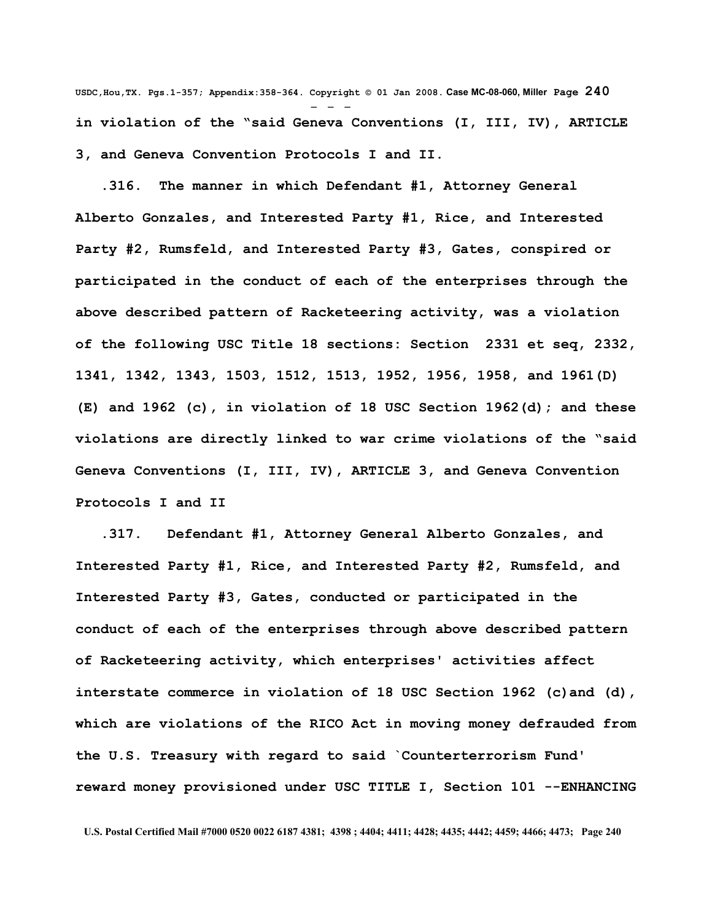**in violation of the "said Geneva Conventions (I, III, IV), ARTICLE 3, and Geneva Convention Protocols I and II.**

**.316. The manner in which Defendant #1, Attorney General Alberto Gonzales, and Interested Party #1, Rice, and Interested Party #2, Rumsfeld, and Interested Party #3, Gates, conspired or participated in the conduct of each of the enterprises through the above described pattern of Racketeering activity, was a violation of the following USC Title 18 sections: Section 2331 et seq, 2332, 1341, 1342, 1343, 1503, 1512, 1513, 1952, 1956, 1958, and 1961(D) (E) and 1962 (c), in violation of 18 USC Section 1962(d); and these violations are directly linked to war crime violations of the "said Geneva Conventions (I, III, IV), ARTICLE 3, and Geneva Convention Protocols I and II**

**.317. Defendant #1, Attorney General Alberto Gonzales, and Interested Party #1, Rice, and Interested Party #2, Rumsfeld, and Interested Party #3, Gates, conducted or participated in the conduct of each of the enterprises through above described pattern of Racketeering activity, which enterprises' activities affect interstate commerce in violation of 18 USC Section 1962 (c)and (d), which are violations of the RICO Act in moving money defrauded from the U.S. Treasury with regard to said `Counterterrorism Fund' reward money provisioned under USC TITLE I, Section 101 --ENHANCING**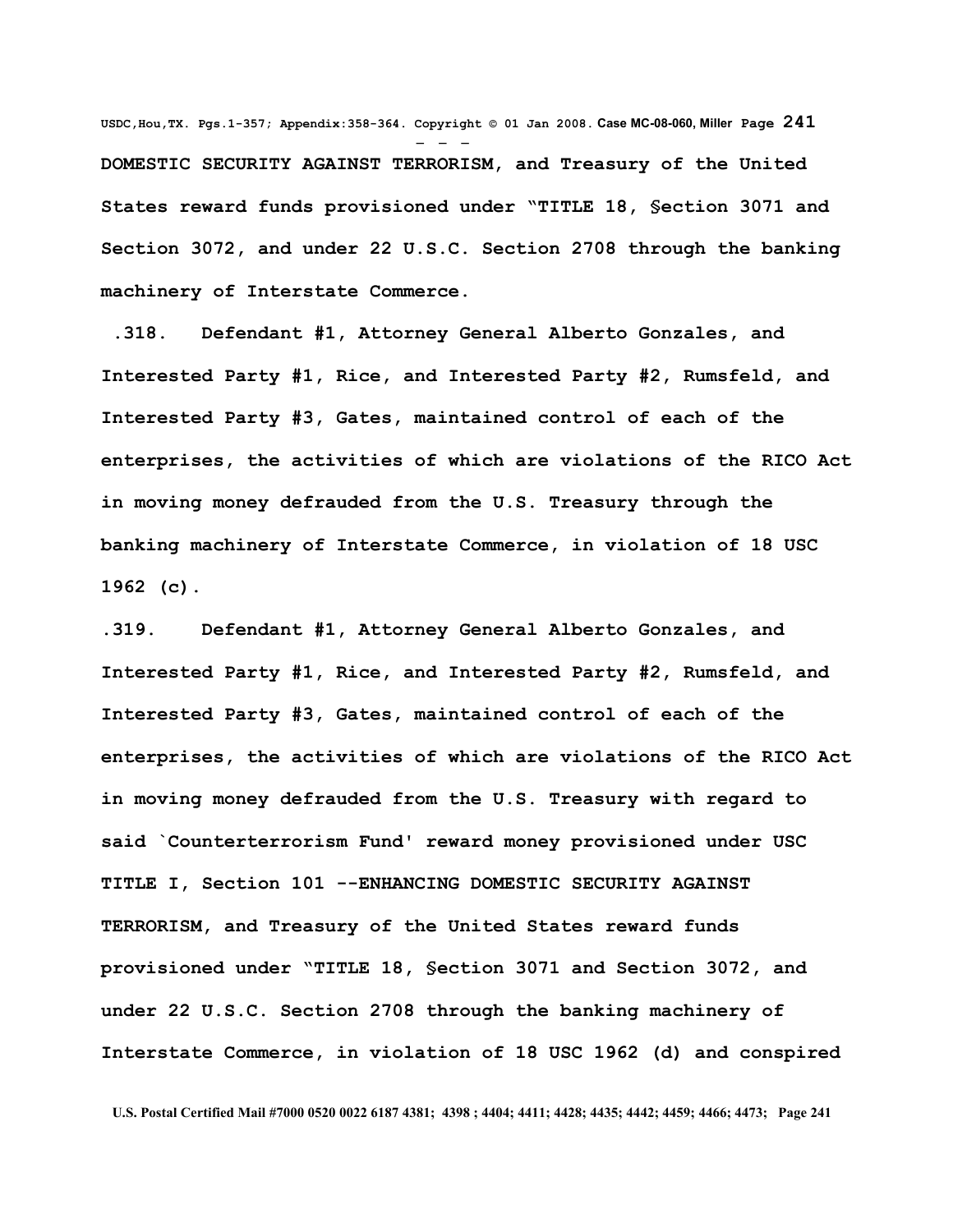DOMESTIC SECURITY AGAINST TERRORISM, and Treasury of the United States reward funds provisioned under "TITLE 18, §ection 3071 and Section 3072, and under 22 U.S.C. Section 2708 through the banking machinery of Interstate Commerce.

.318. Defendant #1, Attorney General Alberto Gonzales, and Interested Party #1, Rice, and Interested Party #2, Rumsfeld, and Interested Party #3, Gates, maintained control of each of the enterprises, the activities of which are violations of the RICO Act in moving money defrauded from the U.S. Treasury through the banking machinery of Interstate Commerce, in violation of 18 USC 1962 (c).

.319. Defendant #1, Attorney General Alberto Gonzales, and Interested Party #1, Rice, and Interested Party #2, Rumsfeld, and Interested Party #3, Gates, maintained control of each of the enterprises, the activities of which are violations of the RICO Act in moving money defrauded from the U.S. Treasury with regard to said `Counterterrorism Fund' reward money provisioned under USC TITLE I, Section 101 --ENHANCING DOMESTIC SECURITY AGAINST TERRORISM, and Treasury of the United States reward funds provisioned under "TITLE 18, §ection 3071 and Section 3072, and under 22 U.S.C. Section 2708 through the banking machinery of Interstate Commerce, in violation of 18 USC 1962 (d) and conspired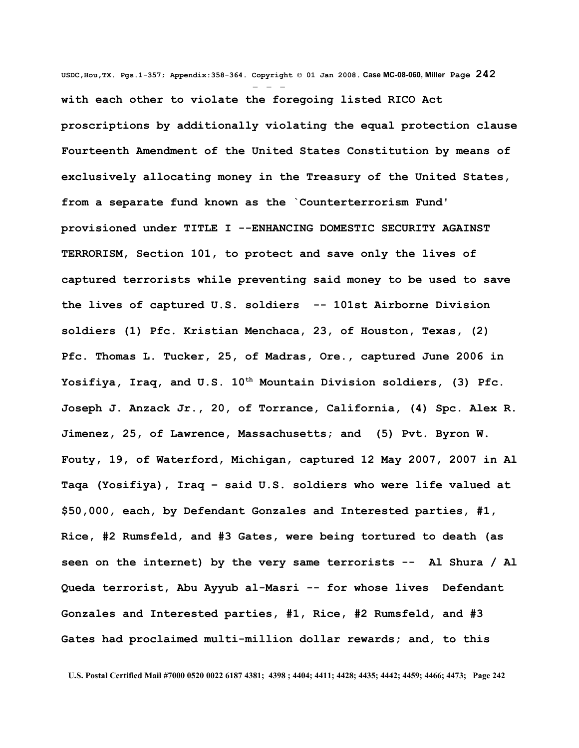**with each other to violate the foregoing listed RICO Act proscriptions by additionally violating the equal protection clause Fourteenth Amendment of the United States Constitution by means of exclusively allocating money in the Treasury of the United States, from a separate fund known as the `Counterterrorism Fund' provisioned under TITLE I --ENHANCING DOMESTIC SECURITY AGAINST TERRORISM, Section 101, to protect and save only the lives of captured terrorists while preventing said money to be used to save the lives of captured U.S. soldiers -- 101st Airborne Division soldiers (1) Pfc. Kristian Menchaca, 23, of Houston, Texas, (2) Pfc. Thomas L. Tucker, 25, of Madras, Ore., captured June 2006 in Yosifiya, Iraq, and U.S. 10th Mountain Division soldiers, (3) Pfc. Joseph J. Anzack Jr., 20, of Torrance, California, (4) Spc. Alex R. Jimenez, 25, of Lawrence, Massachusetts; and (5) Pvt. Byron W. Fouty, 19, of Waterford, Michigan, captured 12 May 2007, 2007 in Al Taqa (Yosifiya), Iraq – said U.S. soldiers who were life valued at $50,000, each, by Defendant Gonzales and Interested parties, #1, Rice, #2 Rumsfeld, and #3 Gates, were being tortured to death (as seen on the internet) by the very same terrorists -- Al Shura / Al Queda terrorist, Abu Ayyub al-Masri -- for whose lives Defendant Gonzales and Interested parties, #1, Rice, #2 Rumsfeld, and #3 Gates had proclaimed multi-million dollar rewards; and, to this**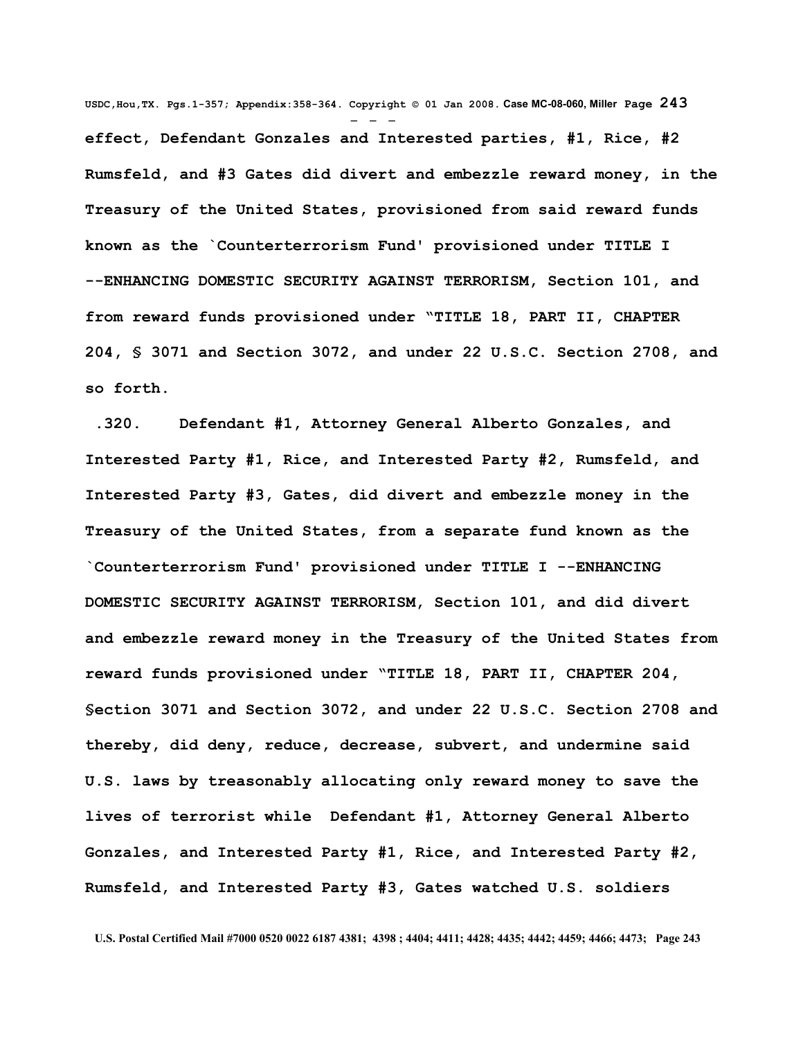effect, Defendant Gonzales and Interested parties, #1, Rice, #2 Rumsfeld, and #3 Gates did divert and embezzle reward money, in the Treasury of the United States, provisioned from said reward funds known as the `Counterterrorism Fund' provisioned under TITLE I --ENHANCING DOMESTIC SECURITY AGAINST TERRORISM, Section 101, and from reward funds provisioned under "TITLE 18, PART II, CHAPTER 204, § 3071 and Section 3072, and under 22 U.S.C. Section 2708, and so forth.

.320. Defendant #1, Attorney General Alberto Gonzales, and Interested Party #1, Rice, and Interested Party #2, Rumsfeld, and Interested Party #3, Gates, did divert and embezzle money in the Treasury of the United States, from a separate fund known as the `Counterterrorism Fund' provisioned under TITLE I --ENHANCING DOMESTIC SECURITY AGAINST TERRORISM, Section 101, and did divert and embezzle reward money in the Treasury of the United States from reward funds provisioned under "TITLE 18, PART II, CHAPTER 204, §ection 3071 and Section 3072, and under 22 U.S.C. Section 2708 and thereby, did deny, reduce, decrease, subvert, and undermine said U.S. laws by treasonably allocating only reward money to save the lives of terrorist while Defendant #1, Attorney General Alberto Gonzales, and Interested Party #1, Rice, and Interested Party #2, Rumsfeld, and Interested Party #3, Gates watched U.S. soldiers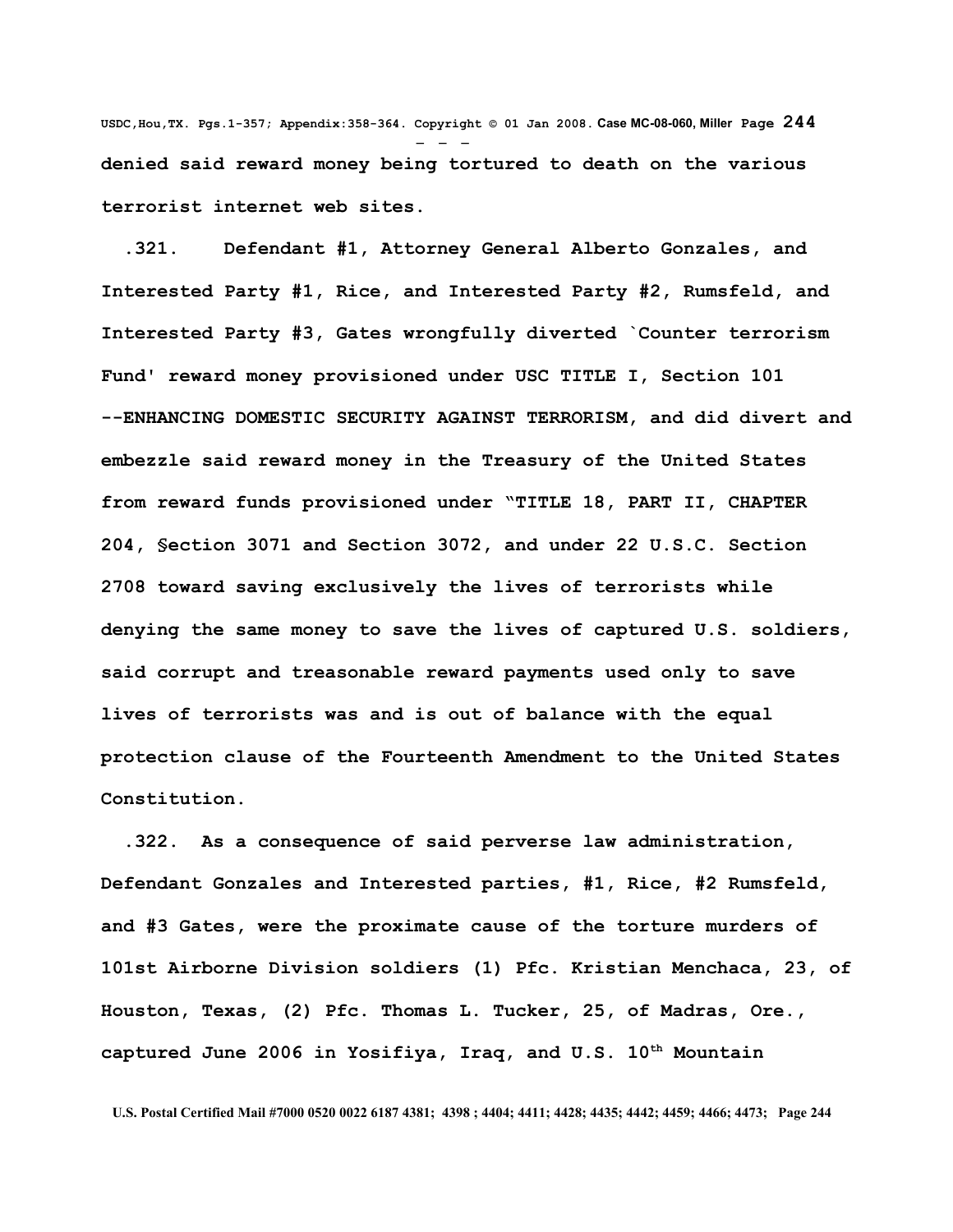denied said reward money being tortured to death on the various terrorist internet web sites.

.321. Defendant #1, Attorney General Alberto Gonzales, and Interested Party #1, Rice, and Interested Party #2, Rumsfeld, and Interested Party #3, Gates wrongfully diverted `Counter terrorism Fund' reward money provisioned under USC TITLE I, Section 101 --ENHANCING DOMESTIC SECURITY AGAINST TERRORISM, and did divert and embezzle said reward money in the Treasury of the United States from reward funds provisioned under "TITLE 18, PART II, CHAPTER 204, §ection 3071 and Section 3072, and under 22 U.S.C. Section 2708 toward saving exclusively the lives of terrorists while denying the same money to save the lives of captured U.S. soldiers, said corrupt and treasonable reward payments used only to save lives of terrorists was and is out of balance with the equal protection clause of the Fourteenth Amendment to the United States Constitution.

.322. As a consequence of said perverse law administration, Defendant Gonzales and Interested parties, #1, Rice, #2 Rumsfeld, and #3 Gates, were the proximate cause of the torture murders of 101st Airborne Division soldiers (1) Pfc. Kristian Menchaca, 23, of Houston, Texas, (2) Pfc. Thomas L. Tucker, 25, of Madras, Ore., captured June 2006 in Yosifiya, Iraq, and U.S. 10th Mountain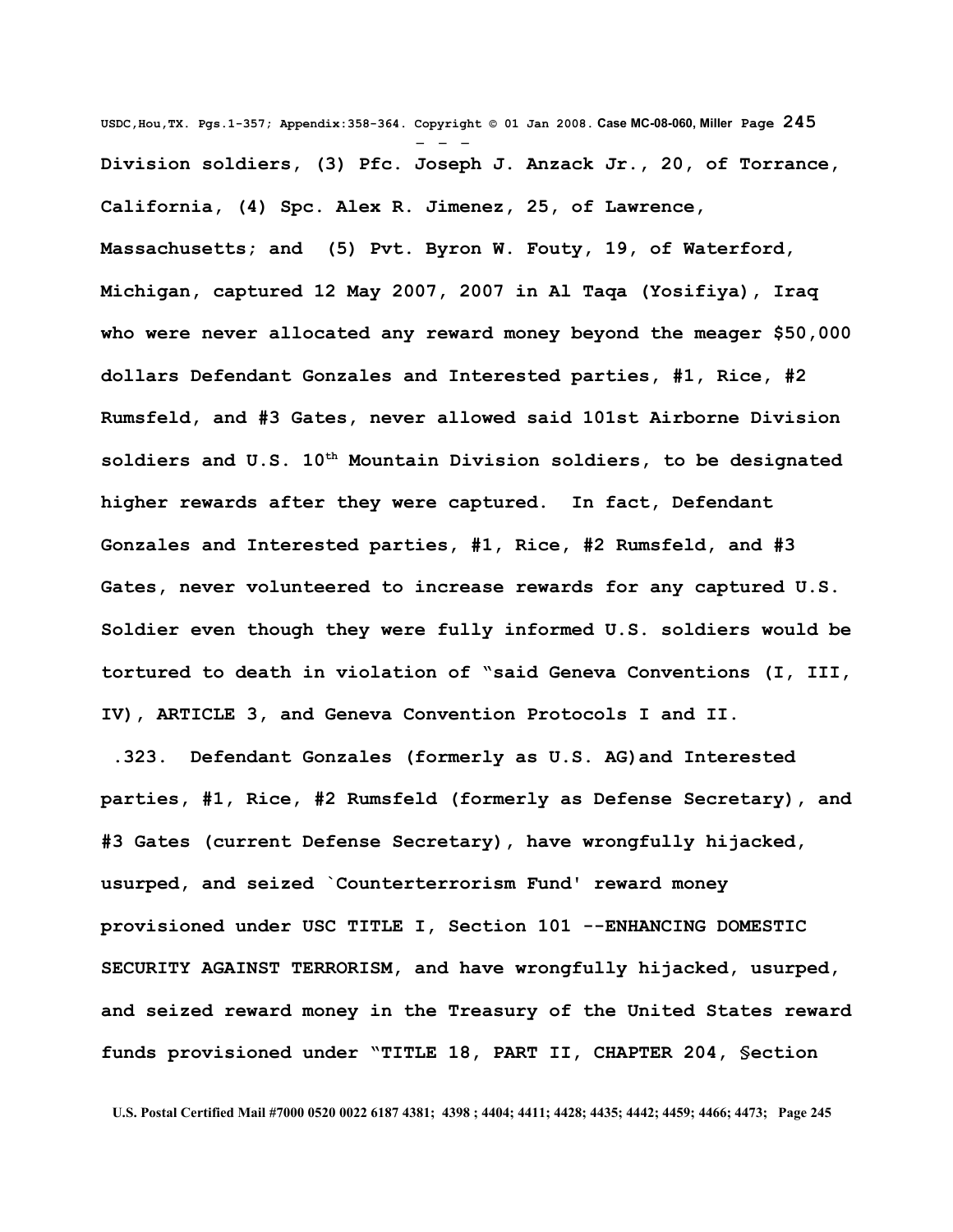Division soldiers, (3) Pfc. Joseph J. Anzack Jr., 20, of Torrance, California, (4) Spc. Alex R. Jimenez, 25, of Lawrence, Massachusetts; and (5) Pvt. Byron W. Fouty, 19, of Waterford, Michigan, captured 12 May 2007, 2007 in Al Taqa (Yosifiya), Iraq who were never allocated any reward money beyond the meager $50,000 dollars Defendant Gonzales and Interested parties, #1, Rice, #2 Rumsfeld, and #3 Gates, never allowed said 101st Airborne Division soldiers and U.S. 10th Mountain Division soldiers, to be designated higher rewards after they were captured. In fact, Defendant Gonzales and Interested parties, #1, Rice, #2 Rumsfeld, and #3 Gates, never volunteered to increase rewards for any captured U.S. Soldier even though they were fully informed U.S. soldiers would be tortured to death in violation of "said Geneva Conventions (I, III, IV), ARTICLE 3, and Geneva Convention Protocols I and II.

.323. Defendant Gonzales (formerly as U.S. AG)and Interested parties, #1, Rice, #2 Rumsfeld (formerly as Defense Secretary), and #3 Gates (current Defense Secretary), have wrongfully hijacked, usurped, and seized `Counterterrorism Fund' reward money provisioned under USC TITLE I, Section 101 --ENHANCING DOMESTIC SECURITY AGAINST TERRORISM, and have wrongfully hijacked, usurped, and seized reward money in the Treasury of the United States reward funds provisioned under "TITLE 18, PART II, CHAPTER 204, §ection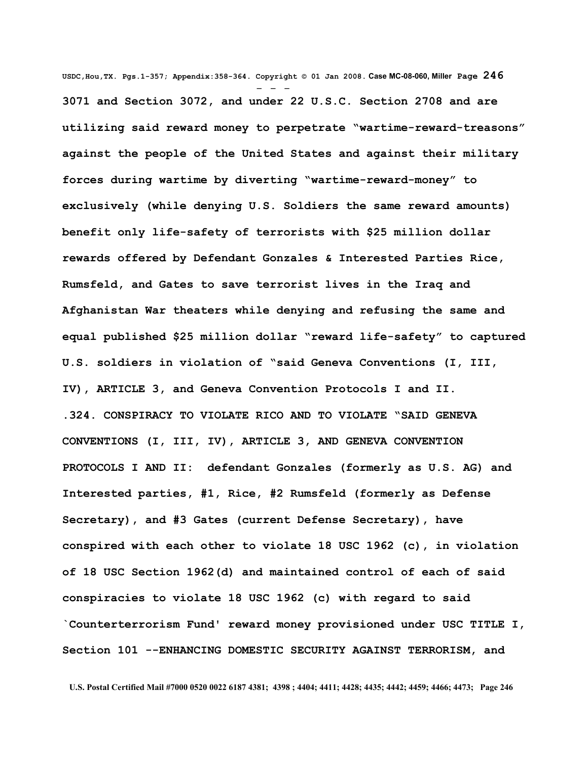**3071 and Section 3072, and under 22 U.S.C. Section 2708 and are utilizing said reward money to perpetrate "wartime-reward-treasons" against the people of the United States and against their military forces during wartime by diverting "wartime-reward-money" to exclusively (while denying U.S. Soldiers the same reward amounts) benefit only life-safety of terrorists with $25 million dollar rewards offered by Defendant Gonzales & Interested Parties Rice, Rumsfeld, and Gates to save terrorist lives in the Iraq and Afghanistan War theaters while denying and refusing the same and equal published $25 million dollar "reward life-safety" to captured U.S. soldiers in violation of "said Geneva Conventions (I, III, IV), ARTICLE 3, and Geneva Convention Protocols I and II.**

**.324. CONSPIRACY TO VIOLATE RICO AND TO VIOLATE "SAID GENEVA CONVENTIONS (I, III, IV), ARTICLE 3, AND GENEVA CONVENTION PROTOCOLS I AND II: defendant Gonzales (formerly as U.S. AG) and Interested parties, #1, Rice, #2 Rumsfeld (formerly as Defense Secretary), and #3 Gates (current Defense Secretary), have conspired with each other to violate 18 USC 1962 (c), in violation of 18 USC Section 1962(d) and maintained control of each of said conspiracies to violate 18 USC 1962 (c) with regard to said `Counterterrorism Fund' reward money provisioned under USC TITLE I, Section 101 --ENHANCING DOMESTIC SECURITY AGAINST TERRORISM, and**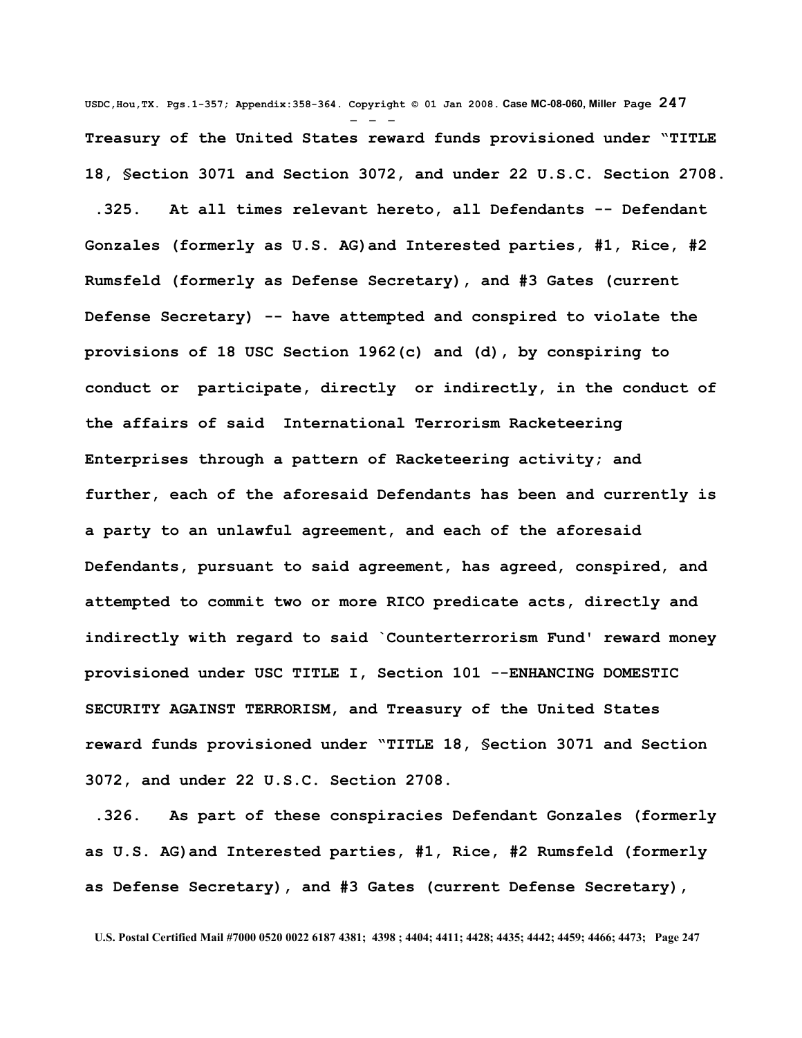Treasury of the United States reward funds provisioned under "TITLE 18, §ection 3071 and Section 3072, and under 22 U.S.C. Section 2708.

.325. At all times relevant hereto, all Defendants -- Defendant Gonzales (formerly as U.S. AG)and Interested parties, #1, Rice, #2 Rumsfeld (formerly as Defense Secretary), and #3 Gates (current Defense Secretary) -- have attempted and conspired to violate the provisions of 18 USC Section 1962(c) and (d), by conspiring to conduct or participate, directly or indirectly, in the conduct of the affairs of said International Terrorism Racketeering Enterprises through a pattern of Racketeering activity; and further, each of the aforesaid Defendants has been and currently is a party to an unlawful agreement, and each of the aforesaid Defendants, pursuant to said agreement, has agreed, conspired, and attempted to commit two or more RICO predicate acts, directly and indirectly with regard to said `Counterterrorism Fund' reward money provisioned under USC TITLE I, Section 101 --ENHANCING DOMESTIC SECURITY AGAINST TERRORISM, and Treasury of the United States reward funds provisioned under "TITLE 18, §ection 3071 and Section 3072, and under 22 U.S.C. Section 2708.

.326. As part of these conspiracies Defendant Gonzales (formerly as U.S. AG)and Interested parties, #1, Rice, #2 Rumsfeld (formerly as Defense Secretary), and #3 Gates (current Defense Secretary),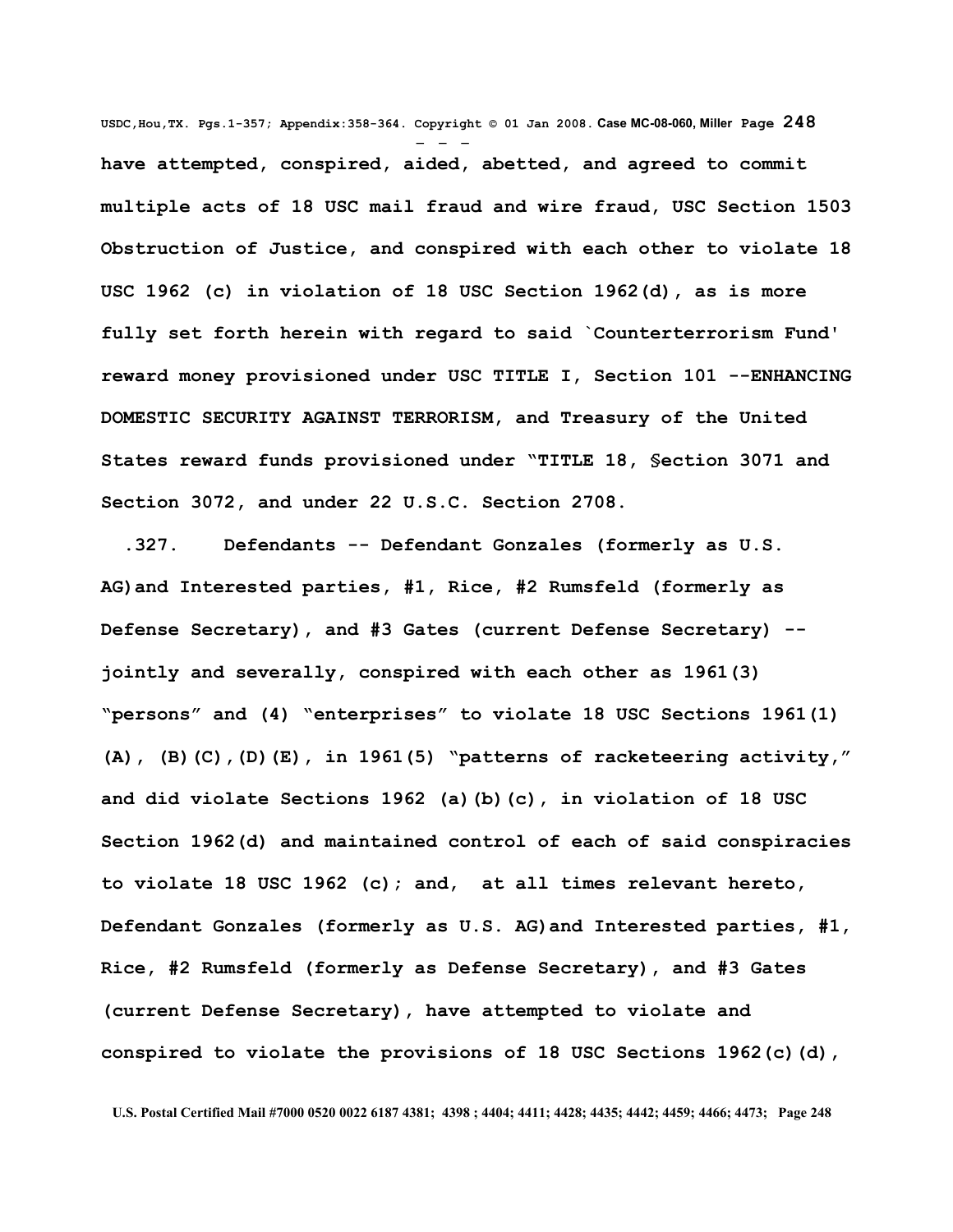**have attempted, conspired, aided, abetted, and agreed to commit multiple acts of 18 USC mail fraud and wire fraud, USC Section 1503 Obstruction of Justice, and conspired with each other to violate 18 USC 1962 (c) in violation of 18 USC Section 1962(d), as is more fully set forth herein with regard to said `Counterterrorism Fund' reward money provisioned under USC TITLE I, Section 101 --ENHANCING DOMESTIC SECURITY AGAINST TERRORISM, and Treasury of the United States reward funds provisioned under "TITLE 18, §ection 3071 and Section 3072, and under 22 U.S.C. Section 2708.**

**.327. Defendants -- Defendant Gonzales (formerly as U.S. AG)and Interested parties, #1, Rice, #2 Rumsfeld (formerly as Defense Secretary), and #3 Gates (current Defense Secretary) -- jointly and severally, conspired with each other as 1961(3) "persons" and (4) "enterprises" to violate 18 USC Sections 1961(1) (A), (B)(C),(D)(E), in 1961(5) "patterns of racketeering activity," and did violate Sections 1962 (a)(b)(c), in violation of 18 USC Section 1962(d) and maintained control of each of said conspiracies to violate 18 USC 1962 (c); and, at all times relevant hereto, Defendant Gonzales (formerly as U.S. AG)and Interested parties, #1, Rice, #2 Rumsfeld (formerly as Defense Secretary), and #3 Gates (current Defense Secretary), have attempted to violate and conspired to violate the provisions of 18 USC Sections 1962(c)(d),**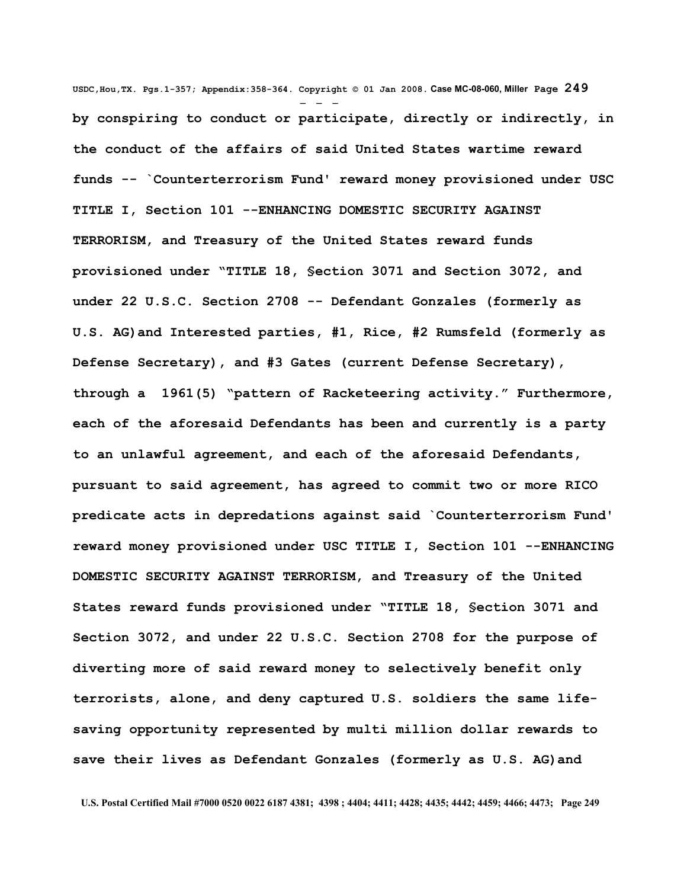**by conspiring to conduct or participate, directly or indirectly, in the conduct of the affairs of said United States wartime reward funds -- `Counterterrorism Fund' reward money provisioned under USC TITLE I, Section 101 --ENHANCING DOMESTIC SECURITY AGAINST TERRORISM, and Treasury of the United States reward funds provisioned under "TITLE 18, §ection 3071 and Section 3072, and under 22 U.S.C. Section 2708 -- Defendant Gonzales (formerly as U.S. AG)and Interested parties, #1, Rice, #2 Rumsfeld (formerly as Defense Secretary), and #3 Gates (current Defense Secretary), through a 1961(5) "pattern of Racketeering activity." Furthermore, each of the aforesaid Defendants has been and currently is a party to an unlawful agreement, and each of the aforesaid Defendants, pursuant to said agreement, has agreed to commit two or more RICO predicate acts in depredations against said `Counterterrorism Fund' reward money provisioned under USC TITLE I, Section 101 --ENHANCING DOMESTIC SECURITY AGAINST TERRORISM, and Treasury of the United States reward funds provisioned under "TITLE 18, §ection 3071 and Section 3072, and under 22 U.S.C. Section 2708 for the purpose of diverting more of said reward money to selectively benefit only terrorists, alone, and deny captured U.S. soldiers the same life-saving opportunity represented by multi million dollar rewards to save their lives as Defendant Gonzales (formerly as U.S. AG)and**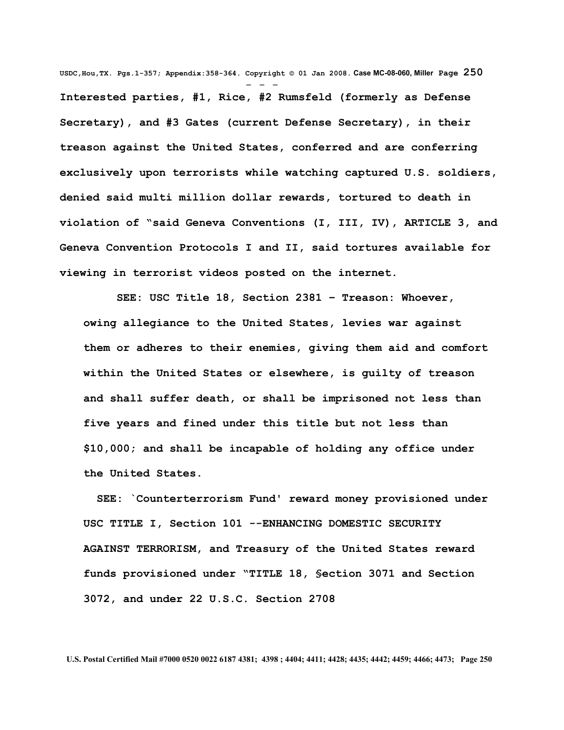**Interested parties, #1, Rice, #2 Rumsfeld (formerly as Defense Secretary), and #3 Gates (current Defense Secretary), in their treason against the United States, conferred and are conferring exclusively upon terrorists while watching captured U.S. soldiers, denied said multi million dollar rewards, tortured to death in violation of "said Geneva Conventions (I, III, IV), ARTICLE 3, and Geneva Convention Protocols I and II, said tortures available for viewing in terrorist videos posted on the internet.**

> **SEE: USC Title 18, Section 2381 – Treason: Whoever, owing allegiance to the United States, levies war against them or adheres to their enemies, giving them aid and comfort within the United States or elsewhere, is guilty of treason and shall suffer death, or shall be imprisoned not less than five years and fined under this title but not less than $10,000; and shall be incapable of holding any office under the United States.**
>
> **SEE: `Counterterrorism Fund' reward money provisioned under USC TITLE I, Section 101 --ENHANCING DOMESTIC SECURITY AGAINST TERRORISM, and Treasury of the United States reward funds provisioned under "TITLE 18, §ection 3071 and Section 3072, and under 22 U.S.C. Section 2708**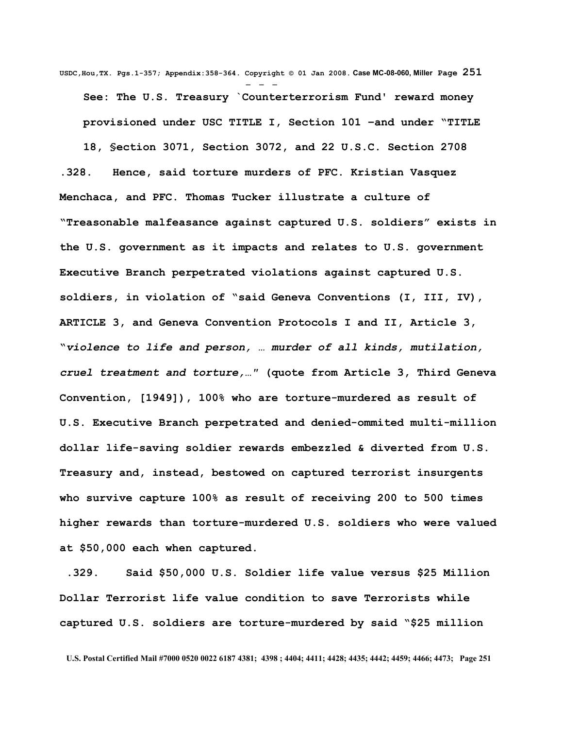**See: The U.S. Treasury `Counterterrorism Fund' reward money provisioned under USC TITLE I, Section 101 –and under "TITLE 18, §ection 3071, Section 3072, and 22 U.S.C. Section 2708**

**.328. Hence, said torture murders of PFC. Kristian Vasquez Menchaca, and PFC. Thomas Tucker illustrate a culture of "Treasonable malfeasance against captured U.S. soldiers" exists in the U.S. government as it impacts and relates to U.S. government Executive Branch perpetrated violations against captured U.S. soldiers, in violation of "said Geneva Conventions (I, III, IV), ARTICLE 3, and Geneva Convention Protocols I and II, Article 3, "*violence to life and person, … murder of all kinds, mutilation, cruel treatment and torture,…*" (quote from Article 3, Third Geneva Convention, [1949]), 100% who are torture-murdered as result of U.S. Executive Branch perpetrated and denied-ommited multi-million dollar life-saving soldier rewards embezzled & diverted from U.S. Treasury and, instead, bestowed on captured terrorist insurgents who survive capture 100% as result of receiving 200 to 500 times higher rewards than torture-murdered U.S. soldiers who were valued at $50,000 each when captured.**

**.329. Said $50,000 U.S. Soldier life value versus $25 Million Dollar Terrorist life value condition to save Terrorists while captured U.S. soldiers are torture-murdered by said "$25 million**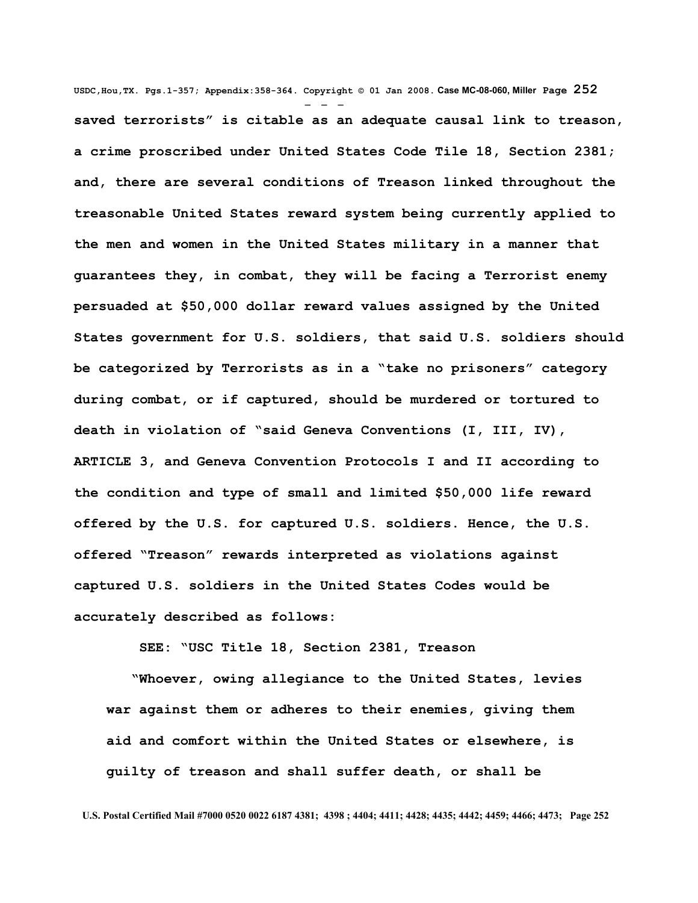saved terrorists" is citable as an adequate causal link to treason, a crime proscribed under United States Code Tile 18, Section 2381; and, there are several conditions of Treason linked throughout the treasonable United States reward system being currently applied to the men and women in the United States military in a manner that guarantees they, in combat, they will be facing a Terrorist enemy persuaded at $50,000 dollar reward values assigned by the United States government for U.S. soldiers, that said U.S. soldiers should be categorized by Terrorists as in a "take no prisoners" category during combat, or if captured, should be murdered or tortured to death in violation of "said Geneva Conventions (I, III, IV), ARTICLE 3, and Geneva Convention Protocols I and II according to the condition and type of small and limited $50,000 life reward offered by the U.S. for captured U.S. soldiers. Hence, the U.S. offered "Treason" rewards interpreted as violations against captured U.S. soldiers in the United States Codes would be accurately described as follows:

SEE: "USC Title 18, Section 2381, Treason

"Whoever, owing allegiance to the United States, levies war against them or adheres to their enemies, giving them aid and comfort within the United States or elsewhere, is guilty of treason and shall suffer death, or shall be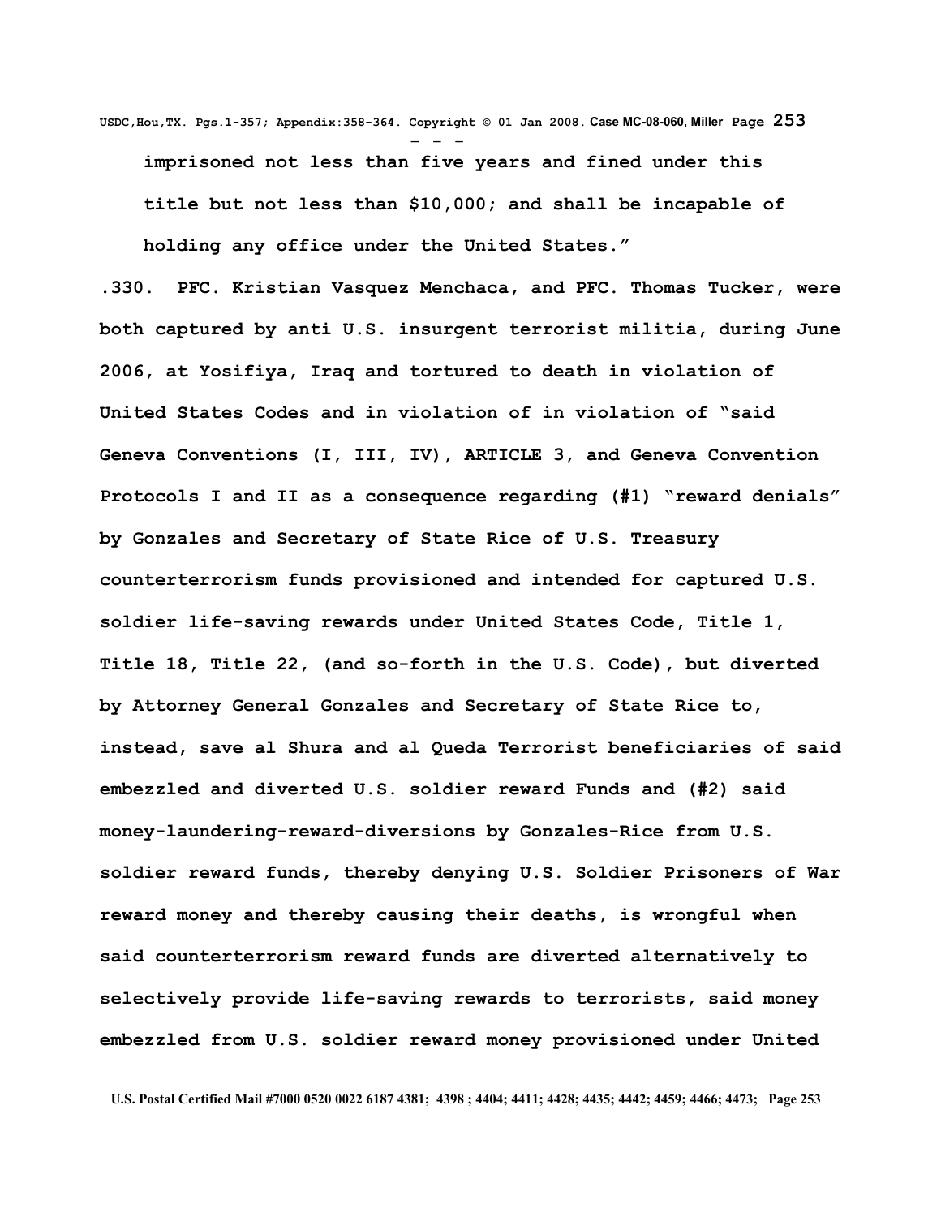**imprisoned not less than five years and fined under this title but not less than $10,000; and shall be incapable of holding any office under the United States."**

**.330. PFC. Kristian Vasquez Menchaca, and PFC. Thomas Tucker, were both captured by anti U.S. insurgent terrorist militia, during June 2006, at Yosifiya, Iraq and tortured to death in violation of United States Codes and in violation of in violation of "said Geneva Conventions (I, III, IV), ARTICLE 3, and Geneva Convention Protocols I and II as a consequence regarding (#1) "reward denials" by Gonzales and Secretary of State Rice of U.S. Treasury counterterrorism funds provisioned and intended for captured U.S. soldier life-saving rewards under United States Code, Title 1, Title 18, Title 22, (and so-forth in the U.S. Code), but diverted by Attorney General Gonzales and Secretary of State Rice to, instead, save al Shura and al Queda Terrorist beneficiaries of said embezzled and diverted U.S. soldier reward Funds and (#2) said money-laundering-reward-diversions by Gonzales-Rice from U.S. soldier reward funds, thereby denying U.S. Soldier Prisoners of War reward money and thereby causing their deaths, is wrongful when said counterterrorism reward funds are diverted alternatively to selectively provide life-saving rewards to terrorists, said money embezzled from U.S. soldier reward money provisioned under United**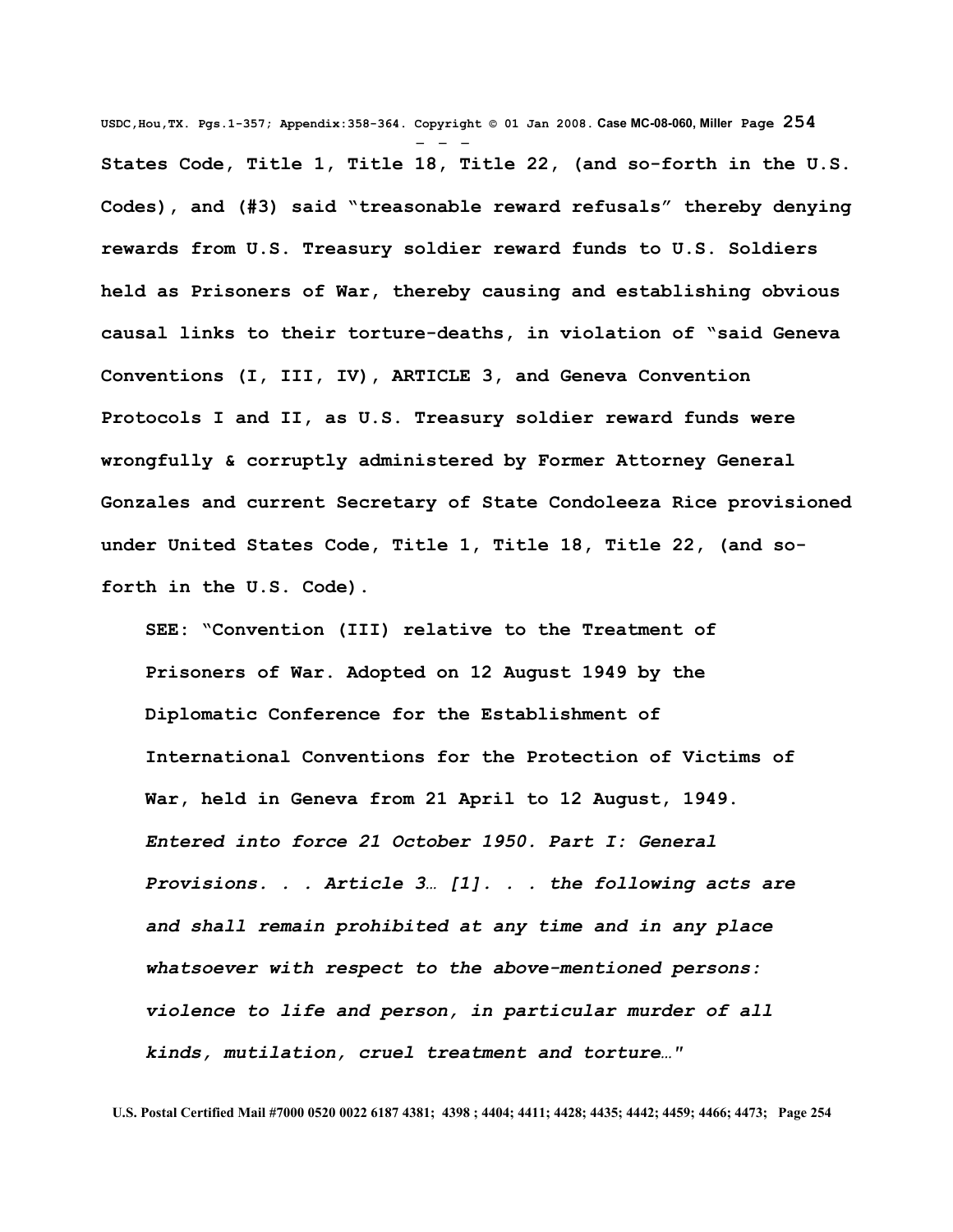**States Code, Title 1, Title 18, Title 22, (and so-forth in the U.S. Codes), and (#3) said "treasonable reward refusals" thereby denying rewards from U.S. Treasury soldier reward funds to U.S. Soldiers held as Prisoners of War, thereby causing and establishing obvious causal links to their torture-deaths, in violation of "said Geneva Conventions (I, III, IV), ARTICLE 3, and Geneva Convention Protocols I and II, as U.S. Treasury soldier reward funds were wrongfully & corruptly administered by Former Attorney General Gonzales and current Secretary of State Condoleeza Rice provisioned under United States Code, Title 1, Title 18, Title 22, (and so-forth in the U.S. Code).**

> **SEE: "Convention (III) relative to the Treatment of Prisoners of War. Adopted on 12 August 1949 by the Diplomatic Conference for the Establishment of International Conventions for the Protection of Victims of War, held in Geneva from 21 April to 12 August, 1949.** ***Entered into force 21 October 1950. Part I: General Provisions. . . Article 3… [1]. . . the following acts are and shall remain prohibited at any time and in any place whatsoever with respect to the above-mentioned persons: violence to life and person, in particular murder of all kinds, mutilation, cruel treatment and torture…"***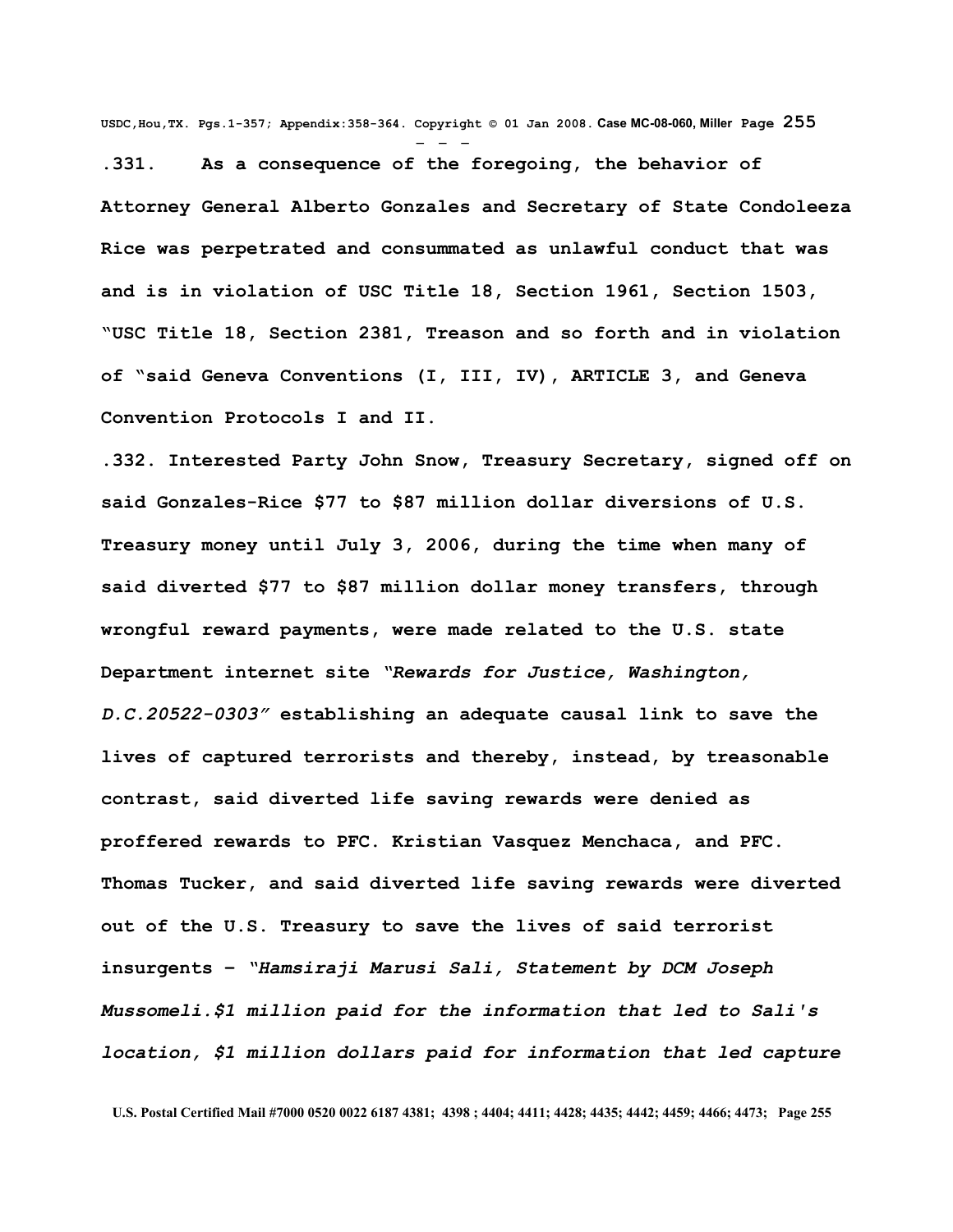**.331. As a consequence of the foregoing, the behavior of Attorney General Alberto Gonzales and Secretary of State Condoleeza Rice was perpetrated and consummated as unlawful conduct that was and is in violation of USC Title 18, Section 1961, Section 1503, "USC Title 18, Section 2381, Treason and so forth and in violation of "said Geneva Conventions (I, III, IV), ARTICLE 3, and Geneva Convention Protocols I and II.**

**.332. Interested Party John Snow, Treasury Secretary, signed off on said Gonzales-Rice $77 to $87 million dollar diversions of U.S. Treasury money until July 3, 2006, during the time when many of said diverted $77 to $87 million dollar money transfers, through wrongful reward payments, were made related to the U.S. state Department internet site *"Rewards for Justice, Washington, D.C.20522-0303"* establishing an adequate causal link to save the lives of captured terrorists and thereby, instead, by treasonable contrast, said diverted life saving rewards were denied as proffered rewards to PFC. Kristian Vasquez Menchaca, and PFC. Thomas Tucker, and said diverted life saving rewards were diverted out of the U.S. Treasury to save the lives of said terrorist insurgents – *"Hamsiraji Marusi Sali, Statement by DCM Joseph Mussomeli.$1 million paid for the information that led to Sali's location, $1 million dollars paid for information that led capture***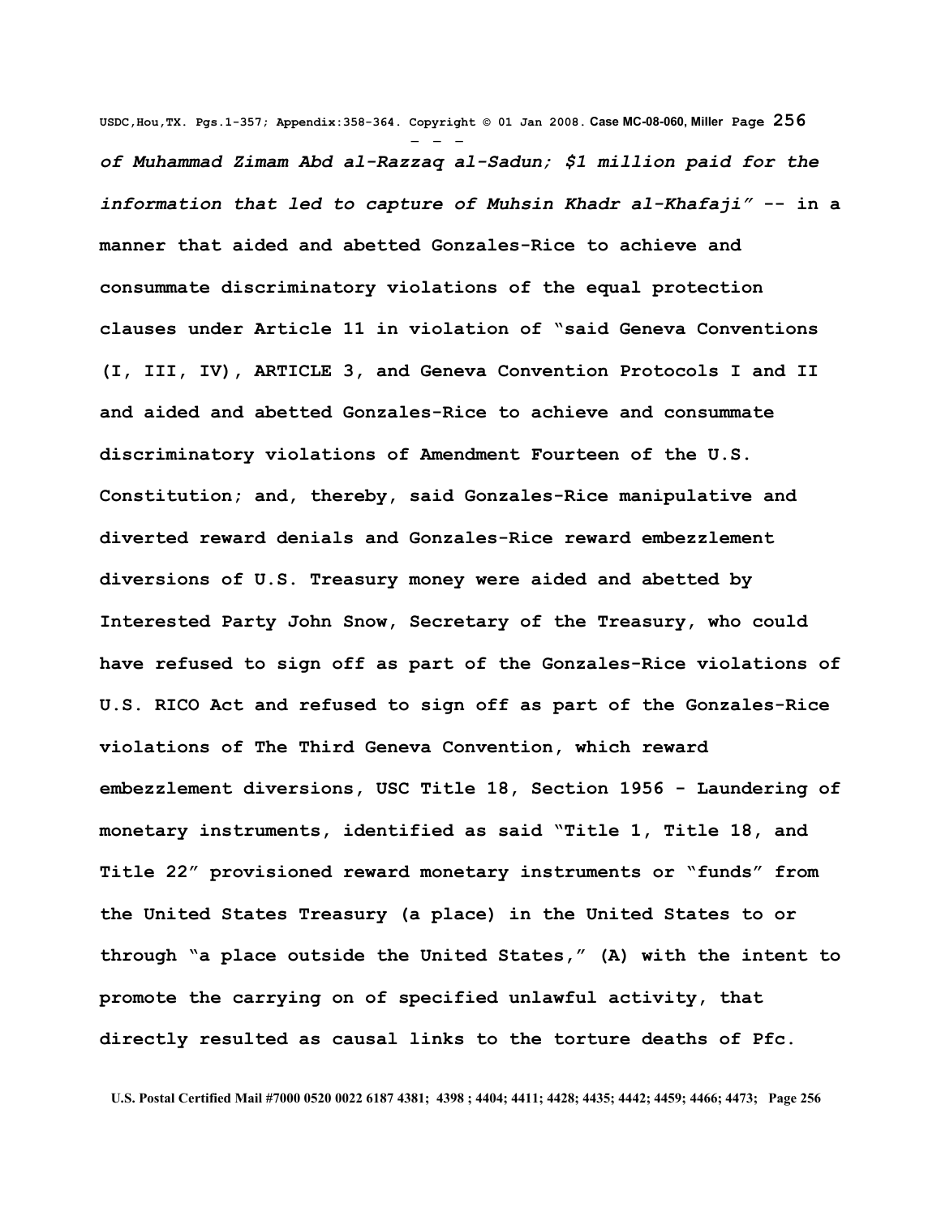***of Muhammad Zimam Abd al-Razzaq al-Sadun; $1 million paid for the information that led to capture of Muhsin Khadr al-Khafaji"*** **-- in a manner that aided and abetted Gonzales-Rice to achieve and consummate discriminatory violations of the equal protection clauses under Article 11 in violation of "said Geneva Conventions (I, III, IV), ARTICLE 3, and Geneva Convention Protocols I and II and aided and abetted Gonzales-Rice to achieve and consummate discriminatory violations of Amendment Fourteen of the U.S. Constitution; and, thereby, said Gonzales-Rice manipulative and diverted reward denials and Gonzales-Rice reward embezzlement diversions of U.S. Treasury money were aided and abetted by Interested Party John Snow, Secretary of the Treasury, who could have refused to sign off as part of the Gonzales-Rice violations of U.S. RICO Act and refused to sign off as part of the Gonzales-Rice violations of The Third Geneva Convention, which reward embezzlement diversions, USC Title 18, Section 1956 - Laundering of monetary instruments, identified as said "Title 1, Title 18, and Title 22" provisioned reward monetary instruments or "funds" from the United States Treasury (a place) in the United States to or through "a place outside the United States," (A) with the intent to promote the carrying on of specified unlawful activity, that directly resulted as causal links to the torture deaths of Pfc.**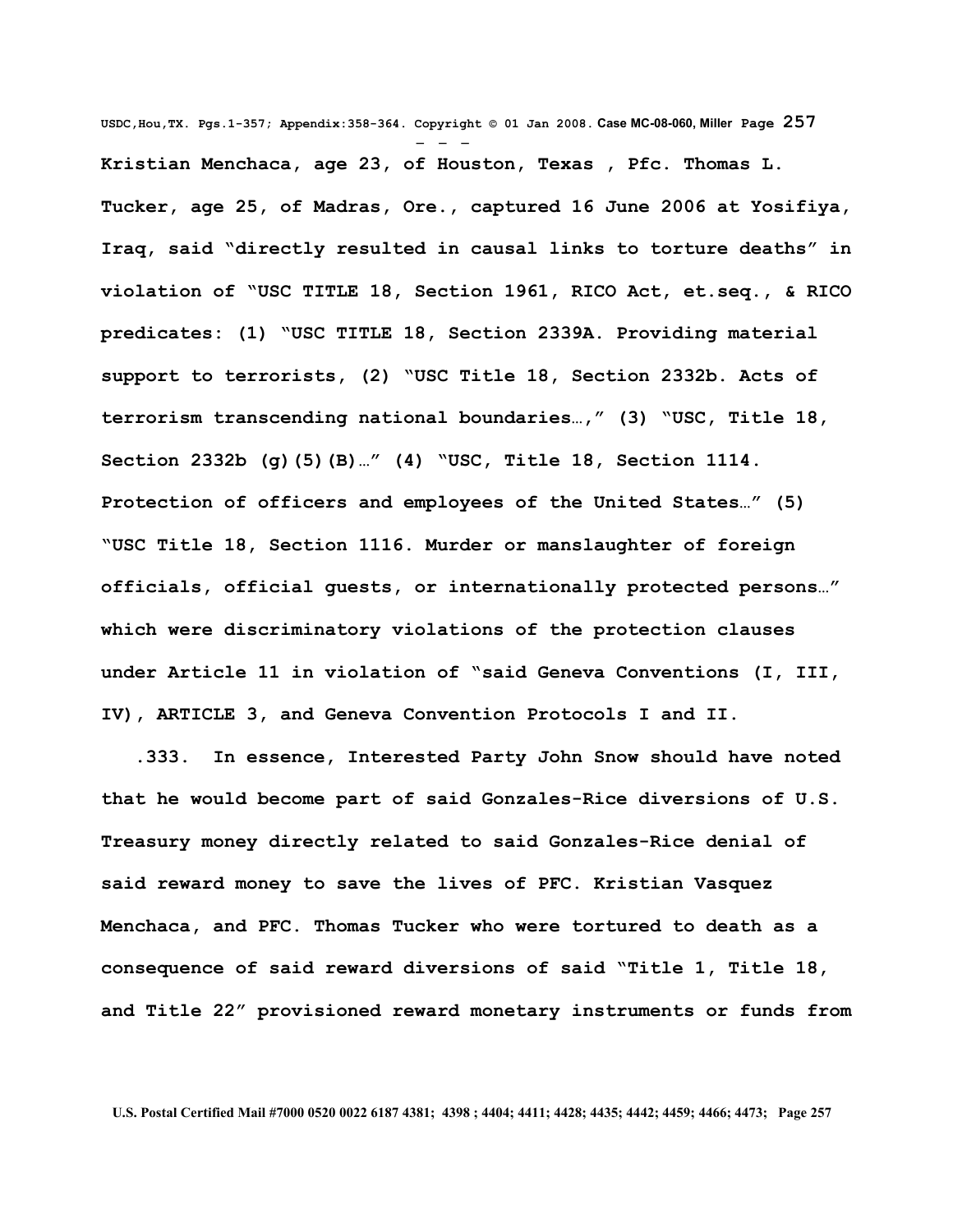Kristian Menchaca, age 23, of Houston, Texas , Pfc. Thomas L. Tucker, age 25, of Madras, Ore., captured 16 June 2006 at Yosifiya, Iraq, said "directly resulted in causal links to torture deaths" in violation of "USC TITLE 18, Section 1961, RICO Act, et.seq., & RICO predicates: (1) "USC TITLE 18, Section 2339A. Providing material support to terrorists, (2) "USC Title 18, Section 2332b. Acts of terrorism transcending national boundaries…," (3) "USC, Title 18, Section 2332b (g)(5)(B)…" (4) "USC, Title 18, Section 1114. Protection of officers and employees of the United States…" (5) "USC Title 18, Section 1116. Murder or manslaughter of foreign officials, official guests, or internationally protected persons…" which were discriminatory violations of the protection clauses under Article 11 in violation of "said Geneva Conventions (I, III, IV), ARTICLE 3, and Geneva Convention Protocols I and II.

.333. In essence, Interested Party John Snow should have noted that he would become part of said Gonzales-Rice diversions of U.S. Treasury money directly related to said Gonzales-Rice denial of said reward money to save the lives of PFC. Kristian Vasquez Menchaca, and PFC. Thomas Tucker who were tortured to death as a consequence of said reward diversions of said "Title 1, Title 18, and Title 22" provisioned reward monetary instruments or funds from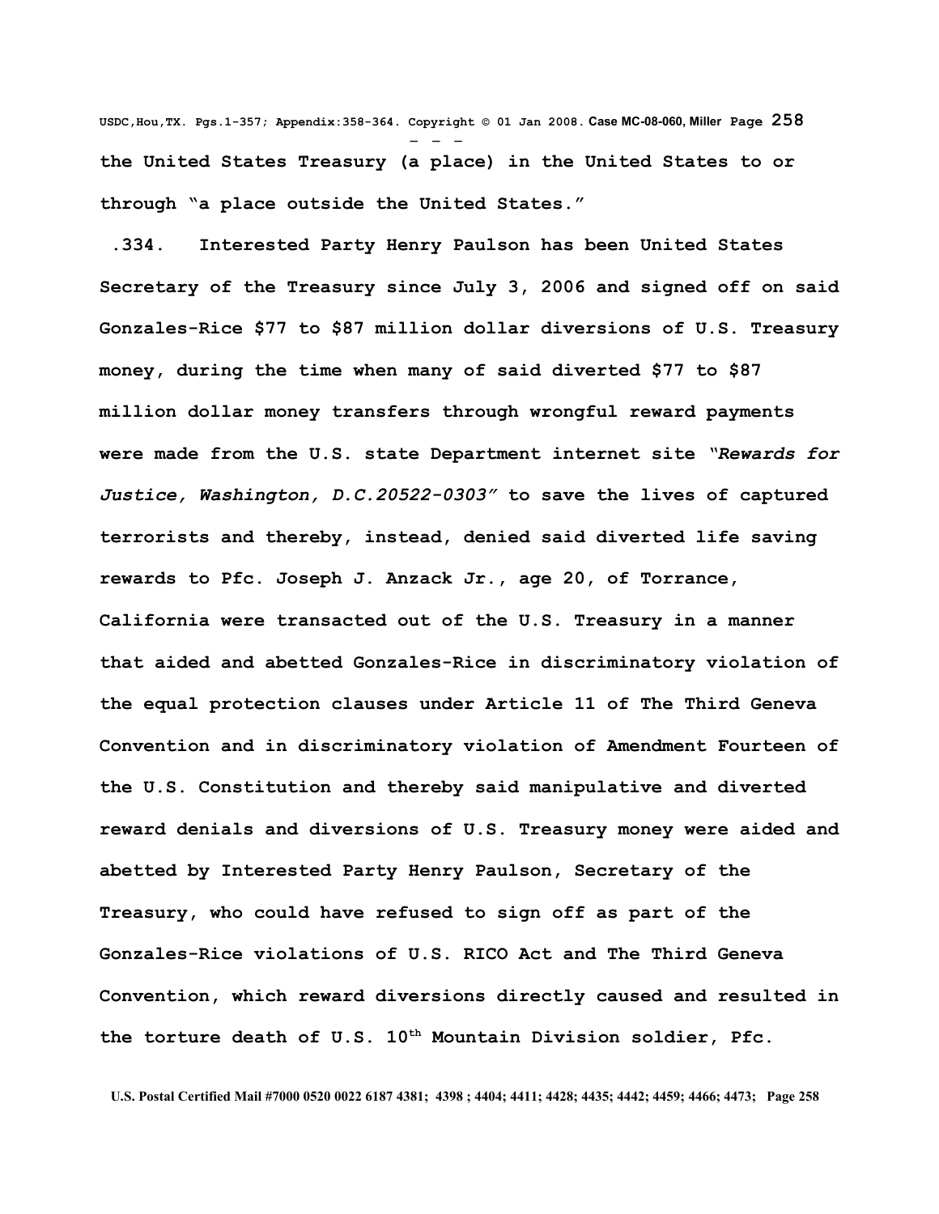**the United States Treasury (a place) in the United States to or through "a place outside the United States."**

**.334. Interested Party Henry Paulson has been United States Secretary of the Treasury since July 3, 2006 and signed off on said Gonzales-Rice $77 to $87 million dollar diversions of U.S. Treasury money, during the time when many of said diverted $77 to $87 million dollar money transfers through wrongful reward payments were made from the U.S. state Department internet site *"Rewards for Justice, Washington, D.C.20522-0303"* to save the lives of captured terrorists and thereby, instead, denied said diverted life saving rewards to Pfc. Joseph J. Anzack Jr., age 20, of Torrance, California were transacted out of the U.S. Treasury in a manner that aided and abetted Gonzales-Rice in discriminatory violation of the equal protection clauses under Article 11 of The Third Geneva Convention and in discriminatory violation of Amendment Fourteen of the U.S. Constitution and thereby said manipulative and diverted reward denials and diversions of U.S. Treasury money were aided and abetted by Interested Party Henry Paulson, Secretary of the Treasury, who could have refused to sign off as part of the Gonzales-Rice violations of U.S. RICO Act and The Third Geneva Convention, which reward diversions directly caused and resulted in the torture death of U.S. 10th Mountain Division soldier, Pfc.**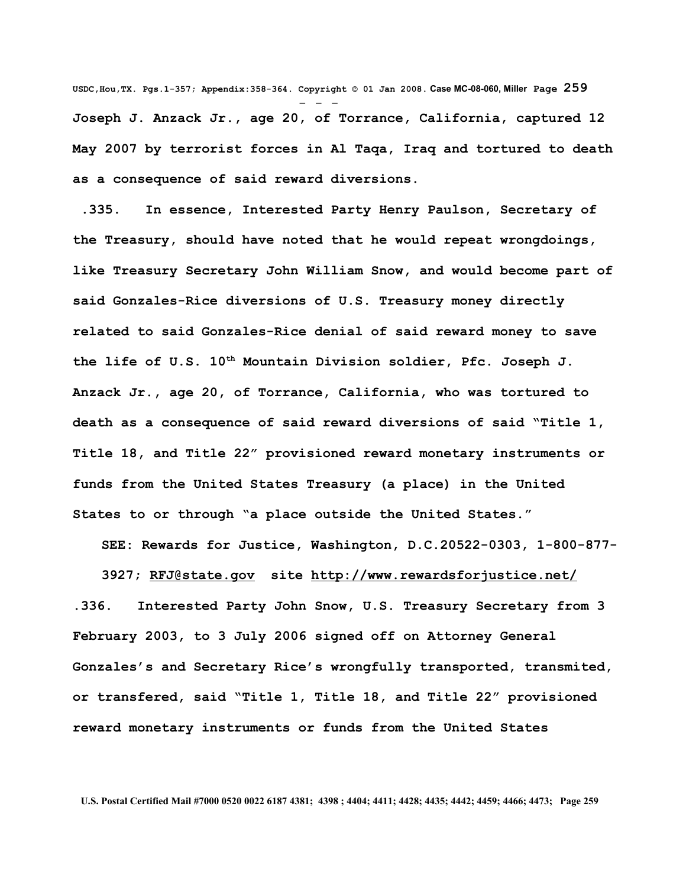**Joseph J. Anzack Jr., age 20, of Torrance, California, captured 12 May 2007 by terrorist forces in Al Taqa, Iraq and tortured to death as a consequence of said reward diversions.**

**.335. In essence, Interested Party Henry Paulson, Secretary of the Treasury, should have noted that he would repeat wrongdoings, like Treasury Secretary John William Snow, and would become part of said Gonzales-Rice diversions of U.S. Treasury money directly related to said Gonzales-Rice denial of said reward money to save the life of U.S. 10th Mountain Division soldier, Pfc. Joseph J. Anzack Jr., age 20, of Torrance, California, who was tortured to death as a consequence of said reward diversions of said "Title 1, Title 18, and Title 22" provisioned reward monetary instruments or funds from the United States Treasury (a place) in the United States to or through "a place outside the United States."**

**SEE: Rewards for Justice, Washington, D.C.20522-0303, 1-800-877-3927; RFJ@state.gov site http://www.rewardsforjustice.net/**

**.336. Interested Party John Snow, U.S. Treasury Secretary from 3 February 2003, to 3 July 2006 signed off on Attorney General Gonzales's and Secretary Rice's wrongfully transported, transmited, or transfered, said "Title 1, Title 18, and Title 22" provisioned reward monetary instruments or funds from the United States**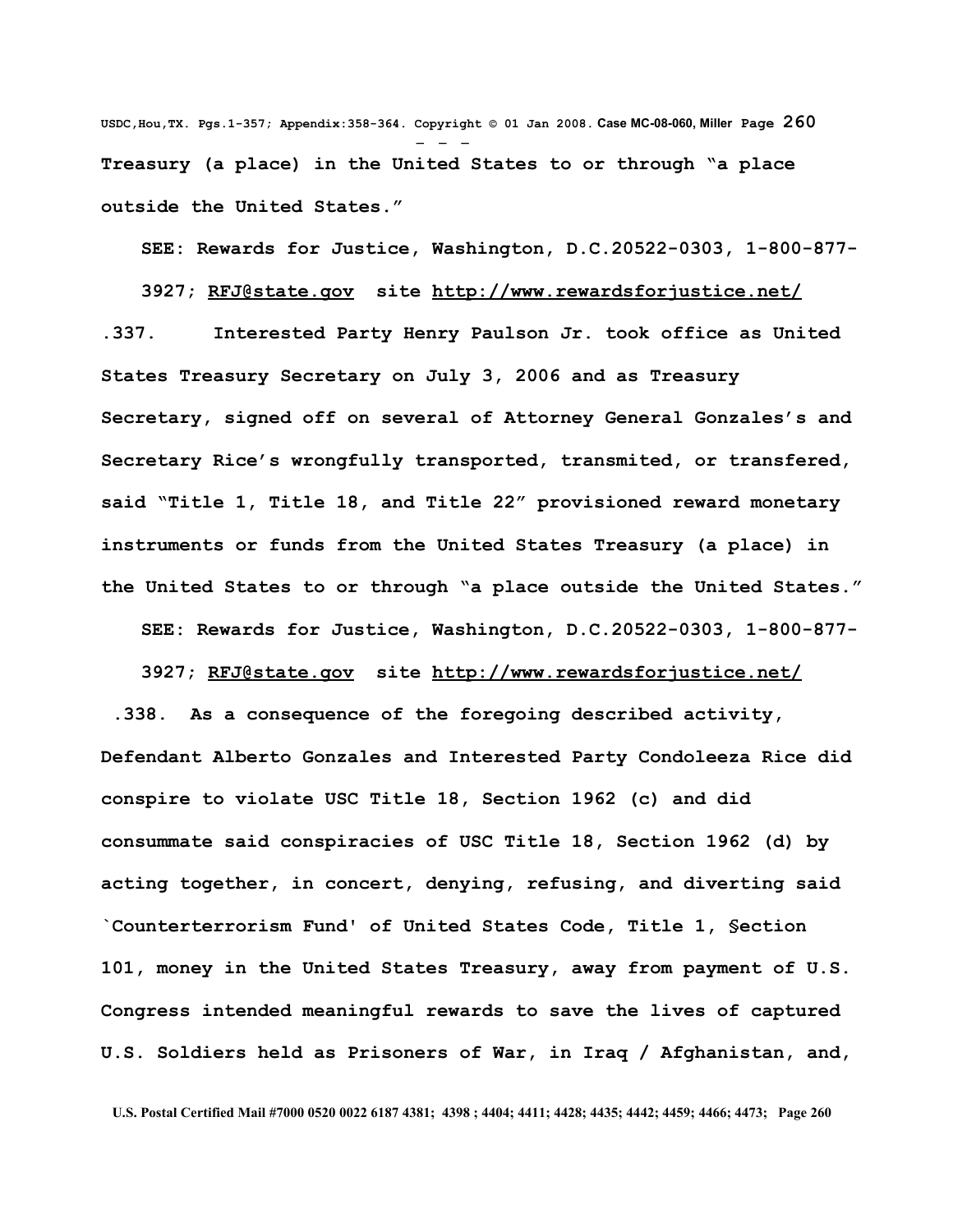**Treasury (a place) in the United States to or through "a place outside the United States."**

**SEE: Rewards for Justice, Washington, D.C.20522-0303, 1-800-877-3927; RFJ@state.gov site http://www.rewardsforjustice.net/**

**.337. Interested Party Henry Paulson Jr. took office as United States Treasury Secretary on July 3, 2006 and as Treasury Secretary, signed off on several of Attorney General Gonzales's and Secretary Rice's wrongfully transported, transmited, or transfered, said "Title 1, Title 18, and Title 22" provisioned reward monetary instruments or funds from the United States Treasury (a place) in the United States to or through "a place outside the United States."**

**SEE: Rewards for Justice, Washington, D.C.20522-0303, 1-800-877-3927; RFJ@state.gov site http://www.rewardsforjustice.net/**

**.338. As a consequence of the foregoing described activity, Defendant Alberto Gonzales and Interested Party Condoleeza Rice did conspire to violate USC Title 18, Section 1962 (c) and did consummate said conspiracies of USC Title 18, Section 1962 (d) by acting together, in concert, denying, refusing, and diverting said `Counterterrorism Fund' of United States Code, Title 1, §ection 101, money in the United States Treasury, away from payment of U.S. Congress intended meaningful rewards to save the lives of captured U.S. Soldiers held as Prisoners of War, in Iraq / Afghanistan, and,**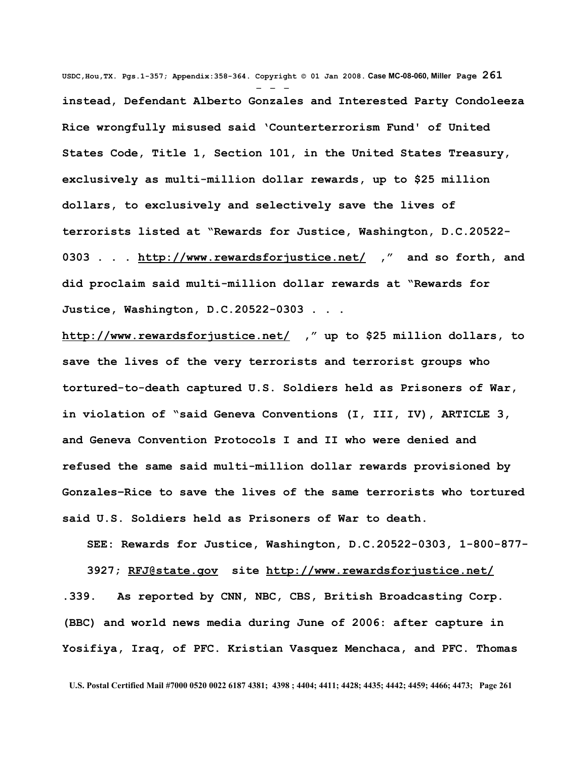**instead, Defendant Alberto Gonzales and Interested Party Condoleeza Rice wrongfully misused said 'Counterterrorism Fund' of United States Code, Title 1, Section 101, in the United States Treasury, exclusively as multi-million dollar rewards, up to $25 million dollars, to exclusively and selectively save the lives of terrorists listed at "Rewards for Justice, Washington, D.C.20522-0303 . . . http://www.rewardsforjustice.net/ ," and so forth, and did proclaim said multi-million dollar rewards at "Rewards for Justice, Washington, D.C.20522-0303 . . . http://www.rewardsforjustice.net/ ," up to $25 million dollars, to save the lives of the very terrorists and terrorist groups who tortured-to-death captured U.S. Soldiers held as Prisoners of War, in violation of "said Geneva Conventions (I, III, IV), ARTICLE 3, and Geneva Convention Protocols I and II who were denied and refused the same said multi-million dollar rewards provisioned by Gonzales–Rice to save the lives of the same terrorists who tortured said U.S. Soldiers held as Prisoners of War to death.**

**SEE: Rewards for Justice, Washington, D.C.20522-0303, 1-800-877-3927; RFJ@state.gov site http://www.rewardsforjustice.net/**

**.339. As reported by CNN, NBC, CBS, British Broadcasting Corp. (BBC) and world news media during June of 2006: after capture in Yosifiya, Iraq, of PFC. Kristian Vasquez Menchaca, and PFC. Thomas**

**U.S. Postal Certified Mail #7000 0520 0022 6187 4381; 4398 ; 4404; 4411; 4428; 4435; 4442; 4459; 4466; 4473;**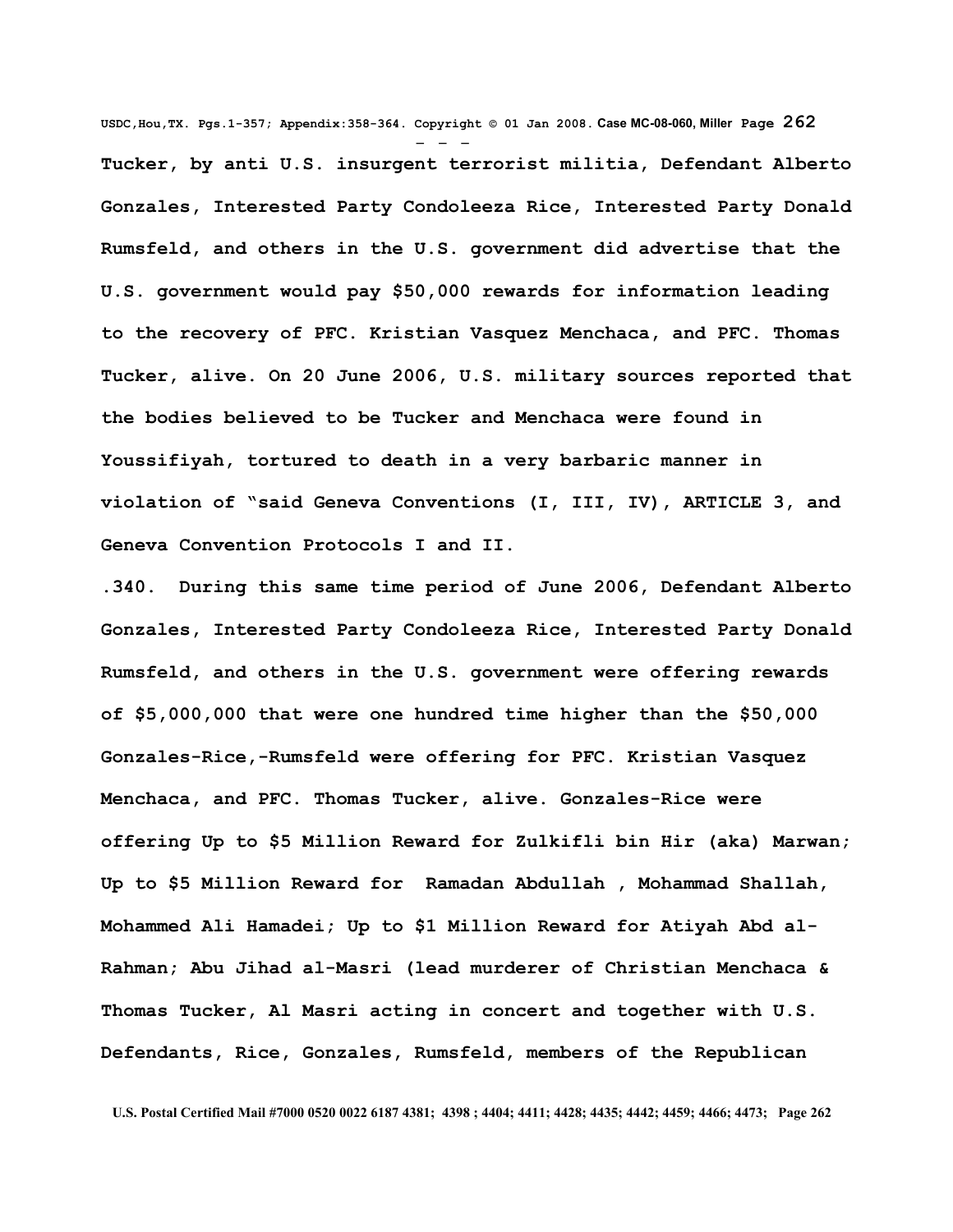Tucker, by anti U.S. insurgent terrorist militia, Defendant Alberto Gonzales, Interested Party Condoleeza Rice, Interested Party Donald Rumsfeld, and others in the U.S. government did advertise that the U.S. government would pay $50,000 rewards for information leading to the recovery of PFC. Kristian Vasquez Menchaca, and PFC. Thomas Tucker, alive. On 20 June 2006, U.S. military sources reported that the bodies believed to be Tucker and Menchaca were found in Youssifiyah, tortured to death in a very barbaric manner in violation of "said Geneva Conventions (I, III, IV), ARTICLE 3, and Geneva Convention Protocols I and II.

.340. During this same time period of June 2006, Defendant Alberto Gonzales, Interested Party Condoleeza Rice, Interested Party Donald Rumsfeld, and others in the U.S. government were offering rewards of $5,000,000 that were one hundred time higher than the $50,000 Gonzales-Rice,-Rumsfeld were offering for PFC. Kristian Vasquez Menchaca, and PFC. Thomas Tucker, alive. Gonzales-Rice were offering Up to $5 Million Reward for Zulkifli bin Hir (aka) Marwan; Up to $5 Million Reward for Ramadan Abdullah , Mohammad Shallah, Mohammed Ali Hamadei; Up to $1 Million Reward for Atiyah Abd al-Rahman; Abu Jihad al-Masri (lead murderer of Christian Menchaca & Thomas Tucker, Al Masri acting in concert and together with U.S. Defendants, Rice, Gonzales, Rumsfeld, members of the Republican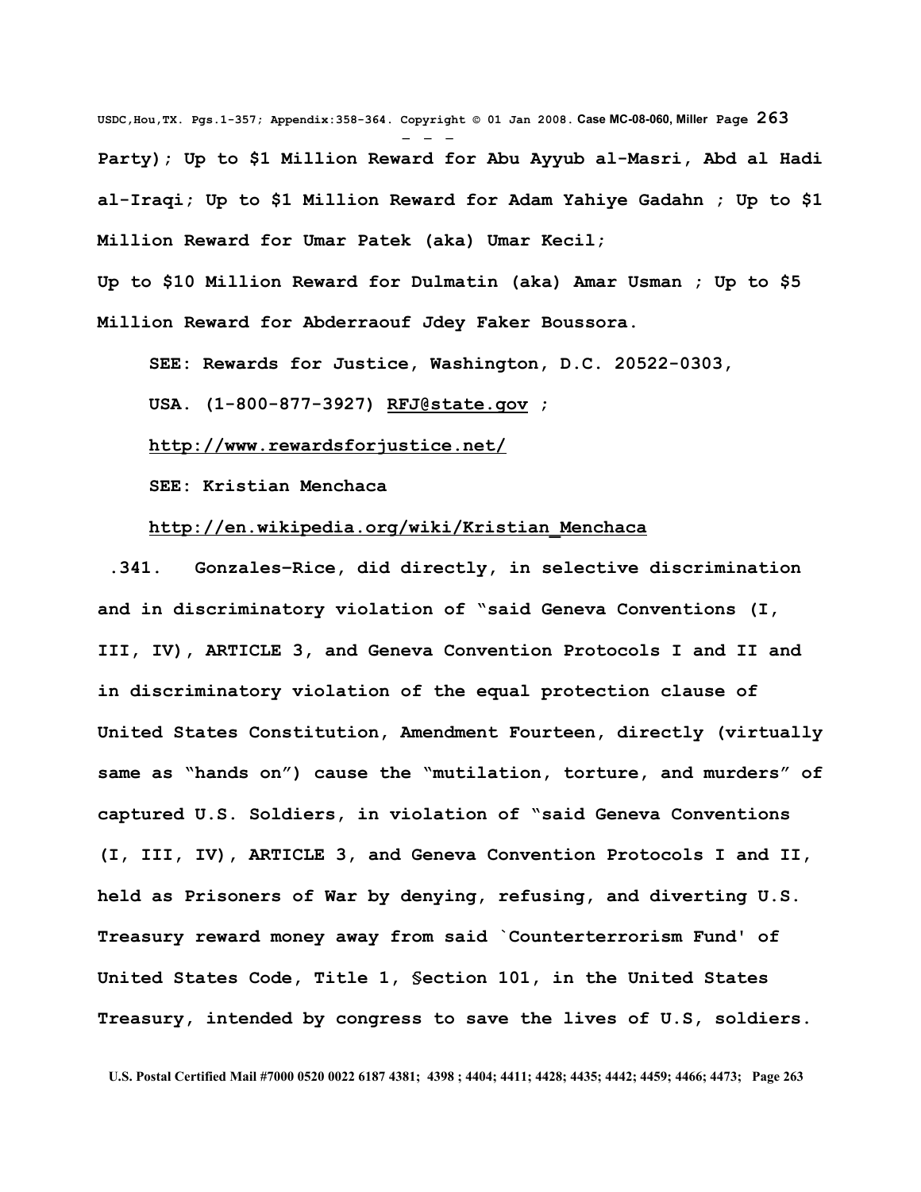**Party); Up to $1 Million Reward for Abu Ayyub al-Masri, Abd al Hadi al-Iraqi; Up to $1 Million Reward for Adam Yahiye Gadahn ; Up to $1 Million Reward for Umar Patek (aka) Umar Kecil;**

**Up to $10 Million Reward for Dulmatin (aka) Amar Usman ; Up to $5 Million Reward for Abderraouf Jdey Faker Boussora.**

**SEE: Rewards for Justice, Washington, D.C. 20522-0303, USA. (1-800-877-3927) RFJ@state.gov ;**

**http://www.rewardsforjustice.net/**

**SEE: Kristian Menchaca**

**http://en.wikipedia.org/wiki/Kristian_Menchaca**

**.341. Gonzales-Rice, did directly, in selective discrimination and in discriminatory violation of "said Geneva Conventions (I, III, IV), ARTICLE 3, and Geneva Convention Protocols I and II and in discriminatory violation of the equal protection clause of United States Constitution, Amendment Fourteen, directly (virtually same as "hands on") cause the "mutilation, torture, and murders" of captured U.S. Soldiers, in violation of "said Geneva Conventions (I, III, IV), ARTICLE 3, and Geneva Convention Protocols I and II, held as Prisoners of War by denying, refusing, and diverting U.S. Treasury reward money away from said `Counterterrorism Fund' of United States Code, Title 1, §ection 101, in the United States Treasury, intended by congress to save the lives of U.S, soldiers.**

**U.S. Postal Certified Mail #7000 0520 0022 6187 4381; 4398 ; 4404; 4411; 4428; 4435; 4442; 4459; 4466; 4473;**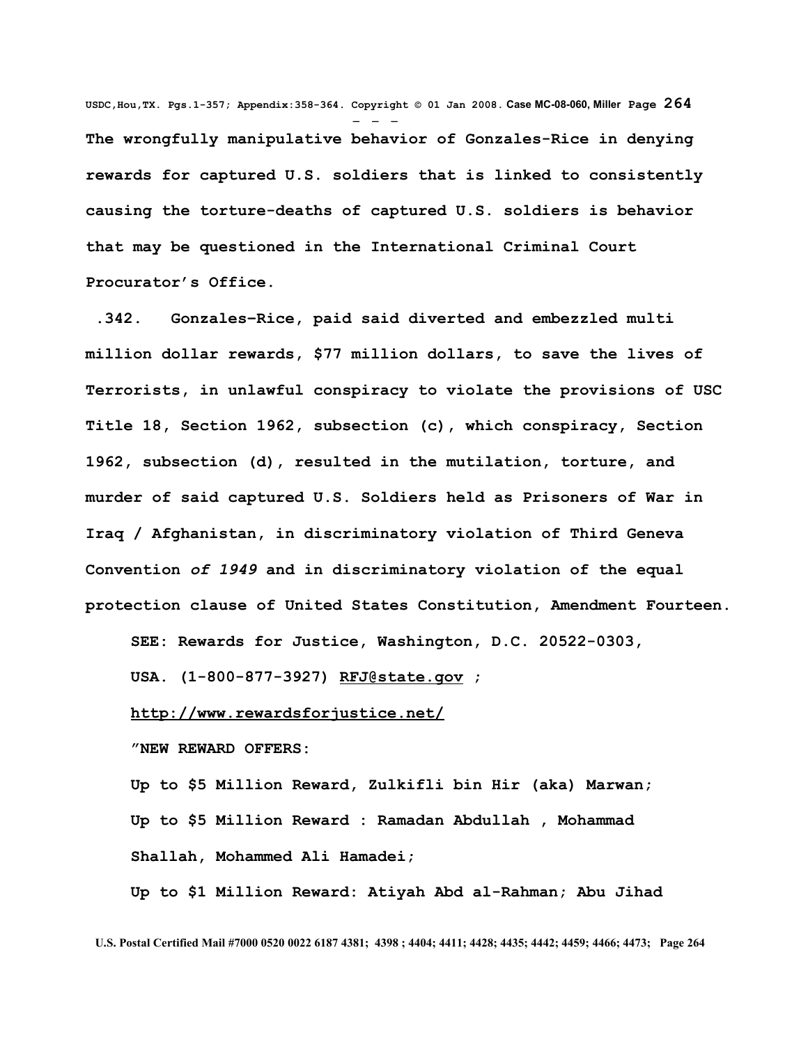**The wrongfully manipulative behavior of Gonzales-Rice in denying rewards for captured U.S. soldiers that is linked to consistently causing the torture-deaths of captured U.S. soldiers is behavior that may be questioned in the International Criminal Court Procurator's Office.**

**.342. Gonzales-Rice, paid said diverted and embezzled multi million dollar rewards, $77 million dollars, to save the lives of Terrorists, in unlawful conspiracy to violate the provisions of USC Title 18, Section 1962, subsection (c), which conspiracy, Section 1962, subsection (d), resulted in the mutilation, torture, and murder of said captured U.S. Soldiers held as Prisoners of War in Iraq / Afghanistan, in discriminatory violation of Third Geneva Convention *of 1949* and in discriminatory violation of the equal protection clause of United States Constitution, Amendment Fourteen.**

**SEE: Rewards for Justice, Washington, D.C. 20522-0303, USA. (1-800-877-3927) RFJ@state.gov ;**

**http://www.rewardsforjustice.net/**

**"NEW REWARD OFFERS:**

**Up to $5 Million Reward, Zulkifli bin Hir (aka) Marwan;**

**Up to $5 Million Reward : Ramadan Abdullah , Mohammad Shallah, Mohammed Ali Hamadei;**

**Up to $1 Million Reward: Atiyah Abd al-Rahman; Abu Jihad**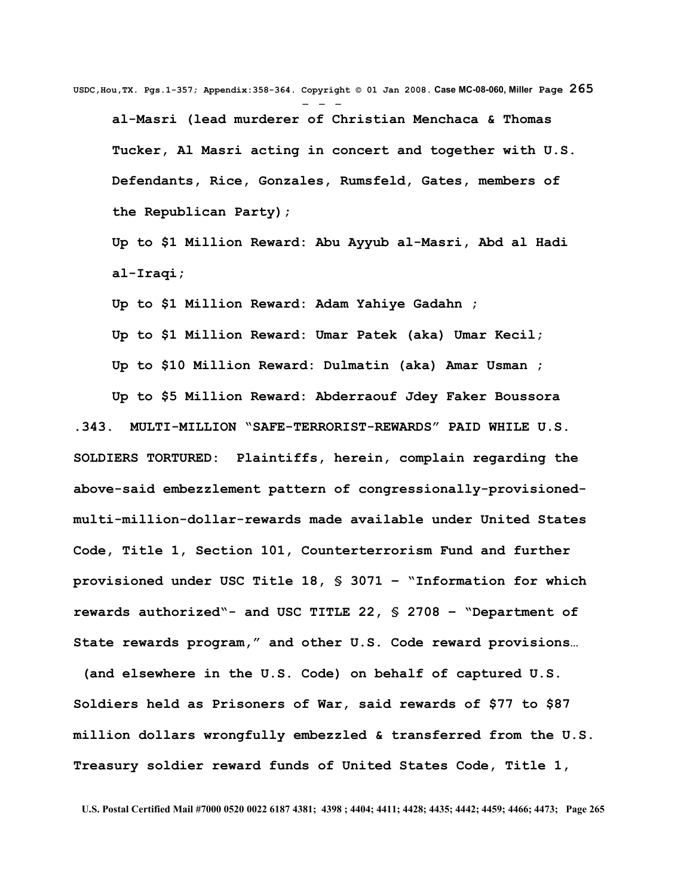**al-Masri (lead murderer of Christian Menchaca & Thomas Tucker, Al Masri acting in concert and together with U.S. Defendants, Rice, Gonzales, Rumsfeld, Gates, members of the Republican Party);**

**Up to $1 Million Reward: Abu Ayyub al-Masri, Abd al Hadi al-Iraqi;**

**Up to $1 Million Reward: Adam Yahiye Gadahn ;**

**Up to $1 Million Reward: Umar Patek (aka) Umar Kecil;**

**Up to $10 Million Reward: Dulmatin (aka) Amar Usman ;**

**Up to $5 Million Reward: Abderraouf Jdey Faker Boussora**

**.343. MULTI-MILLION "SAFE-TERRORIST-REWARDS" PAID WHILE U.S. SOLDIERS TORTURED: Plaintiffs, herein, complain regarding the above-said embezzlement pattern of congressionally-provisioned-multi-million-dollar-rewards made available under United States Code, Title 1, Section 101, Counterterrorism Fund and further provisioned under USC Title 18, § 3071 – "Information for which rewards authorized"- and USC TITLE 22, § 2708 – "Department of State rewards program," and other U.S. Code reward provisions… (and elsewhere in the U.S. Code) on behalf of captured U.S. Soldiers held as Prisoners of War, said rewards of $77 to $87 million dollars wrongfully embezzled & transferred from the U.S. Treasury soldier reward funds of United States Code, Title 1,**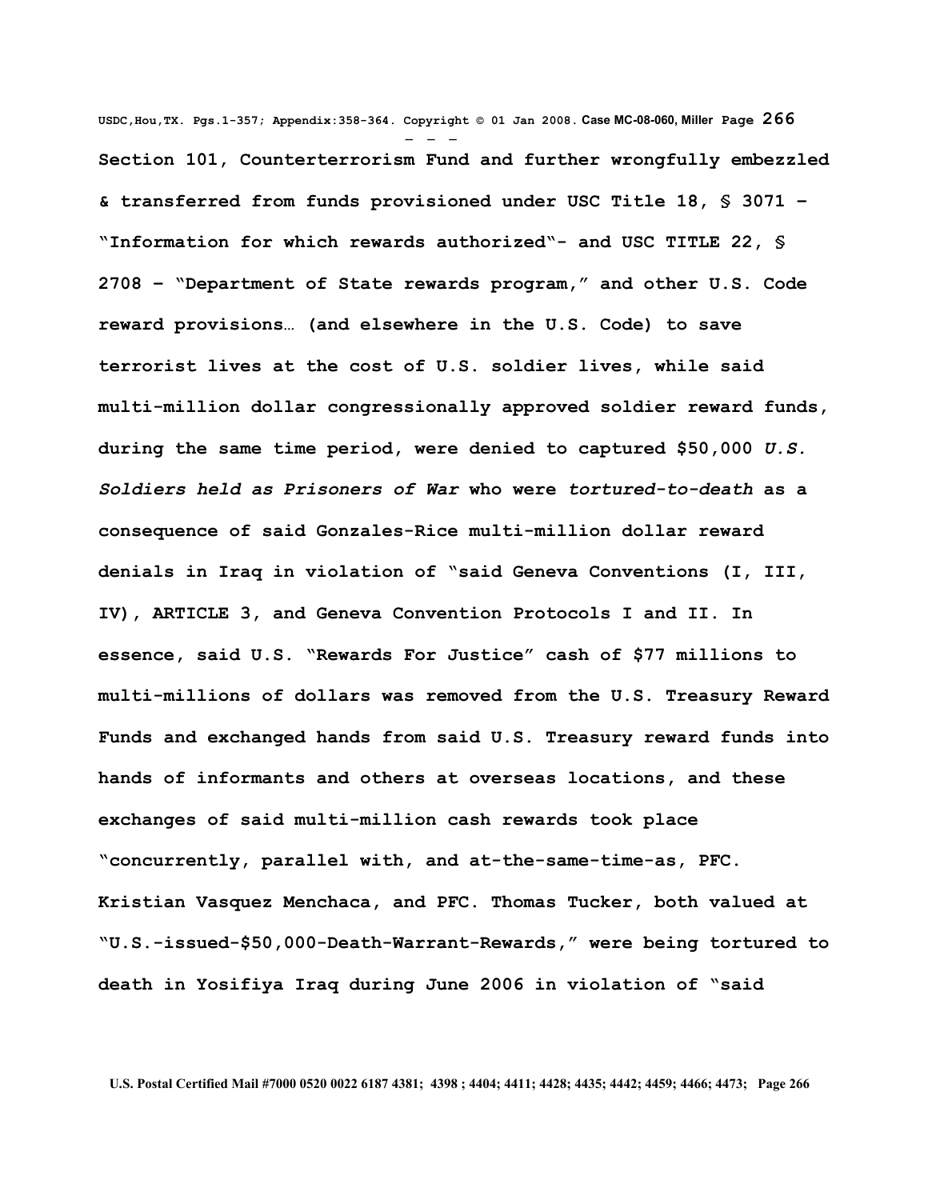**Section 101, Counterterrorism Fund and further wrongfully embezzled & transferred from funds provisioned under USC Title 18, § 3071 – "Information for which rewards authorized"- and USC TITLE 22, § 2708 – "Department of State rewards program," and other U.S. Code reward provisions… (and elsewhere in the U.S. Code) to save terrorist lives at the cost of U.S. soldier lives, while said multi-million dollar congressionally approved soldier reward funds, during the same time period, were denied to captured $50,000 *U.S. Soldiers held as Prisoners of War* who were *tortured-to-death* as a consequence of said Gonzales-Rice multi-million dollar reward denials in Iraq in violation of "said Geneva Conventions (I, III, IV), ARTICLE 3, and Geneva Convention Protocols I and II. In essence, said U.S. "Rewards For Justice" cash of $77 millions to multi-millions of dollars was removed from the U.S. Treasury Reward Funds and exchanged hands from said U.S. Treasury reward funds into hands of informants and others at overseas locations, and these exchanges of said multi-million cash rewards took place "concurrently, parallel with, and at-the-same-time-as, PFC. Kristian Vasquez Menchaca, and PFC. Thomas Tucker, both valued at "U.S.-issued-$50,000-Death-Warrant-Rewards," were being tortured to death in Yosifiya Iraq during June 2006 in violation of "said**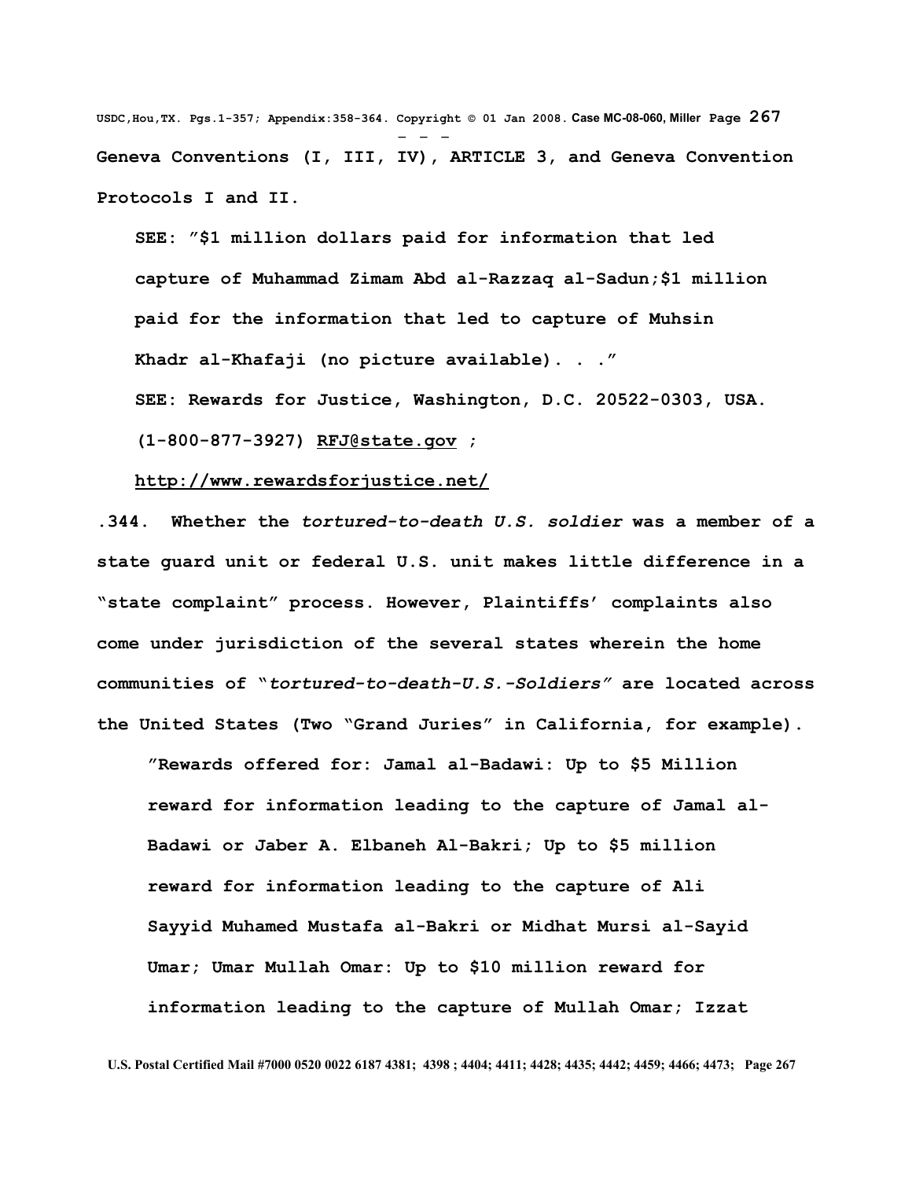**Geneva Conventions (I, III, IV), ARTICLE 3, and Geneva Convention Protocols I and II.**

> **SEE: "$1 million dollars paid for information that led capture of Muhammad Zimam Abd al-Razzaq al-Sadun;$1 million paid for the information that led to capture of Muhsin Khadr al-Khafaji (no picture available). . ."**
>
> **SEE: Rewards for Justice, Washington, D.C. 20522-0303, USA. (1-800-877-3927) RFJ@state.gov ;**
>
> **http://www.rewardsforjustice.net/**

**.344. Whether the *tortured-to-death U.S. soldier* was a member of a state guard unit or federal U.S. unit makes little difference in a "state complaint" process. However, Plaintiffs' complaints also come under jurisdiction of the several states wherein the home communities of "*tortured-to-death-U.S.-Soldiers"* are located across the United States (Two "Grand Juries" in California, for example).**

> **"Rewards offered for: Jamal al-Badawi: Up to $5 Million reward for information leading to the capture of Jamal al-Badawi or Jaber A. Elbaneh Al-Bakri; Up to $5 million reward for information leading to the capture of Ali Sayyid Muhamed Mustafa al-Bakri or Midhat Mursi al-Sayid Umar; Umar Mullah Omar: Up to $10 million reward for information leading to the capture of Mullah Omar; Izzat**

U.S. Postal Certified Mail #7000 0520 0022 6187 4381; 4398 ; 4404; 4411; 4428; 4435; 4442; 4459; 4466; 4473;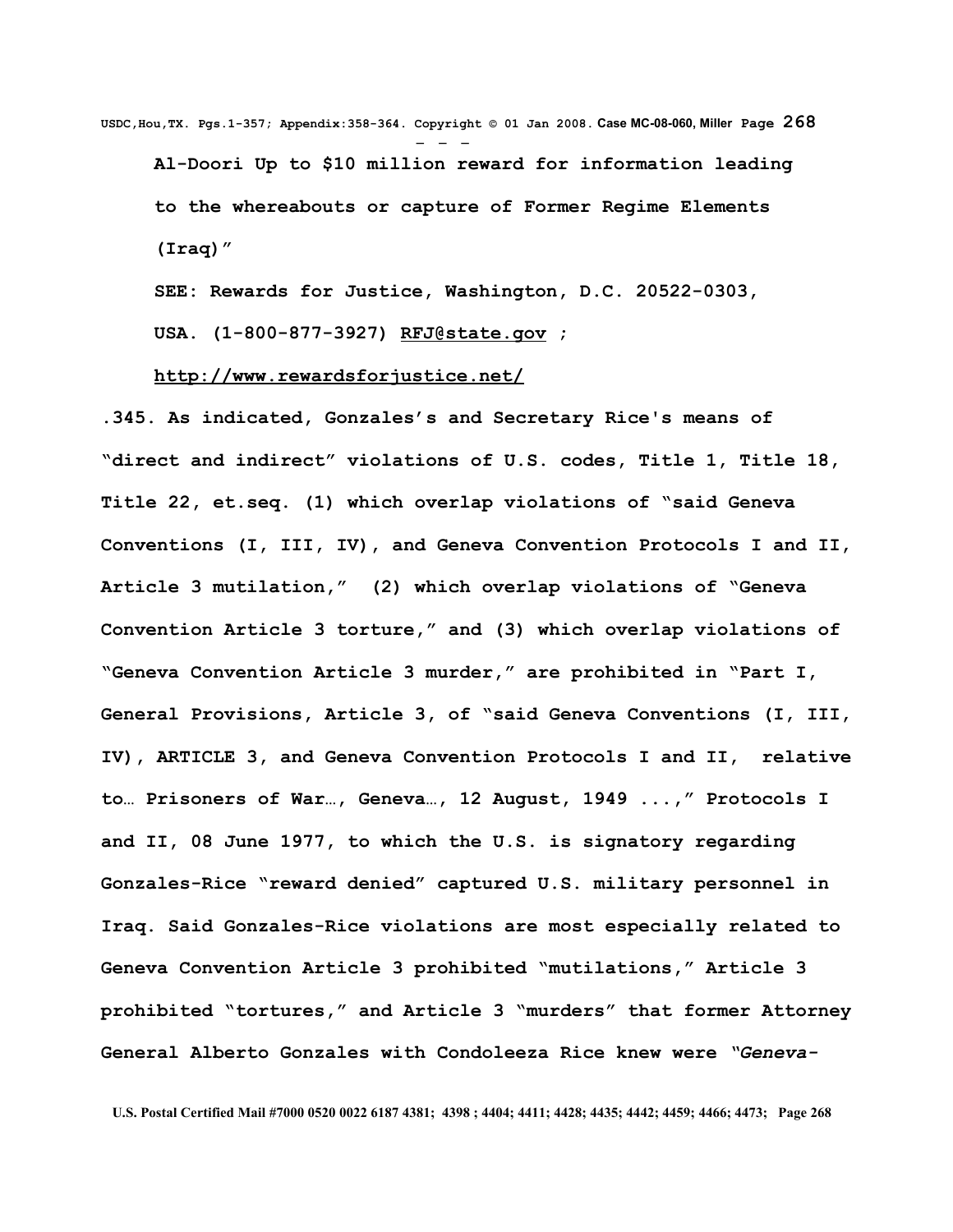**Al-Doori Up to $10 million reward for information leading to the whereabouts or capture of Former Regime Elements (Iraq)"**

**SEE: Rewards for Justice, Washington, D.C. 20522-0303, USA. (1-800-877-3927) RFJ@state.gov ; http://www.rewardsforjustice.net/**

**.345. As indicated, Gonzales's and Secretary Rice's means of "direct and indirect" violations of U.S. codes, Title 1, Title 18, Title 22, et.seq. (1) which overlap violations of "said Geneva Conventions (I, III, IV), and Geneva Convention Protocols I and II, Article 3 mutilation," (2) which overlap violations of "Geneva Convention Article 3 torture," and (3) which overlap violations of "Geneva Convention Article 3 murder," are prohibited in "Part I, General Provisions, Article 3, of "said Geneva Conventions (I, III, IV), ARTICLE 3, and Geneva Convention Protocols I and II, relative to… Prisoners of War…, Geneva…, 12 August, 1949 ...," Protocols I and II, 08 June 1977, to which the U.S. is signatory regarding Gonzales-Rice "reward denied" captured U.S. military personnel in Iraq. Said Gonzales-Rice violations are most especially related to Geneva Convention Article 3 prohibited "mutilations," Article 3 prohibited "tortures," and Article 3 "murders" that former Attorney General Alberto Gonzales with Condoleeza Rice knew were *"Geneva-***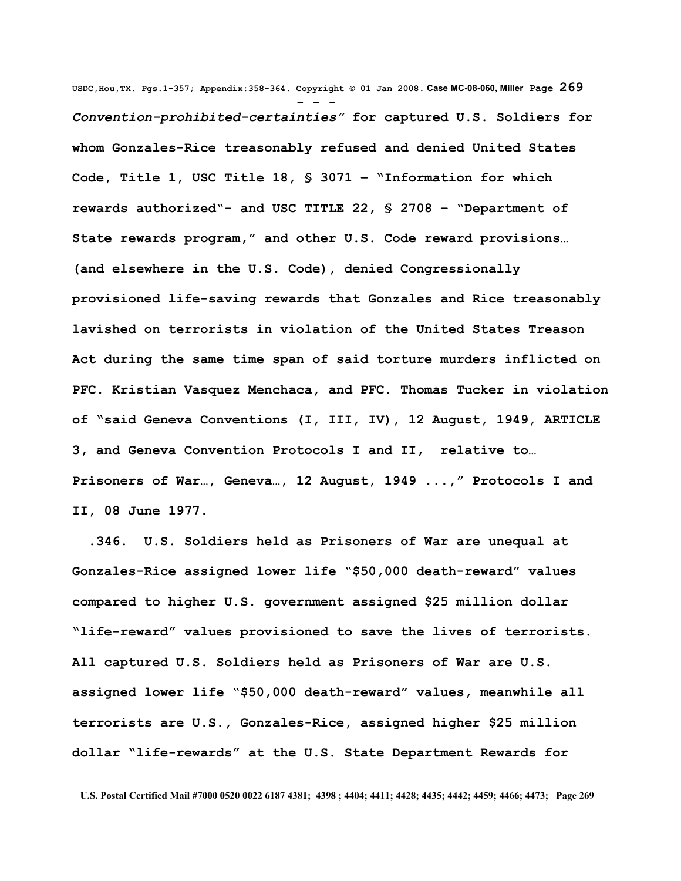***Convention-prohibited-certainties"* for captured U.S. Soldiers for whom Gonzales-Rice treasonably refused and denied United States Code, Title 1, USC Title 18, § 3071 – "Information for which rewards authorized"- and USC TITLE 22, § 2708 – "Department of State rewards program," and other U.S. Code reward provisions… (and elsewhere in the U.S. Code), denied Congressionally provisioned life-saving rewards that Gonzales and Rice treasonably lavished on terrorists in violation of the United States Treason Act during the same time span of said torture murders inflicted on PFC. Kristian Vasquez Menchaca, and PFC. Thomas Tucker in violation of "said Geneva Conventions (I, III, IV), 12 August, 1949, ARTICLE 3, and Geneva Convention Protocols I and II, relative to… Prisoners of War…, Geneva…, 12 August, 1949 ...," Protocols I and II, 08 June 1977.**

**.346. U.S. Soldiers held as Prisoners of War are unequal at Gonzales-Rice assigned lower life "$50,000 death-reward" values compared to higher U.S. government assigned $25 million dollar "life-reward" values provisioned to save the lives of terrorists. All captured U.S. Soldiers held as Prisoners of War are U.S. assigned lower life "$50,000 death-reward" values, meanwhile all terrorists are U.S., Gonzales-Rice, assigned higher $25 million dollar "life-rewards" at the U.S. State Department Rewards for**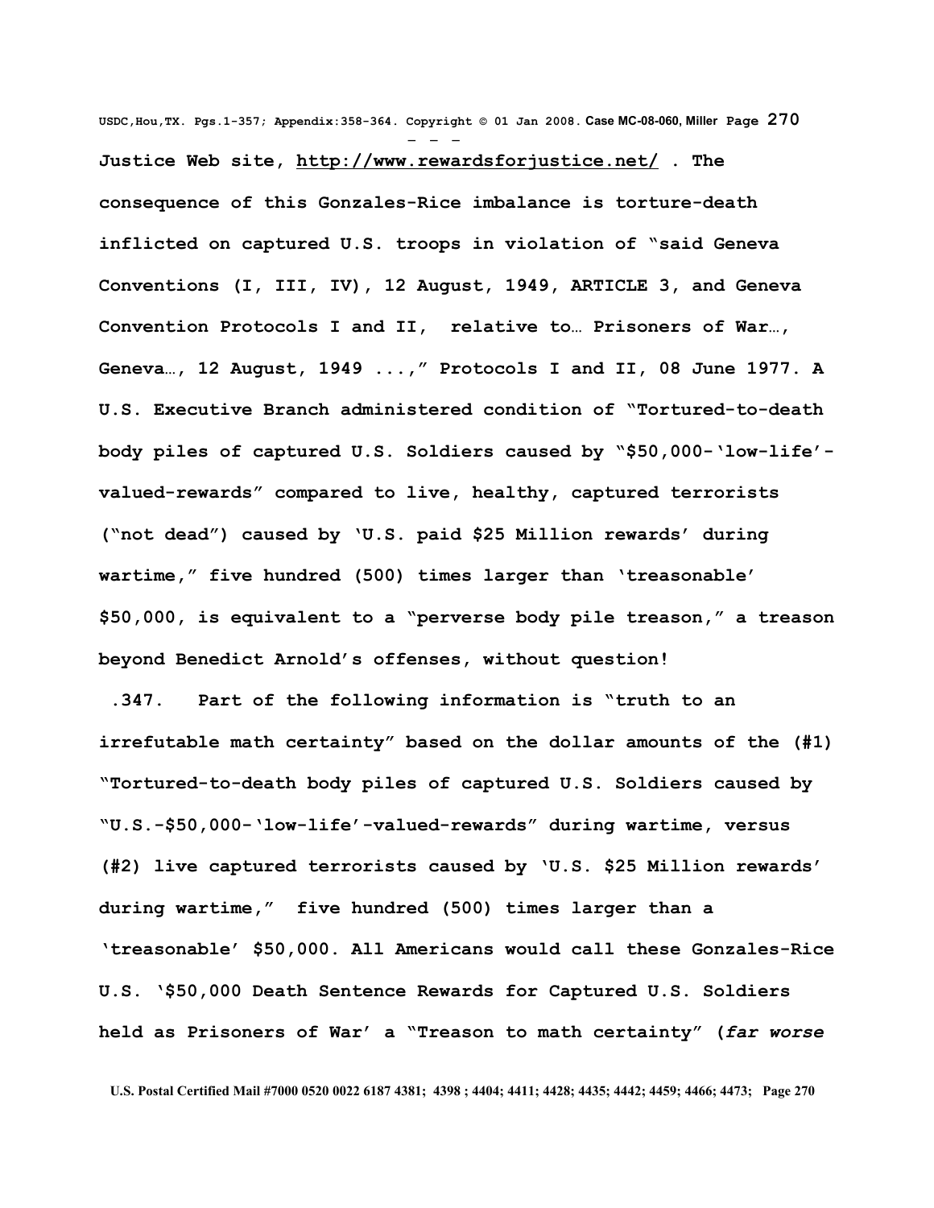**Justice Web site, http://www.rewardsforjustice.net/ . The consequence of this Gonzales-Rice imbalance is torture-death inflicted on captured U.S. troops in violation of "said Geneva Conventions (I, III, IV), 12 August, 1949, ARTICLE 3, and Geneva Convention Protocols I and II, relative to… Prisoners of War…, Geneva…, 12 August, 1949 ...," Protocols I and II, 08 June 1977. A U.S. Executive Branch administered condition of "Tortured-to-death body piles of captured U.S. Soldiers caused by "$50,000-'low-life'-valued-rewards" compared to live, healthy, captured terrorists ("not dead") caused by 'U.S. paid $25 Million rewards' during wartime," five hundred (500) times larger than 'treasonable' $50,000, is equivalent to a "perverse body pile treason," a treason beyond Benedict Arnold's offenses, without question!**

**.347. Part of the following information is "truth to an irrefutable math certainty" based on the dollar amounts of the (#1) "Tortured-to-death body piles of captured U.S. Soldiers caused by "U.S.-$50,000-'low-life'-valued-rewards" during wartime, versus (#2) live captured terrorists caused by 'U.S. $25 Million rewards' during wartime," five hundred (500) times larger than a 'treasonable' $50,000. All Americans would call these Gonzales-Rice U.S. '$50,000 Death Sentence Rewards for Captured U.S. Soldiers held as Prisoners of War' a "Treason to math certainty" (*far worse***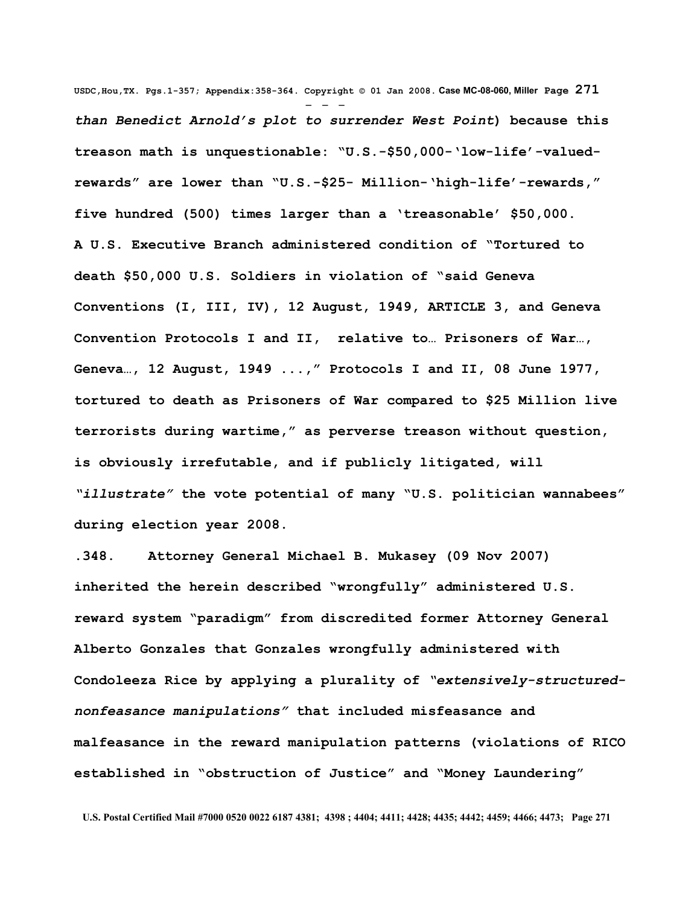***than Benedict Arnold's plot to surrender West Point*) because this treason math is unquestionable: "U.S.-$50,000-'low-life'-valued-rewards" are lower than "U.S.-$25- Million-'high-life'-rewards," five hundred (500) times larger than a 'treasonable' $50,000. A U.S. Executive Branch administered condition of "Tortured to death $50,000 U.S. Soldiers in violation of "said Geneva Conventions (I, III, IV), 12 August, 1949, ARTICLE 3, and Geneva Convention Protocols I and II, relative to… Prisoners of War…, Geneva…, 12 August, 1949 ...," Protocols I and II, 08 June 1977, tortured to death as Prisoners of War compared to $25 Million live terrorists during wartime," as perverse treason without question, is obviously irrefutable, and if publicly litigated, will *"illustrate"* the vote potential of many "U.S. politician wannabees" during election year 2008.**

**.348. Attorney General Michael B. Mukasey (09 Nov 2007) inherited the herein described "wrongfully" administered U.S. reward system "paradigm" from discredited former Attorney General Alberto Gonzales that Gonzales wrongfully administered with Condoleeza Rice by applying a plurality of *"extensively-structured-nonfeasance manipulations"* that included misfeasance and malfeasance in the reward manipulation patterns (violations of RICO established in "obstruction of Justice" and "Money Laundering"**

**U.S. Postal Certified Mail #7000 0520 0022 6187 4381; 4398 ; 4404; 4411; 4428; 4435; 4442; 4459; 4466; 4473;**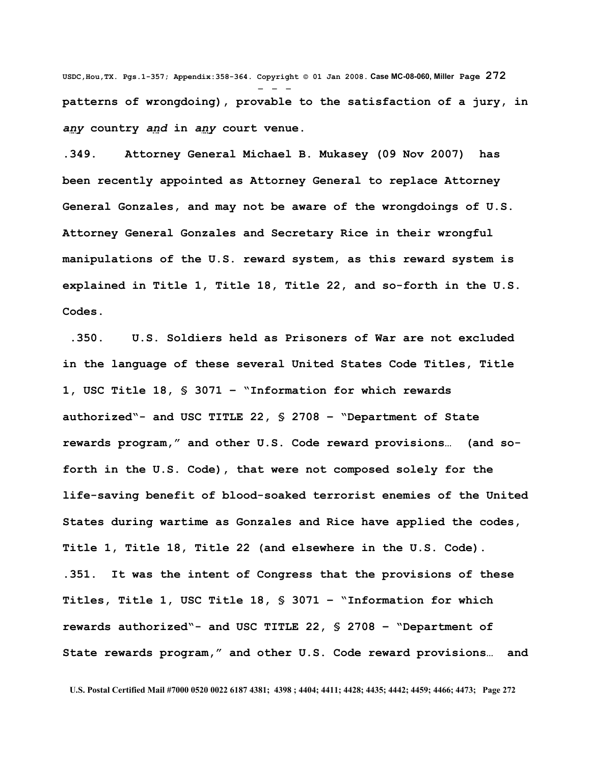**patterns of wrongdoing), provable to the satisfaction of a jury, in *any* country *and* in *any* court venue.**

**.349. Attorney General Michael B. Mukasey (09 Nov 2007) has been recently appointed as Attorney General to replace Attorney General Gonzales, and may not be aware of the wrongdoings of U.S. Attorney General Gonzales and Secretary Rice in their wrongful manipulations of the U.S. reward system, as this reward system is explained in Title 1, Title 18, Title 22, and so-forth in the U.S. Codes.**

**.350. U.S. Soldiers held as Prisoners of War are not excluded in the language of these several United States Code Titles, Title 1, USC Title 18, § 3071 – "Information for which rewards authorized"- and USC TITLE 22, § 2708 – "Department of State rewards program," and other U.S. Code reward provisions… (and so-forth in the U.S. Code), that were not composed solely for the life-saving benefit of blood-soaked terrorist enemies of the United States during wartime as Gonzales and Rice have applied the codes, Title 1, Title 18, Title 22 (and elsewhere in the U.S. Code).**

**.351. It was the intent of Congress that the provisions of these Titles, Title 1, USC Title 18, § 3071 – "Information for which rewards authorized"- and USC TITLE 22, § 2708 – "Department of State rewards program," and other U.S. Code reward provisions… and**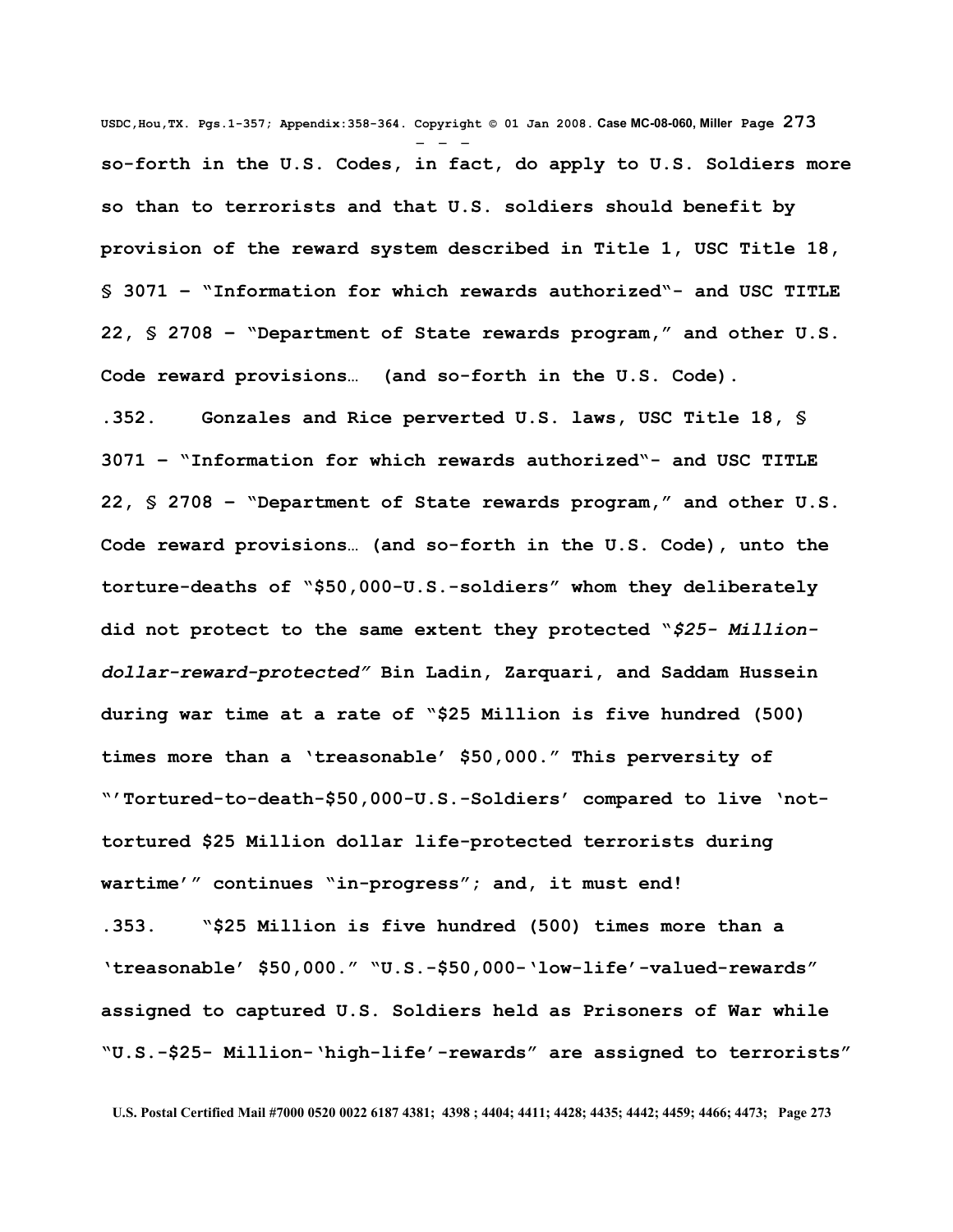**so-forth in the U.S. Codes, in fact, do apply to U.S. Soldiers more so than to terrorists and that U.S. soldiers should benefit by provision of the reward system described in Title 1, USC Title 18, § 3071 – "Information for which rewards authorized"- and USC TITLE 22, § 2708 – "Department of State rewards program," and other U.S. Code reward provisions… (and so-forth in the U.S. Code).**

**.352. Gonzales and Rice perverted U.S. laws, USC Title 18, § 3071 – "Information for which rewards authorized"- and USC TITLE 22, § 2708 – "Department of State rewards program," and other U.S. Code reward provisions… (and so-forth in the U.S. Code), unto the torture-deaths of "$50,000-U.S.-soldiers" whom they deliberately did not protect to the same extent they protected "*$25- Million-dollar-reward-protected"* Bin Ladin, Zarquari, and Saddam Hussein during war time at a rate of "$25 Million is five hundred (500) times more than a 'treasonable' $50,000." This perversity of "'Tortured-to-death-$50,000-U.S.-Soldiers' compared to live 'not-tortured $25 Million dollar life-protected terrorists during wartime'" continues "in-progress"; and, it must end!**

**.353. "$25 Million is five hundred (500) times more than a 'treasonable' $50,000." "U.S.-$50,000-'low-life'-valued-rewards" assigned to captured U.S. Soldiers held as Prisoners of War while "U.S.-$25- Million-'high-life'-rewards" are assigned to terrorists"**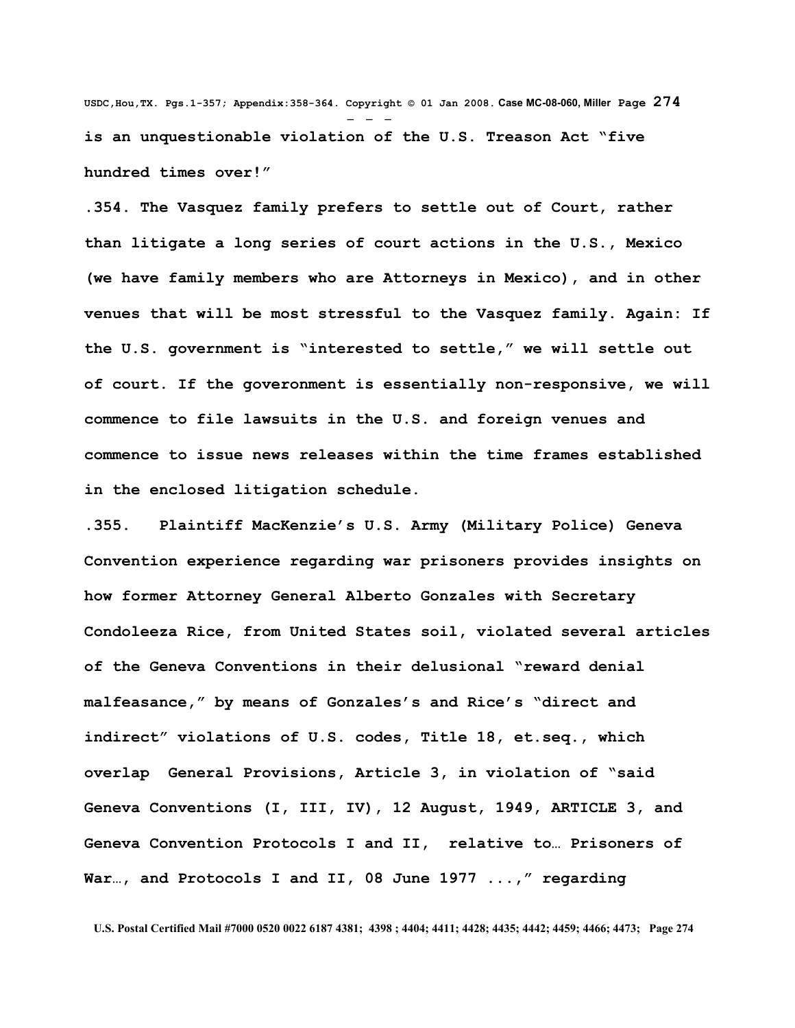**is an unquestionable violation of the U.S. Treason Act "five hundred times over!"**

**.354. The Vasquez family prefers to settle out of Court, rather than litigate a long series of court actions in the U.S., Mexico (we have family members who are Attorneys in Mexico), and in other venues that will be most stressful to the Vasquez family. Again: If the U.S. government is "interested to settle," we will settle out of court. If the goveronment is essentially non-responsive, we will commence to file lawsuits in the U.S. and foreign venues and commence to issue news releases within the time frames established in the enclosed litigation schedule.**

**.355. Plaintiff MacKenzie's U.S. Army (Military Police) Geneva Convention experience regarding war prisoners provides insights on how former Attorney General Alberto Gonzales with Secretary Condoleeza Rice, from United States soil, violated several articles of the Geneva Conventions in their delusional "reward denial malfeasance," by means of Gonzales's and Rice's "direct and indirect" violations of U.S. codes, Title 18, et.seq., which overlap General Provisions, Article 3, in violation of "said Geneva Conventions (I, III, IV), 12 August, 1949, ARTICLE 3, and Geneva Convention Protocols I and II, relative to… Prisoners of War…, and Protocols I and II, 08 June 1977 ...," regarding**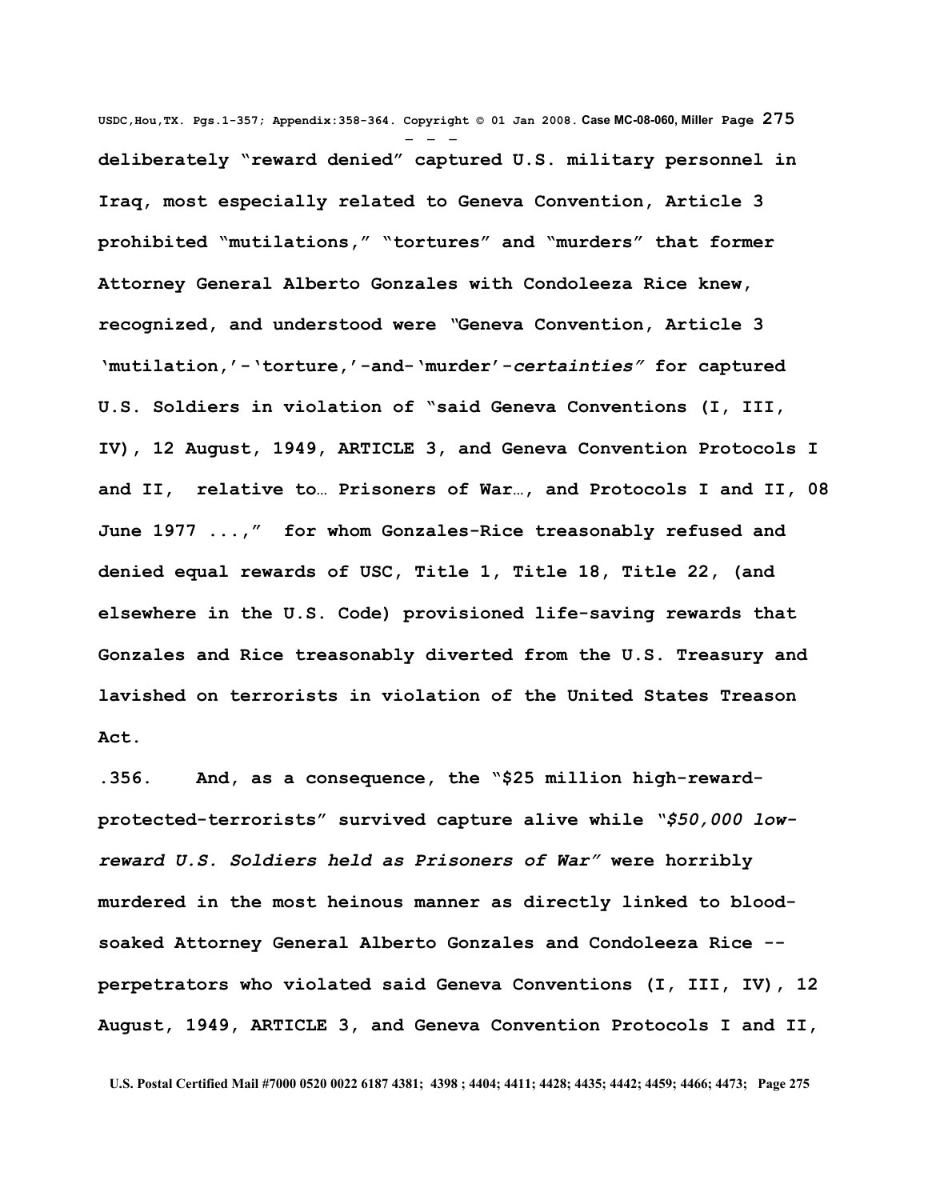**deliberately "reward denied" captured U.S. military personnel in Iraq, most especially related to Geneva Convention, Article 3 prohibited "mutilations," "tortures" and "murders" that former Attorney General Alberto Gonzales with Condoleeza Rice knew, recognized, and understood were "Geneva Convention, Article 3 'mutilation,'-'torture,'-and-'murder'-*certainties"* for captured U.S. Soldiers in violation of "said Geneva Conventions (I, III, IV), 12 August, 1949, ARTICLE 3, and Geneva Convention Protocols I and II, relative to… Prisoners of War…, and Protocols I and II, 08 June 1977 ...," for whom Gonzales-Rice treasonably refused and denied equal rewards of USC, Title 1, Title 18, Title 22, (and elsewhere in the U.S. Code) provisioned life-saving rewards that Gonzales and Rice treasonably diverted from the U.S. Treasury and lavished on terrorists in violation of the United States Treason Act.**

**.356. And, as a consequence, the "$25 million high-reward-protected-terrorists" survived capture alive while *"$50,000 low-reward U.S. Soldiers held as Prisoners of War"* were horribly murdered in the most heinous manner as directly linked to blood-soaked Attorney General Alberto Gonzales and Condoleeza Rice -- perpetrators who violated said Geneva Conventions (I, III, IV), 12 August, 1949, ARTICLE 3, and Geneva Convention Protocols I and II,**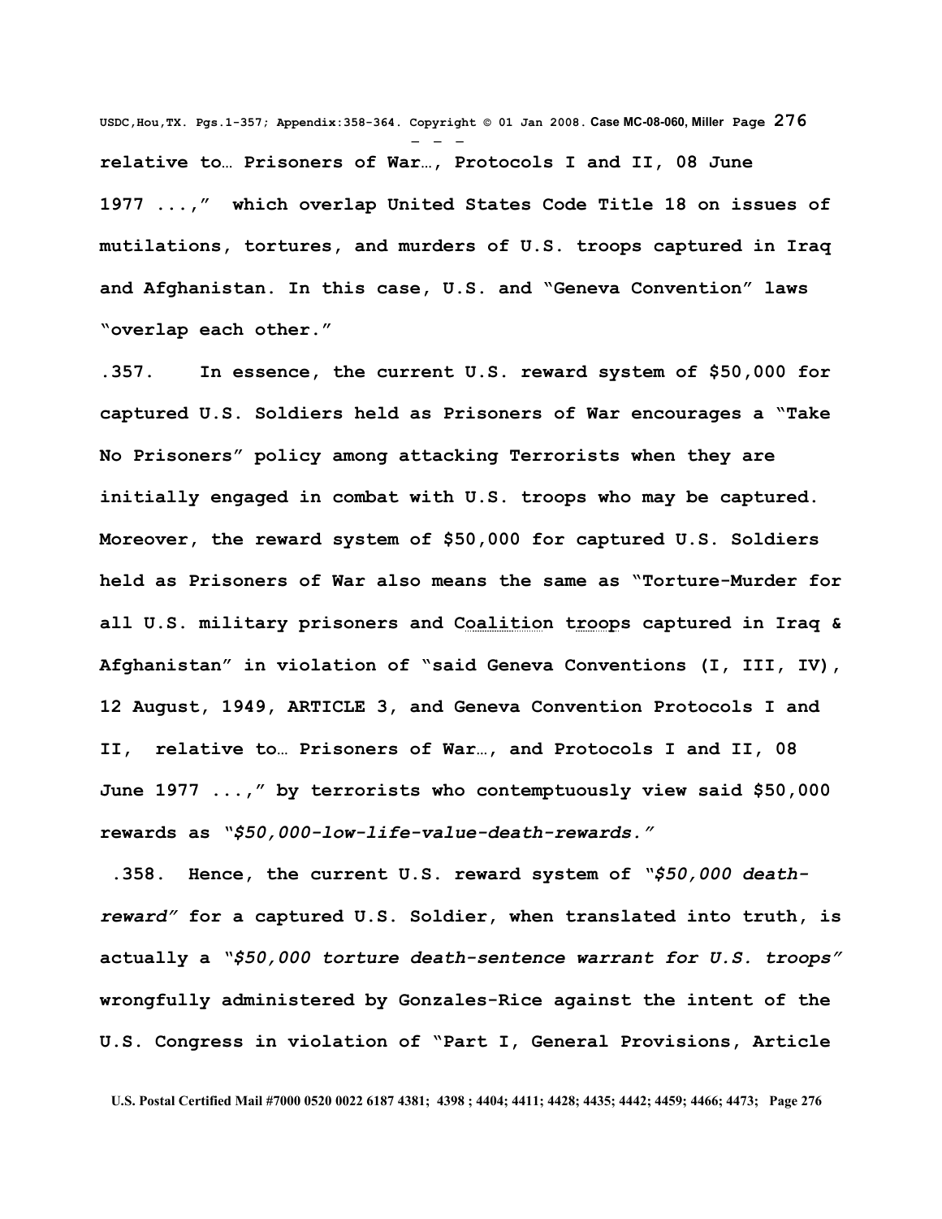**relative to… Prisoners of War…, Protocols I and II, 08 June 1977 ...," which overlap United States Code Title 18 on issues of mutilations, tortures, and murders of U.S. troops captured in Iraq and Afghanistan. In this case, U.S. and "Geneva Convention" laws "overlap each other."**

**.357. In essence, the current U.S. reward system of $50,000 for captured U.S. Soldiers held as Prisoners of War encourages a "Take No Prisoners" policy among attacking Terrorists when they are initially engaged in combat with U.S. troops who may be captured. Moreover, the reward system of $50,000 for captured U.S. Soldiers held as Prisoners of War also means the same as "Torture-Murder for all U.S. military prisoners and Coalition troops captured in Iraq & Afghanistan" in violation of "said Geneva Conventions (I, III, IV), 12 August, 1949, ARTICLE 3, and Geneva Convention Protocols I and II, relative to… Prisoners of War…, and Protocols I and II, 08 June 1977 ...," by terrorists who contemptuously view said $50,000 rewards as *"$50,000-low-life-value-death-rewards."***

**.358. Hence, the current U.S. reward system of *"$50,000 death-reward"* for a captured U.S. Soldier, when translated into truth, is actually a *"$50,000 torture death-sentence warrant for U.S. troops"* wrongfully administered by Gonzales-Rice against the intent of the U.S. Congress in violation of "Part I, General Provisions, Article**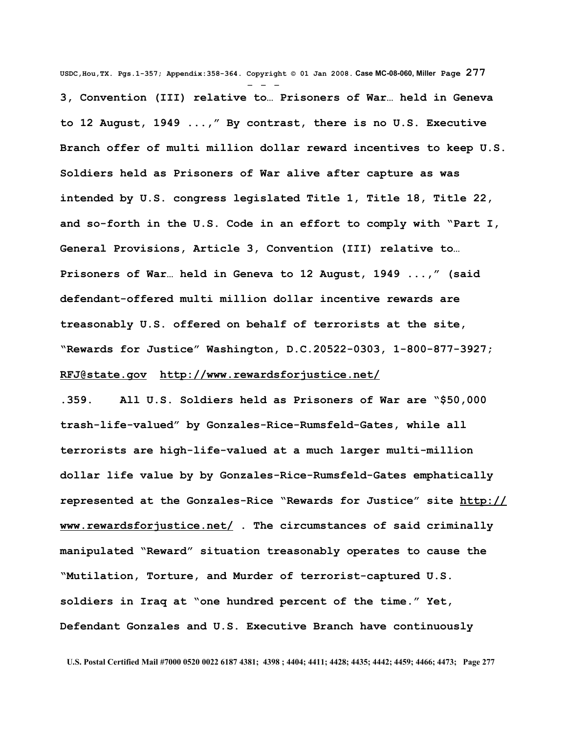**3, Convention (III) relative to… Prisoners of War… held in Geneva to 12 August, 1949 ...," By contrast, there is no U.S. Executive Branch offer of multi million dollar reward incentives to keep U.S. Soldiers held as Prisoners of War alive after capture as was intended by U.S. congress legislated Title 1, Title 18, Title 22, and so-forth in the U.S. Code in an effort to comply with "Part I, General Provisions, Article 3, Convention (III) relative to… Prisoners of War… held in Geneva to 12 August, 1949 ...," (said defendant-offered multi million dollar incentive rewards are treasonably U.S. offered on behalf of terrorists at the site, "Rewards for Justice" Washington, D.C.20522-0303, 1-800-877-3927; RFJ@state.gov http://www.rewardsforjustice.net/**

**.359. All U.S. Soldiers held as Prisoners of War are "$50,000 trash-life-valued" by Gonzales-Rice-Rumsfeld-Gates, while all terrorists are high-life-valued at a much larger multi-million dollar life value by by Gonzales-Rice-Rumsfeld-Gates emphatically represented at the Gonzales-Rice "Rewards for Justice" site http://www.rewardsforjustice.net/ . The circumstances of said criminally manipulated "Reward" situation treasonably operates to cause the "Mutilation, Torture, and Murder of terrorist-captured U.S. soldiers in Iraq at "one hundred percent of the time." Yet, Defendant Gonzales and U.S. Executive Branch have continuously**

U.S. Postal Certified Mail #7000 0520 0022 6187 4381; 4398 ; 4404; 4411; 4428; 4435; 4442; 4459; 4466; 4473;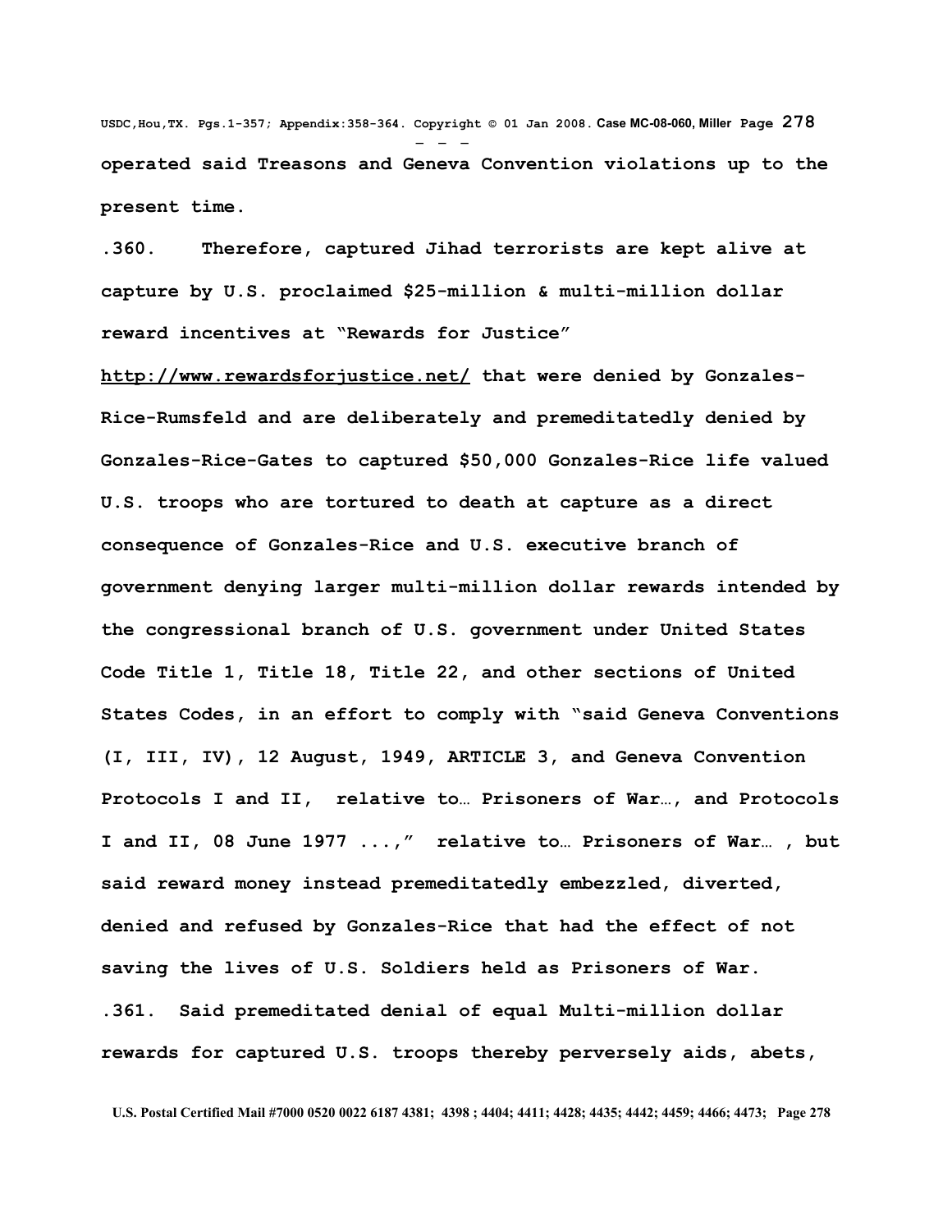**operated said Treasons and Geneva Convention violations up to the present time.**

**.360. Therefore, captured Jihad terrorists are kept alive at capture by U.S. proclaimed $25-million & multi-million dollar reward incentives at "Rewards for Justice" http://www.rewardsforjustice.net/ that were denied by Gonzales-Rice-Rumsfeld and are deliberately and premeditatedly denied by Gonzales-Rice-Gates to captured $50,000 Gonzales-Rice life valued U.S. troops who are tortured to death at capture as a direct consequence of Gonzales-Rice and U.S. executive branch of government denying larger multi-million dollar rewards intended by the congressional branch of U.S. government under United States Code Title 1, Title 18, Title 22, and other sections of United States Codes, in an effort to comply with "said Geneva Conventions (I, III, IV), 12 August, 1949, ARTICLE 3, and Geneva Convention Protocols I and II, relative to… Prisoners of War…, and Protocols I and II, 08 June 1977 ...," relative to… Prisoners of War… , but said reward money instead premeditatedly embezzled, diverted, denied and refused by Gonzales-Rice that had the effect of not saving the lives of U.S. Soldiers held as Prisoners of War.**

**.361. Said premeditated denial of equal Multi-million dollar rewards for captured U.S. troops thereby perversely aids, abets,**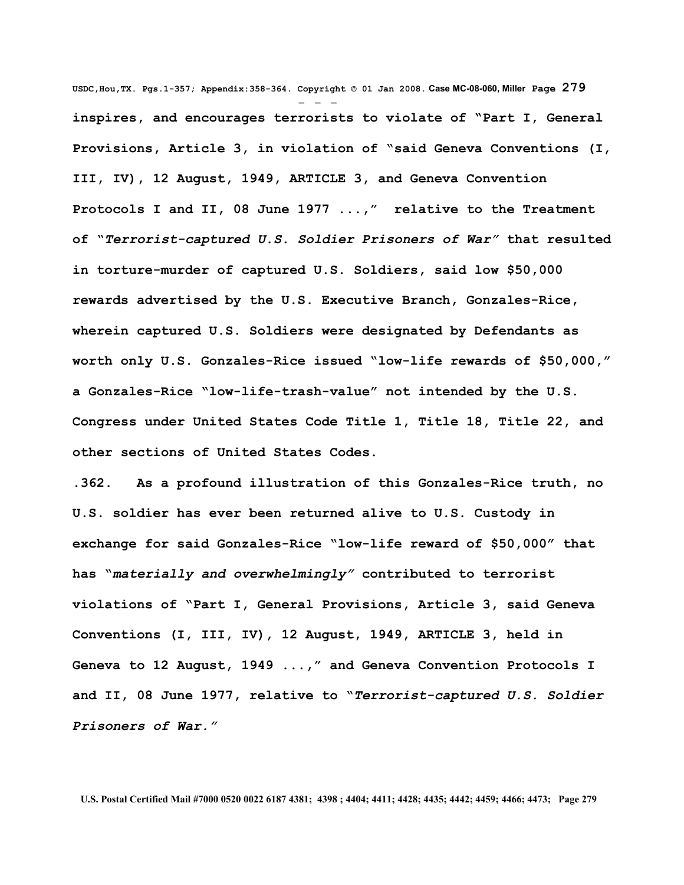**inspires, and encourages terrorists to violate of "Part I, General Provisions, Article 3, in violation of "said Geneva Conventions (I, III, IV), 12 August, 1949, ARTICLE 3, and Geneva Convention Protocols I and II, 08 June 1977 ...," relative to the Treatment of "*Terrorist-captured U.S. Soldier Prisoners of War*" that resulted in torture-murder of captured U.S. Soldiers, said low $50,000 rewards advertised by the U.S. Executive Branch, Gonzales-Rice, wherein captured U.S. Soldiers were designated by Defendants as worth only U.S. Gonzales-Rice issued "low-life rewards of $50,000," a Gonzales-Rice "low-life-trash-value" not intended by the U.S. Congress under United States Code Title 1, Title 18, Title 22, and other sections of United States Codes.**

**.362. As a profound illustration of this Gonzales-Rice truth, no U.S. soldier has ever been returned alive to U.S. Custody in exchange for said Gonzales-Rice "low-life reward of $50,000" that has "*materially and overwhelmingly*" contributed to terrorist violations of "Part I, General Provisions, Article 3, said Geneva Conventions (I, III, IV), 12 August, 1949, ARTICLE 3, held in Geneva to 12 August, 1949 ...," and Geneva Convention Protocols I and II, 08 June 1977, relative to "*Terrorist-captured U.S. Soldier Prisoners of War.*"**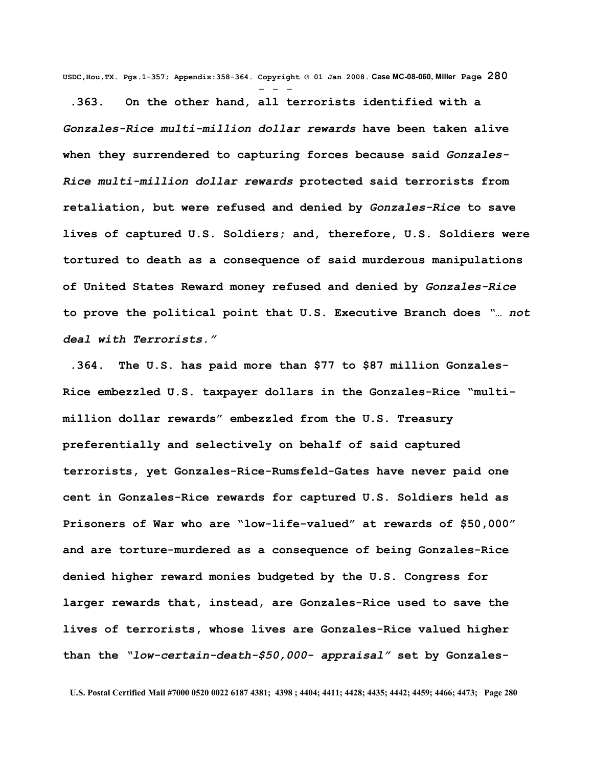**.363. On the other hand, all terrorists identified with a *Gonzales-Rice multi-million dollar rewards* have been taken alive when they surrendered to capturing forces because said *Gonzales-Rice multi-million dollar rewards* protected said terrorists from retaliation, but were refused and denied by *Gonzales-Rice* to save lives of captured U.S. Soldiers; and, therefore, U.S. Soldiers were tortured to death as a consequence of said murderous manipulations of United States Reward money refused and denied by *Gonzales-Rice* to prove the political point that U.S. Executive Branch does "*… not deal with Terrorists."***

**.364. The U.S. has paid more than $77 to $87 million Gonzales-Rice embezzled U.S. taxpayer dollars in the Gonzales-Rice "multi-million dollar rewards" embezzled from the U.S. Treasury preferentially and selectively on behalf of said captured terrorists, yet Gonzales-Rice-Rumsfeld-Gates have never paid one cent in Gonzales-Rice rewards for captured U.S. Soldiers held as Prisoners of War who are "low-life-valued" at rewards of $50,000" and are torture-murdered as a consequence of being Gonzales-Rice denied higher reward monies budgeted by the U.S. Congress for larger rewards that, instead, are Gonzales-Rice used to save the lives of terrorists, whose lives are Gonzales-Rice valued higher than the *"low-certain-death-$50,000- appraisal"* set by Gonzales-**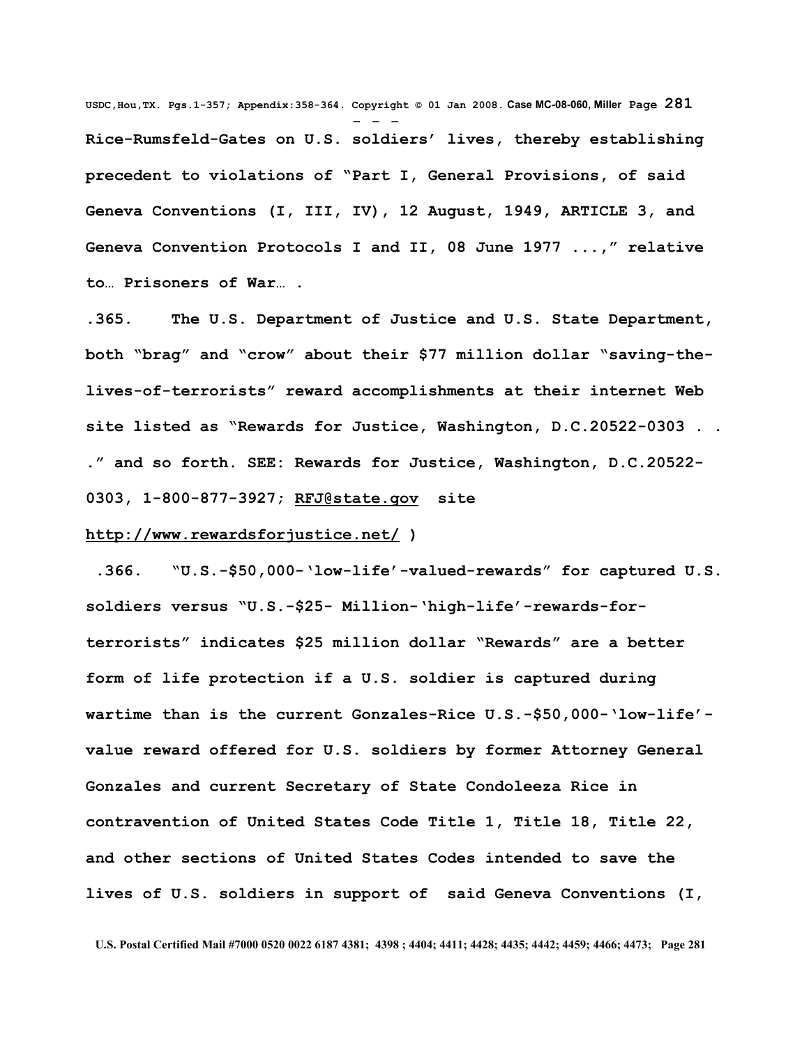**Rice-Rumsfeld-Gates on U.S. soldiers' lives, thereby establishing precedent to violations of "Part I, General Provisions, of said Geneva Conventions (I, III, IV), 12 August, 1949, ARTICLE 3, and Geneva Convention Protocols I and II, 08 June 1977 ...," relative to… Prisoners of War… .**

**.365. The U.S. Department of Justice and U.S. State Department, both "brag" and "crow" about their $77 million dollar "saving-the-lives-of-terrorists" reward accomplishments at their internet Web site listed as "Rewards for Justice, Washington, D.C.20522-0303 . . ." and so forth. SEE: Rewards for Justice, Washington, D.C.20522-0303, 1-800-877-3927; RFJ@state.gov site http://www.rewardsforjustice.net/ )**

**.366. "U.S.-$50,000-'low-life'-valued-rewards" for captured U.S. soldiers versus "U.S.-$25- Million-'high-life'-rewards-for-terrorists" indicates $25 million dollar "Rewards" are a better form of life protection if a U.S. soldier is captured during wartime than is the current Gonzales-Rice U.S.-$50,000-'low-life'-value reward offered for U.S. soldiers by former Attorney General Gonzales and current Secretary of State Condoleeza Rice in contravention of United States Code Title 1, Title 18, Title 22, and other sections of United States Codes intended to save the lives of U.S. soldiers in support of said Geneva Conventions (I,**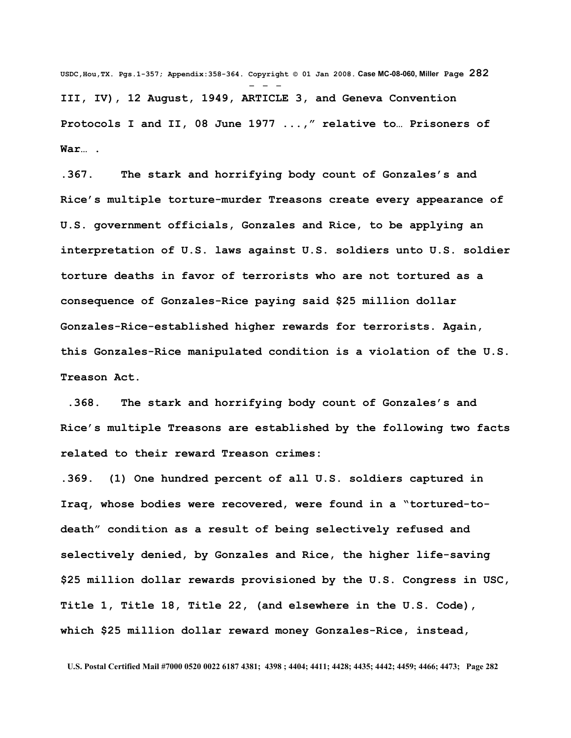**III, IV), 12 August, 1949, ARTICLE 3, and Geneva Convention Protocols I and II, 08 June 1977 ...," relative to… Prisoners of War… .**

**.367. The stark and horrifying body count of Gonzales's and Rice's multiple torture-murder Treasons create every appearance of U.S. government officials, Gonzales and Rice, to be applying an interpretation of U.S. laws against U.S. soldiers unto U.S. soldier torture deaths in favor of terrorists who are not tortured as a consequence of Gonzales-Rice paying said $25 million dollar Gonzales-Rice-established higher rewards for terrorists. Again, this Gonzales-Rice manipulated condition is a violation of the U.S. Treason Act.**

**.368. The stark and horrifying body count of Gonzales's and Rice's multiple Treasons are established by the following two facts related to their reward Treason crimes:**

**.369. (1) One hundred percent of all U.S. soldiers captured in Iraq, whose bodies were recovered, were found in a "tortured-to-death" condition as a result of being selectively refused and selectively denied, by Gonzales and Rice, the higher life-saving $25 million dollar rewards provisioned by the U.S. Congress in USC, Title 1, Title 18, Title 22, (and elsewhere in the U.S. Code), which $25 million dollar reward money Gonzales-Rice, instead,**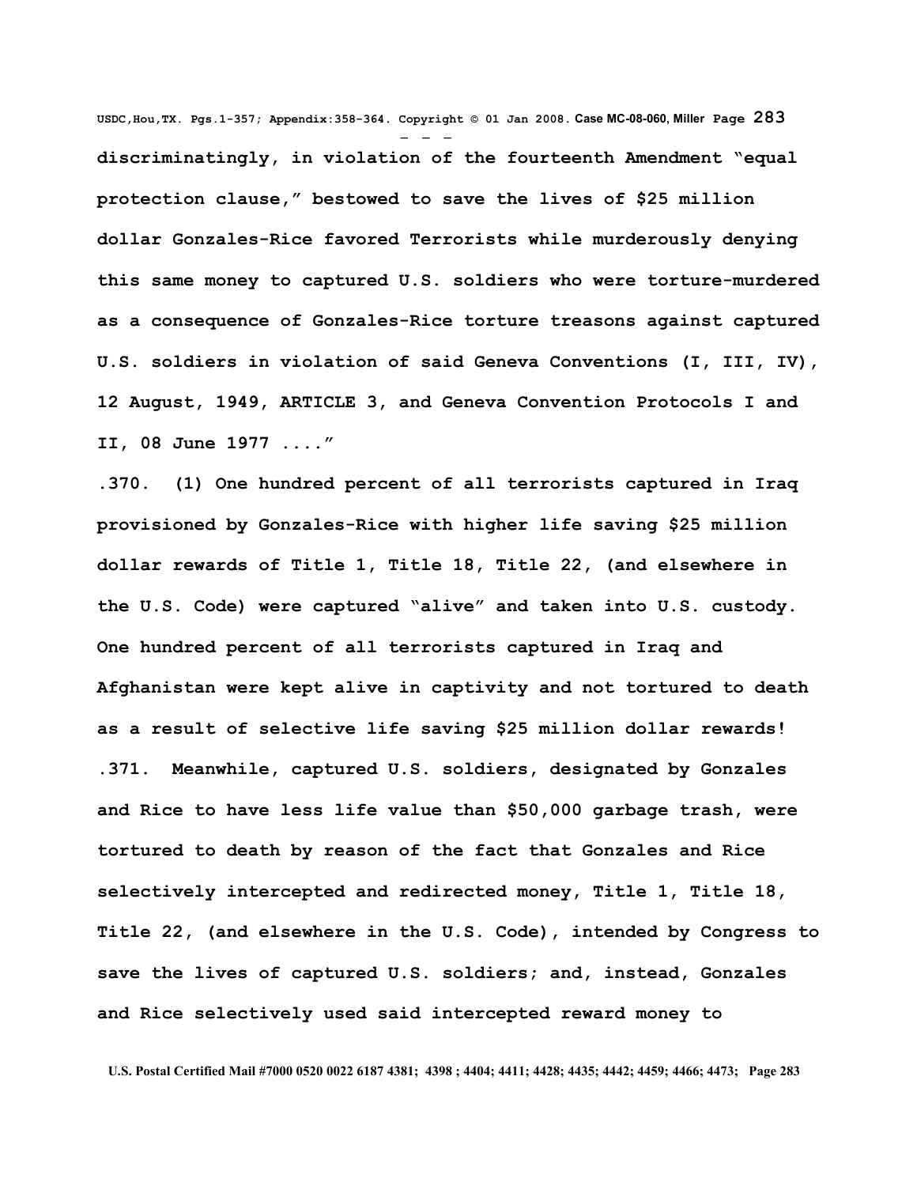discriminatingly, in violation of the fourteenth Amendment "equal protection clause," bestowed to save the lives of $25 million dollar Gonzales-Rice favored Terrorists while murderously denying this same money to captured U.S. soldiers who were torture-murdered as a consequence of Gonzales-Rice torture treasons against captured U.S. soldiers in violation of said Geneva Conventions (I, III, IV), 12 August, 1949, ARTICLE 3, and Geneva Convention Protocols I and II, 08 June 1977 ...."

.370. (1) One hundred percent of all terrorists captured in Iraq provisioned by Gonzales-Rice with higher life saving $25 million dollar rewards of Title 1, Title 18, Title 22, (and elsewhere in the U.S. Code) were captured "alive" and taken into U.S. custody. One hundred percent of all terrorists captured in Iraq and Afghanistan were kept alive in captivity and not tortured to death as a result of selective life saving $25 million dollar rewards!

.371. Meanwhile, captured U.S. soldiers, designated by Gonzales and Rice to have less life value than $50,000 garbage trash, were tortured to death by reason of the fact that Gonzales and Rice selectively intercepted and redirected money, Title 1, Title 18, Title 22, (and elsewhere in the U.S. Code), intended by Congress to save the lives of captured U.S. soldiers; and, instead, Gonzales and Rice selectively used said intercepted reward money to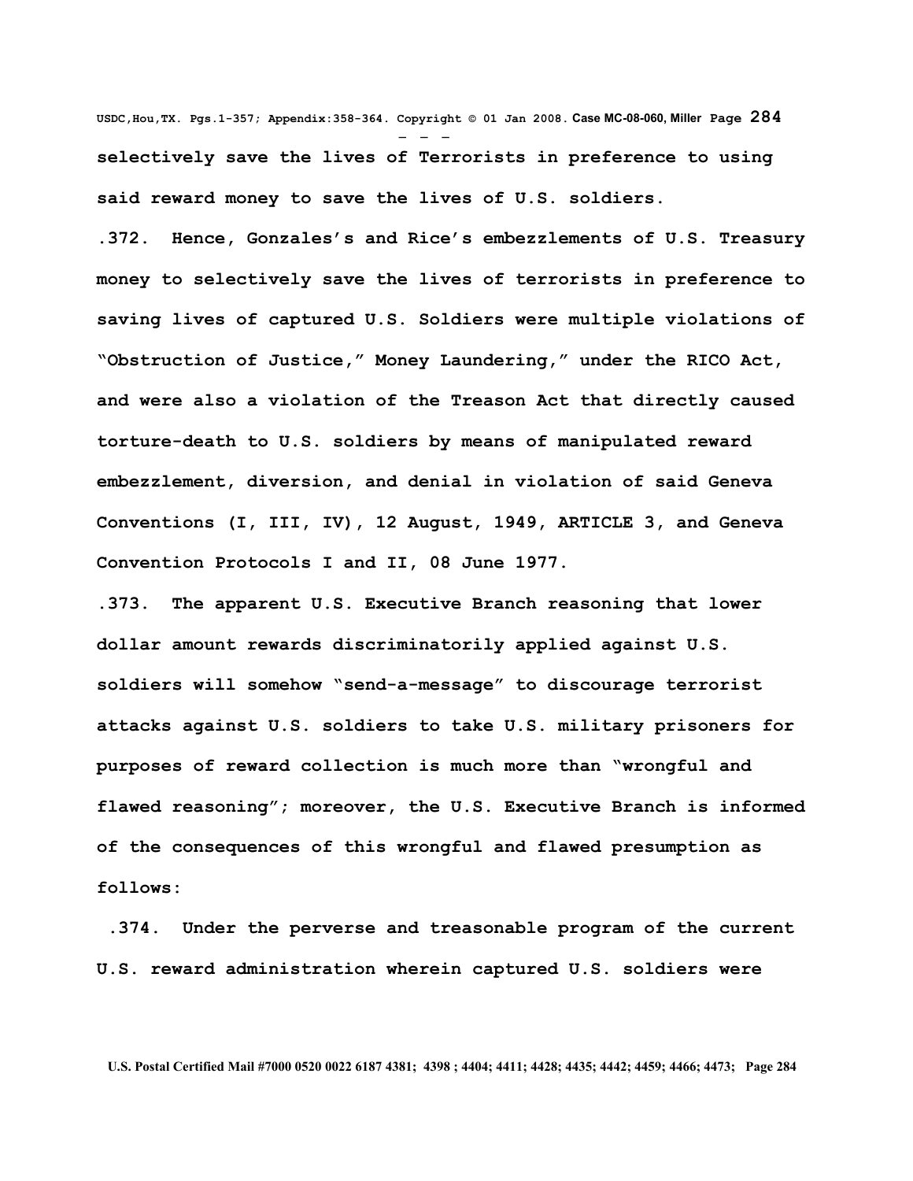**selectively save the lives of Terrorists in preference to using said reward money to save the lives of U.S. soldiers.**

**.372. Hence, Gonzales's and Rice's embezzlements of U.S. Treasury money to selectively save the lives of terrorists in preference to saving lives of captured U.S. Soldiers were multiple violations of "Obstruction of Justice," Money Laundering," under the RICO Act, and were also a violation of the Treason Act that directly caused torture-death to U.S. soldiers by means of manipulated reward embezzlement, diversion, and denial in violation of said Geneva Conventions (I, III, IV), 12 August, 1949, ARTICLE 3, and Geneva Convention Protocols I and II, 08 June 1977.**

**.373. The apparent U.S. Executive Branch reasoning that lower dollar amount rewards discriminatorily applied against U.S. soldiers will somehow "send-a-message" to discourage terrorist attacks against U.S. soldiers to take U.S. military prisoners for purposes of reward collection is much more than "wrongful and flawed reasoning"; moreover, the U.S. Executive Branch is informed of the consequences of this wrongful and flawed presumption as follows:**

**.374. Under the perverse and treasonable program of the current U.S. reward administration wherein captured U.S. soldiers were**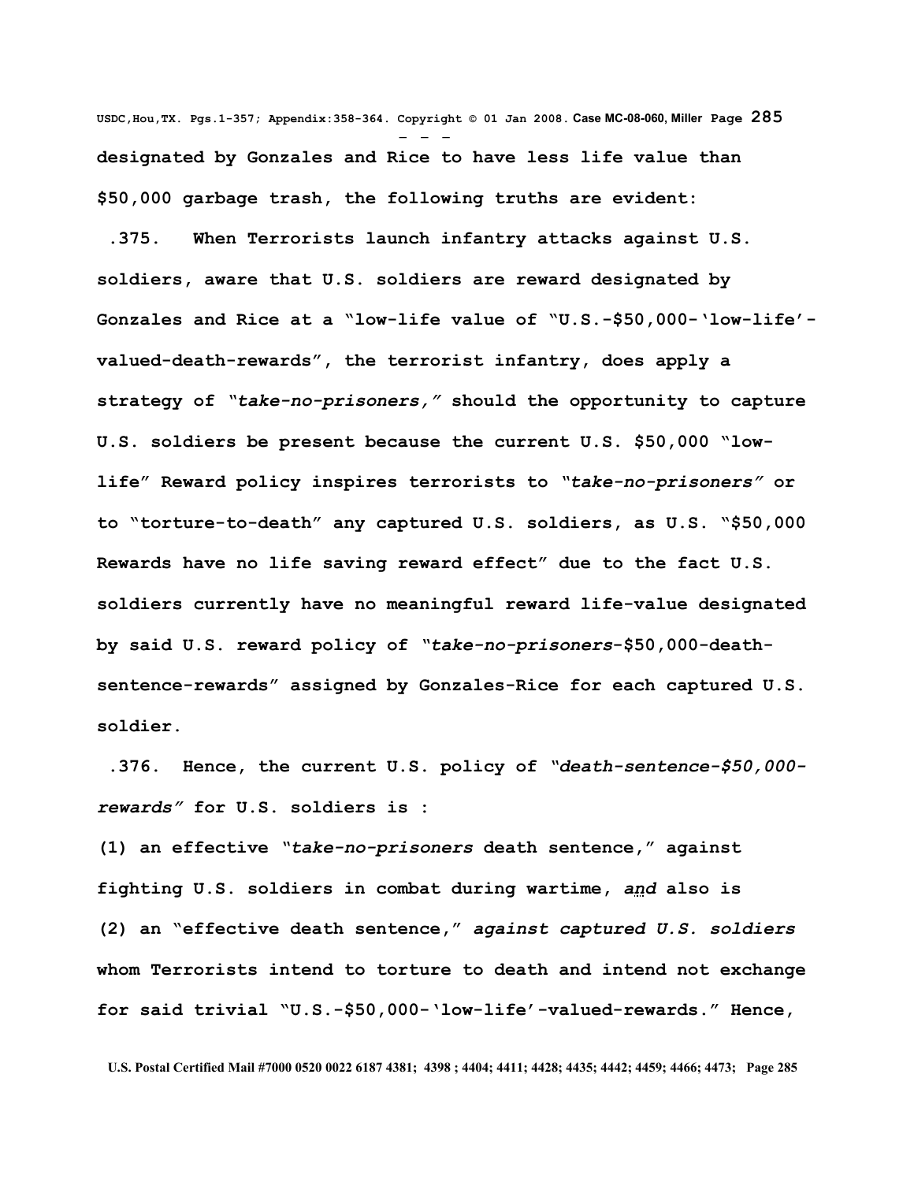**designated by Gonzales and Rice to have less life value than $50,000 garbage trash, the following truths are evident:**

**.375. When Terrorists launch infantry attacks against U.S. soldiers, aware that U.S. soldiers are reward designated by Gonzales and Rice at a "low-life value of "U.S.-$50,000-'low-life'-valued-death-rewards", the terrorist infantry, does apply a strategy of *"take-no-prisoners,"* should the opportunity to capture U.S. soldiers be present because the current U.S. $50,000 "low-life" Reward policy inspires terrorists to *"take-no-prisoners"* or to "torture-to-death" any captured U.S. soldiers, as U.S. "$50,000 Rewards have no life saving reward effect" due to the fact U.S. soldiers currently have no meaningful reward life-value designated by said U.S. reward policy of *"take-no-prisoners*-$50,000-death-sentence-rewards" assigned by Gonzales-Rice for each captured U.S. soldier.**

**.376. Hence, the current U.S. policy of *"death-sentence-$50,000-rewards"* for U.S. soldiers is :**

**(1) an effective *"take-no-prisoners* death sentence," against fighting U.S. soldiers in combat during wartime, *and* also is**

**(2) an "effective death sentence," *against captured U.S. soldiers* whom Terrorists intend to torture to death and intend not exchange for said trivial "U.S.-$50,000-'low-life'-valued-rewards." Hence,**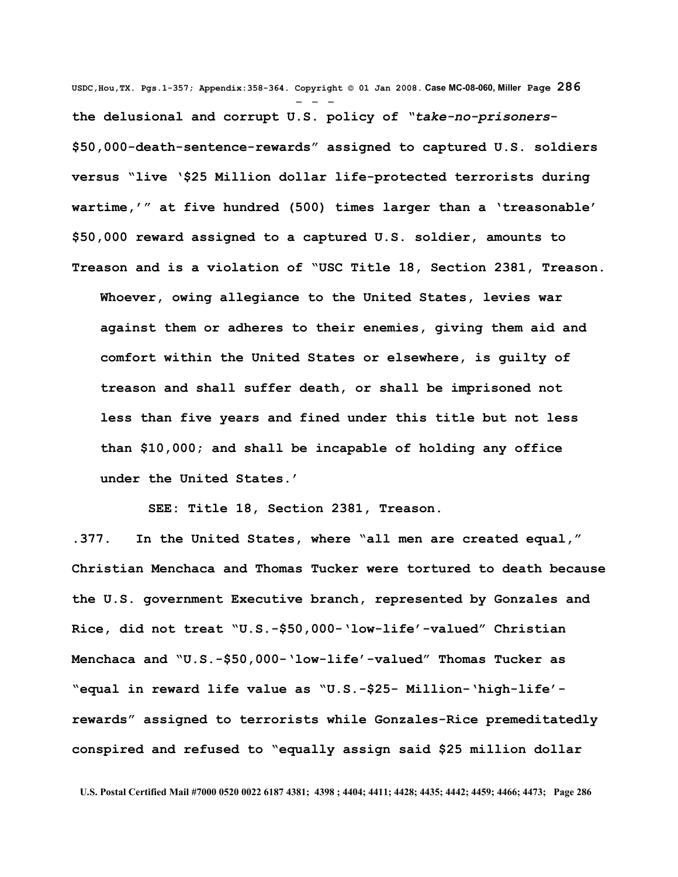**the delusional and corrupt U.S. policy of "*take-no-prisoners-*$50,000-death-sentence-rewards" assigned to captured U.S. soldiers versus "live '$25 Million dollar life-protected terrorists during wartime,'" at five hundred (500) times larger than a 'treasonable' $50,000 reward assigned to a captured U.S. soldier, amounts to Treason and is a violation of "USC Title 18, Section 2381, Treason.**

> **Whoever, owing allegiance to the United States, levies war against them or adheres to their enemies, giving them aid and comfort within the United States or elsewhere, is guilty of treason and shall suffer death, or shall be imprisoned not less than five years and fined under this title but not less than $10,000; and shall be incapable of holding any office under the United States.'**

**SEE: Title 18, Section 2381, Treason.**

**.377. In the United States, where "all men are created equal," Christian Menchaca and Thomas Tucker were tortured to death because the U.S. government Executive branch, represented by Gonzales and Rice, did not treat "U.S.-$50,000-'low-life'-valued" Christian Menchaca and "U.S.-$50,000-'low-life'-valued" Thomas Tucker as "equal in reward life value as "U.S.-$25- Million-'high-life'-rewards" assigned to terrorists while Gonzales-Rice premeditatedly conspired and refused to "equally assign said $25 million dollar**

U.S. Postal Certified Mail #7000 0520 0022 6187 4381; 4398 ; 4404; 4411; 4428; 4435; 4442; 4459; 4466; 4473;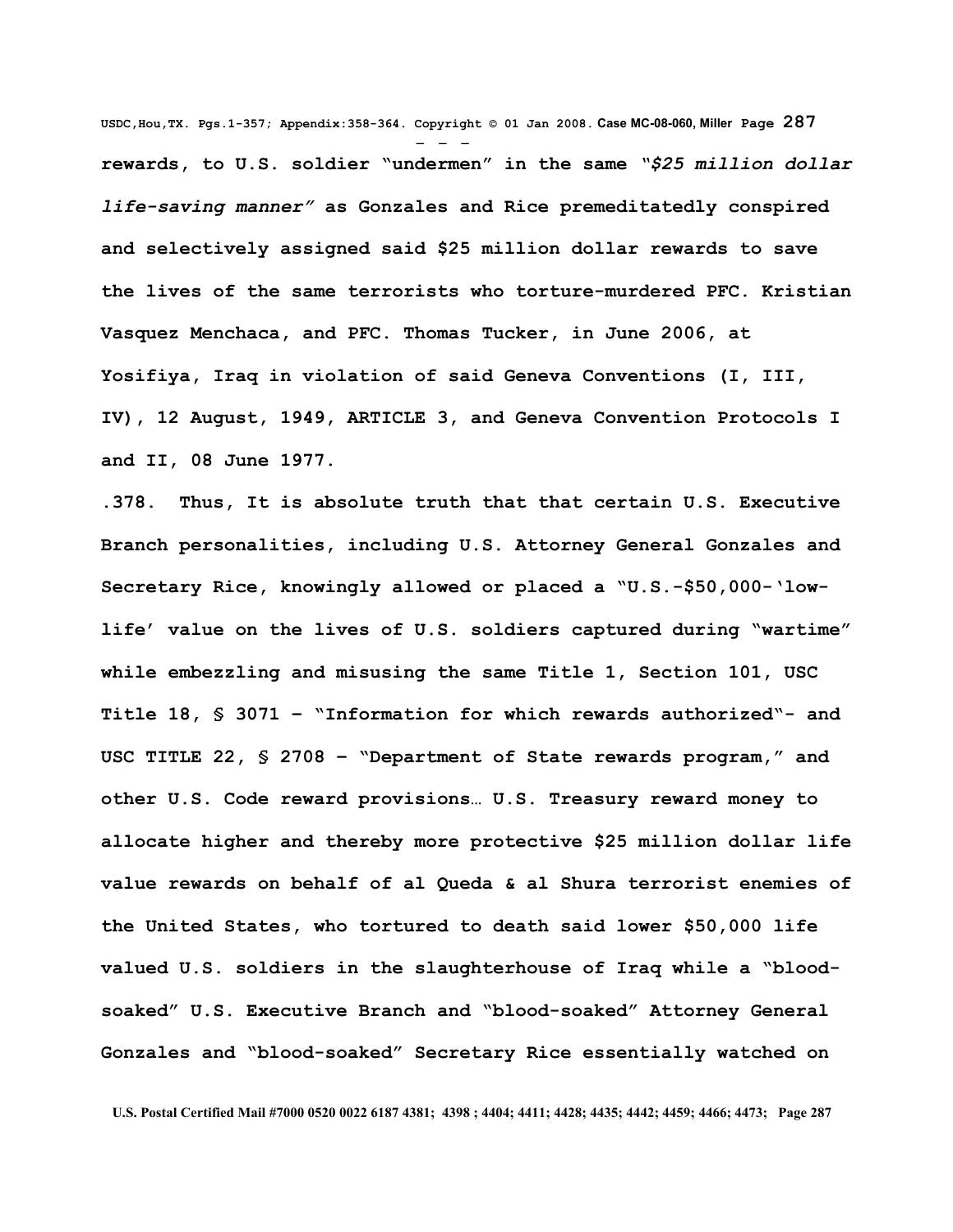**rewards, to U.S. soldier "undermen" in the same *"$25 million dollar life-saving manner"* as Gonzales and Rice premeditatedly conspired and selectively assigned said $25 million dollar rewards to save the lives of the same terrorists who torture-murdered PFC. Kristian Vasquez Menchaca, and PFC. Thomas Tucker, in June 2006, at Yosifiya, Iraq in violation of said Geneva Conventions (I, III, IV), 12 August, 1949, ARTICLE 3, and Geneva Convention Protocols I and II, 08 June 1977.**

**.378. Thus, It is absolute truth that that certain U.S. Executive Branch personalities, including U.S. Attorney General Gonzales and Secretary Rice, knowingly allowed or placed a "U.S.-$50,000-'low-life' value on the lives of U.S. soldiers captured during "wartime" while embezzling and misusing the same Title 1, Section 101, USC Title 18, § 3071 – "Information for which rewards authorized"- and USC TITLE 22, § 2708 – "Department of State rewards program," and other U.S. Code reward provisions… U.S. Treasury reward money to allocate higher and thereby more protective $25 million dollar life value rewards on behalf of al Queda & al Shura terrorist enemies of the United States, who tortured to death said lower $50,000 life valued U.S. soldiers in the slaughterhouse of Iraq while a "blood-soaked" U.S. Executive Branch and "blood-soaked" Attorney General Gonzales and "blood-soaked" Secretary Rice essentially watched on**

U.S. Postal Certified Mail #7000 0520 0022 6187 4381; 4398 ; 4404; 4411; 4428; 4435; 4442; 4459; 4466; 4473;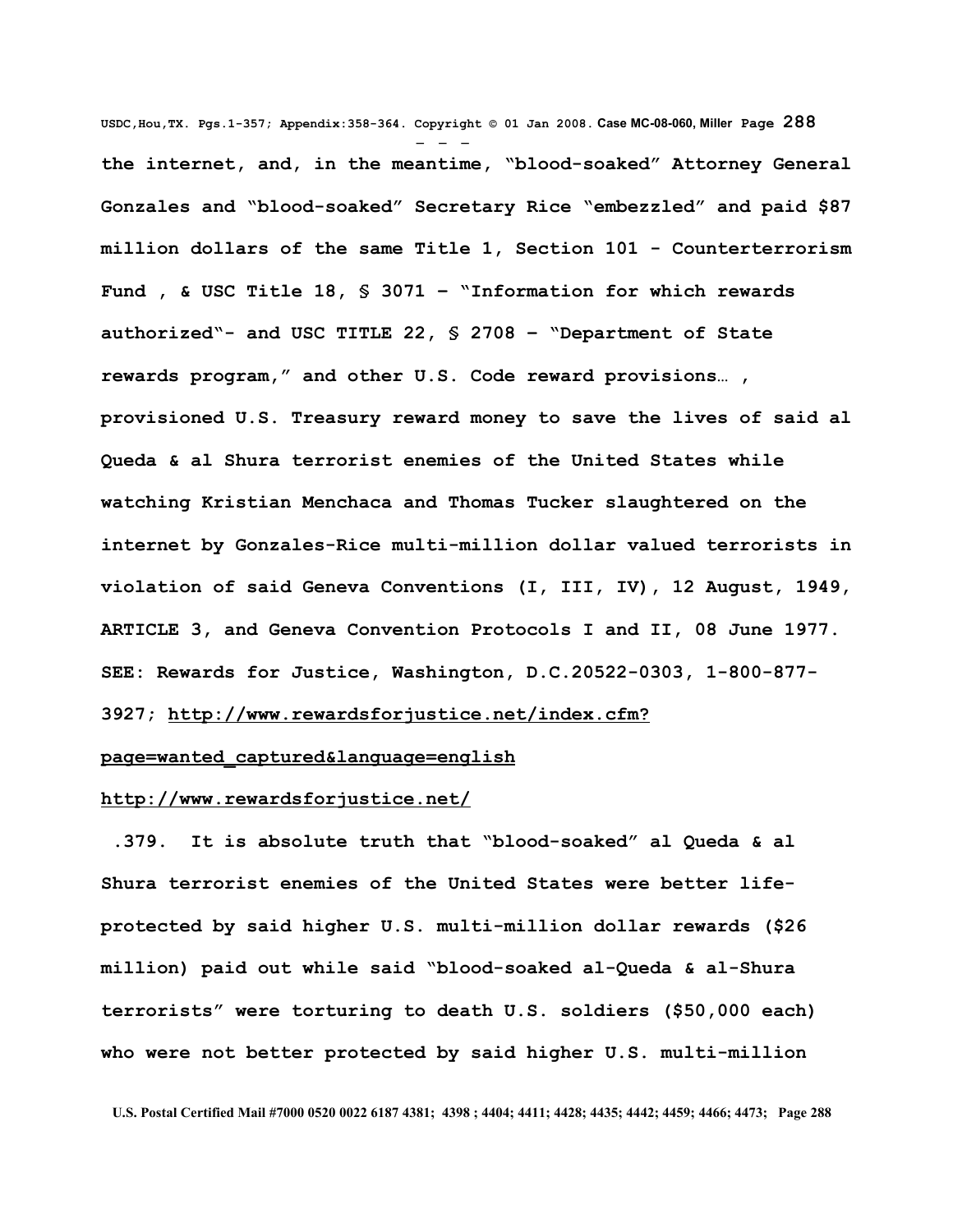**the internet, and, in the meantime, "blood-soaked" Attorney General Gonzales and "blood-soaked" Secretary Rice "embezzled" and paid $87 million dollars of the same Title 1, Section 101 - Counterterrorism Fund , & USC Title 18, § 3071 – "Information for which rewards authorized"- and USC TITLE 22, § 2708 – "Department of State rewards program," and other U.S. Code reward provisions… , provisioned U.S. Treasury reward money to save the lives of said al Queda & al Shura terrorist enemies of the United States while watching Kristian Menchaca and Thomas Tucker slaughtered on the internet by Gonzales-Rice multi-million dollar valued terrorists in violation of said Geneva Conventions (I, III, IV), 12 August, 1949, ARTICLE 3, and Geneva Convention Protocols I and II, 08 June 1977. SEE: Rewards for Justice, Washington, D.C.20522-0303, 1-800-877-3927; http://www.rewardsforjustice.net/index.cfm?page=wanted_captured&language=english**

**http://www.rewardsforjustice.net/**

**.379. It is absolute truth that "blood-soaked" al Queda & al Shura terrorist enemies of the United States were better life-protected by said higher U.S. multi-million dollar rewards ($26 million) paid out while said "blood-soaked al-Queda & al-Shura terrorists" were torturing to death U.S. soldiers ($50,000 each) who were not better protected by said higher U.S. multi-million**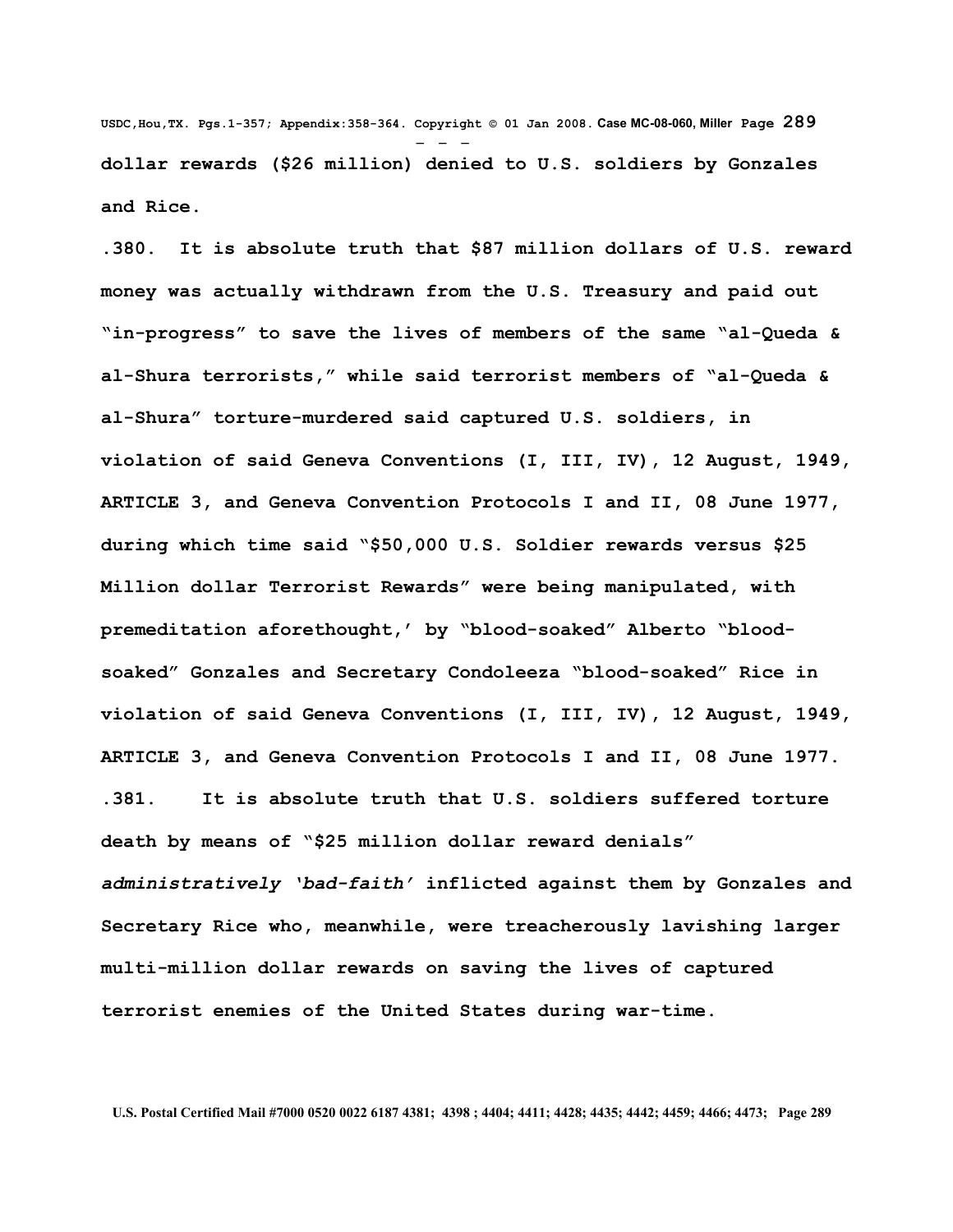**dollar rewards ($26 million) denied to U.S. soldiers by Gonzales and Rice.**

**.380. It is absolute truth that $87 million dollars of U.S. reward money was actually withdrawn from the U.S. Treasury and paid out "in-progress" to save the lives of members of the same "al-Queda & al-Shura terrorists," while said terrorist members of "al-Queda & al-Shura" torture-murdered said captured U.S. soldiers, in violation of said Geneva Conventions (I, III, IV), 12 August, 1949, ARTICLE 3, and Geneva Convention Protocols I and II, 08 June 1977, during which time said "$50,000 U.S. Soldier rewards versus $25 Million dollar Terrorist Rewards" were being manipulated, with premeditation aforethought,' by "blood-soaked" Alberto "blood-soaked" Gonzales and Secretary Condoleeza "blood-soaked" Rice in violation of said Geneva Conventions (I, III, IV), 12 August, 1949, ARTICLE 3, and Geneva Convention Protocols I and II, 08 June 1977.**

**.381. It is absolute truth that U.S. soldiers suffered torture death by means of "$25 million dollar reward denials" *administratively 'bad-faith'* inflicted against them by Gonzales and Secretary Rice who, meanwhile, were treacherously lavishing larger multi-million dollar rewards on saving the lives of captured terrorist enemies of the United States during war-time.**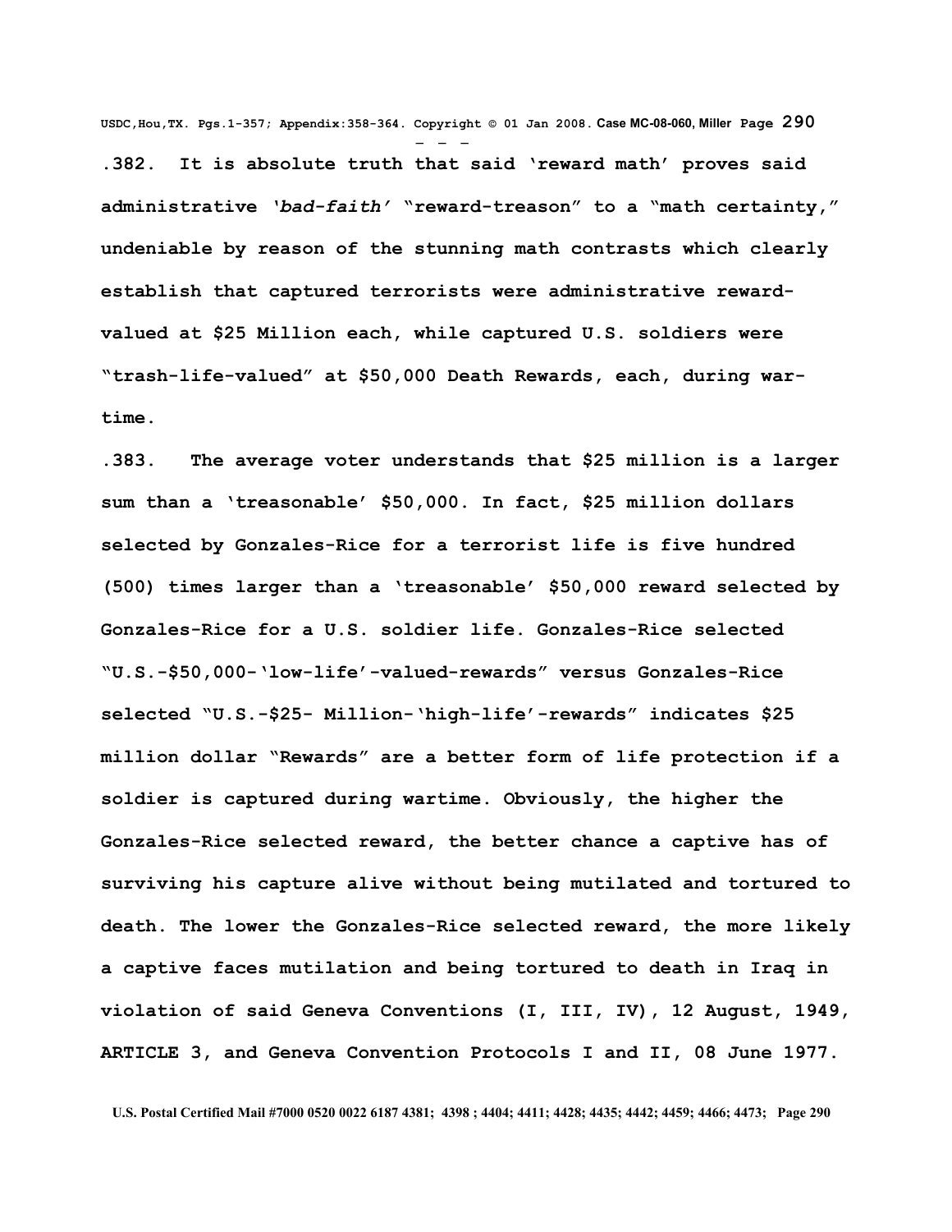**.382. It is absolute truth that said 'reward math' proves said administrative '*bad-faith*' "reward-treason" to a "math certainty," undeniable by reason of the stunning math contrasts which clearly establish that captured terrorists were administrative reward-valued at $25 Million each, while captured U.S. soldiers were "trash-life-valued" at $50,000 Death Rewards, each, during war-time.**

**.383. The average voter understands that $25 million is a larger sum than a 'treasonable' $50,000. In fact, $25 million dollars selected by Gonzales-Rice for a terrorist life is five hundred (500) times larger than a 'treasonable' $50,000 reward selected by Gonzales-Rice for a U.S. soldier life. Gonzales-Rice selected "U.S.-$50,000-'low-life'-valued-rewards" versus Gonzales-Rice selected "U.S.-$25- Million-'high-life'-rewards" indicates $25 million dollar "Rewards" are a better form of life protection if a soldier is captured during wartime. Obviously, the higher the Gonzales-Rice selected reward, the better chance a captive has of surviving his capture alive without being mutilated and tortured to death. The lower the Gonzales-Rice selected reward, the more likely a captive faces mutilation and being tortured to death in Iraq in violation of said Geneva Conventions (I, III, IV), 12 August, 1949, ARTICLE 3, and Geneva Convention Protocols I and II, 08 June 1977.**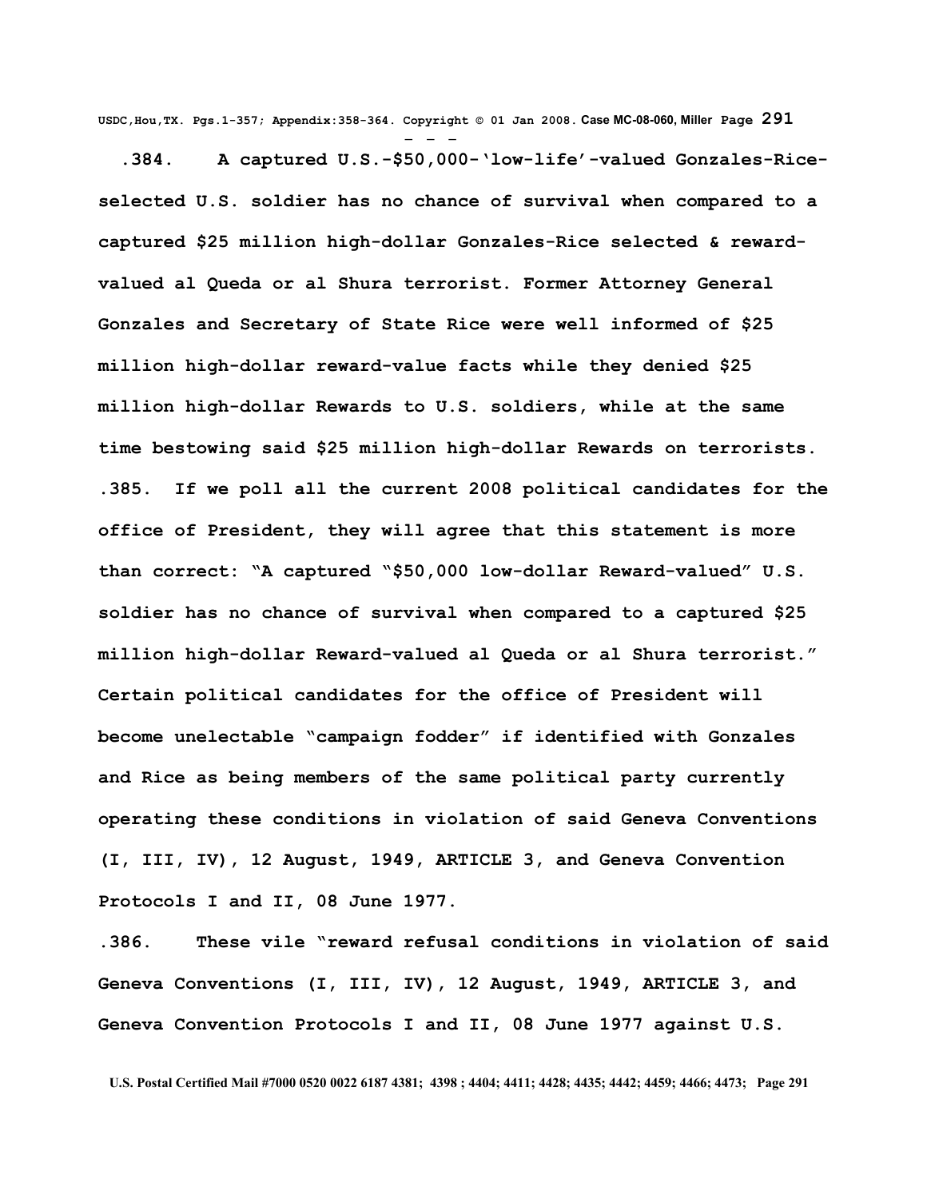**.384. A captured U.S.-$50,000-'low-life'-valued Gonzales-Rice-selected U.S. soldier has no chance of survival when compared to a captured $25 million high-dollar Gonzales-Rice selected & reward-valued al Queda or al Shura terrorist. Former Attorney General Gonzales and Secretary of State Rice were well informed of $25 million high-dollar reward-value facts while they denied $25 million high-dollar Rewards to U.S. soldiers, while at the same time bestowing said $25 million high-dollar Rewards on terrorists.**

**.385. If we poll all the current 2008 political candidates for the office of President, they will agree that this statement is more than correct: "A captured "$50,000 low-dollar Reward-valued" U.S. soldier has no chance of survival when compared to a captured $25 million high-dollar Reward-valued al Queda or al Shura terrorist." Certain political candidates for the office of President will become unelectable "campaign fodder" if identified with Gonzales and Rice as being members of the same political party currently operating these conditions in violation of said Geneva Conventions (I, III, IV), 12 August, 1949, ARTICLE 3, and Geneva Convention Protocols I and II, 08 June 1977.**

**.386. These vile "reward refusal conditions in violation of said Geneva Conventions (I, III, IV), 12 August, 1949, ARTICLE 3, and Geneva Convention Protocols I and II, 08 June 1977 against U.S.**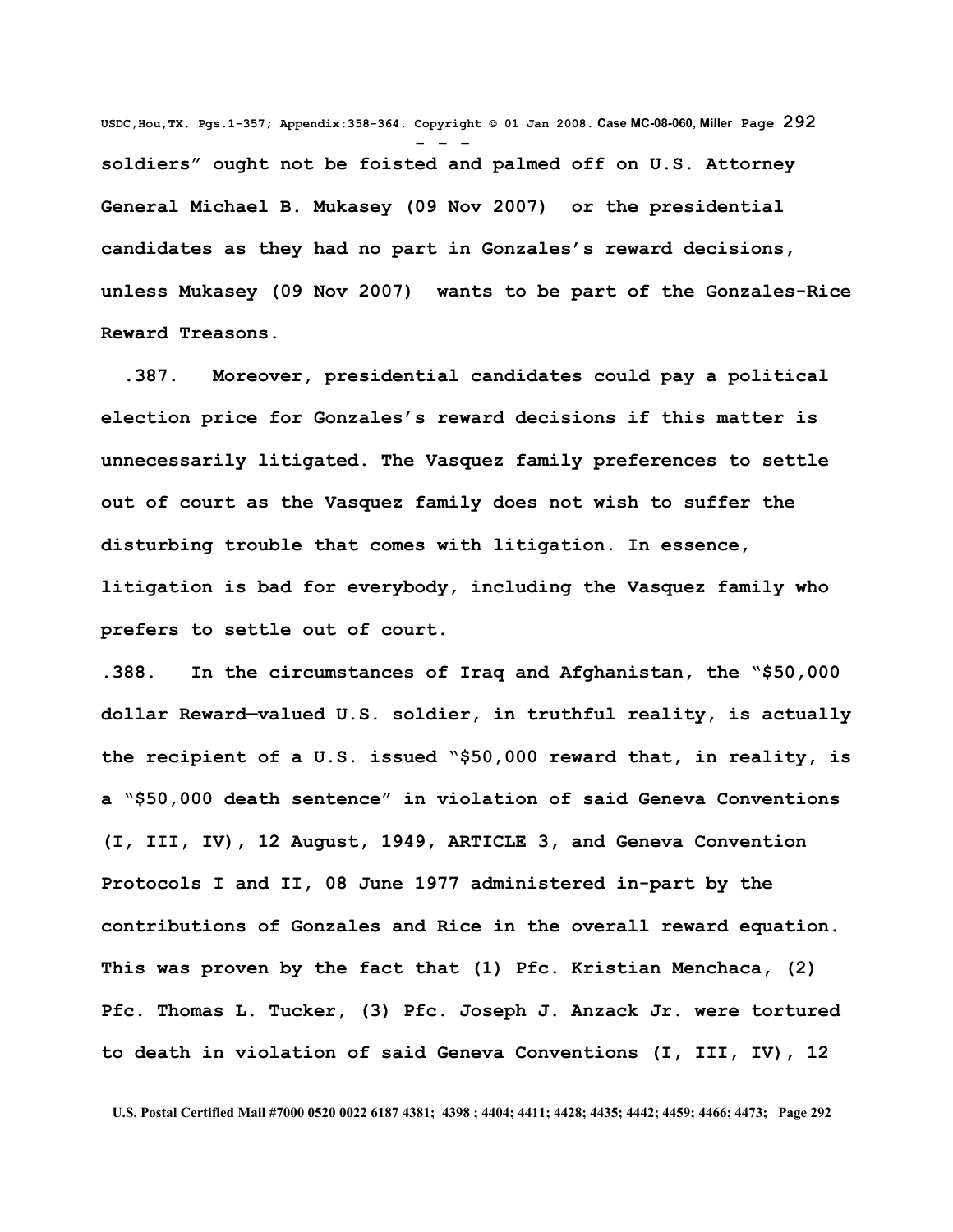**soldiers" ought not be foisted and palmed off on U.S. Attorney General Michael B. Mukasey (09 Nov 2007) or the presidential candidates as they had no part in Gonzales's reward decisions, unless Mukasey (09 Nov 2007) wants to be part of the Gonzales-Rice Reward Treasons.**

**.387. Moreover, presidential candidates could pay a political election price for Gonzales's reward decisions if this matter is unnecessarily litigated. The Vasquez family preferences to settle out of court as the Vasquez family does not wish to suffer the disturbing trouble that comes with litigation. In essence, litigation is bad for everybody, including the Vasquez family who prefers to settle out of court.**

**.388. In the circumstances of Iraq and Afghanistan, the "$50,000 dollar Reward—valued U.S. soldier, in truthful reality, is actually the recipient of a U.S. issued "$50,000 reward that, in reality, is a "$50,000 death sentence" in violation of said Geneva Conventions (I, III, IV), 12 August, 1949, ARTICLE 3, and Geneva Convention Protocols I and II, 08 June 1977 administered in-part by the contributions of Gonzales and Rice in the overall reward equation. This was proven by the fact that (1) Pfc. Kristian Menchaca, (2) Pfc. Thomas L. Tucker, (3) Pfc. Joseph J. Anzack Jr. were tortured to death in violation of said Geneva Conventions (I, III, IV), 12**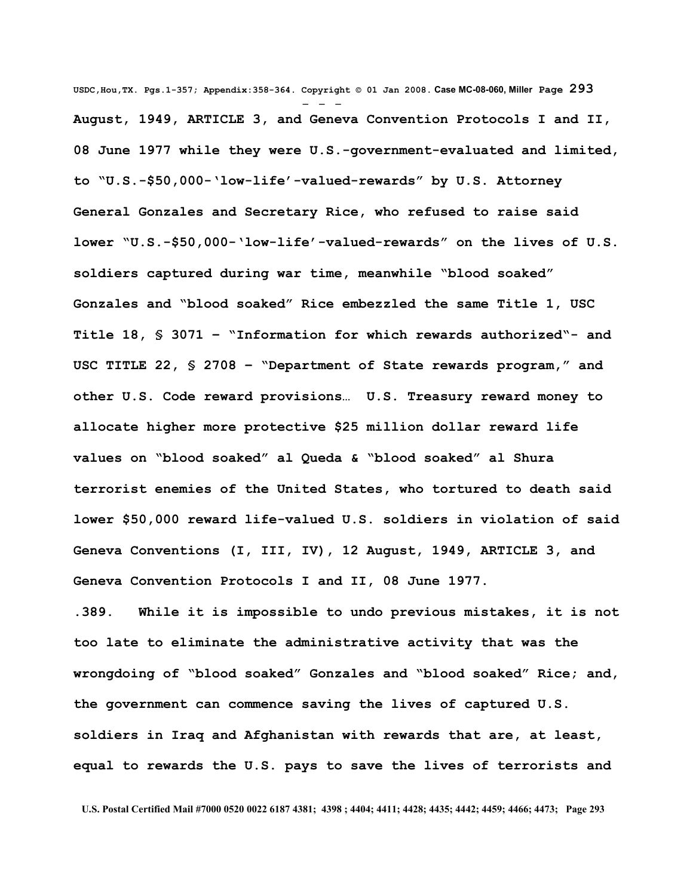**August, 1949, ARTICLE 3, and Geneva Convention Protocols I and II, 08 June 1977 while they were U.S.-government-evaluated and limited, to "U.S.-$50,000-'low-life'-valued-rewards" by U.S. Attorney General Gonzales and Secretary Rice, who refused to raise said lower "U.S.-$50,000-'low-life'-valued-rewards" on the lives of U.S. soldiers captured during war time, meanwhile "blood soaked" Gonzales and "blood soaked" Rice embezzled the same Title 1, USC Title 18, § 3071 – "Information for which rewards authorized"- and USC TITLE 22, § 2708 – "Department of State rewards program," and other U.S. Code reward provisions… U.S. Treasury reward money to allocate higher more protective $25 million dollar reward life values on "blood soaked" al Queda & "blood soaked" al Shura terrorist enemies of the United States, who tortured to death said lower $50,000 reward life-valued U.S. soldiers in violation of said Geneva Conventions (I, III, IV), 12 August, 1949, ARTICLE 3, and Geneva Convention Protocols I and II, 08 June 1977.**

**.389. While it is impossible to undo previous mistakes, it is not too late to eliminate the administrative activity that was the wrongdoing of "blood soaked" Gonzales and "blood soaked" Rice; and, the government can commence saving the lives of captured U.S. soldiers in Iraq and Afghanistan with rewards that are, at least, equal to rewards the U.S. pays to save the lives of terrorists and**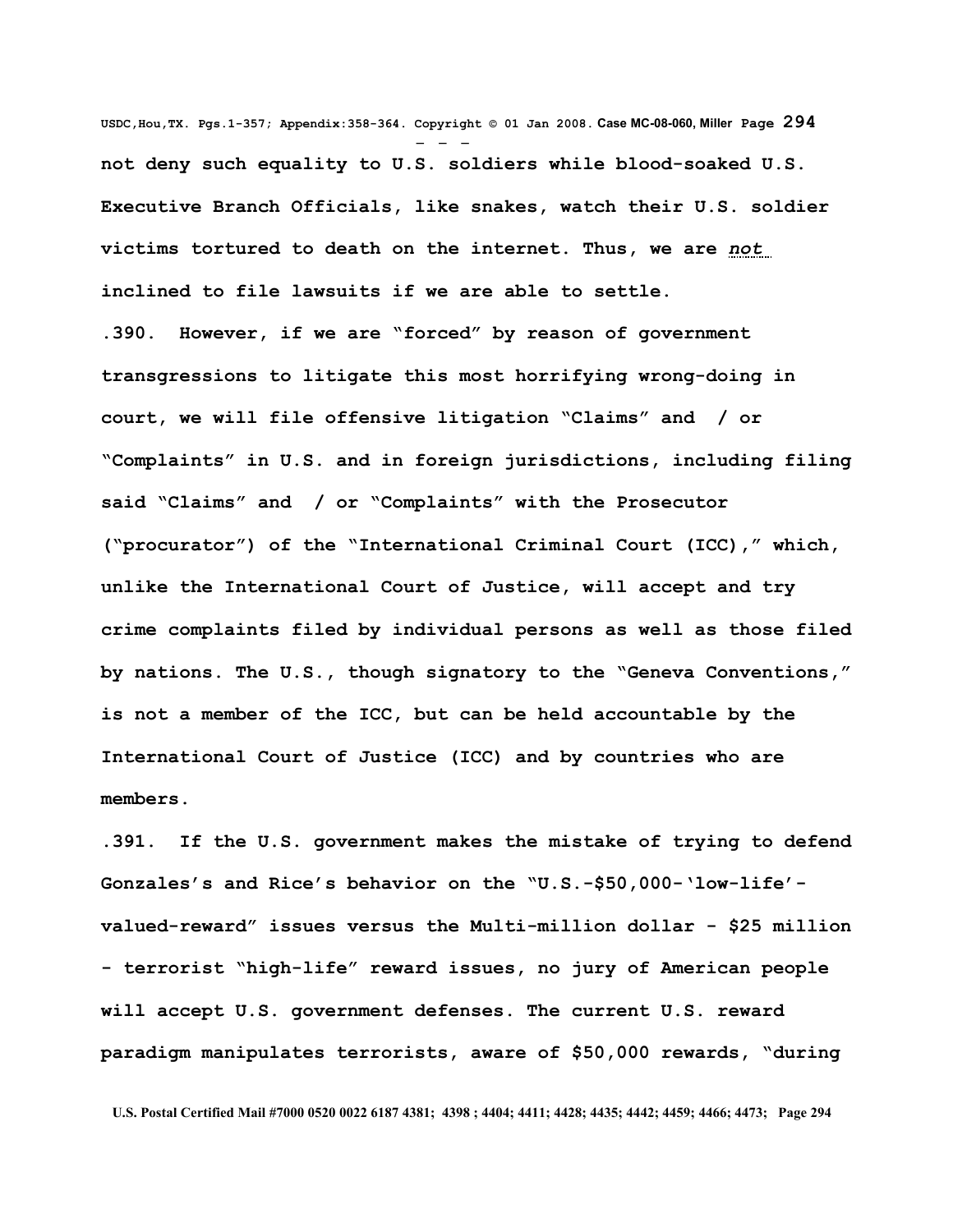**not deny such equality to U.S. soldiers while blood-soaked U.S. Executive Branch Officials, like snakes, watch their U.S. soldier victims tortured to death on the internet. Thus, we are *not* inclined to file lawsuits if we are able to settle.**

**.390. However, if we are "forced" by reason of government transgressions to litigate this most horrifying wrong-doing in court, we will file offensive litigation "Claims" and / or "Complaints" in U.S. and in foreign jurisdictions, including filing said "Claims" and / or "Complaints" with the Prosecutor ("procurator") of the "International Criminal Court (ICC)," which, unlike the International Court of Justice, will accept and try crime complaints filed by individual persons as well as those filed by nations. The U.S., though signatory to the "Geneva Conventions," is not a member of the ICC, but can be held accountable by the International Court of Justice (ICC) and by countries who are members.**

**.391. If the U.S. government makes the mistake of trying to defend Gonzales's and Rice's behavior on the "U.S.-$50,000-'low-life'-valued-reward" issues versus the Multi-million dollar - $25 million - terrorist "high-life" reward issues, no jury of American people will accept U.S. government defenses. The current U.S. reward paradigm manipulates terrorists, aware of $50,000 rewards, "during**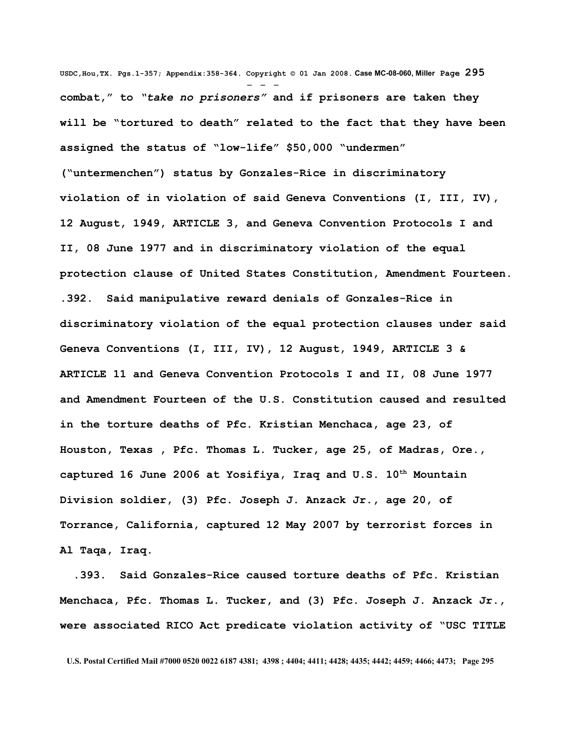**combat," to "*take no prisoners*" and if prisoners are taken they will be "tortured to death" related to the fact that they have been assigned the status of "low-life" $50,000 "undermen" ("untermenchen") status by Gonzales-Rice in discriminatory violation of in violation of said Geneva Conventions (I, III, IV), 12 August, 1949, ARTICLE 3, and Geneva Convention Protocols I and II, 08 June 1977 and in discriminatory violation of the equal protection clause of United States Constitution, Amendment Fourteen.**

**.392. Said manipulative reward denials of Gonzales-Rice in discriminatory violation of the equal protection clauses under said Geneva Conventions (I, III, IV), 12 August, 1949, ARTICLE 3 & ARTICLE 11 and Geneva Convention Protocols I and II, 08 June 1977 and Amendment Fourteen of the U.S. Constitution caused and resulted in the torture deaths of Pfc. Kristian Menchaca, age 23, of Houston, Texas , Pfc. Thomas L. Tucker, age 25, of Madras, Ore., captured 16 June 2006 at Yosifiya, Iraq and U.S. 10th Mountain Division soldier, (3) Pfc. Joseph J. Anzack Jr., age 20, of Torrance, California, captured 12 May 2007 by terrorist forces in Al Taqa, Iraq.**

**.393. Said Gonzales-Rice caused torture deaths of Pfc. Kristian Menchaca, Pfc. Thomas L. Tucker, and (3) Pfc. Joseph J. Anzack Jr., were associated RICO Act predicate violation activity of "USC TITLE**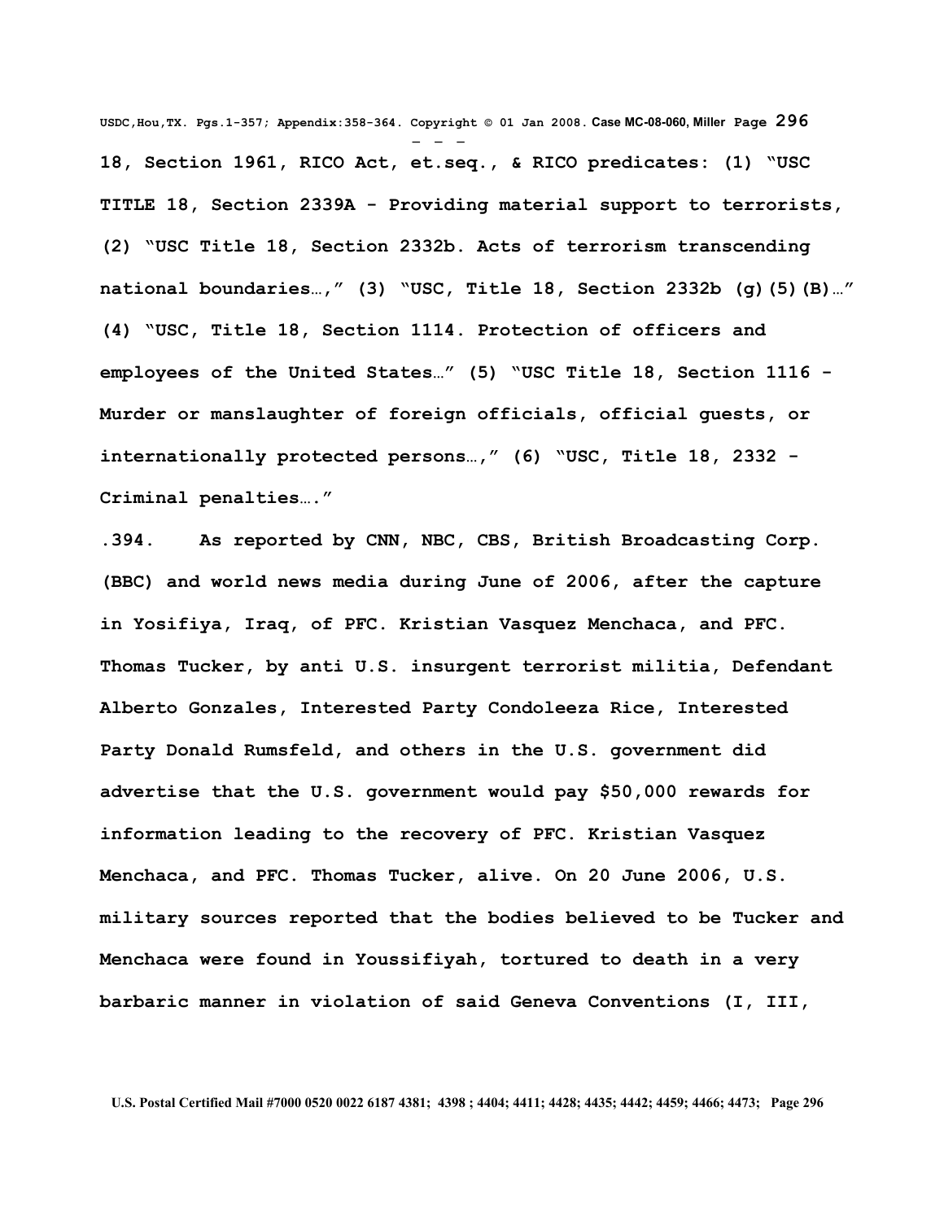18, Section 1961, RICO Act, et.seq., & RICO predicates: (1) "USC TITLE 18, Section 2339A - Providing material support to terrorists, (2) "USC Title 18, Section 2332b. Acts of terrorism transcending national boundaries…," (3) "USC, Title 18, Section 2332b (g)(5)(B)…" (4) "USC, Title 18, Section 1114. Protection of officers and employees of the United States…" (5) "USC Title 18, Section 1116 - Murder or manslaughter of foreign officials, official guests, or internationally protected persons…," (6) "USC, Title 18, 2332 - Criminal penalties…."

.394. As reported by CNN, NBC, CBS, British Broadcasting Corp. (BBC) and world news media during June of 2006, after the capture in Yosifiya, Iraq, of PFC. Kristian Vasquez Menchaca, and PFC. Thomas Tucker, by anti U.S. insurgent terrorist militia, Defendant Alberto Gonzales, Interested Party Condoleeza Rice, Interested Party Donald Rumsfeld, and others in the U.S. government did advertise that the U.S. government would pay $50,000 rewards for information leading to the recovery of PFC. Kristian Vasquez Menchaca, and PFC. Thomas Tucker, alive. On 20 June 2006, U.S. military sources reported that the bodies believed to be Tucker and Menchaca were found in Youssifiyah, tortured to death in a very barbaric manner in violation of said Geneva Conventions (I, III,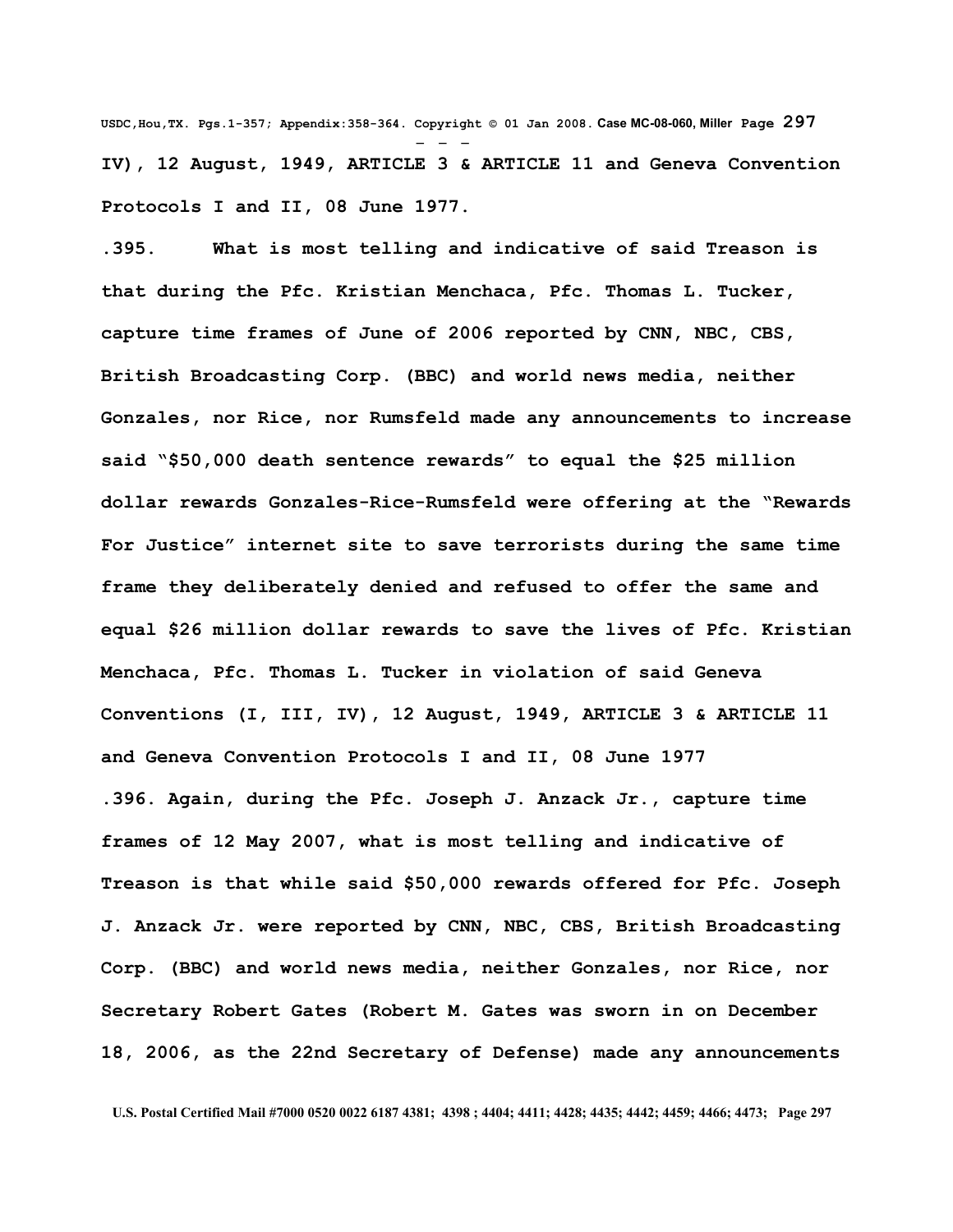**IV), 12 August, 1949, ARTICLE 3 & ARTICLE 11 and Geneva Convention Protocols I and II, 08 June 1977.**

**.395. What is most telling and indicative of said Treason is that during the Pfc. Kristian Menchaca, Pfc. Thomas L. Tucker, capture time frames of June of 2006 reported by CNN, NBC, CBS, British Broadcasting Corp. (BBC) and world news media, neither Gonzales, nor Rice, nor Rumsfeld made any announcements to increase said "$50,000 death sentence rewards" to equal the $25 million dollar rewards Gonzales-Rice-Rumsfeld were offering at the "Rewards For Justice" internet site to save terrorists during the same time frame they deliberately denied and refused to offer the same and equal $26 million dollar rewards to save the lives of Pfc. Kristian Menchaca, Pfc. Thomas L. Tucker in violation of said Geneva Conventions (I, III, IV), 12 August, 1949, ARTICLE 3 & ARTICLE 11 and Geneva Convention Protocols I and II, 08 June 1977**

**.396. Again, during the Pfc. Joseph J. Anzack Jr., capture time frames of 12 May 2007, what is most telling and indicative of Treason is that while said $50,000 rewards offered for Pfc. Joseph J. Anzack Jr. were reported by CNN, NBC, CBS, British Broadcasting Corp. (BBC) and world news media, neither Gonzales, nor Rice, nor Secretary Robert Gates (Robert M. Gates was sworn in on December 18, 2006, as the 22nd Secretary of Defense) made any announcements**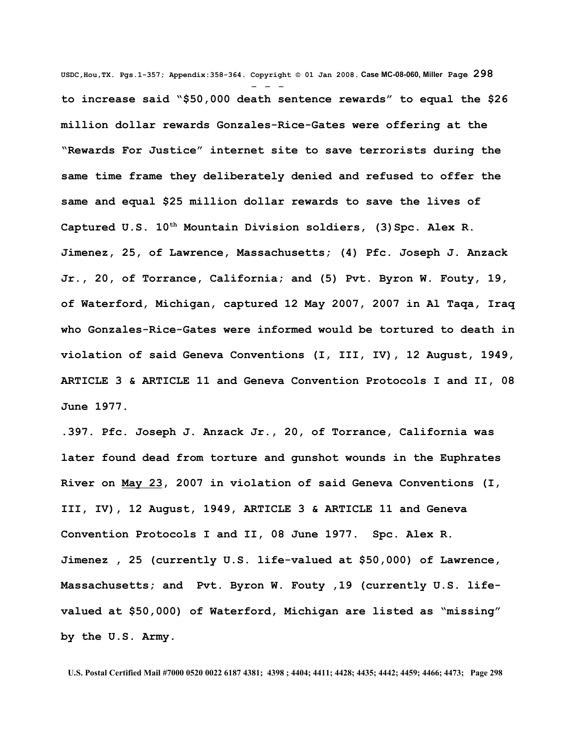to increase said "$50,000 death sentence rewards" to equal the $26 million dollar rewards Gonzales-Rice-Gates were offering at the "Rewards For Justice" internet site to save terrorists during the same time frame they deliberately denied and refused to offer the same and equal $25 million dollar rewards to save the lives of Captured U.S. 10th Mountain Division soldiers, (3)Spc. Alex R. Jimenez, 25, of Lawrence, Massachusetts; (4) Pfc. Joseph J. Anzack Jr., 20, of Torrance, California; and (5) Pvt. Byron W. Fouty, 19, of Waterford, Michigan, captured 12 May 2007, 2007 in Al Taqa, Iraq who Gonzales-Rice-Gates were informed would be tortured to death in violation of said Geneva Conventions (I, III, IV), 12 August, 1949, ARTICLE 3 & ARTICLE 11 and Geneva Convention Protocols I and II, 08 June 1977.

.397. Pfc. Joseph J. Anzack Jr., 20, of Torrance, California was later found dead from torture and gunshot wounds in the Euphrates River on May 23, 2007 in violation of said Geneva Conventions (I, III, IV), 12 August, 1949, ARTICLE 3 & ARTICLE 11 and Geneva Convention Protocols I and II, 08 June 1977. Spc. Alex R. Jimenez , 25 (currently U.S. life-valued at $50,000) of Lawrence, Massachusetts; and Pvt. Byron W. Fouty ,19 (currently U.S. life-valued at $50,000) of Waterford, Michigan are listed as "missing" by the U.S. Army.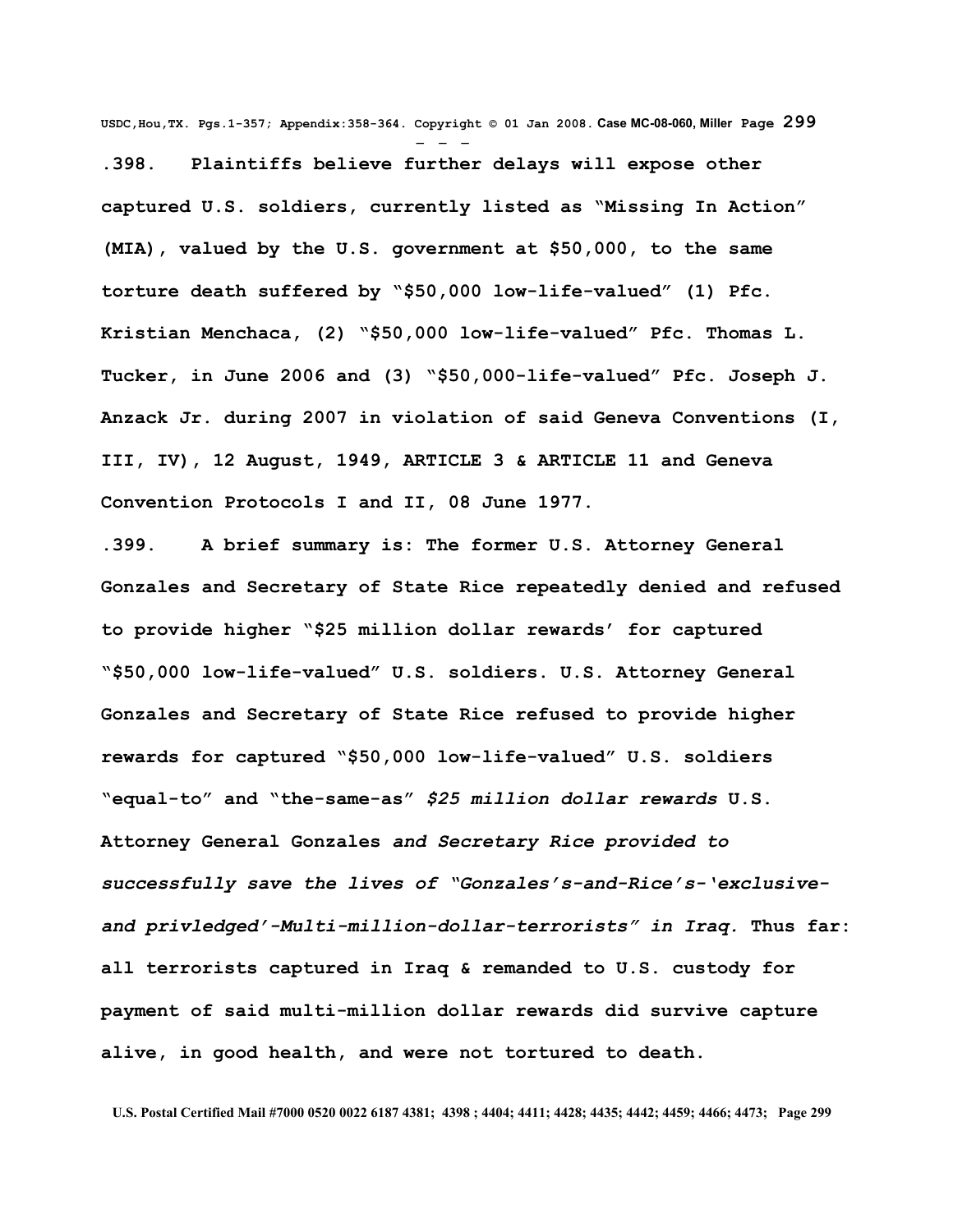**.398. Plaintiffs believe further delays will expose other captured U.S. soldiers, currently listed as "Missing In Action" (MIA), valued by the U.S. government at $50,000, to the same torture death suffered by "$50,000 low-life-valued" (1) Pfc. Kristian Menchaca, (2) "$50,000 low-life-valued" Pfc. Thomas L. Tucker, in June 2006 and (3) "$50,000-life-valued" Pfc. Joseph J. Anzack Jr. during 2007 in violation of said Geneva Conventions (I, III, IV), 12 August, 1949, ARTICLE 3 & ARTICLE 11 and Geneva Convention Protocols I and II, 08 June 1977.**

**.399. A brief summary is: The former U.S. Attorney General Gonzales and Secretary of State Rice repeatedly denied and refused to provide higher "$25 million dollar rewards' for captured "$50,000 low-life-valued" U.S. soldiers. U.S. Attorney General Gonzales and Secretary of State Rice refused to provide higher rewards for captured "$50,000 low-life-valued" U.S. soldiers "equal-to" and "the-same-as"** ***$25 million dollar rewards*** **U.S. Attorney General Gonzales** ***and Secretary Rice provided to successfully save the lives of "Gonzales's-and-Rice's-'exclusive-and privledged'-Multi-million-dollar-terrorists" in Iraq.*** **Thus far: all terrorists captured in Iraq & remanded to U.S. custody for payment of said multi-million dollar rewards did survive capture alive, in good health, and were not tortured to death.**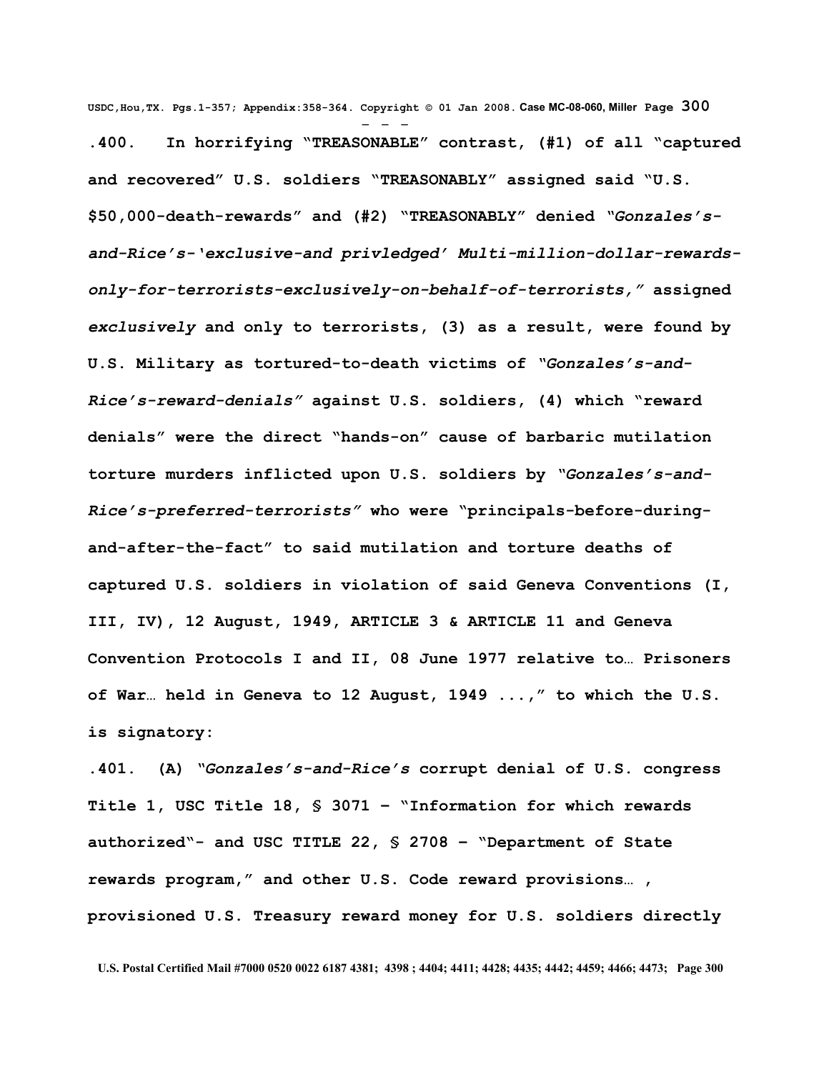**.400. In horrifying "TREASONABLE" contrast, (#1) of all "captured and recovered" U.S. soldiers "TREASONABLY" assigned said "U.S. $50,000-death-rewards" and (#2) "TREASONABLY" denied *"Gonzales's-and-Rice's-'exclusive-and privledged' Multi-million-dollar-rewards-only-for-terrorists-exclusively-on-behalf-of-terrorists,"* assigned *exclusively* and only to terrorists, (3) as a result, were found by U.S. Military as tortured-to-death victims of *"Gonzales's-and-Rice's-reward-denials"* against U.S. soldiers, (4) which "reward denials" were the direct "hands-on" cause of barbaric mutilation torture murders inflicted upon U.S. soldiers by *"Gonzales's-and-Rice's-preferred-terrorists"* who were "principals-before-during-and-after-the-fact" to said mutilation and torture deaths of captured U.S. soldiers in violation of said Geneva Conventions (I, III, IV), 12 August, 1949, ARTICLE 3 & ARTICLE 11 and Geneva Convention Protocols I and II, 08 June 1977 relative to… Prisoners of War… held in Geneva to 12 August, 1949 ...," to which the U.S. is signatory:**

**.401. (A) *"Gonzales's-and-Rice's* corrupt denial of U.S. congress Title 1, USC Title 18, § 3071 – "Information for which rewards authorized"- and USC TITLE 22, § 2708 – "Department of State rewards program," and other U.S. Code reward provisions… , provisioned U.S. Treasury reward money for U.S. soldiers directly**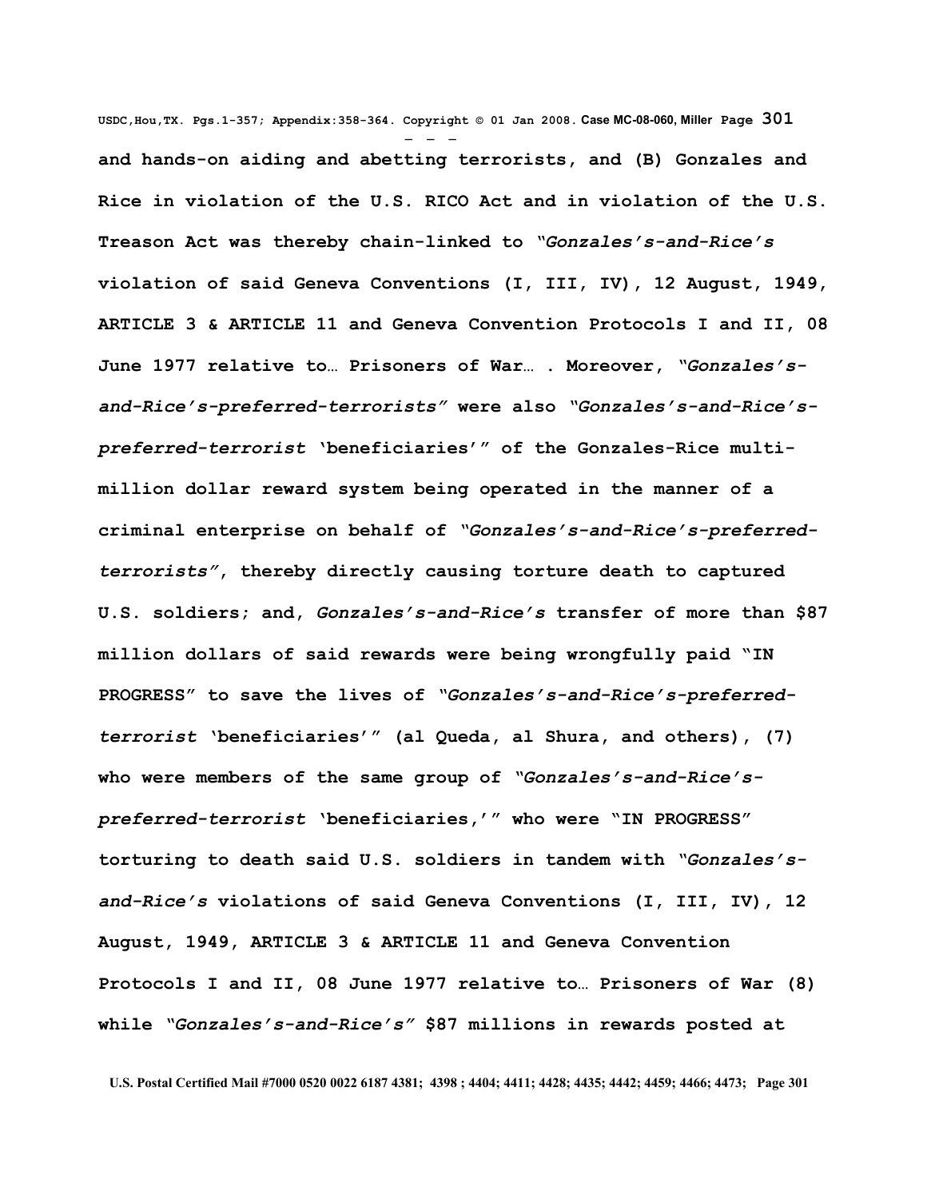**and hands-on aiding and abetting terrorists, and (B) Gonzales and Rice in violation of the U.S. RICO Act and in violation of the U.S. Treason Act was thereby chain-linked to *"Gonzales's-and-Rice's* violation of said Geneva Conventions (I, III, IV), 12 August, 1949, ARTICLE 3 & ARTICLE 11 and Geneva Convention Protocols I and II, 08 June 1977 relative to… Prisoners of War… . Moreover, *"Gonzales's-and-Rice's-preferred-terrorists"* were also *"Gonzales's-and-Rice's-preferred-terrorist* 'beneficiaries'" of the Gonzales-Rice multi-million dollar reward system being operated in the manner of a criminal enterprise on behalf of *"Gonzales's-and-Rice's-preferred-terrorists"*, thereby directly causing torture death to captured U.S. soldiers; and, *Gonzales's-and-Rice's* transfer of more than $87 million dollars of said rewards were being wrongfully paid "IN PROGRESS" to save the lives of *"Gonzales's-and-Rice's-preferred-terrorist* 'beneficiaries'" (al Queda, al Shura, and others), (7) who were members of the same group of *"Gonzales's-and-Rice's-preferred-terrorist* 'beneficiaries,'" who were "IN PROGRESS" torturing to death said U.S. soldiers in tandem with *"Gonzales's-and-Rice's* violations of said Geneva Conventions (I, III, IV), 12 August, 1949, ARTICLE 3 & ARTICLE 11 and Geneva Convention Protocols I and II, 08 June 1977 relative to… Prisoners of War (8) while *"Gonzales's-and-Rice's"* $87 millions in rewards posted at**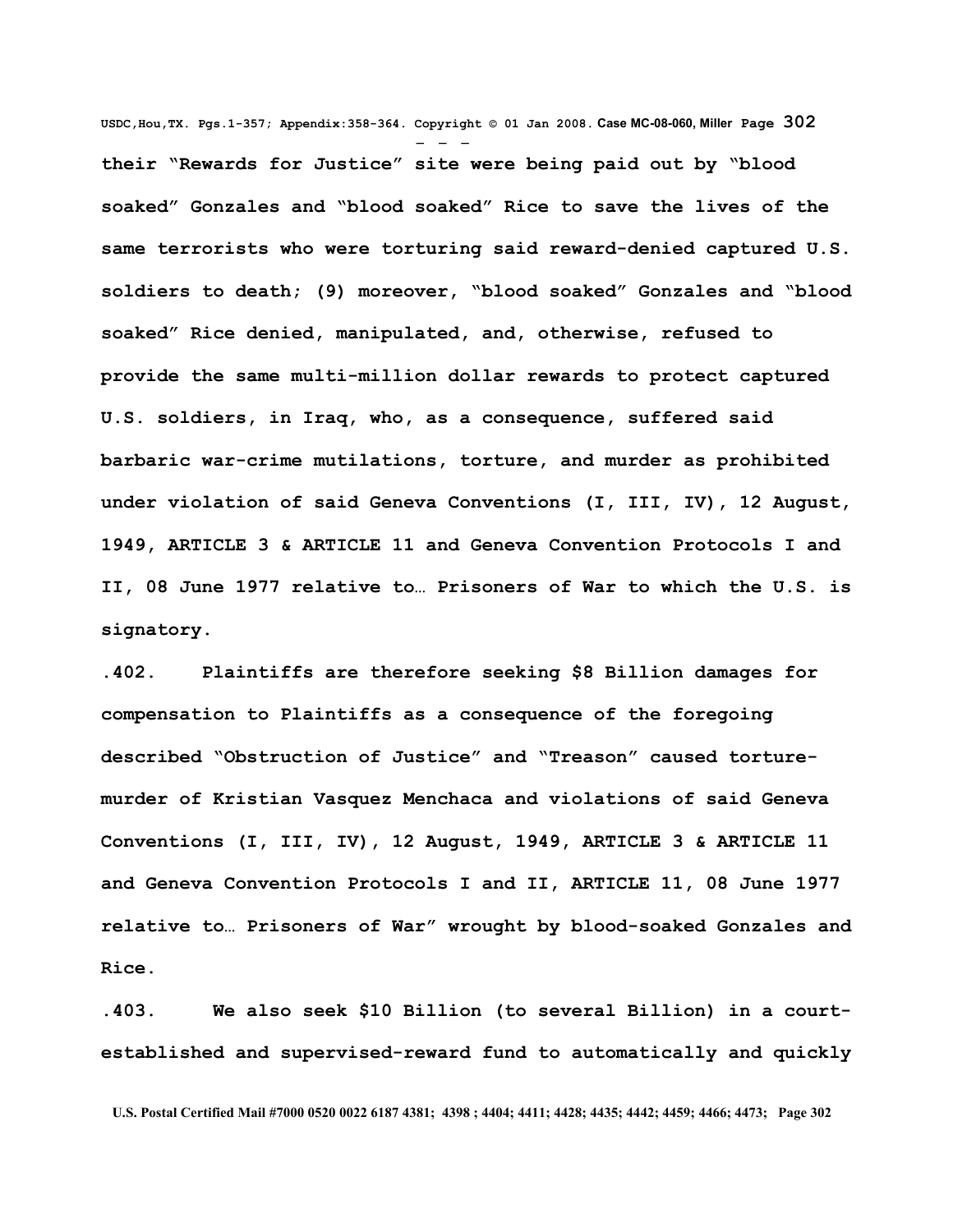**their "Rewards for Justice" site were being paid out by "blood soaked" Gonzales and "blood soaked" Rice to save the lives of the same terrorists who were torturing said reward-denied captured U.S. soldiers to death; (9) moreover, "blood soaked" Gonzales and "blood soaked" Rice denied, manipulated, and, otherwise, refused to provide the same multi-million dollar rewards to protect captured U.S. soldiers, in Iraq, who, as a consequence, suffered said barbaric war-crime mutilations, torture, and murder as prohibited under violation of said Geneva Conventions (I, III, IV), 12 August, 1949, ARTICLE 3 & ARTICLE 11 and Geneva Convention Protocols I and II, 08 June 1977 relative to… Prisoners of War to which the U.S. is signatory.**

**.402. Plaintiffs are therefore seeking $8 Billion damages for compensation to Plaintiffs as a consequence of the foregoing described "Obstruction of Justice" and "Treason" caused torture-murder of Kristian Vasquez Menchaca and violations of said Geneva Conventions (I, III, IV), 12 August, 1949, ARTICLE 3 & ARTICLE 11 and Geneva Convention Protocols I and II, ARTICLE 11, 08 June 1977 relative to… Prisoners of War" wrought by blood-soaked Gonzales and Rice.**

**.403. We also seek $10 Billion (to several Billion) in a court-established and supervised-reward fund to automatically and quickly**

**U.S. Postal Certified Mail #7000 0520 0022 6187 4381; 4398 ; 4404; 4411; 4428; 4435; 4442; 4459; 4466; 4473;**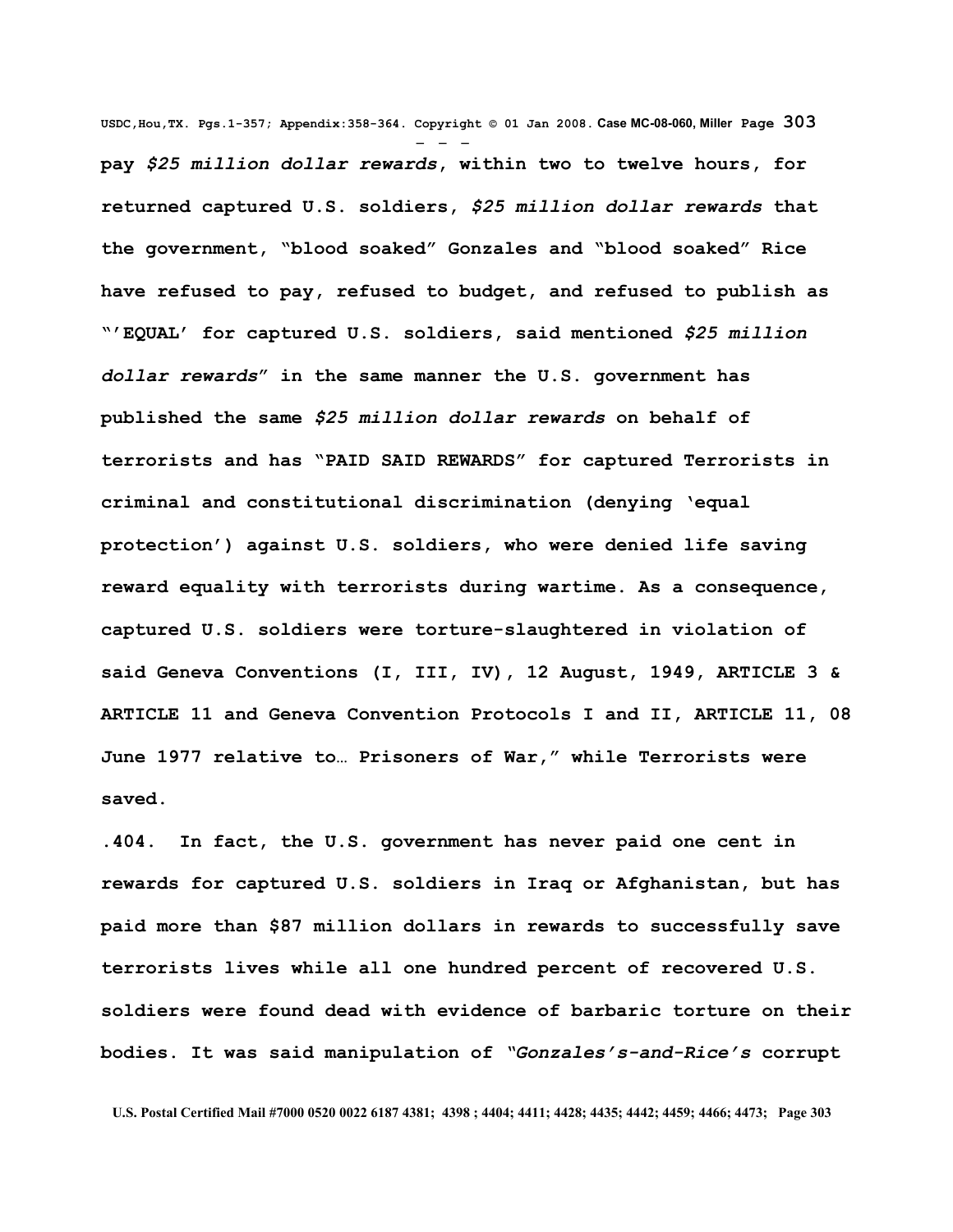**pay *$25 million dollar rewards*, within two to twelve hours, for returned captured U.S. soldiers, *$25 million dollar rewards* that the government, "blood soaked" Gonzales and "blood soaked" Rice have refused to pay, refused to budget, and refused to publish as "'EQUAL' for captured U.S. soldiers, said mentioned *$25 million dollar rewards*" in the same manner the U.S. government has published the same *$25 million dollar rewards* on behalf of terrorists and has "PAID SAID REWARDS" for captured Terrorists in criminal and constitutional discrimination (denying 'equal protection') against U.S. soldiers, who were denied life saving reward equality with terrorists during wartime. As a consequence, captured U.S. soldiers were torture-slaughtered in violation of said Geneva Conventions (I, III, IV), 12 August, 1949, ARTICLE 3 & ARTICLE 11 and Geneva Convention Protocols I and II, ARTICLE 11, 08 June 1977 relative to… Prisoners of War," while Terrorists were saved.**

**.404. In fact, the U.S. government has never paid one cent in rewards for captured U.S. soldiers in Iraq or Afghanistan, but has paid more than $87 million dollars in rewards to successfully save terrorists lives while all one hundred percent of recovered U.S. soldiers were found dead with evidence of barbaric torture on their bodies. It was said manipulation of *"Gonzales's-and-Rice's* corrupt**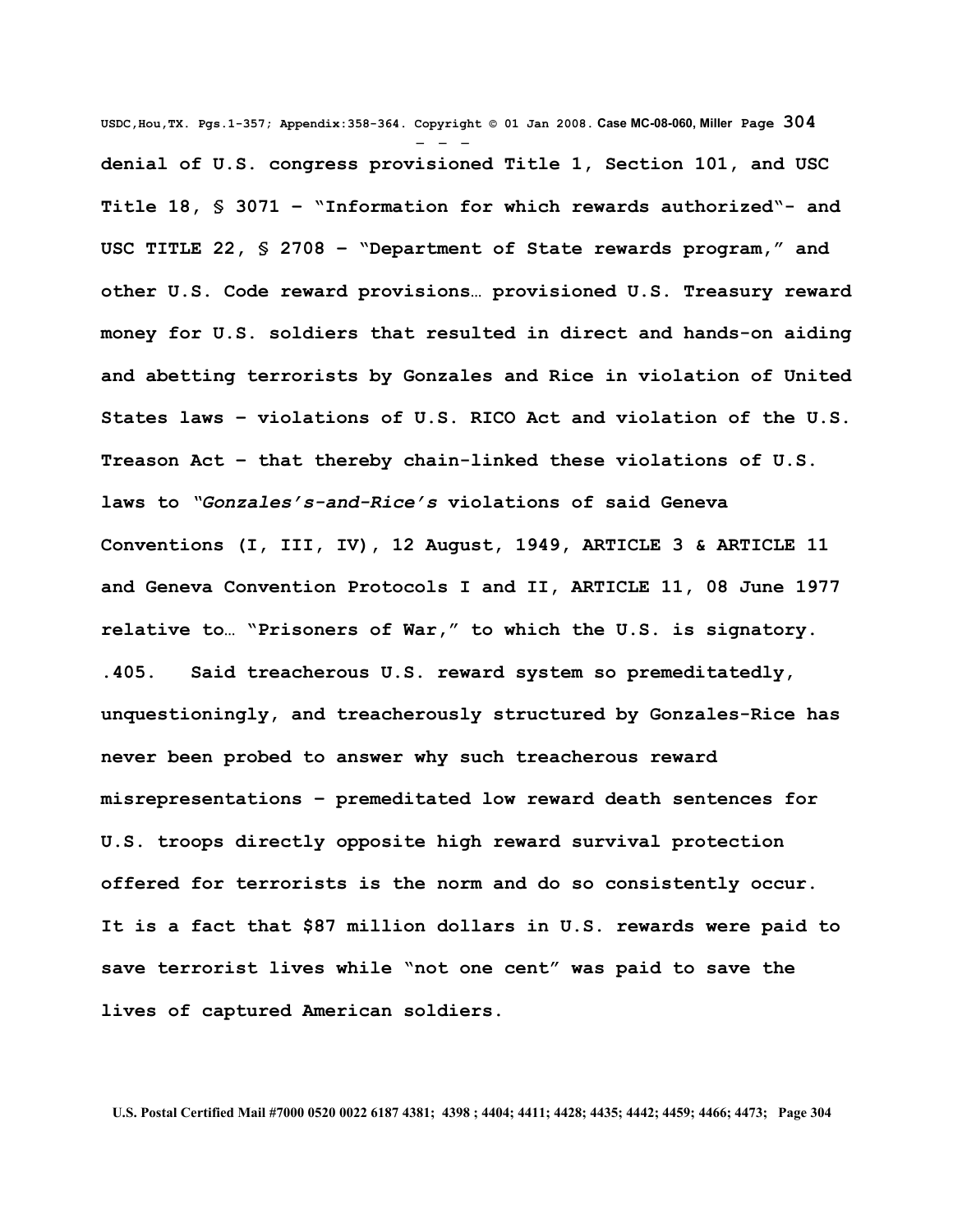**denial of U.S. congress provisioned Title 1, Section 101, and USC Title 18, § 3071 – "Information for which rewards authorized"- and USC TITLE 22, § 2708 – "Department of State rewards program," and other U.S. Code reward provisions… provisioned U.S. Treasury reward money for U.S. soldiers that resulted in direct and hands-on aiding and abetting terrorists by Gonzales and Rice in violation of United States laws – violations of U.S. RICO Act and violation of the U.S. Treason Act – that thereby chain-linked these violations of U.S. laws to *"Gonzales's-and-Rice's* violations of said Geneva Conventions (I, III, IV), 12 August, 1949, ARTICLE 3 & ARTICLE 11 and Geneva Convention Protocols I and II, ARTICLE 11, 08 June 1977 relative to… "Prisoners of War," to which the U.S. is signatory.**

**.405. Said treacherous U.S. reward system so premeditatedly, unquestioningly, and treacherously structured by Gonzales-Rice has never been probed to answer why such treacherous reward misrepresentations – premeditated low reward death sentences for U.S. troops directly opposite high reward survival protection offered for terrorists is the norm and do so consistently occur. It is a fact that $87 million dollars in U.S. rewards were paid to save terrorist lives while "not one cent" was paid to save the lives of captured American soldiers.**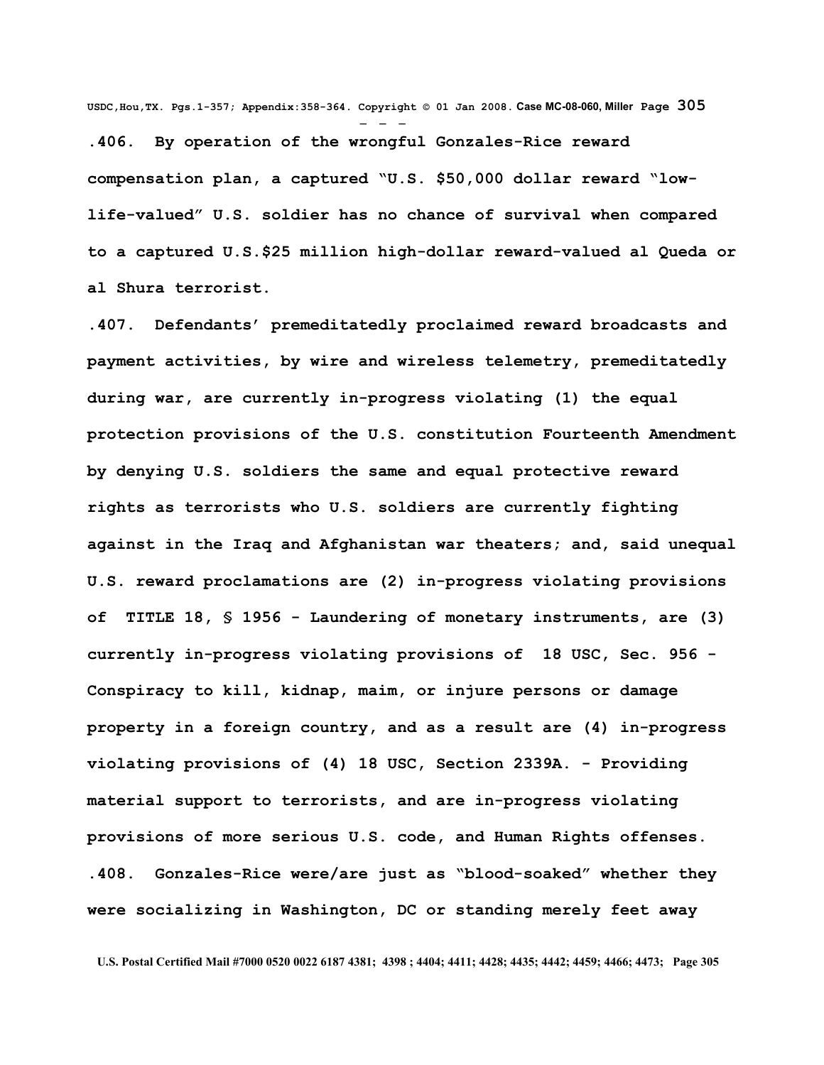**.406. By operation of the wrongful Gonzales-Rice reward compensation plan, a captured "U.S. $50,000 dollar reward "low-life-valued" U.S. soldier has no chance of survival when compared to a captured U.S.$25 million high-dollar reward-valued al Queda or al Shura terrorist.**

**.407. Defendants' premeditatedly proclaimed reward broadcasts and payment activities, by wire and wireless telemetry, premeditatedly during war, are currently in-progress violating (1) the equal protection provisions of the U.S. constitution Fourteenth Amendment by denying U.S. soldiers the same and equal protective reward rights as terrorists who U.S. soldiers are currently fighting against in the Iraq and Afghanistan war theaters; and, said unequal U.S. reward proclamations are (2) in-progress violating provisions of TITLE 18, § 1956 - Laundering of monetary instruments, are (3) currently in-progress violating provisions of 18 USC, Sec. 956 - Conspiracy to kill, kidnap, maim, or injure persons or damage property in a foreign country, and as a result are (4) in-progress violating provisions of (4) 18 USC, Section 2339A. - Providing material support to terrorists, and are in-progress violating provisions of more serious U.S. code, and Human Rights offenses.**

**.408. Gonzales-Rice were/are just as "blood-soaked" whether they were socializing in Washington, DC or standing merely feet away**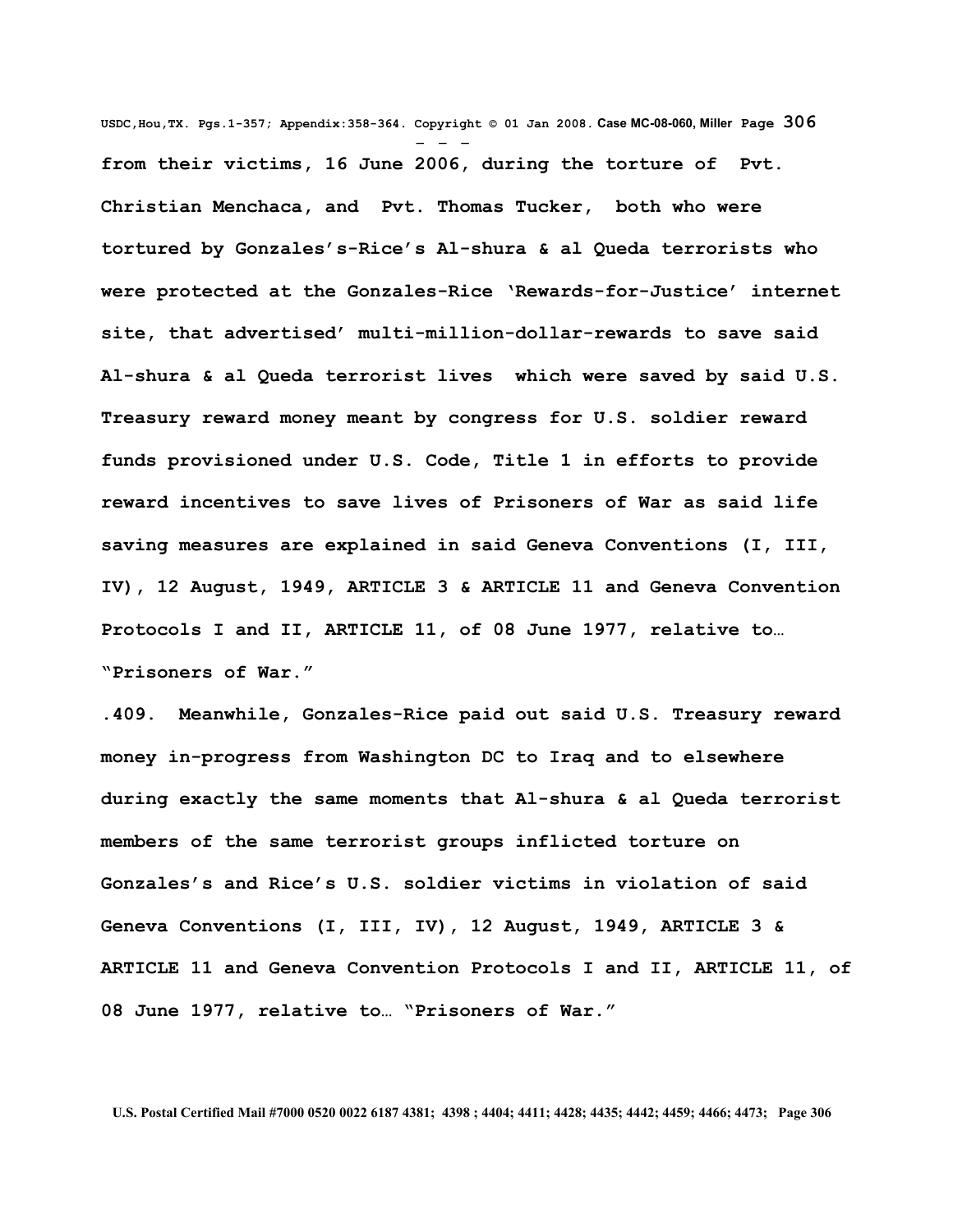**from their victims, 16 June 2006, during the torture of Pvt. Christian Menchaca, and Pvt. Thomas Tucker, both who were tortured by Gonzales's-Rice's Al-shura & al Queda terrorists who were protected at the Gonzales-Rice 'Rewards-for-Justice' internet site, that advertised' multi-million-dollar-rewards to save said Al-shura & al Queda terrorist lives which were saved by said U.S. Treasury reward money meant by congress for U.S. soldier reward funds provisioned under U.S. Code, Title 1 in efforts to provide reward incentives to save lives of Prisoners of War as said life saving measures are explained in said Geneva Conventions (I, III, IV), 12 August, 1949, ARTICLE 3 & ARTICLE 11 and Geneva Convention Protocols I and II, ARTICLE 11, of 08 June 1977, relative to… "Prisoners of War."**

**.409. Meanwhile, Gonzales-Rice paid out said U.S. Treasury reward money in-progress from Washington DC to Iraq and to elsewhere during exactly the same moments that Al-shura & al Queda terrorist members of the same terrorist groups inflicted torture on Gonzales's and Rice's U.S. soldier victims in violation of said Geneva Conventions (I, III, IV), 12 August, 1949, ARTICLE 3 & ARTICLE 11 and Geneva Convention Protocols I and II, ARTICLE 11, of 08 June 1977, relative to… "Prisoners of War."**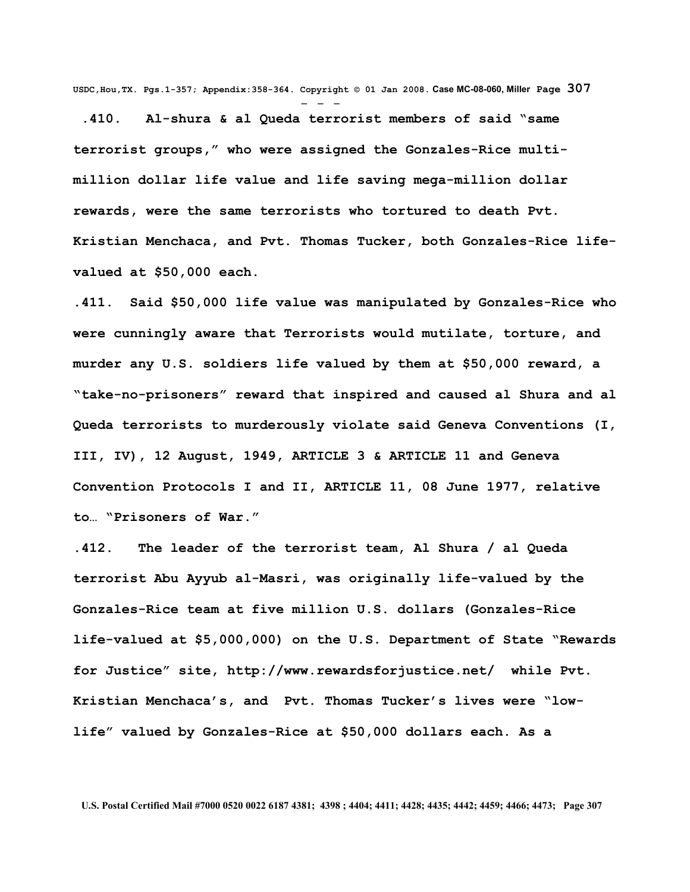**.410. Al-shura & al Queda terrorist members of said "same terrorist groups," who were assigned the Gonzales-Rice multi-million dollar life value and life saving mega-million dollar rewards, were the same terrorists who tortured to death Pvt. Kristian Menchaca, and Pvt. Thomas Tucker, both Gonzales-Rice life-valued at $50,000 each.**

**.411. Said $50,000 life value was manipulated by Gonzales-Rice who were cunningly aware that Terrorists would mutilate, torture, and murder any U.S. soldiers life valued by them at $50,000 reward, a "take-no-prisoners" reward that inspired and caused al Shura and al Queda terrorists to murderously violate said Geneva Conventions (I, III, IV), 12 August, 1949, ARTICLE 3 & ARTICLE 11 and Geneva Convention Protocols I and II, ARTICLE 11, 08 June 1977, relative to… "Prisoners of War."**

**.412. The leader of the terrorist team, Al Shura / al Queda terrorist Abu Ayyub al-Masri, was originally life-valued by the Gonzales-Rice team at five million U.S. dollars (Gonzales-Rice life-valued at $5,000,000) on the U.S. Department of State "Rewards for Justice" site, http://www.rewardsforjustice.net/ while Pvt. Kristian Menchaca's, and Pvt. Thomas Tucker's lives were "low-life" valued by Gonzales-Rice at $50,000 dollars each. As a**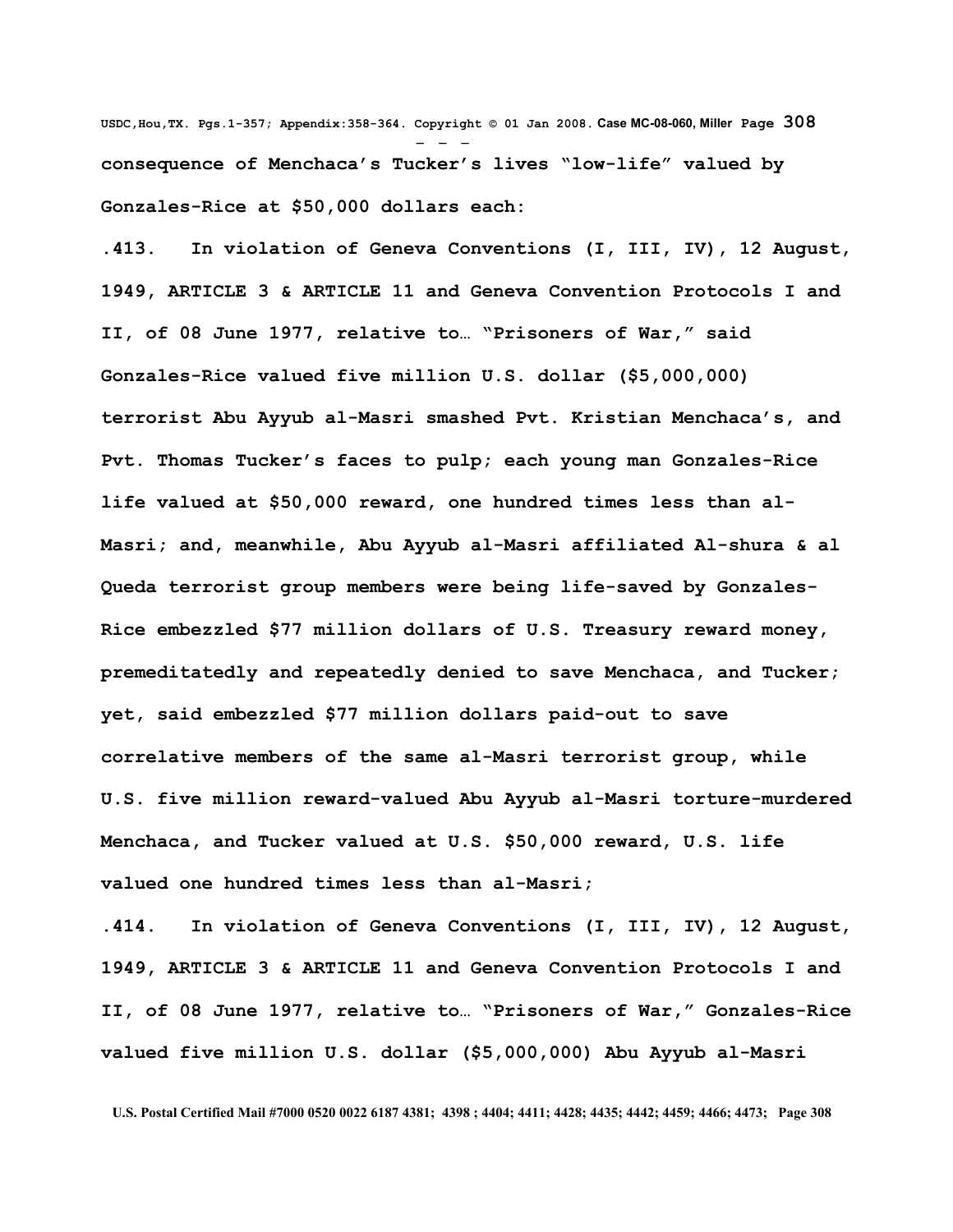**consequence of Menchaca's Tucker's lives "low-life" valued by Gonzales-Rice at $50,000 dollars each:**

**.413. In violation of Geneva Conventions (I, III, IV), 12 August, 1949, ARTICLE 3 & ARTICLE 11 and Geneva Convention Protocols I and II, of 08 June 1977, relative to… "Prisoners of War," said Gonzales-Rice valued five million U.S. dollar ($5,000,000) terrorist Abu Ayyub al-Masri smashed Pvt. Kristian Menchaca's, and Pvt. Thomas Tucker's faces to pulp; each young man Gonzales-Rice life valued at $50,000 reward, one hundred times less than al-Masri; and, meanwhile, Abu Ayyub al-Masri affiliated Al-shura & al Queda terrorist group members were being life-saved by Gonzales-Rice embezzled $77 million dollars of U.S. Treasury reward money, premeditatedly and repeatedly denied to save Menchaca, and Tucker; yet, said embezzled $77 million dollars paid-out to save correlative members of the same al-Masri terrorist group, while U.S. five million reward-valued Abu Ayyub al-Masri torture-murdered Menchaca, and Tucker valued at U.S. $50,000 reward, U.S. life valued one hundred times less than al-Masri;**

**.414. In violation of Geneva Conventions (I, III, IV), 12 August, 1949, ARTICLE 3 & ARTICLE 11 and Geneva Convention Protocols I and II, of 08 June 1977, relative to… "Prisoners of War," Gonzales-Rice valued five million U.S. dollar ($5,000,000) Abu Ayyub al-Masri**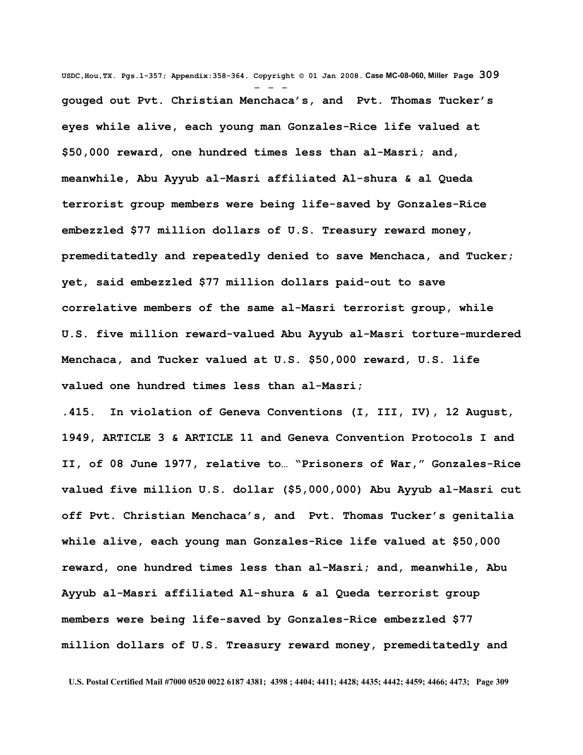**gouged out Pvt. Christian Menchaca's, and Pvt. Thomas Tucker's eyes while alive, each young man Gonzales-Rice life valued at $50,000 reward, one hundred times less than al-Masri; and, meanwhile, Abu Ayyub al-Masri affiliated Al-shura & al Queda terrorist group members were being life-saved by Gonzales-Rice embezzled $77 million dollars of U.S. Treasury reward money, premeditatedly and repeatedly denied to save Menchaca, and Tucker; yet, said embezzled $77 million dollars paid-out to save correlative members of the same al-Masri terrorist group, while U.S. five million reward-valued Abu Ayyub al-Masri torture-murdered Menchaca, and Tucker valued at U.S. $50,000 reward, U.S. life valued one hundred times less than al-Masri;**

**.415. In violation of Geneva Conventions (I, III, IV), 12 August, 1949, ARTICLE 3 & ARTICLE 11 and Geneva Convention Protocols I and II, of 08 June 1977, relative to… "Prisoners of War," Gonzales-Rice valued five million U.S. dollar ($5,000,000) Abu Ayyub al-Masri cut off Pvt. Christian Menchaca's, and Pvt. Thomas Tucker's genitalia while alive, each young man Gonzales-Rice life valued at $50,000 reward, one hundred times less than al-Masri; and, meanwhile, Abu Ayyub al-Masri affiliated Al-shura & al Queda terrorist group members were being life-saved by Gonzales-Rice embezzled $77 million dollars of U.S. Treasury reward money, premeditatedly and**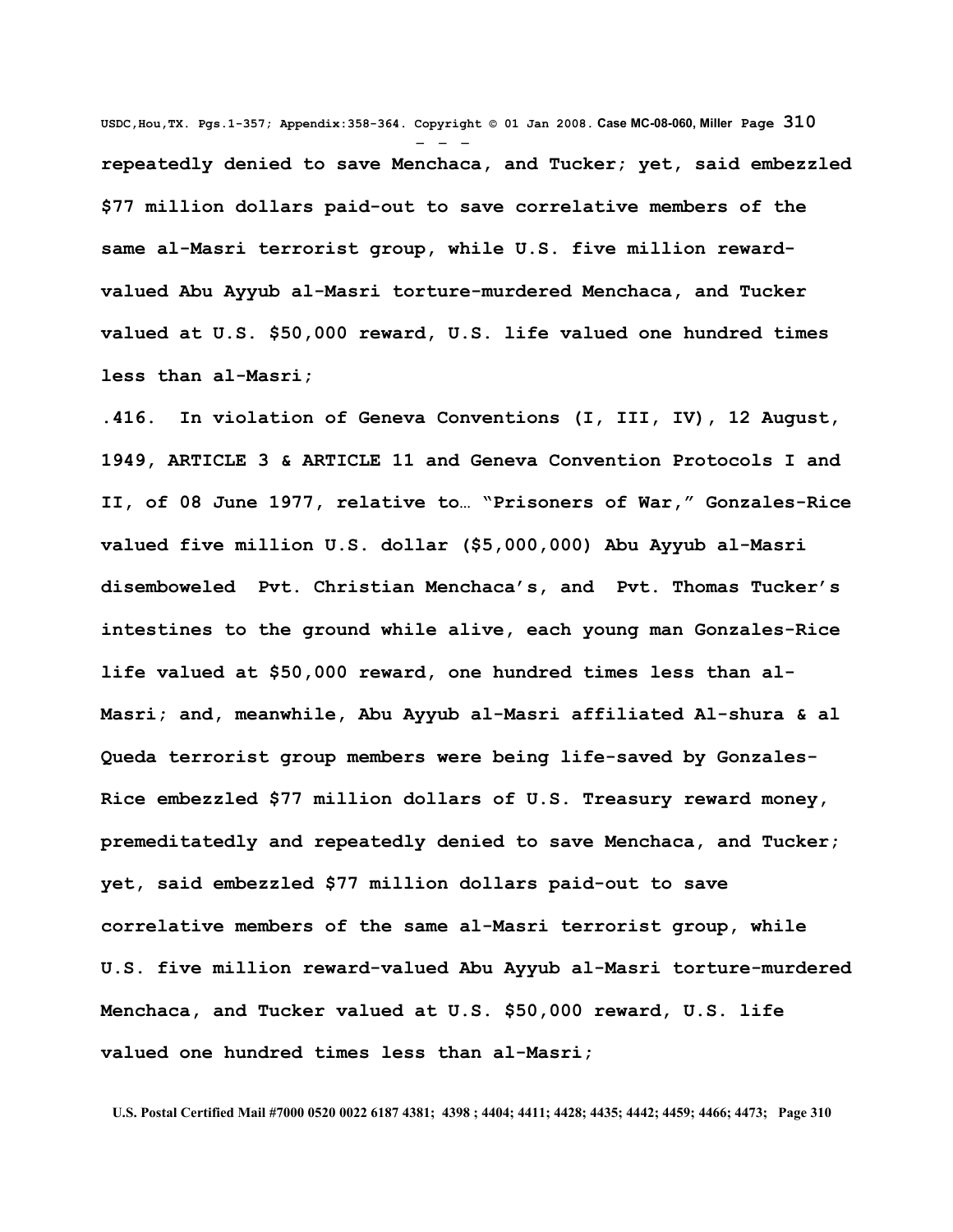**repeatedly denied to save Menchaca, and Tucker; yet, said embezzled $77 million dollars paid-out to save correlative members of the same al-Masri terrorist group, while U.S. five million reward-valued Abu Ayyub al-Masri torture-murdered Menchaca, and Tucker valued at U.S. $50,000 reward, U.S. life valued one hundred times less than al-Masri;**

**.416. In violation of Geneva Conventions (I, III, IV), 12 August, 1949, ARTICLE 3 & ARTICLE 11 and Geneva Convention Protocols I and II, of 08 June 1977, relative to… "Prisoners of War," Gonzales-Rice valued five million U.S. dollar ($5,000,000) Abu Ayyub al-Masri disemboweled Pvt. Christian Menchaca's, and Pvt. Thomas Tucker's intestines to the ground while alive, each young man Gonzales-Rice life valued at $50,000 reward, one hundred times less than al-Masri; and, meanwhile, Abu Ayyub al-Masri affiliated Al-shura & al Queda terrorist group members were being life-saved by Gonzales-Rice embezzled $77 million dollars of U.S. Treasury reward money, premeditatedly and repeatedly denied to save Menchaca, and Tucker; yet, said embezzled $77 million dollars paid-out to save correlative members of the same al-Masri terrorist group, while U.S. five million reward-valued Abu Ayyub al-Masri torture-murdered Menchaca, and Tucker valued at U.S. $50,000 reward, U.S. life valued one hundred times less than al-Masri;**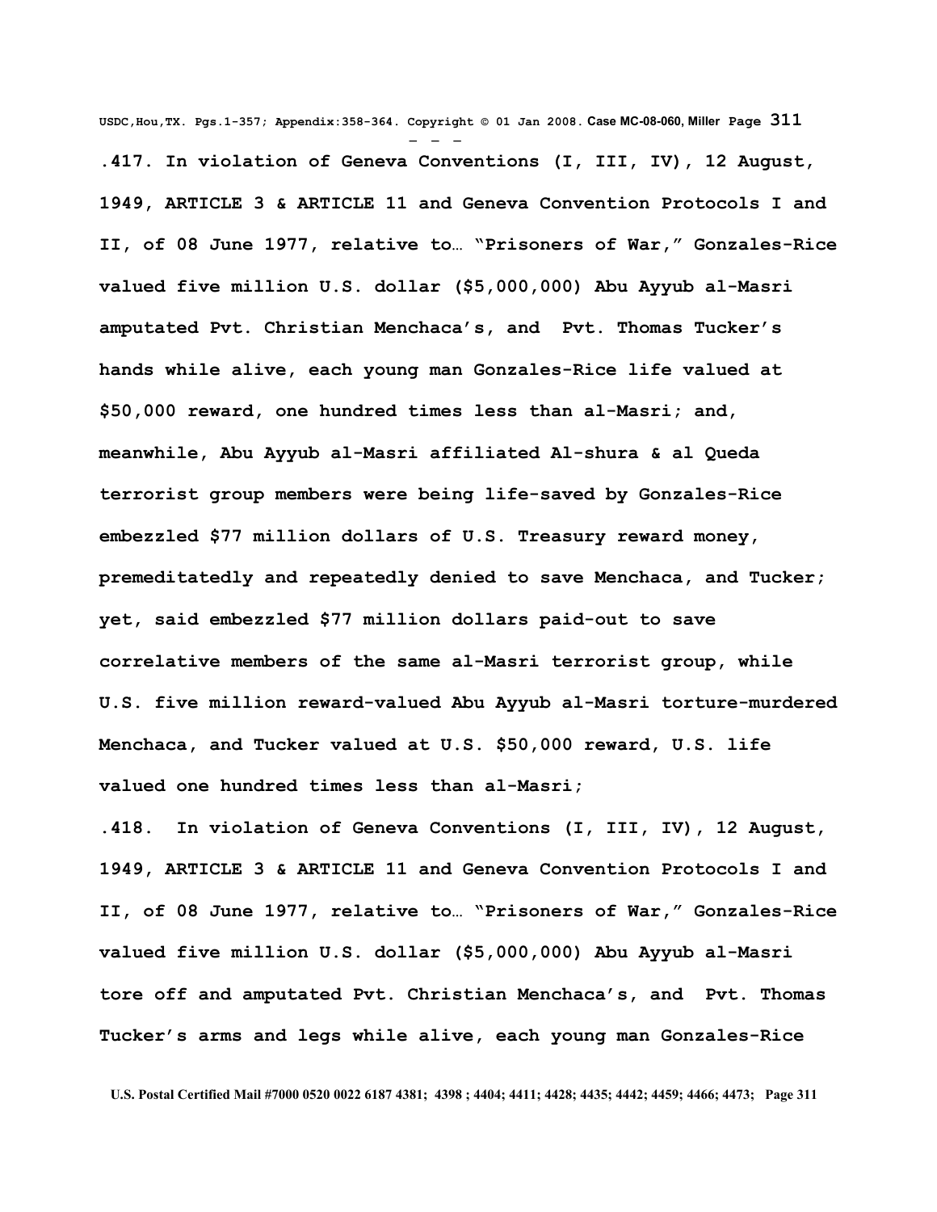**.417. In violation of Geneva Conventions (I, III, IV), 12 August, 1949, ARTICLE 3 & ARTICLE 11 and Geneva Convention Protocols I and II, of 08 June 1977, relative to… "Prisoners of War," Gonzales-Rice valued five million U.S. dollar ($5,000,000) Abu Ayyub al-Masri amputated Pvt. Christian Menchaca's, and Pvt. Thomas Tucker's hands while alive, each young man Gonzales-Rice life valued at $50,000 reward, one hundred times less than al-Masri; and, meanwhile, Abu Ayyub al-Masri affiliated Al-shura & al Queda terrorist group members were being life-saved by Gonzales-Rice embezzled $77 million dollars of U.S. Treasury reward money, premeditatedly and repeatedly denied to save Menchaca, and Tucker; yet, said embezzled $77 million dollars paid-out to save correlative members of the same al-Masri terrorist group, while U.S. five million reward-valued Abu Ayyub al-Masri torture-murdered Menchaca, and Tucker valued at U.S. $50,000 reward, U.S. life valued one hundred times less than al-Masri;**

**.418. In violation of Geneva Conventions (I, III, IV), 12 August, 1949, ARTICLE 3 & ARTICLE 11 and Geneva Convention Protocols I and II, of 08 June 1977, relative to… "Prisoners of War," Gonzales-Rice valued five million U.S. dollar ($5,000,000) Abu Ayyub al-Masri tore off and amputated Pvt. Christian Menchaca's, and Pvt. Thomas Tucker's arms and legs while alive, each young man Gonzales-Rice**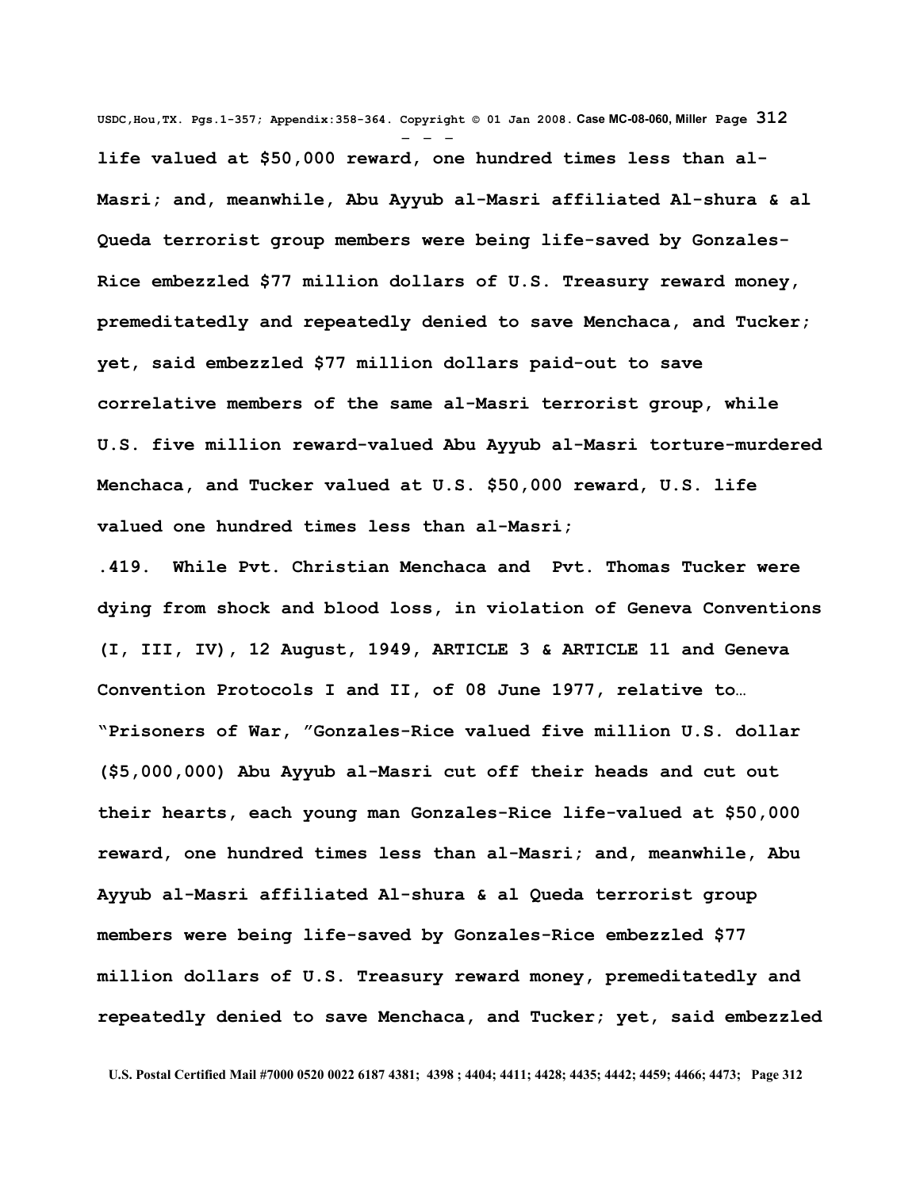life valued at $50,000 reward, one hundred times less than al-Masri; and, meanwhile, Abu Ayyub al-Masri affiliated Al-shura & al Queda terrorist group members were being life-saved by Gonzales-Rice embezzled $77 million dollars of U.S. Treasury reward money, premeditatedly and repeatedly denied to save Menchaca, and Tucker; yet, said embezzled $77 million dollars paid-out to save correlative members of the same al-Masri terrorist group, while U.S. five million reward-valued Abu Ayyub al-Masri torture-murdered Menchaca, and Tucker valued at U.S. $50,000 reward, U.S. life valued one hundred times less than al-Masri;

.419. While Pvt. Christian Menchaca and Pvt. Thomas Tucker were dying from shock and blood loss, in violation of Geneva Conventions (I, III, IV), 12 August, 1949, ARTICLE 3 & ARTICLE 11 and Geneva Convention Protocols I and II, of 08 June 1977, relative to… "Prisoners of War, "Gonzales-Rice valued five million U.S. dollar ($5,000,000) Abu Ayyub al-Masri cut off their heads and cut out their hearts, each young man Gonzales-Rice life-valued at $50,000 reward, one hundred times less than al-Masri; and, meanwhile, Abu Ayyub al-Masri affiliated Al-shura & al Queda terrorist group members were being life-saved by Gonzales-Rice embezzled $77 million dollars of U.S. Treasury reward money, premeditatedly and repeatedly denied to save Menchaca, and Tucker; yet, said embezzled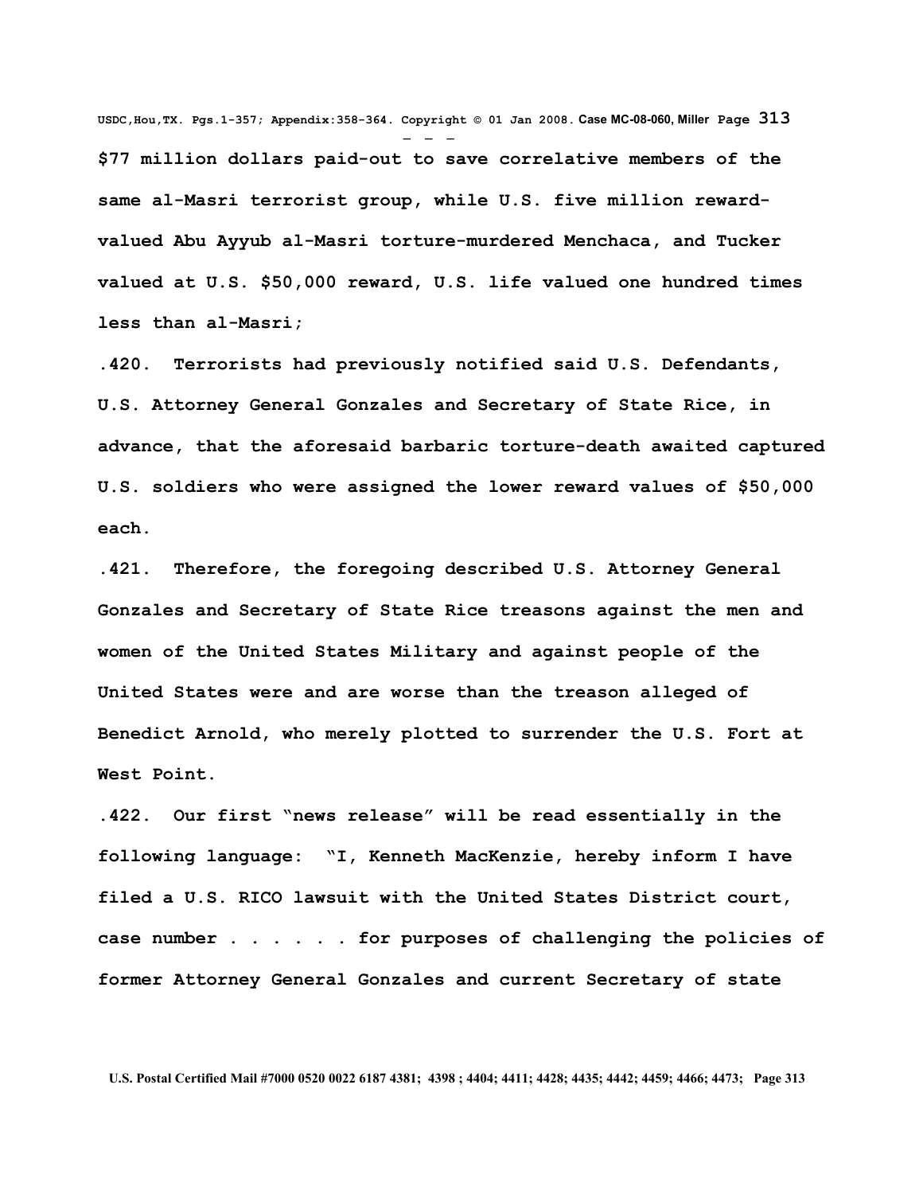**$77 million dollars paid-out to save correlative members of the same al-Masri terrorist group, while U.S. five million reward-valued Abu Ayyub al-Masri torture-murdered Menchaca, and Tucker valued at U.S. $50,000 reward, U.S. life valued one hundred times less than al-Masri;**

**.420. Terrorists had previously notified said U.S. Defendants, U.S. Attorney General Gonzales and Secretary of State Rice, in advance, that the aforesaid barbaric torture-death awaited captured U.S. soldiers who were assigned the lower reward values of $50,000 each.**

**.421. Therefore, the foregoing described U.S. Attorney General Gonzales and Secretary of State Rice treasons against the men and women of the United States Military and against people of the United States were and are worse than the treason alleged of Benedict Arnold, who merely plotted to surrender the U.S. Fort at West Point.**

**.422. Our first "news release" will be read essentially in the following language: "I, Kenneth MacKenzie, hereby inform I have filed a U.S. RICO lawsuit with the United States District court, case number . . . . . . for purposes of challenging the policies of former Attorney General Gonzales and current Secretary of state**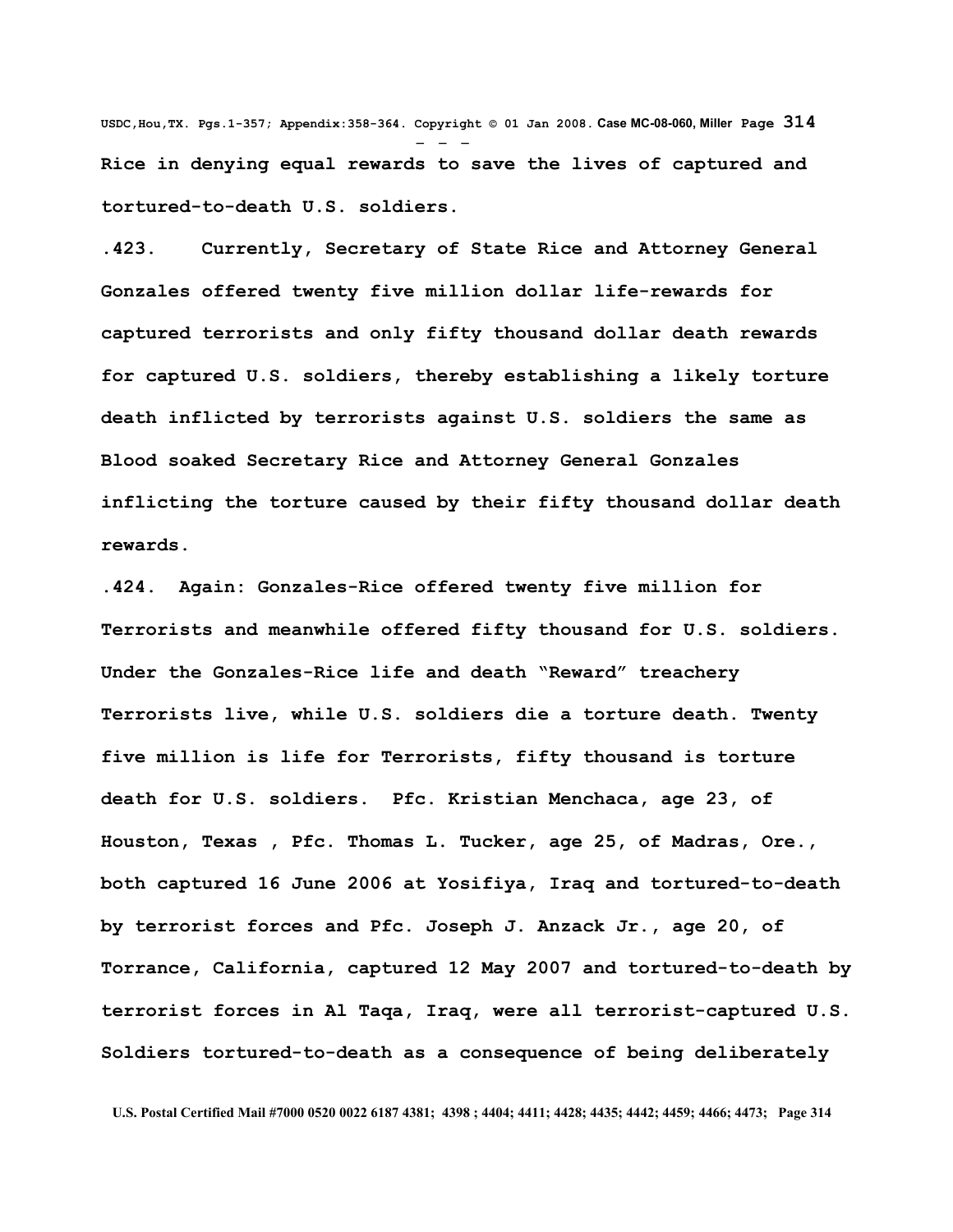**Rice in denying equal rewards to save the lives of captured and tortured-to-death U.S. soldiers.**

**.423. Currently, Secretary of State Rice and Attorney General Gonzales offered twenty five million dollar life-rewards for captured terrorists and only fifty thousand dollar death rewards for captured U.S. soldiers, thereby establishing a likely torture death inflicted by terrorists against U.S. soldiers the same as Blood soaked Secretary Rice and Attorney General Gonzales inflicting the torture caused by their fifty thousand dollar death rewards.**

**.424. Again: Gonzales-Rice offered twenty five million for Terrorists and meanwhile offered fifty thousand for U.S. soldiers. Under the Gonzales-Rice life and death "Reward" treachery Terrorists live, while U.S. soldiers die a torture death. Twenty five million is life for Terrorists, fifty thousand is torture death for U.S. soldiers. Pfc. Kristian Menchaca, age 23, of Houston, Texas , Pfc. Thomas L. Tucker, age 25, of Madras, Ore., both captured 16 June 2006 at Yosifiya, Iraq and tortured-to-death by terrorist forces and Pfc. Joseph J. Anzack Jr., age 20, of Torrance, California, captured 12 May 2007 and tortured-to-death by terrorist forces in Al Taqa, Iraq, were all terrorist-captured U.S. Soldiers tortured-to-death as a consequence of being deliberately**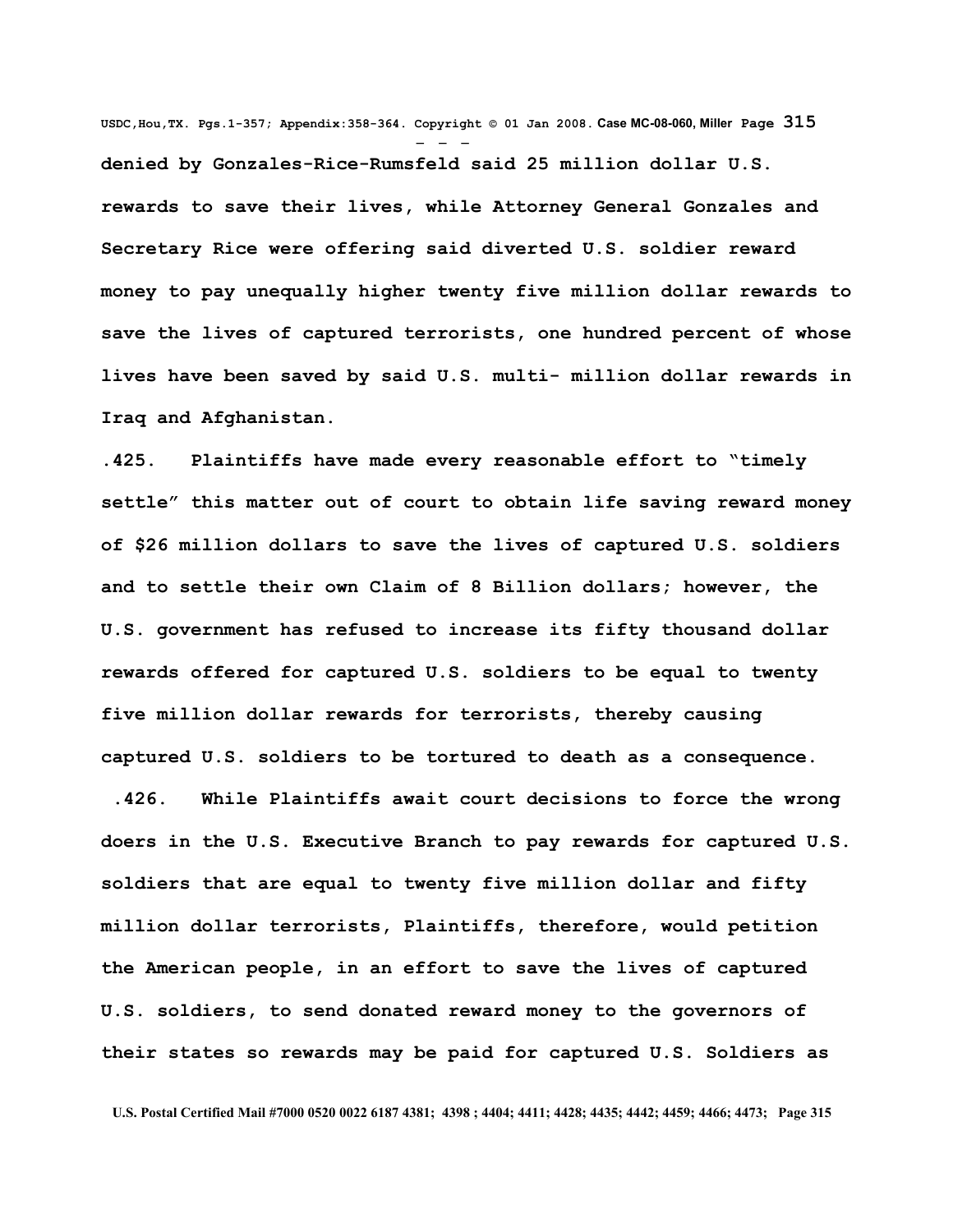**denied by Gonzales-Rice-Rumsfeld said 25 million dollar U.S. rewards to save their lives, while Attorney General Gonzales and Secretary Rice were offering said diverted U.S. soldier reward money to pay unequally higher twenty five million dollar rewards to save the lives of captured terrorists, one hundred percent of whose lives have been saved by said U.S. multi- million dollar rewards in Iraq and Afghanistan.**

**.425. Plaintiffs have made every reasonable effort to "timely settle" this matter out of court to obtain life saving reward money of $26 million dollars to save the lives of captured U.S. soldiers and to settle their own Claim of 8 Billion dollars; however, the U.S. government has refused to increase its fifty thousand dollar rewards offered for captured U.S. soldiers to be equal to twenty five million dollar rewards for terrorists, thereby causing captured U.S. soldiers to be tortured to death as a consequence.**

**.426. While Plaintiffs await court decisions to force the wrong doers in the U.S. Executive Branch to pay rewards for captured U.S. soldiers that are equal to twenty five million dollar and fifty million dollar terrorists, Plaintiffs, therefore, would petition the American people, in an effort to save the lives of captured U.S. soldiers, to send donated reward money to the governors of their states so rewards may be paid for captured U.S. Soldiers as**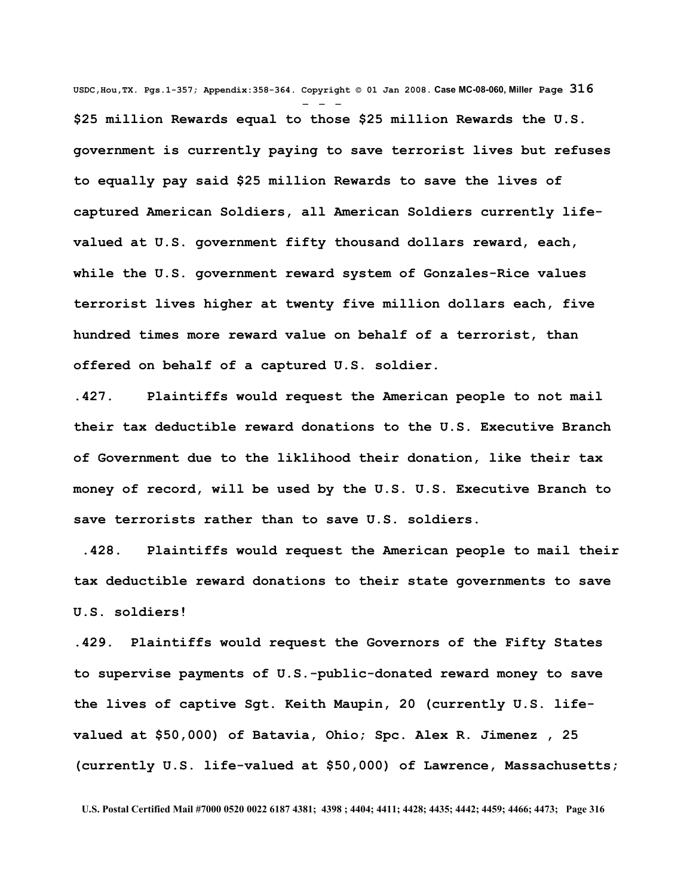**$25 million Rewards equal to those $25 million Rewards the U.S. government is currently paying to save terrorist lives but refuses to equally pay said $25 million Rewards to save the lives of captured American Soldiers, all American Soldiers currently life-valued at U.S. government fifty thousand dollars reward, each, while the U.S. government reward system of Gonzales-Rice values terrorist lives higher at twenty five million dollars each, five hundred times more reward value on behalf of a terrorist, than offered on behalf of a captured U.S. soldier.**

**.427. Plaintiffs would request the American people to not mail their tax deductible reward donations to the U.S. Executive Branch of Government due to the liklihood their donation, like their tax money of record, will be used by the U.S. U.S. Executive Branch to save terrorists rather than to save U.S. soldiers.**

**.428. Plaintiffs would request the American people to mail their tax deductible reward donations to their state governments to save U.S. soldiers!**

**.429. Plaintiffs would request the Governors of the Fifty States to supervise payments of U.S.-public-donated reward money to save the lives of captive Sgt. Keith Maupin, 20 (currently U.S. life-valued at $50,000) of Batavia, Ohio; Spc. Alex R. Jimenez , 25 (currently U.S. life-valued at $50,000) of Lawrence, Massachusetts;**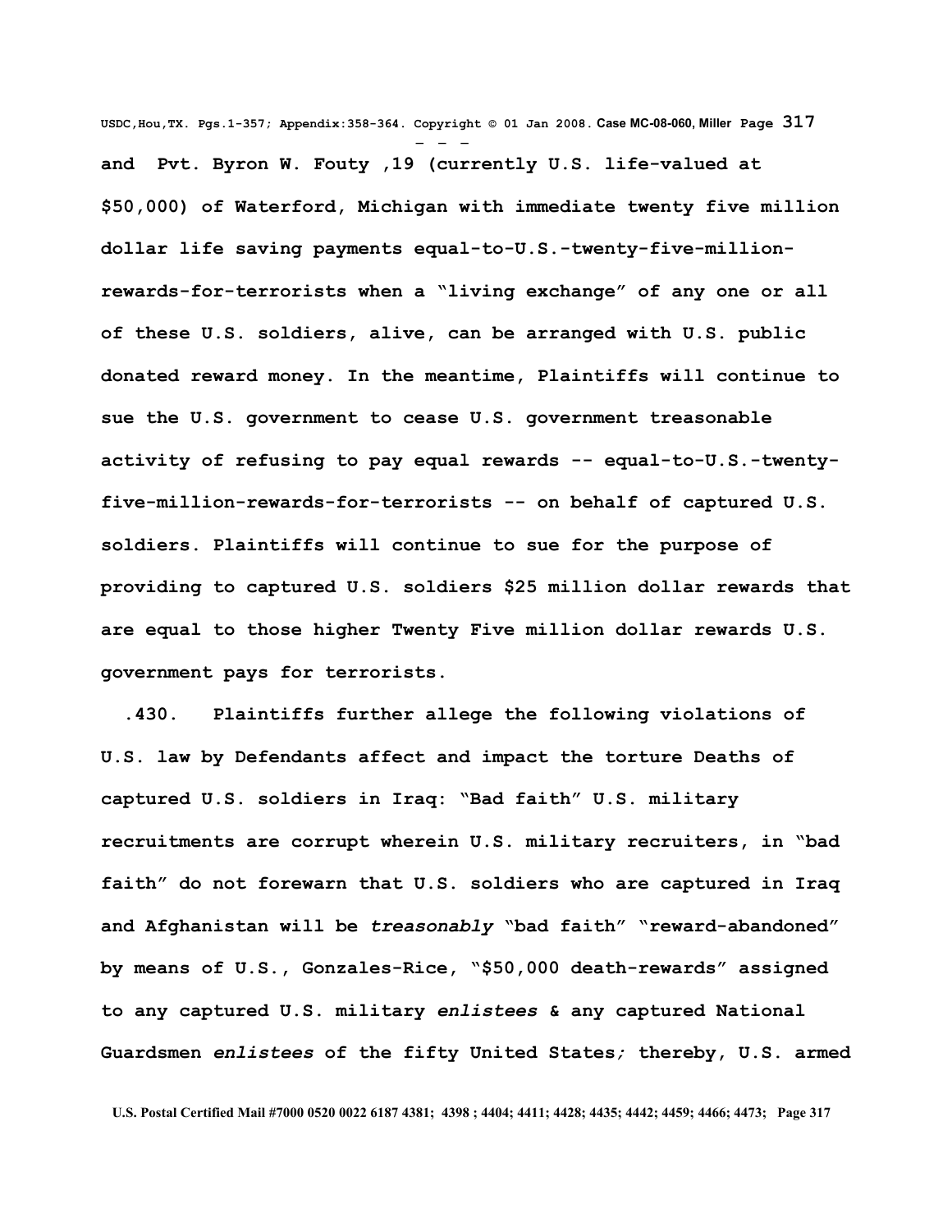**and Pvt. Byron W. Fouty ,19 (currently U.S. life-valued at $50,000) of Waterford, Michigan with immediate twenty five million dollar life saving payments equal-to-U.S.-twenty-five-million-rewards-for-terrorists when a "living exchange" of any one or all of these U.S. soldiers, alive, can be arranged with U.S. public donated reward money. In the meantime, Plaintiffs will continue to sue the U.S. government to cease U.S. government treasonable activity of refusing to pay equal rewards -- equal-to-U.S.-twenty-five-million-rewards-for-terrorists -- on behalf of captured U.S. soldiers. Plaintiffs will continue to sue for the purpose of providing to captured U.S. soldiers $25 million dollar rewards that are equal to those higher Twenty Five million dollar rewards U.S. government pays for terrorists.**

**.430. Plaintiffs further allege the following violations of U.S. law by Defendants affect and impact the torture Deaths of captured U.S. soldiers in Iraq: "Bad faith" U.S. military recruitments are corrupt wherein U.S. military recruiters, in "bad faith" do not forewarn that U.S. soldiers who are captured in Iraq and Afghanistan will be *treasonably* "bad faith" "reward-abandoned" by means of U.S., Gonzales-Rice, "$50,000 death-rewards" assigned to any captured U.S. military *enlistees* & any captured National Guardsmen *enlistees* of the fifty United States*;* thereby, U.S. armed**

U.S. Postal Certified Mail #7000 0520 0022 6187 4381; 4398 ; 4404; 4411; 4428; 4435; 4442; 4459; 4466; 4473;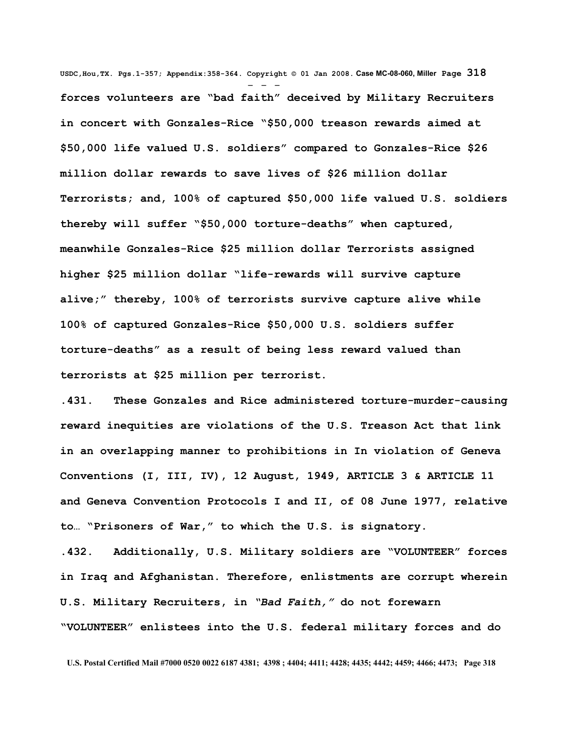**forces volunteers are "bad faith" deceived by Military Recruiters in concert with Gonzales-Rice "$50,000 treason rewards aimed at $50,000 life valued U.S. soldiers" compared to Gonzales-Rice $26 million dollar rewards to save lives of $26 million dollar Terrorists; and, 100% of captured $50,000 life valued U.S. soldiers thereby will suffer "$50,000 torture-deaths" when captured, meanwhile Gonzales-Rice $25 million dollar Terrorists assigned higher $25 million dollar "life-rewards will survive capture alive;" thereby, 100% of terrorists survive capture alive while 100% of captured Gonzales-Rice $50,000 U.S. soldiers suffer torture-deaths" as a result of being less reward valued than terrorists at $25 million per terrorist.**

**.431. These Gonzales and Rice administered torture-murder-causing reward inequities are violations of the U.S. Treason Act that link in an overlapping manner to prohibitions in In violation of Geneva Conventions (I, III, IV), 12 August, 1949, ARTICLE 3 & ARTICLE 11 and Geneva Convention Protocols I and II, of 08 June 1977, relative to… "Prisoners of War," to which the U.S. is signatory.**

**.432. Additionally, U.S. Military soldiers are "VOLUNTEER" forces in Iraq and Afghanistan. Therefore, enlistments are corrupt wherein U.S. Military Recruiters, in *"Bad Faith,"* do not forewarn "VOLUNTEER" enlistees into the U.S. federal military forces and do**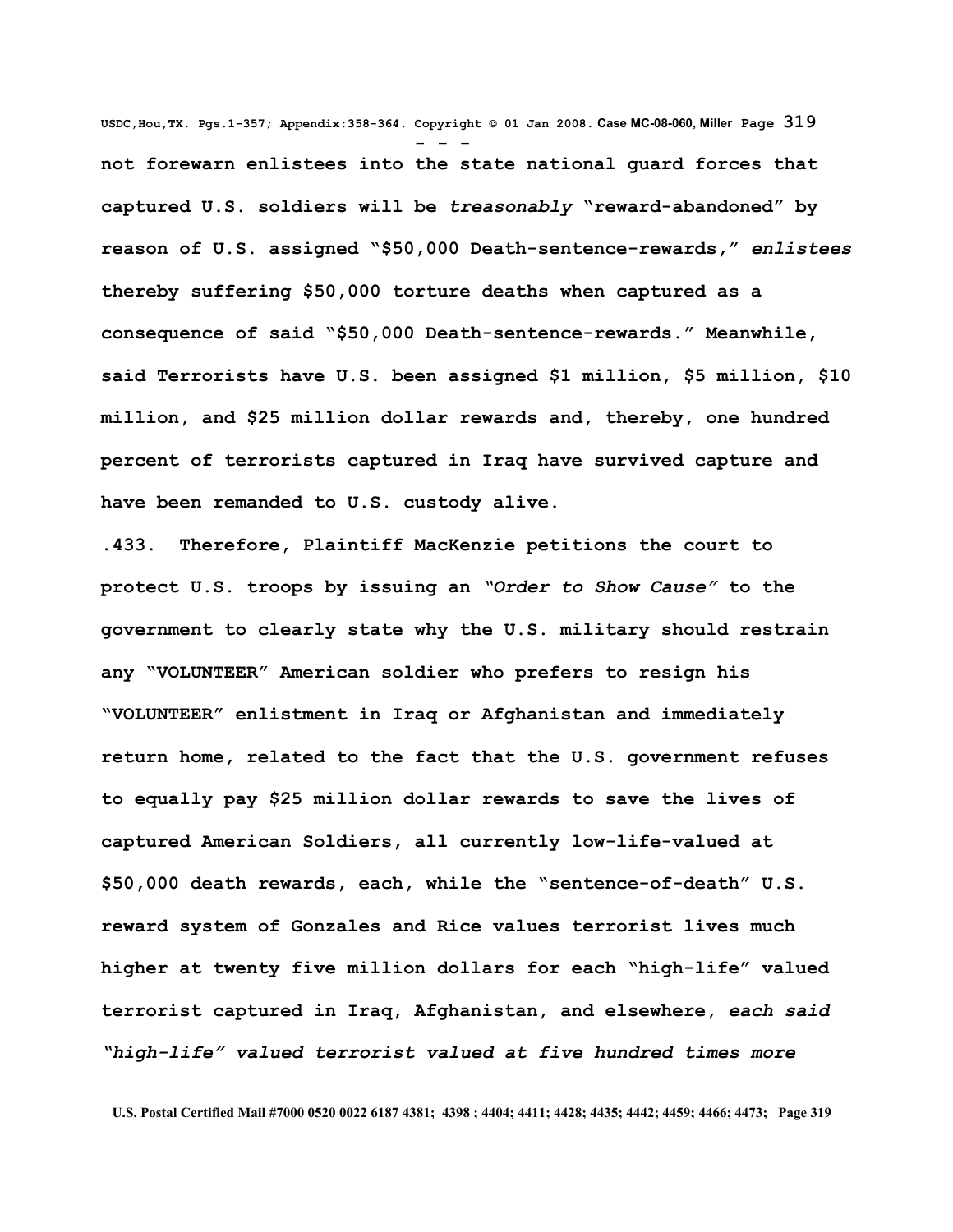**not forewarn enlistees into the state national guard forces that captured U.S. soldiers will be *treasonably* "reward-abandoned" by reason of U.S. assigned "$50,000 Death-sentence-rewards," *enlistees* thereby suffering $50,000 torture deaths when captured as a consequence of said "$50,000 Death-sentence-rewards." Meanwhile, said Terrorists have U.S. been assigned $1 million, $5 million, $10 million, and $25 million dollar rewards and, thereby, one hundred percent of terrorists captured in Iraq have survived capture and have been remanded to U.S. custody alive.**

**.433. Therefore, Plaintiff MacKenzie petitions the court to protect U.S. troops by issuing an *"Order to Show Cause"* to the government to clearly state why the U.S. military should restrain any "VOLUNTEER" American soldier who prefers to resign his "VOLUNTEER" enlistment in Iraq or Afghanistan and immediately return home, related to the fact that the U.S. government refuses to equally pay $25 million dollar rewards to save the lives of captured American Soldiers, all currently low-life-valued at $50,000 death rewards, each, while the "sentence-of-death" U.S. reward system of Gonzales and Rice values terrorist lives much higher at twenty five million dollars for each "high-life" valued terrorist captured in Iraq, Afghanistan, and elsewhere, *each said "high-life" valued terrorist valued at five hundred times more***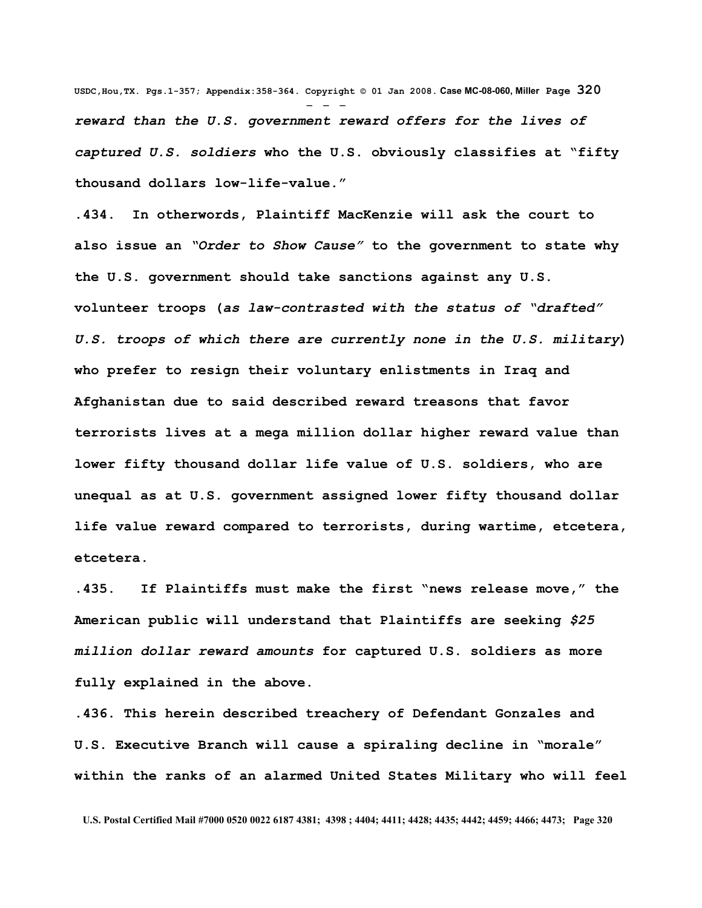***reward than the U.S. government reward offers for the lives of captured U.S. soldiers*** **who the U.S. obviously classifies at "fifty thousand dollars low-life-value."**

**.434. In otherwords, Plaintiff MacKenzie will ask the court to also issue an *"Order to Show Cause"* to the government to state why the U.S. government should take sanctions against any U.S. volunteer troops (*as law-contrasted with the status of "drafted" U.S. troops of which there are currently none in the U.S. military*) who prefer to resign their voluntary enlistments in Iraq and Afghanistan due to said described reward treasons that favor terrorists lives at a mega million dollar higher reward value than lower fifty thousand dollar life value of U.S. soldiers, who are unequal as at U.S. government assigned lower fifty thousand dollar life value reward compared to terrorists, during wartime, etcetera, etcetera.**

**.435. If Plaintiffs must make the first "news release move," the American public will understand that Plaintiffs are seeking *$25 million dollar reward amounts* for captured U.S. soldiers as more fully explained in the above.**

**.436. This herein described treachery of Defendant Gonzales and U.S. Executive Branch will cause a spiraling decline in "morale" within the ranks of an alarmed United States Military who will feel**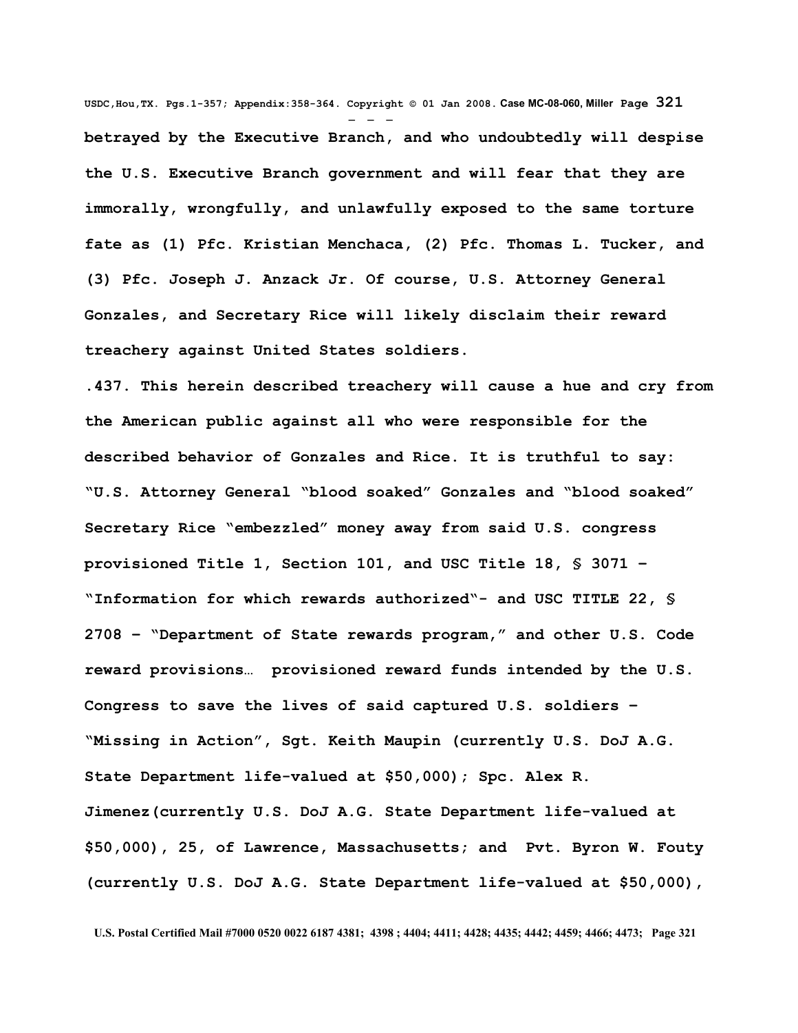**betrayed by the Executive Branch, and who undoubtedly will despise the U.S. Executive Branch government and will fear that they are immorally, wrongfully, and unlawfully exposed to the same torture fate as (1) Pfc. Kristian Menchaca, (2) Pfc. Thomas L. Tucker, and (3) Pfc. Joseph J. Anzack Jr. Of course, U.S. Attorney General Gonzales, and Secretary Rice will likely disclaim their reward treachery against United States soldiers.**

**.437. This herein described treachery will cause a hue and cry from the American public against all who were responsible for the described behavior of Gonzales and Rice. It is truthful to say: "U.S. Attorney General "blood soaked" Gonzales and "blood soaked" Secretary Rice "embezzled" money away from said U.S. congress provisioned Title 1, Section 101, and USC Title 18, § 3071 – "Information for which rewards authorized"- and USC TITLE 22, § 2708 – "Department of State rewards program," and other U.S. Code reward provisions… provisioned reward funds intended by the U.S. Congress to save the lives of said captured U.S. soldiers – "Missing in Action", Sgt. Keith Maupin (currently U.S. DoJ A.G. State Department life-valued at $50,000); Spc. Alex R. Jimenez(currently U.S. DoJ A.G. State Department life-valued at $50,000), 25, of Lawrence, Massachusetts; and Pvt. Byron W. Fouty (currently U.S. DoJ A.G. State Department life-valued at $50,000),**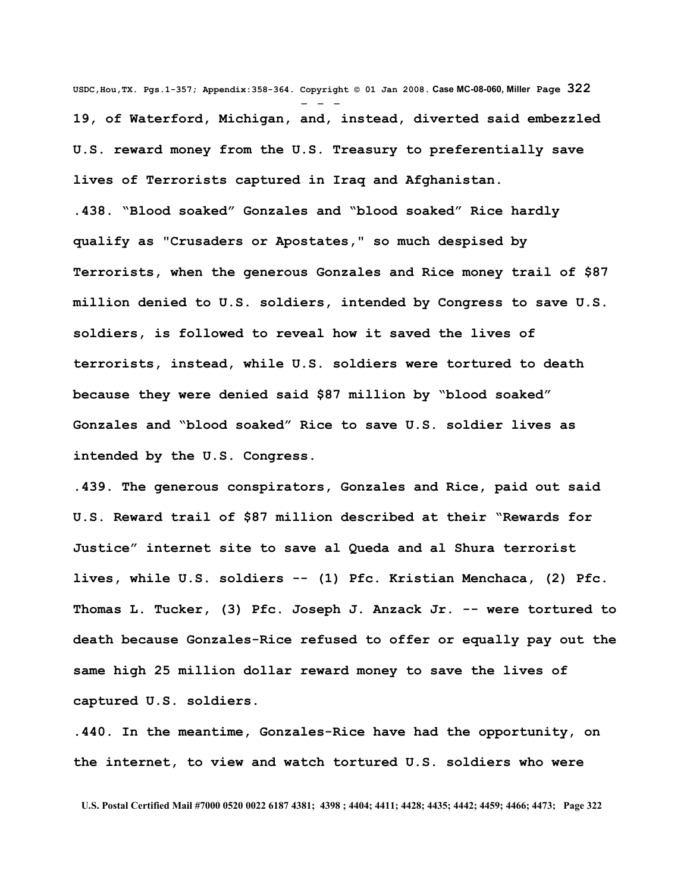**19, of Waterford, Michigan, and, instead, diverted said embezzled U.S. reward money from the U.S. Treasury to preferentially save lives of Terrorists captured in Iraq and Afghanistan.**

**.438. "Blood soaked" Gonzales and "blood soaked" Rice hardly qualify as "Crusaders or Apostates," so much despised by Terrorists, when the generous Gonzales and Rice money trail of $87 million denied to U.S. soldiers, intended by Congress to save U.S. soldiers, is followed to reveal how it saved the lives of terrorists, instead, while U.S. soldiers were tortured to death because they were denied said $87 million by "blood soaked" Gonzales and "blood soaked" Rice to save U.S. soldier lives as intended by the U.S. Congress.**

**.439. The generous conspirators, Gonzales and Rice, paid out said U.S. Reward trail of $87 million described at their "Rewards for Justice" internet site to save al Queda and al Shura terrorist lives, while U.S. soldiers -- (1) Pfc. Kristian Menchaca, (2) Pfc. Thomas L. Tucker, (3) Pfc. Joseph J. Anzack Jr. -- were tortured to death because Gonzales-Rice refused to offer or equally pay out the same high 25 million dollar reward money to save the lives of captured U.S. soldiers.**

**.440. In the meantime, Gonzales-Rice have had the opportunity, on the internet, to view and watch tortured U.S. soldiers who were**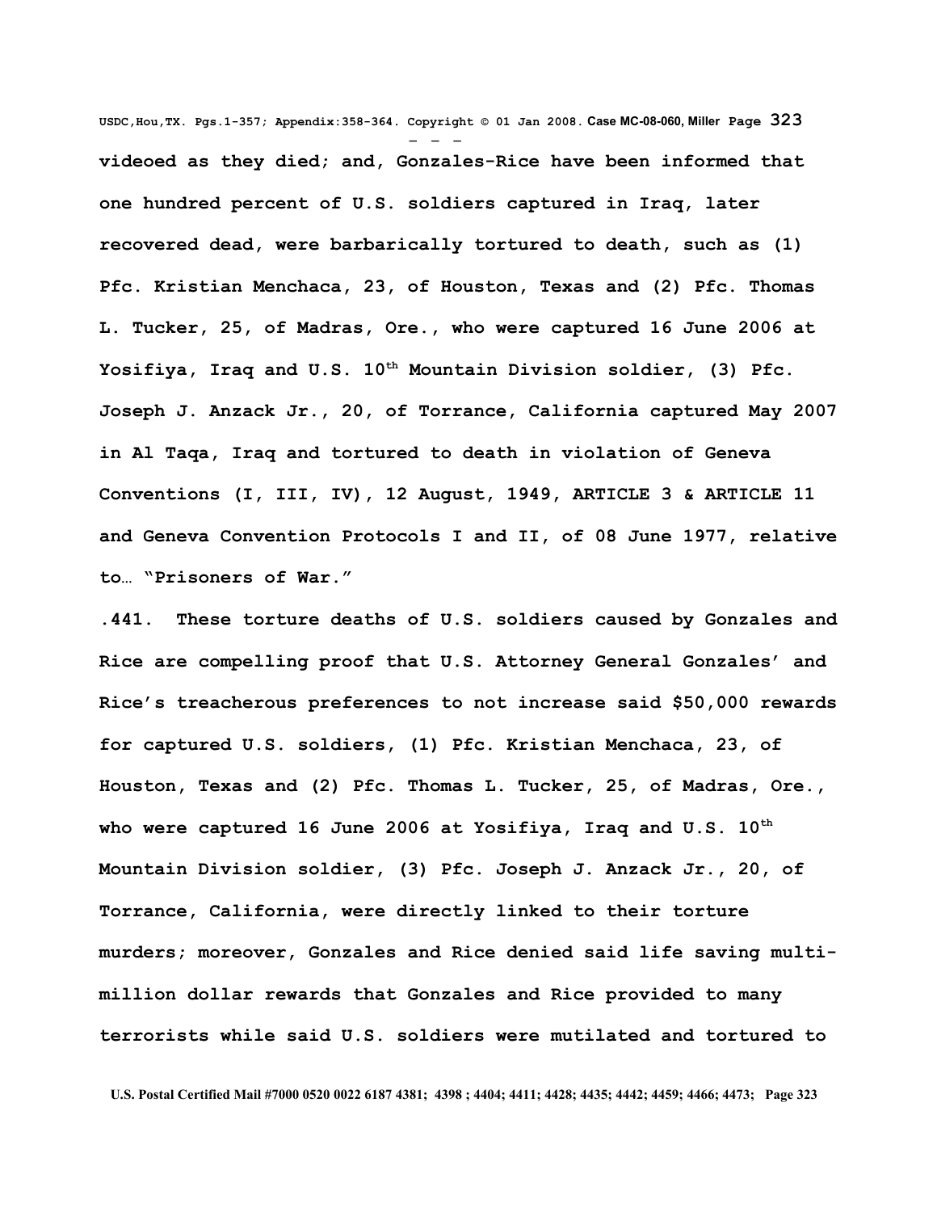**videoed as they died; and, Gonzales-Rice have been informed that one hundred percent of U.S. soldiers captured in Iraq, later recovered dead, were barbarically tortured to death, such as (1) Pfc. Kristian Menchaca, 23, of Houston, Texas and (2) Pfc. Thomas L. Tucker, 25, of Madras, Ore., who were captured 16 June 2006 at Yosifiya, Iraq and U.S. 10th Mountain Division soldier, (3) Pfc. Joseph J. Anzack Jr., 20, of Torrance, California captured May 2007 in Al Taqa, Iraq and tortured to death in violation of Geneva Conventions (I, III, IV), 12 August, 1949, ARTICLE 3 & ARTICLE 11 and Geneva Convention Protocols I and II, of 08 June 1977, relative to… "Prisoners of War."**

**.441. These torture deaths of U.S. soldiers caused by Gonzales and Rice are compelling proof that U.S. Attorney General Gonzales' and Rice's treacherous preferences to not increase said $50,000 rewards for captured U.S. soldiers, (1) Pfc. Kristian Menchaca, 23, of Houston, Texas and (2) Pfc. Thomas L. Tucker, 25, of Madras, Ore., who were captured 16 June 2006 at Yosifiya, Iraq and U.S. 10th Mountain Division soldier, (3) Pfc. Joseph J. Anzack Jr., 20, of Torrance, California, were directly linked to their torture murders; moreover, Gonzales and Rice denied said life saving multi-million dollar rewards that Gonzales and Rice provided to many terrorists while said U.S. soldiers were mutilated and tortured to**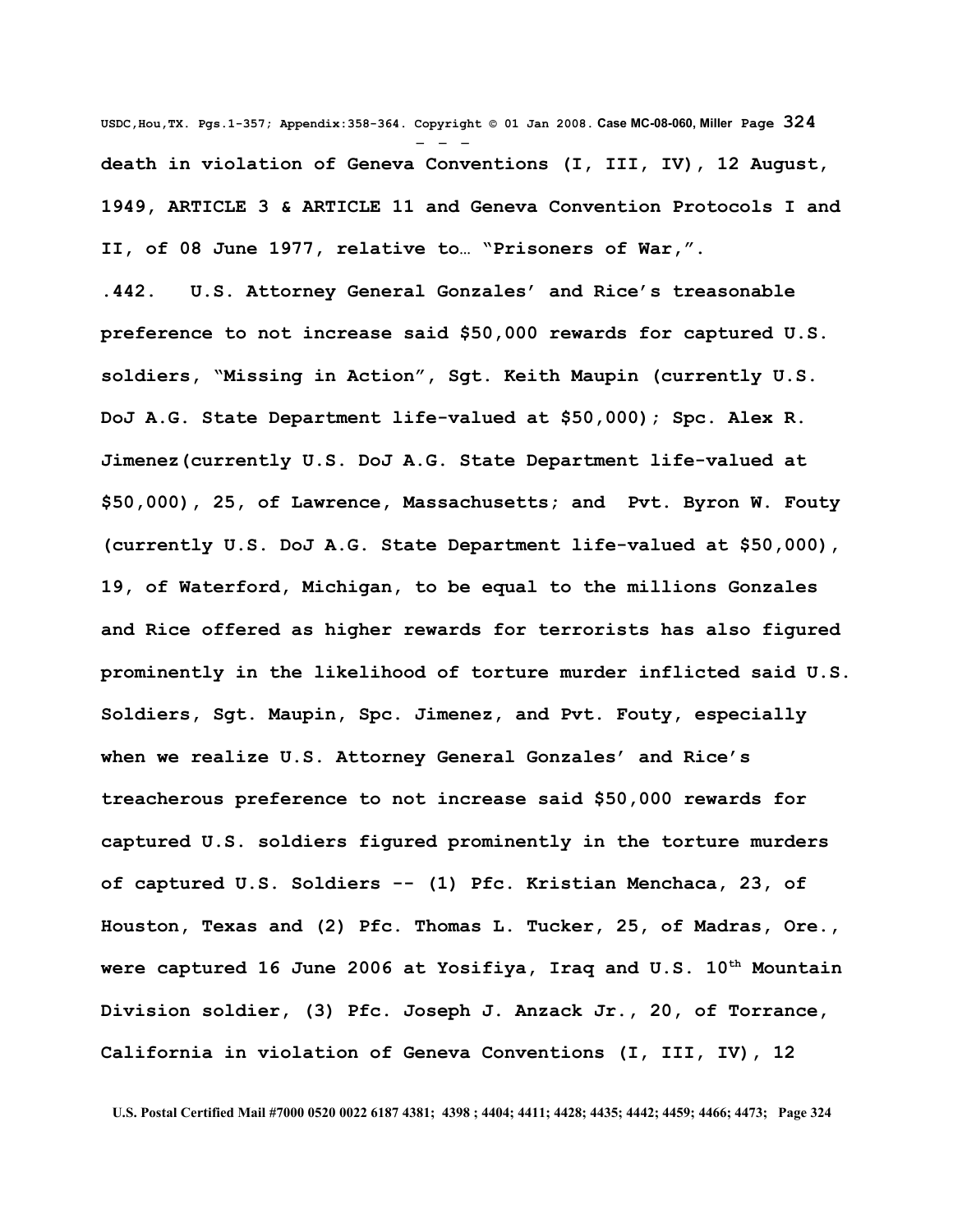**death in violation of Geneva Conventions (I, III, IV), 12 August, 1949, ARTICLE 3 & ARTICLE 11 and Geneva Convention Protocols I and II, of 08 June 1977, relative to… "Prisoners of War,".**

**.442. U.S. Attorney General Gonzales' and Rice's treasonable preference to not increase said $50,000 rewards for captured U.S. soldiers, "Missing in Action", Sgt. Keith Maupin (currently U.S. DoJ A.G. State Department life-valued at $50,000); Spc. Alex R. Jimenez(currently U.S. DoJ A.G. State Department life-valued at $50,000), 25, of Lawrence, Massachusetts; and Pvt. Byron W. Fouty (currently U.S. DoJ A.G. State Department life-valued at $50,000), 19, of Waterford, Michigan, to be equal to the millions Gonzales and Rice offered as higher rewards for terrorists has also figured prominently in the likelihood of torture murder inflicted said U.S. Soldiers, Sgt. Maupin, Spc. Jimenez, and Pvt. Fouty, especially when we realize U.S. Attorney General Gonzales' and Rice's treacherous preference to not increase said $50,000 rewards for captured U.S. soldiers figured prominently in the torture murders of captured U.S. Soldiers -- (1) Pfc. Kristian Menchaca, 23, of Houston, Texas and (2) Pfc. Thomas L. Tucker, 25, of Madras, Ore., were captured 16 June 2006 at Yosifiya, Iraq and U.S. 10th Mountain Division soldier, (3) Pfc. Joseph J. Anzack Jr., 20, of Torrance, California in violation of Geneva Conventions (I, III, IV), 12**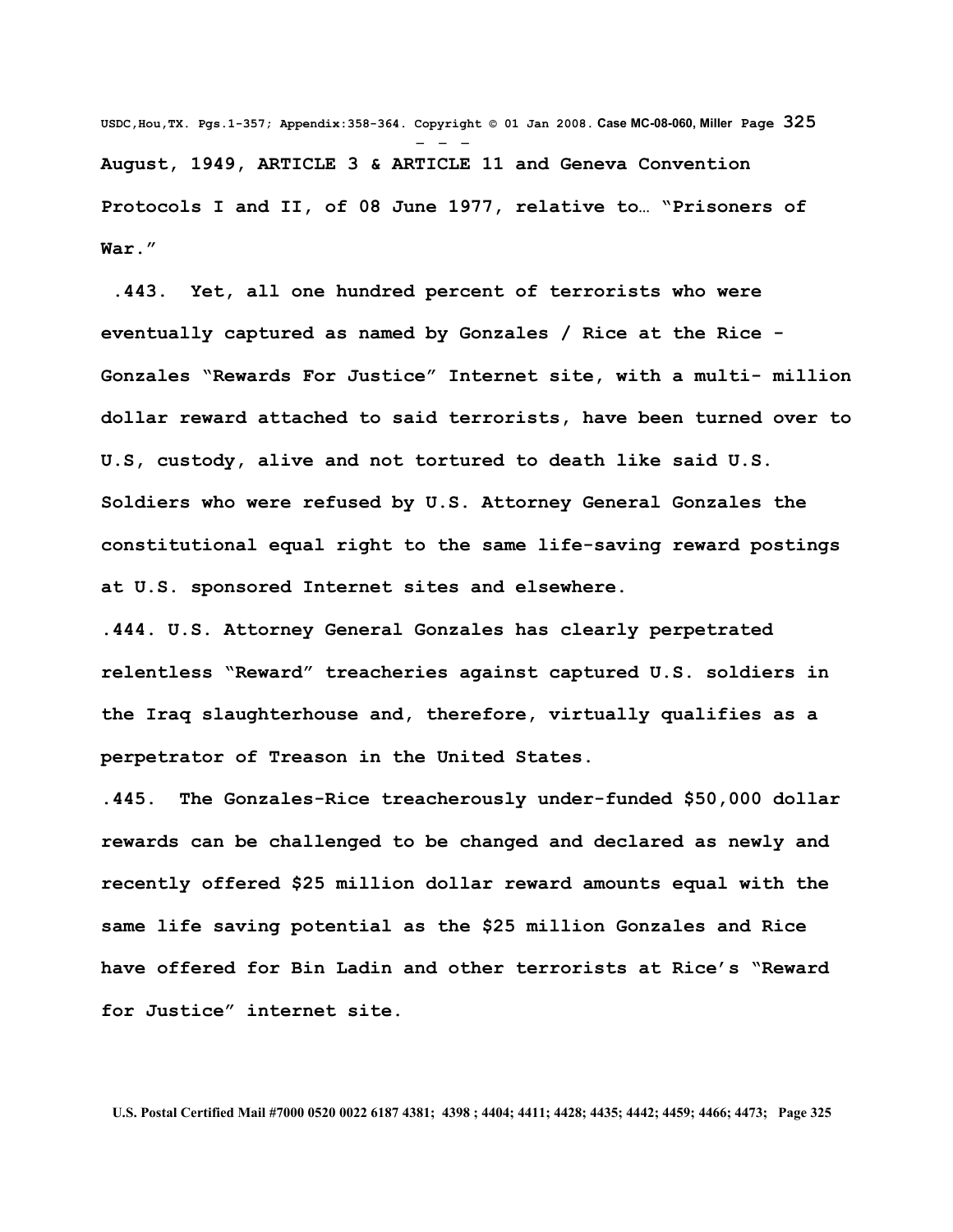**August, 1949, ARTICLE 3 & ARTICLE 11 and Geneva Convention Protocols I and II, of 08 June 1977, relative to… "Prisoners of War."**

**.443. Yet, all one hundred percent of terrorists who were eventually captured as named by Gonzales / Rice at the Rice - Gonzales "Rewards For Justice" Internet site, with a multi- million dollar reward attached to said terrorists, have been turned over to U.S, custody, alive and not tortured to death like said U.S. Soldiers who were refused by U.S. Attorney General Gonzales the constitutional equal right to the same life-saving reward postings at U.S. sponsored Internet sites and elsewhere.**

**.444. U.S. Attorney General Gonzales has clearly perpetrated relentless "Reward" treacheries against captured U.S. soldiers in the Iraq slaughterhouse and, therefore, virtually qualifies as a perpetrator of Treason in the United States.**

**.445. The Gonzales-Rice treacherously under-funded $50,000 dollar rewards can be challenged to be changed and declared as newly and recently offered $25 million dollar reward amounts equal with the same life saving potential as the $25 million Gonzales and Rice have offered for Bin Ladin and other terrorists at Rice's "Reward for Justice" internet site.**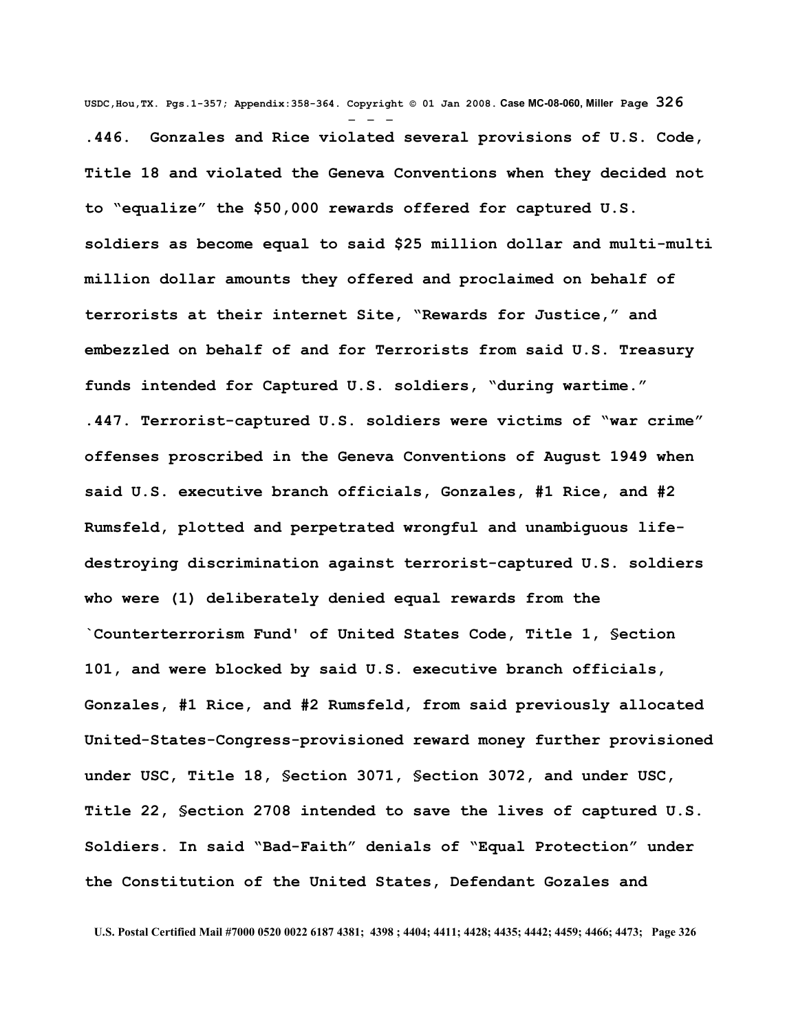**.446. Gonzales and Rice violated several provisions of U.S. Code, Title 18 and violated the Geneva Conventions when they decided not to "equalize" the $50,000 rewards offered for captured U.S. soldiers as become equal to said $25 million dollar and multi-multi million dollar amounts they offered and proclaimed on behalf of terrorists at their internet Site, "Rewards for Justice," and embezzled on behalf of and for Terrorists from said U.S. Treasury funds intended for Captured U.S. soldiers, "during wartime."**

**.447. Terrorist-captured U.S. soldiers were victims of "war crime" offenses proscribed in the Geneva Conventions of August 1949 when said U.S. executive branch officials, Gonzales, #1 Rice, and #2 Rumsfeld, plotted and perpetrated wrongful and unambiguous life-destroying discrimination against terrorist-captured U.S. soldiers who were (1) deliberately denied equal rewards from the `Counterterrorism Fund' of United States Code, Title 1, §ection 101, and were blocked by said U.S. executive branch officials, Gonzales, #1 Rice, and #2 Rumsfeld, from said previously allocated United-States-Congress-provisioned reward money further provisioned under USC, Title 18, §ection 3071, §ection 3072, and under USC, Title 22, §ection 2708 intended to save the lives of captured U.S. Soldiers. In said "Bad-Faith" denials of "Equal Protection" under the Constitution of the United States, Defendant Gozales and**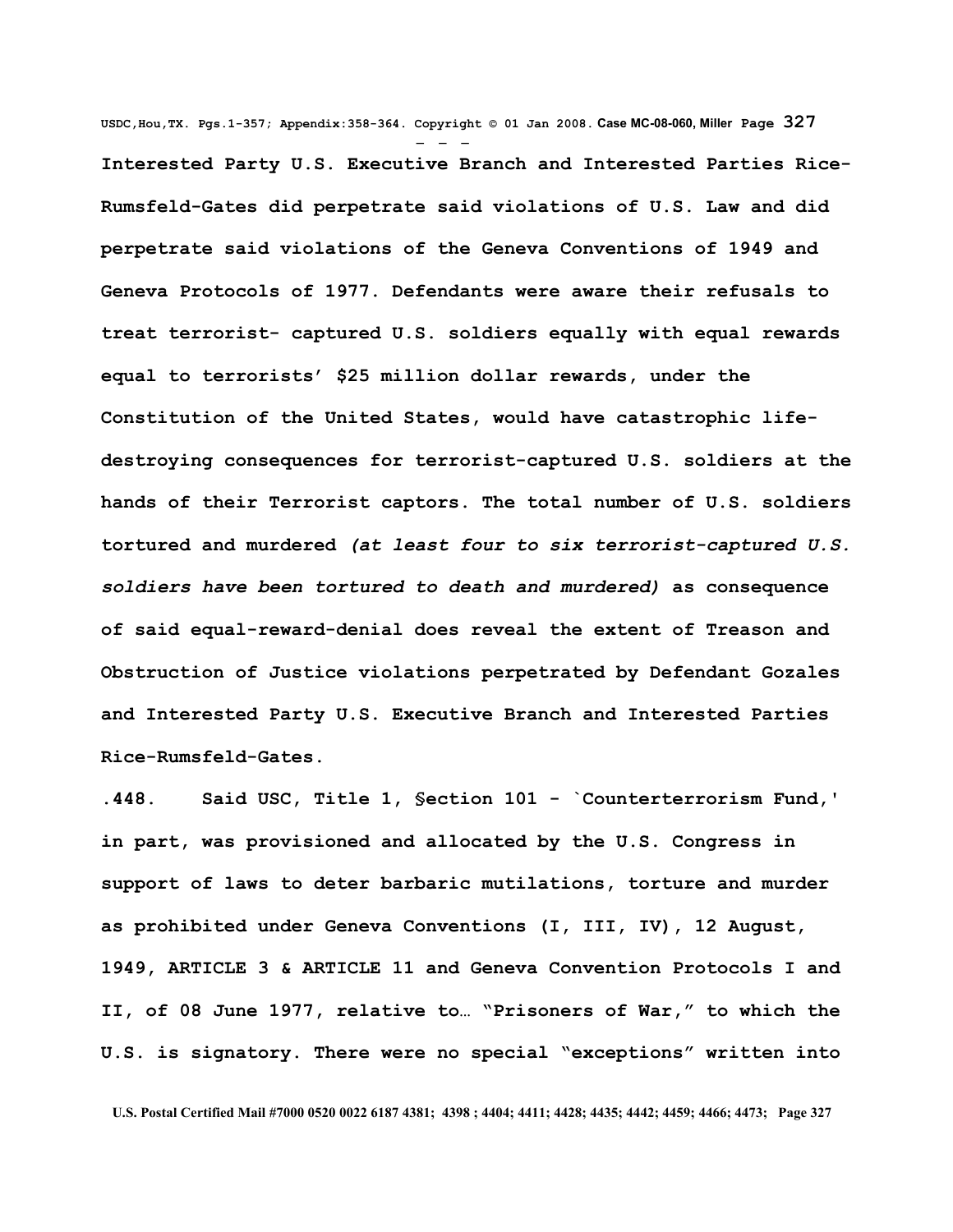**Interested Party U.S. Executive Branch and Interested Parties Rice-Rumsfeld-Gates did perpetrate said violations of U.S. Law and did perpetrate said violations of the Geneva Conventions of 1949 and Geneva Protocols of 1977. Defendants were aware their refusals to treat terrorist- captured U.S. soldiers equally with equal rewards equal to terrorists' $25 million dollar rewards, under the Constitution of the United States, would have catastrophic life-destroying consequences for terrorist-captured U.S. soldiers at the hands of their Terrorist captors. The total number of U.S. soldiers tortured and murdered *(at least four to six terrorist-captured U.S. soldiers have been tortured to death and murdered)* as consequence of said equal-reward-denial does reveal the extent of Treason and Obstruction of Justice violations perpetrated by Defendant Gozales and Interested Party U.S. Executive Branch and Interested Parties Rice-Rumsfeld-Gates.**

**.448. Said USC, Title 1, §ection 101 - `Counterterrorism Fund,' in part, was provisioned and allocated by the U.S. Congress in support of laws to deter barbaric mutilations, torture and murder as prohibited under Geneva Conventions (I, III, IV), 12 August, 1949, ARTICLE 3 & ARTICLE 11 and Geneva Convention Protocols I and II, of 08 June 1977, relative to… "Prisoners of War," to which the U.S. is signatory. There were no special "exceptions" written into**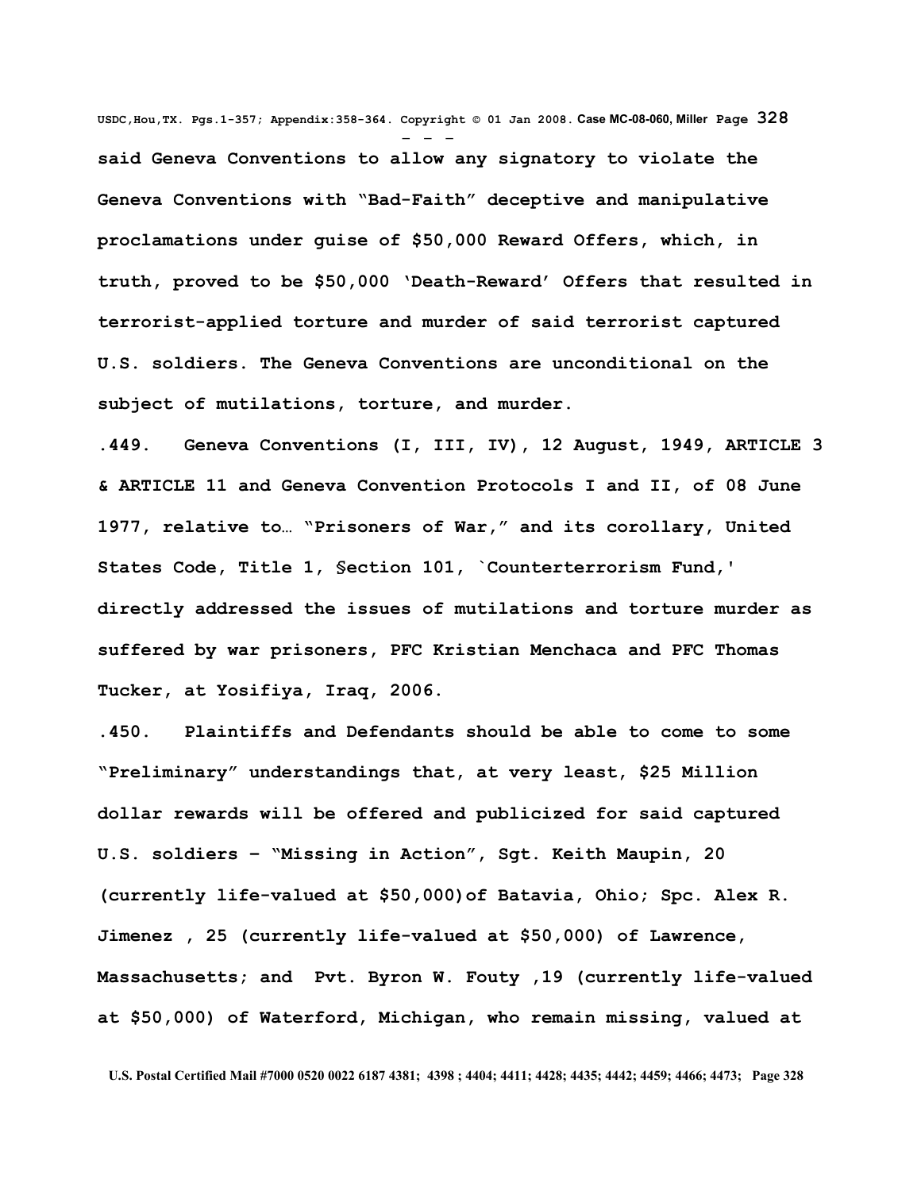said Geneva Conventions to allow any signatory to violate the Geneva Conventions with "Bad-Faith" deceptive and manipulative proclamations under guise of $50,000 Reward Offers, which, in truth, proved to be $50,000 'Death-Reward' Offers that resulted in terrorist-applied torture and murder of said terrorist captured U.S. soldiers. The Geneva Conventions are unconditional on the subject of mutilations, torture, and murder.

.449. Geneva Conventions (I, III, IV), 12 August, 1949, ARTICLE 3 & ARTICLE 11 and Geneva Convention Protocols I and II, of 08 June 1977, relative to… "Prisoners of War," and its corollary, United States Code, Title 1, §ection 101, `Counterterrorism Fund,' directly addressed the issues of mutilations and torture murder as suffered by war prisoners, PFC Kristian Menchaca and PFC Thomas Tucker, at Yosifiya, Iraq, 2006.

.450. Plaintiffs and Defendants should be able to come to some "Preliminary" understandings that, at very least, $25 Million dollar rewards will be offered and publicized for said captured U.S. soldiers – "Missing in Action", Sgt. Keith Maupin, 20 (currently life-valued at $50,000)of Batavia, Ohio; Spc. Alex R. Jimenez , 25 (currently life-valued at $50,000) of Lawrence, Massachusetts; and Pvt. Byron W. Fouty ,19 (currently life-valued at $50,000) of Waterford, Michigan, who remain missing, valued at

U.S. Postal Certified Mail #7000 0520 0022 6187 4381; 4398 ; 4404; 4411; 4428; 4435; 4442; 4459; 4466; 4473;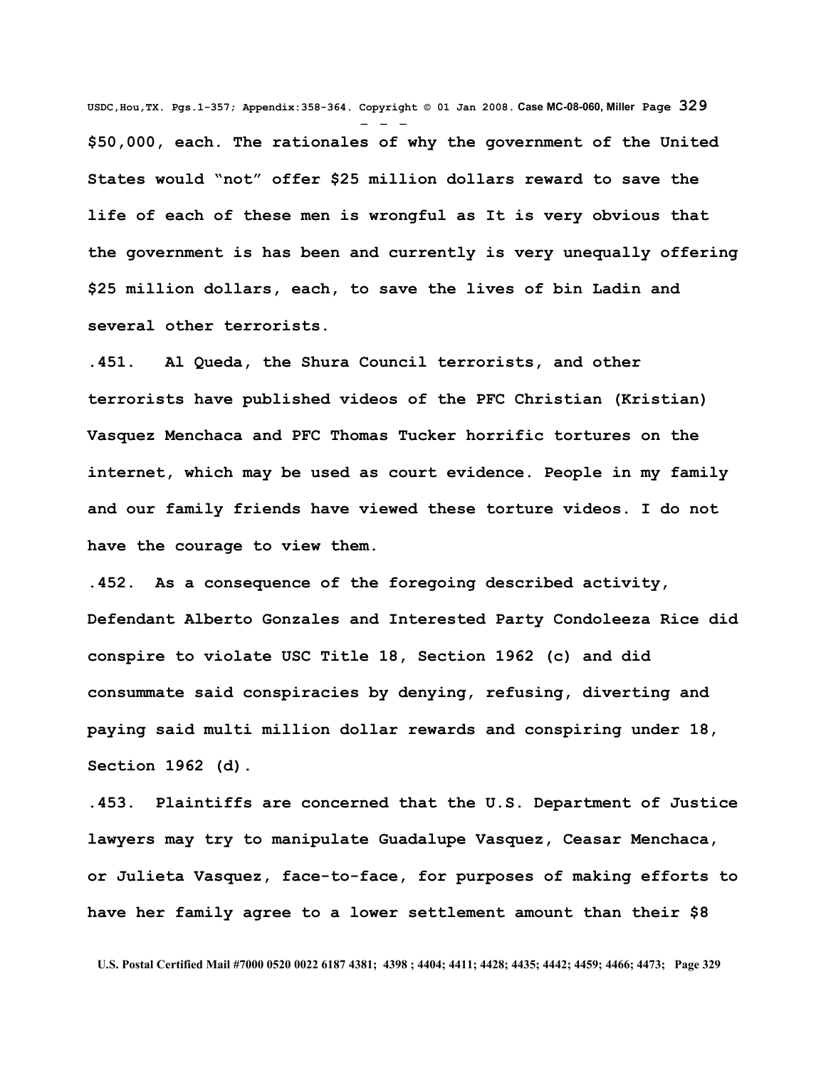**$50,000, each. The rationales of why the government of the United States would "not" offer $25 million dollars reward to save the life of each of these men is wrongful as It is very obvious that the government is has been and currently is very unequally offering $25 million dollars, each, to save the lives of bin Ladin and several other terrorists.**

**.451. Al Queda, the Shura Council terrorists, and other terrorists have published videos of the PFC Christian (Kristian) Vasquez Menchaca and PFC Thomas Tucker horrific tortures on the internet, which may be used as court evidence. People in my family and our family friends have viewed these torture videos. I do not have the courage to view them.**

**.452. As a consequence of the foregoing described activity, Defendant Alberto Gonzales and Interested Party Condoleeza Rice did conspire to violate USC Title 18, Section 1962 (c) and did consummate said conspiracies by denying, refusing, diverting and paying said multi million dollar rewards and conspiring under 18, Section 1962 (d).**

**.453. Plaintiffs are concerned that the U.S. Department of Justice lawyers may try to manipulate Guadalupe Vasquez, Ceasar Menchaca, or Julieta Vasquez, face-to-face, for purposes of making efforts to have her family agree to a lower settlement amount than their $8**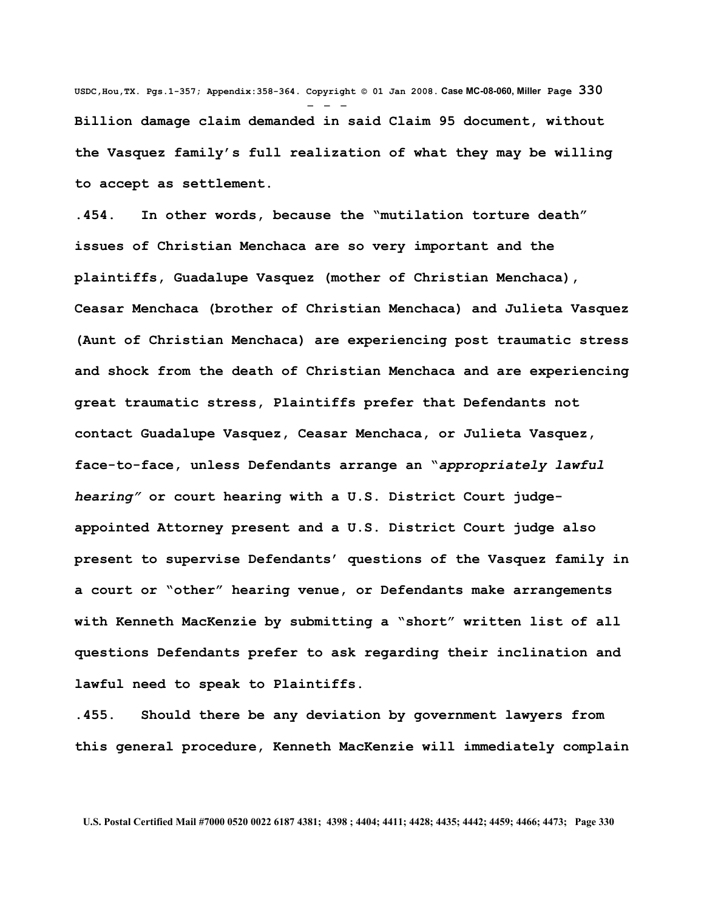**Billion damage claim demanded in said Claim 95 document, without the Vasquez family's full realization of what they may be willing to accept as settlement.**

**.454. In other words, because the "mutilation torture death" issues of Christian Menchaca are so very important and the plaintiffs, Guadalupe Vasquez (mother of Christian Menchaca), Ceasar Menchaca (brother of Christian Menchaca) and Julieta Vasquez (Aunt of Christian Menchaca) are experiencing post traumatic stress and shock from the death of Christian Menchaca and are experiencing great traumatic stress, Plaintiffs prefer that Defendants not contact Guadalupe Vasquez, Ceasar Menchaca, or Julieta Vasquez, face-to-face, unless Defendants arrange an "*appropriately lawful hearing"* or court hearing with a U.S. District Court judge-appointed Attorney present and a U.S. District Court judge also present to supervise Defendants' questions of the Vasquez family in a court or "other" hearing venue, or Defendants make arrangements with Kenneth MacKenzie by submitting a "short" written list of all questions Defendants prefer to ask regarding their inclination and lawful need to speak to Plaintiffs.**

**.455. Should there be any deviation by government lawyers from this general procedure, Kenneth MacKenzie will immediately complain**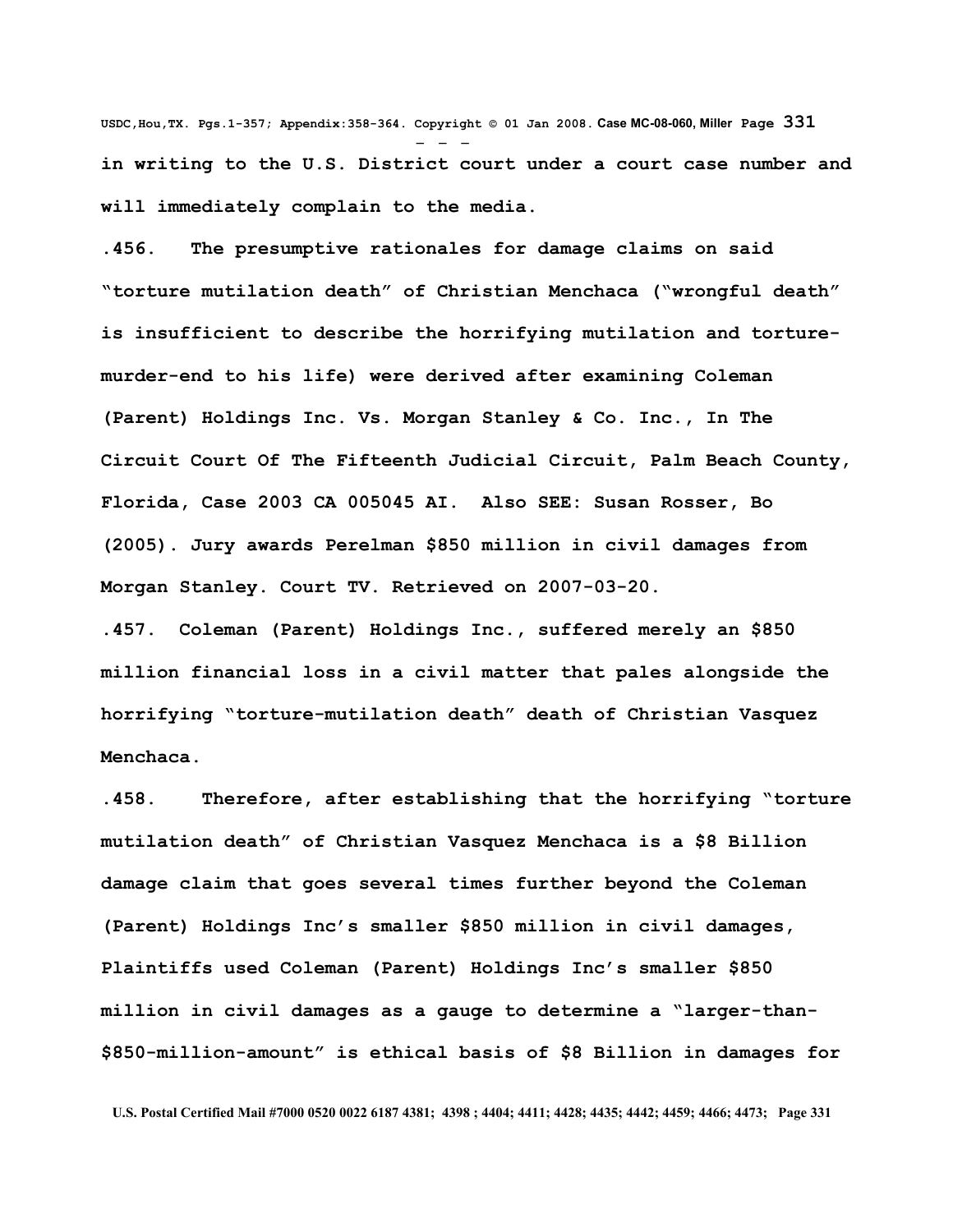in writing to the U.S. District court under a court case number and will immediately complain to the media.

.456. The presumptive rationales for damage claims on said "torture mutilation death" of Christian Menchaca ("wrongful death" is insufficient to describe the horrifying mutilation and torture-murder-end to his life) were derived after examining Coleman (Parent) Holdings Inc. Vs. Morgan Stanley & Co. Inc., In The Circuit Court Of The Fifteenth Judicial Circuit, Palm Beach County, Florida, Case 2003 CA 005045 AI. Also SEE: Susan Rosser, Bo (2005). Jury awards Perelman $850 million in civil damages from Morgan Stanley. Court TV. Retrieved on 2007-03-20.

.457. Coleman (Parent) Holdings Inc., suffered merely an $850 million financial loss in a civil matter that pales alongside the horrifying "torture-mutilation death" death of Christian Vasquez Menchaca.

.458. Therefore, after establishing that the horrifying "torture mutilation death" of Christian Vasquez Menchaca is a $8 Billion damage claim that goes several times further beyond the Coleman (Parent) Holdings Inc's smaller $850 million in civil damages, Plaintiffs used Coleman (Parent) Holdings Inc's smaller $850 million in civil damages as a gauge to determine a "larger-than-$850-million-amount" is ethical basis of $8 Billion in damages for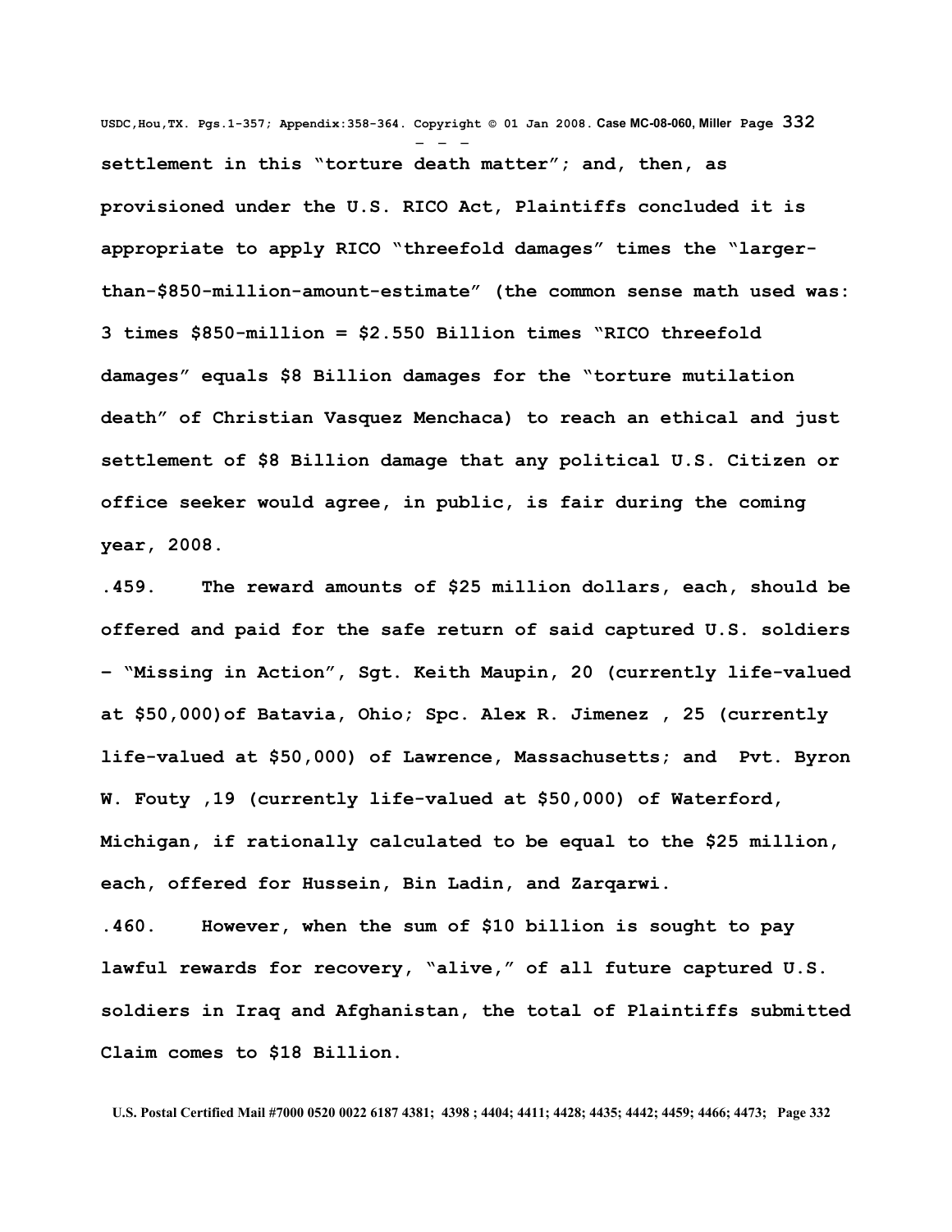**settlement in this "torture death matter"; and, then, as provisioned under the U.S. RICO Act, Plaintiffs concluded it is appropriate to apply RICO "threefold damages" times the "larger-than-$850-million-amount-estimate" (the common sense math used was: 3 times $850-million = $2.550 Billion times "RICO threefold damages" equals $8 Billion damages for the "torture mutilation death" of Christian Vasquez Menchaca) to reach an ethical and just settlement of $8 Billion damage that any political U.S. Citizen or office seeker would agree, in public, is fair during the coming year, 2008.**

**.459. The reward amounts of $25 million dollars, each, should be offered and paid for the safe return of said captured U.S. soldiers – "Missing in Action", Sgt. Keith Maupin, 20 (currently life-valued at $50,000)of Batavia, Ohio; Spc. Alex R. Jimenez , 25 (currently life-valued at $50,000) of Lawrence, Massachusetts; and Pvt. Byron W. Fouty ,19 (currently life-valued at $50,000) of Waterford, Michigan, if rationally calculated to be equal to the $25 million, each, offered for Hussein, Bin Ladin, and Zarqarwi.**

**.460. However, when the sum of $10 billion is sought to pay lawful rewards for recovery, "alive," of all future captured U.S. soldiers in Iraq and Afghanistan, the total of Plaintiffs submitted Claim comes to $18 Billion.**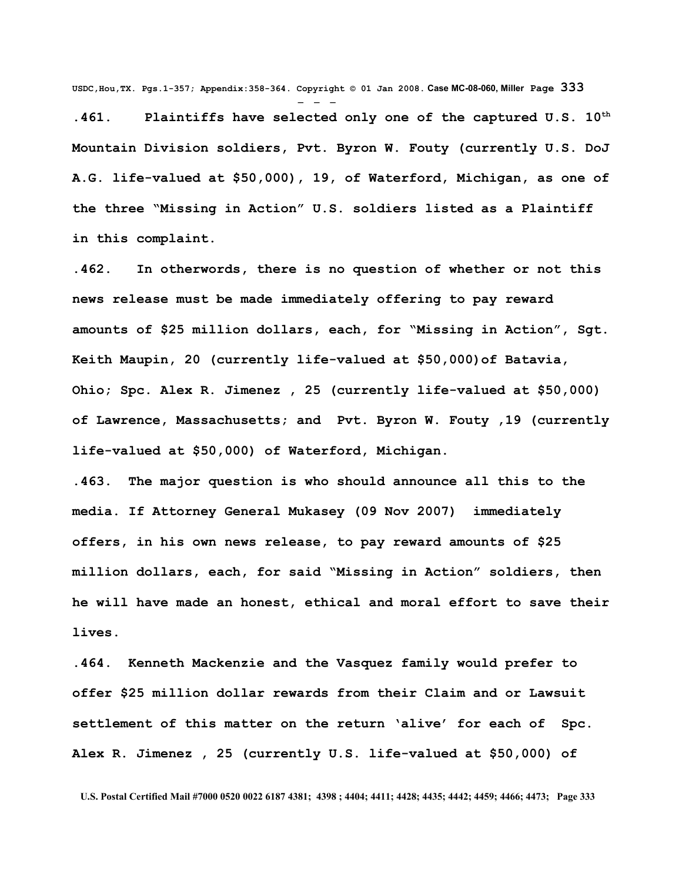**.461. Plaintiffs have selected only one of the captured U.S. 10th Mountain Division soldiers, Pvt. Byron W. Fouty (currently U.S. DoJ A.G. life-valued at $50,000), 19, of Waterford, Michigan, as one of the three "Missing in Action" U.S. soldiers listed as a Plaintiff in this complaint.**

**.462. In otherwords, there is no question of whether or not this news release must be made immediately offering to pay reward amounts of $25 million dollars, each, for "Missing in Action", Sgt. Keith Maupin, 20 (currently life-valued at $50,000)of Batavia, Ohio; Spc. Alex R. Jimenez , 25 (currently life-valued at $50,000) of Lawrence, Massachusetts; and Pvt. Byron W. Fouty ,19 (currently life-valued at $50,000) of Waterford, Michigan.**

**.463. The major question is who should announce all this to the media. If Attorney General Mukasey (09 Nov 2007) immediately offers, in his own news release, to pay reward amounts of $25 million dollars, each, for said "Missing in Action" soldiers, then he will have made an honest, ethical and moral effort to save their lives.**

**.464. Kenneth Mackenzie and the Vasquez family would prefer to offer $25 million dollar rewards from their Claim and or Lawsuit settlement of this matter on the return 'alive' for each of Spc. Alex R. Jimenez , 25 (currently U.S. life-valued at $50,000) of**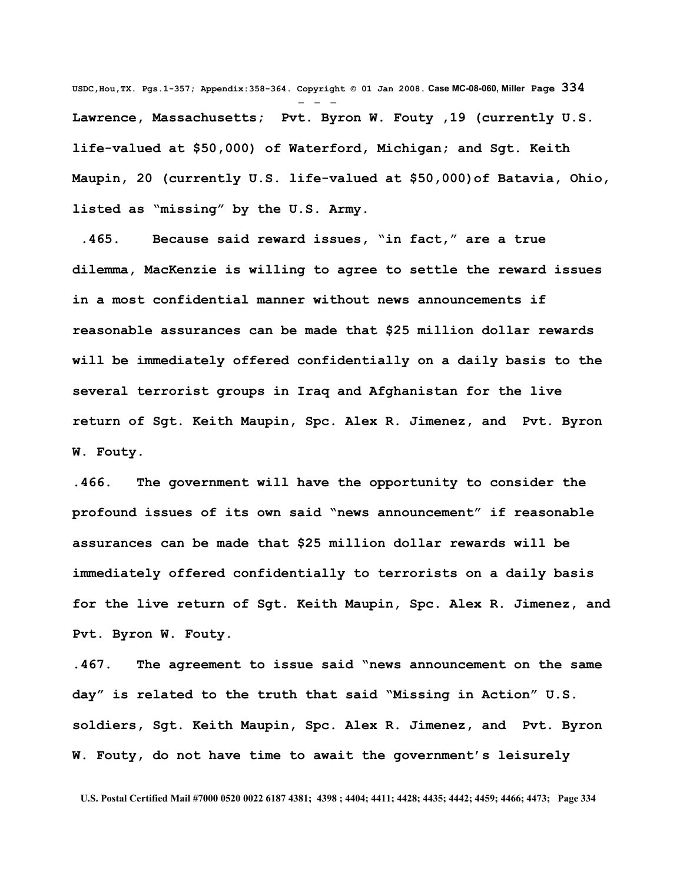**Lawrence, Massachusetts; Pvt. Byron W. Fouty ,19 (currently U.S. life-valued at $50,000) of Waterford, Michigan; and Sgt. Keith Maupin, 20 (currently U.S. life-valued at $50,000)of Batavia, Ohio, listed as "missing" by the U.S. Army.**

**.465. Because said reward issues, "in fact," are a true dilemma, MacKenzie is willing to agree to settle the reward issues in a most confidential manner without news announcements if reasonable assurances can be made that $25 million dollar rewards will be immediately offered confidentially on a daily basis to the several terrorist groups in Iraq and Afghanistan for the live return of Sgt. Keith Maupin, Spc. Alex R. Jimenez, and Pvt. Byron W. Fouty.**

**.466. The government will have the opportunity to consider the profound issues of its own said "news announcement" if reasonable assurances can be made that $25 million dollar rewards will be immediately offered confidentially to terrorists on a daily basis for the live return of Sgt. Keith Maupin, Spc. Alex R. Jimenez, and Pvt. Byron W. Fouty.**

**.467. The agreement to issue said "news announcement on the same day" is related to the truth that said "Missing in Action" U.S. soldiers, Sgt. Keith Maupin, Spc. Alex R. Jimenez, and Pvt. Byron W. Fouty, do not have time to await the government's leisurely**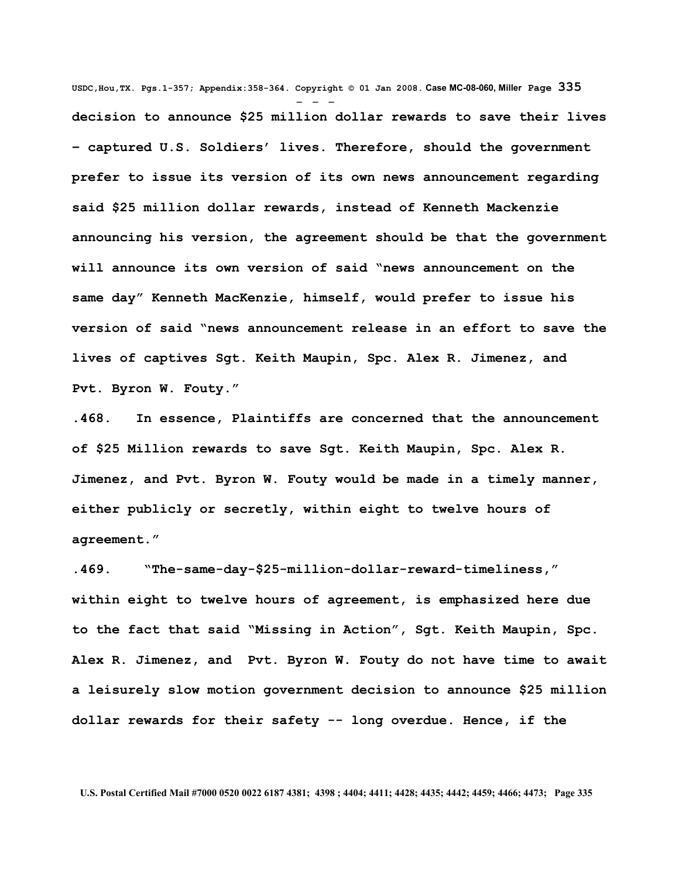decision to announce $25 million dollar rewards to save their lives – captured U.S. Soldiers' lives. Therefore, should the government prefer to issue its version of its own news announcement regarding said $25 million dollar rewards, instead of Kenneth Mackenzie announcing his version, the agreement should be that the government will announce its own version of said "news announcement on the same day" Kenneth MacKenzie, himself, would prefer to issue his version of said "news announcement release in an effort to save the lives of captives Sgt. Keith Maupin, Spc. Alex R. Jimenez, and Pvt. Byron W. Fouty."

.468. In essence, Plaintiffs are concerned that the announcement of $25 Million rewards to save Sgt. Keith Maupin, Spc. Alex R. Jimenez, and Pvt. Byron W. Fouty would be made in a timely manner, either publicly or secretly, within eight to twelve hours of agreement."

.469. "The-same-day-$25-million-dollar-reward-timeliness," within eight to twelve hours of agreement, is emphasized here due to the fact that said "Missing in Action", Sgt. Keith Maupin, Spc. Alex R. Jimenez, and Pvt. Byron W. Fouty do not have time to await a leisurely slow motion government decision to announce $25 million dollar rewards for their safety -- long overdue. Hence, if the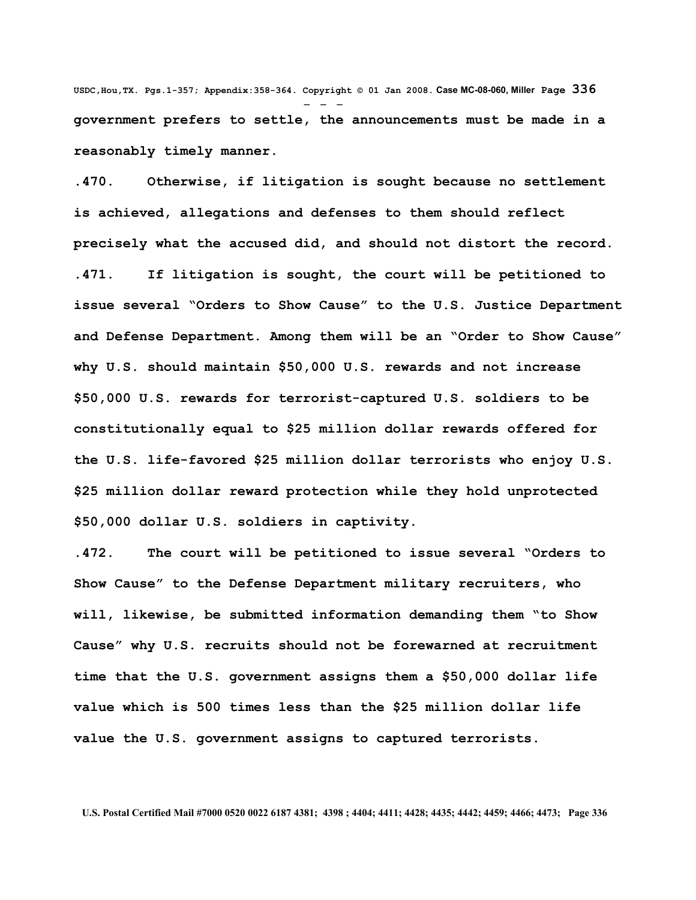**government prefers to settle, the announcements must be made in a reasonably timely manner.**

**.470. Otherwise, if litigation is sought because no settlement is achieved, allegations and defenses to them should reflect precisely what the accused did, and should not distort the record.**

**.471. If litigation is sought, the court will be petitioned to issue several "Orders to Show Cause" to the U.S. Justice Department and Defense Department. Among them will be an "Order to Show Cause" why U.S. should maintain $50,000 U.S. rewards and not increase $50,000 U.S. rewards for terrorist-captured U.S. soldiers to be constitutionally equal to $25 million dollar rewards offered for the U.S. life-favored $25 million dollar terrorists who enjoy U.S. $25 million dollar reward protection while they hold unprotected $50,000 dollar U.S. soldiers in captivity.**

**.472. The court will be petitioned to issue several "Orders to Show Cause" to the Defense Department military recruiters, who will, likewise, be submitted information demanding them "to Show Cause" why U.S. recruits should not be forewarned at recruitment time that the U.S. government assigns them a $50,000 dollar life value which is 500 times less than the $25 million dollar life value the U.S. government assigns to captured terrorists.**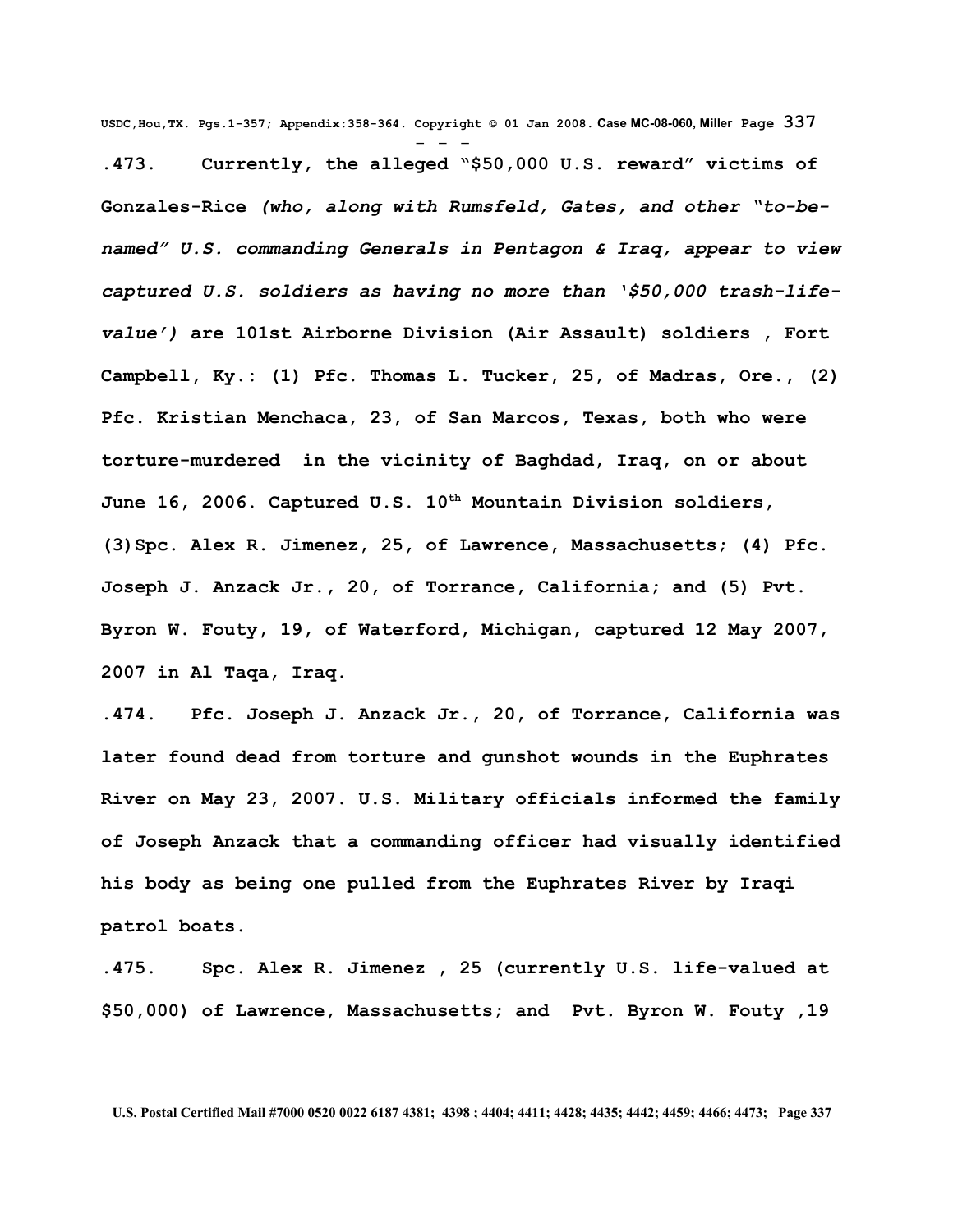**.473. Currently, the alleged "$50,000 U.S. reward" victims of Gonzales-Rice** ***(who, along with Rumsfeld, Gates, and other "to-be-named" U.S. commanding Generals in Pentagon & Iraq, appear to view captured U.S. soldiers as having no more than '$50,000 trash-life-value')*** **are 101st Airborne Division (Air Assault) soldiers , Fort Campbell, Ky.: (1) Pfc. Thomas L. Tucker, 25, of Madras, Ore., (2) Pfc. Kristian Menchaca, 23, of San Marcos, Texas, both who were torture-murdered in the vicinity of Baghdad, Iraq, on or about June 16, 2006. Captured U.S. 10th Mountain Division soldiers, (3)Spc. Alex R. Jimenez, 25, of Lawrence, Massachusetts; (4) Pfc. Joseph J. Anzack Jr., 20, of Torrance, California; and (5) Pvt. Byron W. Fouty, 19, of Waterford, Michigan, captured 12 May 2007, 2007 in Al Taqa, Iraq.**

**.474. Pfc. Joseph J. Anzack Jr., 20, of Torrance, California was later found dead from torture and gunshot wounds in the Euphrates River on <u>May 23</u>, 2007. U.S. Military officials informed the family of Joseph Anzack that a commanding officer had visually identified his body as being one pulled from the Euphrates River by Iraqi patrol boats.**

**.475. Spc. Alex R. Jimenez , 25 (currently U.S. life-valued at $50,000) of Lawrence, Massachusetts; and Pvt. Byron W. Fouty ,19**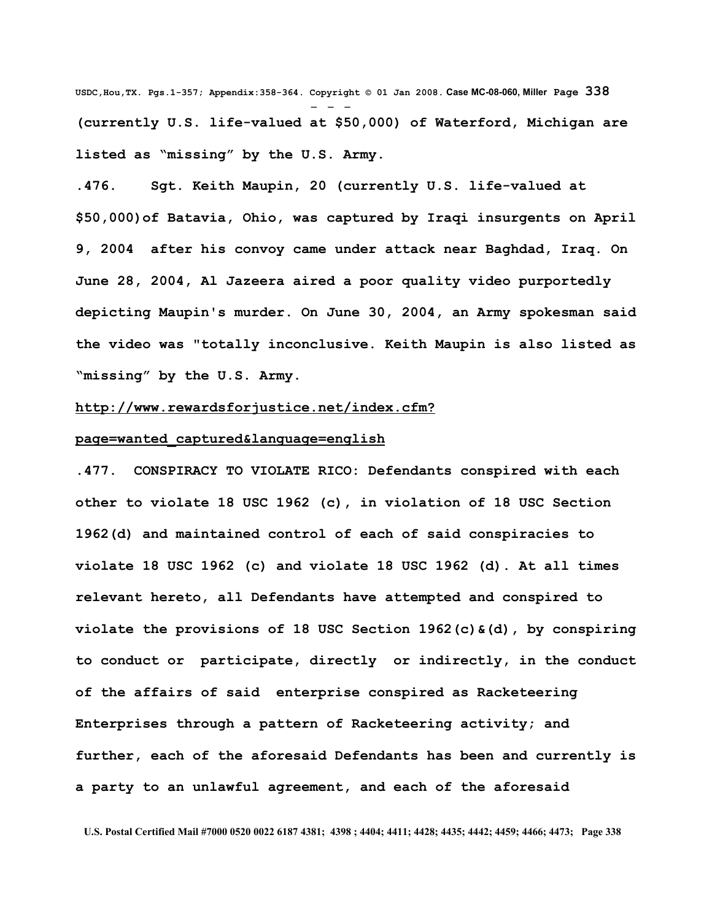**(currently U.S. life-valued at $50,000) of Waterford, Michigan are listed as "missing" by the U.S. Army.**

**.476. Sgt. Keith Maupin, 20 (currently U.S. life-valued at $50,000)of Batavia, Ohio, was captured by Iraqi insurgents on April 9, 2004 after his convoy came under attack near Baghdad, Iraq. On June 28, 2004, Al Jazeera aired a poor quality video purportedly depicting Maupin's murder. On June 30, 2004, an Army spokesman said the video was "totally inconclusive. Keith Maupin is also listed as "missing" by the U.S. Army.**

**http://www.rewardsforjustice.net/index.cfm?page=wanted_captured&language=english**

**.477. CONSPIRACY TO VIOLATE RICO: Defendants conspired with each other to violate 18 USC 1962 (c), in violation of 18 USC Section 1962(d) and maintained control of each of said conspiracies to violate 18 USC 1962 (c) and violate 18 USC 1962 (d). At all times relevant hereto, all Defendants have attempted and conspired to violate the provisions of 18 USC Section 1962(c)&(d), by conspiring to conduct or participate, directly or indirectly, in the conduct of the affairs of said enterprise conspired as Racketeering Enterprises through a pattern of Racketeering activity; and further, each of the aforesaid Defendants has been and currently is a party to an unlawful agreement, and each of the aforesaid**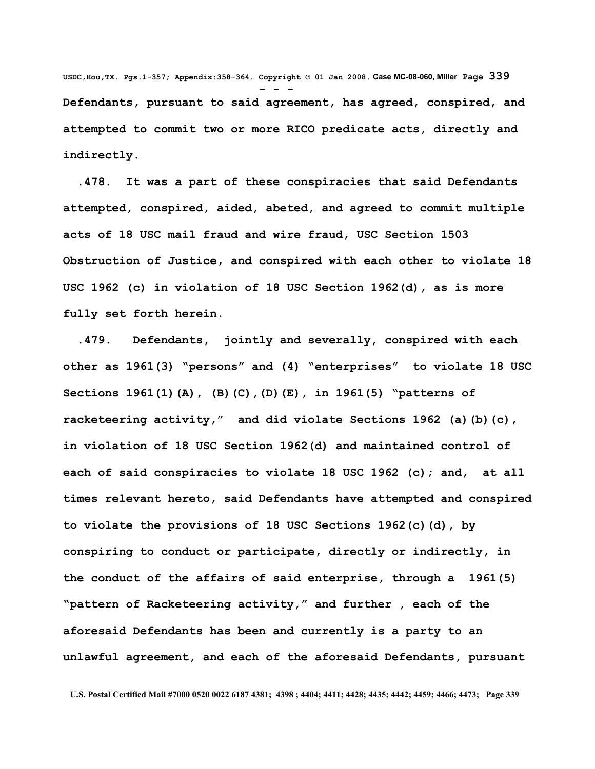**Defendants, pursuant to said agreement, has agreed, conspired, and attempted to commit two or more RICO predicate acts, directly and indirectly.**

**.478. It was a part of these conspiracies that said Defendants attempted, conspired, aided, abeted, and agreed to commit multiple acts of 18 USC mail fraud and wire fraud, USC Section 1503 Obstruction of Justice, and conspired with each other to violate 18 USC 1962 (c) in violation of 18 USC Section 1962(d), as is more fully set forth herein.**

**.479. Defendants, jointly and severally, conspired with each other as 1961(3) "persons" and (4) "enterprises" to violate 18 USC Sections 1961(1)(A), (B)(C),(D)(E), in 1961(5) "patterns of racketeering activity," and did violate Sections 1962 (a)(b)(c), in violation of 18 USC Section 1962(d) and maintained control of each of said conspiracies to violate 18 USC 1962 (c); and, at all times relevant hereto, said Defendants have attempted and conspired to violate the provisions of 18 USC Sections 1962(c)(d), by conspiring to conduct or participate, directly or indirectly, in the conduct of the affairs of said enterprise, through a 1961(5) "pattern of Racketeering activity," and further , each of the aforesaid Defendants has been and currently is a party to an unlawful agreement, and each of the aforesaid Defendants, pursuant**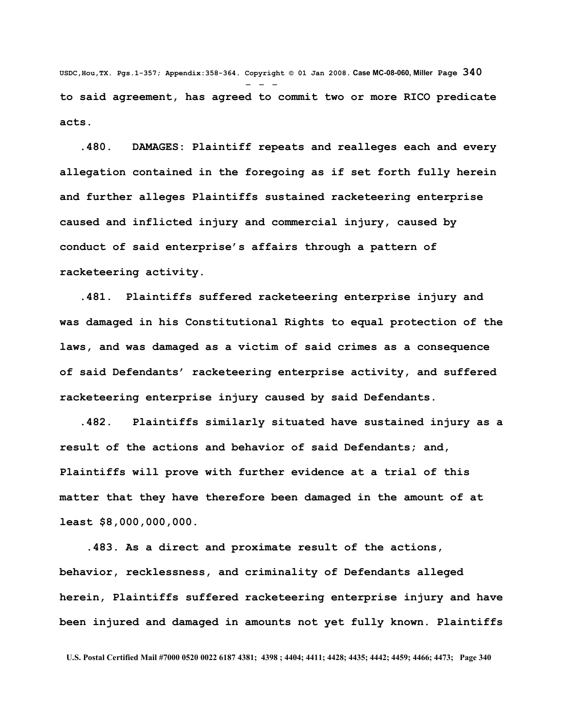**to said agreement, has agreed to commit two or more RICO predicate acts.**

**.480. DAMAGES: Plaintiff repeats and realleges each and every allegation contained in the foregoing as if set forth fully herein and further alleges Plaintiffs sustained racketeering enterprise caused and inflicted injury and commercial injury, caused by conduct of said enterprise's affairs through a pattern of racketeering activity.**

**.481. Plaintiffs suffered racketeering enterprise injury and was damaged in his Constitutional Rights to equal protection of the laws, and was damaged as a victim of said crimes as a consequence of said Defendants' racketeering enterprise activity, and suffered racketeering enterprise injury caused by said Defendants.**

**.482. Plaintiffs similarly situated have sustained injury as a result of the actions and behavior of said Defendants; and, Plaintiffs will prove with further evidence at a trial of this matter that they have therefore been damaged in the amount of at least $8,000,000,000.**

**.483. As a direct and proximate result of the actions, behavior, recklessness, and criminality of Defendants alleged herein, Plaintiffs suffered racketeering enterprise injury and have been injured and damaged in amounts not yet fully known. Plaintiffs**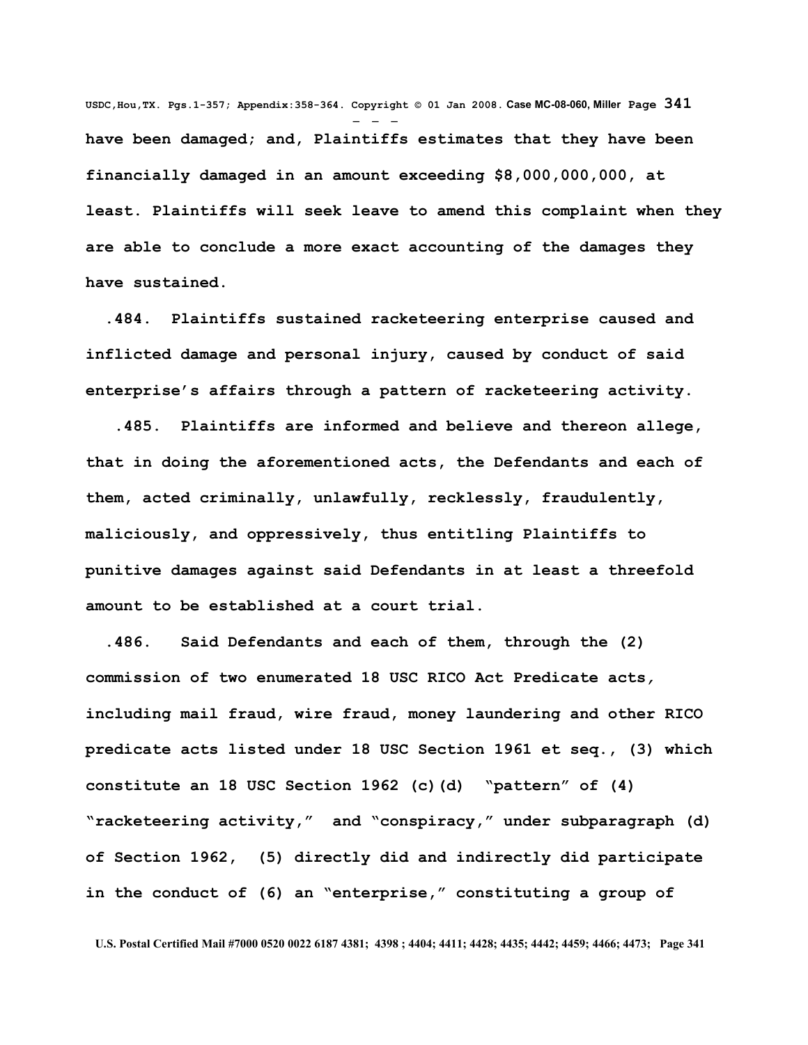**have been damaged; and, Plaintiffs estimates that they have been financially damaged in an amount exceeding $8,000,000,000, at least. Plaintiffs will seek leave to amend this complaint when they are able to conclude a more exact accounting of the damages they have sustained.**

**.484. Plaintiffs sustained racketeering enterprise caused and inflicted damage and personal injury, caused by conduct of said enterprise's affairs through a pattern of racketeering activity.**

**.485. Plaintiffs are informed and believe and thereon allege, that in doing the aforementioned acts, the Defendants and each of them, acted criminally, unlawfully, recklessly, fraudulently, maliciously, and oppressively, thus entitling Plaintiffs to punitive damages against said Defendants in at least a threefold amount to be established at a court trial.**

**.486. Said Defendants and each of them, through the (2) commission of two enumerated 18 USC RICO Act Predicate acts, including mail fraud, wire fraud, money laundering and other RICO predicate acts listed under 18 USC Section 1961 et seq., (3) which constitute an 18 USC Section 1962 (c)(d) "pattern" of (4) "racketeering activity," and "conspiracy," under subparagraph (d) of Section 1962, (5) directly did and indirectly did participate in the conduct of (6) an "enterprise," constituting a group of**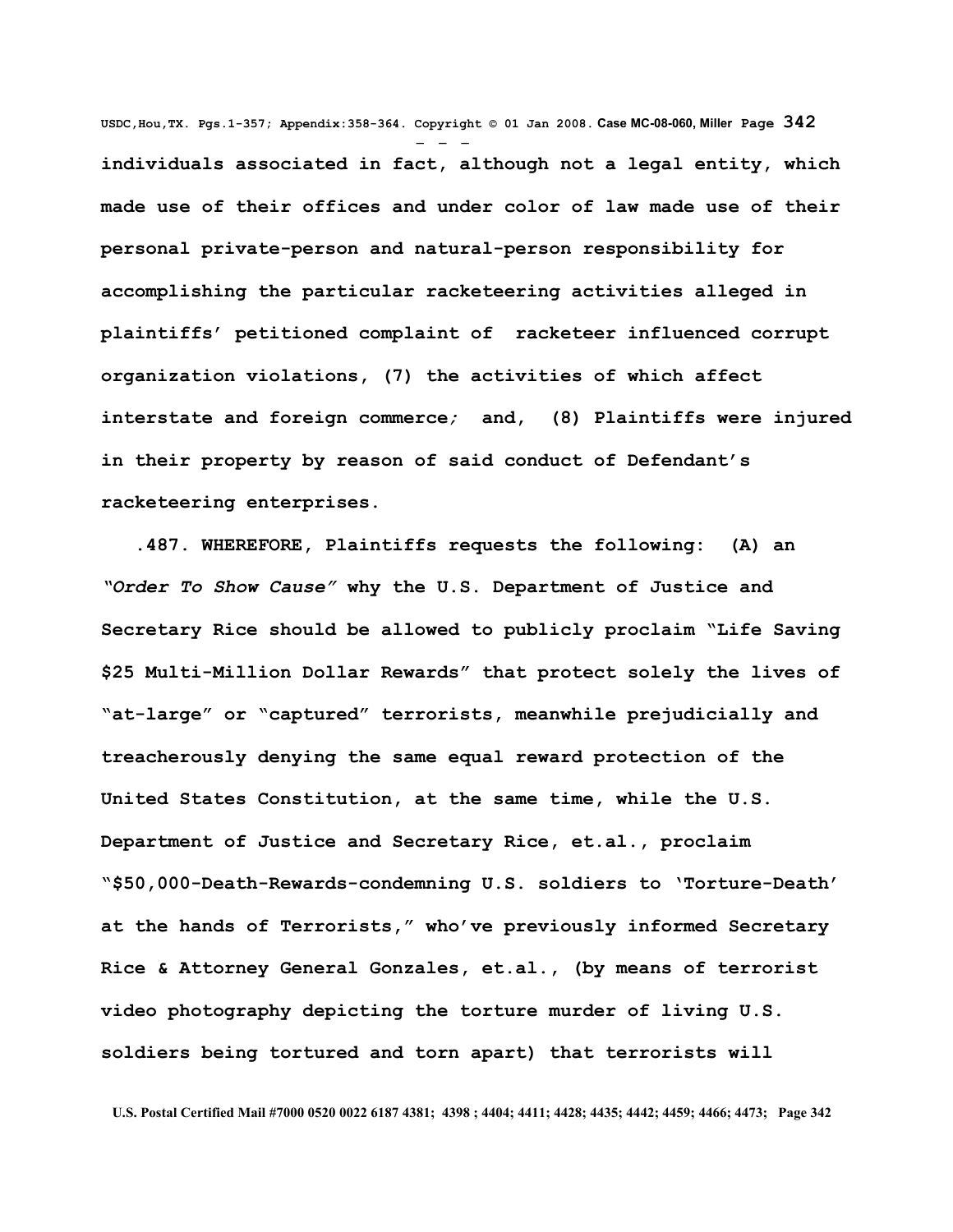**individuals associated in fact, although not a legal entity, which made use of their offices and under color of law made use of their personal private-person and natural-person responsibility for accomplishing the particular racketeering activities alleged in plaintiffs' petitioned complaint of racketeer influenced corrupt organization violations, (7) the activities of which affect interstate and foreign commerce; and, (8) Plaintiffs were injured in their property by reason of said conduct of Defendant's racketeering enterprises.**

**.487. WHEREFORE, Plaintiffs requests the following: (A) an *"Order To Show Cause"* why the U.S. Department of Justice and Secretary Rice should be allowed to publicly proclaim "Life Saving $25 Multi-Million Dollar Rewards" that protect solely the lives of "at-large" or "captured" terrorists, meanwhile prejudicially and treacherously denying the same equal reward protection of the United States Constitution, at the same time, while the U.S. Department of Justice and Secretary Rice, et.al., proclaim "$50,000-Death-Rewards-condemning U.S. soldiers to 'Torture-Death' at the hands of Terrorists," who've previously informed Secretary Rice & Attorney General Gonzales, et.al., (by means of terrorist video photography depicting the torture murder of living U.S. soldiers being tortured and torn apart) that terrorists will**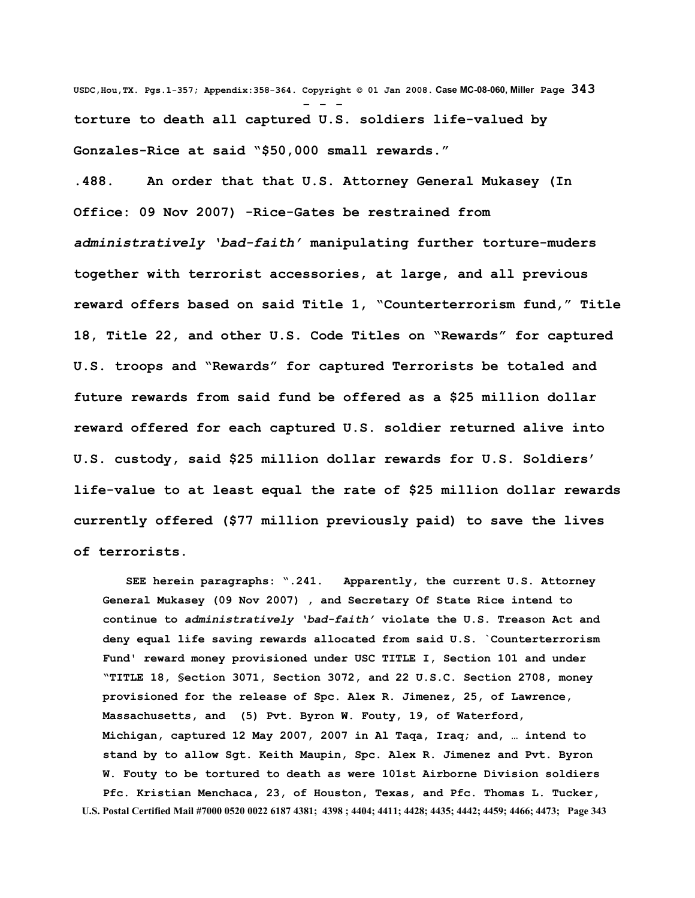**torture to death all captured U.S. soldiers life-valued by Gonzales-Rice at said "$50,000 small rewards."**

**.488. An order that that U.S. Attorney General Mukasey (In Office: 09 Nov 2007) -Rice-Gates be restrained from *administratively 'bad-faith'* manipulating further torture-muders together with terrorist accessories, at large, and all previous reward offers based on said Title 1, "Counterterrorism fund," Title 18, Title 22, and other U.S. Code Titles on "Rewards" for captured U.S. troops and "Rewards" for captured Terrorists be totaled and future rewards from said fund be offered as a $25 million dollar reward offered for each captured U.S. soldier returned alive into U.S. custody, said $25 million dollar rewards for U.S. Soldiers' life-value to at least equal the rate of $25 million dollar rewards currently offered ($77 million previously paid) to save the lives of terrorists.**

> **SEE herein paragraphs: ".241. Apparently, the current U.S. Attorney General Mukasey (09 Nov 2007) , and Secretary Of State Rice intend to continue to *administratively 'bad-faith'* violate the U.S. Treason Act and deny equal life saving rewards allocated from said U.S. `Counterterrorism Fund' reward money provisioned under USC TITLE I, Section 101 and under "TITLE 18, §ection 3071, Section 3072, and 22 U.S.C. Section 2708, money provisioned for the release of Spc. Alex R. Jimenez, 25, of Lawrence, Massachusetts, and (5) Pvt. Byron W. Fouty, 19, of Waterford, Michigan, captured 12 May 2007, 2007 in Al Taqa, Iraq; and, … intend to stand by to allow Sgt. Keith Maupin, Spc. Alex R. Jimenez and Pvt. Byron W. Fouty to be tortured to death as were 101st Airborne Division soldiers Pfc. Kristian Menchaca, 23, of Houston, Texas, and Pfc. Thomas L. Tucker,**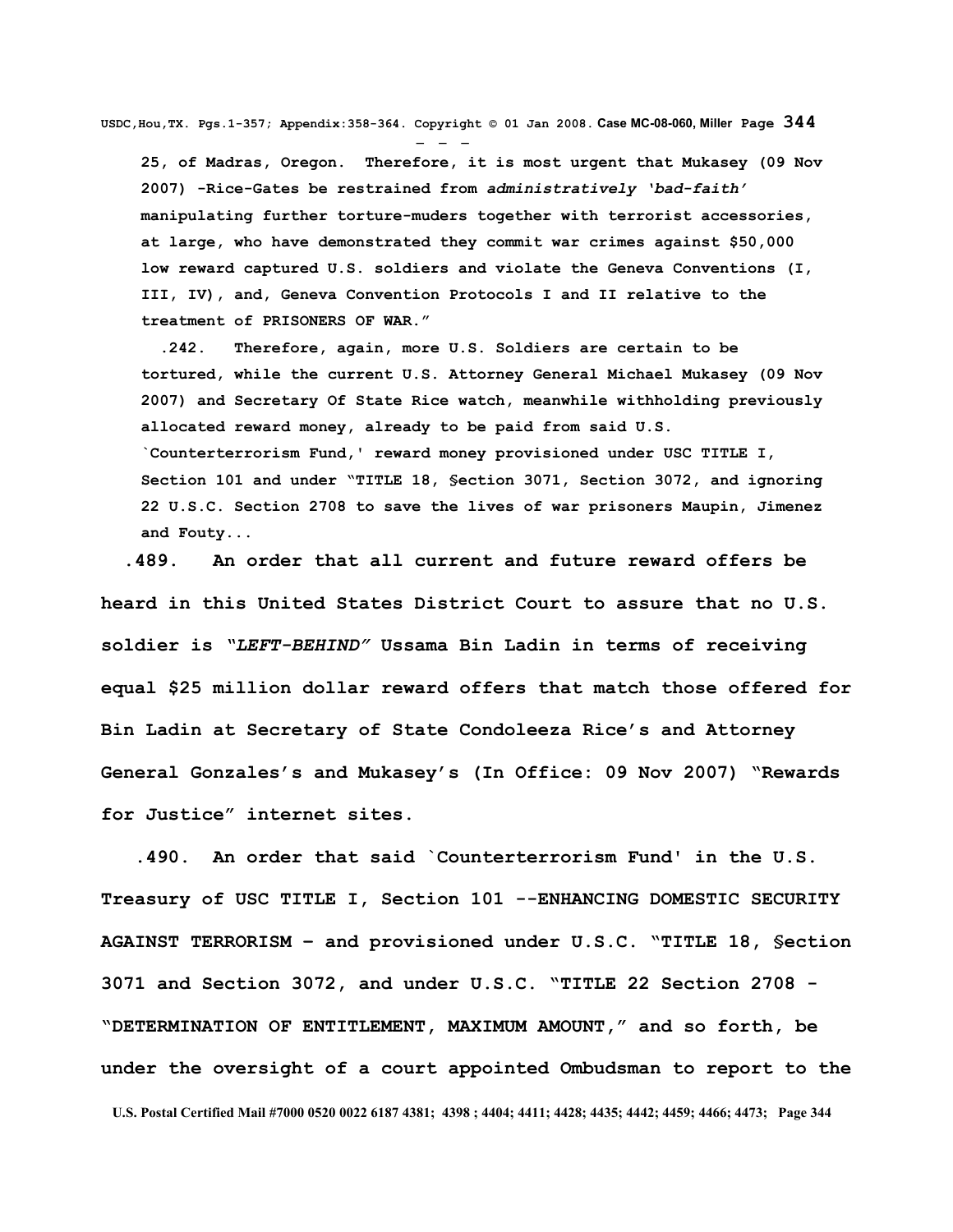25, of Madras, Oregon. Therefore, it is most urgent that Mukasey (09 Nov 2007) -Rice-Gates be restrained from *administratively 'bad-faith'* manipulating further torture-muders together with terrorist accessories, at large, who have demonstrated they commit war crimes against $50,000 low reward captured U.S. soldiers and violate the Geneva Conventions (I, III, IV), and, Geneva Convention Protocols I and II relative to the treatment of PRISONERS OF WAR."

.242. Therefore, again, more U.S. Soldiers are certain to be tortured, while the current U.S. Attorney General Michael Mukasey (09 Nov 2007) and Secretary Of State Rice watch, meanwhile withholding previously allocated reward money, already to be paid from said U.S. `Counterterrorism Fund,' reward money provisioned under USC TITLE I, Section 101 and under "TITLE 18, §ection 3071, Section 3072, and ignoring 22 U.S.C. Section 2708 to save the lives of war prisoners Maupin, Jimenez and Fouty...

**.489. An order that all current and future reward offers be heard in this United States District Court to assure that no U.S. soldier is *"LEFT-BEHIND"* Ussama Bin Ladin in terms of receiving equal $25 million dollar reward offers that match those offered for Bin Ladin at Secretary of State Condoleeza Rice's and Attorney General Gonzales's and Mukasey's (In Office: 09 Nov 2007) "Rewards for Justice" internet sites.**

**.490. An order that said `Counterterrorism Fund' in the U.S. Treasury of USC TITLE I, Section 101 --ENHANCING DOMESTIC SECURITY AGAINST TERRORISM – and provisioned under U.S.C. "TITLE 18, §ection 3071 and Section 3072, and under U.S.C. "TITLE 22 Section 2708 - "DETERMINATION OF ENTITLEMENT, MAXIMUM AMOUNT," and so forth, be under the oversight of a court appointed Ombudsman to report to the**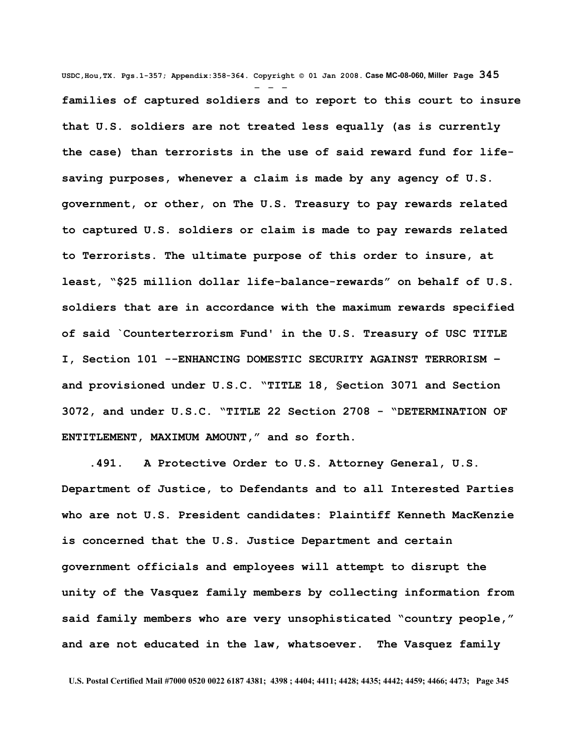**families of captured soldiers and to report to this court to insure that U.S. soldiers are not treated less equally (as is currently the case) than terrorists in the use of said reward fund for life-saving purposes, whenever a claim is made by any agency of U.S. government, or other, on The U.S. Treasury to pay rewards related to captured U.S. soldiers or claim is made to pay rewards related to Terrorists. The ultimate purpose of this order to insure, at least, "$25 million dollar life-balance-rewards" on behalf of U.S. soldiers that are in accordance with the maximum rewards specified of said `Counterterrorism Fund' in the U.S. Treasury of USC TITLE I, Section 101 --ENHANCING DOMESTIC SECURITY AGAINST TERRORISM – and provisioned under U.S.C. "TITLE 18, §ection 3071 and Section 3072, and under U.S.C. "TITLE 22 Section 2708 - "DETERMINATION OF ENTITLEMENT, MAXIMUM AMOUNT," and so forth.**

**.491. A Protective Order to U.S. Attorney General, U.S. Department of Justice, to Defendants and to all Interested Parties who are not U.S. President candidates: Plaintiff Kenneth MacKenzie is concerned that the U.S. Justice Department and certain government officials and employees will attempt to disrupt the unity of the Vasquez family members by collecting information from said family members who are very unsophisticated "country people," and are not educated in the law, whatsoever. The Vasquez family**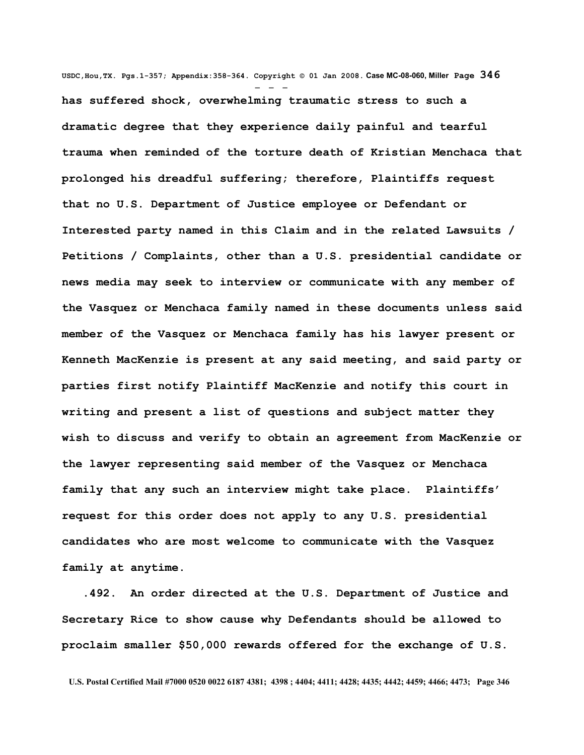**has suffered shock, overwhelming traumatic stress to such a dramatic degree that they experience daily painful and tearful trauma when reminded of the torture death of Kristian Menchaca that prolonged his dreadful suffering; therefore, Plaintiffs request that no U.S. Department of Justice employee or Defendant or Interested party named in this Claim and in the related Lawsuits / Petitions / Complaints, other than a U.S. presidential candidate or news media may seek to interview or communicate with any member of the Vasquez or Menchaca family named in these documents unless said member of the Vasquez or Menchaca family has his lawyer present or Kenneth MacKenzie is present at any said meeting, and said party or parties first notify Plaintiff MacKenzie and notify this court in writing and present a list of questions and subject matter they wish to discuss and verify to obtain an agreement from MacKenzie or the lawyer representing said member of the Vasquez or Menchaca family that any such an interview might take place. Plaintiffs' request for this order does not apply to any U.S. presidential candidates who are most welcome to communicate with the Vasquez family at anytime.**

**.492. An order directed at the U.S. Department of Justice and Secretary Rice to show cause why Defendants should be allowed to proclaim smaller $50,000 rewards offered for the exchange of U.S.**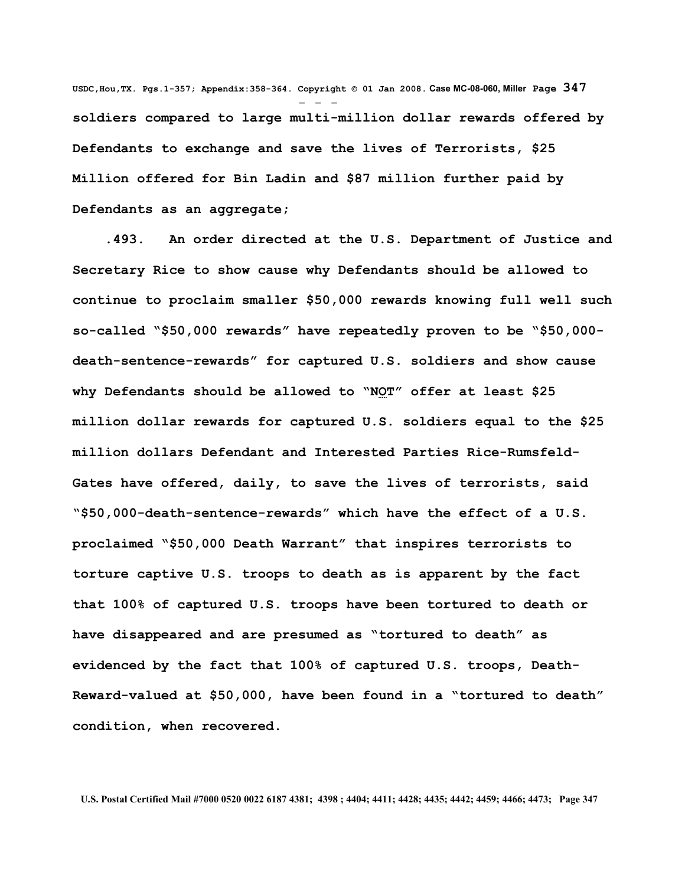soldiers compared to large multi-million dollar rewards offered by Defendants to exchange and save the lives of Terrorists, $25 Million offered for Bin Ladin and $87 million further paid by Defendants as an aggregate;

.493. An order directed at the U.S. Department of Justice and Secretary Rice to show cause why Defendants should be allowed to continue to proclaim smaller $50,000 rewards knowing full well such so-called "$50,000 rewards" have repeatedly proven to be "$50,000-death-sentence-rewards" for captured U.S. soldiers and show cause why Defendants should be allowed to "NOT" offer at least $25 million dollar rewards for captured U.S. soldiers equal to the $25 million dollars Defendant and Interested Parties Rice-Rumsfeld-Gates have offered, daily, to save the lives of terrorists, said "$50,000-death-sentence-rewards" which have the effect of a U.S. proclaimed "$50,000 Death Warrant" that inspires terrorists to torture captive U.S. troops to death as is apparent by the fact that 100% of captured U.S. troops have been tortured to death or have disappeared and are presumed as "tortured to death" as evidenced by the fact that 100% of captured U.S. troops, Death-Reward-valued at $50,000, have been found in a "tortured to death" condition, when recovered.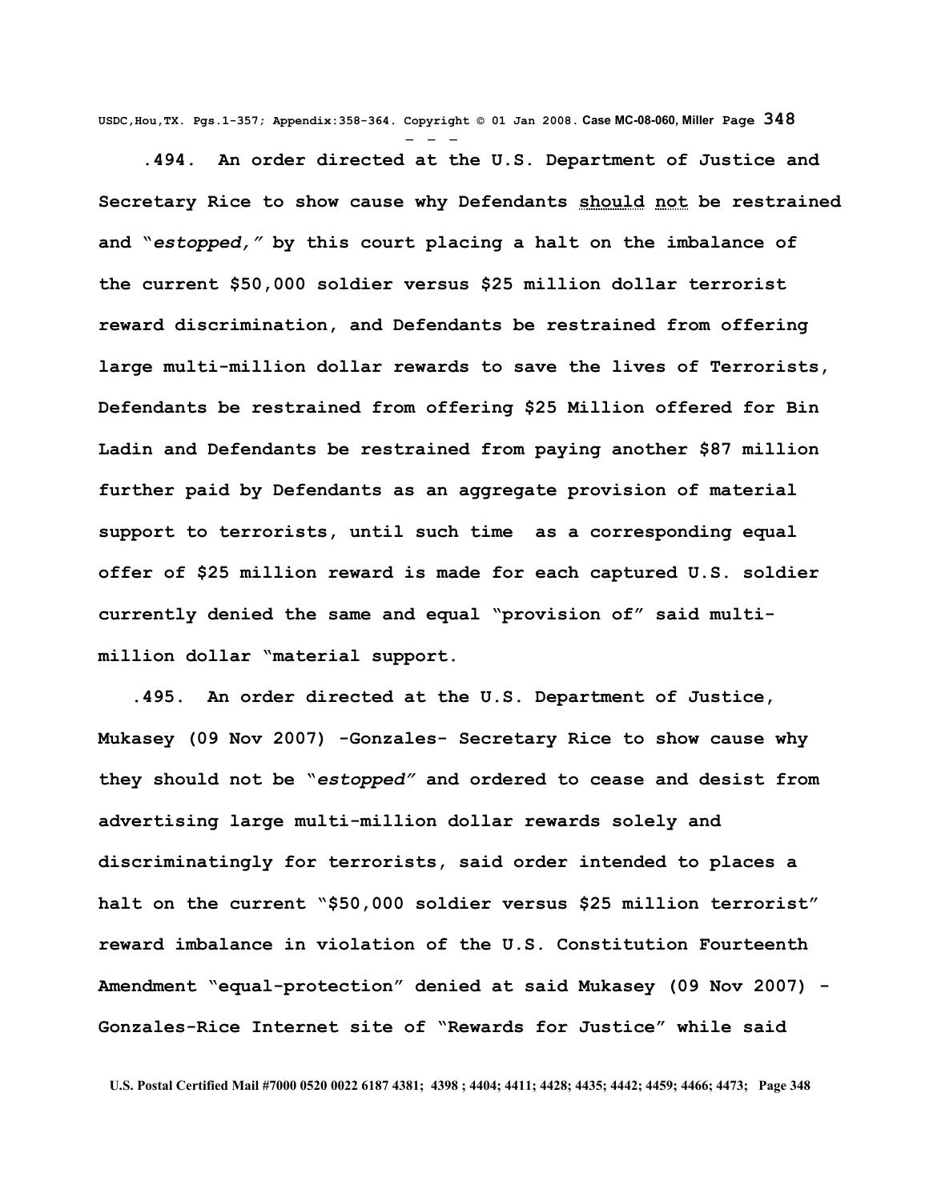**.494. An order directed at the U.S. Department of Justice and Secretary Rice to show cause why Defendants should not be restrained and "*estopped,*" by this court placing a halt on the imbalance of the current $50,000 soldier versus $25 million dollar terrorist reward discrimination, and Defendants be restrained from offering large multi-million dollar rewards to save the lives of Terrorists, Defendants be restrained from offering $25 Million offered for Bin Ladin and Defendants be restrained from paying another $87 million further paid by Defendants as an aggregate provision of material support to terrorists, until such time as a corresponding equal offer of $25 million reward is made for each captured U.S. soldier currently denied the same and equal "provision of" said multi-million dollar "material support.**

**.495. An order directed at the U.S. Department of Justice, Mukasey (09 Nov 2007) -Gonzales- Secretary Rice to show cause why they should not be "*estopped*" and ordered to cease and desist from advertising large multi-million dollar rewards solely and discriminatingly for terrorists, said order intended to places a halt on the current "$50,000 soldier versus $25 million terrorist" reward imbalance in violation of the U.S. Constitution Fourteenth Amendment "equal-protection" denied at said Mukasey (09 Nov 2007) - Gonzales-Rice Internet site of "Rewards for Justice" while said**

**U.S. Postal Certified Mail #7000 0520 0022 6187 4381; 4398 ; 4404; 4411; 4428; 4435; 4442; 4459; 4466; 4473;**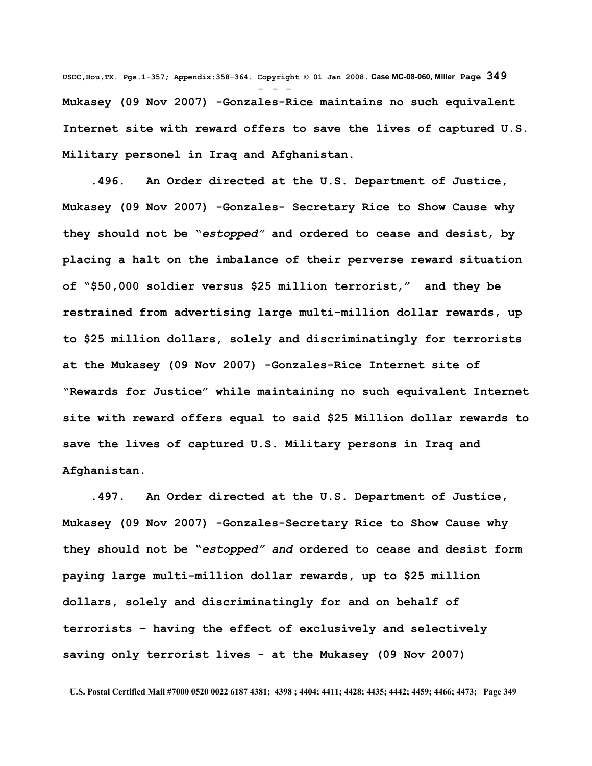**Mukasey (09 Nov 2007) -Gonzales-Rice maintains no such equivalent Internet site with reward offers to save the lives of captured U.S. Military personel in Iraq and Afghanistan.**

**.496. An Order directed at the U.S. Department of Justice, Mukasey (09 Nov 2007) -Gonzales- Secretary Rice to Show Cause why they should not be "*estopped*" and ordered to cease and desist, by placing a halt on the imbalance of their perverse reward situation of "$50,000 soldier versus $25 million terrorist," and they be restrained from advertising large multi-million dollar rewards, up to $25 million dollars, solely and discriminatingly for terrorists at the Mukasey (09 Nov 2007) -Gonzales-Rice Internet site of "Rewards for Justice" while maintaining no such equivalent Internet site with reward offers equal to said $25 Million dollar rewards to save the lives of captured U.S. Military persons in Iraq and Afghanistan.**

**.497. An Order directed at the U.S. Department of Justice, Mukasey (09 Nov 2007) -Gonzales-Secretary Rice to Show Cause why they should not be "*estopped" and* ordered to cease and desist form paying large multi-million dollar rewards, up to $25 million dollars, solely and discriminatingly for and on behalf of terrorists – having the effect of exclusively and selectively saving only terrorist lives - at the Mukasey (09 Nov 2007)**

U.S. Postal Certified Mail #7000 0520 0022 6187 4381; 4398 ; 4404; 4411; 4428; 4435; 4442; 4459; 4466; 4473;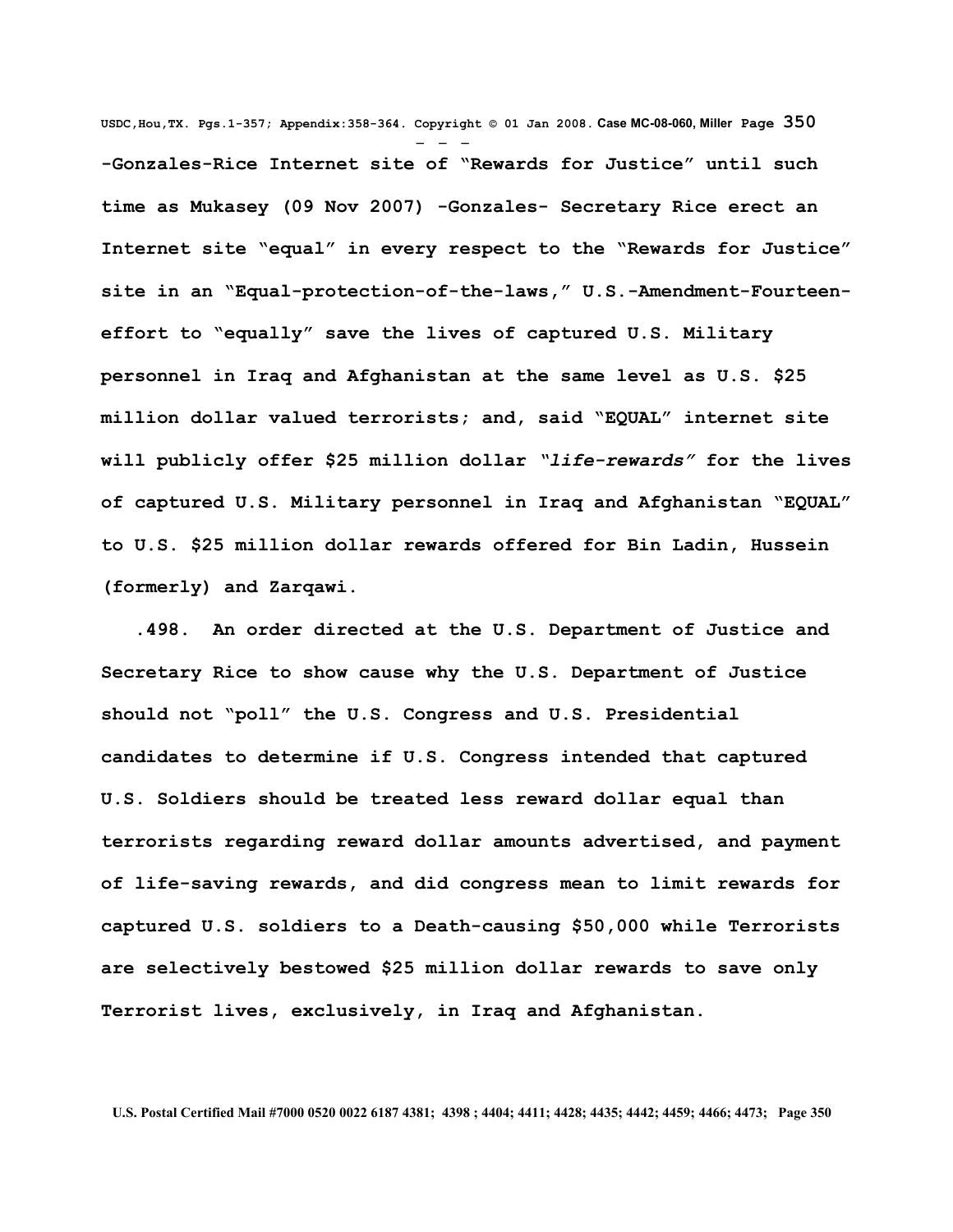**-Gonzales-Rice Internet site of "Rewards for Justice" until such time as Mukasey (09 Nov 2007) -Gonzales- Secretary Rice erect an Internet site "equal" in every respect to the "Rewards for Justice" site in an "Equal-protection-of-the-laws," U.S.-Amendment-Fourteen-effort to "equally" save the lives of captured U.S. Military personnel in Iraq and Afghanistan at the same level as U.S. $25 million dollar valued terrorists; and, said "EQUAL" internet site will publicly offer $25 million dollar *"life-rewards"* for the lives of captured U.S. Military personnel in Iraq and Afghanistan "EQUAL" to U.S. $25 million dollar rewards offered for Bin Ladin, Hussein (formerly) and Zarqawi.**

**.498. An order directed at the U.S. Department of Justice and Secretary Rice to show cause why the U.S. Department of Justice should not "poll" the U.S. Congress and U.S. Presidential candidates to determine if U.S. Congress intended that captured U.S. Soldiers should be treated less reward dollar equal than terrorists regarding reward dollar amounts advertised, and payment of life-saving rewards, and did congress mean to limit rewards for captured U.S. soldiers to a Death-causing $50,000 while Terrorists are selectively bestowed $25 million dollar rewards to save only Terrorist lives, exclusively, in Iraq and Afghanistan.**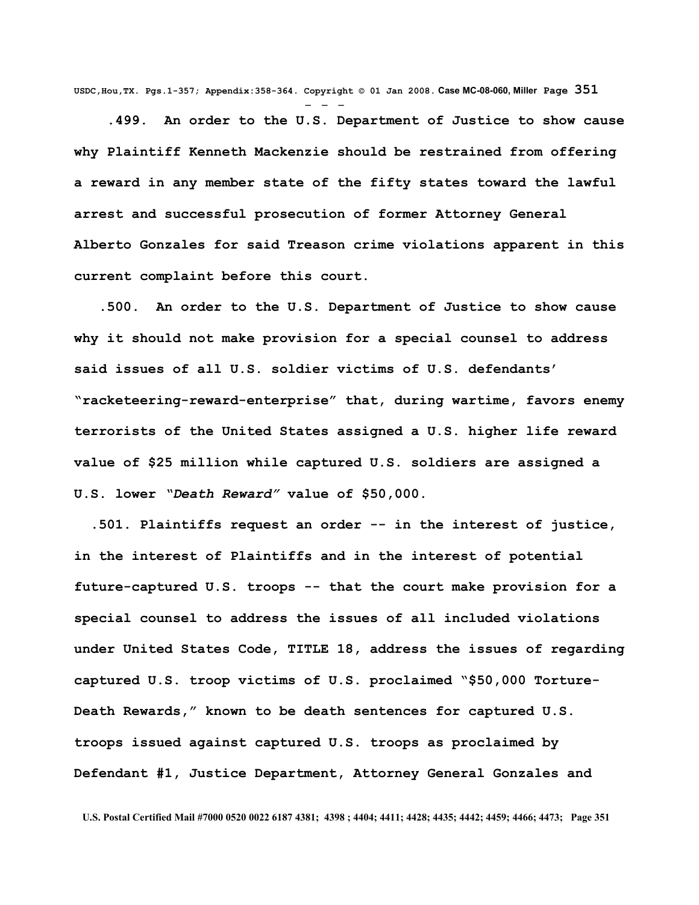**.499. An order to the U.S. Department of Justice to show cause why Plaintiff Kenneth Mackenzie should be restrained from offering a reward in any member state of the fifty states toward the lawful arrest and successful prosecution of former Attorney General Alberto Gonzales for said Treason crime violations apparent in this current complaint before this court.**

**.500. An order to the U.S. Department of Justice to show cause why it should not make provision for a special counsel to address said issues of all U.S. soldier victims of U.S. defendants' "racketeering-reward-enterprise" that, during wartime, favors enemy terrorists of the United States assigned a U.S. higher life reward value of $25 million while captured U.S. soldiers are assigned a U.S. lower *"Death Reward"* value of $50,000.**

**.501. Plaintiffs request an order -- in the interest of justice, in the interest of Plaintiffs and in the interest of potential future-captured U.S. troops -- that the court make provision for a special counsel to address the issues of all included violations under United States Code, TITLE 18, address the issues of regarding captured U.S. troop victims of U.S. proclaimed "$50,000 Torture-Death Rewards," known to be death sentences for captured U.S. troops issued against captured U.S. troops as proclaimed by Defendant #1, Justice Department, Attorney General Gonzales and**

**U.S. Postal Certified Mail #7000 0520 0022 6187 4381; 4398 ; 4404; 4411; 4428; 4435; 4442; 4459; 4466; 4473;**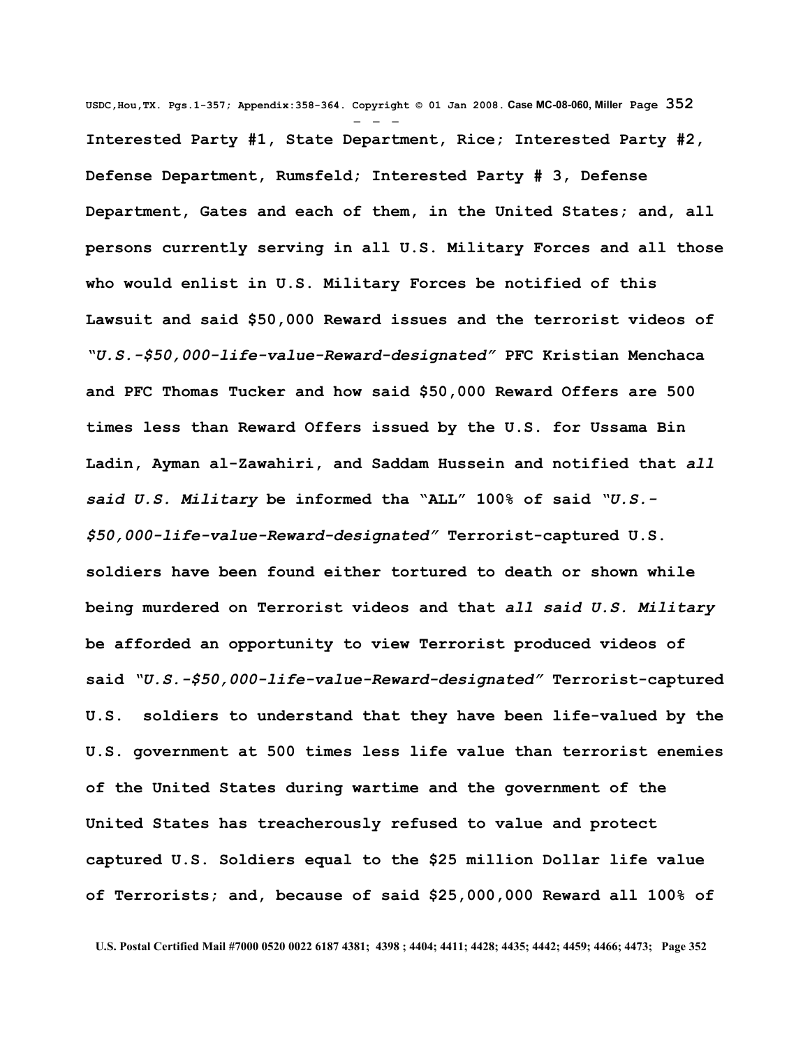**Interested Party #1, State Department, Rice; Interested Party #2, Defense Department, Rumsfeld; Interested Party # 3, Defense Department, Gates and each of them, in the United States; and, all persons currently serving in all U.S. Military Forces and all those who would enlist in U.S. Military Forces be notified of this Lawsuit and said $50,000 Reward issues and the terrorist videos of *"U.S.-$50,000-life-value-Reward-designated"* PFC Kristian Menchaca and PFC Thomas Tucker and how said $50,000 Reward Offers are 500 times less than Reward Offers issued by the U.S. for Ussama Bin Ladin, Ayman al-Zawahiri, and Saddam Hussein and notified that *all said U.S. Military* be informed tha "ALL" 100% of said *"U.S.-$50,000-life-value-Reward-designated"* Terrorist-captured U.S. soldiers have been found either tortured to death or shown while being murdered on Terrorist videos and that *all said U.S. Military* be afforded an opportunity to view Terrorist produced videos of said *"U.S.-$50,000-life-value-Reward-designated"* Terrorist-captured U.S. soldiers to understand that they have been life-valued by the U.S. government at 500 times less life value than terrorist enemies of the United States during wartime and the government of the United States has treacherously refused to value and protect captured U.S. Soldiers equal to the $25 million Dollar life value of Terrorists; and, because of said $25,000,000 Reward all 100% of**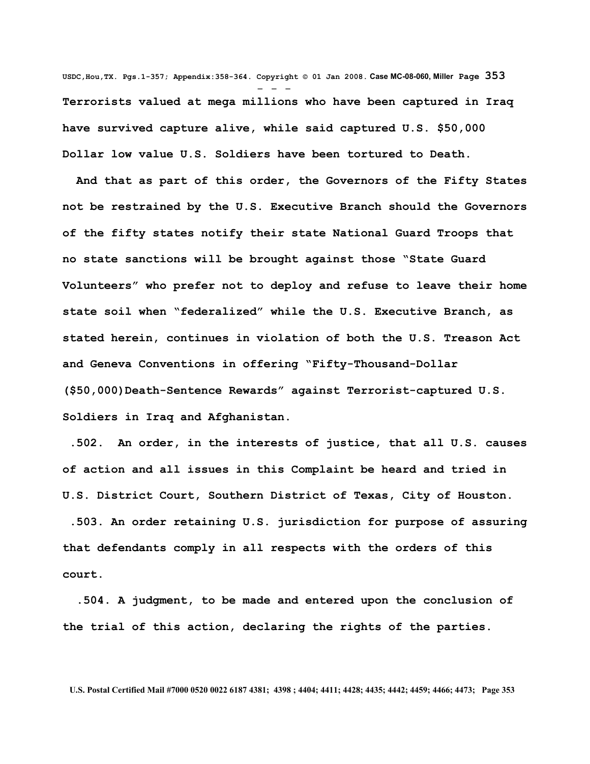**Terrorists valued at mega millions who have been captured in Iraq have survived capture alive, while said captured U.S. $50,000 Dollar low value U.S. Soldiers have been tortured to Death.**

**And that as part of this order, the Governors of the Fifty States not be restrained by the U.S. Executive Branch should the Governors of the fifty states notify their state National Guard Troops that no state sanctions will be brought against those "State Guard Volunteers" who prefer not to deploy and refuse to leave their home state soil when "federalized" while the U.S. Executive Branch, as stated herein, continues in violation of both the U.S. Treason Act and Geneva Conventions in offering "Fifty-Thousand-Dollar ($50,000)Death-Sentence Rewards" against Terrorist-captured U.S. Soldiers in Iraq and Afghanistan.**

**.502. An order, in the interests of justice, that all U.S. causes of action and all issues in this Complaint be heard and tried in U.S. District Court, Southern District of Texas, City of Houston.**

**.503. An order retaining U.S. jurisdiction for purpose of assuring that defendants comply in all respects with the orders of this court.**

**.504. A judgment, to be made and entered upon the conclusion of the trial of this action, declaring the rights of the parties.**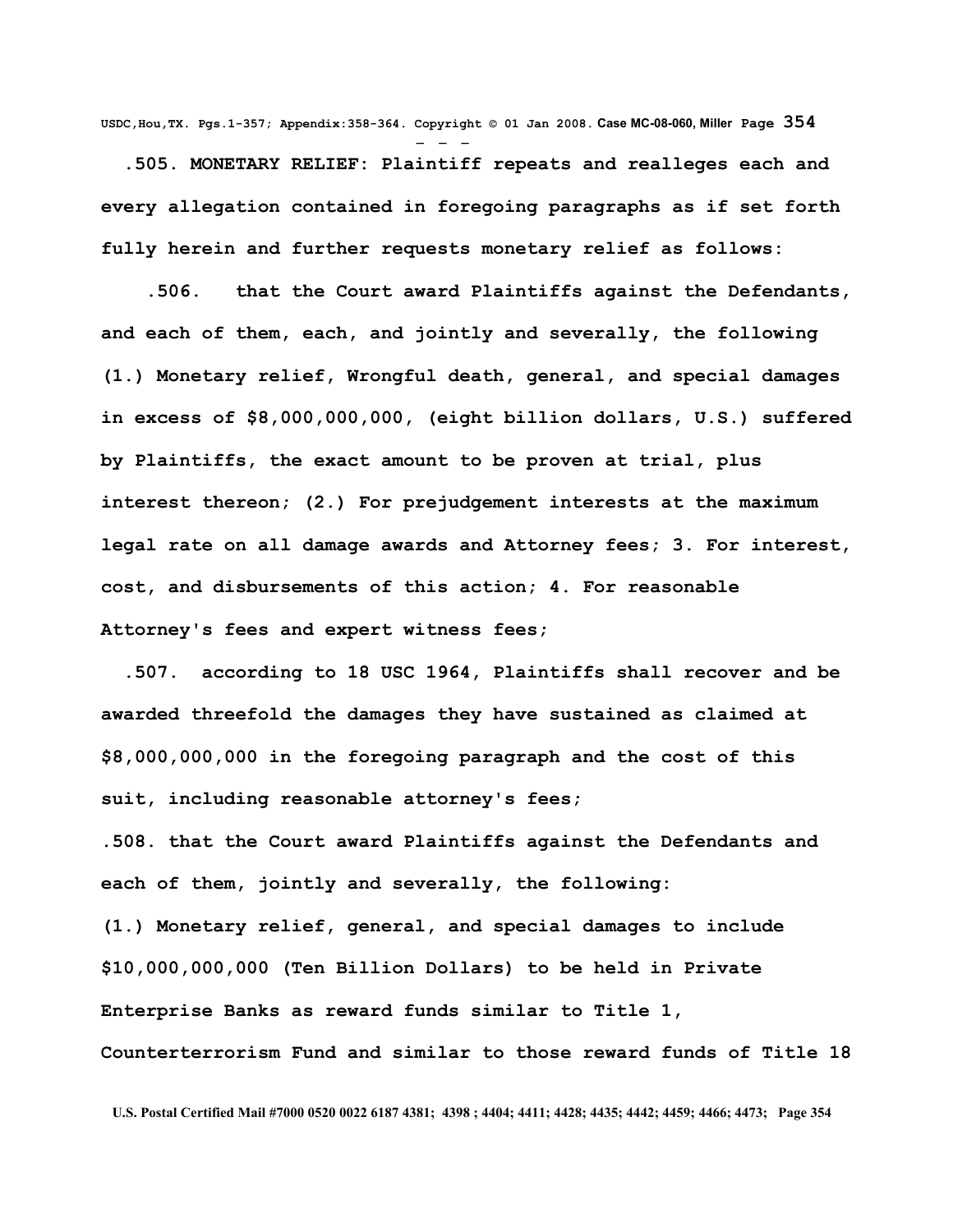**.505. MONETARY RELIEF: Plaintiff repeats and realleges each and every allegation contained in foregoing paragraphs as if set forth fully herein and further requests monetary relief as follows:**

**.506. that the Court award Plaintiffs against the Defendants, and each of them, each, and jointly and severally, the following (1.) Monetary relief, Wrongful death, general, and special damages in excess of $8,000,000,000, (eight billion dollars, U.S.) suffered by Plaintiffs, the exact amount to be proven at trial, plus interest thereon; (2.) For prejudgement interests at the maximum legal rate on all damage awards and Attorney fees; 3. For interest, cost, and disbursements of this action; 4. For reasonable Attorney's fees and expert witness fees;**

**.507. according to 18 USC 1964, Plaintiffs shall recover and be awarded threefold the damages they have sustained as claimed at $8,000,000,000 in the foregoing paragraph and the cost of this suit, including reasonable attorney's fees;**

**.508. that the Court award Plaintiffs against the Defendants and each of them, jointly and severally, the following:**

**(1.) Monetary relief, general, and special damages to include $10,000,000,000 (Ten Billion Dollars) to be held in Private Enterprise Banks as reward funds similar to Title 1, Counterterrorism Fund and similar to those reward funds of Title 18**

**U.S. Postal Certified Mail #7000 0520 0022 6187 4381; 4398 ; 4404; 4411; 4428; 4435; 4442; 4459; 4466; 4473;**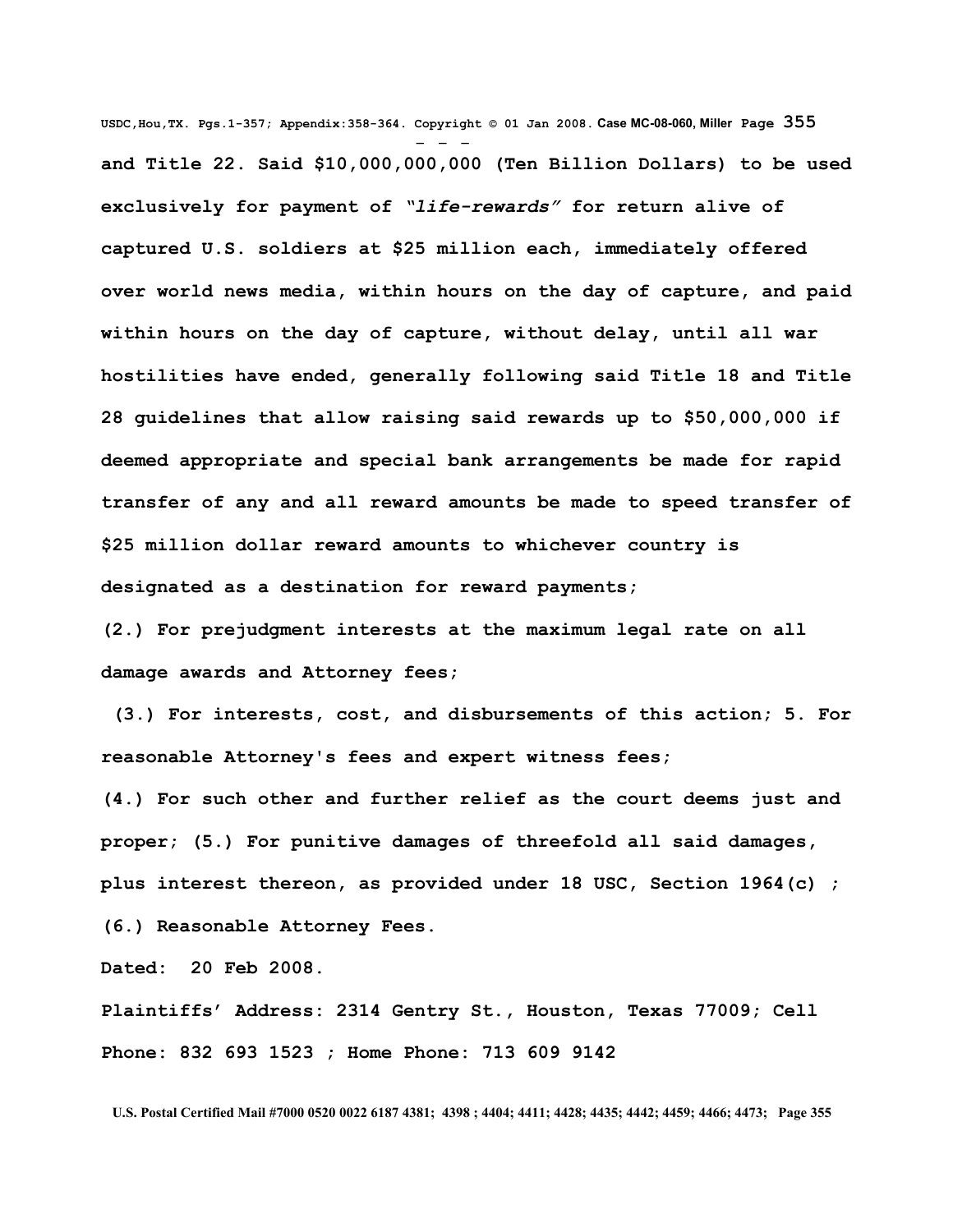**and Title 22. Said $10,000,000,000 (Ten Billion Dollars) to be used exclusively for payment of *"life-rewards"* for return alive of captured U.S. soldiers at $25 million each, immediately offered over world news media, within hours on the day of capture, and paid within hours on the day of capture, without delay, until all war hostilities have ended, generally following said Title 18 and Title 28 guidelines that allow raising said rewards up to $50,000,000 if deemed appropriate and special bank arrangements be made for rapid transfer of any and all reward amounts be made to speed transfer of $25 million dollar reward amounts to whichever country is designated as a destination for reward payments;**

**(2.) For prejudgment interests at the maximum legal rate on all damage awards and Attorney fees;**

**(3.) For interests, cost, and disbursements of this action; 5. For reasonable Attorney's fees and expert witness fees;**

**(4.) For such other and further relief as the court deems just and proper; (5.) For punitive damages of threefold all said damages, plus interest thereon, as provided under 18 USC, Section 1964(c) ; (6.) Reasonable Attorney Fees.**

**Dated: 20 Feb 2008.**

**Plaintiffs' Address: 2314 Gentry St., Houston, Texas 77009; Cell Phone: 832 693 1523 ; Home Phone: 713 609 9142**

**U.S. Postal Certified Mail #7000 0520 0022 6187 4381; 4398 ; 4404; 4411; 4428; 4435; 4442; 4459; 4466; 4473;**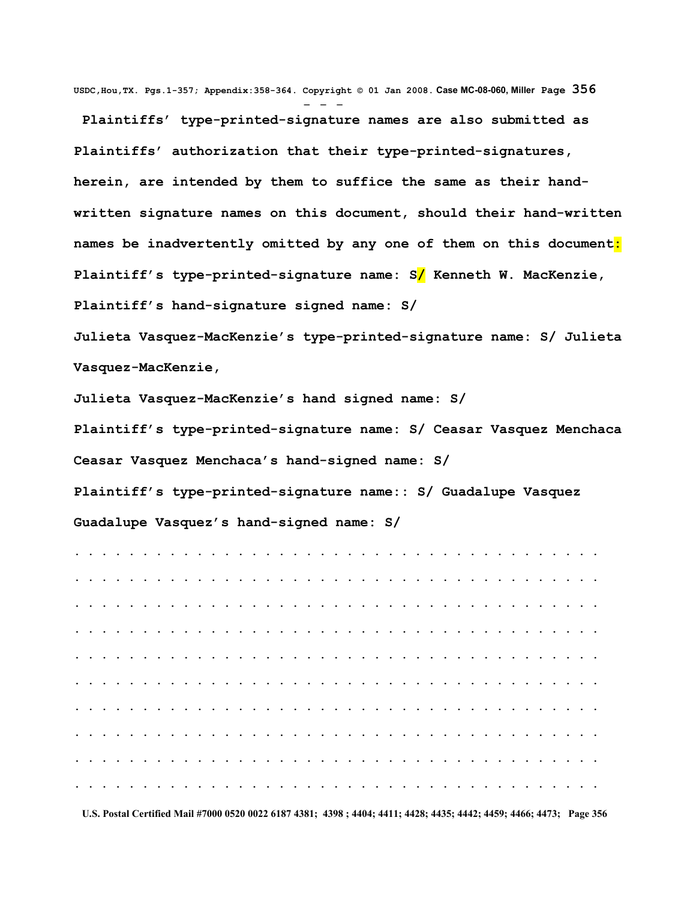**Plaintiffs' type-printed-signature names are also submitted as Plaintiffs' authorization that their type-printed-signatures, herein, are intended by them to suffice the same as their hand-written signature names on this document, should their hand-written names be inadvertently omitted by any one of them on this document:**

**Plaintiff's type-printed-signature name: S/ Kenneth W. MacKenzie,**

**Plaintiff's hand-signature signed name: S/**

**Julieta Vasquez-MacKenzie's type-printed-signature name: S/ Julieta Vasquez-MacKenzie,**

**Julieta Vasquez-MacKenzie's hand signed name: S/**

**Plaintiff's type-printed-signature name: S/ Ceasar Vasquez Menchaca**

**Ceasar Vasquez Menchaca's hand-signed name: S/**

**Plaintiff's type-printed-signature name:: S/ Guadalupe Vasquez**

**Guadalupe Vasquez's hand-signed name: S/**

. . . . . . . . . . . . . . . . . . . . . . . . . . . . . . . . . . . . . . .

. . . . . . . . . . . . . . . . . . . . . . . . . . . . . . . . . . . . . . .

. . . . . . . . . . . . . . . . . . . . . . . . . . . . . . . . . . . . . . .

. . . . . . . . . . . . . . . . . . . . . . . . . . . . . . . . . . . . . . .

. . . . . . . . . . . . . . . . . . . . . . . . . . . . . . . . . . . . . . .

. . . . . . . . . . . . . . . . . . . . . . . . . . . . . . . . . . . . . . .

. . . . . . . . . . . . . . . . . . . . . . . . . . . . . . . . . . . . . . .

. . . . . . . . . . . . . . . . . . . . . . . . . . . . . . . . . . . . . . .

. . . . . . . . . . . . . . . . . . . . . . . . . . . . . . . . . . . . . . .

. . . . . . . . . . . . . . . . . . . . . . . . . . . . . . . . . . . . . . .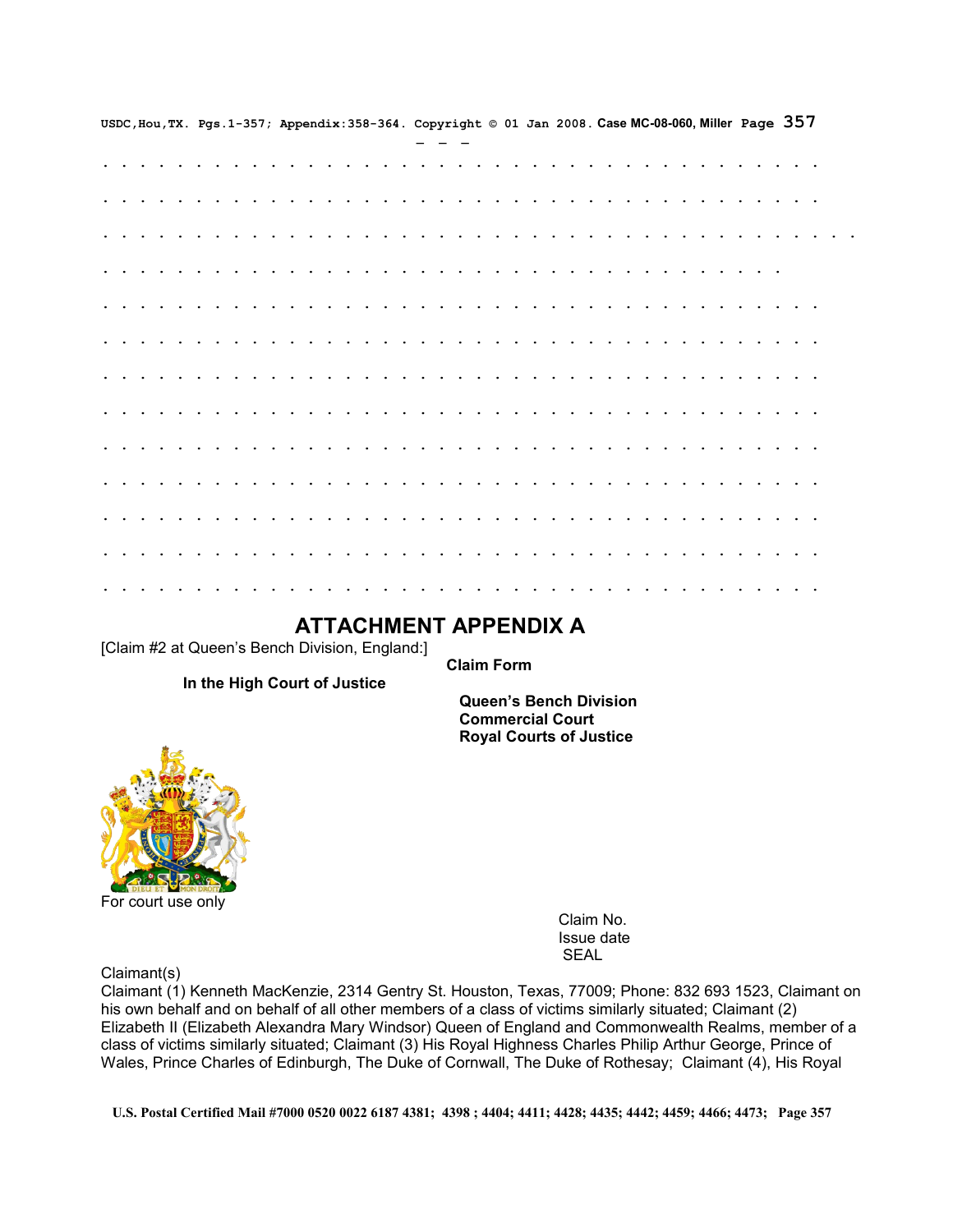— — —

. . . . . . . . . . . . . . . . . . . . . . . . . . . . . . . . . . . . . . . . .

. . . . . . . . . . . . . . . . . . . . . . . . . . . . . . . . . . . . . . . . .

. . . . . . . . . . . . . . . . . . . . . . . . . . . . . . . . . . . . . . . . . . .

. . . . . . . . . . . . . . . . . . . . . . . . . . . . . . . . . . . . . . .

. . . . . . . . . . . . . . . . . . . . . . . . . . . . . . . . . . . . . . . . .

. . . . . . . . . . . . . . . . . . . . . . . . . . . . . . . . . . . . . . . . .

. . . . . . . . . . . . . . . . . . . . . . . . . . . . . . . . . . . . . . . . .

. . . . . . . . . . . . . . . . . . . . . . . . . . . . . . . . . . . . . . . . .

. . . . . . . . . . . . . . . . . . . . . . . . . . . . . . . . . . . . . . . . .

. . . . . . . . . . . . . . . . . . . . . . . . . . . . . . . . . . . . . . . . .

. . . . . . . . . . . . . . . . . . . . . . . . . . . . . . . . . . . . . . . . .

. . . . . . . . . . . . . . . . . . . . . . . . . . . . . . . . . . . . . . . . .

. . . . . . . . . . . . . . . . . . . . . . . . . . . . . . . . . . . . . . . . .

## ATTACHMENT APPENDIX A

[Claim #2 at Queen's Bench Division, England:]

**Claim Form**

**In the High Court of Justice**

**Queen's Bench Division**
**Commercial Court**
**Royal Courts of Justice**

For court use only

Claim No.
Issue date
SEAL

Claimant(s)

Claimant (1) Kenneth MacKenzie, 2314 Gentry St. Houston, Texas, 77009; Phone: 832 693 1523, Claimant on his own behalf and on behalf of all other members of a class of victims similarly situated; Claimant (2) Elizabeth II (Elizabeth Alexandra Mary Windsor) Queen of England and Commonwealth Realms, member of a class of victims similarly situated; Claimant (3) His Royal Highness Charles Philip Arthur George, Prince of Wales, Prince Charles of Edinburgh, The Duke of Cornwall, The Duke of Rothesay; Claimant (4), His Royal

**U.S. Postal Certified Mail #7000 0520 0022 6187 4381; 4398 ; 4404; 4411; 4428; 4435; 4442; 4459; 4466; 4473;**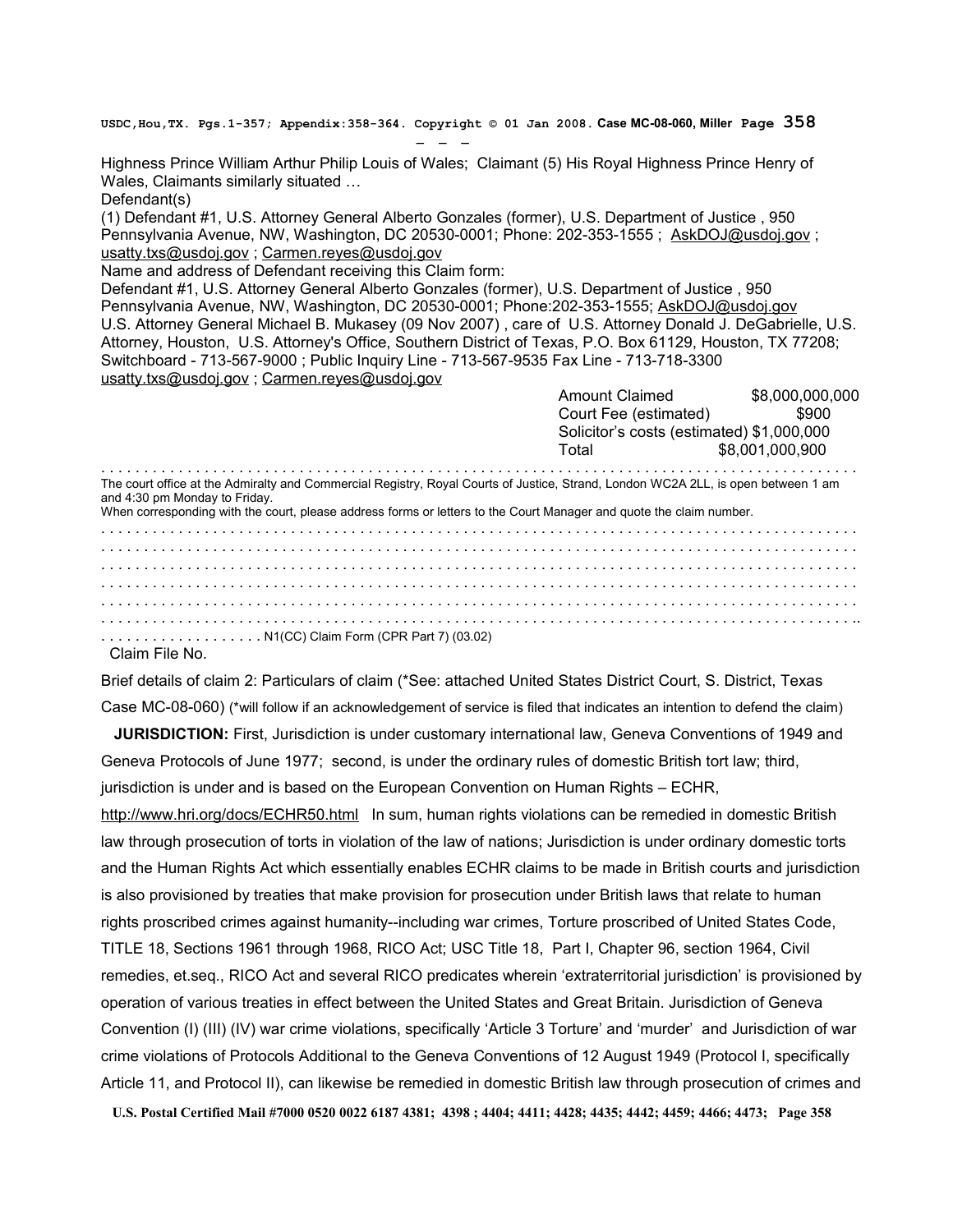Highness Prince William Arthur Philip Louis of Wales; Claimant (5) His Royal Highness Prince Henry of Wales, Claimants similarly situated …

Defendant(s)

(1) Defendant #1, U.S. Attorney General Alberto Gonzales (former), U.S. Department of Justice , 950 Pennsylvania Avenue, NW, Washington, DC 20530-0001; Phone: 202-353-1555 ; AskDOJ@usdoj.gov ; usatty.txs@usdoj.gov ; Carmen.reyes@usdoj.gov

Name and address of Defendant receiving this Claim form:

Defendant #1, U.S. Attorney General Alberto Gonzales (former), U.S. Department of Justice , 950 Pennsylvania Avenue, NW, Washington, DC 20530-0001; Phone:202-353-1555; AskDOJ@usdoj.gov

U.S. Attorney General Michael B. Mukasey (09 Nov 2007) , care of U.S. Attorney Donald J. DeGabrielle, U.S. Attorney, Houston, U.S. Attorney's Office, Southern District of Texas, P.O. Box 61129, Houston, TX 77208; Switchboard - 713-567-9000 ; Public Inquiry Line - 713-567-9535 Fax Line - 713-718-3300 usatty.txs@usdoj.gov ; Carmen.reyes@usdoj.gov

| | |
|---|---|
| Amount Claimed | $8,000,000,000 |
| Court Fee (estimated) | $900 |
| Solicitor's costs (estimated) | $1,000,000 |
| Total | $8,001,000,900 |

The court office at the Admiralty and Commercial Registry, Royal Courts of Justice, Strand, London WC2A 2LL, is open between 1 am and 4:30 pm Monday to Friday.
When corresponding with the court, please address forms or letters to the Court Manager and quote the claim number.

. . . . . . . . . . . . . . . . . . N1(CC) Claim Form (CPR Part 7) (03.02)

Claim File No.

Brief details of claim 2: Particulars of claim (*See: attached United States District Court, S. District, Texas Case MC-08-060) (*will follow if an acknowledgement of service is filed that indicates an intention to defend the claim)

**JURISDICTION:** First, Jurisdiction is under customary international law, Geneva Conventions of 1949 and Geneva Protocols of June 1977; second, is under the ordinary rules of domestic British tort law; third, jurisdiction is under and is based on the European Convention on Human Rights – ECHR, http://www.hri.org/docs/ECHR50.html In sum, human rights violations can be remedied in domestic British law through prosecution of torts in violation of the law of nations; Jurisdiction is under ordinary domestic torts and the Human Rights Act which essentially enables ECHR claims to be made in British courts and jurisdiction is also provisioned by treaties that make provision for prosecution under British laws that relate to human rights proscribed crimes against humanity--including war crimes, Torture proscribed of United States Code, TITLE 18, Sections 1961 through 1968, RICO Act; USC Title 18, Part I, Chapter 96, section 1964, Civil remedies, et.seq., RICO Act and several RICO predicates wherein 'extraterritorial jurisdiction' is provisioned by operation of various treaties in effect between the United States and Great Britain. Jurisdiction of Geneva Convention (I) (III) (IV) war crime violations, specifically 'Article 3 Torture' and 'murder' and Jurisdiction of war crime violations of Protocols Additional to the Geneva Conventions of 12 August 1949 (Protocol I, specifically Article 11, and Protocol II), can likewise be remedied in domestic British law through prosecution of crimes and

U.S. Postal Certified Mail #7000 0520 0022 6187 4381; 4398 ; 4404; 4411; 4428; 4435; 4442; 4459; 4466; 4473;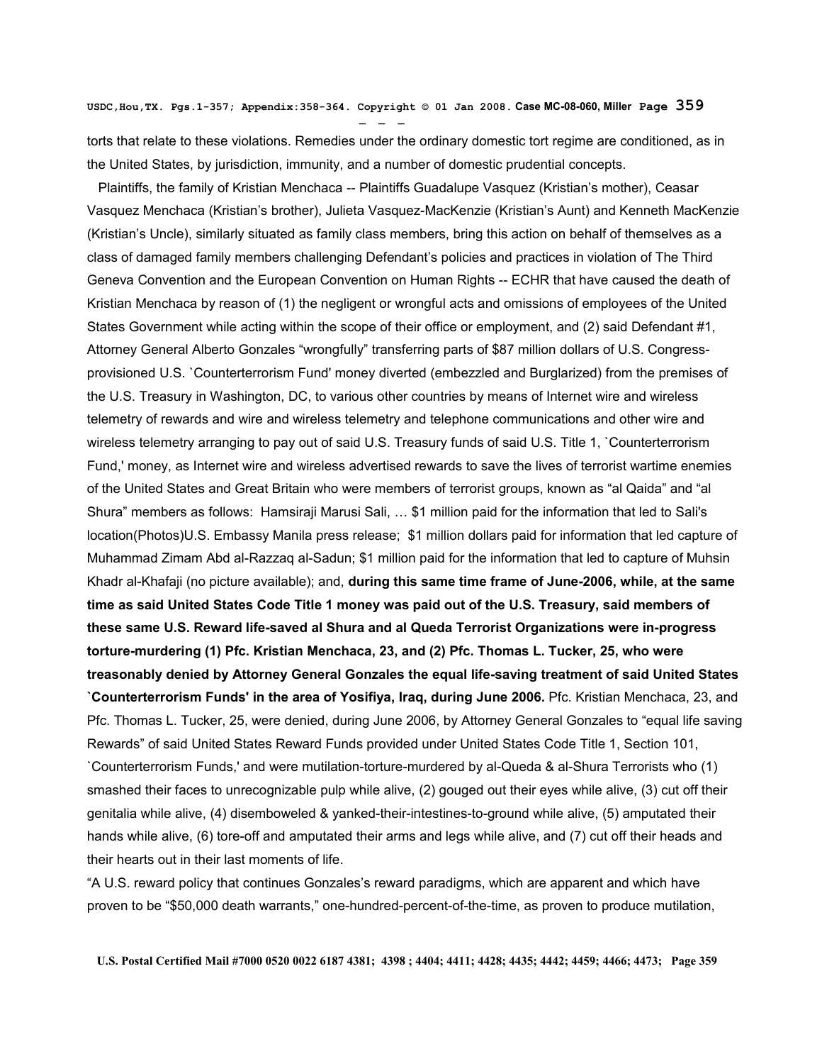torts that relate to these violations. Remedies under the ordinary domestic tort regime are conditioned, as in the United States, by jurisdiction, immunity, and a number of domestic prudential concepts.

Plaintiffs, the family of Kristian Menchaca -- Plaintiffs Guadalupe Vasquez (Kristian's mother), Ceasar Vasquez Menchaca (Kristian's brother), Julieta Vasquez-MacKenzie (Kristian's Aunt) and Kenneth MacKenzie (Kristian's Uncle), similarly situated as family class members, bring this action on behalf of themselves as a class of damaged family members challenging Defendant's policies and practices in violation of The Third Geneva Convention and the European Convention on Human Rights -- ECHR that have caused the death of Kristian Menchaca by reason of (1) the negligent or wrongful acts and omissions of employees of the United States Government while acting within the scope of their office or employment, and (2) said Defendant #1, Attorney General Alberto Gonzales "wrongfully" transferring parts of $87 million dollars of U.S. Congress-provisioned U.S. `Counterterrorism Fund' money diverted (embezzled and Burglarized) from the premises of the U.S. Treasury in Washington, DC, to various other countries by means of Internet wire and wireless telemetry of rewards and wire and wireless telemetry and telephone communications and other wire and wireless telemetry arranging to pay out of said U.S. Treasury funds of said U.S. Title 1, `Counterterrorism Fund,' money, as Internet wire and wireless advertised rewards to save the lives of terrorist wartime enemies of the United States and Great Britain who were members of terrorist groups, known as "al Qaida" and "al Shura" members as follows: Hamsiraji Marusi Sali, … $1 million paid for the information that led to Sali's location(Photos)U.S. Embassy Manila press release; $1 million dollars paid for information that led capture of Muhammad Zimam Abd al-Razzaq al-Sadun; $1 million paid for the information that led to capture of Muhsin Khadr al-Khafaji (no picture available); and, **during this same time frame of June-2006, while, at the same time as said United States Code Title 1 money was paid out of the U.S. Treasury, said members of these same U.S. Reward life-saved al Shura and al Queda Terrorist Organizations were in-progress torture-murdering (1) Pfc. Kristian Menchaca, 23, and (2) Pfc. Thomas L. Tucker, 25, who were treasonably denied by Attorney General Gonzales the equal life-saving treatment of said United States `Counterterrorism Funds' in the area of Yosifiya, Iraq, during June 2006.** Pfc. Kristian Menchaca, 23, and Pfc. Thomas L. Tucker, 25, were denied, during June 2006, by Attorney General Gonzales to "equal life saving Rewards" of said United States Reward Funds provided under United States Code Title 1, Section 101, `Counterterrorism Funds,' and were mutilation-torture-murdered by al-Queda & al-Shura Terrorists who (1) smashed their faces to unrecognizable pulp while alive, (2) gouged out their eyes while alive, (3) cut off their genitalia while alive, (4) disemboweled & yanked-their-intestines-to-ground while alive, (5) amputated their hands while alive, (6) tore-off and amputated their arms and legs while alive, and (7) cut off their heads and their hearts out in their last moments of life.

"A U.S. reward policy that continues Gonzales's reward paradigms, which are apparent and which have proven to be "$50,000 death warrants," one-hundred-percent-of-the-time, as proven to produce mutilation,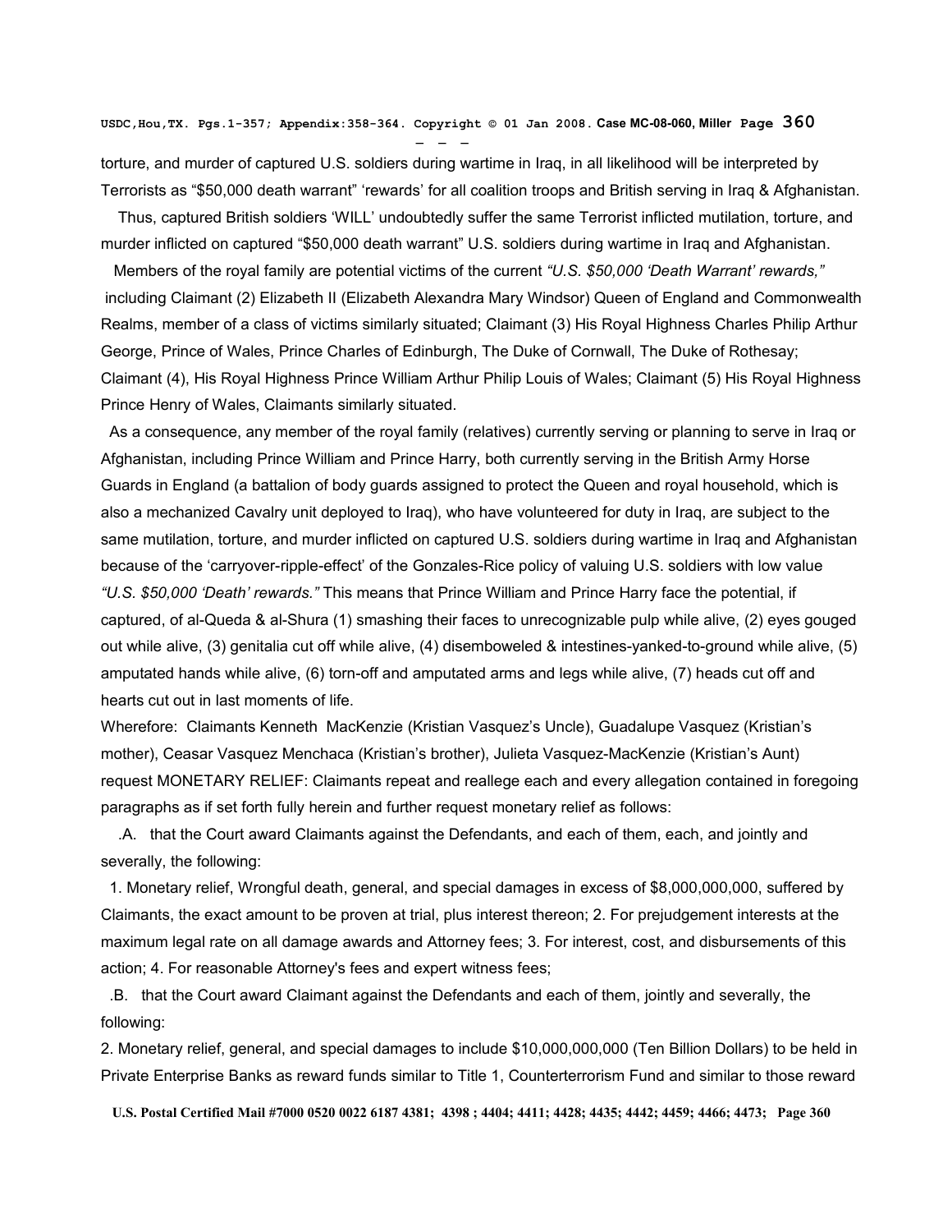torture, and murder of captured U.S. soldiers during wartime in Iraq, in all likelihood will be interpreted by Terrorists as "$50,000 death warrant" 'rewards' for all coalition troops and British serving in Iraq & Afghanistan.

Thus, captured British soldiers 'WILL' undoubtedly suffer the same Terrorist inflicted mutilation, torture, and murder inflicted on captured "$50,000 death warrant" U.S. soldiers during wartime in Iraq and Afghanistan.

Members of the royal family are potential victims of the current *"U.S. $50,000 'Death Warrant' rewards,"* including Claimant (2) Elizabeth II (Elizabeth Alexandra Mary Windsor) Queen of England and Commonwealth Realms, member of a class of victims similarly situated; Claimant (3) His Royal Highness Charles Philip Arthur George, Prince of Wales, Prince Charles of Edinburgh, The Duke of Cornwall, The Duke of Rothesay; Claimant (4), His Royal Highness Prince William Arthur Philip Louis of Wales; Claimant (5) His Royal Highness Prince Henry of Wales, Claimants similarly situated.

As a consequence, any member of the royal family (relatives) currently serving or planning to serve in Iraq or Afghanistan, including Prince William and Prince Harry, both currently serving in the British Army Horse Guards in England (a battalion of body guards assigned to protect the Queen and royal household, which is also a mechanized Cavalry unit deployed to Iraq), who have volunteered for duty in Iraq, are subject to the same mutilation, torture, and murder inflicted on captured U.S. soldiers during wartime in Iraq and Afghanistan because of the 'carryover-ripple-effect' of the Gonzales-Rice policy of valuing U.S. soldiers with low value *"U.S. $50,000 'Death' rewards."* This means that Prince William and Prince Harry face the potential, if captured, of al-Queda & al-Shura (1) smashing their faces to unrecognizable pulp while alive, (2) eyes gouged out while alive, (3) genitalia cut off while alive, (4) disemboweled & intestines-yanked-to-ground while alive, (5) amputated hands while alive, (6) torn-off and amputated arms and legs while alive, (7) heads cut off and hearts cut out in last moments of life.

Wherefore: Claimants Kenneth MacKenzie (Kristian Vasquez's Uncle), Guadalupe Vasquez (Kristian's mother), Ceasar Vasquez Menchaca (Kristian's brother), Julieta Vasquez-MacKenzie (Kristian's Aunt) request MONETARY RELIEF: Claimants repeat and reallege each and every allegation contained in foregoing paragraphs as if set forth fully herein and further request monetary relief as follows:

.A. that the Court award Claimants against the Defendants, and each of them, each, and jointly and severally, the following:

1. Monetary relief, Wrongful death, general, and special damages in excess of $8,000,000,000, suffered by Claimants, the exact amount to be proven at trial, plus interest thereon; 2. For prejudgement interests at the maximum legal rate on all damage awards and Attorney fees; 3. For interest, cost, and disbursements of this action; 4. For reasonable Attorney's fees and expert witness fees;

.B. that the Court award Claimant against the Defendants and each of them, jointly and severally, the following:

2. Monetary relief, general, and special damages to include $10,000,000,000 (Ten Billion Dollars) to be held in Private Enterprise Banks as reward funds similar to Title 1, Counterterrorism Fund and similar to those reward

U.S. Postal Certified Mail #7000 0520 0022 6187 4381; 4398 ; 4404; 4411; 4428; 4435; 4442; 4459; 4466; 4473;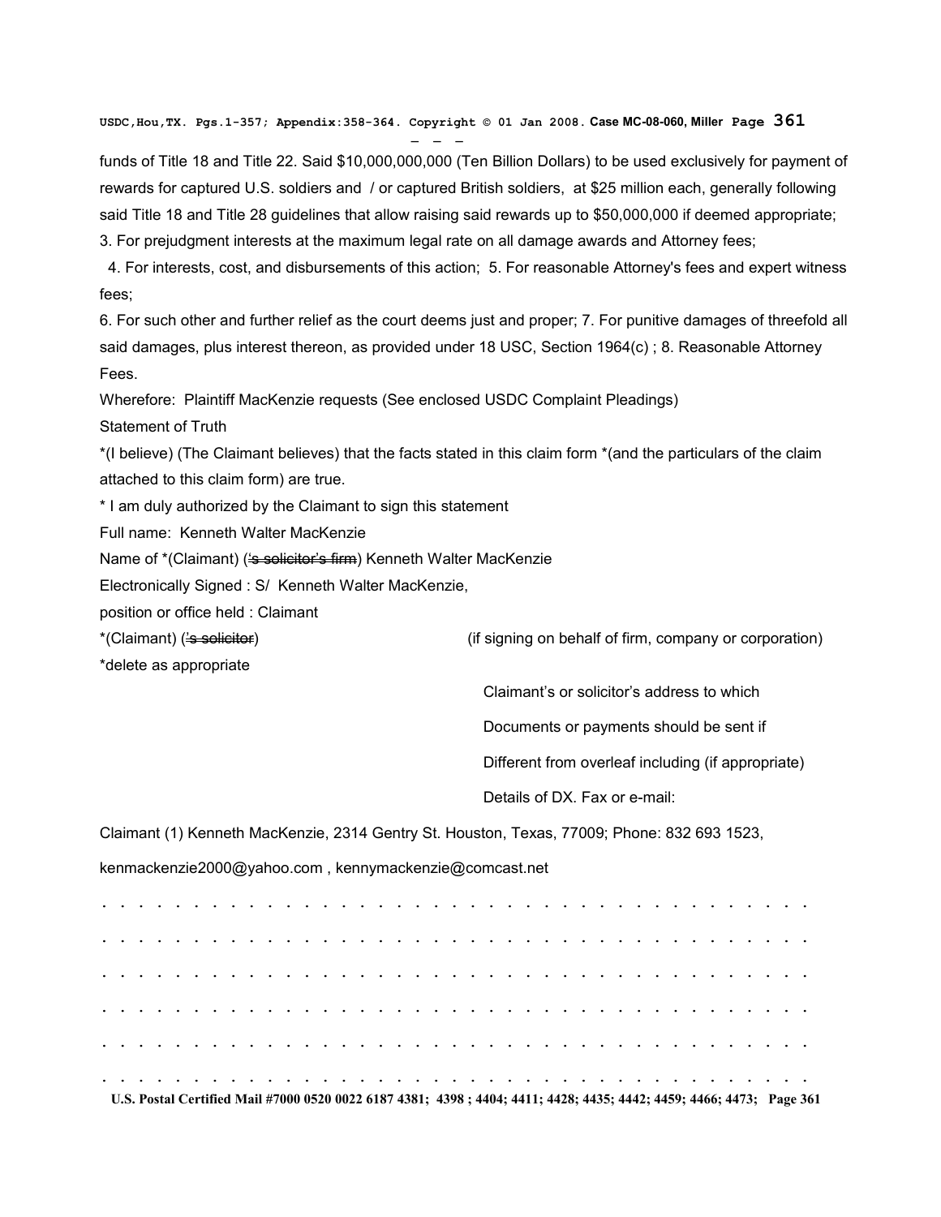funds of Title 18 and Title 22. Said $10,000,000,000 (Ten Billion Dollars) to be used exclusively for payment of rewards for captured U.S. soldiers and / or captured British soldiers, at $25 million each, generally following said Title 18 and Title 28 guidelines that allow raising said rewards up to $50,000,000 if deemed appropriate;

3. For prejudgment interests at the maximum legal rate on all damage awards and Attorney fees;

4. For interests, cost, and disbursements of this action; 5. For reasonable Attorney's fees and expert witness fees;

6. For such other and further relief as the court deems just and proper; 7. For punitive damages of threefold all said damages, plus interest thereon, as provided under 18 USC, Section 1964(c) ; 8. Reasonable Attorney Fees.

Wherefore: Plaintiff MacKenzie requests (See enclosed USDC Complaint Pleadings)

Statement of Truth

*(I believe) (The Claimant believes) that the facts stated in this claim form *(and the particulars of the claim attached to this claim form) are true.

* I am duly authorized by the Claimant to sign this statement

Full name: Kenneth Walter MacKenzie

Name of *(Claimant) (~~'s solicitor's firm~~) Kenneth Walter MacKenzie

Electronically Signed : S/ Kenneth Walter MacKenzie,

position or office held : Claimant

*(Claimant) (~~'s solicitor~~) (if signing on behalf of firm, company or corporation)

*delete as appropriate

Claimant's or solicitor's address to which
Documents or payments should be sent if
Different from overleaf including (if appropriate)
Details of DX. Fax or e-mail:

Claimant (1) Kenneth MacKenzie, 2314 Gentry St. Houston, Texas, 77009; Phone: 832 693 1523,

kenmackenzie2000@yahoo.com , kennymackenzie@comcast.net

. . . . . . . . . . . . . . . . . . . . . . . . . . . . . . . . . . . . . . . . . .

. . . . . . . . . . . . . . . . . . . . . . . . . . . . . . . . . . . . . . . . . .

. . . . . . . . . . . . . . . . . . . . . . . . . . . . . . . . . . . . . . . . . .

. . . . . . . . . . . . . . . . . . . . . . . . . . . . . . . . . . . . . . . . . .

. . . . . . . . . . . . . . . . . . . . . . . . . . . . . . . . . . . . . . . . . .

. . . . . . . . . . . . . . . . . . . . . . . . . . . . . . . . . . . . . . . . . .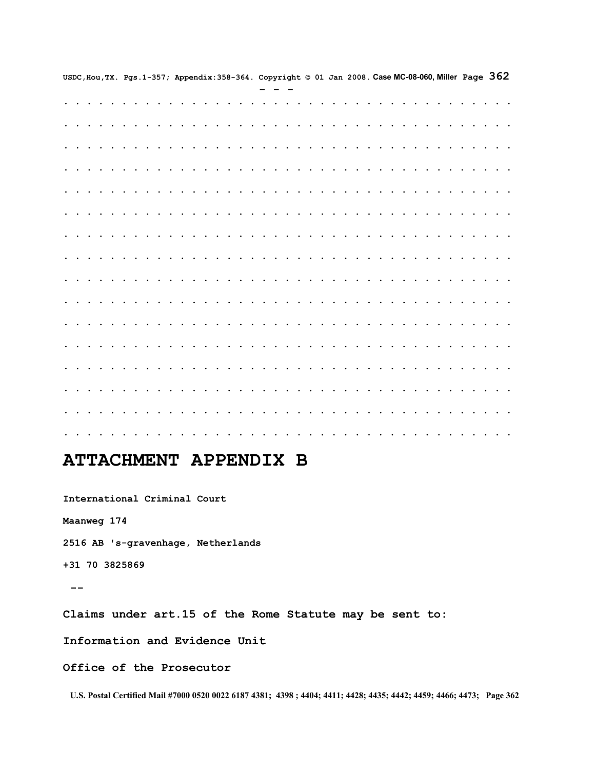# ATTACHMENT APPENDIX B

**International Criminal Court**

**Maanweg 174**

**2516 AB 's-gravenhage, Netherlands**

**+31 70 3825869**

**--**

**Claims under art.15 of the Rome Statute may be sent to:**

**Information and Evidence Unit**

**Office of the Prosecutor**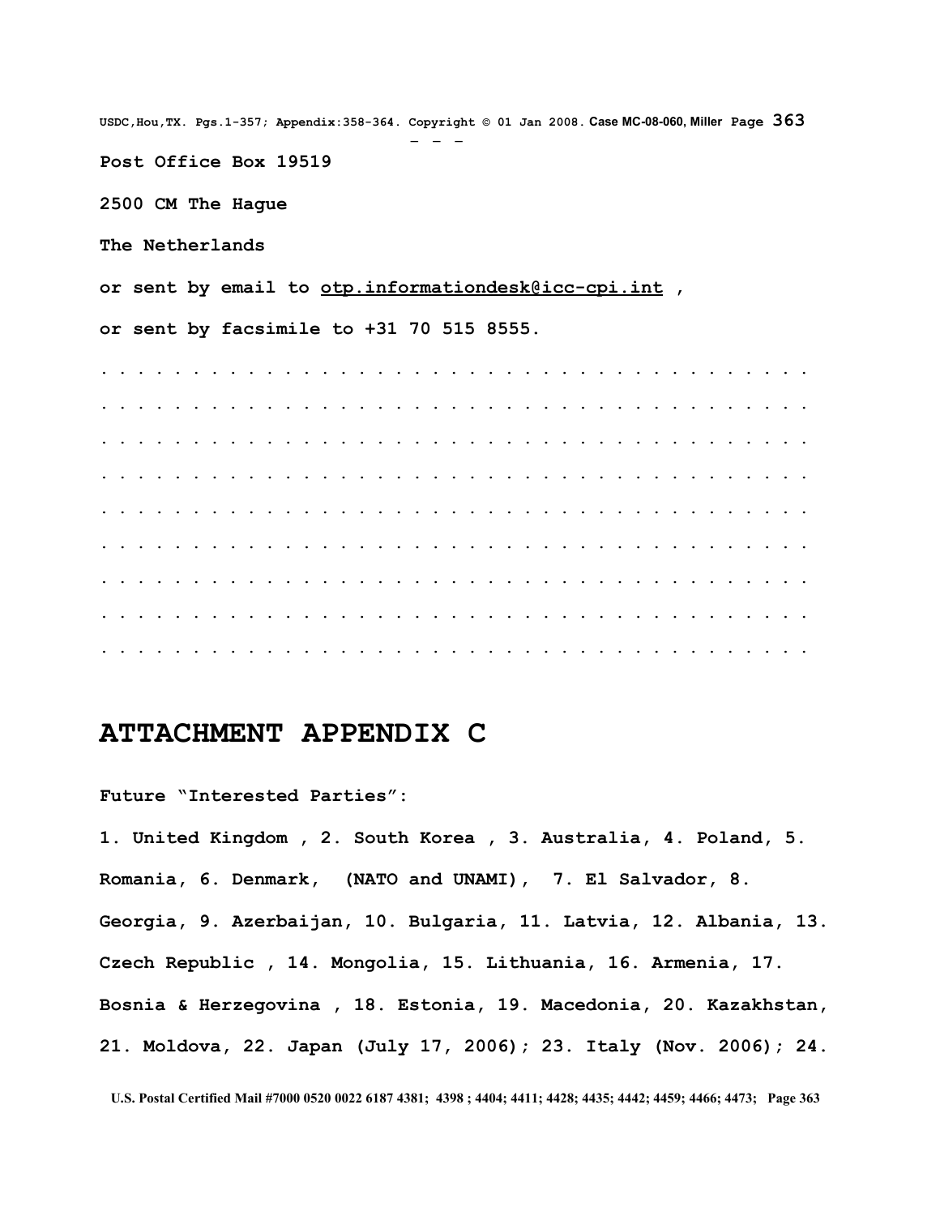Post Office Box 19519

2500 CM The Hague

The Netherlands

or sent by email to otp.informationdesk@icc-cpi.int ,

or sent by facsimile to +31 70 515 8555.

. . . . . . . . . . . . . . . . . . . . . . . . . . . . . . . . . . . . . . .

. . . . . . . . . . . . . . . . . . . . . . . . . . . . . . . . . . . . . . .

. . . . . . . . . . . . . . . . . . . . . . . . . . . . . . . . . . . . . . .

. . . . . . . . . . . . . . . . . . . . . . . . . . . . . . . . . . . . . . .

. . . . . . . . . . . . . . . . . . . . . . . . . . . . . . . . . . . . . . .

. . . . . . . . . . . . . . . . . . . . . . . . . . . . . . . . . . . . . . .

. . . . . . . . . . . . . . . . . . . . . . . . . . . . . . . . . . . . . . .

. . . . . . . . . . . . . . . . . . . . . . . . . . . . . . . . . . . . . . .

. . . . . . . . . . . . . . . . . . . . . . . . . . . . . . . . . . . . . . .

# ATTACHMENT APPENDIX C

**Future "Interested Parties":**

**1. United Kingdom , 2. South Korea , 3. Australia, 4. Poland, 5. Romania, 6. Denmark, (NATO and UNAMI), 7. El Salvador, 8. Georgia, 9. Azerbaijan, 10. Bulgaria, 11. Latvia, 12. Albania, 13. Czech Republic , 14. Mongolia, 15. Lithuania, 16. Armenia, 17. Bosnia & Herzegovina , 18. Estonia, 19. Macedonia, 20. Kazakhstan, 21. Moldova, 22. Japan (July 17, 2006); 23. Italy (Nov. 2006); 24.**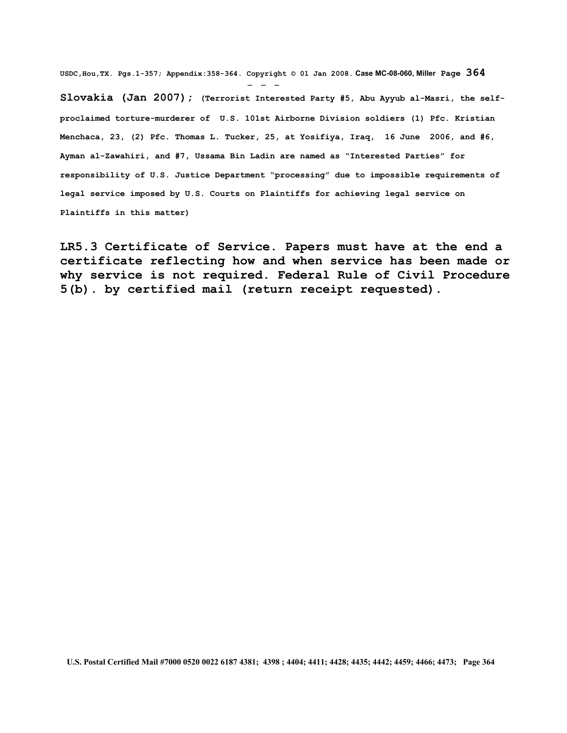**Slovakia (Jan 2007);** **(Terrorist Interested Party #5, Abu Ayyub al-Masri, the self-proclaimed torture-murderer of U.S. 101st Airborne Division soldiers (1) Pfc. Kristian Menchaca, 23, (2) Pfc. Thomas L. Tucker, 25, at Yosifiya, Iraq, 16 June 2006, and #6, Ayman al-Zawahiri, and #7, Ussama Bin Ladin are named as "Interested Parties" for responsibility of U.S. Justice Department "processing" due to impossible requirements of legal service imposed by U.S. Courts on Plaintiffs for achieving legal service on Plaintiffs in this matter)**

**LR5.3 Certificate of Service. Papers must have at the end a certificate reflecting how and when service has been made or why service is not required. Federal Rule of Civil Procedure 5(b). by certified mail (return receipt requested).**

**U.S. Postal Certified Mail #7000 0520 0022 6187 4381; 4398 ; 4404; 4411; 4428; 4435; 4442; 4459; 4466; 4473;**